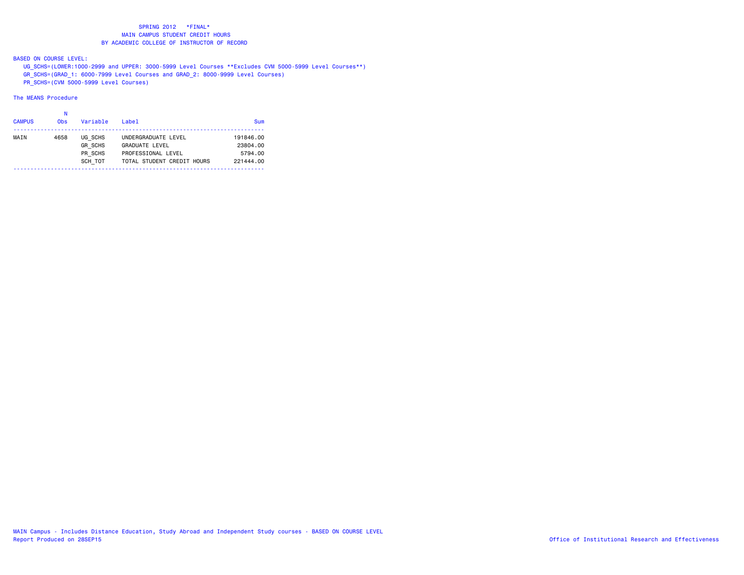# SPRING 2012 *FINAL*
## MAIN CAMPUS STUDENT CREDIT HOURS
## BY ACADEMIC COLLEGE OF INSTRUCTOR OF RECORD

BASED ON COURSE LEVEL:

UG_SCHS=(LOWER:1000-2999 and UPPER: 3000-5999 Level Courses **Excludes CVM 5000-5999 Level Courses**)
GR_SCHS=(GRAD_1: 6000-7999 Level Courses and GRAD_2: 8000-9999 Level Courses)
PR_SCHS=(CVM 5000-5999 Level Courses)

The MEANS Procedure

| CAMPUS | N Obs | Variable | Label | Sum |
|---|---|---|---|---|
| MAIN | 4658 | UG_SCHS | UNDERGRADUATE LEVEL | 191846.00 |
| | | GR_SCHS | GRADUATE LEVEL | 23804.00 |
| | | PR_SCHS | PROFESSIONAL LEVEL | 5794.00 |
| | | SCH_TOT | TOTAL STUDENT CREDIT HOURS | 221444.00 |

MAIN Campus - Includes Distance Education, Study Abroad and Independent Study courses - BASED ON COURSE LEVEL
Report Produced on 28SEP15

Office of Institutional Research and Effectiveness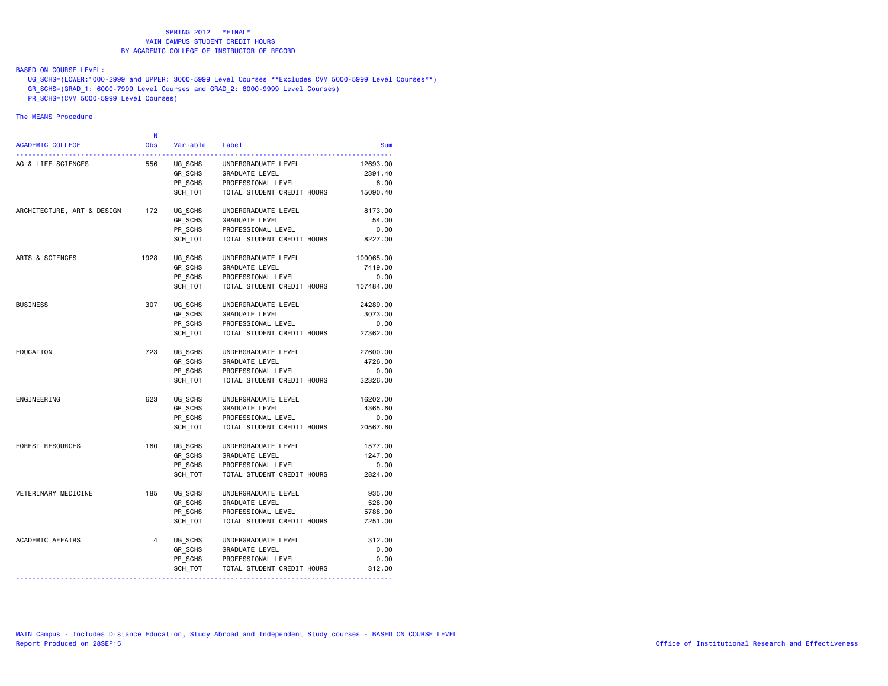# SPRING 2012 *FINAL*

## MAIN CAMPUS STUDENT CREDIT HOURS

## BY ACADEMIC COLLEGE OF INSTRUCTOR OF RECORD

BASED ON COURSE LEVEL:

UG_SCHS=(LOWER:1000-2999 and UPPER: 3000-5999 Level Courses **Excludes CVM 5000-5999 Level Courses**)
GR_SCHS=(GRAD_1: 6000-7999 Level Courses and GRAD_2: 8000-9999 Level Courses)
PR_SCHS=(CVM 5000-5999 Level Courses)

The MEANS Procedure

| ACADEMIC COLLEGE | N Obs | Variable | Label | Sum |
|---|---|---|---|---|
| AG & LIFE SCIENCES | 556 | UG_SCHS | UNDERGRADUATE LEVEL | 12693.00 |
| | | GR_SCHS | GRADUATE LEVEL | 2391.40 |
| | | PR_SCHS | PROFESSIONAL LEVEL | 6.00 |
| | | SCH_TOT | TOTAL STUDENT CREDIT HOURS | 15090.40 |
| ARCHITECTURE, ART & DESIGN | 172 | UG_SCHS | UNDERGRADUATE LEVEL | 8173.00 |
| | | GR_SCHS | GRADUATE LEVEL | 54.00 |
| | | PR_SCHS | PROFESSIONAL LEVEL | 0.00 |
| | | SCH_TOT | TOTAL STUDENT CREDIT HOURS | 8227.00 |
| ARTS & SCIENCES | 1928 | UG_SCHS | UNDERGRADUATE LEVEL | 100065.00 |
| | | GR_SCHS | GRADUATE LEVEL | 7419.00 |
| | | PR_SCHS | PROFESSIONAL LEVEL | 0.00 |
| | | SCH_TOT | TOTAL STUDENT CREDIT HOURS | 107484.00 |
| BUSINESS | 307 | UG_SCHS | UNDERGRADUATE LEVEL | 24289.00 |
| | | GR_SCHS | GRADUATE LEVEL | 3073.00 |
| | | PR_SCHS | PROFESSIONAL LEVEL | 0.00 |
| | | SCH_TOT | TOTAL STUDENT CREDIT HOURS | 27362.00 |
| EDUCATION | 723 | UG_SCHS | UNDERGRADUATE LEVEL | 27600.00 |
| | | GR_SCHS | GRADUATE LEVEL | 4726.00 |
| | | PR_SCHS | PROFESSIONAL LEVEL | 0.00 |
| | | SCH_TOT | TOTAL STUDENT CREDIT HOURS | 32326.00 |
| ENGINEERING | 623 | UG_SCHS | UNDERGRADUATE LEVEL | 16202.00 |
| | | GR_SCHS | GRADUATE LEVEL | 4365.60 |
| | | PR_SCHS | PROFESSIONAL LEVEL | 0.00 |
| | | SCH_TOT | TOTAL STUDENT CREDIT HOURS | 20567.60 |
| FOREST RESOURCES | 160 | UG_SCHS | UNDERGRADUATE LEVEL | 1577.00 |
| | | GR_SCHS | GRADUATE LEVEL | 1247.00 |
| | | PR_SCHS | PROFESSIONAL LEVEL | 0.00 |
| | | SCH_TOT | TOTAL STUDENT CREDIT HOURS | 2824.00 |
| VETERINARY MEDICINE | 185 | UG_SCHS | UNDERGRADUATE LEVEL | 935.00 |
| | | GR_SCHS | GRADUATE LEVEL | 528.00 |
| | | PR_SCHS | PROFESSIONAL LEVEL | 5788.00 |
| | | SCH_TOT | TOTAL STUDENT CREDIT HOURS | 7251.00 |
| ACADEMIC AFFAIRS | 4 | UG_SCHS | UNDERGRADUATE LEVEL | 312.00 |
| | | GR_SCHS | GRADUATE LEVEL | 0.00 |
| | | PR_SCHS | PROFESSIONAL LEVEL | 0.00 |
| | | SCH_TOT | TOTAL STUDENT CREDIT HOURS | 312.00 |

MAIN Campus - Includes Distance Education, Study Abroad and Independent Study courses - BASED ON COURSE LEVEL
Report Produced on 28SEP15

Office of Institutional Research and Effectiveness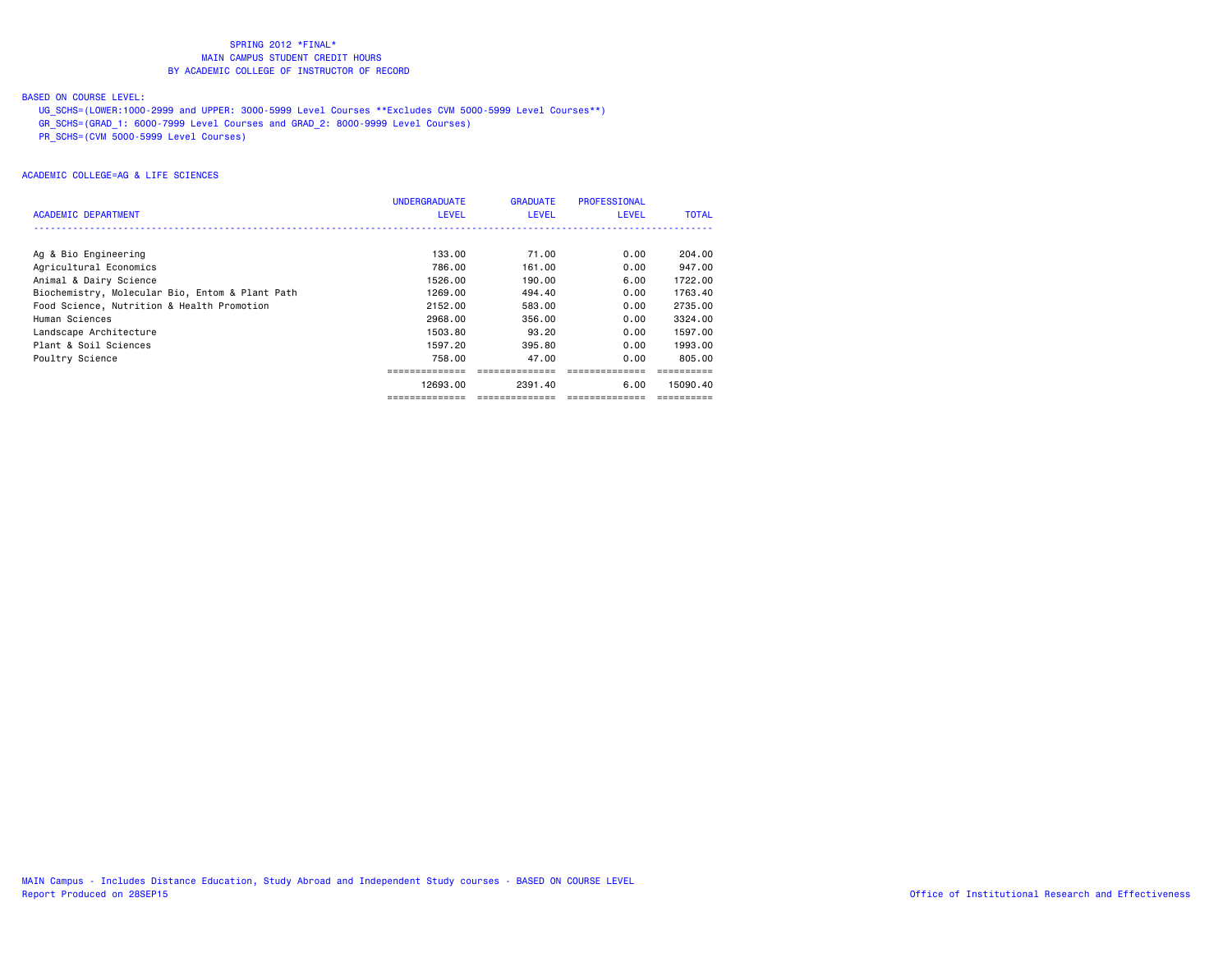SPRING 2012 *FINAL*
MAIN CAMPUS STUDENT CREDIT HOURS
BY ACADEMIC COLLEGE OF INSTRUCTOR OF RECORD

BASED ON COURSE LEVEL:
UG_SCHS=(LOWER:1000-2999 and UPPER: 3000-5999 Level Courses **Excludes CVM 5000-5999 Level Courses**)
GR_SCHS=(GRAD_1: 6000-7999 Level Courses and GRAD_2: 8000-9999 Level Courses)
PR_SCHS=(CVM 5000-5999 Level Courses)

ACADEMIC COLLEGE=AG & LIFE SCIENCES

| ACADEMIC DEPARTMENT | UNDERGRADUATE LEVEL | GRADUATE LEVEL | PROFESSIONAL LEVEL | TOTAL |
|---|---|---|---|---|
| Ag & Bio Engineering | 133.00 | 71.00 | 0.00 | 204.00 |
| Agricultural Economics | 786.00 | 161.00 | 0.00 | 947.00 |
| Animal & Dairy Science | 1526.00 | 190.00 | 6.00 | 1722.00 |
| Biochemistry, Molecular Bio, Entom & Plant Path | 1269.00 | 494.40 | 0.00 | 1763.40 |
| Food Science, Nutrition & Health Promotion | 2152.00 | 583.00 | 0.00 | 2735.00 |
| Human Sciences | 2968.00 | 356.00 | 0.00 | 3324.00 |
| Landscape Architecture | 1503.80 | 93.20 | 0.00 | 1597.00 |
| Plant & Soil Sciences | 1597.20 | 395.80 | 0.00 | 1993.00 |
| Poultry Science | 758.00 | 47.00 | 0.00 | 805.00 |
| | 12693.00 | 2391.40 | 6.00 | 15090.40 |

MAIN Campus - Includes Distance Education, Study Abroad and Independent Study courses - BASED ON COURSE LEVEL
Report Produced on 28SEP15
Office of Institutional Research and Effectiveness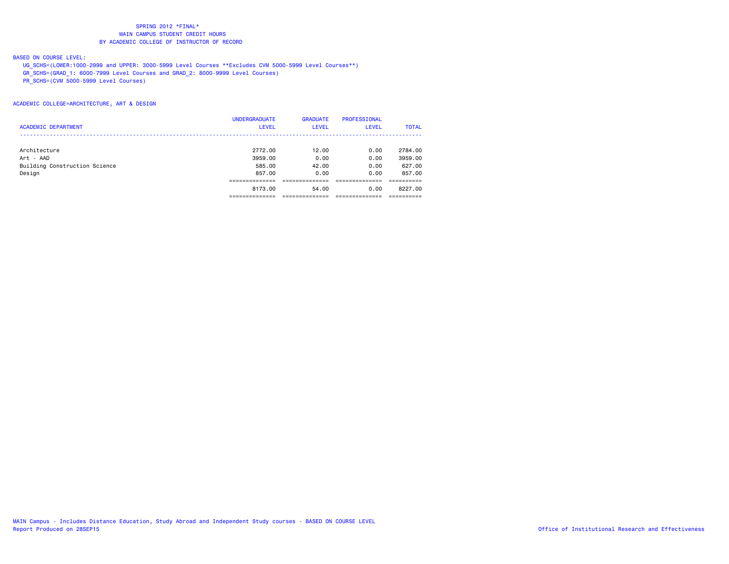SPRING 2012 *FINAL*
MAIN CAMPUS STUDENT CREDIT HOURS
BY ACADEMIC COLLEGE OF INSTRUCTOR OF RECORD

BASED ON COURSE LEVEL:

UG_SCHS=(LOWER:1000-2999 and UPPER: 3000-5999 Level Courses **Excludes CVM 5000-5999 Level Courses**)
GR_SCHS=(GRAD_1: 6000-7999 Level Courses and GRAD_2: 8000-9999 Level Courses)
PR_SCHS=(CVM 5000-5999 Level Courses)

ACADEMIC COLLEGE=ARCHITECTURE, ART & DESIGN

| ACADEMIC DEPARTMENT | UNDERGRADUATE LEVEL | GRADUATE LEVEL | PROFESSIONAL LEVEL | TOTAL |
|---|---|---|---|---|
| Architecture | 2772.00 | 12.00 | 0.00 | 2784.00 |
| Art - AAD | 3959.00 | 0.00 | 0.00 | 3959.00 |
| Building Construction Science | 585.00 | 42.00 | 0.00 | 627.00 |
| Design | 857.00 | 0.00 | 0.00 | 857.00 |
| | 8173.00 | 54.00 | 0.00 | 8227.00 |

MAIN Campus - Includes Distance Education, Study Abroad and Independent Study courses - BASED ON COURSE LEVEL
Report Produced on 28SEP15
Office of Institutional Research and Effectiveness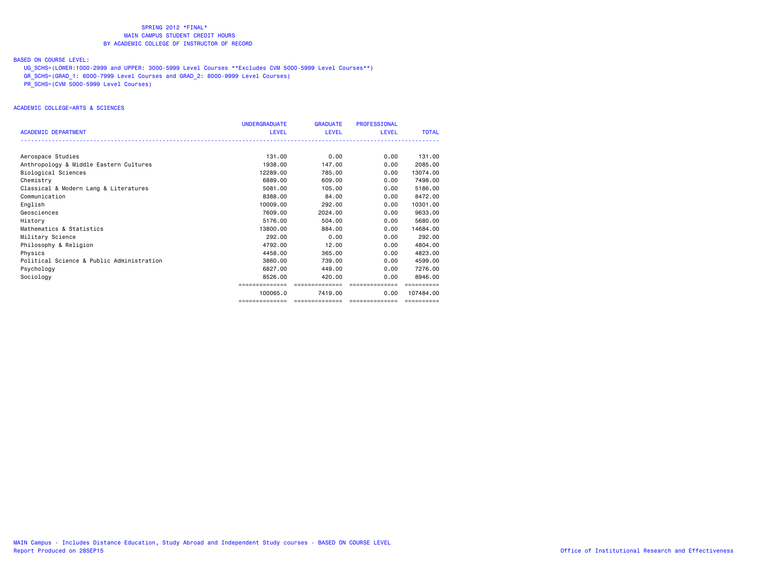SPRING 2012 *FINAL*
MAIN CAMPUS STUDENT CREDIT HOURS
BY ACADEMIC COLLEGE OF INSTRUCTOR OF RECORD

BASED ON COURSE LEVEL:

UG_SCHS=(LOWER:1000-2999 and UPPER: 3000-5999 Level Courses **Excludes CVM 5000-5999 Level Courses**)
GR_SCHS=(GRAD_1: 6000-7999 Level Courses and GRAD_2: 8000-9999 Level Courses)
PR_SCHS=(CVM 5000-5999 Level Courses)

ACADEMIC COLLEGE=ARTS & SCIENCES

| ACADEMIC DEPARTMENT | UNDERGRADUATE LEVEL | GRADUATE LEVEL | PROFESSIONAL LEVEL | TOTAL |
|---|---|---|---|---|
| Aerospace Studies | 131.00 | 0.00 | 0.00 | 131.00 |
| Anthropology & Middle Eastern Cultures | 1938.00 | 147.00 | 0.00 | 2085.00 |
| Biological Sciences | 12289.00 | 785.00 | 0.00 | 13074.00 |
| Chemistry | 6889.00 | 609.00 | 0.00 | 7498.00 |
| Classical & Modern Lang & Literatures | 5081.00 | 105.00 | 0.00 | 5186.00 |
| Communication | 8388.00 | 84.00 | 0.00 | 8472.00 |
| English | 10009.00 | 292.00 | 0.00 | 10301.00 |
| Geosciences | 7609.00 | 2024.00 | 0.00 | 9633.00 |
| History | 5176.00 | 504.00 | 0.00 | 5680.00 |
| Mathematics & Statistics | 13800.00 | 884.00 | 0.00 | 14684.00 |
| Military Science | 292.00 | 0.00 | 0.00 | 292.00 |
| Philosophy & Religion | 4792.00 | 12.00 | 0.00 | 4804.00 |
| Physics | 4458.00 | 365.00 | 0.00 | 4823.00 |
| Political Science & Public Administration | 3860.00 | 739.00 | 0.00 | 4599.00 |
| Psychology | 6827.00 | 449.00 | 0.00 | 7276.00 |
| Sociology | 8526.00 | 420.00 | 0.00 | 8946.00 |
| | 100065.0 | 7419.00 | 0.00 | 107484.00 |

MAIN Campus - Includes Distance Education, Study Abroad and Independent Study courses - BASED ON COURSE LEVEL
Report Produced on 28SEP15
Office of Institutional Research and Effectiveness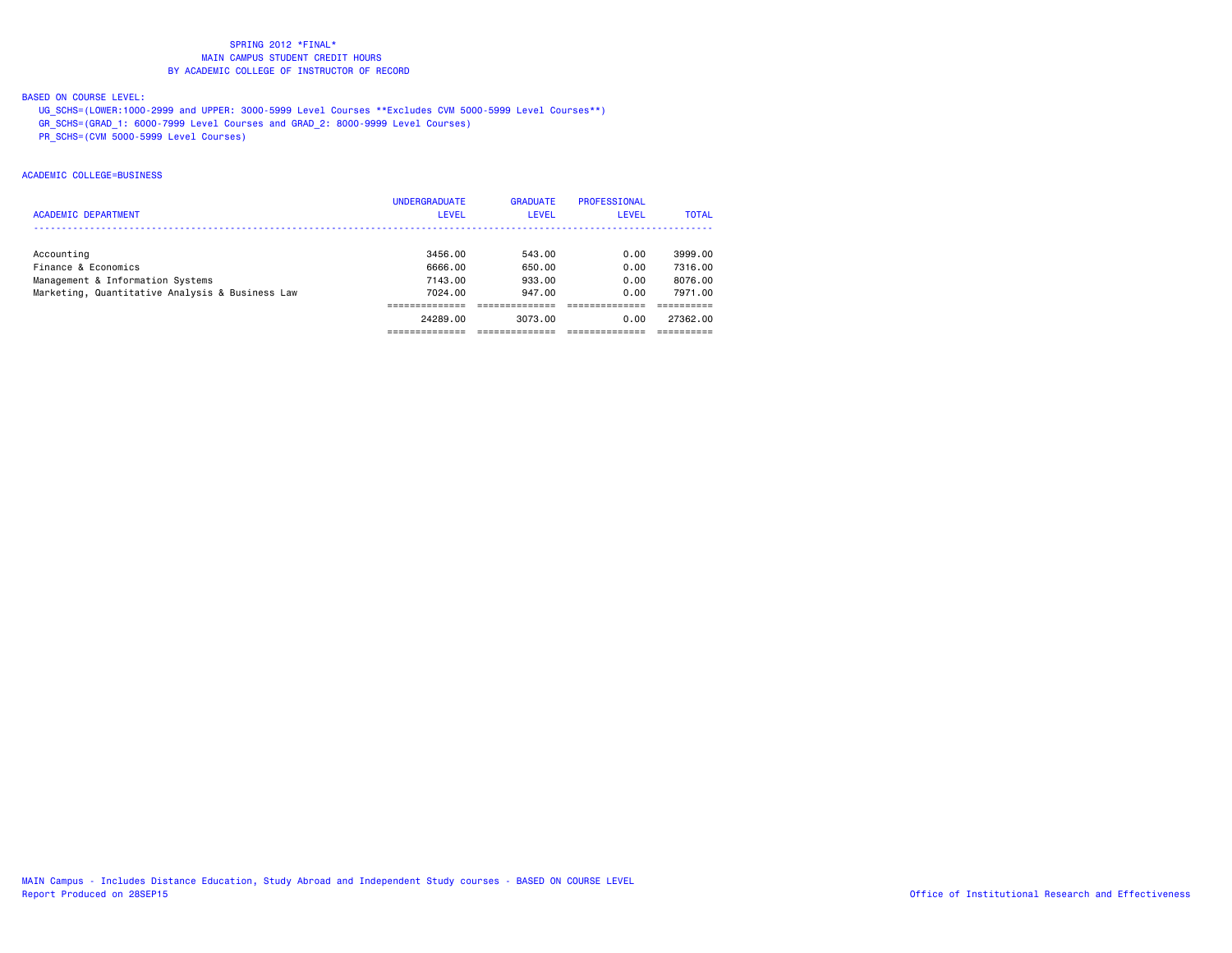SPRING 2012 *FINAL*
MAIN CAMPUS STUDENT CREDIT HOURS
BY ACADEMIC COLLEGE OF INSTRUCTOR OF RECORD

BASED ON COURSE LEVEL:
UG_SCHS=(LOWER:1000-2999 and UPPER: 3000-5999 Level Courses **Excludes CVM 5000-5999 Level Courses**)
GR_SCHS=(GRAD_1: 6000-7999 Level Courses and GRAD_2: 8000-9999 Level Courses)
PR_SCHS=(CVM 5000-5999 Level Courses)

ACADEMIC COLLEGE=BUSINESS

| ACADEMIC DEPARTMENT | UNDERGRADUATE LEVEL | GRADUATE LEVEL | PROFESSIONAL LEVEL | TOTAL |
|---|---|---|---|---|
| Accounting | 3456.00 | 543.00 | 0.00 | 3999.00 |
| Finance & Economics | 6666.00 | 650.00 | 0.00 | 7316.00 |
| Management & Information Systems | 7143.00 | 933.00 | 0.00 | 8076.00 |
| Marketing, Quantitative Analysis & Business Law | 7024.00 | 947.00 | 0.00 | 7971.00 |
| | 24289.00 | 3073.00 | 0.00 | 27362.00 |

MAIN Campus - Includes Distance Education, Study Abroad and Independent Study courses - BASED ON COURSE LEVEL
Report Produced on 28SEP15
Office of Institutional Research and Effectiveness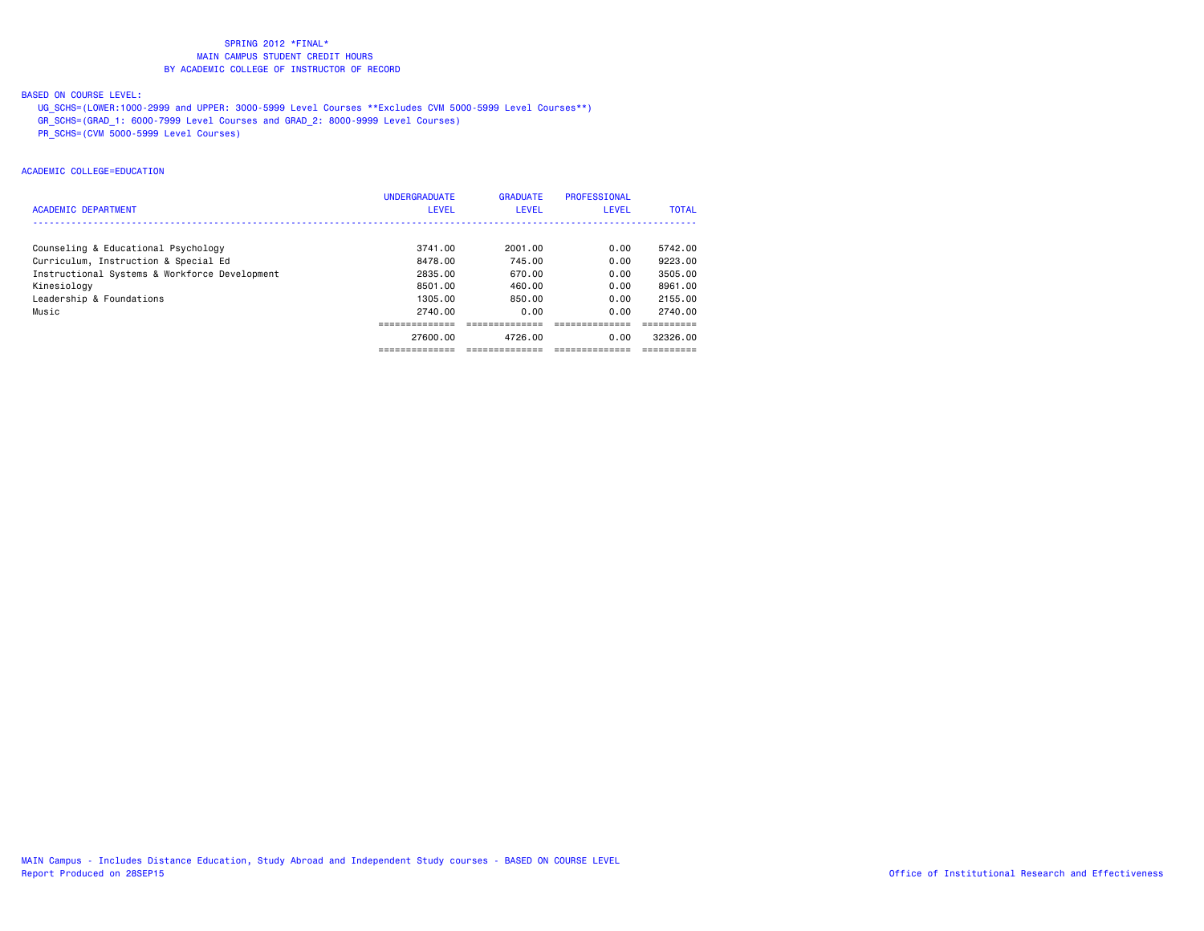SPRING 2012 *FINAL*
MAIN CAMPUS STUDENT CREDIT HOURS
BY ACADEMIC COLLEGE OF INSTRUCTOR OF RECORD

BASED ON COURSE LEVEL:
UG_SCHS=(LOWER:1000-2999 and UPPER: 3000-5999 Level Courses **Excludes CVM 5000-5999 Level Courses**)
GR_SCHS=(GRAD_1: 6000-7999 Level Courses and GRAD_2: 8000-9999 Level Courses)
PR_SCHS=(CVM 5000-5999 Level Courses)

ACADEMIC COLLEGE=EDUCATION

| ACADEMIC DEPARTMENT | UNDERGRADUATE LEVEL | GRADUATE LEVEL | PROFESSIONAL LEVEL | TOTAL |
|---|---|---|---|---|
| Counseling & Educational Psychology | 3741.00 | 2001.00 | 0.00 | 5742.00 |
| Curriculum, Instruction & Special Ed | 8478.00 | 745.00 | 0.00 | 9223.00 |
| Instructional Systems & Workforce Development | 2835.00 | 670.00 | 0.00 | 3505.00 |
| Kinesiology | 8501.00 | 460.00 | 0.00 | 8961.00 |
| Leadership & Foundations | 1305.00 | 850.00 | 0.00 | 2155.00 |
| Music | 2740.00 | 0.00 | 0.00 | 2740.00 |
| | 27600.00 | 4726.00 | 0.00 | 32326.00 |

MAIN Campus - Includes Distance Education, Study Abroad and Independent Study courses - BASED ON COURSE LEVEL
Report Produced on 28SEP15
Office of Institutional Research and Effectiveness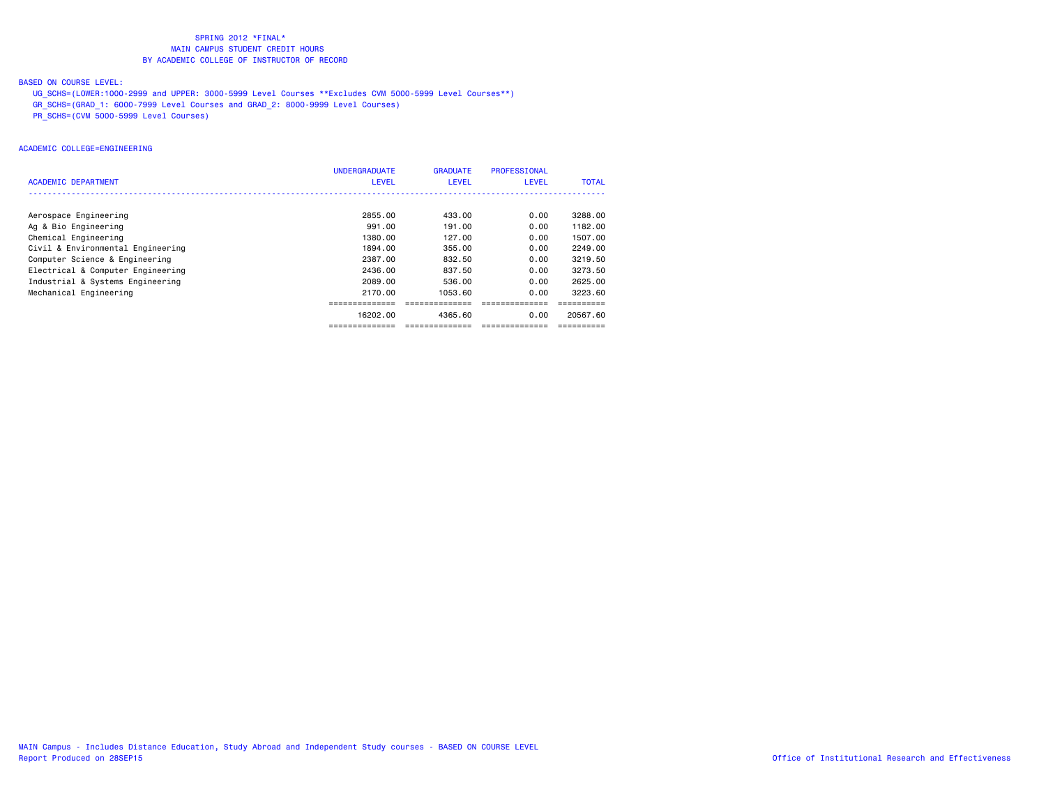SPRING 2012 *FINAL*
MAIN CAMPUS STUDENT CREDIT HOURS
BY ACADEMIC COLLEGE OF INSTRUCTOR OF RECORD

BASED ON COURSE LEVEL:

UG_SCHS=(LOWER:1000-2999 and UPPER: 3000-5999 Level Courses **Excludes CVM 5000-5999 Level Courses**)
GR_SCHS=(GRAD_1: 6000-7999 Level Courses and GRAD_2: 8000-9999 Level Courses)
PR_SCHS=(CVM 5000-5999 Level Courses)

ACADEMIC COLLEGE=ENGINEERING

| ACADEMIC DEPARTMENT | UNDERGRADUATE LEVEL | GRADUATE LEVEL | PROFESSIONAL LEVEL | TOTAL |
|---|---|---|---|---|
| Aerospace Engineering | 2855.00 | 433.00 | 0.00 | 3288.00 |
| Ag & Bio Engineering | 991.00 | 191.00 | 0.00 | 1182.00 |
| Chemical Engineering | 1380.00 | 127.00 | 0.00 | 1507.00 |
| Civil & Environmental Engineering | 1894.00 | 355.00 | 0.00 | 2249.00 |
| Computer Science & Engineering | 2387.00 | 832.50 | 0.00 | 3219.50 |
| Electrical & Computer Engineering | 2436.00 | 837.50 | 0.00 | 3273.50 |
| Industrial & Systems Engineering | 2089.00 | 536.00 | 0.00 | 2625.00 |
| Mechanical Engineering | 2170.00 | 1053.60 | 0.00 | 3223.60 |
| | 16202.00 | 4365.60 | 0.00 | 20567.60 |

MAIN Campus - Includes Distance Education, Study Abroad and Independent Study courses - BASED ON COURSE LEVEL
Report Produced on 28SEP15
Office of Institutional Research and Effectiveness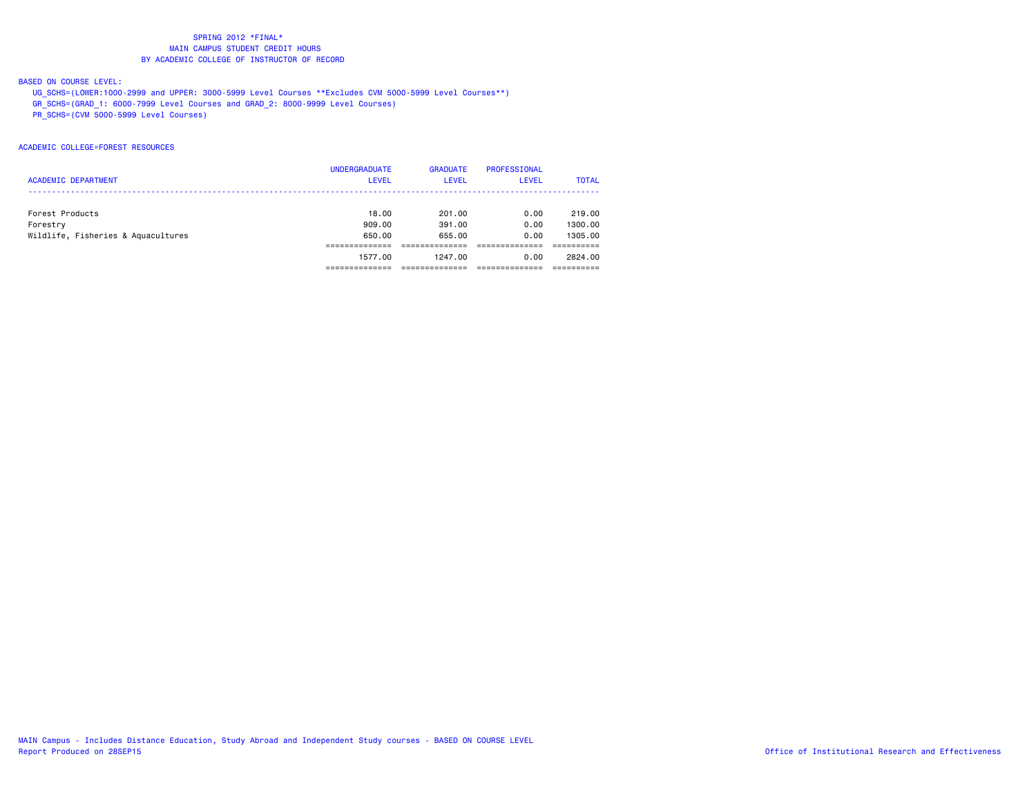SPRING 2012 *FINAL*
MAIN CAMPUS STUDENT CREDIT HOURS
BY ACADEMIC COLLEGE OF INSTRUCTOR OF RECORD

BASED ON COURSE LEVEL:
UG_SCHS=(LOWER:1000-2999 and UPPER: 3000-5999 Level Courses **Excludes CVM 5000-5999 Level Courses**)
GR_SCHS=(GRAD_1: 6000-7999 Level Courses and GRAD_2: 8000-9999 Level Courses)
PR_SCHS=(CVM 5000-5999 Level Courses)

ACADEMIC COLLEGE=FOREST RESOURCES

| ACADEMIC DEPARTMENT | UNDERGRADUATE LEVEL | GRADUATE LEVEL | PROFESSIONAL LEVEL | TOTAL |
|---|---|---|---|---|
| Forest Products | 18.00 | 201.00 | 0.00 | 219.00 |
| Forestry | 909.00 | 391.00 | 0.00 | 1300.00 |
| Wildlife, Fisheries & Aquacultures | 650.00 | 655.00 | 0.00 | 1305.00 |
| | 1577.00 | 1247.00 | 0.00 | 2824.00 |

MAIN Campus - Includes Distance Education, Study Abroad and Independent Study courses - BASED ON COURSE LEVEL
Report Produced on 28SEP15
Office of Institutional Research and Effectiveness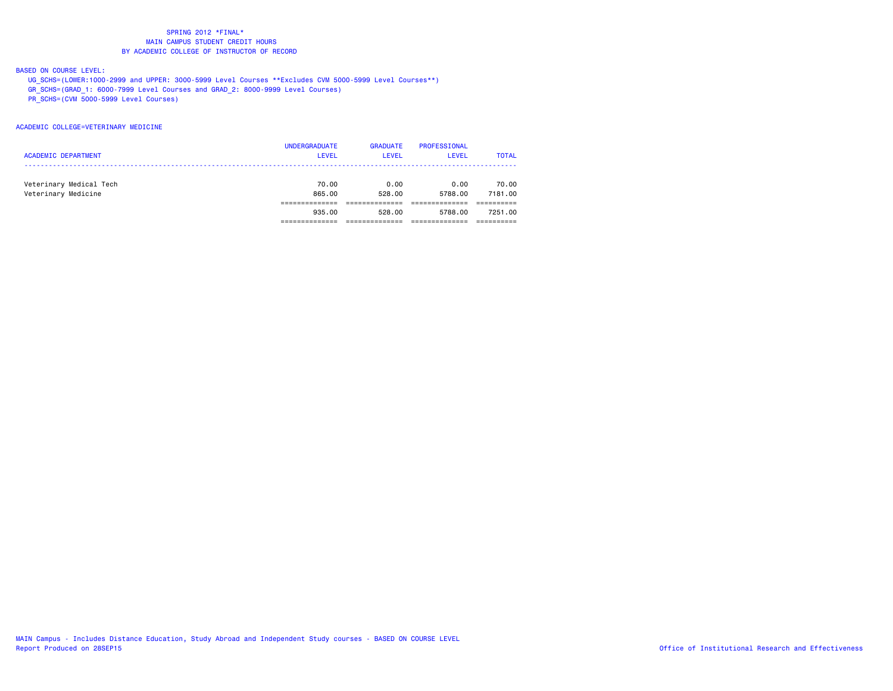# SPRING 2012 *FINAL*
## MAIN CAMPUS STUDENT CREDIT HOURS
## BY ACADEMIC COLLEGE OF INSTRUCTOR OF RECORD

BASED ON COURSE LEVEL:

UG_SCHS=(LOWER:1000-2999 and UPPER: 3000-5999 Level Courses **Excludes CVM 5000-5999 Level Courses**)
GR_SCHS=(GRAD_1: 6000-7999 Level Courses and GRAD_2: 8000-9999 Level Courses)
PR_SCHS=(CVM 5000-5999 Level Courses)

ACADEMIC COLLEGE=VETERINARY MEDICINE

| ACADEMIC DEPARTMENT | UNDERGRADUATE LEVEL | GRADUATE LEVEL | PROFESSIONAL LEVEL | TOTAL |
|---|---|---|---|---|
| Veterinary Medical Tech | 70.00 | 0.00 | 0.00 | 70.00 |
| Veterinary Medicine | 865.00 | 528.00 | 5788.00 | 7181.00 |
| | 935.00 | 528.00 | 5788.00 | 7251.00 |

MAIN Campus - Includes Distance Education, Study Abroad and Independent Study courses - BASED ON COURSE LEVEL
Report Produced on 28SEP15

Office of Institutional Research and Effectiveness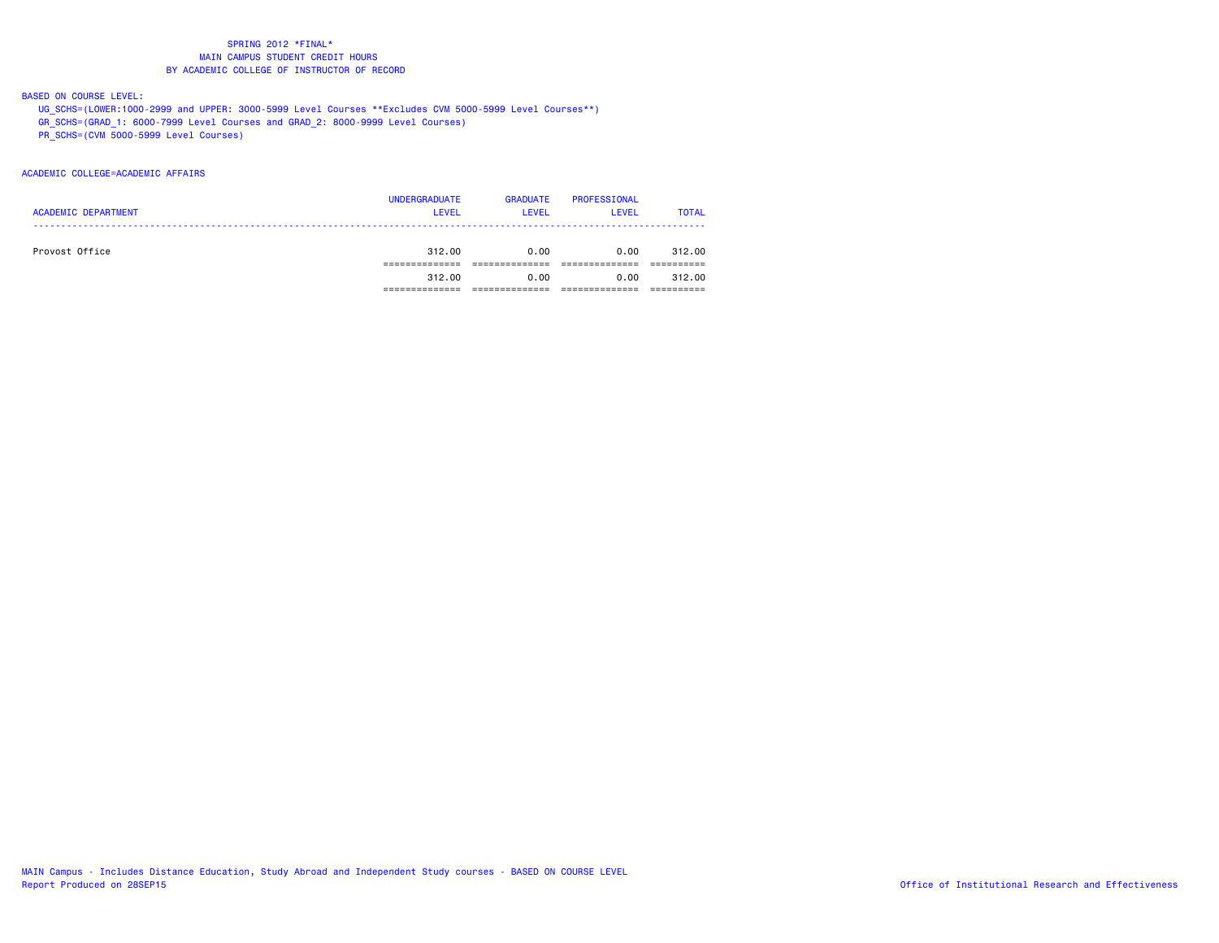# SPRING 2012 *FINAL*

## MAIN CAMPUS STUDENT CREDIT HOURS

## BY ACADEMIC COLLEGE OF INSTRUCTOR OF RECORD

BASED ON COURSE LEVEL:

UG_SCHS=(LOWER:1000-2999 and UPPER: 3000-5999 Level Courses **Excludes CVM 5000-5999 Level Courses**)

GR_SCHS=(GRAD_1: 6000-7999 Level Courses and GRAD_2: 8000-9999 Level Courses)

PR_SCHS=(CVM 5000-5999 Level Courses)

ACADEMIC COLLEGE=ACADEMIC AFFAIRS

| ACADEMIC DEPARTMENT | UNDERGRADUATE LEVEL | GRADUATE LEVEL | PROFESSIONAL LEVEL | TOTAL |
|---|---|---|---|---|
| Provost Office | 312.00 | 0.00 | 0.00 | 312.00 |
| | 312.00 | 0.00 | 0.00 | 312.00 |

MAIN Campus - Includes Distance Education, Study Abroad and Independent Study courses - BASED ON COURSE LEVEL

Report Produced on 28SEP15

Office of Institutional Research and Effectiveness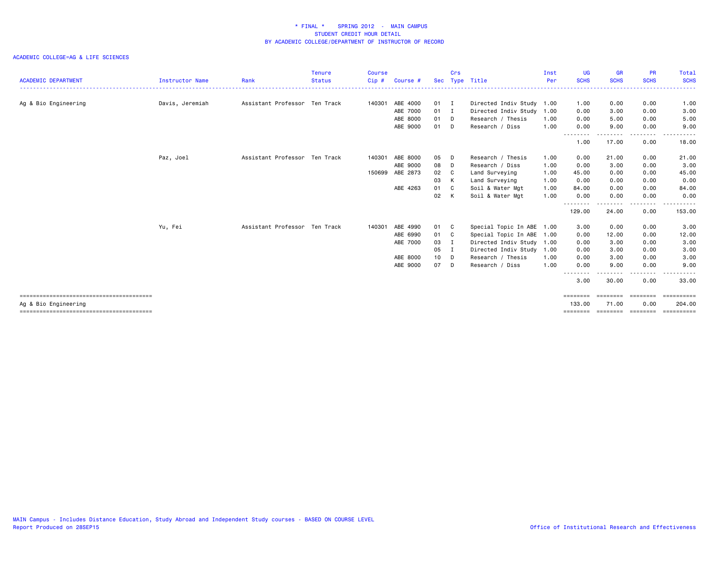# * FINAL * SPRING 2012 - MAIN CAMPUS
## STUDENT CREDIT HOUR DETAIL
## BY ACADEMIC COLLEGE/DEPARTMENT OF INSTRUCTOR OF RECORD

ACADEMIC COLLEGE=AG & LIFE SCIENCES

| ACADEMIC DEPARTMENT | Instructor Name | Rank | Tenure Status | Course Cip # | Course # | Sec | Crs Type | Title | Inst Per | UG SCHS | GR SCHS | PR SCHS | Total SCHS |
|---|---|---|---|---|---|---|---|---|---|---|---|---|---|
| Ag & Bio Engineering | Davis, Jeremiah | Assistant Professor | Ten Track | 140301 | ABE 4000 | 01 | I | Directed Indiv Study | 1.00 | 1.00 | 0.00 | 0.00 | 1.00 |
| | | | | | ABE 7000 | 01 | I | Directed Indiv Study | 1.00 | 0.00 | 3.00 | 0.00 | 3.00 |
| | | | | | ABE 8000 | 01 | D | Research / Thesis | 1.00 | 0.00 | 5.00 | 0.00 | 5.00 |
| | | | | | ABE 9000 | 01 | D | Research / Diss | 1.00 | 0.00 | 9.00 | 0.00 | 9.00 |
| | | | | | | | | | | 1.00 | 17.00 | 0.00 | 18.00 |
| | Paz, Joel | Assistant Professor | Ten Track | 140301 | ABE 8000 | 05 | D | Research / Thesis | 1.00 | 0.00 | 21.00 | 0.00 | 21.00 |
| | | | | | ABE 9000 | 08 | D | Research / Diss | 1.00 | 0.00 | 3.00 | 0.00 | 3.00 |
| | | | | 150699 | ABE 2873 | 02 | C | Land Surveying | 1.00 | 45.00 | 0.00 | 0.00 | 45.00 |
| | | | | | | 03 | K | Land Surveying | 1.00 | 0.00 | 0.00 | 0.00 | 0.00 |
| | | | | | ABE 4263 | 01 | C | Soil & Water Mgt | 1.00 | 84.00 | 0.00 | 0.00 | 84.00 |
| | | | | | | 02 | K | Soil & Water Mgt | 1.00 | 0.00 | 0.00 | 0.00 | 0.00 |
| | | | | | | | | | | 129.00 | 24.00 | 0.00 | 153.00 |
| | Yu, Fei | Assistant Professor | Ten Track | 140301 | ABE 4990 | 01 | C | Special Topic In ABE | 1.00 | 3.00 | 0.00 | 0.00 | 3.00 |
| | | | | | ABE 6990 | 01 | C | Special Topic In ABE | 1.00 | 0.00 | 12.00 | 0.00 | 12.00 |
| | | | | | ABE 7000 | 03 | I | Directed Indiv Study | 1.00 | 0.00 | 3.00 | 0.00 | 3.00 |
| | | | | | | 05 | I | Directed Indiv Study | 1.00 | 0.00 | 3.00 | 0.00 | 3.00 |
| | | | | | ABE 8000 | 10 | D | Research / Thesis | 1.00 | 0.00 | 3.00 | 0.00 | 3.00 |
| | | | | | ABE 9000 | 07 | D | Research / Diss | 1.00 | 0.00 | 9.00 | 0.00 | 9.00 |
| | | | | | | | | | | 3.00 | 30.00 | 0.00 | 33.00 |
| Ag & Bio Engineering | | | | | | | | | | 133.00 | 71.00 | 0.00 | 204.00 |

MAIN Campus - Includes Distance Education, Study Abroad and Independent Study courses - BASED ON COURSE LEVEL
Report Produced on 28SEP15

Office of Institutional Research and Effectiveness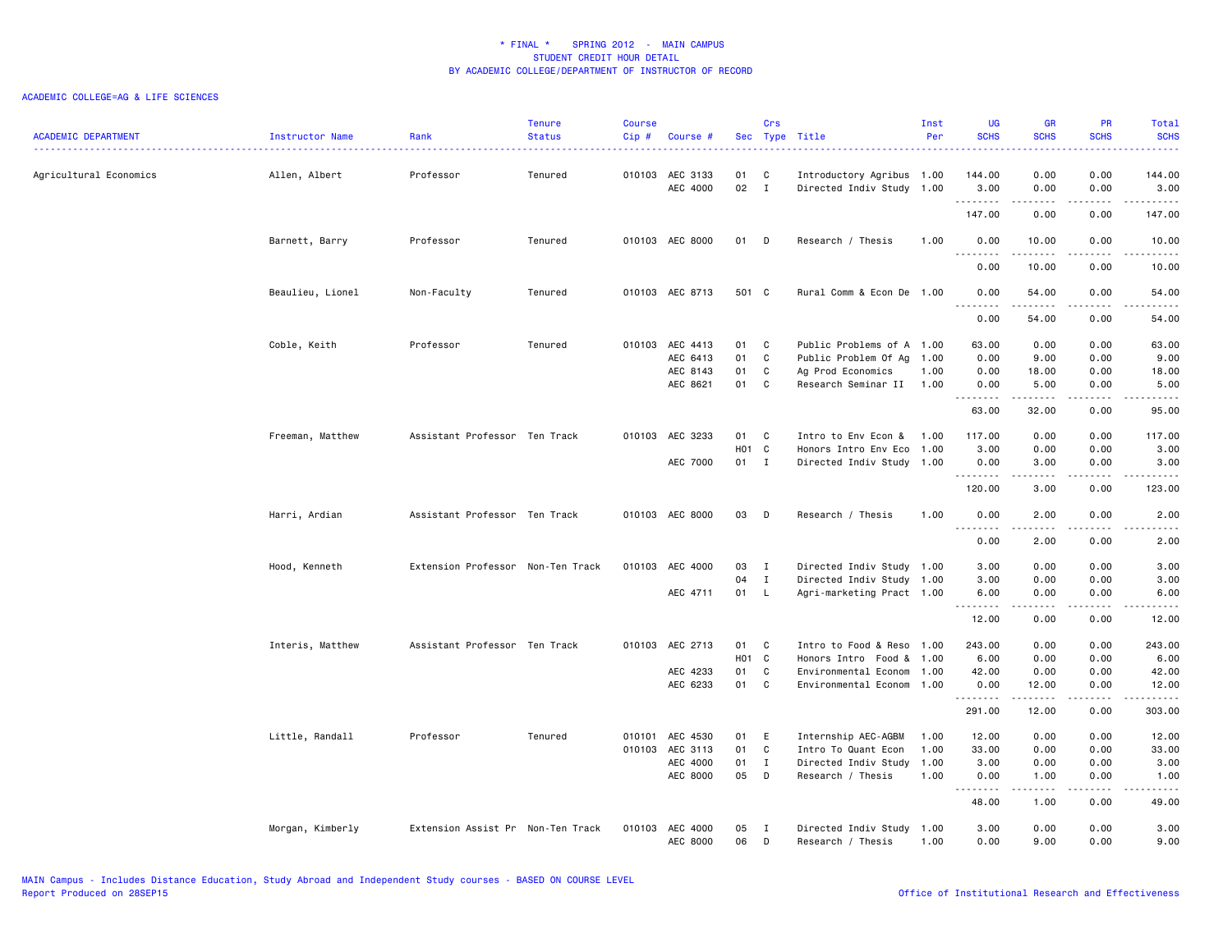# * FINAL * SPRING 2012 - MAIN CAMPUS
## STUDENT CREDIT HOUR DETAIL
## BY ACADEMIC COLLEGE/DEPARTMENT OF INSTRUCTOR OF RECORD

ACADEMIC COLLEGE=AG & LIFE SCIENCES

| ACADEMIC DEPARTMENT | Instructor Name | Rank | Tenure Status | Course Cip # | Course # | Sec | Crs Type | Title | Inst Per | UG SCHS | GR SCHS | PR SCHS | Total SCHS |
|---|---|---|---|---|---|---|---|---|---|---|---|---|---|
| Agricultural Economics | Allen, Albert | Professor | Tenured | 010103 | AEC 3133 | 01 | C | Introductory Agribus | 1.00 | 144.00 | 0.00 | 0.00 | 144.00 |
| | | | | | AEC 4000 | 02 | I | Directed Indiv Study | 1.00 | 3.00 | 0.00 | 0.00 | 3.00 |
| | | | | | | | | | | 147.00 | 0.00 | 0.00 | 147.00 |
| | Barnett, Barry | Professor | Tenured | 010103 | AEC 8000 | 01 | D | Research / Thesis | 1.00 | 0.00 | 10.00 | 0.00 | 10.00 |
| | | | | | | | | | | 0.00 | 10.00 | 0.00 | 10.00 |
| | Beaulieu, Lionel | Non-Faculty | Tenured | 010103 | AEC 8713 | 501 | C | Rural Comm & Econ De | 1.00 | 0.00 | 54.00 | 0.00 | 54.00 |
| | | | | | | | | | | 0.00 | 54.00 | 0.00 | 54.00 |
| | Coble, Keith | Professor | Tenured | 010103 | AEC 4413 | 01 | C | Public Problems of A | 1.00 | 63.00 | 0.00 | 0.00 | 63.00 |
| | | | | | AEC 6413 | 01 | C | Public Problem Of Ag | 1.00 | 0.00 | 9.00 | 0.00 | 9.00 |
| | | | | | AEC 8143 | 01 | C | Ag Prod Economics | 1.00 | 0.00 | 18.00 | 0.00 | 18.00 |
| | | | | | AEC 8621 | 01 | C | Research Seminar II | 1.00 | 0.00 | 5.00 | 0.00 | 5.00 |
| | | | | | | | | | | 63.00 | 32.00 | 0.00 | 95.00 |
| | Freeman, Matthew | Assistant Professor | Ten Track | 010103 | AEC 3233 | 01 | C | Intro to Env Econ & | 1.00 | 117.00 | 0.00 | 0.00 | 117.00 |
| | | | | | | H01 | C | Honors Intro Env Eco | 1.00 | 3.00 | 0.00 | 0.00 | 3.00 |
| | | | | | AEC 7000 | 01 | I | Directed Indiv Study | 1.00 | 0.00 | 3.00 | 0.00 | 3.00 |
| | | | | | | | | | | 120.00 | 3.00 | 0.00 | 123.00 |
| | Harri, Ardian | Assistant Professor | Ten Track | 010103 | AEC 8000 | 03 | D | Research / Thesis | 1.00 | 0.00 | 2.00 | 0.00 | 2.00 |
| | | | | | | | | | | 0.00 | 2.00 | 0.00 | 2.00 |
| | Hood, Kenneth | Extension Professor | Non-Ten Track | 010103 | AEC 4000 | 03 | I | Directed Indiv Study | 1.00 | 3.00 | 0.00 | 0.00 | 3.00 |
| | | | | | | 04 | I | Directed Indiv Study | 1.00 | 3.00 | 0.00 | 0.00 | 3.00 |
| | | | | | AEC 4711 | 01 | L | Agri-marketing Pract | 1.00 | 6.00 | 0.00 | 0.00 | 6.00 |
| | | | | | | | | | | 12.00 | 0.00 | 0.00 | 12.00 |
| | Interis, Matthew | Assistant Professor | Ten Track | 010103 | AEC 2713 | 01 | C | Intro to Food & Reso | 1.00 | 243.00 | 0.00 | 0.00 | 243.00 |
| | | | | | | H01 | C | Honors Intro Food & | 1.00 | 6.00 | 0.00 | 0.00 | 6.00 |
| | | | | | AEC 4233 | 01 | C | Environmental Econom | 1.00 | 42.00 | 0.00 | 0.00 | 42.00 |
| | | | | | AEC 6233 | 01 | C | Environmental Econom | 1.00 | 0.00 | 12.00 | 0.00 | 12.00 |
| | | | | | | | | | | 291.00 | 12.00 | 0.00 | 303.00 |
| | Little, Randall | Professor | Tenured | 010101 | AEC 4530 | 01 | E | Internship AEC-AGBM | 1.00 | 12.00 | 0.00 | 0.00 | 12.00 |
| | | | | 010103 | AEC 3113 | 01 | C | Intro To Quant Econ | 1.00 | 33.00 | 0.00 | 0.00 | 33.00 |
| | | | | | AEC 4000 | 01 | I | Directed Indiv Study | 1.00 | 3.00 | 0.00 | 0.00 | 3.00 |
| | | | | | AEC 8000 | 05 | D | Research / Thesis | 1.00 | 0.00 | 1.00 | 0.00 | 1.00 |
| | | | | | | | | | | 48.00 | 1.00 | 0.00 | 49.00 |
| | Morgan, Kimberly | Extension Assist Pr | Non-Ten Track | 010103 | AEC 4000 | 05 | I | Directed Indiv Study | 1.00 | 3.00 | 0.00 | 0.00 | 3.00 |
| | | | | | AEC 8000 | 06 | D | Research / Thesis | 1.00 | 0.00 | 9.00 | 0.00 | 9.00 |

MAIN Campus - Includes Distance Education, Study Abroad and Independent Study courses - BASED ON COURSE LEVEL
Report Produced on 28SEP15

Office of Institutional Research and Effectiveness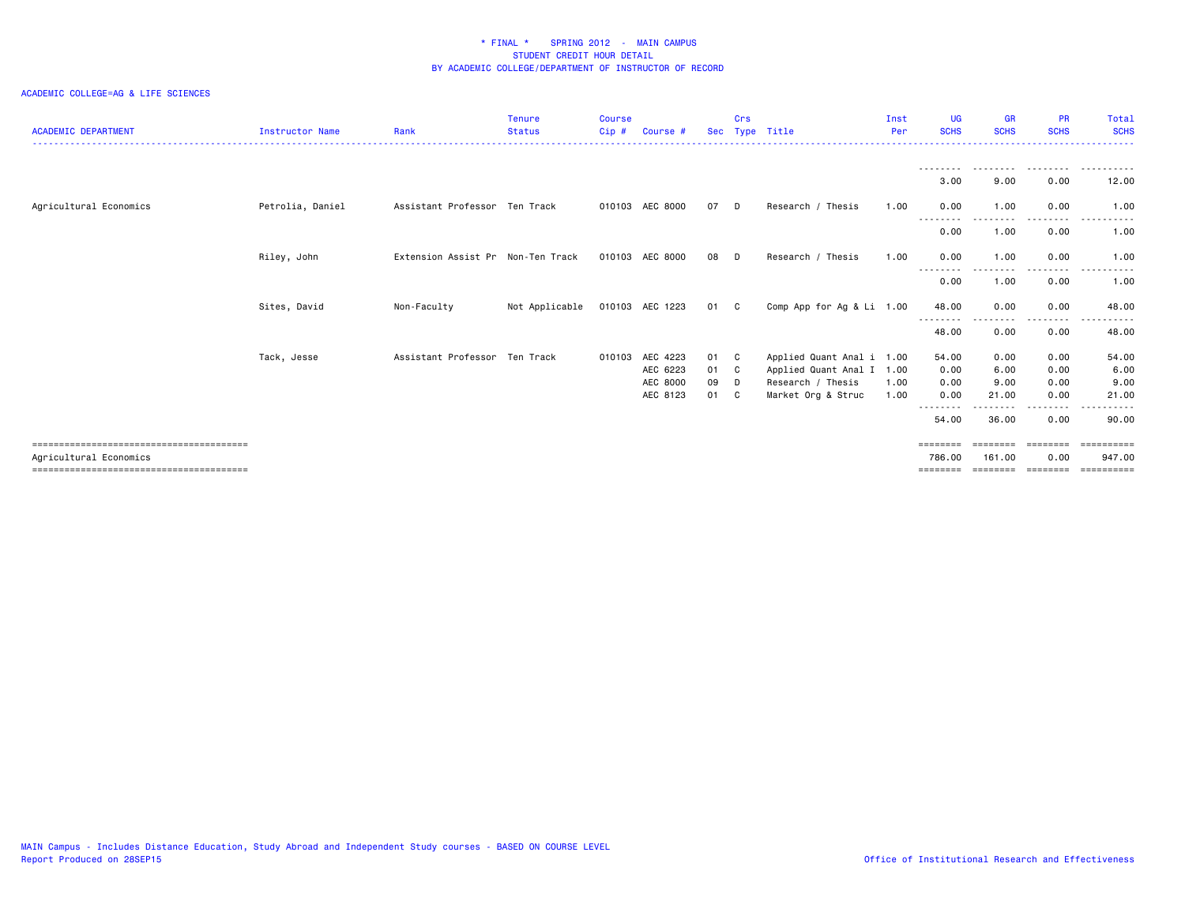\* FINAL \* SPRING 2012 - MAIN CAMPUS
STUDENT CREDIT HOUR DETAIL
BY ACADEMIC COLLEGE/DEPARTMENT OF INSTRUCTOR OF RECORD

ACADEMIC COLLEGE=AG & LIFE SCIENCES

| ACADEMIC DEPARTMENT | Instructor Name | Rank | Tenure Status | Course Cip # | Course # | Sec | Crs Type | Title | Inst Per | UG SCHS | GR SCHS | PR SCHS | Total SCHS |
|---|---|---|---|---|---|---|---|---|---|---|---|---|---|
| | | | | | | | | | | 3.00 | 9.00 | 0.00 | 12.00 |
| Agricultural Economics | Petrolia, Daniel | Assistant Professor | Ten Track | 010103 | AEC 8000 | 07 | D | Research / Thesis | 1.00 | 0.00 | 1.00 | 0.00 | 1.00 |
| | | | | | | | | | | 0.00 | 1.00 | 0.00 | 1.00 |
| | Riley, John | Extension Assist Pr | Non-Ten Track | 010103 | AEC 8000 | 08 | D | Research / Thesis | 1.00 | 0.00 | 1.00 | 0.00 | 1.00 |
| | | | | | | | | | | 0.00 | 1.00 | 0.00 | 1.00 |
| | Sites, David | Non-Faculty | Not Applicable | 010103 | AEC 1223 | 01 | C | Comp App for Ag & Li | 1.00 | 48.00 | 0.00 | 0.00 | 48.00 |
| | | | | | | | | | | 48.00 | 0.00 | 0.00 | 48.00 |
| | Tack, Jesse | Assistant Professor | Ten Track | 010103 | AEC 4223 | 01 | C | Applied Quant Anal i | 1.00 | 54.00 | 0.00 | 0.00 | 54.00 |
| | | | | | AEC 6223 | 01 | C | Applied Quant Anal I | 1.00 | 0.00 | 6.00 | 0.00 | 6.00 |
| | | | | | AEC 8000 | 09 | D | Research / Thesis | 1.00 | 0.00 | 9.00 | 0.00 | 9.00 |
| | | | | | AEC 8123 | 01 | C | Market Org & Struc | 1.00 | 0.00 | 21.00 | 0.00 | 21.00 |
| | | | | | | | | | | 54.00 | 36.00 | 0.00 | 90.00 |
| Agricultural Economics | | | | | | | | | | 786.00 | 161.00 | 0.00 | 947.00 |

MAIN Campus - Includes Distance Education, Study Abroad and Independent Study courses - BASED ON COURSE LEVEL
Report Produced on 28SEP15

Office of Institutional Research and Effectiveness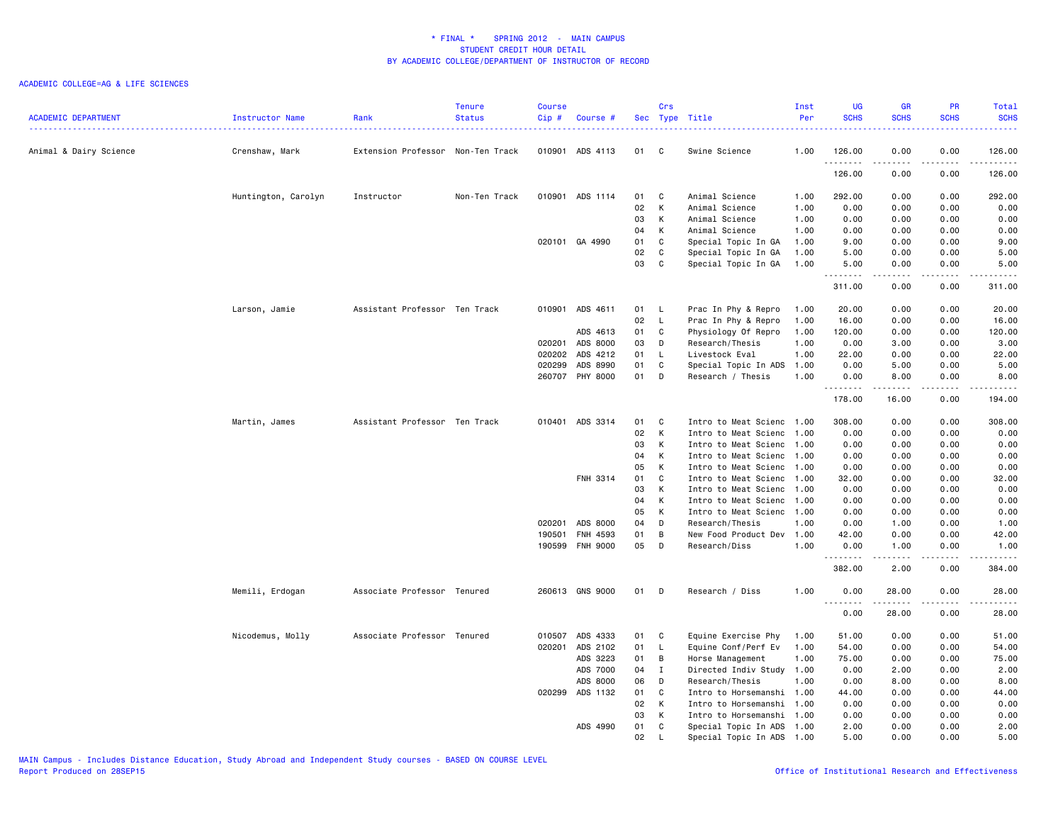# * FINAL * SPRING 2012 - MAIN CAMPUS
## STUDENT CREDIT HOUR DETAIL
## BY ACADEMIC COLLEGE/DEPARTMENT OF INSTRUCTOR OF RECORD

ACADEMIC COLLEGE=AG & LIFE SCIENCES

| ACADEMIC DEPARTMENT | Instructor Name | Rank | Tenure Status | Course Cip # | Course # | Sec | Crs Type | Title | Inst Per | UG SCHS | GR SCHS | PR SCHS | Total SCHS |
|---|---|---|---|---|---|---|---|---|---|---|---|---|---|
| Animal & Dairy Science | Crenshaw, Mark | Extension Professor | Non-Ten Track | 010901 | ADS 4113 | 01 | C | Swine Science | 1.00 | 126.00 | 0.00 | 0.00 | 126.00 |
| | | | | | | | | | | 126.00 | 0.00 | 0.00 | 126.00 |
| | Huntington, Carolyn | Instructor | Non-Ten Track | 010901 | ADS 1114 | 01 | C | Animal Science | 1.00 | 292.00 | 0.00 | 0.00 | 292.00 |
| | | | | | | 02 | K | Animal Science | 1.00 | 0.00 | 0.00 | 0.00 | 0.00 |
| | | | | | | 03 | K | Animal Science | 1.00 | 0.00 | 0.00 | 0.00 | 0.00 |
| | | | | | | 04 | K | Animal Science | 1.00 | 0.00 | 0.00 | 0.00 | 0.00 |
| | | | | 020101 | GA 4990 | 01 | C | Special Topic In GA | 1.00 | 9.00 | 0.00 | 0.00 | 9.00 |
| | | | | | | 02 | C | Special Topic In GA | 1.00 | 5.00 | 0.00 | 0.00 | 5.00 |
| | | | | | | 03 | C | Special Topic In GA | 1.00 | 5.00 | 0.00 | 0.00 | 5.00 |
| | | | | | | | | | | 311.00 | 0.00 | 0.00 | 311.00 |
| | Larson, Jamie | Assistant Professor | Ten Track | 010901 | ADS 4611 | 01 | L | Prac In Phy & Repro | 1.00 | 20.00 | 0.00 | 0.00 | 20.00 |
| | | | | | | 02 | L | Prac In Phy & Repro | 1.00 | 16.00 | 0.00 | 0.00 | 16.00 |
| | | | | | ADS 4613 | 01 | C | Physiology Of Repro | 1.00 | 120.00 | 0.00 | 0.00 | 120.00 |
| | | | | 020201 | ADS 8000 | 03 | D | Research/Thesis | 1.00 | 0.00 | 3.00 | 0.00 | 3.00 |
| | | | | 020202 | ADS 4212 | 01 | L | Livestock Eval | 1.00 | 22.00 | 0.00 | 0.00 | 22.00 |
| | | | | 020299 | ADS 8990 | 01 | C | Special Topic In ADS | 1.00 | 0.00 | 5.00 | 0.00 | 5.00 |
| | | | | 260707 | PHY 8000 | 01 | D | Research / Thesis | 1.00 | 0.00 | 8.00 | 0.00 | 8.00 |
| | | | | | | | | | | 178.00 | 16.00 | 0.00 | 194.00 |
| | Martin, James | Assistant Professor | Ten Track | 010401 | ADS 3314 | 01 | C | Intro to Meat Scienc | 1.00 | 308.00 | 0.00 | 0.00 | 308.00 |
| | | | | | | 02 | K | Intro to Meat Scienc | 1.00 | 0.00 | 0.00 | 0.00 | 0.00 |
| | | | | | | 03 | K | Intro to Meat Scienc | 1.00 | 0.00 | 0.00 | 0.00 | 0.00 |
| | | | | | | 04 | K | Intro to Meat Scienc | 1.00 | 0.00 | 0.00 | 0.00 | 0.00 |
| | | | | | | 05 | K | Intro to Meat Scienc | 1.00 | 0.00 | 0.00 | 0.00 | 0.00 |
| | | | | | FNH 3314 | 01 | C | Intro to Meat Scienc | 1.00 | 32.00 | 0.00 | 0.00 | 32.00 |
| | | | | | | 03 | K | Intro to Meat Scienc | 1.00 | 0.00 | 0.00 | 0.00 | 0.00 |
| | | | | | | 04 | K | Intro to Meat Scienc | 1.00 | 0.00 | 0.00 | 0.00 | 0.00 |
| | | | | | | 05 | K | Intro to Meat Scienc | 1.00 | 0.00 | 0.00 | 0.00 | 0.00 |
| | | | | 020201 | ADS 8000 | 04 | D | Research/Thesis | 1.00 | 0.00 | 1.00 | 0.00 | 1.00 |
| | | | | 190501 | FNH 4593 | 01 | B | New Food Product Dev | 1.00 | 42.00 | 0.00 | 0.00 | 42.00 |
| | | | | 190599 | FNH 9000 | 05 | D | Research/Diss | 1.00 | 0.00 | 1.00 | 0.00 | 1.00 |
| | | | | | | | | | | 382.00 | 2.00 | 0.00 | 384.00 |
| | Memili, Erdogan | Associate Professor | Tenured | 260613 | GNS 9000 | 01 | D | Research / Diss | 1.00 | 0.00 | 28.00 | 0.00 | 28.00 |
| | | | | | | | | | | 0.00 | 28.00 | 0.00 | 28.00 |
| | Nicodemus, Molly | Associate Professor | Tenured | 010507 | ADS 4333 | 01 | C | Equine Exercise Phy | 1.00 | 51.00 | 0.00 | 0.00 | 51.00 |
| | | | | 020201 | ADS 2102 | 01 | L | Equine Conf/Perf Ev | 1.00 | 54.00 | 0.00 | 0.00 | 54.00 |
| | | | | | ADS 3223 | 01 | B | Horse Management | 1.00 | 75.00 | 0.00 | 0.00 | 75.00 |
| | | | | | ADS 7000 | 04 | I | Directed Indiv Study | 1.00 | 0.00 | 2.00 | 0.00 | 2.00 |
| | | | | | ADS 8000 | 06 | D | Research/Thesis | 1.00 | 0.00 | 8.00 | 0.00 | 8.00 |
| | | | | 020299 | ADS 1132 | 01 | C | Intro to Horsemanshi | 1.00 | 44.00 | 0.00 | 0.00 | 44.00 |
| | | | | | | 02 | K | Intro to Horsemanshi | 1.00 | 0.00 | 0.00 | 0.00 | 0.00 |
| | | | | | | 03 | K | Intro to Horsemanshi | 1.00 | 0.00 | 0.00 | 0.00 | 0.00 |
| | | | | | ADS 4990 | 01 | C | Special Topic In ADS | 1.00 | 2.00 | 0.00 | 0.00 | 2.00 |
| | | | | | | 02 | L | Special Topic In ADS | 1.00 | 5.00 | 0.00 | 0.00 | 5.00 |

MAIN Campus - Includes Distance Education, Study Abroad and Independent Study courses - BASED ON COURSE LEVEL
Report Produced on 28SEP15

Office of Institutional Research and Effectiveness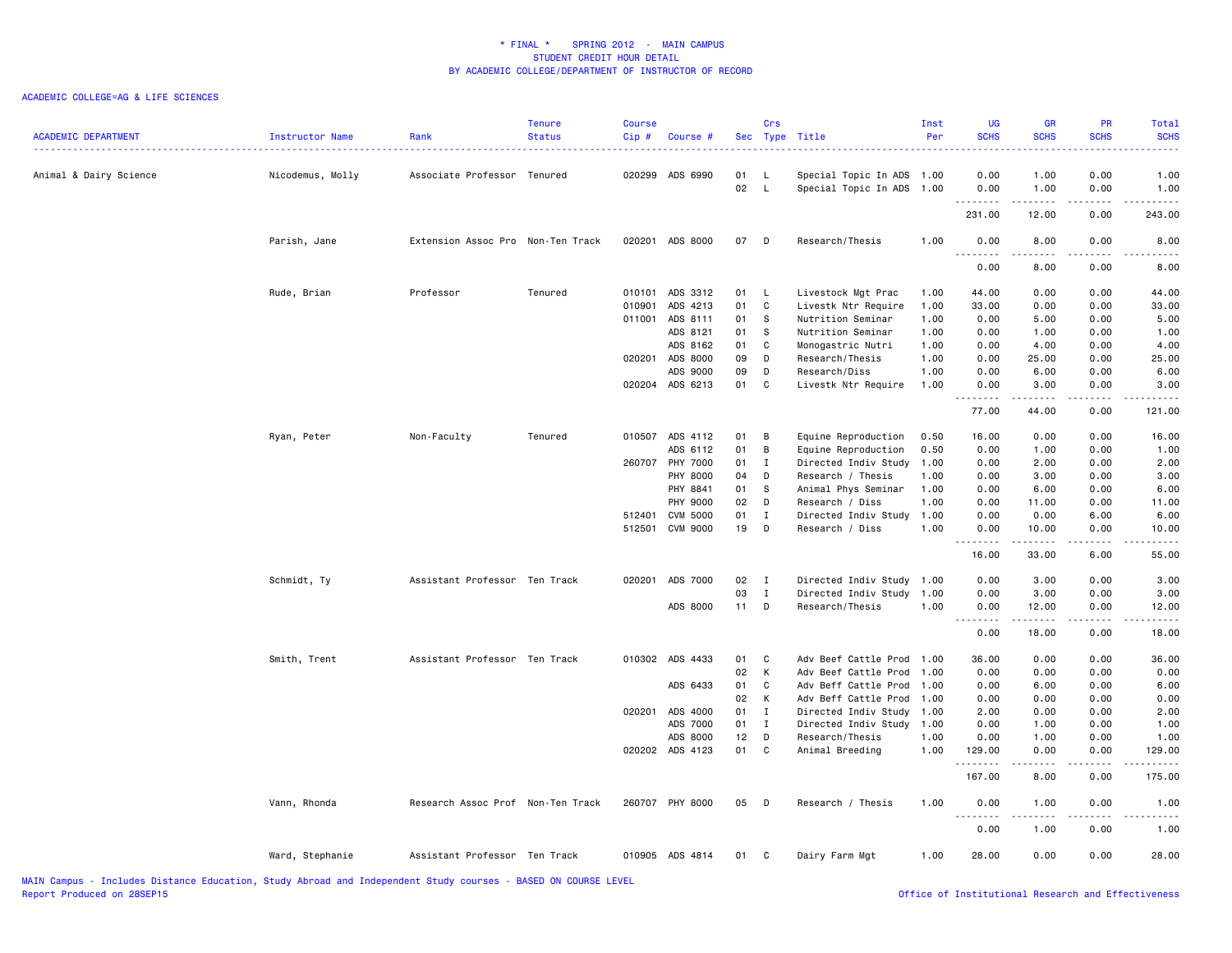# * FINAL * SPRING 2012 - MAIN CAMPUS
## STUDENT CREDIT HOUR DETAIL
### BY ACADEMIC COLLEGE/DEPARTMENT OF INSTRUCTOR OF RECORD

ACADEMIC COLLEGE=AG & LIFE SCIENCES

| ACADEMIC DEPARTMENT | Instructor Name | Rank | Tenure Status | Course Cip # | Course # | Sec | Crs Type | Title | Inst Per | UG SCHS | GR SCHS | PR SCHS | Total SCHS |
|---|---|---|---|---|---|---|---|---|---|---|---|---|---|
| Animal & Dairy Science | Nicodemus, Molly | Associate Professor | Tenured | 020299 | ADS 6990 | 01 | L | Special Topic In ADS | 1.00 | 0.00 | 1.00 | 0.00 | 1.00 |
| | | | | | | 02 | L | Special Topic In ADS | 1.00 | 0.00 | 1.00 | 0.00 | 1.00 |
| | | | | | | | | | | 231.00 | 12.00 | 0.00 | 243.00 |
| | Parish, Jane | Extension Assoc Pro | Non-Ten Track | 020201 | ADS 8000 | 07 | D | Research/Thesis | 1.00 | 0.00 | 8.00 | 0.00 | 8.00 |
| | | | | | | | | | | 0.00 | 8.00 | 0.00 | 8.00 |
| | Rude, Brian | Professor | Tenured | 010101 | ADS 3312 | 01 | L | Livestock Mgt Prac | 1.00 | 44.00 | 0.00 | 0.00 | 44.00 |
| | | | | 010901 | ADS 4213 | 01 | C | Livestk Ntr Require | 1.00 | 33.00 | 0.00 | 0.00 | 33.00 |
| | | | | 011001 | ADS 8111 | 01 | S | Nutrition Seminar | 1.00 | 0.00 | 5.00 | 0.00 | 5.00 |
| | | | | | ADS 8121 | 01 | S | Nutrition Seminar | 1.00 | 0.00 | 1.00 | 0.00 | 1.00 |
| | | | | | ADS 8162 | 01 | C | Monogastric Nutri | 1.00 | 0.00 | 4.00 | 0.00 | 4.00 |
| | | | | 020201 | ADS 8000 | 09 | D | Research/Thesis | 1.00 | 0.00 | 25.00 | 0.00 | 25.00 |
| | | | | | ADS 9000 | 09 | D | Research/Diss | 1.00 | 0.00 | 6.00 | 0.00 | 6.00 |
| | | | | 020204 | ADS 6213 | 01 | C | Livestk Ntr Require | 1.00 | 0.00 | 3.00 | 0.00 | 3.00 |
| | | | | | | | | | | 77.00 | 44.00 | 0.00 | 121.00 |
| | Ryan, Peter | Non-Faculty | Tenured | 010507 | ADS 4112 | 01 | B | Equine Reproduction | 0.50 | 16.00 | 0.00 | 0.00 | 16.00 |
| | | | | | ADS 6112 | 01 | B | Equine Reproduction | 0.50 | 0.00 | 1.00 | 0.00 | 1.00 |
| | | | | 260707 | PHY 7000 | 01 | I | Directed Indiv Study | 1.00 | 0.00 | 2.00 | 0.00 | 2.00 |
| | | | | | PHY 8000 | 04 | D | Research / Thesis | 1.00 | 0.00 | 3.00 | 0.00 | 3.00 |
| | | | | | PHY 8841 | 01 | S | Animal Phys Seminar | 1.00 | 0.00 | 6.00 | 0.00 | 6.00 |
| | | | | | PHY 9000 | 02 | D | Research / Diss | 1.00 | 0.00 | 11.00 | 0.00 | 11.00 |
| | | | | 512401 | CVM 5000 | 01 | I | Directed Indiv Study | 1.00 | 0.00 | 0.00 | 6.00 | 6.00 |
| | | | | 512501 | CVM 9000 | 19 | D | Research / Diss | 1.00 | 0.00 | 10.00 | 0.00 | 10.00 |
| | | | | | | | | | | 16.00 | 33.00 | 6.00 | 55.00 |
| | Schmidt, Ty | Assistant Professor | Ten Track | 020201 | ADS 7000 | 02 | I | Directed Indiv Study | 1.00 | 0.00 | 3.00 | 0.00 | 3.00 |
| | | | | | | 03 | I | Directed Indiv Study | 1.00 | 0.00 | 3.00 | 0.00 | 3.00 |
| | | | | | ADS 8000 | 11 | D | Research/Thesis | 1.00 | 0.00 | 12.00 | 0.00 | 12.00 |
| | | | | | | | | | | 0.00 | 18.00 | 0.00 | 18.00 |
| | Smith, Trent | Assistant Professor | Ten Track | 010302 | ADS 4433 | 01 | C | Adv Beef Cattle Prod | 1.00 | 36.00 | 0.00 | 0.00 | 36.00 |
| | | | | | | 02 | K | Adv Beef Cattle Prod | 1.00 | 0.00 | 0.00 | 0.00 | 0.00 |
| | | | | | ADS 6433 | 01 | C | Adv Beff Cattle Prod | 1.00 | 0.00 | 6.00 | 0.00 | 6.00 |
| | | | | | | 02 | K | Adv Beff Cattle Prod | 1.00 | 0.00 | 0.00 | 0.00 | 0.00 |
| | | | | 020201 | ADS 4000 | 01 | I | Directed Indiv Study | 1.00 | 2.00 | 0.00 | 0.00 | 2.00 |
| | | | | | ADS 7000 | 01 | I | Directed Indiv Study | 1.00 | 0.00 | 1.00 | 0.00 | 1.00 |
| | | | | | ADS 8000 | 12 | D | Research/Thesis | 1.00 | 0.00 | 1.00 | 0.00 | 1.00 |
| | | | | 020202 | ADS 4123 | 01 | C | Animal Breeding | 1.00 | 129.00 | 0.00 | 0.00 | 129.00 |
| | | | | | | | | | | 167.00 | 8.00 | 0.00 | 175.00 |
| | Vann, Rhonda | Research Assoc Prof | Non-Ten Track | 260707 | PHY 8000 | 05 | D | Research / Thesis | 1.00 | 0.00 | 1.00 | 0.00 | 1.00 |
| | | | | | | | | | | 0.00 | 1.00 | 0.00 | 1.00 |
| | Ward, Stephanie | Assistant Professor | Ten Track | 010905 | ADS 4814 | 01 | C | Dairy Farm Mgt | 1.00 | 28.00 | 0.00 | 0.00 | 28.00 |

MAIN Campus - Includes Distance Education, Study Abroad and Independent Study courses - BASED ON COURSE LEVEL
Report Produced on 28SEP15

Office of Institutional Research and Effectiveness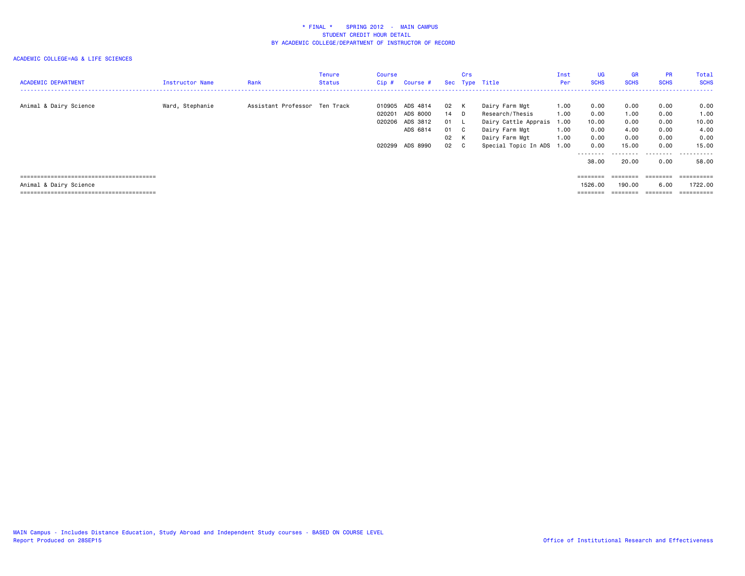# \* FINAL \* SPRING 2012 - MAIN CAMPUS
## STUDENT CREDIT HOUR DETAIL
## BY ACADEMIC COLLEGE/DEPARTMENT OF INSTRUCTOR OF RECORD

ACADEMIC COLLEGE=AG & LIFE SCIENCES

| ACADEMIC DEPARTMENT | Instructor Name | Rank | Tenure Status | Course Cip # | Course # | Sec | Crs Type | Title | Inst Per | UG SCHS | GR SCHS | PR SCHS | Total SCHS |
|---|---|---|---|---|---|---|---|---|---|---|---|---|---|
| Animal & Dairy Science | Ward, Stephanie | Assistant Professor | Ten Track | 010905 | ADS 4814 | 02 | K | Dairy Farm Mgt | 1.00 | 0.00 | 0.00 | 0.00 | 0.00 |
| | | | | 020201 | ADS 8000 | 14 | D | Research/Thesis | 1.00 | 0.00 | 1.00 | 0.00 | 1.00 |
| | | | | 020206 | ADS 3812 | 01 | L | Dairy Cattle Apprais | 1.00 | 10.00 | 0.00 | 0.00 | 10.00 |
| | | | | | ADS 6814 | 01 | C | Dairy Farm Mgt | 1.00 | 0.00 | 4.00 | 0.00 | 4.00 |
| | | | | | | 02 | K | Dairy Farm Mgt | 1.00 | 0.00 | 0.00 | 0.00 | 0.00 |
| | | | | 020299 | ADS 8990 | 02 | C | Special Topic In ADS | 1.00 | 0.00 | 15.00 | 0.00 | 15.00 |
| | | | | | | | | | | 38.00 | 20.00 | 0.00 | 58.00 |
| Animal & Dairy Science | | | | | | | | | | 1526.00 | 190.00 | 6.00 | 1722.00 |

MAIN Campus - Includes Distance Education, Study Abroad and Independent Study courses - BASED ON COURSE LEVEL
Report Produced on 28SEP15

Office of Institutional Research and Effectiveness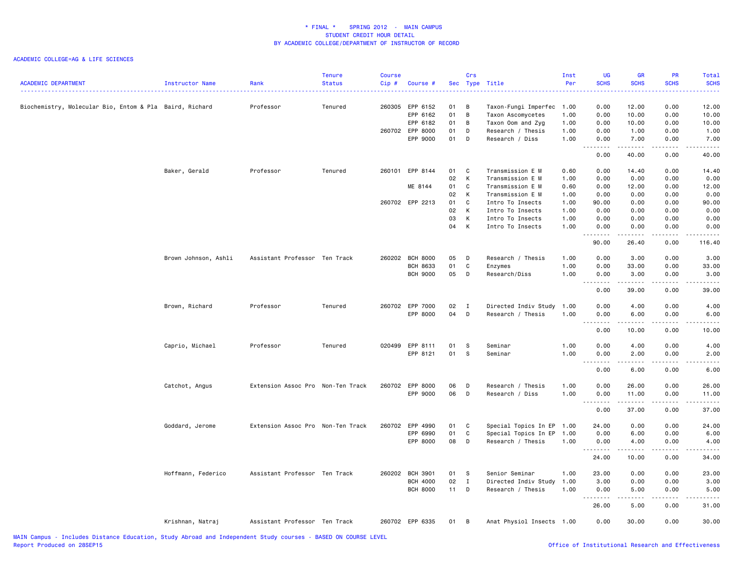# * FINAL * SPRING 2012 - MAIN CAMPUS
## STUDENT CREDIT HOUR DETAIL
## BY ACADEMIC COLLEGE/DEPARTMENT OF INSTRUCTOR OF RECORD

ACADEMIC COLLEGE=AG & LIFE SCIENCES

| ACADEMIC DEPARTMENT | Instructor Name | Rank | Tenure Status | Course Cip # | Course # | Sec | Crs Type | Title | Inst Per | UG SCHS | GR SCHS | PR SCHS | Total SCHS |
|---|---|---|---|---|---|---|---|---|---|---|---|---|---|
| Biochemistry, Molecular Bio, Entom & Pla | Baird, Richard | Professor | Tenured | 260305 | EPP 6152 | 01 | B | Taxon-Fungi Imperfec | 1.00 | 0.00 | 12.00 | 0.00 | 12.00 |
| | | | | | EPP 6162 | 01 | B | Taxon Ascomycetes | 1.00 | 0.00 | 10.00 | 0.00 | 10.00 |
| | | | | | EPP 6182 | 01 | B | Taxon Oom and Zyg | 1.00 | 0.00 | 10.00 | 0.00 | 10.00 |
| | | | | 260702 | EPP 8000 | 01 | D | Research / Thesis | 1.00 | 0.00 | 1.00 | 0.00 | 1.00 |
| | | | | | EPP 9000 | 01 | D | Research / Diss | 1.00 | 0.00 | 7.00 | 0.00 | 7.00 |
| | | | | | | | | | | 0.00 | 40.00 | 0.00 | 40.00 |
| | Baker, Gerald | Professor | Tenured | 260101 | EPP 8144 | 01 | C | Transmission E M | 0.60 | 0.00 | 14.40 | 0.00 | 14.40 |
| | | | | | | 02 | K | Transmission E M | 1.00 | 0.00 | 0.00 | 0.00 | 0.00 |
| | | | | | ME 8144 | 01 | C | Transmission E M | 0.60 | 0.00 | 12.00 | 0.00 | 12.00 |
| | | | | | | 02 | K | Transmission E M | 1.00 | 0.00 | 0.00 | 0.00 | 0.00 |
| | | | | 260702 | EPP 2213 | 01 | C | Intro To Insects | 1.00 | 90.00 | 0.00 | 0.00 | 90.00 |
| | | | | | | 02 | K | Intro To Insects | 1.00 | 0.00 | 0.00 | 0.00 | 0.00 |
| | | | | | | 03 | K | Intro To Insects | 1.00 | 0.00 | 0.00 | 0.00 | 0.00 |
| | | | | | | 04 | K | Intro To Insects | 1.00 | 0.00 | 0.00 | 0.00 | 0.00 |
| | | | | | | | | | | 90.00 | 26.40 | 0.00 | 116.40 |
| | Brown Johnson, Ashli | Assistant Professor | Ten Track | 260202 | BCH 8000 | 05 | D | Research / Thesis | 1.00 | 0.00 | 3.00 | 0.00 | 3.00 |
| | | | | | BCH 8633 | 01 | C | Enzymes | 1.00 | 0.00 | 33.00 | 0.00 | 33.00 |
| | | | | | BCH 9000 | 05 | D | Research/Diss | 1.00 | 0.00 | 3.00 | 0.00 | 3.00 |
| | | | | | | | | | | 0.00 | 39.00 | 0.00 | 39.00 |
| | Brown, Richard | Professor | Tenured | 260702 | EPP 7000 | 02 | I | Directed Indiv Study | 1.00 | 0.00 | 4.00 | 0.00 | 4.00 |
| | | | | | EPP 8000 | 04 | D | Research / Thesis | 1.00 | 0.00 | 6.00 | 0.00 | 6.00 |
| | | | | | | | | | | 0.00 | 10.00 | 0.00 | 10.00 |
| | Caprio, Michael | Professor | Tenured | 020499 | EPP 8111 | 01 | S | Seminar | 1.00 | 0.00 | 4.00 | 0.00 | 4.00 |
| | | | | | EPP 8121 | 01 | S | Seminar | 1.00 | 0.00 | 2.00 | 0.00 | 2.00 |
| | | | | | | | | | | 0.00 | 6.00 | 0.00 | 6.00 |
| | Catchot, Angus | Extension Assoc Pro | Non-Ten Track | 260702 | EPP 8000 | 06 | D | Research / Thesis | 1.00 | 0.00 | 26.00 | 0.00 | 26.00 |
| | | | | | EPP 9000 | 06 | D | Research / Diss | 1.00 | 0.00 | 11.00 | 0.00 | 11.00 |
| | | | | | | | | | | 0.00 | 37.00 | 0.00 | 37.00 |
| | Goddard, Jerome | Extension Assoc Pro | Non-Ten Track | 260702 | EPP 4990 | 01 | C | Special Topics In EP | 1.00 | 24.00 | 0.00 | 0.00 | 24.00 |
| | | | | | EPP 6990 | 01 | C | Special Topics In EP | 1.00 | 0.00 | 6.00 | 0.00 | 6.00 |
| | | | | | EPP 8000 | 08 | D | Research / Thesis | 1.00 | 0.00 | 4.00 | 0.00 | 4.00 |
| | | | | | | | | | | 24.00 | 10.00 | 0.00 | 34.00 |
| | Hoffmann, Federico | Assistant Professor | Ten Track | 260202 | BCH 3901 | 01 | S | Senior Seminar | 1.00 | 23.00 | 0.00 | 0.00 | 23.00 |
| | | | | | BCH 4000 | 02 | I | Directed Indiv Study | 1.00 | 3.00 | 0.00 | 0.00 | 3.00 |
| | | | | | BCH 8000 | 11 | D | Research / Thesis | 1.00 | 0.00 | 5.00 | 0.00 | 5.00 |
| | | | | | | | | | | 26.00 | 5.00 | 0.00 | 31.00 |
| | Krishnan, Natraj | Assistant Professor | Ten Track | 260702 | EPP 6335 | 01 | B | Anat Physiol Insects | 1.00 | 0.00 | 30.00 | 0.00 | 30.00 |

MAIN Campus - Includes Distance Education, Study Abroad and Independent Study courses - BASED ON COURSE LEVEL
Report Produced on 28SEP15

Office of Institutional Research and Effectiveness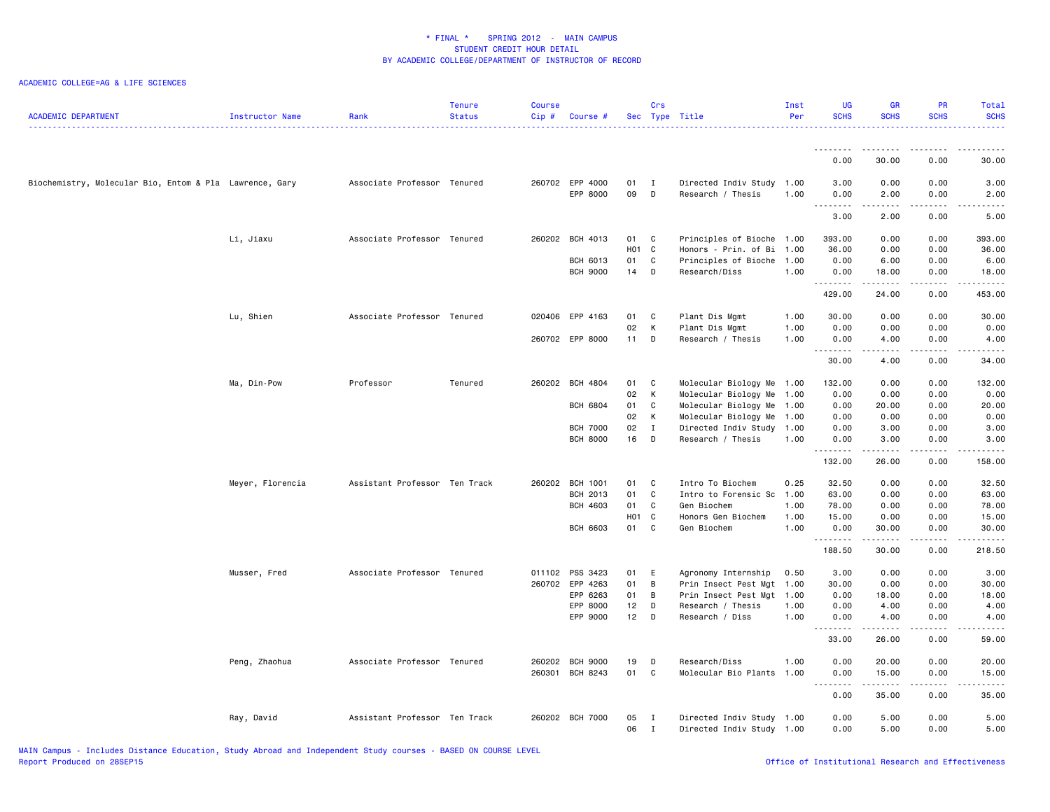# * FINAL * SPRING 2012 - MAIN CAMPUS
## STUDENT CREDIT HOUR DETAIL
## BY ACADEMIC COLLEGE/DEPARTMENT OF INSTRUCTOR OF RECORD

ACADEMIC COLLEGE=AG & LIFE SCIENCES

| ACADEMIC DEPARTMENT | Instructor Name | Rank | Tenure Status | Course Cip # | Course # | Sec | Crs Type | Title | Inst Per | UG SCHS | GR SCHS | PR SCHS | Total SCHS |
|---|---|---|---|---|---|---|---|---|---|---|---|---|---|
| | | | | | | | | | | 0.00 | 30.00 | 0.00 | 30.00 |
| Biochemistry, Molecular Bio, Entom & Pla | Lawrence, Gary | Associate Professor | Tenured | 260702 | EPP 4000 | 01 | I | Directed Indiv Study | 1.00 | 3.00 | 0.00 | 0.00 | 3.00 |
| | | | | | EPP 8000 | 09 | D | Research / Thesis | 1.00 | 0.00 | 2.00 | 0.00 | 2.00 |
| | | | | | | | | | | 3.00 | 2.00 | 0.00 | 5.00 |
| | Li, Jiaxu | Associate Professor | Tenured | 260202 | BCH 4013 | 01 | C | Principles of Bioche | 1.00 | 393.00 | 0.00 | 0.00 | 393.00 |
| | | | | | | H01 | C | Honors - Prin. of Bi | 1.00 | 36.00 | 0.00 | 0.00 | 36.00 |
| | | | | | BCH 6013 | 01 | C | Principles of Bioche | 1.00 | 0.00 | 6.00 | 0.00 | 6.00 |
| | | | | | BCH 9000 | 14 | D | Research/Diss | 1.00 | 0.00 | 18.00 | 0.00 | 18.00 |
| | | | | | | | | | | 429.00 | 24.00 | 0.00 | 453.00 |
| | Lu, Shien | Associate Professor | Tenured | 020406 | EPP 4163 | 01 | C | Plant Dis Mgmt | 1.00 | 30.00 | 0.00 | 0.00 | 30.00 |
| | | | | | | 02 | K | Plant Dis Mgmt | 1.00 | 0.00 | 0.00 | 0.00 | 0.00 |
| | | | | 260702 | EPP 8000 | 11 | D | Research / Thesis | 1.00 | 0.00 | 4.00 | 0.00 | 4.00 |
| | | | | | | | | | | 30.00 | 4.00 | 0.00 | 34.00 |
| | Ma, Din-Pow | Professor | Tenured | 260202 | BCH 4804 | 01 | C | Molecular Biology Me | 1.00 | 132.00 | 0.00 | 0.00 | 132.00 |
| | | | | | | 02 | K | Molecular Biology Me | 1.00 | 0.00 | 0.00 | 0.00 | 0.00 |
| | | | | | BCH 6804 | 01 | C | Molecular Biology Me | 1.00 | 0.00 | 20.00 | 0.00 | 20.00 |
| | | | | | | 02 | K | Molecular Biology Me | 1.00 | 0.00 | 0.00 | 0.00 | 0.00 |
| | | | | | BCH 7000 | 02 | I | Directed Indiv Study | 1.00 | 0.00 | 3.00 | 0.00 | 3.00 |
| | | | | | BCH 8000 | 16 | D | Research / Thesis | 1.00 | 0.00 | 3.00 | 0.00 | 3.00 |
| | | | | | | | | | | 132.00 | 26.00 | 0.00 | 158.00 |
| | Meyer, Florencia | Assistant Professor | Ten Track | 260202 | BCH 1001 | 01 | C | Intro To Biochem | 0.25 | 32.50 | 0.00 | 0.00 | 32.50 |
| | | | | | BCH 2013 | 01 | C | Intro to Forensic Sc | 1.00 | 63.00 | 0.00 | 0.00 | 63.00 |
| | | | | | BCH 4603 | 01 | C | Gen Biochem | 1.00 | 78.00 | 0.00 | 0.00 | 78.00 |
| | | | | | | H01 | C | Honors Gen Biochem | 1.00 | 15.00 | 0.00 | 0.00 | 15.00 |
| | | | | | BCH 6603 | 01 | C | Gen Biochem | 1.00 | 0.00 | 30.00 | 0.00 | 30.00 |
| | | | | | | | | | | 188.50 | 30.00 | 0.00 | 218.50 |
| | Musser, Fred | Associate Professor | Tenured | 011102 | PSS 3423 | 01 | E | Agronomy Internship | 0.50 | 3.00 | 0.00 | 0.00 | 3.00 |
| | | | | 260702 | EPP 4263 | 01 | B | Prin Insect Pest Mgt | 1.00 | 30.00 | 0.00 | 0.00 | 30.00 |
| | | | | | EPP 6263 | 01 | B | Prin Insect Pest Mgt | 1.00 | 0.00 | 18.00 | 0.00 | 18.00 |
| | | | | | EPP 8000 | 12 | D | Research / Thesis | 1.00 | 0.00 | 4.00 | 0.00 | 4.00 |
| | | | | | EPP 9000 | 12 | D | Research / Diss | 1.00 | 0.00 | 4.00 | 0.00 | 4.00 |
| | | | | | | | | | | 33.00 | 26.00 | 0.00 | 59.00 |
| | Peng, Zhaohua | Associate Professor | Tenured | 260202 | BCH 9000 | 19 | D | Research/Diss | 1.00 | 0.00 | 20.00 | 0.00 | 20.00 |
| | | | | 260301 | BCH 8243 | 01 | C | Molecular Bio Plants | 1.00 | 0.00 | 15.00 | 0.00 | 15.00 |
| | | | | | | | | | | 0.00 | 35.00 | 0.00 | 35.00 |
| | Ray, David | Assistant Professor | Ten Track | 260202 | BCH 7000 | 05 | I | Directed Indiv Study | 1.00 | 0.00 | 5.00 | 0.00 | 5.00 |
| | | | | | | 06 | I | Directed Indiv Study | 1.00 | 0.00 | 5.00 | 0.00 | 5.00 |

MAIN Campus - Includes Distance Education, Study Abroad and Independent Study courses - BASED ON COURSE LEVEL
Report Produced on 28SEP15

Office of Institutional Research and Effectiveness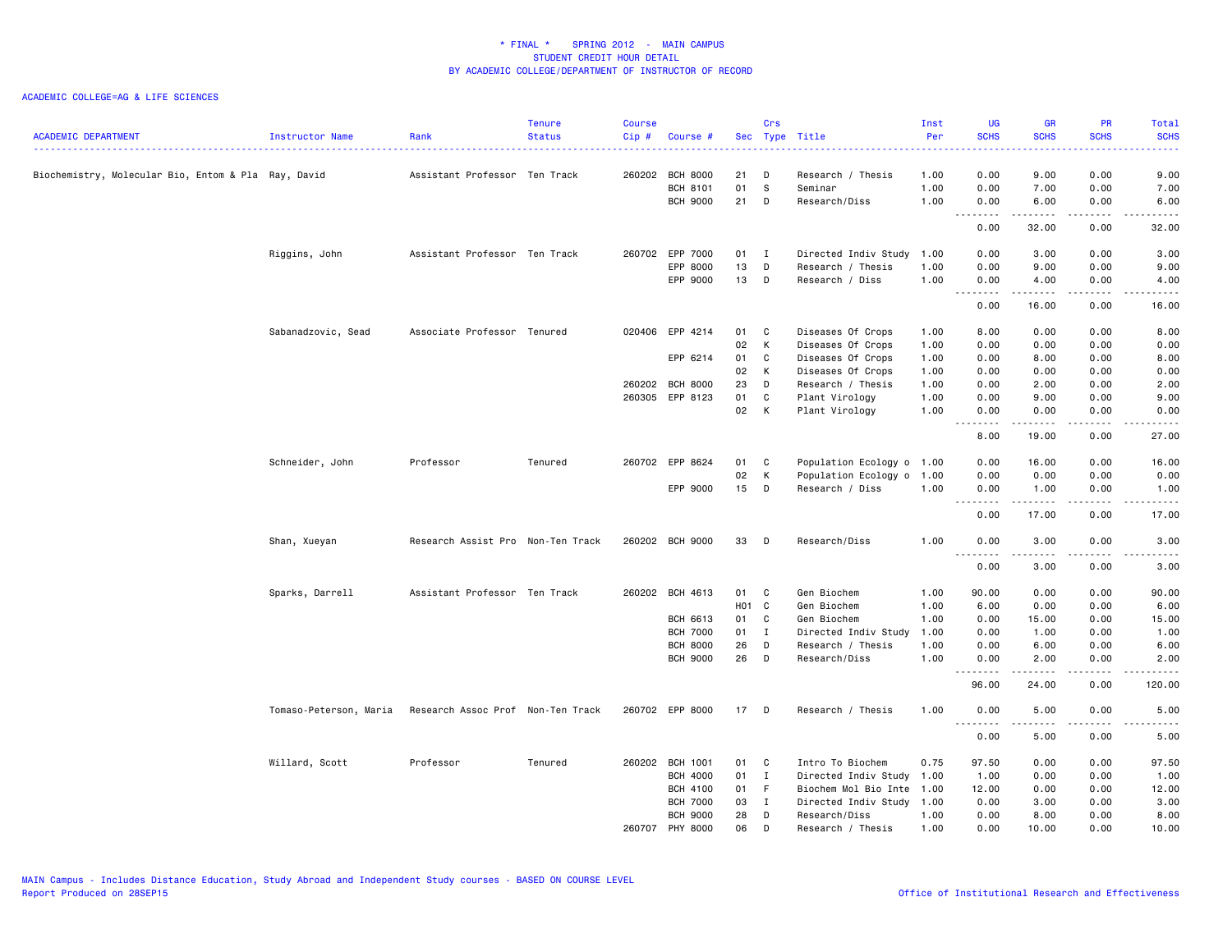# * FINAL * SPRING 2012 - MAIN CAMPUS
## STUDENT CREDIT HOUR DETAIL
## BY ACADEMIC COLLEGE/DEPARTMENT OF INSTRUCTOR OF RECORD

ACADEMIC COLLEGE=AG & LIFE SCIENCES

| ACADEMIC DEPARTMENT | Instructor Name | Rank | Tenure Status | Course Cip # | Course # | Sec | Crs Type | Title | Inst Per | UG SCHS | GR SCHS | PR SCHS | Total SCHS |
|---|---|---|---|---|---|---|---|---|---|---|---|---|---|
| Biochemistry, Molecular Bio, Entom & Pla | Ray, David | Assistant Professor | Ten Track | 260202 | BCH 8000 | 21 | D | Research / Thesis | 1.00 | 0.00 | 9.00 | 0.00 | 9.00 |
| | | | | | BCH 8101 | 01 | S | Seminar | 1.00 | 0.00 | 7.00 | 0.00 | 7.00 |
| | | | | | BCH 9000 | 21 | D | Research/Diss | 1.00 | 0.00 | 6.00 | 0.00 | 6.00 |
| | | | | | | | | | | 0.00 | 32.00 | 0.00 | 32.00 |
| | Riggins, John | Assistant Professor | Ten Track | 260702 | EPP 7000 | 01 | I | Directed Indiv Study | 1.00 | 0.00 | 3.00 | 0.00 | 3.00 |
| | | | | | EPP 8000 | 13 | D | Research / Thesis | 1.00 | 0.00 | 9.00 | 0.00 | 9.00 |
| | | | | | EPP 9000 | 13 | D | Research / Diss | 1.00 | 0.00 | 4.00 | 0.00 | 4.00 |
| | | | | | | | | | | 0.00 | 16.00 | 0.00 | 16.00 |
| | Sabanadzovic, Sead | Associate Professor | Tenured | 020406 | EPP 4214 | 01 | C | Diseases Of Crops | 1.00 | 8.00 | 0.00 | 0.00 | 8.00 |
| | | | | | | 02 | K | Diseases Of Crops | 1.00 | 0.00 | 0.00 | 0.00 | 0.00 |
| | | | | | EPP 6214 | 01 | C | Diseases Of Crops | 1.00 | 0.00 | 8.00 | 0.00 | 8.00 |
| | | | | | | 02 | K | Diseases Of Crops | 1.00 | 0.00 | 0.00 | 0.00 | 0.00 |
| | | | | 260202 | BCH 8000 | 23 | D | Research / Thesis | 1.00 | 0.00 | 2.00 | 0.00 | 2.00 |
| | | | | 260305 | EPP 8123 | 01 | C | Plant Virology | 1.00 | 0.00 | 9.00 | 0.00 | 9.00 |
| | | | | | | 02 | K | Plant Virology | 1.00 | 0.00 | 0.00 | 0.00 | 0.00 |
| | | | | | | | | | | 8.00 | 19.00 | 0.00 | 27.00 |
| | Schneider, John | Professor | Tenured | 260702 | EPP 8624 | 01 | C | Population Ecology o | 1.00 | 0.00 | 16.00 | 0.00 | 16.00 |
| | | | | | | 02 | K | Population Ecology o | 1.00 | 0.00 | 0.00 | 0.00 | 0.00 |
| | | | | | EPP 9000 | 15 | D | Research / Diss | 1.00 | 0.00 | 1.00 | 0.00 | 1.00 |
| | | | | | | | | | | 0.00 | 17.00 | 0.00 | 17.00 |
| | Shan, Xueyan | Research Assist Pro | Non-Ten Track | 260202 | BCH 9000 | 33 | D | Research/Diss | 1.00 | 0.00 | 3.00 | 0.00 | 3.00 |
| | | | | | | | | | | 0.00 | 3.00 | 0.00 | 3.00 |
| | Sparks, Darrell | Assistant Professor | Ten Track | 260202 | BCH 4613 | 01 | C | Gen Biochem | 1.00 | 90.00 | 0.00 | 0.00 | 90.00 |
| | | | | | | H01 | C | Gen Biochem | 1.00 | 6.00 | 0.00 | 0.00 | 6.00 |
| | | | | | BCH 6613 | 01 | C | Gen Biochem | 1.00 | 0.00 | 15.00 | 0.00 | 15.00 |
| | | | | | BCH 7000 | 01 | I | Directed Indiv Study | 1.00 | 0.00 | 1.00 | 0.00 | 1.00 |
| | | | | | BCH 8000 | 26 | D | Research / Thesis | 1.00 | 0.00 | 6.00 | 0.00 | 6.00 |
| | | | | | BCH 9000 | 26 | D | Research/Diss | 1.00 | 0.00 | 2.00 | 0.00 | 2.00 |
| | | | | | | | | | | 96.00 | 24.00 | 0.00 | 120.00 |
| | Tomaso-Peterson, Maria | Research Assoc Prof | Non-Ten Track | 260702 | EPP 8000 | 17 | D | Research / Thesis | 1.00 | 0.00 | 5.00 | 0.00 | 5.00 |
| | | | | | | | | | | 0.00 | 5.00 | 0.00 | 5.00 |
| | Willard, Scott | Professor | Tenured | 260202 | BCH 1001 | 01 | C | Intro To Biochem | 0.75 | 97.50 | 0.00 | 0.00 | 97.50 |
| | | | | | BCH 4000 | 01 | I | Directed Indiv Study | 1.00 | 1.00 | 0.00 | 0.00 | 1.00 |
| | | | | | BCH 4100 | 01 | F | Biochem Mol Bio Inte | 1.00 | 12.00 | 0.00 | 0.00 | 12.00 |
| | | | | | BCH 7000 | 03 | I | Directed Indiv Study | 1.00 | 0.00 | 3.00 | 0.00 | 3.00 |
| | | | | | BCH 9000 | 28 | D | Research/Diss | 1.00 | 0.00 | 8.00 | 0.00 | 8.00 |
| | | | | 260707 | PHY 8000 | 06 | D | Research / Thesis | 1.00 | 0.00 | 10.00 | 0.00 | 10.00 |

MAIN Campus - Includes Distance Education, Study Abroad and Independent Study courses - BASED ON COURSE LEVEL
Report Produced on 28SEP15

Office of Institutional Research and Effectiveness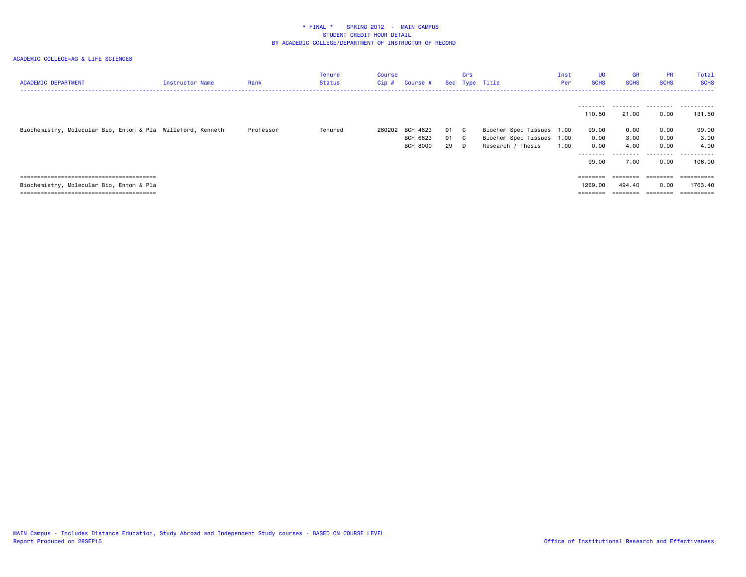\* FINAL \* SPRING 2012 - MAIN CAMPUS
STUDENT CREDIT HOUR DETAIL
BY ACADEMIC COLLEGE/DEPARTMENT OF INSTRUCTOR OF RECORD

ACADEMIC COLLEGE=AG & LIFE SCIENCES

| ACADEMIC DEPARTMENT | Instructor Name | Rank | Tenure Status | Course Cip # | Course # | Sec | Crs Type | Title | Inst Per | UG SCHS | GR SCHS | PR SCHS | Total SCHS |
|---|---|---|---|---|---|---|---|---|---|---|---|---|---|
| | | | | | | | | | | 110.50 | 21.00 | 0.00 | 131.50 |
| Biochemistry, Molecular Bio, Entom & Pla | Willeford, Kenneth | Professor | Tenured | 260202 | BCH 4623 | 01 | C | Biochem Spec Tissues | 1.00 | 99.00 | 0.00 | 0.00 | 99.00 |
| | | | | | BCH 6623 | 01 | C | Biochem Spec Tissues | 1.00 | 0.00 | 3.00 | 0.00 | 3.00 |
| | | | | | BCH 8000 | 29 | D | Research / Thesis | 1.00 | 0.00 | 4.00 | 0.00 | 4.00 |
| | | | | | | | | | | 99.00 | 7.00 | 0.00 | 106.00 |
| Biochemistry, Molecular Bio, Entom & Pla | | | | | | | | | | 1269.00 | 494.40 | 0.00 | 1763.40 |

MAIN Campus - Includes Distance Education, Study Abroad and Independent Study courses - BASED ON COURSE LEVEL
Report Produced on 28SEP15

Office of Institutional Research and Effectiveness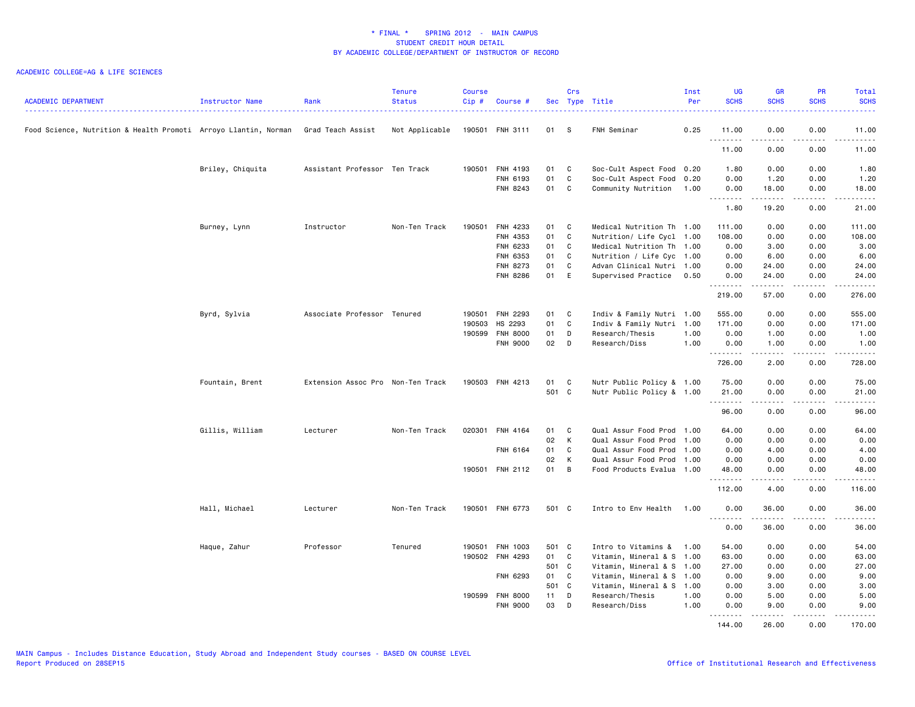# * FINAL * SPRING 2012 - MAIN CAMPUS
## STUDENT CREDIT HOUR DETAIL
### BY ACADEMIC COLLEGE/DEPARTMENT OF INSTRUCTOR OF RECORD

ACADEMIC COLLEGE=AG & LIFE SCIENCES

| ACADEMIC DEPARTMENT | Instructor Name | Rank | Tenure Status | Course Cip # | Course # | Sec | Crs Type | Title | Inst Per | UG SCHS | GR SCHS | PR SCHS | Total SCHS |
|---|---|---|---|---|---|---|---|---|---|---|---|---|---|
| Food Science, Nutrition & Health Promoti | Arroyo Llantin, Norman | Grad Teach Assist | Not Applicable | 190501 | FNH 3111 | 01 | S | FNH Seminar | 0.25 | 11.00 | 0.00 | 0.00 | 11.00 |
| | | | | | | | | | | 11.00 | 0.00 | 0.00 | 11.00 |
| | Briley, Chiquita | Assistant Professor | Ten Track | 190501 | FNH 4193 | 01 | C | Soc-Cult Aspect Food | 0.20 | 1.80 | 0.00 | 0.00 | 1.80 |
| | | | | | FNH 6193 | 01 | C | Soc-Cult Aspect Food | 0.20 | 0.00 | 1.20 | 0.00 | 1.20 |
| | | | | | FNH 8243 | 01 | C | Community Nutrition | 1.00 | 0.00 | 18.00 | 0.00 | 18.00 |
| | | | | | | | | | | 1.80 | 19.20 | 0.00 | 21.00 |
| | Burney, Lynn | Instructor | Non-Ten Track | 190501 | FNH 4233 | 01 | C | Medical Nutrition Th | 1.00 | 111.00 | 0.00 | 0.00 | 111.00 |
| | | | | | FNH 4353 | 01 | C | Nutrition/ Life Cycl | 1.00 | 108.00 | 0.00 | 0.00 | 108.00 |
| | | | | | FNH 6233 | 01 | C | Medical Nutrition Th | 1.00 | 0.00 | 3.00 | 0.00 | 3.00 |
| | | | | | FNH 6353 | 01 | C | Nutrition / Life Cyc | 1.00 | 0.00 | 6.00 | 0.00 | 6.00 |
| | | | | | FNH 8273 | 01 | C | Advan Clinical Nutri | 1.00 | 0.00 | 24.00 | 0.00 | 24.00 |
| | | | | | FNH 8286 | 01 | E | Supervised Practice | 0.50 | 0.00 | 24.00 | 0.00 | 24.00 |
| | | | | | | | | | | 219.00 | 57.00 | 0.00 | 276.00 |
| | Byrd, Sylvia | Associate Professor | Tenured | 190501 | FNH 2293 | 01 | C | Indiv & Family Nutri | 1.00 | 555.00 | 0.00 | 0.00 | 555.00 |
| | | | | 190503 | HS 2293 | 01 | C | Indiv & Family Nutri | 1.00 | 171.00 | 0.00 | 0.00 | 171.00 |
| | | | | 190599 | FNH 8000 | 01 | D | Research/Thesis | 1.00 | 0.00 | 1.00 | 0.00 | 1.00 |
| | | | | | FNH 9000 | 02 | D | Research/Diss | 1.00 | 0.00 | 1.00 | 0.00 | 1.00 |
| | | | | | | | | | | 726.00 | 2.00 | 0.00 | 728.00 |
| | Fountain, Brent | Extension Assoc Pro | Non-Ten Track | 190503 | FNH 4213 | 01 | C | Nutr Public Policy & | 1.00 | 75.00 | 0.00 | 0.00 | 75.00 |
| | | | | | | 501 | C | Nutr Public Policy & | 1.00 | 21.00 | 0.00 | 0.00 | 21.00 |
| | | | | | | | | | | 96.00 | 0.00 | 0.00 | 96.00 |
| | Gillis, William | Lecturer | Non-Ten Track | 020301 | FNH 4164 | 01 | C | Qual Assur Food Prod | 1.00 | 64.00 | 0.00 | 0.00 | 64.00 |
| | | | | | | 02 | K | Qual Assur Food Prod | 1.00 | 0.00 | 0.00 | 0.00 | 0.00 |
| | | | | | FNH 6164 | 01 | C | Qual Assur Food Prod | 1.00 | 0.00 | 4.00 | 0.00 | 4.00 |
| | | | | | | 02 | K | Qual Assur Food Prod | 1.00 | 0.00 | 0.00 | 0.00 | 0.00 |
| | | | | 190501 | FNH 2112 | 01 | B | Food Products Evalua | 1.00 | 48.00 | 0.00 | 0.00 | 48.00 |
| | | | | | | | | | | 112.00 | 4.00 | 0.00 | 116.00 |
| | Hall, Michael | Lecturer | Non-Ten Track | 190501 | FNH 6773 | 501 | C | Intro to Env Health | 1.00 | 0.00 | 36.00 | 0.00 | 36.00 |
| | | | | | | | | | | 0.00 | 36.00 | 0.00 | 36.00 |
| | Haque, Zahur | Professor | Tenured | 190501 | FNH 1003 | 501 | C | Intro to Vitamins & | 1.00 | 54.00 | 0.00 | 0.00 | 54.00 |
| | | | | 190502 | FNH 4293 | 01 | C | Vitamin, Mineral & S | 1.00 | 63.00 | 0.00 | 0.00 | 63.00 |
| | | | | | | 501 | C | Vitamin, Mineral & S | 1.00 | 27.00 | 0.00 | 0.00 | 27.00 |
| | | | | | FNH 6293 | 01 | C | Vitamin, Mineral & S | 1.00 | 0.00 | 9.00 | 0.00 | 9.00 |
| | | | | | | 501 | C | Vitamin, Mineral & S | 1.00 | 0.00 | 3.00 | 0.00 | 3.00 |
| | | | | 190599 | FNH 8000 | 11 | D | Research/Thesis | 1.00 | 0.00 | 5.00 | 0.00 | 5.00 |
| | | | | | FNH 9000 | 03 | D | Research/Diss | 1.00 | 0.00 | 9.00 | 0.00 | 9.00 |
| | | | | | | | | | | 144.00 | 26.00 | 0.00 | 170.00 |

MAIN Campus - Includes Distance Education, Study Abroad and Independent Study courses - BASED ON COURSE LEVEL
Report Produced on 28SEP15

Office of Institutional Research and Effectiveness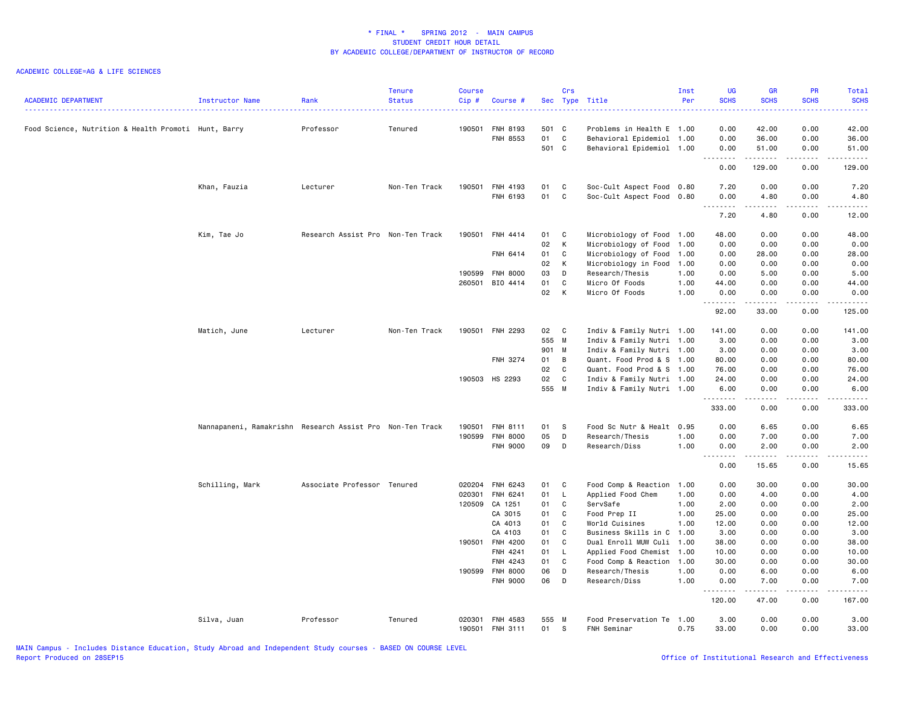# * FINAL * SPRING 2012 - MAIN CAMPUS
## STUDENT CREDIT HOUR DETAIL
## BY ACADEMIC COLLEGE/DEPARTMENT OF INSTRUCTOR OF RECORD

ACADEMIC COLLEGE=AG & LIFE SCIENCES

| ACADEMIC DEPARTMENT | Instructor Name | Rank | Tenure Status | Course Cip # | Course # | Sec | Crs Type | Title | Inst Per | UG SCHS | GR SCHS | PR SCHS | Total SCHS |
|---|---|---|---|---|---|---|---|---|---|---|---|---|---|
| Food Science, Nutrition & Health Promoti | Hunt, Barry | Professor | Tenured | 190501 | FNH 8193 | 501 | C | Problems in Health E | 1.00 | 0.00 | 42.00 | 0.00 | 42.00 |
| | | | | | FNH 8553 | 01 | C | Behavioral Epidemiol | 1.00 | 0.00 | 36.00 | 0.00 | 36.00 |
| | | | | | | 501 | C | Behavioral Epidemiol | 1.00 | 0.00 | 51.00 | 0.00 | 51.00 |
| | | | | | | | | | | 0.00 | 129.00 | 0.00 | 129.00 |
| | Khan, Fauzia | Lecturer | Non-Ten Track | 190501 | FNH 4193 | 01 | C | Soc-Cult Aspect Food | 0.80 | 7.20 | 0.00 | 0.00 | 7.20 |
| | | | | | FNH 6193 | 01 | C | Soc-Cult Aspect Food | 0.80 | 0.00 | 4.80 | 0.00 | 4.80 |
| | | | | | | | | | | 7.20 | 4.80 | 0.00 | 12.00 |
| | Kim, Tae Jo | Research Assist Pro | Non-Ten Track | 190501 | FNH 4414 | 01 | C | Microbiology of Food | 1.00 | 48.00 | 0.00 | 0.00 | 48.00 |
| | | | | | | 02 | K | Microbiology of Food | 1.00 | 0.00 | 0.00 | 0.00 | 0.00 |
| | | | | | FNH 6414 | 01 | C | Microbiology of Food | 1.00 | 0.00 | 28.00 | 0.00 | 28.00 |
| | | | | | | 02 | K | Microbiology in Food | 1.00 | 0.00 | 0.00 | 0.00 | 0.00 |
| | | | | 190599 | FNH 8000 | 03 | D | Research/Thesis | 1.00 | 0.00 | 5.00 | 0.00 | 5.00 |
| | | | | 260501 | BIO 4414 | 01 | C | Micro Of Foods | 1.00 | 44.00 | 0.00 | 0.00 | 44.00 |
| | | | | | | 02 | K | Micro Of Foods | 1.00 | 0.00 | 0.00 | 0.00 | 0.00 |
| | | | | | | | | | | 92.00 | 33.00 | 0.00 | 125.00 |
| | Matich, June | Lecturer | Non-Ten Track | 190501 | FNH 2293 | 02 | C | Indiv & Family Nutri | 1.00 | 141.00 | 0.00 | 0.00 | 141.00 |
| | | | | | | 555 | M | Indiv & Family Nutri | 1.00 | 3.00 | 0.00 | 0.00 | 3.00 |
| | | | | | | 901 | M | Indiv & Family Nutri | 1.00 | 3.00 | 0.00 | 0.00 | 3.00 |
| | | | | | FNH 3274 | 01 | B | Quant. Food Prod & S | 1.00 | 80.00 | 0.00 | 0.00 | 80.00 |
| | | | | | | 02 | C | Quant. Food Prod & S | 1.00 | 76.00 | 0.00 | 0.00 | 76.00 |
| | | | | 190503 | HS 2293 | 02 | C | Indiv & Family Nutri | 1.00 | 24.00 | 0.00 | 0.00 | 24.00 |
| | | | | | | 555 | M | Indiv & Family Nutri | 1.00 | 6.00 | 0.00 | 0.00 | 6.00 |
| | | | | | | | | | | 333.00 | 0.00 | 0.00 | 333.00 |
| | Nannapaneni, Ramakrishn | Research Assist Pro | Non-Ten Track | 190501 | FNH 8111 | 01 | S | Food Sc Nutr & Healt | 0.95 | 0.00 | 6.65 | 0.00 | 6.65 |
| | | | | 190599 | FNH 8000 | 05 | D | Research/Thesis | 1.00 | 0.00 | 7.00 | 0.00 | 7.00 |
| | | | | | FNH 9000 | 09 | D | Research/Diss | 1.00 | 0.00 | 2.00 | 0.00 | 2.00 |
| | | | | | | | | | | 0.00 | 15.65 | 0.00 | 15.65 |
| | Schilling, Mark | Associate Professor | Tenured | 020204 | FNH 6243 | 01 | C | Food Comp & Reaction | 1.00 | 0.00 | 30.00 | 0.00 | 30.00 |
| | | | | 020301 | FNH 6241 | 01 | L | Applied Food Chem | 1.00 | 0.00 | 4.00 | 0.00 | 4.00 |
| | | | | 120509 | CA 1251 | 01 | C | ServSafe | 1.00 | 2.00 | 0.00 | 0.00 | 2.00 |
| | | | | | CA 3015 | 01 | C | Food Prep II | 1.00 | 25.00 | 0.00 | 0.00 | 25.00 |
| | | | | | CA 4013 | 01 | C | World Cuisines | 1.00 | 12.00 | 0.00 | 0.00 | 12.00 |
| | | | | | CA 4103 | 01 | C | Business Skills in C | 1.00 | 3.00 | 0.00 | 0.00 | 3.00 |
| | | | | 190501 | FNH 4200 | 01 | C | Dual Enroll MUW Culi | 1.00 | 38.00 | 0.00 | 0.00 | 38.00 |
| | | | | | FNH 4241 | 01 | L | Applied Food Chemist | 1.00 | 10.00 | 0.00 | 0.00 | 10.00 |
| | | | | | FNH 4243 | 01 | C | Food Comp & Reaction | 1.00 | 30.00 | 0.00 | 0.00 | 30.00 |
| | | | | 190599 | FNH 8000 | 06 | D | Research/Thesis | 1.00 | 0.00 | 6.00 | 0.00 | 6.00 |
| | | | | | FNH 9000 | 06 | D | Research/Diss | 1.00 | 0.00 | 7.00 | 0.00 | 7.00 |
| | | | | | | | | | | 120.00 | 47.00 | 0.00 | 167.00 |
| | Silva, Juan | Professor | Tenured | 020301 | FNH 4583 | 555 | M | Food Preservation Te | 1.00 | 3.00 | 0.00 | 0.00 | 3.00 |
| | | | | 190501 | FNH 3111 | 01 | S | FNH Seminar | 0.75 | 33.00 | 0.00 | 0.00 | 33.00 |

MAIN Campus - Includes Distance Education, Study Abroad and Independent Study courses - BASED ON COURSE LEVEL
Report Produced on 28SEP15

Office of Institutional Research and Effectiveness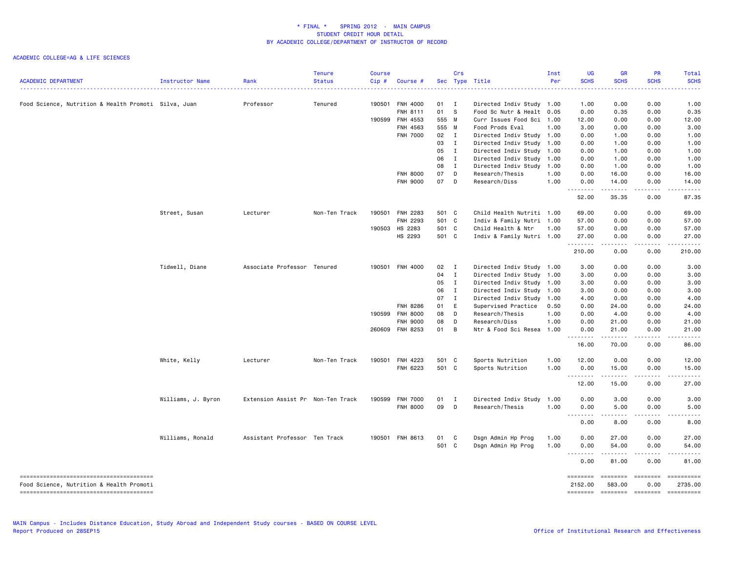# * FINAL * SPRING 2012 - MAIN CAMPUS
## STUDENT CREDIT HOUR DETAIL
## BY ACADEMIC COLLEGE/DEPARTMENT OF INSTRUCTOR OF RECORD

ACADEMIC COLLEGE=AG & LIFE SCIENCES

| ACADEMIC DEPARTMENT | Instructor Name | Rank | Tenure Status | Course Cip # | Course # | Sec | Crs Type | Title | Inst Per | UG SCHS | GR SCHS | PR SCHS | Total SCHS |
|---|---|---|---|---|---|---|---|---|---|---|---|---|---|
| Food Science, Nutrition & Health Promoti | Silva, Juan | Professor | Tenured | 190501 | FNH 4000 | 01 | I | Directed Indiv Study | 1.00 | 1.00 | 0.00 | 0.00 | 1.00 |
| | | | | | FNH 8111 | 01 | S | Food Sc Nutr & Healt | 0.05 | 0.00 | 0.35 | 0.00 | 0.35 |
| | | | | 190599 | FNH 4553 | 555 | M | Curr Issues Food Sci | 1.00 | 12.00 | 0.00 | 0.00 | 12.00 |
| | | | | | FNH 4563 | 555 | M | Food Prods Eval | 1.00 | 3.00 | 0.00 | 0.00 | 3.00 |
| | | | | | FNH 7000 | 02 | I | Directed Indiv Study | 1.00 | 0.00 | 1.00 | 0.00 | 1.00 |
| | | | | | | 03 | I | Directed Indiv Study | 1.00 | 0.00 | 1.00 | 0.00 | 1.00 |
| | | | | | | 05 | I | Directed Indiv Study | 1.00 | 0.00 | 1.00 | 0.00 | 1.00 |
| | | | | | | 06 | I | Directed Indiv Study | 1.00 | 0.00 | 1.00 | 0.00 | 1.00 |
| | | | | | | 08 | I | Directed Indiv Study | 1.00 | 0.00 | 1.00 | 0.00 | 1.00 |
| | | | | | FNH 8000 | 07 | D | Research/Thesis | 1.00 | 0.00 | 16.00 | 0.00 | 16.00 |
| | | | | | FNH 9000 | 07 | D | Research/Diss | 1.00 | 0.00 | 14.00 | 0.00 | 14.00 |
| | | | | | | | | | | 52.00 | 35.35 | 0.00 | 87.35 |
| | Street, Susan | Lecturer | Non-Ten Track | 190501 | FNH 2283 | 501 | C | Child Health Nutriti | 1.00 | 69.00 | 0.00 | 0.00 | 69.00 |
| | | | | | FNH 2293 | 501 | C | Indiv & Family Nutri | 1.00 | 57.00 | 0.00 | 0.00 | 57.00 |
| | | | | 190503 | HS 2283 | 501 | C | Child Health & Ntr | 1.00 | 57.00 | 0.00 | 0.00 | 57.00 |
| | | | | | HS 2293 | 501 | C | Indiv & Family Nutri | 1.00 | 27.00 | 0.00 | 0.00 | 27.00 |
| | | | | | | | | | | 210.00 | 0.00 | 0.00 | 210.00 |
| | Tidwell, Diane | Associate Professor | Tenured | 190501 | FNH 4000 | 02 | I | Directed Indiv Study | 1.00 | 3.00 | 0.00 | 0.00 | 3.00 |
| | | | | | | 04 | I | Directed Indiv Study | 1.00 | 3.00 | 0.00 | 0.00 | 3.00 |
| | | | | | | 05 | I | Directed Indiv Study | 1.00 | 3.00 | 0.00 | 0.00 | 3.00 |
| | | | | | | 06 | I | Directed Indiv Study | 1.00 | 3.00 | 0.00 | 0.00 | 3.00 |
| | | | | | | 07 | I | Directed Indiv Study | 1.00 | 4.00 | 0.00 | 0.00 | 4.00 |
| | | | | | FNH 8286 | 01 | E | Supervised Practice | 0.50 | 0.00 | 24.00 | 0.00 | 24.00 |
| | | | | 190599 | FNH 8000 | 08 | D | Research/Thesis | 1.00 | 0.00 | 4.00 | 0.00 | 4.00 |
| | | | | | FNH 9000 | 08 | D | Research/Diss | 1.00 | 0.00 | 21.00 | 0.00 | 21.00 |
| | | | | 260609 | FNH 8253 | 01 | B | Ntr & Food Sci Resea | 1.00 | 0.00 | 21.00 | 0.00 | 21.00 |
| | | | | | | | | | | 16.00 | 70.00 | 0.00 | 86.00 |
| | White, Kelly | Lecturer | Non-Ten Track | 190501 | FNH 4223 | 501 | C | Sports Nutrition | 1.00 | 12.00 | 0.00 | 0.00 | 12.00 |
| | | | | | FNH 6223 | 501 | C | Sports Nutrition | 1.00 | 0.00 | 15.00 | 0.00 | 15.00 |
| | | | | | | | | | | 12.00 | 15.00 | 0.00 | 27.00 |
| | Williams, J. Byron | Extension Assist Pr | Non-Ten Track | 190599 | FNH 7000 | 01 | I | Directed Indiv Study | 1.00 | 0.00 | 3.00 | 0.00 | 3.00 |
| | | | | | FNH 8000 | 09 | D | Research/Thesis | 1.00 | 0.00 | 5.00 | 0.00 | 5.00 |
| | | | | | | | | | | 0.00 | 8.00 | 0.00 | 8.00 |
| | Williams, Ronald | Assistant Professor | Ten Track | 190501 | FNH 8613 | 01 | C | Dsgn Admin Hp Prog | 1.00 | 0.00 | 27.00 | 0.00 | 27.00 |
| | | | | | | 501 | C | Dsgn Admin Hp Prog | 1.00 | 0.00 | 54.00 | 0.00 | 54.00 |
| | | | | | | | | | | 0.00 | 81.00 | 0.00 | 81.00 |
| Food Science, Nutrition & Health Promoti | | | | | | | | | | 2152.00 | 583.00 | 0.00 | 2735.00 |

MAIN Campus - Includes Distance Education, Study Abroad and Independent Study courses - BASED ON COURSE LEVEL
Report Produced on 28SEP15

Office of Institutional Research and Effectiveness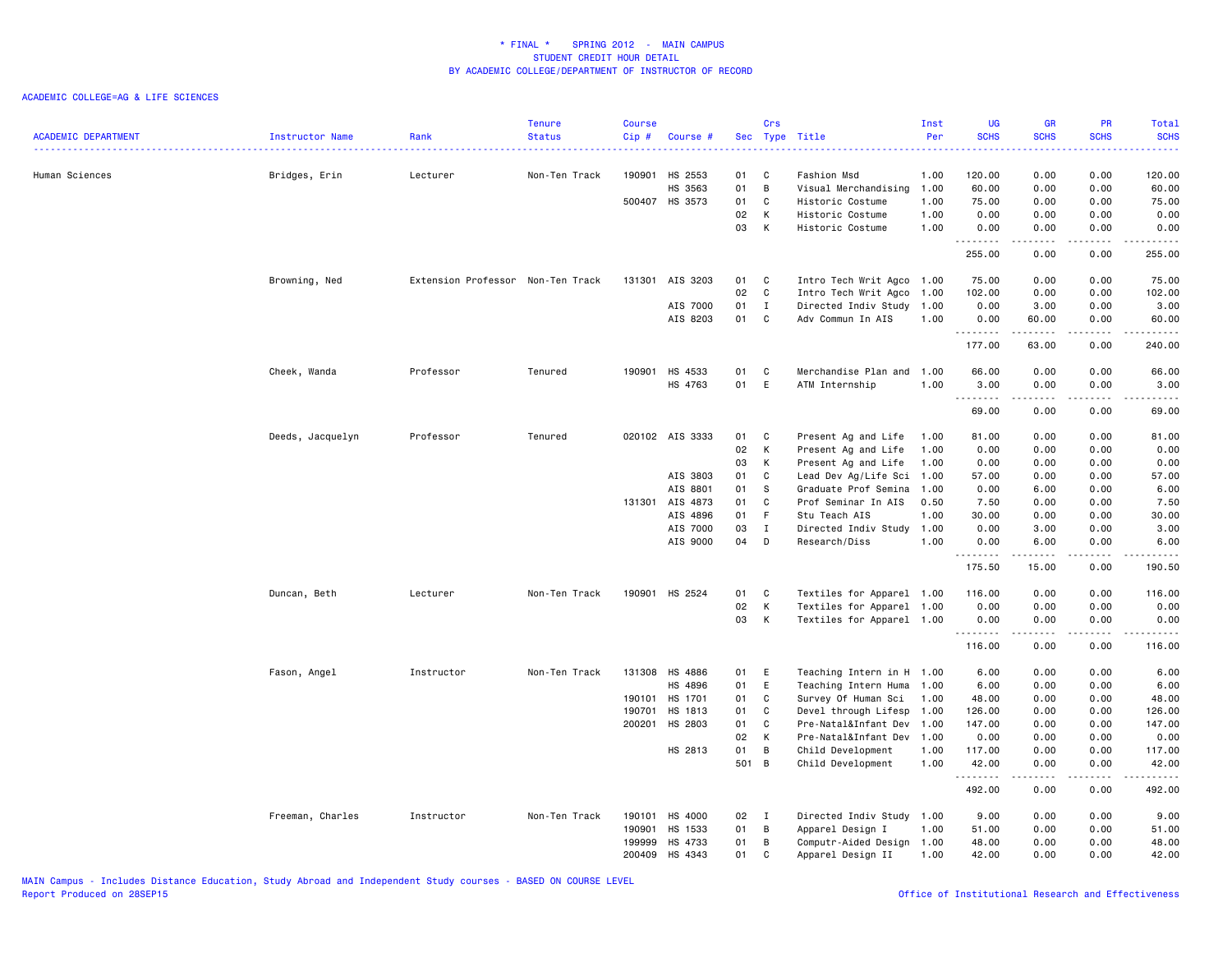\* FINAL \* SPRING 2012 - MAIN CAMPUS
STUDENT CREDIT HOUR DETAIL
BY ACADEMIC COLLEGE/DEPARTMENT OF INSTRUCTOR OF RECORD

ACADEMIC COLLEGE=AG & LIFE SCIENCES

| ACADEMIC DEPARTMENT | Instructor Name | Rank | Tenure Status | Course Cip # | Course # | Sec | Crs Type | Title | Inst Per | UG SCHS | GR SCHS | PR SCHS | Total SCHS |
|---|---|---|---|---|---|---|---|---|---|---|---|---|---|
| Human Sciences | Bridges, Erin | Lecturer | Non-Ten Track | 190901 | HS 2553 | 01 | C | Fashion Msd | 1.00 | 120.00 | 0.00 | 0.00 | 120.00 |
| | | | | | HS 3563 | 01 | B | Visual Merchandising | 1.00 | 60.00 | 0.00 | 0.00 | 60.00 |
| | | | | 500407 | HS 3573 | 01 | C | Historic Costume | 1.00 | 75.00 | 0.00 | 0.00 | 75.00 |
| | | | | | | 02 | K | Historic Costume | 1.00 | 0.00 | 0.00 | 0.00 | 0.00 |
| | | | | | | 03 | K | Historic Costume | 1.00 | 0.00 | 0.00 | 0.00 | 0.00 |
| | | | | | | | | | | 255.00 | 0.00 | 0.00 | 255.00 |
| | Browning, Ned | Extension Professor | Non-Ten Track | 131301 | AIS 3203 | 01 | C | Intro Tech Writ Agco | 1.00 | 75.00 | 0.00 | 0.00 | 75.00 |
| | | | | | | 02 | C | Intro Tech Writ Agco | 1.00 | 102.00 | 0.00 | 0.00 | 102.00 |
| | | | | | AIS 7000 | 01 | I | Directed Indiv Study | 1.00 | 0.00 | 3.00 | 0.00 | 3.00 |
| | | | | | AIS 8203 | 01 | C | Adv Commun In AIS | 1.00 | 0.00 | 60.00 | 0.00 | 60.00 |
| | | | | | | | | | | 177.00 | 63.00 | 0.00 | 240.00 |
| | Cheek, Wanda | Professor | Tenured | 190901 | HS 4533 | 01 | C | Merchandise Plan and | 1.00 | 66.00 | 0.00 | 0.00 | 66.00 |
| | | | | | HS 4763 | 01 | E | ATM Internship | 1.00 | 3.00 | 0.00 | 0.00 | 3.00 |
| | | | | | | | | | | 69.00 | 0.00 | 0.00 | 69.00 |
| | Deeds, Jacquelyn | Professor | Tenured | 020102 | AIS 3333 | 01 | C | Present Ag and Life | 1.00 | 81.00 | 0.00 | 0.00 | 81.00 |
| | | | | | | 02 | K | Present Ag and Life | 1.00 | 0.00 | 0.00 | 0.00 | 0.00 |
| | | | | | | 03 | K | Present Ag and Life | 1.00 | 0.00 | 0.00 | 0.00 | 0.00 |
| | | | | | AIS 3803 | 01 | C | Lead Dev Ag/Life Sci | 1.00 | 57.00 | 0.00 | 0.00 | 57.00 |
| | | | | | AIS 8801 | 01 | S | Graduate Prof Semina | 1.00 | 0.00 | 6.00 | 0.00 | 6.00 |
| | | | | 131301 | AIS 4873 | 01 | C | Prof Seminar In AIS | 0.50 | 7.50 | 0.00 | 0.00 | 7.50 |
| | | | | | AIS 4896 | 01 | F | Stu Teach AIS | 1.00 | 30.00 | 0.00 | 0.00 | 30.00 |
| | | | | | AIS 7000 | 03 | I | Directed Indiv Study | 1.00 | 0.00 | 3.00 | 0.00 | 3.00 |
| | | | | | AIS 9000 | 04 | D | Research/Diss | 1.00 | 0.00 | 6.00 | 0.00 | 6.00 |
| | | | | | | | | | | 175.50 | 15.00 | 0.00 | 190.50 |
| | Duncan, Beth | Lecturer | Non-Ten Track | 190901 | HS 2524 | 01 | C | Textiles for Apparel | 1.00 | 116.00 | 0.00 | 0.00 | 116.00 |
| | | | | | | 02 | K | Textiles for Apparel | 1.00 | 0.00 | 0.00 | 0.00 | 0.00 |
| | | | | | | 03 | K | Textiles for Apparel | 1.00 | 0.00 | 0.00 | 0.00 | 0.00 |
| | | | | | | | | | | 116.00 | 0.00 | 0.00 | 116.00 |
| | Fason, Angel | Instructor | Non-Ten Track | 131308 | HS 4886 | 01 | E | Teaching Intern in H | 1.00 | 6.00 | 0.00 | 0.00 | 6.00 |
| | | | | | HS 4896 | 01 | E | Teaching Intern Huma | 1.00 | 6.00 | 0.00 | 0.00 | 6.00 |
| | | | | 190101 | HS 1701 | 01 | C | Survey Of Human Sci | 1.00 | 48.00 | 0.00 | 0.00 | 48.00 |
| | | | | 190701 | HS 1813 | 01 | C | Devel through Lifesp | 1.00 | 126.00 | 0.00 | 0.00 | 126.00 |
| | | | | 200201 | HS 2803 | 01 | C | Pre-Natal&Infant Dev | 1.00 | 147.00 | 0.00 | 0.00 | 147.00 |
| | | | | | | 02 | K | Pre-Natal&Infant Dev | 1.00 | 0.00 | 0.00 | 0.00 | 0.00 |
| | | | | | HS 2813 | 01 | B | Child Development | 1.00 | 117.00 | 0.00 | 0.00 | 117.00 |
| | | | | | | 501 | B | Child Development | 1.00 | 42.00 | 0.00 | 0.00 | 42.00 |
| | | | | | | | | | | 492.00 | 0.00 | 0.00 | 492.00 |
| | Freeman, Charles | Instructor | Non-Ten Track | 190101 | HS 4000 | 02 | I | Directed Indiv Study | 1.00 | 9.00 | 0.00 | 0.00 | 9.00 |
| | | | | 190901 | HS 1533 | 01 | B | Apparel Design I | 1.00 | 51.00 | 0.00 | 0.00 | 51.00 |
| | | | | 199999 | HS 4733 | 01 | B | Computr-Aided Design | 1.00 | 48.00 | 0.00 | 0.00 | 48.00 |
| | | | | 200409 | HS 4343 | 01 | C | Apparel Design II | 1.00 | 42.00 | 0.00 | 0.00 | 42.00 |

MAIN Campus - Includes Distance Education, Study Abroad and Independent Study courses - BASED ON COURSE LEVEL
Report Produced on 28SEP15

Office of Institutional Research and Effectiveness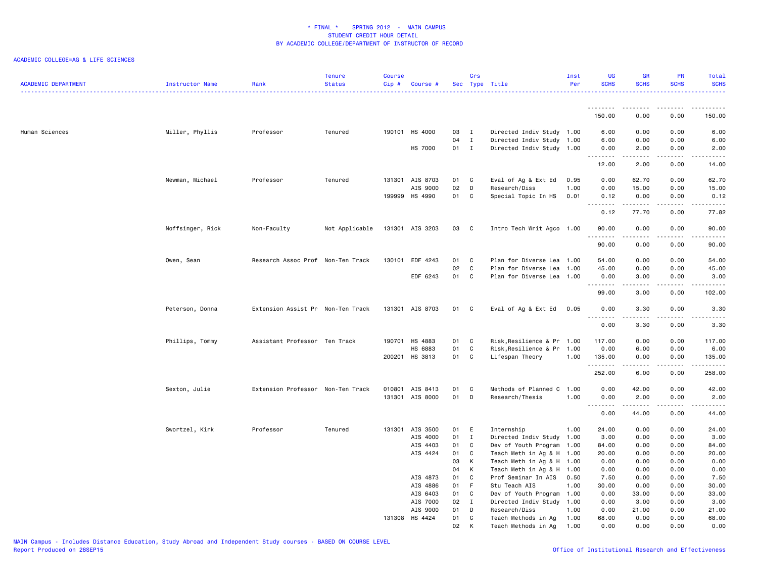# * FINAL * SPRING 2012 - MAIN CAMPUS
## STUDENT CREDIT HOUR DETAIL
## BY ACADEMIC COLLEGE/DEPARTMENT OF INSTRUCTOR OF RECORD

ACADEMIC COLLEGE=AG & LIFE SCIENCES

| ACADEMIC DEPARTMENT | Instructor Name | Rank | Tenure Status | Course Cip # | Course # | Sec | Crs Type | Title | Inst Per | UG SCHS | GR SCHS | PR SCHS | Total SCHS |
|---|---|---|---|---|---|---|---|---|---|---|---|---|---|
| | | | | | | | | | | 150.00 | 0.00 | 0.00 | 150.00 |
| Human Sciences | Miller, Phyllis | Professor | Tenured | 190101 | HS 4000 | 03 | I | Directed Indiv Study | 1.00 | 6.00 | 0.00 | 0.00 | 6.00 |
| | | | | | | 04 | I | Directed Indiv Study | 1.00 | 6.00 | 0.00 | 0.00 | 6.00 |
| | | | | | HS 7000 | 01 | I | Directed Indiv Study | 1.00 | 0.00 | 2.00 | 0.00 | 2.00 |
| | | | | | | | | | | 12.00 | 2.00 | 0.00 | 14.00 |
| | Newman, Michael | Professor | Tenured | 131301 | AIS 8703 | 01 | C | Eval of Ag & Ext Ed | 0.95 | 0.00 | 62.70 | 0.00 | 62.70 |
| | | | | | AIS 9000 | 02 | D | Research/Diss | 1.00 | 0.00 | 15.00 | 0.00 | 15.00 |
| | | | | 199999 | HS 4990 | 01 | C | Special Topic In HS | 0.01 | 0.12 | 0.00 | 0.00 | 0.12 |
| | | | | | | | | | | 0.12 | 77.70 | 0.00 | 77.82 |
| | Noffsinger, Rick | Non-Faculty | Not Applicable | 131301 | AIS 3203 | 03 | C | Intro Tech Writ Agco | 1.00 | 90.00 | 0.00 | 0.00 | 90.00 |
| | | | | | | | | | | 90.00 | 0.00 | 0.00 | 90.00 |
| | Owen, Sean | Research Assoc Prof | Non-Ten Track | 130101 | EDF 4243 | 01 | C | Plan for Diverse Lea | 1.00 | 54.00 | 0.00 | 0.00 | 54.00 |
| | | | | | | 02 | C | Plan for Diverse Lea | 1.00 | 45.00 | 0.00 | 0.00 | 45.00 |
| | | | | | EDF 6243 | 01 | C | Plan for Diverse Lea | 1.00 | 0.00 | 3.00 | 0.00 | 3.00 |
| | | | | | | | | | | 99.00 | 3.00 | 0.00 | 102.00 |
| | Peterson, Donna | Extension Assist Pr | Non-Ten Track | 131301 | AIS 8703 | 01 | C | Eval of Ag & Ext Ed | 0.05 | 0.00 | 3.30 | 0.00 | 3.30 |
| | | | | | | | | | | 0.00 | 3.30 | 0.00 | 3.30 |
| | Phillips, Tommy | Assistant Professor | Ten Track | 190701 | HS 4883 | 01 | C | Risk,Resilience & Pr | 1.00 | 117.00 | 0.00 | 0.00 | 117.00 |
| | | | | | HS 6883 | 01 | C | Risk,Resilience & Pr | 1.00 | 0.00 | 6.00 | 0.00 | 6.00 |
| | | | | 200201 | HS 3813 | 01 | C | Lifespan Theory | 1.00 | 135.00 | 0.00 | 0.00 | 135.00 |
| | | | | | | | | | | 252.00 | 6.00 | 0.00 | 258.00 |
| | Sexton, Julie | Extension Professor | Non-Ten Track | 010801 | AIS 8413 | 01 | C | Methods of Planned C | 1.00 | 0.00 | 42.00 | 0.00 | 42.00 |
| | | | | 131301 | AIS 8000 | 01 | D | Research/Thesis | 1.00 | 0.00 | 2.00 | 0.00 | 2.00 |
| | | | | | | | | | | 0.00 | 44.00 | 0.00 | 44.00 |
| | Swortzel, Kirk | Professor | Tenured | 131301 | AIS 3500 | 01 | E | Internship | 1.00 | 24.00 | 0.00 | 0.00 | 24.00 |
| | | | | | AIS 4000 | 01 | I | Directed Indiv Study | 1.00 | 3.00 | 0.00 | 0.00 | 3.00 |
| | | | | | AIS 4403 | 01 | C | Dev of Youth Program | 1.00 | 84.00 | 0.00 | 0.00 | 84.00 |
| | | | | | AIS 4424 | 01 | C | Teach Meth in Ag & H | 1.00 | 20.00 | 0.00 | 0.00 | 20.00 |
| | | | | | | 03 | K | Teach Meth in Ag & H | 1.00 | 0.00 | 0.00 | 0.00 | 0.00 |
| | | | | | | 04 | K | Teach Meth in Ag & H | 1.00 | 0.00 | 0.00 | 0.00 | 0.00 |
| | | | | | AIS 4873 | 01 | C | Prof Seminar In AIS | 0.50 | 7.50 | 0.00 | 0.00 | 7.50 |
| | | | | | AIS 4886 | 01 | F | Stu Teach AIS | 1.00 | 30.00 | 0.00 | 0.00 | 30.00 |
| | | | | | AIS 6403 | 01 | C | Dev of Youth Program | 1.00 | 0.00 | 33.00 | 0.00 | 33.00 |
| | | | | | AIS 7000 | 02 | I | Directed Indiv Study | 1.00 | 0.00 | 3.00 | 0.00 | 3.00 |
| | | | | | AIS 9000 | 01 | D | Research/Diss | 1.00 | 0.00 | 21.00 | 0.00 | 21.00 |
| | | | | 131308 | HS 4424 | 01 | C | Teach Methods in Ag | 1.00 | 68.00 | 0.00 | 0.00 | 68.00 |
| | | | | | | 02 | K | Teach Methods in Ag | 1.00 | 0.00 | 0.00 | 0.00 | 0.00 |

MAIN Campus - Includes Distance Education, Study Abroad and Independent Study courses - BASED ON COURSE LEVEL
Report Produced on 28SEP15

Office of Institutional Research and Effectiveness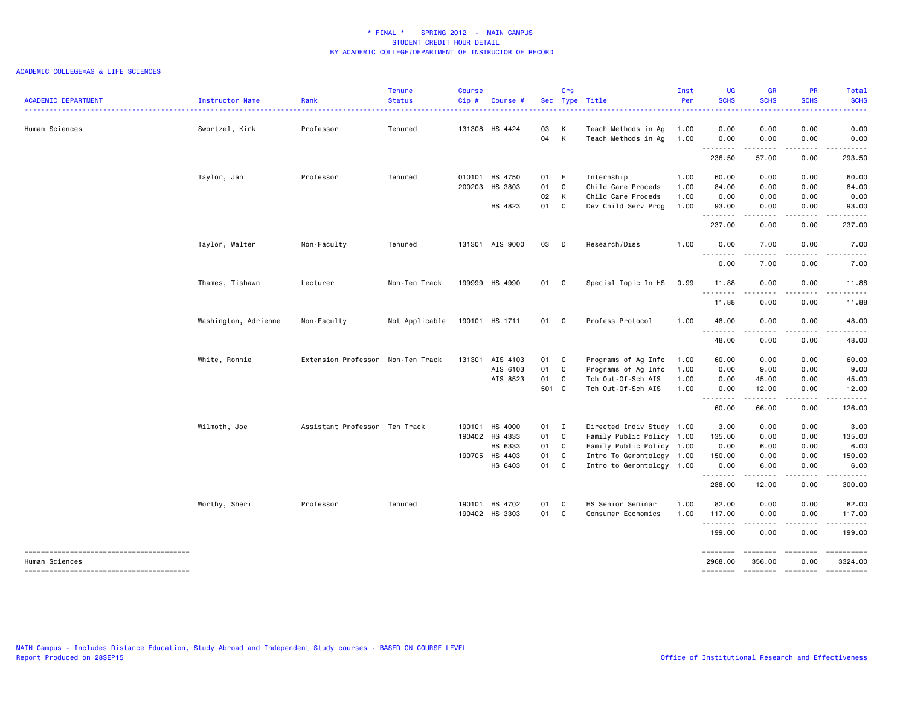# * FINAL * SPRING 2012 - MAIN CAMPUS
## STUDENT CREDIT HOUR DETAIL
## BY ACADEMIC COLLEGE/DEPARTMENT OF INSTRUCTOR OF RECORD

ACADEMIC COLLEGE=AG & LIFE SCIENCES

| ACADEMIC DEPARTMENT | Instructor Name | Rank | Tenure Status | Course Cip # | Course # | Sec | Crs Type | Title | Inst Per | UG SCHS | GR SCHS | PR SCHS | Total SCHS |
|---|---|---|---|---|---|---|---|---|---|---|---|---|---|
| Human Sciences | Swortzel, Kirk | Professor | Tenured | 131308 | HS 4424 | 03 | K | Teach Methods in Ag | 1.00 | 0.00 | 0.00 | 0.00 | 0.00 |
| | | | | | | 04 | K | Teach Methods in Ag | 1.00 | 0.00 | 0.00 | 0.00 | 0.00 |
| | | | | | | | | | | 236.50 | 57.00 | 0.00 | 293.50 |
| | Taylor, Jan | Professor | Tenured | 010101 | HS 4750 | 01 | E | Internship | 1.00 | 60.00 | 0.00 | 0.00 | 60.00 |
| | | | | 200203 | HS 3803 | 01 | C | Child Care Proceds | 1.00 | 84.00 | 0.00 | 0.00 | 84.00 |
| | | | | | | 02 | K | Child Care Proceds | 1.00 | 0.00 | 0.00 | 0.00 | 0.00 |
| | | | | | HS 4823 | 01 | C | Dev Child Serv Prog | 1.00 | 93.00 | 0.00 | 0.00 | 93.00 |
| | | | | | | | | | | 237.00 | 0.00 | 0.00 | 237.00 |
| | Taylor, Walter | Non-Faculty | Tenured | 131301 | AIS 9000 | 03 | D | Research/Diss | 1.00 | 0.00 | 7.00 | 0.00 | 7.00 |
| | | | | | | | | | | 0.00 | 7.00 | 0.00 | 7.00 |
| | Thames, Tishawn | Lecturer | Non-Ten Track | 199999 | HS 4990 | 01 | C | Special Topic In HS | 0.99 | 11.88 | 0.00 | 0.00 | 11.88 |
| | | | | | | | | | | 11.88 | 0.00 | 0.00 | 11.88 |
| | Washington, Adrienne | Non-Faculty | Not Applicable | 190101 | HS 1711 | 01 | C | Profess Protocol | 1.00 | 48.00 | 0.00 | 0.00 | 48.00 |
| | | | | | | | | | | 48.00 | 0.00 | 0.00 | 48.00 |
| | White, Ronnie | Extension Professor | Non-Ten Track | 131301 | AIS 4103 | 01 | C | Programs of Ag Info | 1.00 | 60.00 | 0.00 | 0.00 | 60.00 |
| | | | | | AIS 6103 | 01 | C | Programs of Ag Info | 1.00 | 0.00 | 9.00 | 0.00 | 9.00 |
| | | | | | AIS 8523 | 01 | C | Tch Out-Of-Sch AIS | 1.00 | 0.00 | 45.00 | 0.00 | 45.00 |
| | | | | | | 501 | C | Tch Out-Of-Sch AIS | 1.00 | 0.00 | 12.00 | 0.00 | 12.00 |
| | | | | | | | | | | 60.00 | 66.00 | 0.00 | 126.00 |
| | Wilmoth, Joe | Assistant Professor | Ten Track | 190101 | HS 4000 | 01 | I | Directed Indiv Study | 1.00 | 3.00 | 0.00 | 0.00 | 3.00 |
| | | | | 190402 | HS 4333 | 01 | C | Family Public Policy | 1.00 | 135.00 | 0.00 | 0.00 | 135.00 |
| | | | | | HS 6333 | 01 | C | Family Public Policy | 1.00 | 0.00 | 6.00 | 0.00 | 6.00 |
| | | | | 190705 | HS 4403 | 01 | C | Intro To Gerontology | 1.00 | 150.00 | 0.00 | 0.00 | 150.00 |
| | | | | | HS 6403 | 01 | C | Intro to Gerontology | 1.00 | 0.00 | 6.00 | 0.00 | 6.00 |
| | | | | | | | | | | 288.00 | 12.00 | 0.00 | 300.00 |
| | Worthy, Sheri | Professor | Tenured | 190101 | HS 4702 | 01 | C | HS Senior Seminar | 1.00 | 82.00 | 0.00 | 0.00 | 82.00 |
| | | | | 190402 | HS 3303 | 01 | C | Consumer Economics | 1.00 | 117.00 | 0.00 | 0.00 | 117.00 |
| | | | | | | | | | | 199.00 | 0.00 | 0.00 | 199.00 |
| Human Sciences | | | | | | | | | | 2968.00 | 356.00 | 0.00 | 3324.00 |

MAIN Campus - Includes Distance Education, Study Abroad and Independent Study courses - BASED ON COURSE LEVEL
Report Produced on 28SEP15

Office of Institutional Research and Effectiveness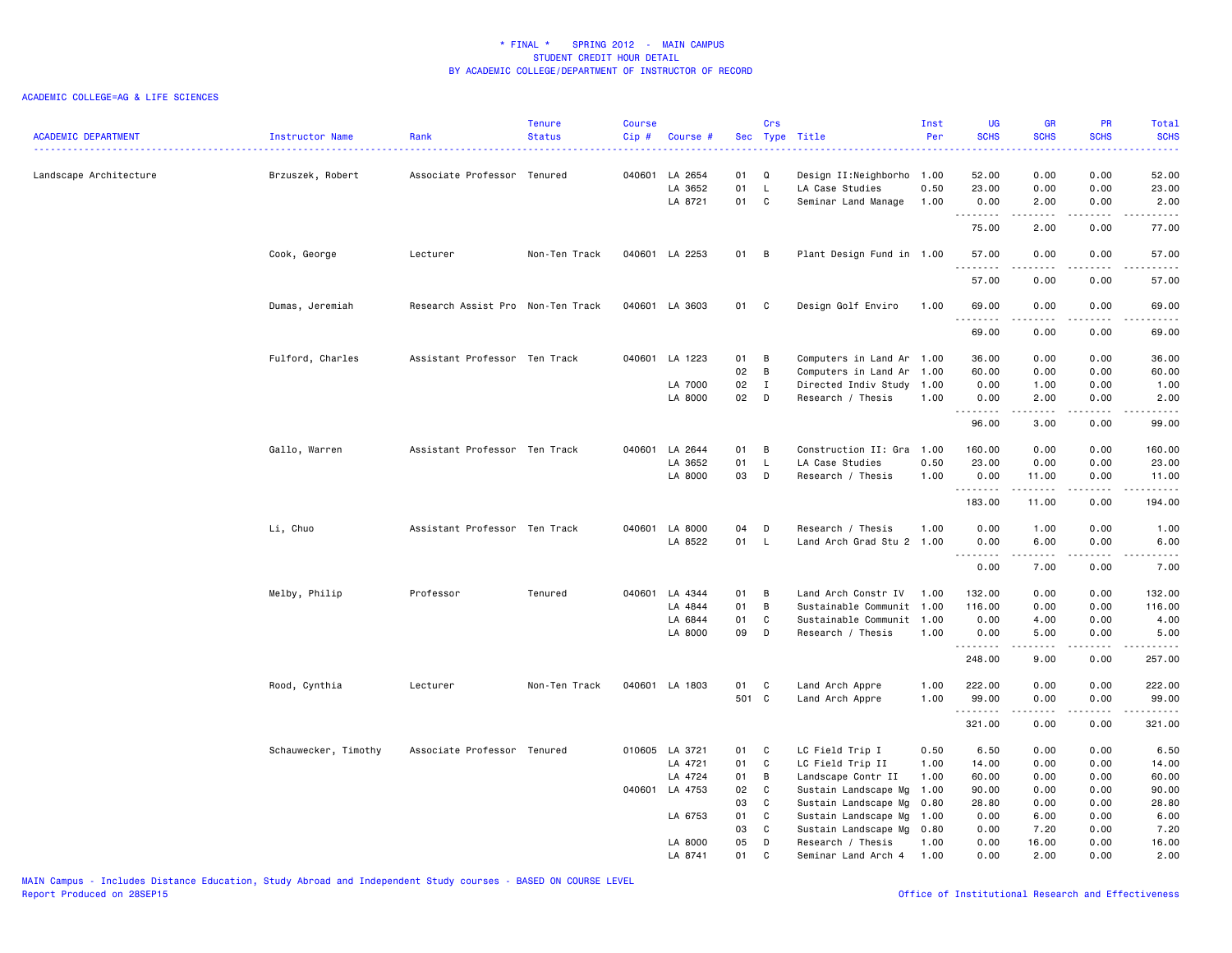* FINAL * SPRING 2012 - MAIN CAMPUS
STUDENT CREDIT HOUR DETAIL
BY ACADEMIC COLLEGE/DEPARTMENT OF INSTRUCTOR OF RECORD

ACADEMIC COLLEGE=AG & LIFE SCIENCES

| ACADEMIC DEPARTMENT | Instructor Name | Rank | Tenure Status | Course Cip # | Course # | Sec | Crs Type | Title | Inst Per | UG SCHS | GR SCHS | PR SCHS | Total SCHS |
|---|---|---|---|---|---|---|---|---|---|---|---|---|---|
| Landscape Architecture | Brzuszek, Robert | Associate Professor | Tenured | 040601 | LA 2654 | 01 | Q | Design II:Neighborho | 1.00 | 52.00 | 0.00 | 0.00 | 52.00 |
| | | | | | LA 3652 | 01 | L | LA Case Studies | 0.50 | 23.00 | 0.00 | 0.00 | 23.00 |
| | | | | | LA 8721 | 01 | C | Seminar Land Manage | 1.00 | 0.00 | 2.00 | 0.00 | 2.00 |
| | | | | | | | | | | 75.00 | 2.00 | 0.00 | 77.00 |
| | Cook, George | Lecturer | Non-Ten Track | 040601 | LA 2253 | 01 | B | Plant Design Fund in | 1.00 | 57.00 | 0.00 | 0.00 | 57.00 |
| | | | | | | | | | | 57.00 | 0.00 | 0.00 | 57.00 |
| | Dumas, Jeremiah | Research Assist Pro | Non-Ten Track | 040601 | LA 3603 | 01 | C | Design Golf Enviro | 1.00 | 69.00 | 0.00 | 0.00 | 69.00 |
| | | | | | | | | | | 69.00 | 0.00 | 0.00 | 69.00 |
| | Fulford, Charles | Assistant Professor | Ten Track | 040601 | LA 1223 | 01 | B | Computers in Land Ar | 1.00 | 36.00 | 0.00 | 0.00 | 36.00 |
| | | | | | | 02 | B | Computers in Land Ar | 1.00 | 60.00 | 0.00 | 0.00 | 60.00 |
| | | | | | LA 7000 | 02 | I | Directed Indiv Study | 1.00 | 0.00 | 1.00 | 0.00 | 1.00 |
| | | | | | LA 8000 | 02 | D | Research / Thesis | 1.00 | 0.00 | 2.00 | 0.00 | 2.00 |
| | | | | | | | | | | 96.00 | 3.00 | 0.00 | 99.00 |
| | Gallo, Warren | Assistant Professor | Ten Track | 040601 | LA 2644 | 01 | B | Construction II: Gra | 1.00 | 160.00 | 0.00 | 0.00 | 160.00 |
| | | | | | LA 3652 | 01 | L | LA Case Studies | 0.50 | 23.00 | 0.00 | 0.00 | 23.00 |
| | | | | | LA 8000 | 03 | D | Research / Thesis | 1.00 | 0.00 | 11.00 | 0.00 | 11.00 |
| | | | | | | | | | | 183.00 | 11.00 | 0.00 | 194.00 |
| | Li, Chuo | Assistant Professor | Ten Track | 040601 | LA 8000 | 04 | D | Research / Thesis | 1.00 | 0.00 | 1.00 | 0.00 | 1.00 |
| | | | | | LA 8522 | 01 | L | Land Arch Grad Stu 2 | 1.00 | 0.00 | 6.00 | 0.00 | 6.00 |
| | | | | | | | | | | 0.00 | 7.00 | 0.00 | 7.00 |
| | Melby, Philip | Professor | Tenured | 040601 | LA 4344 | 01 | B | Land Arch Constr IV | 1.00 | 132.00 | 0.00 | 0.00 | 132.00 |
| | | | | | LA 4844 | 01 | B | Sustainable Communit | 1.00 | 116.00 | 0.00 | 0.00 | 116.00 |
| | | | | | LA 6844 | 01 | C | Sustainable Communit | 1.00 | 0.00 | 4.00 | 0.00 | 4.00 |
| | | | | | LA 8000 | 09 | D | Research / Thesis | 1.00 | 0.00 | 5.00 | 0.00 | 5.00 |
| | | | | | | | | | | 248.00 | 9.00 | 0.00 | 257.00 |
| | Rood, Cynthia | Lecturer | Non-Ten Track | 040601 | LA 1803 | 01 | C | Land Arch Appre | 1.00 | 222.00 | 0.00 | 0.00 | 222.00 |
| | | | | | | 501 | C | Land Arch Appre | 1.00 | 99.00 | 0.00 | 0.00 | 99.00 |
| | | | | | | | | | | 321.00 | 0.00 | 0.00 | 321.00 |
| | Schauwecker, Timothy | Associate Professor | Tenured | 010605 | LA 3721 | 01 | C | LC Field Trip I | 0.50 | 6.50 | 0.00 | 0.00 | 6.50 |
| | | | | | LA 4721 | 01 | C | LC Field Trip II | 1.00 | 14.00 | 0.00 | 0.00 | 14.00 |
| | | | | | LA 4724 | 01 | B | Landscape Contr II | 1.00 | 60.00 | 0.00 | 0.00 | 60.00 |
| | | | | 040601 | LA 4753 | 02 | C | Sustain Landscape Mg | 1.00 | 90.00 | 0.00 | 0.00 | 90.00 |
| | | | | | | 03 | C | Sustain Landscape Mg | 0.80 | 28.80 | 0.00 | 0.00 | 28.80 |
| | | | | | LA 6753 | 01 | C | Sustain Landscape Mg | 1.00 | 0.00 | 6.00 | 0.00 | 6.00 |
| | | | | | | 03 | C | Sustain Landscape Mg | 0.80 | 0.00 | 7.20 | 0.00 | 7.20 |
| | | | | | LA 8000 | 05 | D | Research / Thesis | 1.00 | 0.00 | 16.00 | 0.00 | 16.00 |
| | | | | | LA 8741 | 01 | C | Seminar Land Arch 4 | 1.00 | 0.00 | 2.00 | 0.00 | 2.00 |

MAIN Campus - Includes Distance Education, Study Abroad and Independent Study courses - BASED ON COURSE LEVEL
Report Produced on 28SEP15

Office of Institutional Research and Effectiveness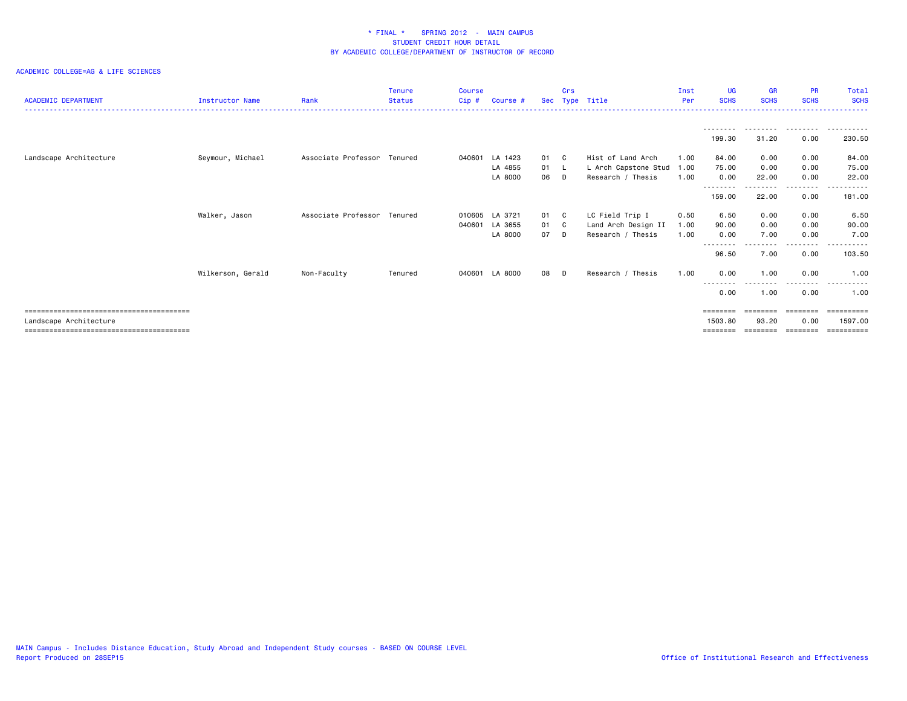\* FINAL \*    SPRING 2012  -  MAIN CAMPUS
STUDENT CREDIT HOUR DETAIL
BY ACADEMIC COLLEGE/DEPARTMENT OF INSTRUCTOR OF RECORD

ACADEMIC COLLEGE=AG & LIFE SCIENCES

| ACADEMIC DEPARTMENT | Instructor Name | Rank | Tenure Status | Course Cip # | Course # | Sec | Crs Type | Title | Inst Per | UG SCHS | GR SCHS | PR SCHS | Total SCHS |
|---|---|---|---|---|---|---|---|---|---|---|---|---|---|
| | | | | | | | | | | 199.30 | 31.20 | 0.00 | 230.50 |
| Landscape Architecture | Seymour, Michael | Associate Professor | Tenured | 040601 | LA 1423 | 01 | C | Hist of Land Arch | 1.00 | 84.00 | 0.00 | 0.00 | 84.00 |
| | | | | | LA 4855 | 01 | L | L Arch Capstone Stud | 1.00 | 75.00 | 0.00 | 0.00 | 75.00 |
| | | | | | LA 8000 | 06 | D | Research / Thesis | 1.00 | 0.00 | 22.00 | 0.00 | 22.00 |
| | | | | | | | | | | 159.00 | 22.00 | 0.00 | 181.00 |
| | Walker, Jason | Associate Professor | Tenured | 010605 | LA 3721 | 01 | C | LC Field Trip I | 0.50 | 6.50 | 0.00 | 0.00 | 6.50 |
| | | | | 040601 | LA 3655 | 01 | C | Land Arch Design II | 1.00 | 90.00 | 0.00 | 0.00 | 90.00 |
| | | | | | LA 8000 | 07 | D | Research / Thesis | 1.00 | 0.00 | 7.00 | 0.00 | 7.00 |
| | | | | | | | | | | 96.50 | 7.00 | 0.00 | 103.50 |
| | Wilkerson, Gerald | Non-Faculty | Tenured | 040601 | LA 8000 | 08 | D | Research / Thesis | 1.00 | 0.00 | 1.00 | 0.00 | 1.00 |
| | | | | | | | | | | 0.00 | 1.00 | 0.00 | 1.00 |
| Landscape Architecture | | | | | | | | | | 1503.80 | 93.20 | 0.00 | 1597.00 |

MAIN Campus - Includes Distance Education, Study Abroad and Independent Study courses - BASED ON COURSE LEVEL
Report Produced on 28SEP15
Office of Institutional Research and Effectiveness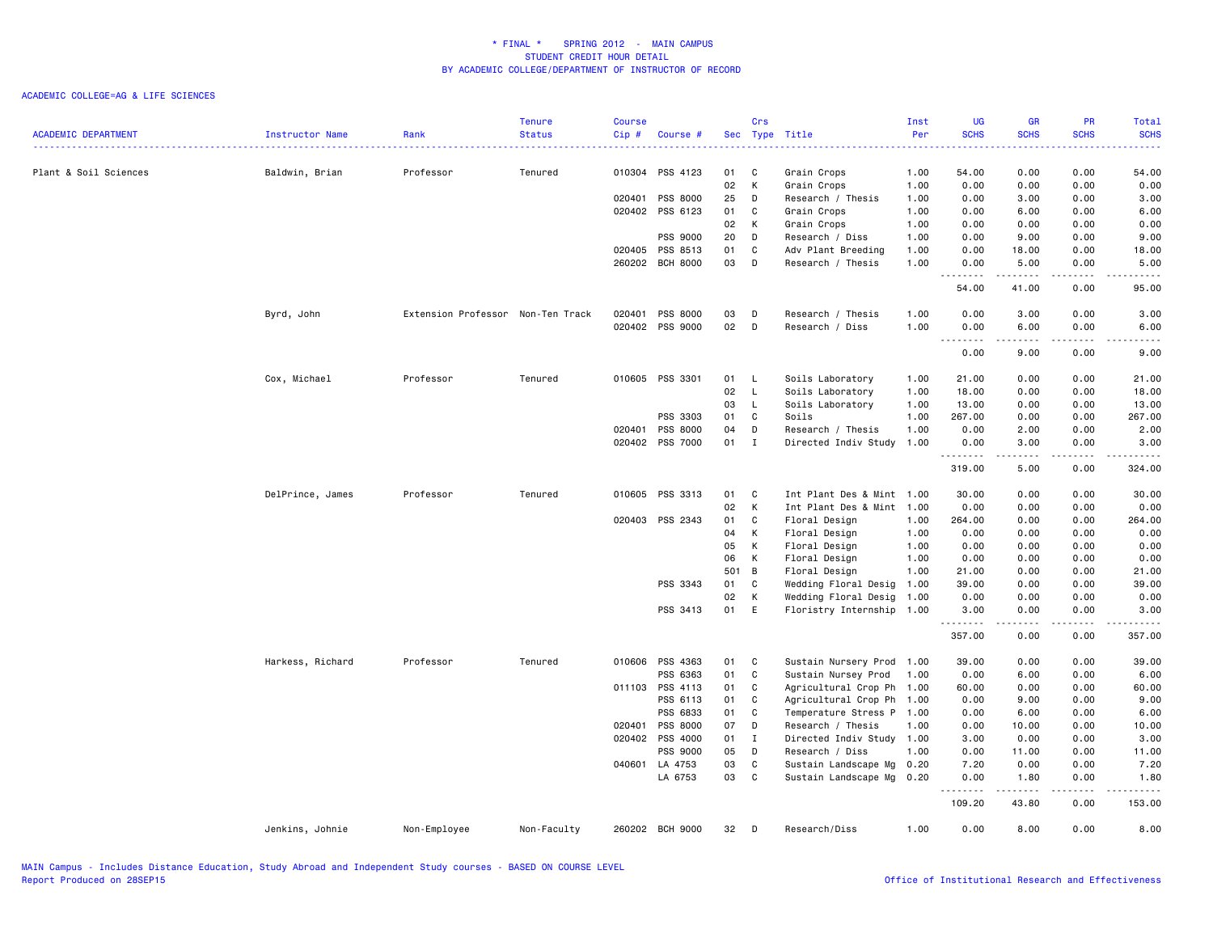# * FINAL * SPRING 2012 - MAIN CAMPUS
## STUDENT CREDIT HOUR DETAIL
## BY ACADEMIC COLLEGE/DEPARTMENT OF INSTRUCTOR OF RECORD

ACADEMIC COLLEGE=AG & LIFE SCIENCES

| ACADEMIC DEPARTMENT | Instructor Name | Rank | Tenure Status | Course Cip # | Course # | Sec | Crs Type | Title | Inst Per | UG SCHS | GR SCHS | PR SCHS | Total SCHS |
|---|---|---|---|---|---|---|---|---|---|---|---|---|---|
| Plant & Soil Sciences | Baldwin, Brian | Professor | Tenured | 010304 | PSS 4123 | 01 | C | Grain Crops | 1.00 | 54.00 | 0.00 | 0.00 | 54.00 |
| | | | | | | 02 | K | Grain Crops | 1.00 | 0.00 | 0.00 | 0.00 | 0.00 |
| | | | | 020401 | PSS 8000 | 25 | D | Research / Thesis | 1.00 | 0.00 | 3.00 | 0.00 | 3.00 |
| | | | | 020402 | PSS 6123 | 01 | C | Grain Crops | 1.00 | 0.00 | 6.00 | 0.00 | 6.00 |
| | | | | | | 02 | K | Grain Crops | 1.00 | 0.00 | 0.00 | 0.00 | 0.00 |
| | | | | | PSS 9000 | 20 | D | Research / Diss | 1.00 | 0.00 | 9.00 | 0.00 | 9.00 |
| | | | | 020405 | PSS 8513 | 01 | C | Adv Plant Breeding | 1.00 | 0.00 | 18.00 | 0.00 | 18.00 |
| | | | | 260202 | BCH 8000 | 03 | D | Research / Thesis | 1.00 | 0.00 | 5.00 | 0.00 | 5.00 |
| | | | | | | | | | | 54.00 | 41.00 | 0.00 | 95.00 |
| | Byrd, John | Extension Professor | Non-Ten Track | 020401 | PSS 8000 | 03 | D | Research / Thesis | 1.00 | 0.00 | 3.00 | 0.00 | 3.00 |
| | | | | 020402 | PSS 9000 | 02 | D | Research / Diss | 1.00 | 0.00 | 6.00 | 0.00 | 6.00 |
| | | | | | | | | | | 0.00 | 9.00 | 0.00 | 9.00 |
| | Cox, Michael | Professor | Tenured | 010605 | PSS 3301 | 01 | L | Soils Laboratory | 1.00 | 21.00 | 0.00 | 0.00 | 21.00 |
| | | | | | | 02 | L | Soils Laboratory | 1.00 | 18.00 | 0.00 | 0.00 | 18.00 |
| | | | | | | 03 | L | Soils Laboratory | 1.00 | 13.00 | 0.00 | 0.00 | 13.00 |
| | | | | | PSS 3303 | 01 | C | Soils | 1.00 | 267.00 | 0.00 | 0.00 | 267.00 |
| | | | | 020401 | PSS 8000 | 04 | D | Research / Thesis | 1.00 | 0.00 | 2.00 | 0.00 | 2.00 |
| | | | | 020402 | PSS 7000 | 01 | I | Directed Indiv Study | 1.00 | 0.00 | 3.00 | 0.00 | 3.00 |
| | | | | | | | | | | 319.00 | 5.00 | 0.00 | 324.00 |
| | DelPrince, James | Professor | Tenured | 010605 | PSS 3313 | 01 | C | Int Plant Des & Mint | 1.00 | 30.00 | 0.00 | 0.00 | 30.00 |
| | | | | | | 02 | K | Int Plant Des & Mint | 1.00 | 0.00 | 0.00 | 0.00 | 0.00 |
| | | | | 020403 | PSS 2343 | 01 | C | Floral Design | 1.00 | 264.00 | 0.00 | 0.00 | 264.00 |
| | | | | | | 04 | K | Floral Design | 1.00 | 0.00 | 0.00 | 0.00 | 0.00 |
| | | | | | | 05 | K | Floral Design | 1.00 | 0.00 | 0.00 | 0.00 | 0.00 |
| | | | | | | 06 | K | Floral Design | 1.00 | 0.00 | 0.00 | 0.00 | 0.00 |
| | | | | | | 501 | B | Floral Design | 1.00 | 21.00 | 0.00 | 0.00 | 21.00 |
| | | | | | PSS 3343 | 01 | C | Wedding Floral Desig | 1.00 | 39.00 | 0.00 | 0.00 | 39.00 |
| | | | | | | 02 | K | Wedding Floral Desig | 1.00 | 0.00 | 0.00 | 0.00 | 0.00 |
| | | | | | PSS 3413 | 01 | E | Floristry Internship | 1.00 | 3.00 | 0.00 | 0.00 | 3.00 |
| | | | | | | | | | | 357.00 | 0.00 | 0.00 | 357.00 |
| | Harkess, Richard | Professor | Tenured | 010606 | PSS 4363 | 01 | C | Sustain Nursery Prod | 1.00 | 39.00 | 0.00 | 0.00 | 39.00 |
| | | | | | PSS 6363 | 01 | C | Sustain Nursey Prod | 1.00 | 0.00 | 6.00 | 0.00 | 6.00 |
| | | | | 011103 | PSS 4113 | 01 | C | Agricultural Crop Ph | 1.00 | 60.00 | 0.00 | 0.00 | 60.00 |
| | | | | | PSS 6113 | 01 | C | Agricultural Crop Ph | 1.00 | 0.00 | 9.00 | 0.00 | 9.00 |
| | | | | | PSS 6833 | 01 | C | Temperature Stress P | 1.00 | 0.00 | 6.00 | 0.00 | 6.00 |
| | | | | 020401 | PSS 8000 | 07 | D | Research / Thesis | 1.00 | 0.00 | 10.00 | 0.00 | 10.00 |
| | | | | 020402 | PSS 4000 | 01 | I | Directed Indiv Study | 1.00 | 3.00 | 0.00 | 0.00 | 3.00 |
| | | | | | PSS 9000 | 05 | D | Research / Diss | 1.00 | 0.00 | 11.00 | 0.00 | 11.00 |
| | | | | 040601 | LA 4753 | 03 | C | Sustain Landscape Mg | 0.20 | 7.20 | 0.00 | 0.00 | 7.20 |
| | | | | | LA 6753 | 03 | C | Sustain Landscape Mg | 0.20 | 0.00 | 1.80 | 0.00 | 1.80 |
| | | | | | | | | | | 109.20 | 43.80 | 0.00 | 153.00 |
| | Jenkins, Johnie | Non-Employee | Non-Faculty | 260202 | BCH 9000 | 32 | D | Research/Diss | 1.00 | 0.00 | 8.00 | 0.00 | 8.00 |

MAIN Campus - Includes Distance Education, Study Abroad and Independent Study courses - BASED ON COURSE LEVEL
Report Produced on 28SEP15

Office of Institutional Research and Effectiveness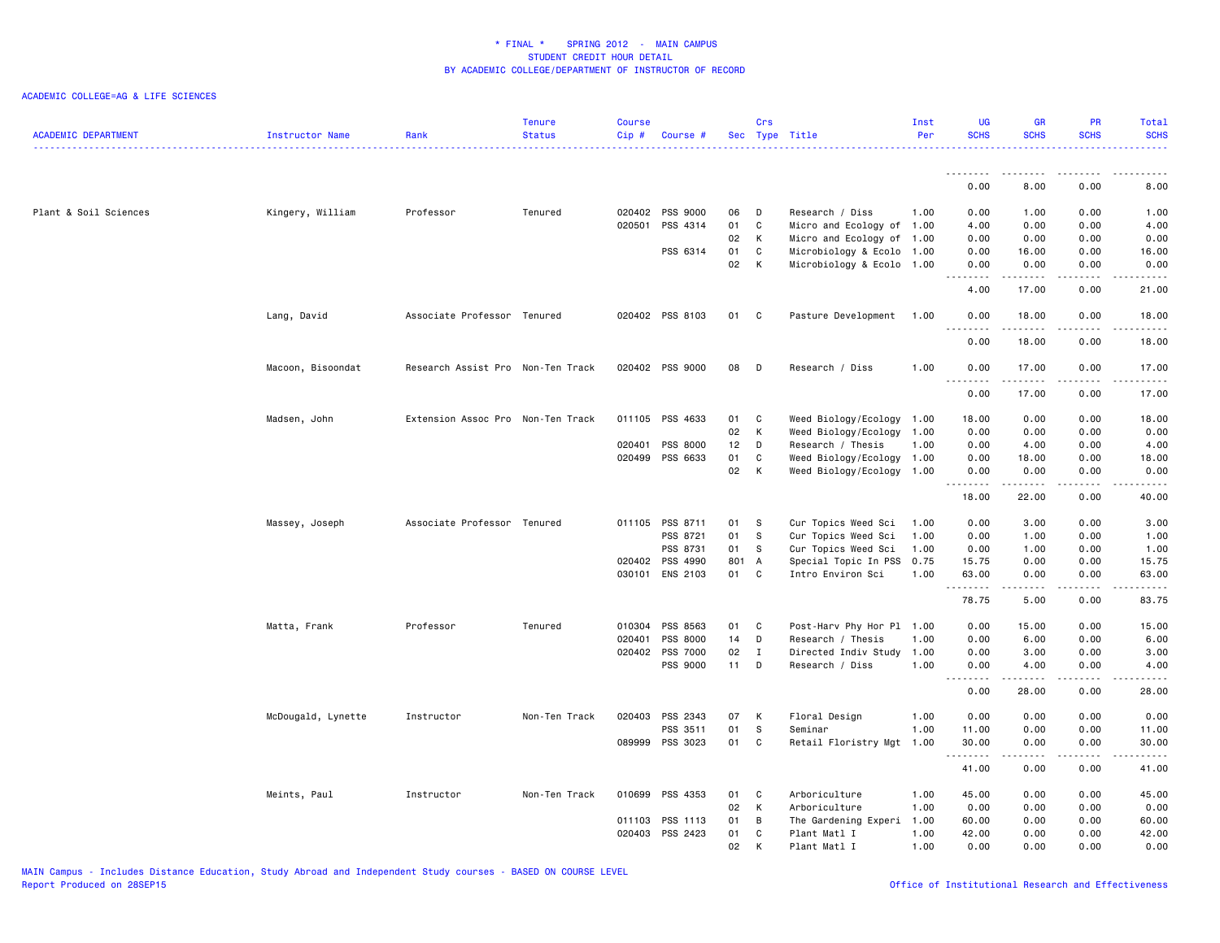# * FINAL * SPRING 2012 - MAIN CAMPUS
## STUDENT CREDIT HOUR DETAIL
## BY ACADEMIC COLLEGE/DEPARTMENT OF INSTRUCTOR OF RECORD

ACADEMIC COLLEGE=AG & LIFE SCIENCES

| ACADEMIC DEPARTMENT | Instructor Name | Rank | Tenure Status | Course Cip # | Course # | Sec | Crs Type | Title | Inst Per | UG SCHS | GR SCHS | PR SCHS | Total SCHS |
|---|---|---|---|---|---|---|---|---|---|---|---|---|---|
| | | | | | | | | | | 0.00 | 8.00 | 0.00 | 8.00 |
| Plant & Soil Sciences | Kingery, William | Professor | Tenured | 020402 | PSS 9000 | 06 | D | Research / Diss | 1.00 | 0.00 | 1.00 | 0.00 | 1.00 |
| | | | | 020501 | PSS 4314 | 01 | C | Micro and Ecology of | 1.00 | 4.00 | 0.00 | 0.00 | 4.00 |
| | | | | | | 02 | K | Micro and Ecology of | 1.00 | 0.00 | 0.00 | 0.00 | 0.00 |
| | | | | | PSS 6314 | 01 | C | Microbiology & Ecolo | 1.00 | 0.00 | 16.00 | 0.00 | 16.00 |
| | | | | | | 02 | K | Microbiology & Ecolo | 1.00 | 0.00 | 0.00 | 0.00 | 0.00 |
| | | | | | | | | | | 4.00 | 17.00 | 0.00 | 21.00 |
| | Lang, David | Associate Professor | Tenured | 020402 | PSS 8103 | 01 | C | Pasture Development | 1.00 | 0.00 | 18.00 | 0.00 | 18.00 |
| | | | | | | | | | | 0.00 | 18.00 | 0.00 | 18.00 |
| | Macoon, Bisoondat | Research Assist Pro | Non-Ten Track | 020402 | PSS 9000 | 08 | D | Research / Diss | 1.00 | 0.00 | 17.00 | 0.00 | 17.00 |
| | | | | | | | | | | 0.00 | 17.00 | 0.00 | 17.00 |
| | Madsen, John | Extension Assoc Pro | Non-Ten Track | 011105 | PSS 4633 | 01 | C | Weed Biology/Ecology | 1.00 | 18.00 | 0.00 | 0.00 | 18.00 |
| | | | | | | 02 | K | Weed Biology/Ecology | 1.00 | 0.00 | 0.00 | 0.00 | 0.00 |
| | | | | 020401 | PSS 8000 | 12 | D | Research / Thesis | 1.00 | 0.00 | 4.00 | 0.00 | 4.00 |
| | | | | 020499 | PSS 6633 | 01 | C | Weed Biology/Ecology | 1.00 | 0.00 | 18.00 | 0.00 | 18.00 |
| | | | | | | 02 | K | Weed Biology/Ecology | 1.00 | 0.00 | 0.00 | 0.00 | 0.00 |
| | | | | | | | | | | 18.00 | 22.00 | 0.00 | 40.00 |
| | Massey, Joseph | Associate Professor | Tenured | 011105 | PSS 8711 | 01 | S | Cur Topics Weed Sci | 1.00 | 0.00 | 3.00 | 0.00 | 3.00 |
| | | | | | PSS 8721 | 01 | S | Cur Topics Weed Sci | 1.00 | 0.00 | 1.00 | 0.00 | 1.00 |
| | | | | | PSS 8731 | 01 | S | Cur Topics Weed Sci | 1.00 | 0.00 | 1.00 | 0.00 | 1.00 |
| | | | | 020402 | PSS 4990 | 801 | A | Special Topic In PSS | 0.75 | 15.75 | 0.00 | 0.00 | 15.75 |
| | | | | 030101 | ENS 2103 | 01 | C | Intro Environ Sci | 1.00 | 63.00 | 0.00 | 0.00 | 63.00 |
| | | | | | | | | | | 78.75 | 5.00 | 0.00 | 83.75 |
| | Matta, Frank | Professor | Tenured | 010304 | PSS 8563 | 01 | C | Post-Harv Phy Hor Pl | 1.00 | 0.00 | 15.00 | 0.00 | 15.00 |
| | | | | 020401 | PSS 8000 | 14 | D | Research / Thesis | 1.00 | 0.00 | 6.00 | 0.00 | 6.00 |
| | | | | 020402 | PSS 7000 | 02 | I | Directed Indiv Study | 1.00 | 0.00 | 3.00 | 0.00 | 3.00 |
| | | | | | PSS 9000 | 11 | D | Research / Diss | 1.00 | 0.00 | 4.00 | 0.00 | 4.00 |
| | | | | | | | | | | 0.00 | 28.00 | 0.00 | 28.00 |
| | McDougald, Lynette | Instructor | Non-Ten Track | 020403 | PSS 2343 | 07 | K | Floral Design | 1.00 | 0.00 | 0.00 | 0.00 | 0.00 |
| | | | | | PSS 3511 | 01 | S | Seminar | 1.00 | 11.00 | 0.00 | 0.00 | 11.00 |
| | | | | 089999 | PSS 3023 | 01 | C | Retail Floristry Mgt | 1.00 | 30.00 | 0.00 | 0.00 | 30.00 |
| | | | | | | | | | | 41.00 | 0.00 | 0.00 | 41.00 |
| | Meints, Paul | Instructor | Non-Ten Track | 010699 | PSS 4353 | 01 | C | Arboriculture | 1.00 | 45.00 | 0.00 | 0.00 | 45.00 |
| | | | | | | 02 | K | Arboriculture | 1.00 | 0.00 | 0.00 | 0.00 | 0.00 |
| | | | | 011103 | PSS 1113 | 01 | B | The Gardening Experi | 1.00 | 60.00 | 0.00 | 0.00 | 60.00 |
| | | | | 020403 | PSS 2423 | 01 | C | Plant Matl I | 1.00 | 42.00 | 0.00 | 0.00 | 42.00 |
| | | | | | | 02 | K | Plant Matl I | 1.00 | 0.00 | 0.00 | 0.00 | 0.00 |

MAIN Campus - Includes Distance Education, Study Abroad and Independent Study courses - BASED ON COURSE LEVEL
Report Produced on 28SEP15

Office of Institutional Research and Effectiveness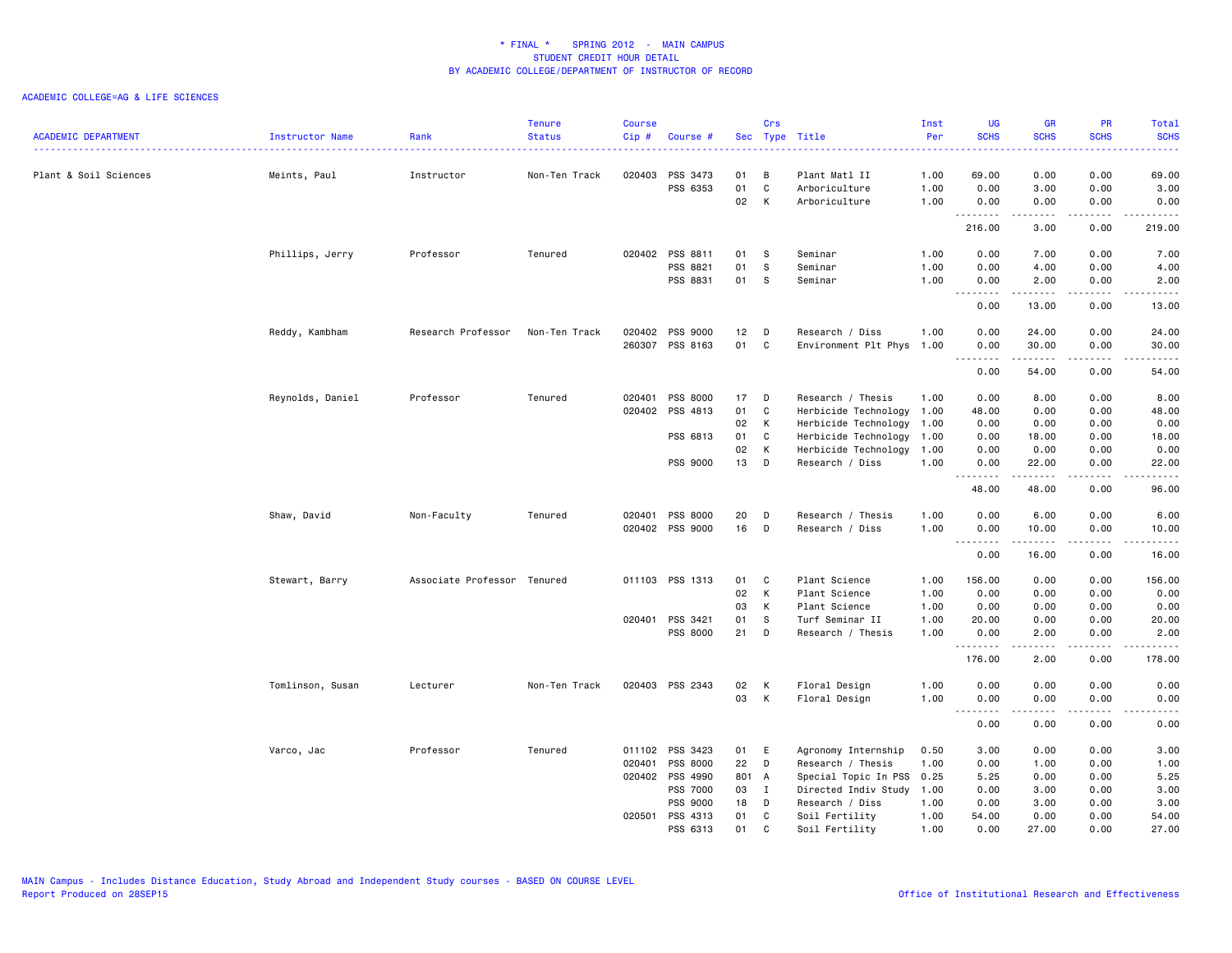\* FINAL \* SPRING 2012 - MAIN CAMPUS
STUDENT CREDIT HOUR DETAIL
BY ACADEMIC COLLEGE/DEPARTMENT OF INSTRUCTOR OF RECORD

ACADEMIC COLLEGE=AG & LIFE SCIENCES

| ACADEMIC DEPARTMENT | Instructor Name | Rank | Tenure Status | Course Cip # | Course # | Sec | Crs Type | Title | Inst Per | UG SCHS | GR SCHS | PR SCHS | Total SCHS |
|---|---|---|---|---|---|---|---|---|---|---|---|---|---|
| Plant & Soil Sciences | Meints, Paul | Instructor | Non-Ten Track | 020403 | PSS 3473 | 01 | B | Plant Matl II | 1.00 | 69.00 | 0.00 | 0.00 | 69.00 |
| | | | | | PSS 6353 | 01 | C | Arboriculture | 1.00 | 0.00 | 3.00 | 0.00 | 3.00 |
| | | | | | | 02 | K | Arboriculture | 1.00 | 0.00 | 0.00 | 0.00 | 0.00 |
| | | | | | | | | | | 216.00 | 3.00 | 0.00 | 219.00 |
| | Phillips, Jerry | Professor | Tenured | 020402 | PSS 8811 | 01 | S | Seminar | 1.00 | 0.00 | 7.00 | 0.00 | 7.00 |
| | | | | | PSS 8821 | 01 | S | Seminar | 1.00 | 0.00 | 4.00 | 0.00 | 4.00 |
| | | | | | PSS 8831 | 01 | S | Seminar | 1.00 | 0.00 | 2.00 | 0.00 | 2.00 |
| | | | | | | | | | | 0.00 | 13.00 | 0.00 | 13.00 |
| | Reddy, Kambham | Research Professor | Non-Ten Track | 020402 | PSS 9000 | 12 | D | Research / Diss | 1.00 | 0.00 | 24.00 | 0.00 | 24.00 |
| | | | | 260307 | PSS 8163 | 01 | C | Environment Plt Phys | 1.00 | 0.00 | 30.00 | 0.00 | 30.00 |
| | | | | | | | | | | 0.00 | 54.00 | 0.00 | 54.00 |
| | Reynolds, Daniel | Professor | Tenured | 020401 | PSS 8000 | 17 | D | Research / Thesis | 1.00 | 0.00 | 8.00 | 0.00 | 8.00 |
| | | | | 020402 | PSS 4813 | 01 | C | Herbicide Technology | 1.00 | 48.00 | 0.00 | 0.00 | 48.00 |
| | | | | | | 02 | K | Herbicide Technology | 1.00 | 0.00 | 0.00 | 0.00 | 0.00 |
| | | | | | PSS 6813 | 01 | C | Herbicide Technology | 1.00 | 0.00 | 18.00 | 0.00 | 18.00 |
| | | | | | | 02 | K | Herbicide Technology | 1.00 | 0.00 | 0.00 | 0.00 | 0.00 |
| | | | | | PSS 9000 | 13 | D | Research / Diss | 1.00 | 0.00 | 22.00 | 0.00 | 22.00 |
| | | | | | | | | | | 48.00 | 48.00 | 0.00 | 96.00 |
| | Shaw, David | Non-Faculty | Tenured | 020401 | PSS 8000 | 20 | D | Research / Thesis | 1.00 | 0.00 | 6.00 | 0.00 | 6.00 |
| | | | | 020402 | PSS 9000 | 16 | D | Research / Diss | 1.00 | 0.00 | 10.00 | 0.00 | 10.00 |
| | | | | | | | | | | 0.00 | 16.00 | 0.00 | 16.00 |
| | Stewart, Barry | Associate Professor | Tenured | 011103 | PSS 1313 | 01 | C | Plant Science | 1.00 | 156.00 | 0.00 | 0.00 | 156.00 |
| | | | | | | 02 | K | Plant Science | 1.00 | 0.00 | 0.00 | 0.00 | 0.00 |
| | | | | | | 03 | K | Plant Science | 1.00 | 0.00 | 0.00 | 0.00 | 0.00 |
| | | | | 020401 | PSS 3421 | 01 | S | Turf Seminar II | 1.00 | 20.00 | 0.00 | 0.00 | 20.00 |
| | | | | | PSS 8000 | 21 | D | Research / Thesis | 1.00 | 0.00 | 2.00 | 0.00 | 2.00 |
| | | | | | | | | | | 176.00 | 2.00 | 0.00 | 178.00 |
| | Tomlinson, Susan | Lecturer | Non-Ten Track | 020403 | PSS 2343 | 02 | K | Floral Design | 1.00 | 0.00 | 0.00 | 0.00 | 0.00 |
| | | | | | | 03 | K | Floral Design | 1.00 | 0.00 | 0.00 | 0.00 | 0.00 |
| | | | | | | | | | | 0.00 | 0.00 | 0.00 | 0.00 |
| | Varco, Jac | Professor | Tenured | 011102 | PSS 3423 | 01 | E | Agronomy Internship | 0.50 | 3.00 | 0.00 | 0.00 | 3.00 |
| | | | | 020401 | PSS 8000 | 22 | D | Research / Thesis | 1.00 | 0.00 | 1.00 | 0.00 | 1.00 |
| | | | | 020402 | PSS 4990 | 801 | A | Special Topic In PSS | 0.25 | 5.25 | 0.00 | 0.00 | 5.25 |
| | | | | | PSS 7000 | 03 | I | Directed Indiv Study | 1.00 | 0.00 | 3.00 | 0.00 | 3.00 |
| | | | | | PSS 9000 | 18 | D | Research / Diss | 1.00 | 0.00 | 3.00 | 0.00 | 3.00 |
| | | | | 020501 | PSS 4313 | 01 | C | Soil Fertility | 1.00 | 54.00 | 0.00 | 0.00 | 54.00 |
| | | | | | PSS 6313 | 01 | C | Soil Fertility | 1.00 | 0.00 | 27.00 | 0.00 | 27.00 |

MAIN Campus - Includes Distance Education, Study Abroad and Independent Study courses - BASED ON COURSE LEVEL
Report Produced on 28SEP15

Office of Institutional Research and Effectiveness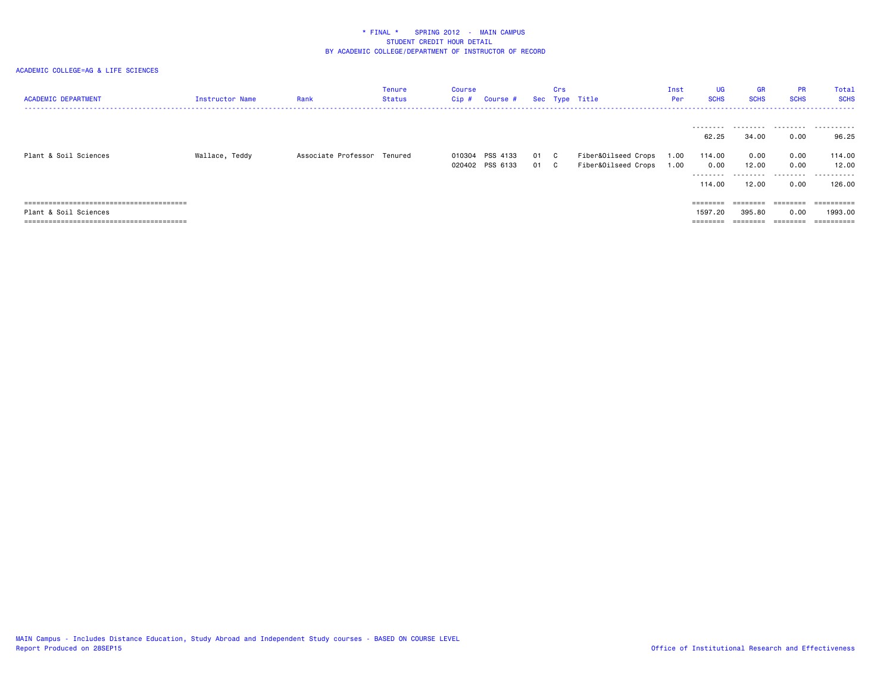\* FINAL \*    SPRING 2012  -  MAIN CAMPUS
STUDENT CREDIT HOUR DETAIL
BY ACADEMIC COLLEGE/DEPARTMENT OF INSTRUCTOR OF RECORD

ACADEMIC COLLEGE=AG & LIFE SCIENCES

| ACADEMIC DEPARTMENT | Instructor Name | Rank | Tenure Status | Course Cip # | Course # | Sec | Crs Type | Title | Inst Per | UG SCHS | GR SCHS | PR SCHS | Total SCHS |
|---|---|---|---|---|---|---|---|---|---|---|---|---|---|
| | | | | | | | | | | 62.25 | 34.00 | 0.00 | 96.25 |
| Plant & Soil Sciences | Wallace, Teddy | Associate Professor | Tenured | 010304 | PSS 4133 | 01 | C | Fiber&Oilseed Crops | 1.00 | 114.00 | 0.00 | 0.00 | 114.00 |
| | | | | 020402 | PSS 6133 | 01 | C | Fiber&Oilseed Crops | 1.00 | 0.00 | 12.00 | 0.00 | 12.00 |
| | | | | | | | | | | 114.00 | 12.00 | 0.00 | 126.00 |
| Plant & Soil Sciences | | | | | | | | | | 1597.20 | 395.80 | 0.00 | 1993.00 |

MAIN Campus - Includes Distance Education, Study Abroad and Independent Study courses - BASED ON COURSE LEVEL
Report Produced on 28SEP15

Office of Institutional Research and Effectiveness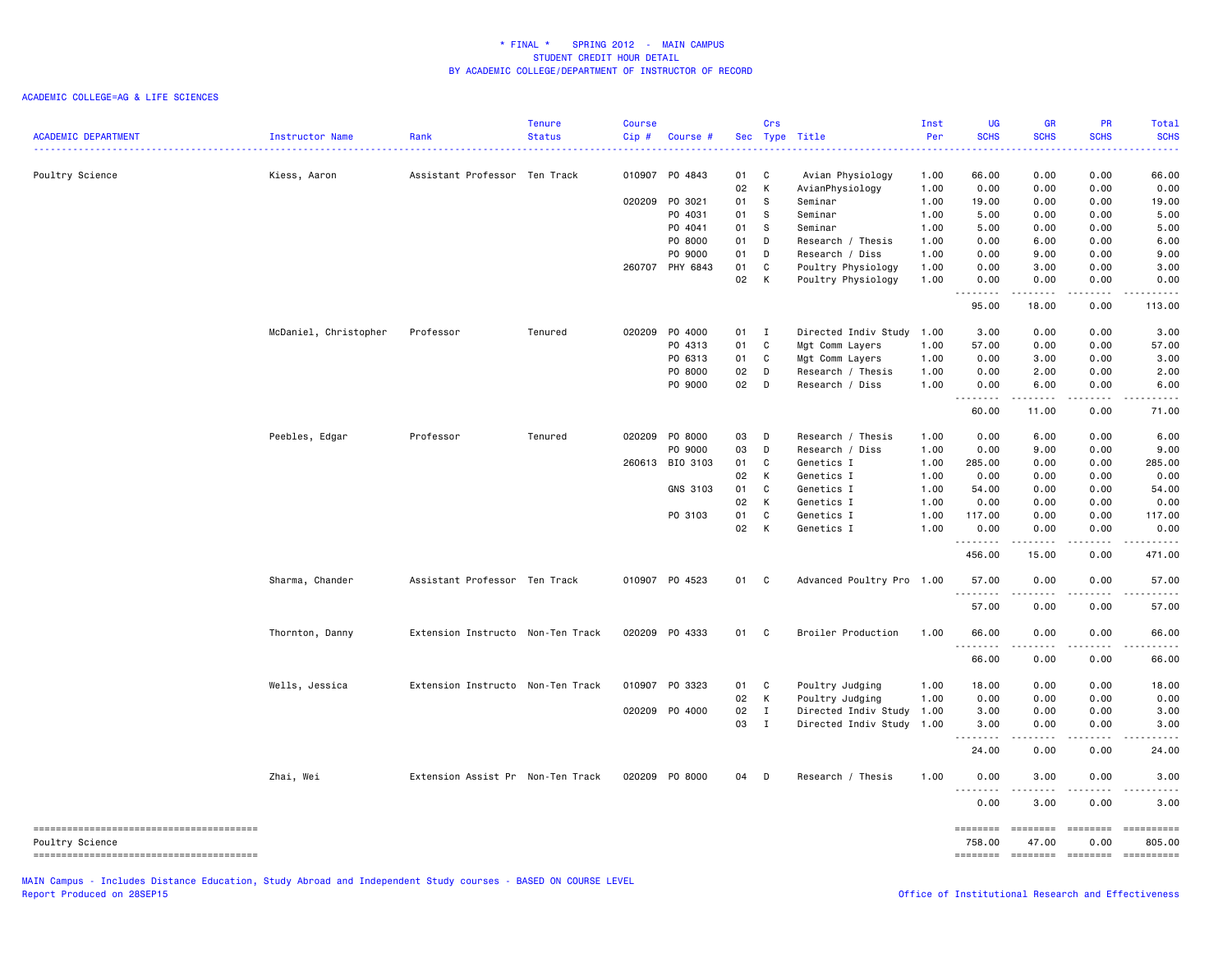\* FINAL \* SPRING 2012 - MAIN CAMPUS
STUDENT CREDIT HOUR DETAIL
BY ACADEMIC COLLEGE/DEPARTMENT OF INSTRUCTOR OF RECORD

ACADEMIC COLLEGE=AG & LIFE SCIENCES

| ACADEMIC DEPARTMENT | Instructor Name | Rank | Tenure Status | Course Cip # | Course # | Sec | Crs Type | Title | Inst Per | UG SCHS | GR SCHS | PR SCHS | Total SCHS |
|---|---|---|---|---|---|---|---|---|---|---|---|---|---|
| Poultry Science | Kiess, Aaron | Assistant Professor | Ten Track | 010907 | PO 4843 | 01 | C | Avian Physiology | 1.00 | 66.00 | 0.00 | 0.00 | 66.00 |
| | | | | | | 02 | K | AvianPhysiology | 1.00 | 0.00 | 0.00 | 0.00 | 0.00 |
| | | | | 020209 | PO 3021 | 01 | S | Seminar | 1.00 | 19.00 | 0.00 | 0.00 | 19.00 |
| | | | | | PO 4031 | 01 | S | Seminar | 1.00 | 5.00 | 0.00 | 0.00 | 5.00 |
| | | | | | PO 4041 | 01 | S | Seminar | 1.00 | 5.00 | 0.00 | 0.00 | 5.00 |
| | | | | | PO 8000 | 01 | D | Research / Thesis | 1.00 | 0.00 | 6.00 | 0.00 | 6.00 |
| | | | | | PO 9000 | 01 | D | Research / Diss | 1.00 | 0.00 | 9.00 | 0.00 | 9.00 |
| | | | | 260707 | PHY 6843 | 01 | C | Poultry Physiology | 1.00 | 0.00 | 3.00 | 0.00 | 3.00 |
| | | | | | | 02 | K | Poultry Physiology | 1.00 | 0.00 | 0.00 | 0.00 | 0.00 |
| | | | | | | | | | | 95.00 | 18.00 | 0.00 | 113.00 |
| | McDaniel, Christopher | Professor | Tenured | 020209 | PO 4000 | 01 | I | Directed Indiv Study | 1.00 | 3.00 | 0.00 | 0.00 | 3.00 |
| | | | | | PO 4313 | 01 | C | Mgt Comm Layers | 1.00 | 57.00 | 0.00 | 0.00 | 57.00 |
| | | | | | PO 6313 | 01 | C | Mgt Comm Layers | 1.00 | 0.00 | 3.00 | 0.00 | 3.00 |
| | | | | | PO 8000 | 02 | D | Research / Thesis | 1.00 | 0.00 | 2.00 | 0.00 | 2.00 |
| | | | | | PO 9000 | 02 | D | Research / Diss | 1.00 | 0.00 | 6.00 | 0.00 | 6.00 |
| | | | | | | | | | | 60.00 | 11.00 | 0.00 | 71.00 |
| | Peebles, Edgar | Professor | Tenured | 020209 | PO 8000 | 03 | D | Research / Thesis | 1.00 | 0.00 | 6.00 | 0.00 | 6.00 |
| | | | | | PO 9000 | 03 | D | Research / Diss | 1.00 | 0.00 | 9.00 | 0.00 | 9.00 |
| | | | | 260613 | BIO 3103 | 01 | C | Genetics I | 1.00 | 285.00 | 0.00 | 0.00 | 285.00 |
| | | | | | | 02 | K | Genetics I | 1.00 | 0.00 | 0.00 | 0.00 | 0.00 |
| | | | | | GNS 3103 | 01 | C | Genetics I | 1.00 | 54.00 | 0.00 | 0.00 | 54.00 |
| | | | | | | 02 | K | Genetics I | 1.00 | 0.00 | 0.00 | 0.00 | 0.00 |
| | | | | | PO 3103 | 01 | C | Genetics I | 1.00 | 117.00 | 0.00 | 0.00 | 117.00 |
| | | | | | | 02 | K | Genetics I | 1.00 | 0.00 | 0.00 | 0.00 | 0.00 |
| | | | | | | | | | | 456.00 | 15.00 | 0.00 | 471.00 |
| | Sharma, Chander | Assistant Professor | Ten Track | 010907 | PO 4523 | 01 | C | Advanced Poultry Pro | 1.00 | 57.00 | 0.00 | 0.00 | 57.00 |
| | | | | | | | | | | 57.00 | 0.00 | 0.00 | 57.00 |
| | Thornton, Danny | Extension Instructo | Non-Ten Track | 020209 | PO 4333 | 01 | C | Broiler Production | 1.00 | 66.00 | 0.00 | 0.00 | 66.00 |
| | | | | | | | | | | 66.00 | 0.00 | 0.00 | 66.00 |
| | Wells, Jessica | Extension Instructo | Non-Ten Track | 010907 | PO 3323 | 01 | C | Poultry Judging | 1.00 | 18.00 | 0.00 | 0.00 | 18.00 |
| | | | | | | 02 | K | Poultry Judging | 1.00 | 0.00 | 0.00 | 0.00 | 0.00 |
| | | | | 020209 | PO 4000 | 02 | I | Directed Indiv Study | 1.00 | 3.00 | 0.00 | 0.00 | 3.00 |
| | | | | | | 03 | I | Directed Indiv Study | 1.00 | 3.00 | 0.00 | 0.00 | 3.00 |
| | | | | | | | | | | 24.00 | 0.00 | 0.00 | 24.00 |
| | Zhai, Wei | Extension Assist Pr | Non-Ten Track | 020209 | PO 8000 | 04 | D | Research / Thesis | 1.00 | 0.00 | 3.00 | 0.00 | 3.00 |
| | | | | | | | | | | 0.00 | 3.00 | 0.00 | 3.00 |
| Poultry Science | | | | | | | | | | 758.00 | 47.00 | 0.00 | 805.00 |

MAIN Campus - Includes Distance Education, Study Abroad and Independent Study courses - BASED ON COURSE LEVEL
Report Produced on 28SEP15

Office of Institutional Research and Effectiveness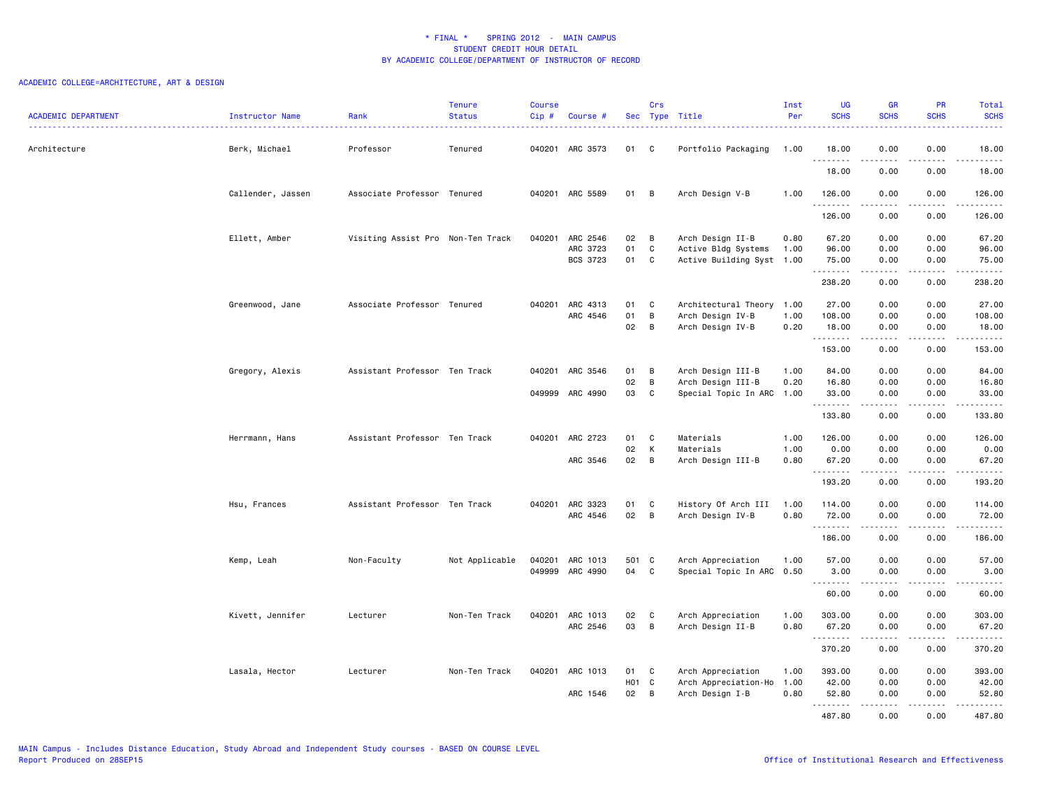# * FINAL * SPRING 2012 - MAIN CAMPUS
## STUDENT CREDIT HOUR DETAIL
### BY ACADEMIC COLLEGE/DEPARTMENT OF INSTRUCTOR OF RECORD

ACADEMIC COLLEGE=ARCHITECTURE, ART & DESIGN

| ACADEMIC DEPARTMENT | Instructor Name | Rank | Tenure Status | Course Cip # | Course # | Sec | Crs Type | Title | Inst Per | UG SCHS | GR SCHS | PR SCHS | Total SCHS |
|---|---|---|---|---|---|---|---|---|---|---|---|---|---|
| Architecture | Berk, Michael | Professor | Tenured | 040201 | ARC 3573 | 01 | C | Portfolio Packaging | 1.00 | 18.00 | 0.00 | 0.00 | 18.00 |
| | | | | | | | | | | 18.00 | 0.00 | 0.00 | 18.00 |
| | Callender, Jassen | Associate Professor | Tenured | 040201 | ARC 5589 | 01 | B | Arch Design V-B | 1.00 | 126.00 | 0.00 | 0.00 | 126.00 |
| | | | | | | | | | | 126.00 | 0.00 | 0.00 | 126.00 |
| | Ellett, Amber | Visiting Assist Pro | Non-Ten Track | 040201 | ARC 2546 | 02 | B | Arch Design II-B | 0.80 | 67.20 | 0.00 | 0.00 | 67.20 |
| | | | | | ARC 3723 | 01 | C | Active Bldg Systems | 1.00 | 96.00 | 0.00 | 0.00 | 96.00 |
| | | | | | BCS 3723 | 01 | C | Active Building Syst | 1.00 | 75.00 | 0.00 | 0.00 | 75.00 |
| | | | | | | | | | | 238.20 | 0.00 | 0.00 | 238.20 |
| | Greenwood, Jane | Associate Professor | Tenured | 040201 | ARC 4313 | 01 | C | Architectural Theory | 1.00 | 27.00 | 0.00 | 0.00 | 27.00 |
| | | | | | ARC 4546 | 01 | B | Arch Design IV-B | 1.00 | 108.00 | 0.00 | 0.00 | 108.00 |
| | | | | | | 02 | B | Arch Design IV-B | 0.20 | 18.00 | 0.00 | 0.00 | 18.00 |
| | | | | | | | | | | 153.00 | 0.00 | 0.00 | 153.00 |
| | Gregory, Alexis | Assistant Professor | Ten Track | 040201 | ARC 3546 | 01 | B | Arch Design III-B | 1.00 | 84.00 | 0.00 | 0.00 | 84.00 |
| | | | | | | 02 | B | Arch Design III-B | 0.20 | 16.80 | 0.00 | 0.00 | 16.80 |
| | | | | 049999 | ARC 4990 | 03 | C | Special Topic In ARC | 1.00 | 33.00 | 0.00 | 0.00 | 33.00 |
| | | | | | | | | | | 133.80 | 0.00 | 0.00 | 133.80 |
| | Herrmann, Hans | Assistant Professor | Ten Track | 040201 | ARC 2723 | 01 | C | Materials | 1.00 | 126.00 | 0.00 | 0.00 | 126.00 |
| | | | | | | 02 | K | Materials | 1.00 | 0.00 | 0.00 | 0.00 | 0.00 |
| | | | | | ARC 3546 | 02 | B | Arch Design III-B | 0.80 | 67.20 | 0.00 | 0.00 | 67.20 |
| | | | | | | | | | | 193.20 | 0.00 | 0.00 | 193.20 |
| | Hsu, Frances | Assistant Professor | Ten Track | 040201 | ARC 3323 | 01 | C | History Of Arch III | 1.00 | 114.00 | 0.00 | 0.00 | 114.00 |
| | | | | | ARC 4546 | 02 | B | Arch Design IV-B | 0.80 | 72.00 | 0.00 | 0.00 | 72.00 |
| | | | | | | | | | | 186.00 | 0.00 | 0.00 | 186.00 |
| | Kemp, Leah | Non-Faculty | Not Applicable | 040201 | ARC 1013 | 501 | C | Arch Appreciation | 1.00 | 57.00 | 0.00 | 0.00 | 57.00 |
| | | | | 049999 | ARC 4990 | 04 | C | Special Topic In ARC | 0.50 | 3.00 | 0.00 | 0.00 | 3.00 |
| | | | | | | | | | | 60.00 | 0.00 | 0.00 | 60.00 |
| | Kivett, Jennifer | Lecturer | Non-Ten Track | 040201 | ARC 1013 | 02 | C | Arch Appreciation | 1.00 | 303.00 | 0.00 | 0.00 | 303.00 |
| | | | | | ARC 2546 | 03 | B | Arch Design II-B | 0.80 | 67.20 | 0.00 | 0.00 | 67.20 |
| | | | | | | | | | | 370.20 | 0.00 | 0.00 | 370.20 |
| | Lasala, Hector | Lecturer | Non-Ten Track | 040201 | ARC 1013 | 01 | C | Arch Appreciation | 1.00 | 393.00 | 0.00 | 0.00 | 393.00 |
| | | | | | | H01 | C | Arch Appreciation-Ho | 1.00 | 42.00 | 0.00 | 0.00 | 42.00 |
| | | | | | ARC 1546 | 02 | B | Arch Design I-B | 0.80 | 52.80 | 0.00 | 0.00 | 52.80 |
| | | | | | | | | | | 487.80 | 0.00 | 0.00 | 487.80 |

MAIN Campus - Includes Distance Education, Study Abroad and Independent Study courses - BASED ON COURSE LEVEL
Report Produced on 28SEP15

Office of Institutional Research and Effectiveness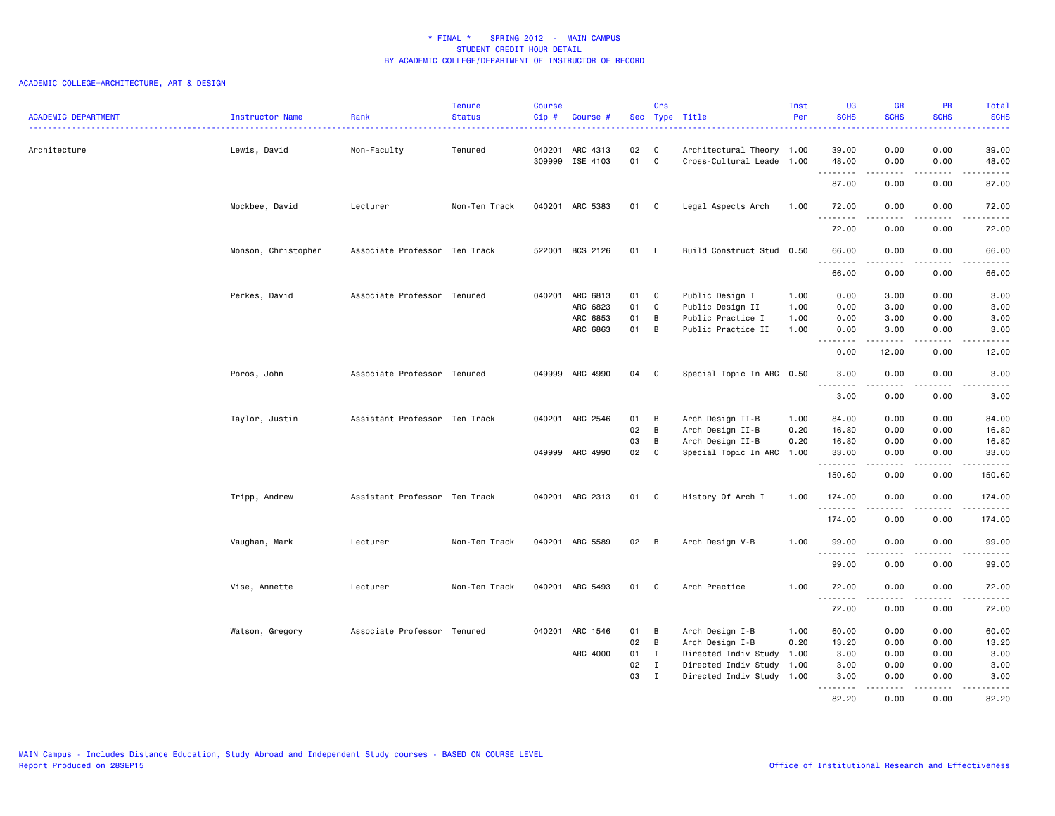\* FINAL \*    SPRING 2012  -  MAIN CAMPUS
STUDENT CREDIT HOUR DETAIL
BY ACADEMIC COLLEGE/DEPARTMENT OF INSTRUCTOR OF RECORD

ACADEMIC COLLEGE=ARCHITECTURE, ART & DESIGN

| ACADEMIC DEPARTMENT | Instructor Name | Rank | Tenure Status | Course Cip # | Course # | Sec | Crs Type | Title | Inst Per | UG SCHS | GR SCHS | PR SCHS | Total SCHS |
|---|---|---|---|---|---|---|---|---|---|---|---|---|---|
| Architecture | Lewis, David | Non-Faculty | Tenured | 040201 | ARC 4313 | 02 | C | Architectural Theory | 1.00 | 39.00 | 0.00 | 0.00 | 39.00 |
| | | | | 309999 | ISE 4103 | 01 | C | Cross-Cultural Leade | 1.00 | 48.00 | 0.00 | 0.00 | 48.00 |
| | | | | | | | | | | 87.00 | 0.00 | 0.00 | 87.00 |
| | Mockbee, David | Lecturer | Non-Ten Track | 040201 | ARC 5383 | 01 | C | Legal Aspects Arch | 1.00 | 72.00 | 0.00 | 0.00 | 72.00 |
| | | | | | | | | | | 72.00 | 0.00 | 0.00 | 72.00 |
| | Monson, Christopher | Associate Professor | Ten Track | 522001 | BCS 2126 | 01 | L | Build Construct Stud | 0.50 | 66.00 | 0.00 | 0.00 | 66.00 |
| | | | | | | | | | | 66.00 | 0.00 | 0.00 | 66.00 |
| | Perkes, David | Associate Professor | Tenured | 040201 | ARC 6813 | 01 | C | Public Design I | 1.00 | 0.00 | 3.00 | 0.00 | 3.00 |
| | | | | | ARC 6823 | 01 | C | Public Design II | 1.00 | 0.00 | 3.00 | 0.00 | 3.00 |
| | | | | | ARC 6853 | 01 | B | Public Practice I | 1.00 | 0.00 | 3.00 | 0.00 | 3.00 |
| | | | | | ARC 6863 | 01 | B | Public Practice II | 1.00 | 0.00 | 3.00 | 0.00 | 3.00 |
| | | | | | | | | | | 0.00 | 12.00 | 0.00 | 12.00 |
| | Poros, John | Associate Professor | Tenured | 049999 | ARC 4990 | 04 | C | Special Topic In ARC | 0.50 | 3.00 | 0.00 | 0.00 | 3.00 |
| | | | | | | | | | | 3.00 | 0.00 | 0.00 | 3.00 |
| | Taylor, Justin | Assistant Professor | Ten Track | 040201 | ARC 2546 | 01 | B | Arch Design II-B | 1.00 | 84.00 | 0.00 | 0.00 | 84.00 |
| | | | | | | 02 | B | Arch Design II-B | 0.20 | 16.80 | 0.00 | 0.00 | 16.80 |
| | | | | | | 03 | B | Arch Design II-B | 0.20 | 16.80 | 0.00 | 0.00 | 16.80 |
| | | | | 049999 | ARC 4990 | 02 | C | Special Topic In ARC | 1.00 | 33.00 | 0.00 | 0.00 | 33.00 |
| | | | | | | | | | | 150.60 | 0.00 | 0.00 | 150.60 |
| | Tripp, Andrew | Assistant Professor | Ten Track | 040201 | ARC 2313 | 01 | C | History Of Arch I | 1.00 | 174.00 | 0.00 | 0.00 | 174.00 |
| | | | | | | | | | | 174.00 | 0.00 | 0.00 | 174.00 |
| | Vaughan, Mark | Lecturer | Non-Ten Track | 040201 | ARC 5589 | 02 | B | Arch Design V-B | 1.00 | 99.00 | 0.00 | 0.00 | 99.00 |
| | | | | | | | | | | 99.00 | 0.00 | 0.00 | 99.00 |
| | Vise, Annette | Lecturer | Non-Ten Track | 040201 | ARC 5493 | 01 | C | Arch Practice | 1.00 | 72.00 | 0.00 | 0.00 | 72.00 |
| | | | | | | | | | | 72.00 | 0.00 | 0.00 | 72.00 |
| | Watson, Gregory | Associate Professor | Tenured | 040201 | ARC 1546 | 01 | B | Arch Design I-B | 1.00 | 60.00 | 0.00 | 0.00 | 60.00 |
| | | | | | | 02 | B | Arch Design I-B | 0.20 | 13.20 | 0.00 | 0.00 | 13.20 |
| | | | | | ARC 4000 | 01 | I | Directed Indiv Study | 1.00 | 3.00 | 0.00 | 0.00 | 3.00 |
| | | | | | | 02 | I | Directed Indiv Study | 1.00 | 3.00 | 0.00 | 0.00 | 3.00 |
| | | | | | | 03 | I | Directed Indiv Study | 1.00 | 3.00 | 0.00 | 0.00 | 3.00 |
| | | | | | | | | | | 82.20 | 0.00 | 0.00 | 82.20 |

MAIN Campus - Includes Distance Education, Study Abroad and Independent Study courses - BASED ON COURSE LEVEL
Report Produced on 28SEP15
Office of Institutional Research and Effectiveness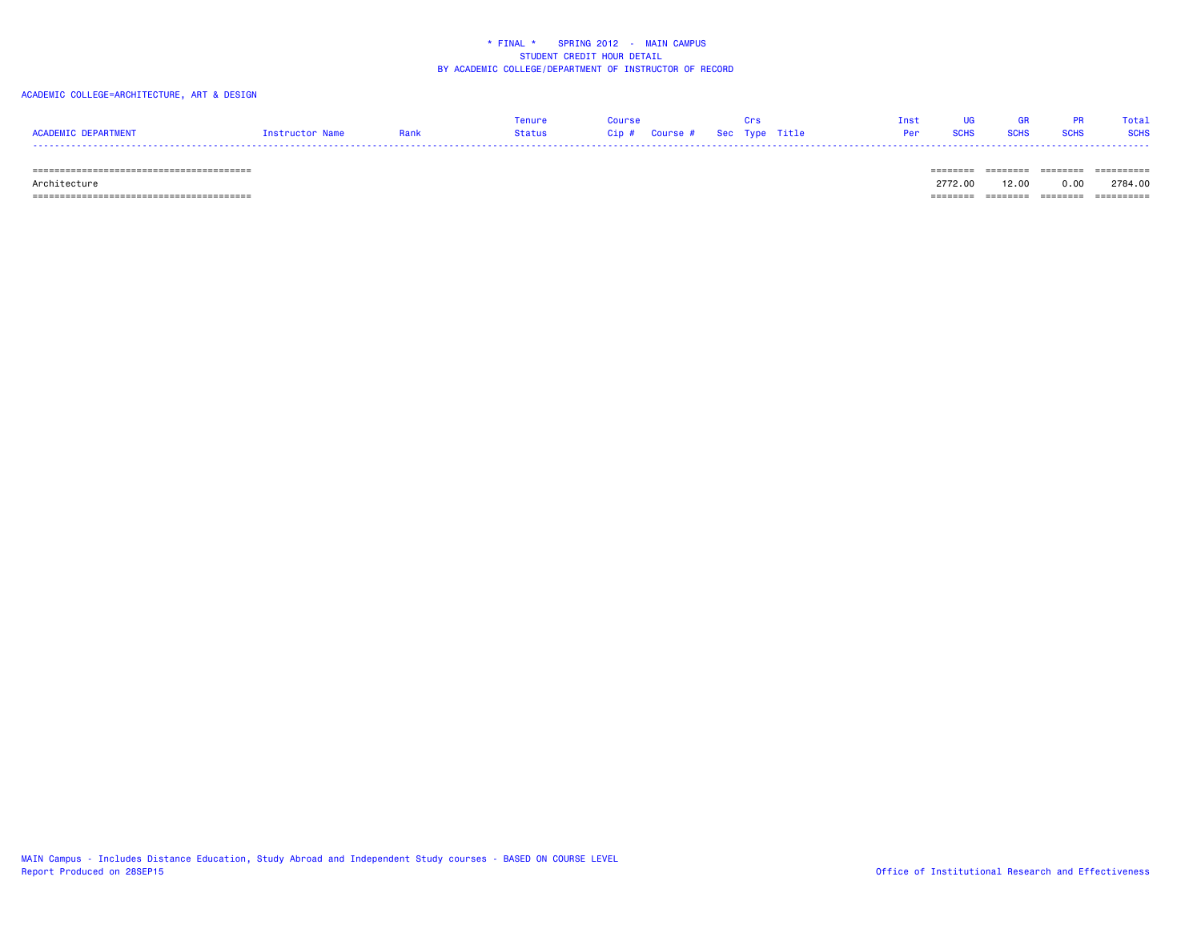\* FINAL \*    SPRING 2012  -  MAIN CAMPUS
STUDENT CREDIT HOUR DETAIL
BY ACADEMIC COLLEGE/DEPARTMENT OF INSTRUCTOR OF RECORD

ACADEMIC COLLEGE=ARCHITECTURE, ART & DESIGN

| ACADEMIC DEPARTMENT | Instructor Name | Rank | Tenure Status | Course Cip # | Course # | Sec | Crs Type | Title | Inst Per | UG SCHS | GR SCHS | PR SCHS | Total SCHS |
|---|---|---|---|---|---|---|---|---|---|---|---|---|---|
| Architecture | | | | | | | | | | 2772.00 | 12.00 | 0.00 | 2784.00 |

MAIN Campus - Includes Distance Education, Study Abroad and Independent Study courses - BASED ON COURSE LEVEL
Report Produced on 28SEP15

Office of Institutional Research and Effectiveness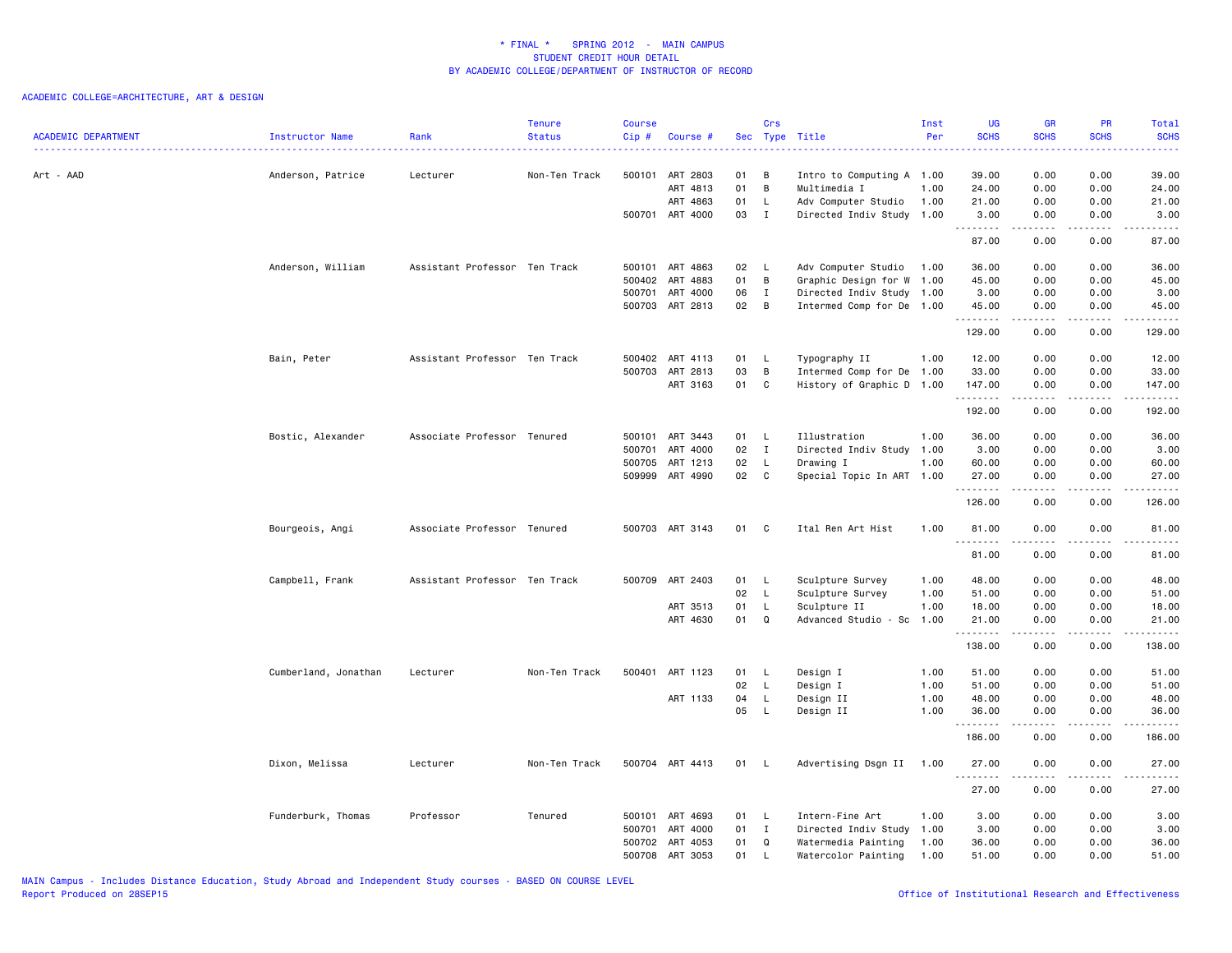* FINAL * SPRING 2012 - MAIN CAMPUS
STUDENT CREDIT HOUR DETAIL
BY ACADEMIC COLLEGE/DEPARTMENT OF INSTRUCTOR OF RECORD

ACADEMIC COLLEGE=ARCHITECTURE, ART & DESIGN

| ACADEMIC DEPARTMENT | Instructor Name | Rank | Tenure Status | Course Cip # | Course # | Sec | Crs Type | Title | Inst Per | UG SCHS | GR SCHS | PR SCHS | Total SCHS |
|---|---|---|---|---|---|---|---|---|---|---|---|---|---|
| Art - AAD | Anderson, Patrice | Lecturer | Non-Ten Track | 500101 | ART 2803 | 01 | B | Intro to Computing A | 1.00 | 39.00 | 0.00 | 0.00 | 39.00 |
| | | | | | ART 4813 | 01 | B | Multimedia I | 1.00 | 24.00 | 0.00 | 0.00 | 24.00 |
| | | | | | ART 4863 | 01 | L | Adv Computer Studio | 1.00 | 21.00 | 0.00 | 0.00 | 21.00 |
| | | | | 500701 | ART 4000 | 03 | I | Directed Indiv Study | 1.00 | 3.00 | 0.00 | 0.00 | 3.00 |
| | | | | | | | | | | 87.00 | 0.00 | 0.00 | 87.00 |
| | Anderson, William | Assistant Professor | Ten Track | 500101 | ART 4863 | 02 | L | Adv Computer Studio | 1.00 | 36.00 | 0.00 | 0.00 | 36.00 |
| | | | | 500402 | ART 4883 | 01 | B | Graphic Design for W | 1.00 | 45.00 | 0.00 | 0.00 | 45.00 |
| | | | | 500701 | ART 4000 | 06 | I | Directed Indiv Study | 1.00 | 3.00 | 0.00 | 0.00 | 3.00 |
| | | | | 500703 | ART 2813 | 02 | B | Intermed Comp for De | 1.00 | 45.00 | 0.00 | 0.00 | 45.00 |
| | | | | | | | | | | 129.00 | 0.00 | 0.00 | 129.00 |
| | Bain, Peter | Assistant Professor | Ten Track | 500402 | ART 4113 | 01 | L | Typography II | 1.00 | 12.00 | 0.00 | 0.00 | 12.00 |
| | | | | 500703 | ART 2813 | 03 | B | Intermed Comp for De | 1.00 | 33.00 | 0.00 | 0.00 | 33.00 |
| | | | | | ART 3163 | 01 | C | History of Graphic D | 1.00 | 147.00 | 0.00 | 0.00 | 147.00 |
| | | | | | | | | | | 192.00 | 0.00 | 0.00 | 192.00 |
| | Bostic, Alexander | Associate Professor | Tenured | 500101 | ART 3443 | 01 | L | Illustration | 1.00 | 36.00 | 0.00 | 0.00 | 36.00 |
| | | | | 500701 | ART 4000 | 02 | I | Directed Indiv Study | 1.00 | 3.00 | 0.00 | 0.00 | 3.00 |
| | | | | 500705 | ART 1213 | 02 | L | Drawing I | 1.00 | 60.00 | 0.00 | 0.00 | 60.00 |
| | | | | 509999 | ART 4990 | 02 | C | Special Topic In ART | 1.00 | 27.00 | 0.00 | 0.00 | 27.00 |
| | | | | | | | | | | 126.00 | 0.00 | 0.00 | 126.00 |
| | Bourgeois, Angi | Associate Professor | Tenured | 500703 | ART 3143 | 01 | C | Ital Ren Art Hist | 1.00 | 81.00 | 0.00 | 0.00 | 81.00 |
| | | | | | | | | | | 81.00 | 0.00 | 0.00 | 81.00 |
| | Campbell, Frank | Assistant Professor | Ten Track | 500709 | ART 2403 | 01 | L | Sculpture Survey | 1.00 | 48.00 | 0.00 | 0.00 | 48.00 |
| | | | | | | 02 | L | Sculpture Survey | 1.00 | 51.00 | 0.00 | 0.00 | 51.00 |
| | | | | | ART 3513 | 01 | L | Sculpture II | 1.00 | 18.00 | 0.00 | 0.00 | 18.00 |
| | | | | | ART 4630 | 01 | Q | Advanced Studio - Sc | 1.00 | 21.00 | 0.00 | 0.00 | 21.00 |
| | | | | | | | | | | 138.00 | 0.00 | 0.00 | 138.00 |
| | Cumberland, Jonathan | Lecturer | Non-Ten Track | 500401 | ART 1123 | 01 | L | Design I | 1.00 | 51.00 | 0.00 | 0.00 | 51.00 |
| | | | | | | 02 | L | Design I | 1.00 | 51.00 | 0.00 | 0.00 | 51.00 |
| | | | | | ART 1133 | 04 | L | Design II | 1.00 | 48.00 | 0.00 | 0.00 | 48.00 |
| | | | | | | 05 | L | Design II | 1.00 | 36.00 | 0.00 | 0.00 | 36.00 |
| | | | | | | | | | | 186.00 | 0.00 | 0.00 | 186.00 |
| | Dixon, Melissa | Lecturer | Non-Ten Track | 500704 | ART 4413 | 01 | L | Advertising Dsgn II | 1.00 | 27.00 | 0.00 | 0.00 | 27.00 |
| | | | | | | | | | | 27.00 | 0.00 | 0.00 | 27.00 |
| | Funderburk, Thomas | Professor | Tenured | 500101 | ART 4693 | 01 | L | Intern-Fine Art | 1.00 | 3.00 | 0.00 | 0.00 | 3.00 |
| | | | | 500701 | ART 4000 | 01 | I | Directed Indiv Study | 1.00 | 3.00 | 0.00 | 0.00 | 3.00 |
| | | | | 500702 | ART 4053 | 01 | Q | Watermedia Painting | 1.00 | 36.00 | 0.00 | 0.00 | 36.00 |
| | | | | 500708 | ART 3053 | 01 | L | Watercolor Painting | 1.00 | 51.00 | 0.00 | 0.00 | 51.00 |

MAIN Campus - Includes Distance Education, Study Abroad and Independent Study courses - BASED ON COURSE LEVEL
Report Produced on 28SEP15
Office of Institutional Research and Effectiveness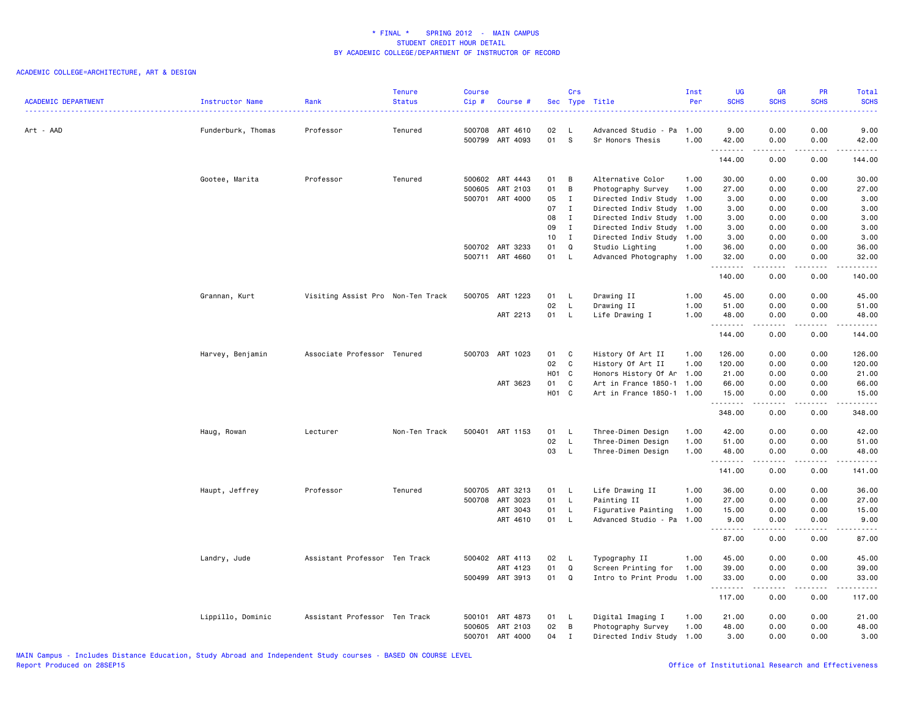# * FINAL * SPRING 2012 - MAIN CAMPUS
## STUDENT CREDIT HOUR DETAIL
## BY ACADEMIC COLLEGE/DEPARTMENT OF INSTRUCTOR OF RECORD

ACADEMIC COLLEGE=ARCHITECTURE, ART & DESIGN

| ACADEMIC DEPARTMENT | Instructor Name | Rank | Tenure Status | Course Cip # | Course # | Sec | Crs Type | Title | Inst Per | UG SCHS | GR SCHS | PR SCHS | Total SCHS |
|---|---|---|---|---|---|---|---|---|---|---|---|---|---|
| Art - AAD | Funderburk, Thomas | Professor | Tenured | 500708 | ART 4610 | 02 | L | Advanced Studio - Pa | 1.00 | 9.00 | 0.00 | 0.00 | 9.00 |
| | | | | 500799 | ART 4093 | 01 | S | Sr Honors Thesis | 1.00 | 42.00 | 0.00 | 0.00 | 42.00 |
| | | | | | | | | | | 144.00 | 0.00 | 0.00 | 144.00 |
| | Gootee, Marita | Professor | Tenured | 500602 | ART 4443 | 01 | B | Alternative Color | 1.00 | 30.00 | 0.00 | 0.00 | 30.00 |
| | | | | 500605 | ART 2103 | 01 | B | Photography Survey | 1.00 | 27.00 | 0.00 | 0.00 | 27.00 |
| | | | | 500701 | ART 4000 | 05 | I | Directed Indiv Study | 1.00 | 3.00 | 0.00 | 0.00 | 3.00 |
| | | | | | | 07 | I | Directed Indiv Study | 1.00 | 3.00 | 0.00 | 0.00 | 3.00 |
| | | | | | | 08 | I | Directed Indiv Study | 1.00 | 3.00 | 0.00 | 0.00 | 3.00 |
| | | | | | | 09 | I | Directed Indiv Study | 1.00 | 3.00 | 0.00 | 0.00 | 3.00 |
| | | | | | | 10 | I | Directed Indiv Study | 1.00 | 3.00 | 0.00 | 0.00 | 3.00 |
| | | | | 500702 | ART 3233 | 01 | Q | Studio Lighting | 1.00 | 36.00 | 0.00 | 0.00 | 36.00 |
| | | | | 500711 | ART 4660 | 01 | L | Advanced Photography | 1.00 | 32.00 | 0.00 | 0.00 | 32.00 |
| | | | | | | | | | | 140.00 | 0.00 | 0.00 | 140.00 |
| | Grannan, Kurt | Visiting Assist Pro | Non-Ten Track | 500705 | ART 1223 | 01 | L | Drawing II | 1.00 | 45.00 | 0.00 | 0.00 | 45.00 |
| | | | | | | 02 | L | Drawing II | 1.00 | 51.00 | 0.00 | 0.00 | 51.00 |
| | | | | | ART 2213 | 01 | L | Life Drawing I | 1.00 | 48.00 | 0.00 | 0.00 | 48.00 |
| | | | | | | | | | | 144.00 | 0.00 | 0.00 | 144.00 |
| | Harvey, Benjamin | Associate Professor | Tenured | 500703 | ART 1023 | 01 | C | History Of Art II | 1.00 | 126.00 | 0.00 | 0.00 | 126.00 |
| | | | | | | 02 | C | History Of Art II | 1.00 | 120.00 | 0.00 | 0.00 | 120.00 |
| | | | | | | H01 | C | Honors History Of Ar | 1.00 | 21.00 | 0.00 | 0.00 | 21.00 |
| | | | | | ART 3623 | 01 | C | Art in France 1850-1 | 1.00 | 66.00 | 0.00 | 0.00 | 66.00 |
| | | | | | | H01 | C | Art in France 1850-1 | 1.00 | 15.00 | 0.00 | 0.00 | 15.00 |
| | | | | | | | | | | 348.00 | 0.00 | 0.00 | 348.00 |
| | Haug, Rowan | Lecturer | Non-Ten Track | 500401 | ART 1153 | 01 | L | Three-Dimen Design | 1.00 | 42.00 | 0.00 | 0.00 | 42.00 |
| | | | | | | 02 | L | Three-Dimen Design | 1.00 | 51.00 | 0.00 | 0.00 | 51.00 |
| | | | | | | 03 | L | Three-Dimen Design | 1.00 | 48.00 | 0.00 | 0.00 | 48.00 |
| | | | | | | | | | | 141.00 | 0.00 | 0.00 | 141.00 |
| | Haupt, Jeffrey | Professor | Tenured | 500705 | ART 3213 | 01 | L | Life Drawing II | 1.00 | 36.00 | 0.00 | 0.00 | 36.00 |
| | | | | 500708 | ART 3023 | 01 | L | Painting II | 1.00 | 27.00 | 0.00 | 0.00 | 27.00 |
| | | | | | ART 3043 | 01 | L | Figurative Painting | 1.00 | 15.00 | 0.00 | 0.00 | 15.00 |
| | | | | | ART 4610 | 01 | L | Advanced Studio - Pa | 1.00 | 9.00 | 0.00 | 0.00 | 9.00 |
| | | | | | | | | | | 87.00 | 0.00 | 0.00 | 87.00 |
| | Landry, Jude | Assistant Professor | Ten Track | 500402 | ART 4113 | 02 | L | Typography II | 1.00 | 45.00 | 0.00 | 0.00 | 45.00 |
| | | | | | ART 4123 | 01 | Q | Screen Printing for | 1.00 | 39.00 | 0.00 | 0.00 | 39.00 |
| | | | | 500499 | ART 3913 | 01 | Q | Intro to Print Produ | 1.00 | 33.00 | 0.00 | 0.00 | 33.00 |
| | | | | | | | | | | 117.00 | 0.00 | 0.00 | 117.00 |
| | Lippillo, Dominic | Assistant Professor | Ten Track | 500101 | ART 4873 | 01 | L | Digital Imaging I | 1.00 | 21.00 | 0.00 | 0.00 | 21.00 |
| | | | | 500605 | ART 2103 | 02 | B | Photography Survey | 1.00 | 48.00 | 0.00 | 0.00 | 48.00 |
| | | | | 500701 | ART 4000 | 04 | I | Directed Indiv Study | 1.00 | 3.00 | 0.00 | 0.00 | 3.00 |

MAIN Campus - Includes Distance Education, Study Abroad and Independent Study courses - BASED ON COURSE LEVEL
Report Produced on 28SEP15

Office of Institutional Research and Effectiveness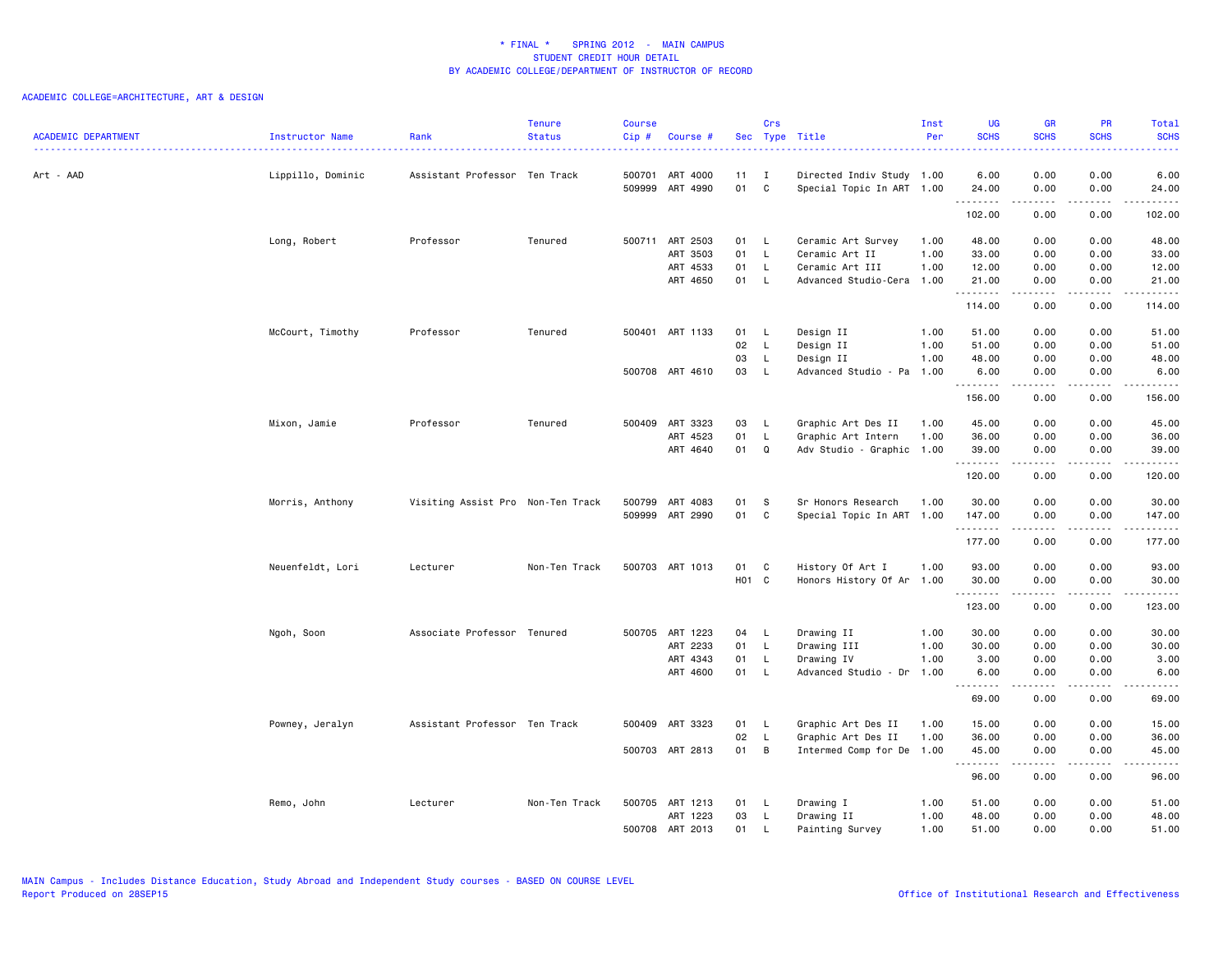* FINAL * SPRING 2012 - MAIN CAMPUS
STUDENT CREDIT HOUR DETAIL
BY ACADEMIC COLLEGE/DEPARTMENT OF INSTRUCTOR OF RECORD

ACADEMIC COLLEGE=ARCHITECTURE, ART & DESIGN

| ACADEMIC DEPARTMENT | Instructor Name | Rank | Tenure Status | Course Cip # | Course # | Sec | Crs Type | Title | Inst Per | UG SCHS | GR SCHS | PR SCHS | Total SCHS |
|---|---|---|---|---|---|---|---|---|---|---|---|---|---|
| Art - AAD | Lippillo, Dominic | Assistant Professor | Ten Track | 500701 | ART 4000 | 11 | I | Directed Indiv Study | 1.00 | 6.00 | 0.00 | 0.00 | 6.00 |
| | | | | 509999 | ART 4990 | 01 | C | Special Topic In ART | 1.00 | 24.00 | 0.00 | 0.00 | 24.00 |
| | | | | | | | | | | 102.00 | 0.00 | 0.00 | 102.00 |
| | Long, Robert | Professor | Tenured | 500711 | ART 2503 | 01 | L | Ceramic Art Survey | 1.00 | 48.00 | 0.00 | 0.00 | 48.00 |
| | | | | | ART 3503 | 01 | L | Ceramic Art II | 1.00 | 33.00 | 0.00 | 0.00 | 33.00 |
| | | | | | ART 4533 | 01 | L | Ceramic Art III | 1.00 | 12.00 | 0.00 | 0.00 | 12.00 |
| | | | | | ART 4650 | 01 | L | Advanced Studio-Cera | 1.00 | 21.00 | 0.00 | 0.00 | 21.00 |
| | | | | | | | | | | 114.00 | 0.00 | 0.00 | 114.00 |
| | McCourt, Timothy | Professor | Tenured | 500401 | ART 1133 | 01 | L | Design II | 1.00 | 51.00 | 0.00 | 0.00 | 51.00 |
| | | | | | | 02 | L | Design II | 1.00 | 51.00 | 0.00 | 0.00 | 51.00 |
| | | | | | | 03 | L | Design II | 1.00 | 48.00 | 0.00 | 0.00 | 48.00 |
| | | | | 500708 | ART 4610 | 03 | L | Advanced Studio - Pa | 1.00 | 6.00 | 0.00 | 0.00 | 6.00 |
| | | | | | | | | | | 156.00 | 0.00 | 0.00 | 156.00 |
| | Mixon, Jamie | Professor | Tenured | 500409 | ART 3323 | 03 | L | Graphic Art Des II | 1.00 | 45.00 | 0.00 | 0.00 | 45.00 |
| | | | | | ART 4523 | 01 | L | Graphic Art Intern | 1.00 | 36.00 | 0.00 | 0.00 | 36.00 |
| | | | | | ART 4640 | 01 | Q | Adv Studio - Graphic | 1.00 | 39.00 | 0.00 | 0.00 | 39.00 |
| | | | | | | | | | | 120.00 | 0.00 | 0.00 | 120.00 |
| | Morris, Anthony | Visiting Assist Pro | Non-Ten Track | 500799 | ART 4083 | 01 | S | Sr Honors Research | 1.00 | 30.00 | 0.00 | 0.00 | 30.00 |
| | | | | 509999 | ART 2990 | 01 | C | Special Topic In ART | 1.00 | 147.00 | 0.00 | 0.00 | 147.00 |
| | | | | | | | | | | 177.00 | 0.00 | 0.00 | 177.00 |
| | Neuenfeldt, Lori | Lecturer | Non-Ten Track | 500703 | ART 1013 | 01 | C | History Of Art I | 1.00 | 93.00 | 0.00 | 0.00 | 93.00 |
| | | | | | | H01 | C | Honors History Of Ar | 1.00 | 30.00 | 0.00 | 0.00 | 30.00 |
| | | | | | | | | | | 123.00 | 0.00 | 0.00 | 123.00 |
| | Ngoh, Soon | Associate Professor | Tenured | 500705 | ART 1223 | 04 | L | Drawing II | 1.00 | 30.00 | 0.00 | 0.00 | 30.00 |
| | | | | | ART 2233 | 01 | L | Drawing III | 1.00 | 30.00 | 0.00 | 0.00 | 30.00 |
| | | | | | ART 4343 | 01 | L | Drawing IV | 1.00 | 3.00 | 0.00 | 0.00 | 3.00 |
| | | | | | ART 4600 | 01 | L | Advanced Studio - Dr | 1.00 | 6.00 | 0.00 | 0.00 | 6.00 |
| | | | | | | | | | | 69.00 | 0.00 | 0.00 | 69.00 |
| | Powney, Jeralyn | Assistant Professor | Ten Track | 500409 | ART 3323 | 01 | L | Graphic Art Des II | 1.00 | 15.00 | 0.00 | 0.00 | 15.00 |
| | | | | | | 02 | L | Graphic Art Des II | 1.00 | 36.00 | 0.00 | 0.00 | 36.00 |
| | | | | 500703 | ART 2813 | 01 | B | Intermed Comp for De | 1.00 | 45.00 | 0.00 | 0.00 | 45.00 |
| | | | | | | | | | | 96.00 | 0.00 | 0.00 | 96.00 |
| | Remo, John | Lecturer | Non-Ten Track | 500705 | ART 1213 | 01 | L | Drawing I | 1.00 | 51.00 | 0.00 | 0.00 | 51.00 |
| | | | | | ART 1223 | 03 | L | Drawing II | 1.00 | 48.00 | 0.00 | 0.00 | 48.00 |
| | | | | 500708 | ART 2013 | 01 | L | Painting Survey | 1.00 | 51.00 | 0.00 | 0.00 | 51.00 |

MAIN Campus - Includes Distance Education, Study Abroad and Independent Study courses - BASED ON COURSE LEVEL
Report Produced on 28SEP15

Office of Institutional Research and Effectiveness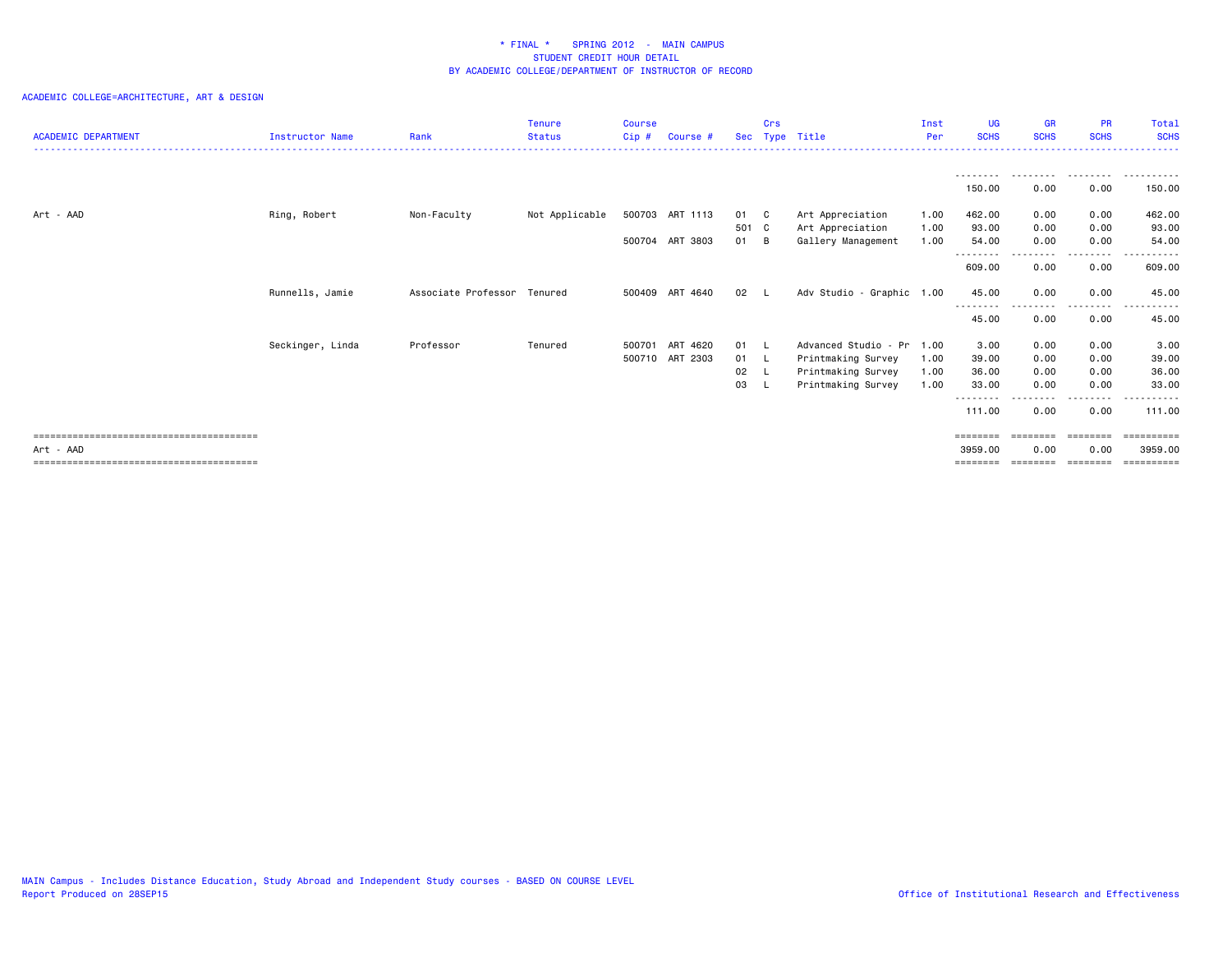\* FINAL \* SPRING 2012 - MAIN CAMPUS
STUDENT CREDIT HOUR DETAIL
BY ACADEMIC COLLEGE/DEPARTMENT OF INSTRUCTOR OF RECORD

ACADEMIC COLLEGE=ARCHITECTURE, ART & DESIGN

| ACADEMIC DEPARTMENT | Instructor Name | Rank | Tenure Status | Course Cip # | Course # | Sec | Crs Type | Title | Inst Per | UG SCHS | GR SCHS | PR SCHS | Total SCHS |
|---|---|---|---|---|---|---|---|---|---|---|---|---|---|
| | | | | | | | | | | 150.00 | 0.00 | 0.00 | 150.00 |
| Art - AAD | Ring, Robert | Non-Faculty | Not Applicable | 500703 | ART 1113 | 01 | C | Art Appreciation | 1.00 | 462.00 | 0.00 | 0.00 | 462.00 |
| | | | | | | 501 | C | Art Appreciation | 1.00 | 93.00 | 0.00 | 0.00 | 93.00 |
| | | | | 500704 | ART 3803 | 01 | B | Gallery Management | 1.00 | 54.00 | 0.00 | 0.00 | 54.00 |
| | | | | | | | | | | 609.00 | 0.00 | 0.00 | 609.00 |
| | Runnells, Jamie | Associate Professor | Tenured | 500409 | ART 4640 | 02 | L | Adv Studio - Graphic | 1.00 | 45.00 | 0.00 | 0.00 | 45.00 |
| | | | | | | | | | | 45.00 | 0.00 | 0.00 | 45.00 |
| | Seckinger, Linda | Professor | Tenured | 500701 | ART 4620 | 01 | L | Advanced Studio - Pr | 1.00 | 3.00 | 0.00 | 0.00 | 3.00 |
| | | | | 500710 | ART 2303 | 01 | L | Printmaking Survey | 1.00 | 39.00 | 0.00 | 0.00 | 39.00 |
| | | | | | | 02 | L | Printmaking Survey | 1.00 | 36.00 | 0.00 | 0.00 | 36.00 |
| | | | | | | 03 | L | Printmaking Survey | 1.00 | 33.00 | 0.00 | 0.00 | 33.00 |
| | | | | | | | | | | 111.00 | 0.00 | 0.00 | 111.00 |
| Art - AAD | | | | | | | | | | 3959.00 | 0.00 | 0.00 | 3959.00 |

MAIN Campus - Includes Distance Education, Study Abroad and Independent Study courses - BASED ON COURSE LEVEL
Report Produced on 28SEP15

Office of Institutional Research and Effectiveness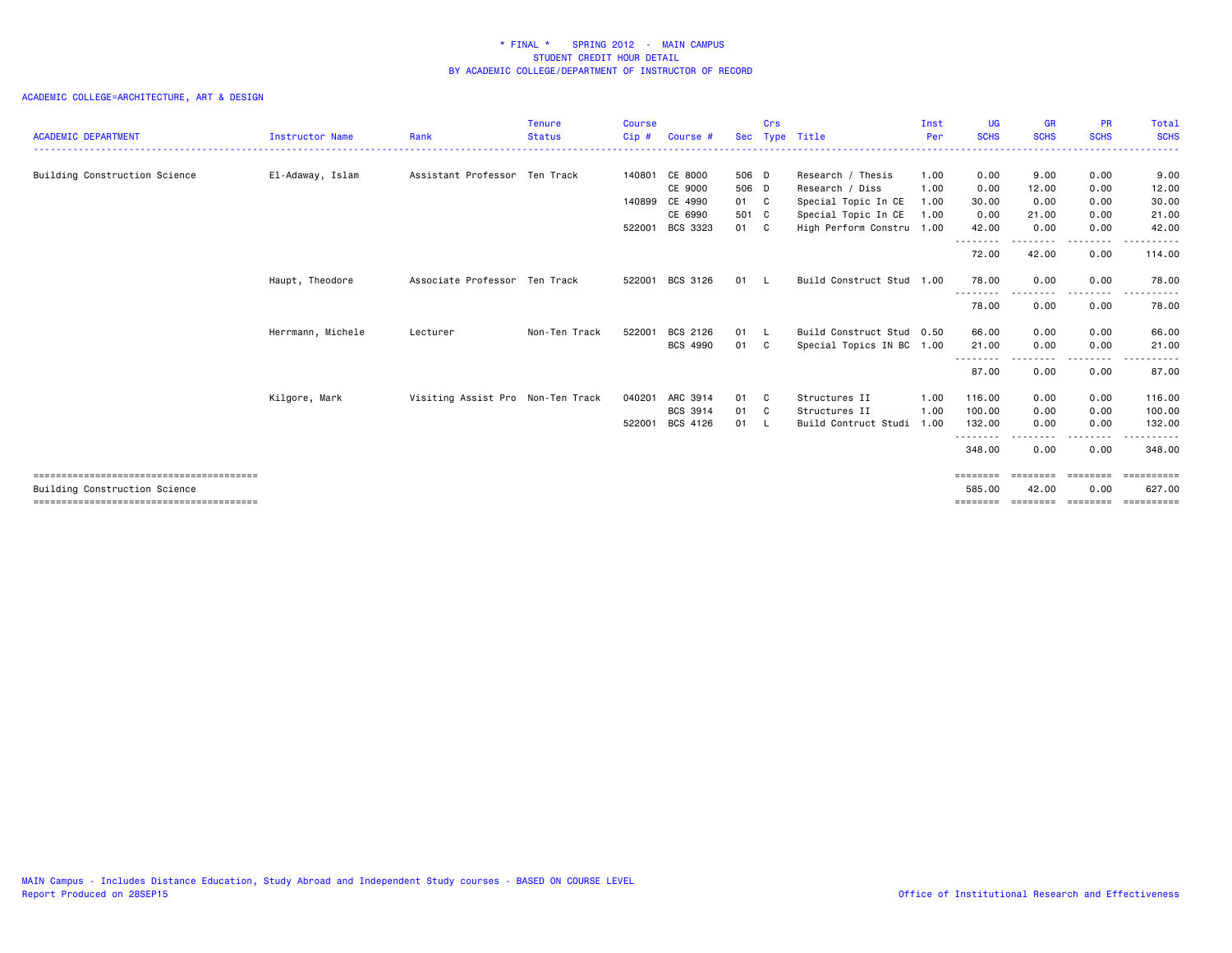# * FINAL * SPRING 2012 - MAIN CAMPUS
## STUDENT CREDIT HOUR DETAIL
## BY ACADEMIC COLLEGE/DEPARTMENT OF INSTRUCTOR OF RECORD

ACADEMIC COLLEGE=ARCHITECTURE, ART & DESIGN

| ACADEMIC DEPARTMENT | Instructor Name | Rank | Tenure Status | Course Cip # | Course # | Sec | Crs Type | Title | Inst Per | UG SCHS | GR SCHS | PR SCHS | Total SCHS |
|---|---|---|---|---|---|---|---|---|---|---|---|---|---|
| Building Construction Science | El-Adaway, Islam | Assistant Professor | Ten Track | 140801 | CE 8000 | 506 | D | Research / Thesis | 1.00 | 0.00 | 9.00 | 0.00 | 9.00 |
| | | | | | CE 9000 | 506 | D | Research / Diss | 1.00 | 0.00 | 12.00 | 0.00 | 12.00 |
| | | | | 140899 | CE 4990 | 01 | C | Special Topic In CE | 1.00 | 30.00 | 0.00 | 0.00 | 30.00 |
| | | | | | CE 6990 | 501 | C | Special Topic In CE | 1.00 | 0.00 | 21.00 | 0.00 | 21.00 |
| | | | | 522001 | BCS 3323 | 01 | C | High Perform Constru | 1.00 | 42.00 | 0.00 | 0.00 | 42.00 |
| | | | | | | | | | | 72.00 | 42.00 | 0.00 | 114.00 |
| | Haupt, Theodore | Associate Professor | Ten Track | 522001 | BCS 3126 | 01 | L | Build Construct Stud | 1.00 | 78.00 | 0.00 | 0.00 | 78.00 |
| | | | | | | | | | | 78.00 | 0.00 | 0.00 | 78.00 |
| | Herrmann, Michele | Lecturer | Non-Ten Track | 522001 | BCS 2126 | 01 | L | Build Construct Stud | 0.50 | 66.00 | 0.00 | 0.00 | 66.00 |
| | | | | | BCS 4990 | 01 | C | Special Topics IN BC | 1.00 | 21.00 | 0.00 | 0.00 | 21.00 |
| | | | | | | | | | | 87.00 | 0.00 | 0.00 | 87.00 |
| | Kilgore, Mark | Visiting Assist Pro | Non-Ten Track | 040201 | ARC 3914 | 01 | C | Structures II | 1.00 | 116.00 | 0.00 | 0.00 | 116.00 |
| | | | | | BCS 3914 | 01 | C | Structures II | 1.00 | 100.00 | 0.00 | 0.00 | 100.00 |
| | | | | 522001 | BCS 4126 | 01 | L | Build Contruct Studi | 1.00 | 132.00 | 0.00 | 0.00 | 132.00 |
| | | | | | | | | | | 348.00 | 0.00 | 0.00 | 348.00 |
| Building Construction Science | | | | | | | | | | 585.00 | 42.00 | 0.00 | 627.00 |

MAIN Campus - Includes Distance Education, Study Abroad and Independent Study courses - BASED ON COURSE LEVEL
Report Produced on 28SEP15

Office of Institutional Research and Effectiveness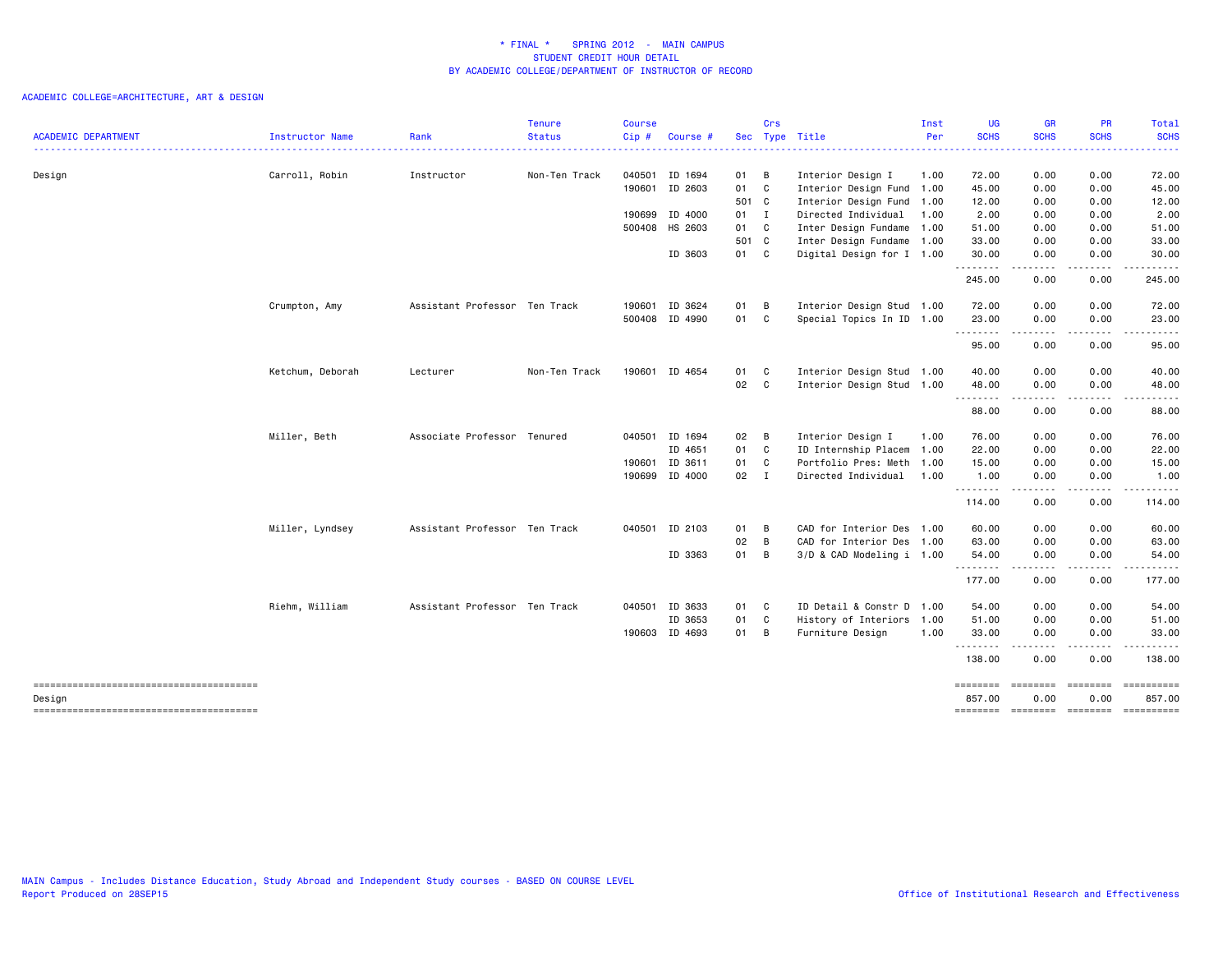\* FINAL \*    SPRING 2012  -  MAIN CAMPUS
STUDENT CREDIT HOUR DETAIL
BY ACADEMIC COLLEGE/DEPARTMENT OF INSTRUCTOR OF RECORD

ACADEMIC COLLEGE=ARCHITECTURE, ART & DESIGN

| ACADEMIC DEPARTMENT | Instructor Name | Rank | Tenure Status | Course Cip # | Course # | Sec | Crs Type | Title | Inst Per | UG SCHS | GR SCHS | PR SCHS | Total SCHS |
|---|---|---|---|---|---|---|---|---|---|---|---|---|---|
| Design | Carroll, Robin | Instructor | Non-Ten Track | 040501 | ID 1694 | 01 | B | Interior Design I | 1.00 | 72.00 | 0.00 | 0.00 | 72.00 |
| | | | | 190601 | ID 2603 | 01 | C | Interior Design Fund | 1.00 | 45.00 | 0.00 | 0.00 | 45.00 |
| | | | | | | 501 | C | Interior Design Fund | 1.00 | 12.00 | 0.00 | 0.00 | 12.00 |
| | | | | 190699 | ID 4000 | 01 | I | Directed Individual | 1.00 | 2.00 | 0.00 | 0.00 | 2.00 |
| | | | | 500408 | HS 2603 | 01 | C | Inter Design Fundame | 1.00 | 51.00 | 0.00 | 0.00 | 51.00 |
| | | | | | | 501 | C | Inter Design Fundame | 1.00 | 33.00 | 0.00 | 0.00 | 33.00 |
| | | | | | ID 3603 | 01 | C | Digital Design for I | 1.00 | 30.00 | 0.00 | 0.00 | 30.00 |
| | | | | | | | | | | 245.00 | 0.00 | 0.00 | 245.00 |
| | Crumpton, Amy | Assistant Professor | Ten Track | 190601 | ID 3624 | 01 | B | Interior Design Stud | 1.00 | 72.00 | 0.00 | 0.00 | 72.00 |
| | | | | 500408 | ID 4990 | 01 | C | Special Topics In ID | 1.00 | 23.00 | 0.00 | 0.00 | 23.00 |
| | | | | | | | | | | 95.00 | 0.00 | 0.00 | 95.00 |
| | Ketchum, Deborah | Lecturer | Non-Ten Track | 190601 | ID 4654 | 01 | C | Interior Design Stud | 1.00 | 40.00 | 0.00 | 0.00 | 40.00 |
| | | | | | | 02 | C | Interior Design Stud | 1.00 | 48.00 | 0.00 | 0.00 | 48.00 |
| | | | | | | | | | | 88.00 | 0.00 | 0.00 | 88.00 |
| | Miller, Beth | Associate Professor | Tenured | 040501 | ID 1694 | 02 | B | Interior Design I | 1.00 | 76.00 | 0.00 | 0.00 | 76.00 |
| | | | | | ID 4651 | 01 | C | ID Internship Placem | 1.00 | 22.00 | 0.00 | 0.00 | 22.00 |
| | | | | 190601 | ID 3611 | 01 | C | Portfolio Pres: Meth | 1.00 | 15.00 | 0.00 | 0.00 | 15.00 |
| | | | | 190699 | ID 4000 | 02 | I | Directed Individual | 1.00 | 1.00 | 0.00 | 0.00 | 1.00 |
| | | | | | | | | | | 114.00 | 0.00 | 0.00 | 114.00 |
| | Miller, Lyndsey | Assistant Professor | Ten Track | 040501 | ID 2103 | 01 | B | CAD for Interior Des | 1.00 | 60.00 | 0.00 | 0.00 | 60.00 |
| | | | | | | 02 | B | CAD for Interior Des | 1.00 | 63.00 | 0.00 | 0.00 | 63.00 |
| | | | | | ID 3363 | 01 | B | 3/D & CAD Modeling i | 1.00 | 54.00 | 0.00 | 0.00 | 54.00 |
| | | | | | | | | | | 177.00 | 0.00 | 0.00 | 177.00 |
| | Riehm, William | Assistant Professor | Ten Track | 040501 | ID 3633 | 01 | C | ID Detail & Constr D | 1.00 | 54.00 | 0.00 | 0.00 | 54.00 |
| | | | | | ID 3653 | 01 | C | History of Interiors | 1.00 | 51.00 | 0.00 | 0.00 | 51.00 |
| | | | | 190603 | ID 4693 | 01 | B | Furniture Design | 1.00 | 33.00 | 0.00 | 0.00 | 33.00 |
| | | | | | | | | | | 138.00 | 0.00 | 0.00 | 138.00 |
| Design | | | | | | | | | | 857.00 | 0.00 | 0.00 | 857.00 |

MAIN Campus - Includes Distance Education, Study Abroad and Independent Study courses - BASED ON COURSE LEVEL
Report Produced on 28SEP15

Office of Institutional Research and Effectiveness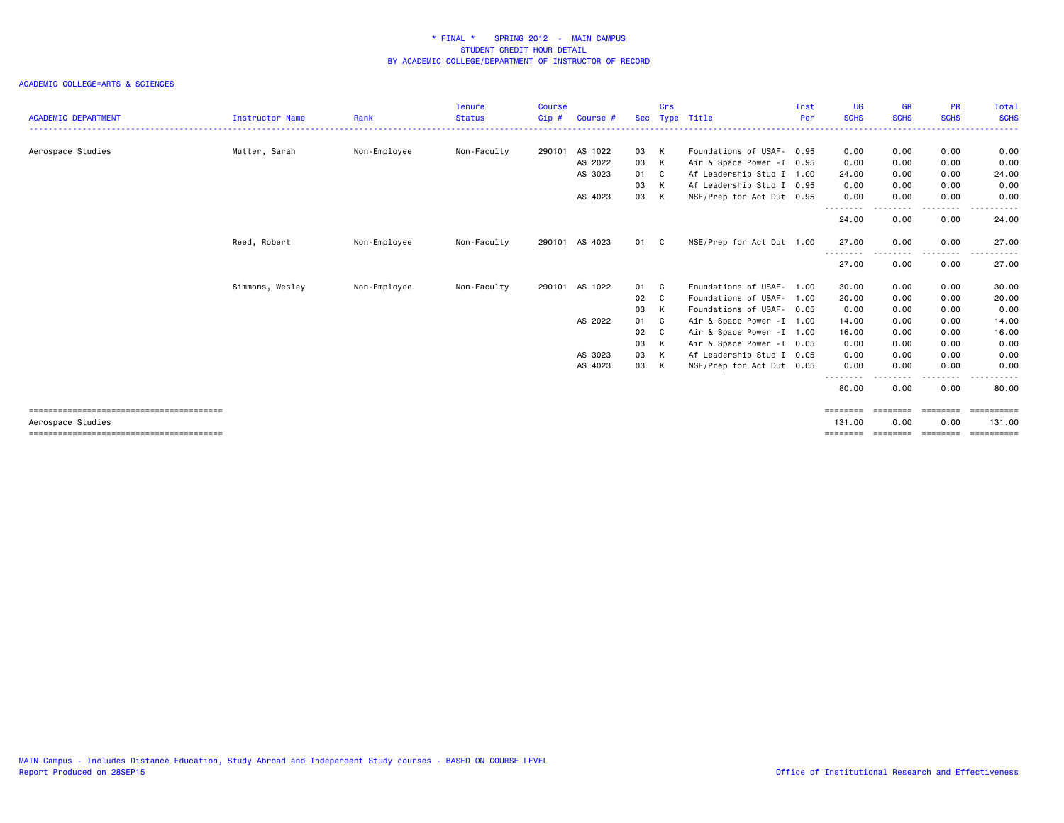\* FINAL \* SPRING 2012 - MAIN CAMPUS
STUDENT CREDIT HOUR DETAIL
BY ACADEMIC COLLEGE/DEPARTMENT OF INSTRUCTOR OF RECORD

ACADEMIC COLLEGE=ARTS & SCIENCES

| ACADEMIC DEPARTMENT | Instructor Name | Rank | Tenure Status | Course Cip # | Course # | Sec | Crs Type | Title | Inst Per | UG SCHS | GR SCHS | PR SCHS | Total SCHS |
|---|---|---|---|---|---|---|---|---|---|---|---|---|---|
| Aerospace Studies | Mutter, Sarah | Non-Employee | Non-Faculty | 290101 | AS 1022 | 03 | K | Foundations of USAF- | 0.95 | 0.00 | 0.00 | 0.00 | 0.00 |
| | | | | | AS 2022 | 03 | K | Air & Space Power -I | 0.95 | 0.00 | 0.00 | 0.00 | 0.00 |
| | | | | | AS 3023 | 01 | C | Af Leadership Stud I | 1.00 | 24.00 | 0.00 | 0.00 | 24.00 |
| | | | | | | 03 | K | Af Leadership Stud I | 0.95 | 0.00 | 0.00 | 0.00 | 0.00 |
| | | | | | AS 4023 | 03 | K | NSE/Prep for Act Dut | 0.95 | 0.00 | 0.00 | 0.00 | 0.00 |
| | | | | | | | | | | 24.00 | 0.00 | 0.00 | 24.00 |
| | Reed, Robert | Non-Employee | Non-Faculty | 290101 | AS 4023 | 01 | C | NSE/Prep for Act Dut | 1.00 | 27.00 | 0.00 | 0.00 | 27.00 |
| | | | | | | | | | | 27.00 | 0.00 | 0.00 | 27.00 |
| | Simmons, Wesley | Non-Employee | Non-Faculty | 290101 | AS 1022 | 01 | C | Foundations of USAF- | 1.00 | 30.00 | 0.00 | 0.00 | 30.00 |
| | | | | | | 02 | C | Foundations of USAF- | 1.00 | 20.00 | 0.00 | 0.00 | 20.00 |
| | | | | | | 03 | K | Foundations of USAF- | 0.05 | 0.00 | 0.00 | 0.00 | 0.00 |
| | | | | | AS 2022 | 01 | C | Air & Space Power -I | 1.00 | 14.00 | 0.00 | 0.00 | 14.00 |
| | | | | | | 02 | C | Air & Space Power -I | 1.00 | 16.00 | 0.00 | 0.00 | 16.00 |
| | | | | | | 03 | K | Air & Space Power -I | 0.05 | 0.00 | 0.00 | 0.00 | 0.00 |
| | | | | | AS 3023 | 03 | K | Af Leadership Stud I | 0.05 | 0.00 | 0.00 | 0.00 | 0.00 |
| | | | | | AS 4023 | 03 | K | NSE/Prep for Act Dut | 0.05 | 0.00 | 0.00 | 0.00 | 0.00 |
| | | | | | | | | | | 80.00 | 0.00 | 0.00 | 80.00 |
| Aerospace Studies | | | | | | | | | | 131.00 | 0.00 | 0.00 | 131.00 |

MAIN Campus - Includes Distance Education, Study Abroad and Independent Study courses - BASED ON COURSE LEVEL
Report Produced on 28SEP15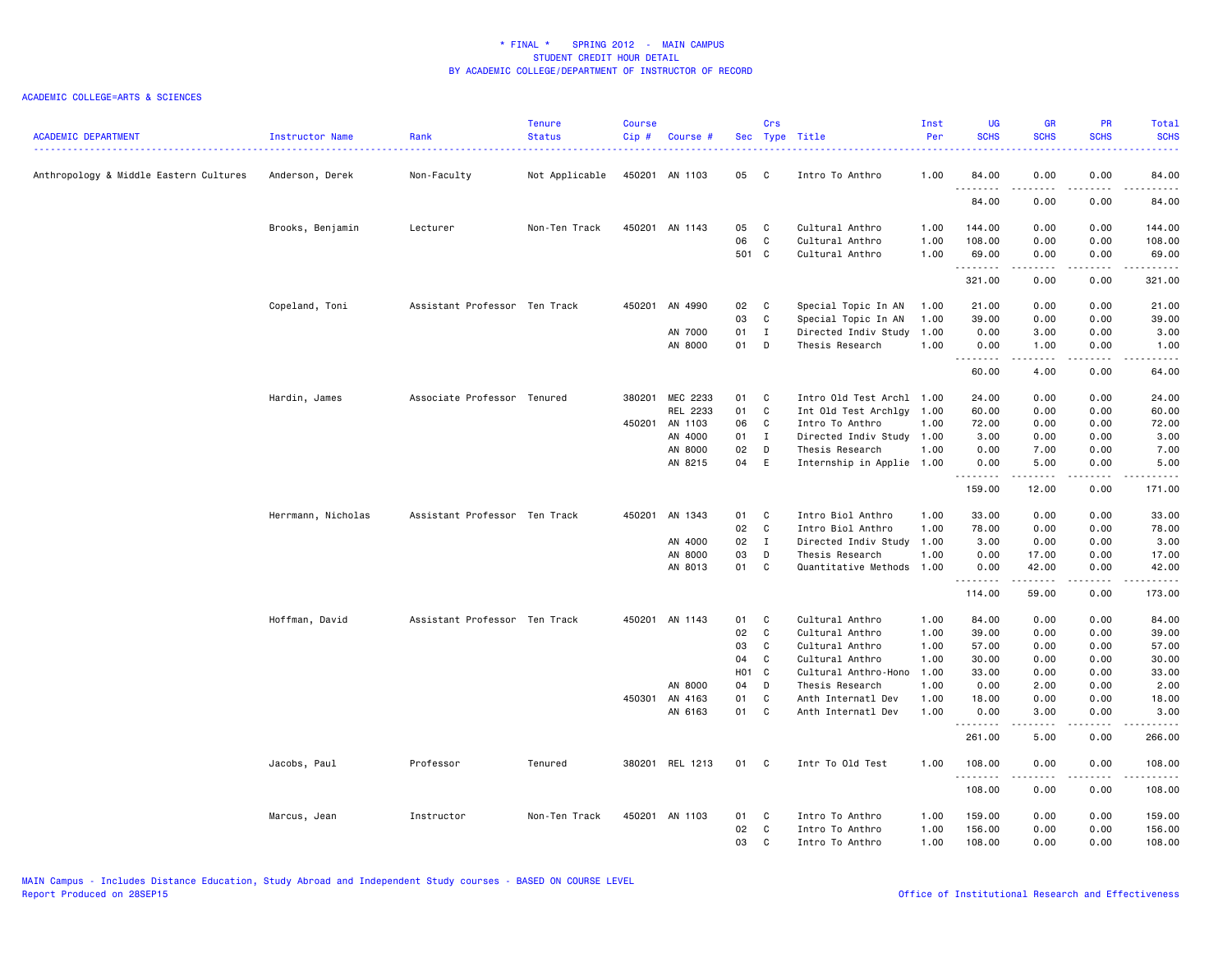# * FINAL * SPRING 2012 - MAIN CAMPUS
## STUDENT CREDIT HOUR DETAIL
## BY ACADEMIC COLLEGE/DEPARTMENT OF INSTRUCTOR OF RECORD

ACADEMIC COLLEGE=ARTS & SCIENCES

| ACADEMIC DEPARTMENT | Instructor Name | Rank | Tenure Status | Course Cip # | Course # | Sec | Crs Type | Title | Inst Per | UG SCHS | GR SCHS | PR SCHS | Total SCHS |
|---|---|---|---|---|---|---|---|---|---|---|---|---|---|
| Anthropology & Middle Eastern Cultures | Anderson, Derek | Non-Faculty | Not Applicable | 450201 | AN 1103 | 05 | C | Intro To Anthro | 1.00 | 84.00 | 0.00 | 0.00 | 84.00 |
| | | | | | | | | | | 84.00 | 0.00 | 0.00 | 84.00 |
| | Brooks, Benjamin | Lecturer | Non-Ten Track | 450201 | AN 1143 | 05 | C | Cultural Anthro | 1.00 | 144.00 | 0.00 | 0.00 | 144.00 |
| | | | | | | 06 | C | Cultural Anthro | 1.00 | 108.00 | 0.00 | 0.00 | 108.00 |
| | | | | | | 501 | C | Cultural Anthro | 1.00 | 69.00 | 0.00 | 0.00 | 69.00 |
| | | | | | | | | | | 321.00 | 0.00 | 0.00 | 321.00 |
| | Copeland, Toni | Assistant Professor | Ten Track | 450201 | AN 4990 | 02 | C | Special Topic In AN | 1.00 | 21.00 | 0.00 | 0.00 | 21.00 |
| | | | | | | 03 | C | Special Topic In AN | 1.00 | 39.00 | 0.00 | 0.00 | 39.00 |
| | | | | | AN 7000 | 01 | I | Directed Indiv Study | 1.00 | 0.00 | 3.00 | 0.00 | 3.00 |
| | | | | | AN 8000 | 01 | D | Thesis Research | 1.00 | 0.00 | 1.00 | 0.00 | 1.00 |
| | | | | | | | | | | 60.00 | 4.00 | 0.00 | 64.00 |
| | Hardin, James | Associate Professor | Tenured | 380201 | MEC 2233 | 01 | C | Intro Old Test Archl | 1.00 | 24.00 | 0.00 | 0.00 | 24.00 |
| | | | | | REL 2233 | 01 | C | Int Old Test Archlgy | 1.00 | 60.00 | 0.00 | 0.00 | 60.00 |
| | | | | 450201 | AN 1103 | 06 | C | Intro To Anthro | 1.00 | 72.00 | 0.00 | 0.00 | 72.00 |
| | | | | | AN 4000 | 01 | I | Directed Indiv Study | 1.00 | 3.00 | 0.00 | 0.00 | 3.00 |
| | | | | | AN 8000 | 02 | D | Thesis Research | 1.00 | 0.00 | 7.00 | 0.00 | 7.00 |
| | | | | | AN 8215 | 04 | E | Internship in Applie | 1.00 | 0.00 | 5.00 | 0.00 | 5.00 |
| | | | | | | | | | | 159.00 | 12.00 | 0.00 | 171.00 |
| | Herrmann, Nicholas | Assistant Professor | Ten Track | 450201 | AN 1343 | 01 | C | Intro Biol Anthro | 1.00 | 33.00 | 0.00 | 0.00 | 33.00 |
| | | | | | | 02 | C | Intro Biol Anthro | 1.00 | 78.00 | 0.00 | 0.00 | 78.00 |
| | | | | | AN 4000 | 02 | I | Directed Indiv Study | 1.00 | 3.00 | 0.00 | 0.00 | 3.00 |
| | | | | | AN 8000 | 03 | D | Thesis Research | 1.00 | 0.00 | 17.00 | 0.00 | 17.00 |
| | | | | | AN 8013 | 01 | C | Quantitative Methods | 1.00 | 0.00 | 42.00 | 0.00 | 42.00 |
| | | | | | | | | | | 114.00 | 59.00 | 0.00 | 173.00 |
| | Hoffman, David | Assistant Professor | Ten Track | 450201 | AN 1143 | 01 | C | Cultural Anthro | 1.00 | 84.00 | 0.00 | 0.00 | 84.00 |
| | | | | | | 02 | C | Cultural Anthro | 1.00 | 39.00 | 0.00 | 0.00 | 39.00 |
| | | | | | | 03 | C | Cultural Anthro | 1.00 | 57.00 | 0.00 | 0.00 | 57.00 |
| | | | | | | 04 | C | Cultural Anthro | 1.00 | 30.00 | 0.00 | 0.00 | 30.00 |
| | | | | | | H01 | C | Cultural Anthro-Hono | 1.00 | 33.00 | 0.00 | 0.00 | 33.00 |
| | | | | | AN 8000 | 04 | D | Thesis Research | 1.00 | 0.00 | 2.00 | 0.00 | 2.00 |
| | | | | 450301 | AN 4163 | 01 | C | Anth Internatl Dev | 1.00 | 18.00 | 0.00 | 0.00 | 18.00 |
| | | | | | AN 6163 | 01 | C | Anth Internatl Dev | 1.00 | 0.00 | 3.00 | 0.00 | 3.00 |
| | | | | | | | | | | 261.00 | 5.00 | 0.00 | 266.00 |
| | Jacobs, Paul | Professor | Tenured | 380201 | REL 1213 | 01 | C | Intr To Old Test | 1.00 | 108.00 | 0.00 | 0.00 | 108.00 |
| | | | | | | | | | | 108.00 | 0.00 | 0.00 | 108.00 |
| | Marcus, Jean | Instructor | Non-Ten Track | 450201 | AN 1103 | 01 | C | Intro To Anthro | 1.00 | 159.00 | 0.00 | 0.00 | 159.00 |
| | | | | | | 02 | C | Intro To Anthro | 1.00 | 156.00 | 0.00 | 0.00 | 156.00 |
| | | | | | | 03 | C | Intro To Anthro | 1.00 | 108.00 | 0.00 | 0.00 | 108.00 |

MAIN Campus - Includes Distance Education, Study Abroad and Independent Study courses - BASED ON COURSE LEVEL
Report Produced on 28SEP15

Office of Institutional Research and Effectiveness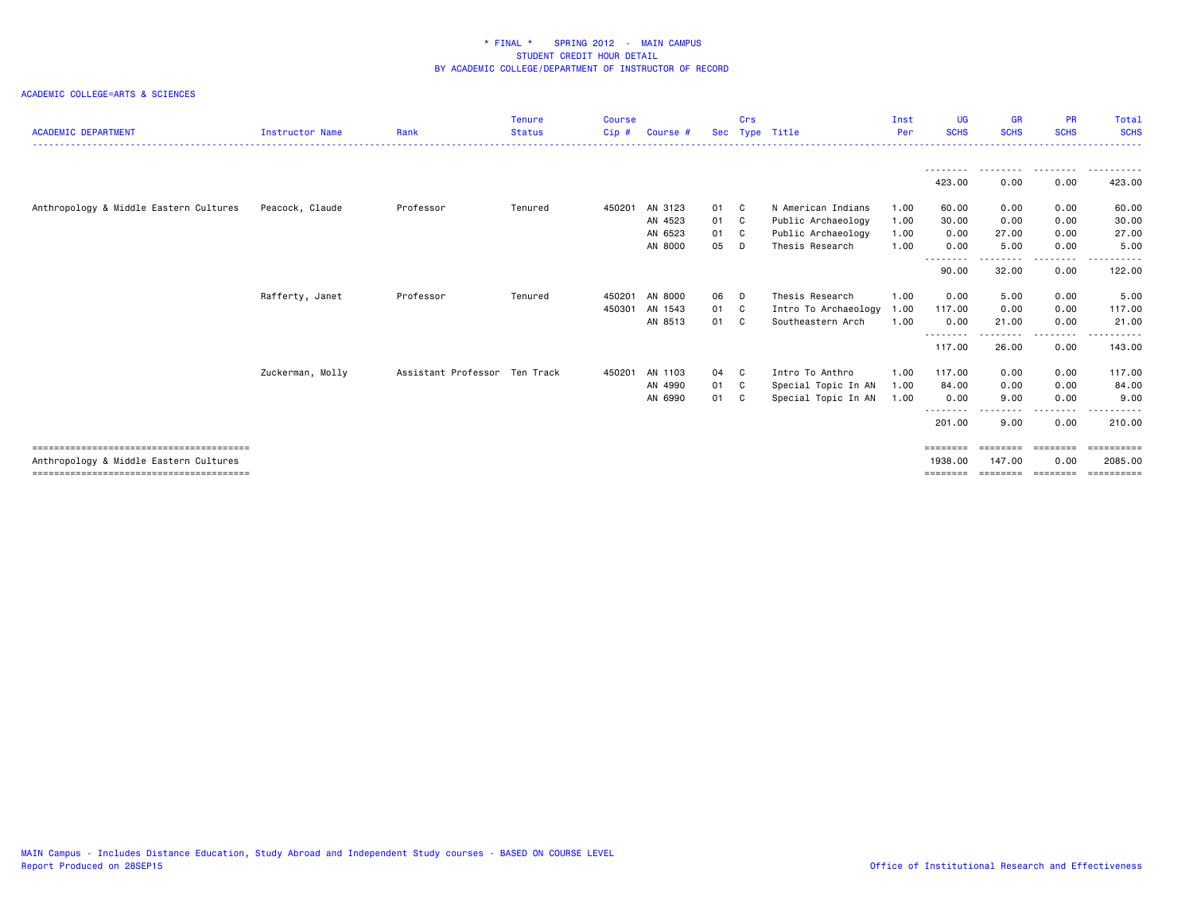# * FINAL * SPRING 2012 - MAIN CAMPUS
## STUDENT CREDIT HOUR DETAIL
## BY ACADEMIC COLLEGE/DEPARTMENT OF INSTRUCTOR OF RECORD

ACADEMIC COLLEGE=ARTS & SCIENCES

| ACADEMIC DEPARTMENT | Instructor Name | Rank | Tenure Status | Course Cip # | Course # | Sec | Crs Type | Title | Inst Per | UG SCHS | GR SCHS | PR SCHS | Total SCHS |
|---|---|---|---|---|---|---|---|---|---|---|---|---|---|
| | | | | | | | | | | 423.00 | 0.00 | 0.00 | 423.00 |
| Anthropology & Middle Eastern Cultures | Peacock, Claude | Professor | Tenured | 450201 | AN 3123 | 01 | C | N American Indians | 1.00 | 60.00 | 0.00 | 0.00 | 60.00 |
| | | | | | AN 4523 | 01 | C | Public Archaeology | 1.00 | 30.00 | 0.00 | 0.00 | 30.00 |
| | | | | | AN 6523 | 01 | C | Public Archaeology | 1.00 | 0.00 | 27.00 | 0.00 | 27.00 |
| | | | | | AN 8000 | 05 | D | Thesis Research | 1.00 | 0.00 | 5.00 | 0.00 | 5.00 |
| | | | | | | | | | | 90.00 | 32.00 | 0.00 | 122.00 |
| | Rafferty, Janet | Professor | Tenured | 450201 | AN 8000 | 06 | D | Thesis Research | 1.00 | 0.00 | 5.00 | 0.00 | 5.00 |
| | | | | 450301 | AN 1543 | 01 | C | Intro To Archaeology | 1.00 | 117.00 | 0.00 | 0.00 | 117.00 |
| | | | | | AN 8513 | 01 | C | Southeastern Arch | 1.00 | 0.00 | 21.00 | 0.00 | 21.00 |
| | | | | | | | | | | 117.00 | 26.00 | 0.00 | 143.00 |
| | Zuckerman, Molly | Assistant Professor | Ten Track | 450201 | AN 1103 | 04 | C | Intro To Anthro | 1.00 | 117.00 | 0.00 | 0.00 | 117.00 |
| | | | | | AN 4990 | 01 | C | Special Topic In AN | 1.00 | 84.00 | 0.00 | 0.00 | 84.00 |
| | | | | | AN 6990 | 01 | C | Special Topic In AN | 1.00 | 0.00 | 9.00 | 0.00 | 9.00 |
| | | | | | | | | | | 201.00 | 9.00 | 0.00 | 210.00 |
| Anthropology & Middle Eastern Cultures | | | | | | | | | | 1938.00 | 147.00 | 0.00 | 2085.00 |

MAIN Campus - Includes Distance Education, Study Abroad and Independent Study courses - BASED ON COURSE LEVEL
Report Produced on 28SEP15

Office of Institutional Research and Effectiveness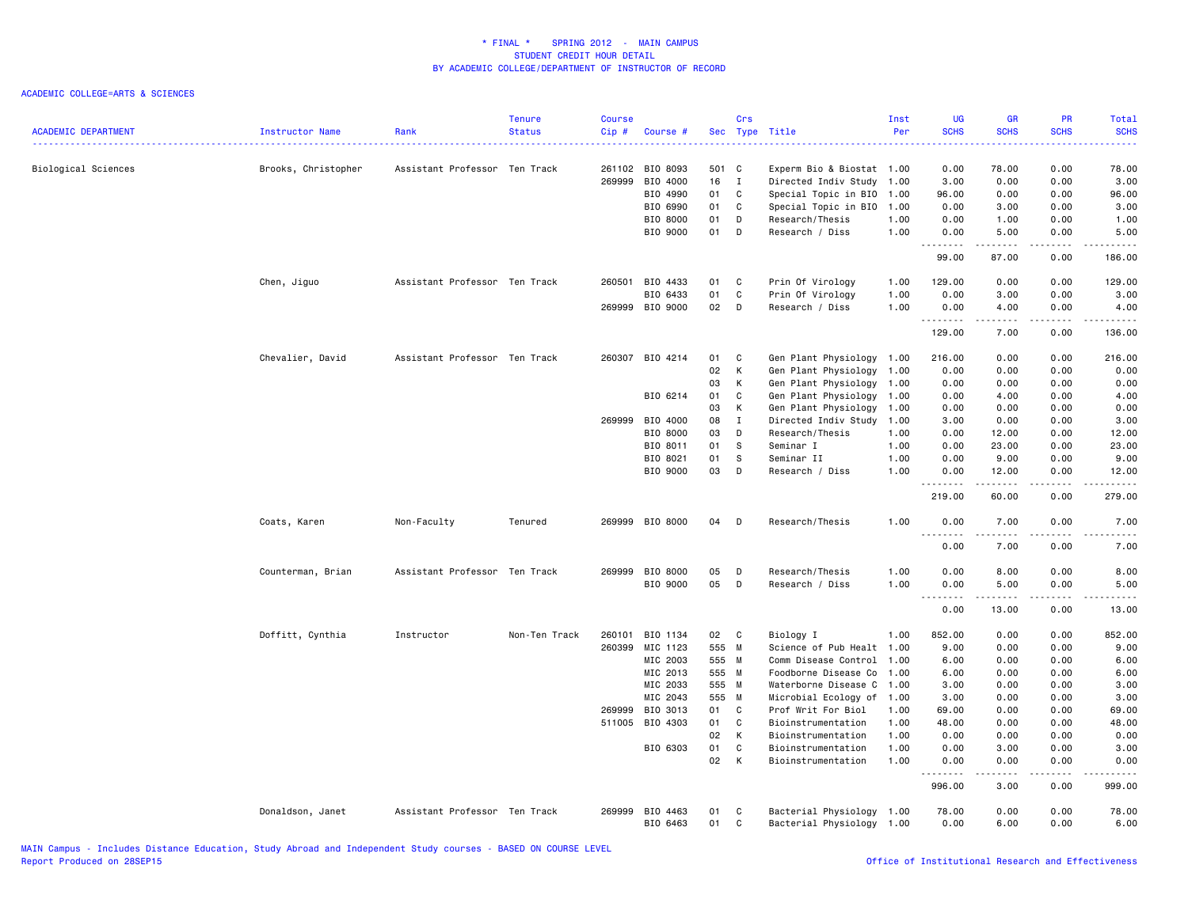# * FINAL * SPRING 2012 - MAIN CAMPUS
## STUDENT CREDIT HOUR DETAIL
## BY ACADEMIC COLLEGE/DEPARTMENT OF INSTRUCTOR OF RECORD

ACADEMIC COLLEGE=ARTS & SCIENCES

| ACADEMIC DEPARTMENT | Instructor Name | Rank | Tenure Status | Course Cip # | Course # | Sec | Crs Type | Title | Inst Per | UG SCHS | GR SCHS | PR SCHS | Total SCHS |
|---|---|---|---|---|---|---|---|---|---|---|---|---|---|
| Biological Sciences | Brooks, Christopher | Assistant Professor | Ten Track | 261102 | BIO 8093 | 501 | C | Experm Bio & Biostat | 1.00 | 0.00 | 78.00 | 0.00 | 78.00 |
| | | | | 269999 | BIO 4000 | 16 | I | Directed Indiv Study | 1.00 | 3.00 | 0.00 | 0.00 | 3.00 |
| | | | | | BIO 4990 | 01 | C | Special Topic in BIO | 1.00 | 96.00 | 0.00 | 0.00 | 96.00 |
| | | | | | BIO 6990 | 01 | C | Special Topic in BIO | 1.00 | 0.00 | 3.00 | 0.00 | 3.00 |
| | | | | | BIO 8000 | 01 | D | Research/Thesis | 1.00 | 0.00 | 1.00 | 0.00 | 1.00 |
| | | | | | BIO 9000 | 01 | D | Research / Diss | 1.00 | 0.00 | 5.00 | 0.00 | 5.00 |
| | | | | | | | | | | 99.00 | 87.00 | 0.00 | 186.00 |
| | Chen, Jiguo | Assistant Professor | Ten Track | 260501 | BIO 4433 | 01 | C | Prin Of Virology | 1.00 | 129.00 | 0.00 | 0.00 | 129.00 |
| | | | | | BIO 6433 | 01 | C | Prin Of Virology | 1.00 | 0.00 | 3.00 | 0.00 | 3.00 |
| | | | | 269999 | BIO 9000 | 02 | D | Research / Diss | 1.00 | 0.00 | 4.00 | 0.00 | 4.00 |
| | | | | | | | | | | 129.00 | 7.00 | 0.00 | 136.00 |
| | Chevalier, David | Assistant Professor | Ten Track | 260307 | BIO 4214 | 01 | C | Gen Plant Physiology | 1.00 | 216.00 | 0.00 | 0.00 | 216.00 |
| | | | | | | 02 | K | Gen Plant Physiology | 1.00 | 0.00 | 0.00 | 0.00 | 0.00 |
| | | | | | | 03 | K | Gen Plant Physiology | 1.00 | 0.00 | 0.00 | 0.00 | 0.00 |
| | | | | | BIO 6214 | 01 | C | Gen Plant Physiology | 1.00 | 0.00 | 4.00 | 0.00 | 4.00 |
| | | | | | | 03 | K | Gen Plant Physiology | 1.00 | 0.00 | 0.00 | 0.00 | 0.00 |
| | | | | 269999 | BIO 4000 | 08 | I | Directed Indiv Study | 1.00 | 3.00 | 0.00 | 0.00 | 3.00 |
| | | | | | BIO 8000 | 03 | D | Research/Thesis | 1.00 | 0.00 | 12.00 | 0.00 | 12.00 |
| | | | | | BIO 8011 | 01 | S | Seminar I | 1.00 | 0.00 | 23.00 | 0.00 | 23.00 |
| | | | | | BIO 8021 | 01 | S | Seminar II | 1.00 | 0.00 | 9.00 | 0.00 | 9.00 |
| | | | | | BIO 9000 | 03 | D | Research / Diss | 1.00 | 0.00 | 12.00 | 0.00 | 12.00 |
| | | | | | | | | | | 219.00 | 60.00 | 0.00 | 279.00 |
| | Coats, Karen | Non-Faculty | Tenured | 269999 | BIO 8000 | 04 | D | Research/Thesis | 1.00 | 0.00 | 7.00 | 0.00 | 7.00 |
| | | | | | | | | | | 0.00 | 7.00 | 0.00 | 7.00 |
| | Counterman, Brian | Assistant Professor | Ten Track | 269999 | BIO 8000 | 05 | D | Research/Thesis | 1.00 | 0.00 | 8.00 | 0.00 | 8.00 |
| | | | | | BIO 9000 | 05 | D | Research / Diss | 1.00 | 0.00 | 5.00 | 0.00 | 5.00 |
| | | | | | | | | | | 0.00 | 13.00 | 0.00 | 13.00 |
| | Doffitt, Cynthia | Instructor | Non-Ten Track | 260101 | BIO 1134 | 02 | C | Biology I | 1.00 | 852.00 | 0.00 | 0.00 | 852.00 |
| | | | | 260399 | MIC 1123 | 555 | M | Science of Pub Healt | 1.00 | 9.00 | 0.00 | 0.00 | 9.00 |
| | | | | | MIC 2003 | 555 | M | Comm Disease Control | 1.00 | 6.00 | 0.00 | 0.00 | 6.00 |
| | | | | | MIC 2013 | 555 | M | Foodborne Disease Co | 1.00 | 6.00 | 0.00 | 0.00 | 6.00 |
| | | | | | MIC 2033 | 555 | M | Waterborne Disease C | 1.00 | 3.00 | 0.00 | 0.00 | 3.00 |
| | | | | | MIC 2043 | 555 | M | Microbial Ecology of | 1.00 | 3.00 | 0.00 | 0.00 | 3.00 |
| | | | | 269999 | BIO 3013 | 01 | C | Prof Writ For Biol | 1.00 | 69.00 | 0.00 | 0.00 | 69.00 |
| | | | | 511005 | BIO 4303 | 01 | C | Bioinstrumentation | 1.00 | 48.00 | 0.00 | 0.00 | 48.00 |
| | | | | | | 02 | K | Bioinstrumentation | 1.00 | 0.00 | 0.00 | 0.00 | 0.00 |
| | | | | | BIO 6303 | 01 | C | Bioinstrumentation | 1.00 | 0.00 | 3.00 | 0.00 | 3.00 |
| | | | | | | 02 | K | Bioinstrumentation | 1.00 | 0.00 | 0.00 | 0.00 | 0.00 |
| | | | | | | | | | | 996.00 | 3.00 | 0.00 | 999.00 |
| | Donaldson, Janet | Assistant Professor | Ten Track | 269999 | BIO 4463 | 01 | C | Bacterial Physiology | 1.00 | 78.00 | 0.00 | 0.00 | 78.00 |
| | | | | | BIO 6463 | 01 | C | Bacterial Physiology | 1.00 | 0.00 | 6.00 | 0.00 | 6.00 |

MAIN Campus - Includes Distance Education, Study Abroad and Independent Study courses - BASED ON COURSE LEVEL
Report Produced on 28SEP15

Office of Institutional Research and Effectiveness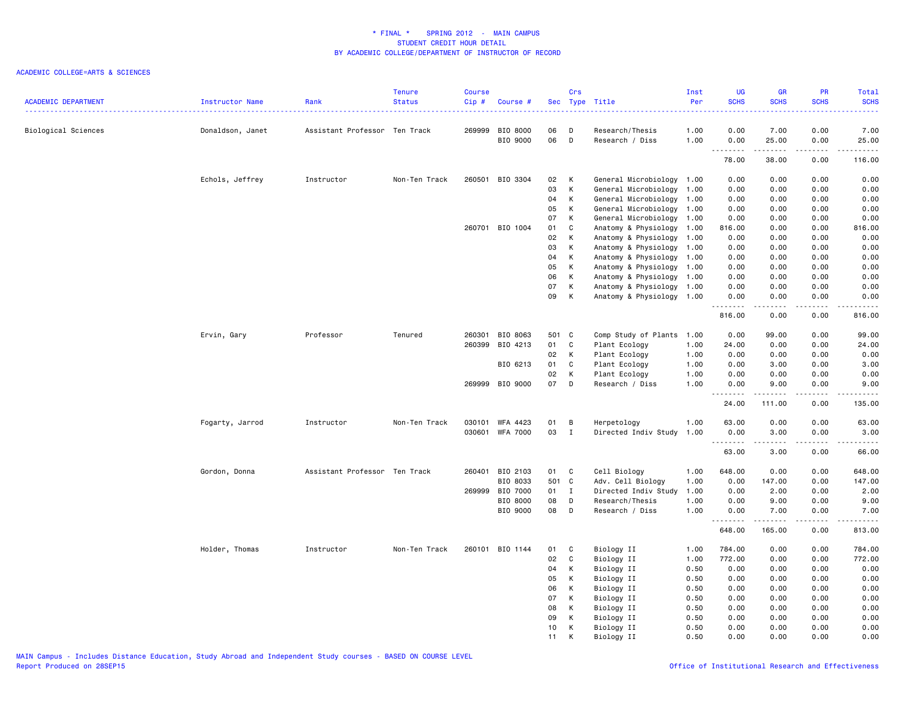* FINAL * SPRING 2012 - MAIN CAMPUS
STUDENT CREDIT HOUR DETAIL
BY ACADEMIC COLLEGE/DEPARTMENT OF INSTRUCTOR OF RECORD

ACADEMIC COLLEGE=ARTS & SCIENCES

| ACADEMIC DEPARTMENT | Instructor Name | Rank | Tenure Status | Course Cip # | Course # | Sec | Crs Type | Title | Inst Per | UG SCHS | GR SCHS | PR SCHS | Total SCHS |
|---|---|---|---|---|---|---|---|---|---|---|---|---|---|
| Biological Sciences | Donaldson, Janet | Assistant Professor | Ten Track | 269999 | BIO 8000 | 06 | D | Research/Thesis | 1.00 | 0.00 | 7.00 | 0.00 | 7.00 |
| | | | | | BIO 9000 | 06 | D | Research / Diss | 1.00 | 0.00 | 25.00 | 0.00 | 25.00 |
| | | | | | | | | | | 78.00 | 38.00 | 0.00 | 116.00 |
| | Echols, Jeffrey | Instructor | Non-Ten Track | 260501 | BIO 3304 | 02 | K | General Microbiology | 1.00 | 0.00 | 0.00 | 0.00 | 0.00 |
| | | | | | | 03 | K | General Microbiology | 1.00 | 0.00 | 0.00 | 0.00 | 0.00 |
| | | | | | | 04 | K | General Microbiology | 1.00 | 0.00 | 0.00 | 0.00 | 0.00 |
| | | | | | | 05 | K | General Microbiology | 1.00 | 0.00 | 0.00 | 0.00 | 0.00 |
| | | | | | | 07 | K | General Microbiology | 1.00 | 0.00 | 0.00 | 0.00 | 0.00 |
| | | | | 260701 | BIO 1004 | 01 | C | Anatomy & Physiology | 1.00 | 816.00 | 0.00 | 0.00 | 816.00 |
| | | | | | | 02 | K | Anatomy & Physiology | 1.00 | 0.00 | 0.00 | 0.00 | 0.00 |
| | | | | | | 03 | K | Anatomy & Physiology | 1.00 | 0.00 | 0.00 | 0.00 | 0.00 |
| | | | | | | 04 | K | Anatomy & Physiology | 1.00 | 0.00 | 0.00 | 0.00 | 0.00 |
| | | | | | | 05 | K | Anatomy & Physiology | 1.00 | 0.00 | 0.00 | 0.00 | 0.00 |
| | | | | | | 06 | K | Anatomy & Physiology | 1.00 | 0.00 | 0.00 | 0.00 | 0.00 |
| | | | | | | 07 | K | Anatomy & Physiology | 1.00 | 0.00 | 0.00 | 0.00 | 0.00 |
| | | | | | | 09 | K | Anatomy & Physiology | 1.00 | 0.00 | 0.00 | 0.00 | 0.00 |
| | | | | | | | | | | 816.00 | 0.00 | 0.00 | 816.00 |
| | Ervin, Gary | Professor | Tenured | 260301 | BIO 8063 | 501 | C | Comp Study of Plants | 1.00 | 0.00 | 99.00 | 0.00 | 99.00 |
| | | | | 260399 | BIO 4213 | 01 | C | Plant Ecology | 1.00 | 24.00 | 0.00 | 0.00 | 24.00 |
| | | | | | | 02 | K | Plant Ecology | 1.00 | 0.00 | 0.00 | 0.00 | 0.00 |
| | | | | | BIO 6213 | 01 | C | Plant Ecology | 1.00 | 0.00 | 3.00 | 0.00 | 3.00 |
| | | | | | | 02 | K | Plant Ecology | 1.00 | 0.00 | 0.00 | 0.00 | 0.00 |
| | | | | 269999 | BIO 9000 | 07 | D | Research / Diss | 1.00 | 0.00 | 9.00 | 0.00 | 9.00 |
| | | | | | | | | | | 24.00 | 111.00 | 0.00 | 135.00 |
| | Fogarty, Jarrod | Instructor | Non-Ten Track | 030101 | WFA 4423 | 01 | B | Herpetology | 1.00 | 63.00 | 0.00 | 0.00 | 63.00 |
| | | | | 030601 | WFA 7000 | 03 | I | Directed Indiv Study | 1.00 | 0.00 | 3.00 | 0.00 | 3.00 |
| | | | | | | | | | | 63.00 | 3.00 | 0.00 | 66.00 |
| | Gordon, Donna | Assistant Professor | Ten Track | 260401 | BIO 2103 | 01 | C | Cell Biology | 1.00 | 648.00 | 0.00 | 0.00 | 648.00 |
| | | | | | BIO 8033 | 501 | C | Adv. Cell Biology | 1.00 | 0.00 | 147.00 | 0.00 | 147.00 |
| | | | | 269999 | BIO 7000 | 01 | I | Directed Indiv Study | 1.00 | 0.00 | 2.00 | 0.00 | 2.00 |
| | | | | | BIO 8000 | 08 | D | Research/Thesis | 1.00 | 0.00 | 9.00 | 0.00 | 9.00 |
| | | | | | BIO 9000 | 08 | D | Research / Diss | 1.00 | 0.00 | 7.00 | 0.00 | 7.00 |
| | | | | | | | | | | 648.00 | 165.00 | 0.00 | 813.00 |
| | Holder, Thomas | Instructor | Non-Ten Track | 260101 | BIO 1144 | 01 | C | Biology II | 1.00 | 784.00 | 0.00 | 0.00 | 784.00 |
| | | | | | | 02 | C | Biology II | 1.00 | 772.00 | 0.00 | 0.00 | 772.00 |
| | | | | | | 04 | K | Biology II | 0.50 | 0.00 | 0.00 | 0.00 | 0.00 |
| | | | | | | 05 | K | Biology II | 0.50 | 0.00 | 0.00 | 0.00 | 0.00 |
| | | | | | | 06 | K | Biology II | 0.50 | 0.00 | 0.00 | 0.00 | 0.00 |
| | | | | | | 07 | K | Biology II | 0.50 | 0.00 | 0.00 | 0.00 | 0.00 |
| | | | | | | 08 | K | Biology II | 0.50 | 0.00 | 0.00 | 0.00 | 0.00 |
| | | | | | | 09 | K | Biology II | 0.50 | 0.00 | 0.00 | 0.00 | 0.00 |
| | | | | | | 10 | K | Biology II | 0.50 | 0.00 | 0.00 | 0.00 | 0.00 |
| | | | | | | 11 | K | Biology II | 0.50 | 0.00 | 0.00 | 0.00 | 0.00 |

MAIN Campus - Includes Distance Education, Study Abroad and Independent Study courses - BASED ON COURSE LEVEL
Report Produced on 28SEP15
Office of Institutional Research and Effectiveness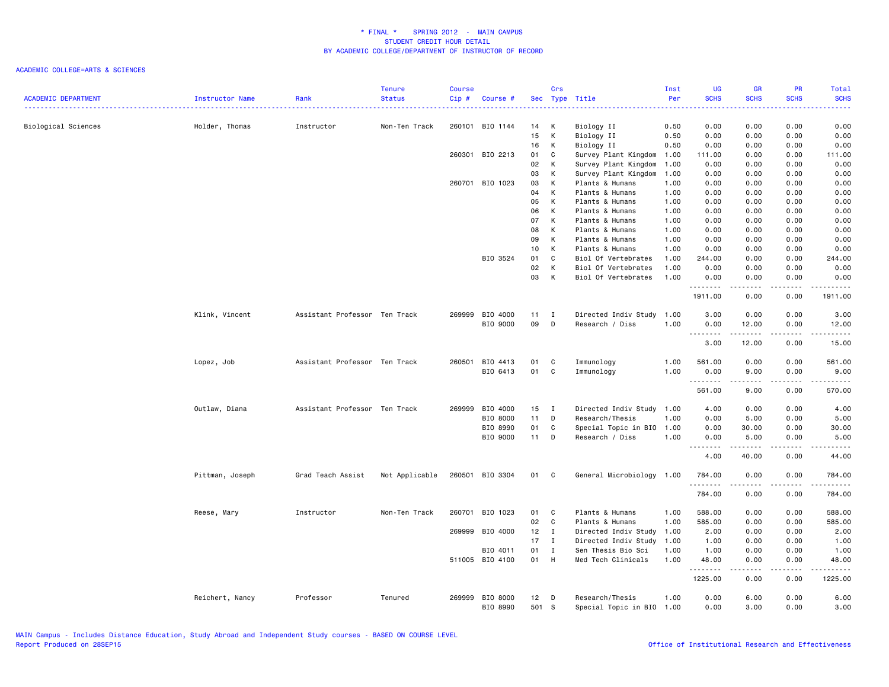# * FINAL * SPRING 2012 - MAIN CAMPUS
## STUDENT CREDIT HOUR DETAIL
## BY ACADEMIC COLLEGE/DEPARTMENT OF INSTRUCTOR OF RECORD

ACADEMIC COLLEGE=ARTS & SCIENCES

| ACADEMIC DEPARTMENT | Instructor Name | Rank | Tenure Status | Course Cip # | Course # | Sec | Crs Type | Title | Inst Per | UG SCHS | GR SCHS | PR SCHS | Total SCHS |
|---|---|---|---|---|---|---|---|---|---|---|---|---|---|
| Biological Sciences | Holder, Thomas | Instructor | Non-Ten Track | 260101 | BIO 1144 | 14 | K | Biology II | 0.50 | 0.00 | 0.00 | 0.00 | 0.00 |
| | | | | | | 15 | K | Biology II | 0.50 | 0.00 | 0.00 | 0.00 | 0.00 |
| | | | | | | 16 | K | Biology II | 0.50 | 0.00 | 0.00 | 0.00 | 0.00 |
| | | | | 260301 | BIO 2213 | 01 | C | Survey Plant Kingdom | 1.00 | 111.00 | 0.00 | 0.00 | 111.00 |
| | | | | | | 02 | K | Survey Plant Kingdom | 1.00 | 0.00 | 0.00 | 0.00 | 0.00 |
| | | | | | | 03 | K | Survey Plant Kingdom | 1.00 | 0.00 | 0.00 | 0.00 | 0.00 |
| | | | | 260701 | BIO 1023 | 03 | K | Plants & Humans | 1.00 | 0.00 | 0.00 | 0.00 | 0.00 |
| | | | | | | 04 | K | Plants & Humans | 1.00 | 0.00 | 0.00 | 0.00 | 0.00 |
| | | | | | | 05 | K | Plants & Humans | 1.00 | 0.00 | 0.00 | 0.00 | 0.00 |
| | | | | | | 06 | K | Plants & Humans | 1.00 | 0.00 | 0.00 | 0.00 | 0.00 |
| | | | | | | 07 | K | Plants & Humans | 1.00 | 0.00 | 0.00 | 0.00 | 0.00 |
| | | | | | | 08 | K | Plants & Humans | 1.00 | 0.00 | 0.00 | 0.00 | 0.00 |
| | | | | | | 09 | K | Plants & Humans | 1.00 | 0.00 | 0.00 | 0.00 | 0.00 |
| | | | | | | 10 | K | Plants & Humans | 1.00 | 0.00 | 0.00 | 0.00 | 0.00 |
| | | | | | BIO 3524 | 01 | C | Biol Of Vertebrates | 1.00 | 244.00 | 0.00 | 0.00 | 244.00 |
| | | | | | | 02 | K | Biol Of Vertebrates | 1.00 | 0.00 | 0.00 | 0.00 | 0.00 |
| | | | | | | 03 | K | Biol Of Vertebrates | 1.00 | 0.00 | 0.00 | 0.00 | 0.00 |
| | | | | | | | | | | 1911.00 | 0.00 | 0.00 | 1911.00 |
| | Klink, Vincent | Assistant Professor | Ten Track | 269999 | BIO 4000 | 11 | I | Directed Indiv Study | 1.00 | 3.00 | 0.00 | 0.00 | 3.00 |
| | | | | | BIO 9000 | 09 | D | Research / Diss | 1.00 | 0.00 | 12.00 | 0.00 | 12.00 |
| | | | | | | | | | | 3.00 | 12.00 | 0.00 | 15.00 |
| | Lopez, Job | Assistant Professor | Ten Track | 260501 | BIO 4413 | 01 | C | Immunology | 1.00 | 561.00 | 0.00 | 0.00 | 561.00 |
| | | | | | BIO 6413 | 01 | C | Immunology | 1.00 | 0.00 | 9.00 | 0.00 | 9.00 |
| | | | | | | | | | | 561.00 | 9.00 | 0.00 | 570.00 |
| | Outlaw, Diana | Assistant Professor | Ten Track | 269999 | BIO 4000 | 15 | I | Directed Indiv Study | 1.00 | 4.00 | 0.00 | 0.00 | 4.00 |
| | | | | | BIO 8000 | 11 | D | Research/Thesis | 1.00 | 0.00 | 5.00 | 0.00 | 5.00 |
| | | | | | BIO 8990 | 01 | C | Special Topic in BIO | 1.00 | 0.00 | 30.00 | 0.00 | 30.00 |
| | | | | | BIO 9000 | 11 | D | Research / Diss | 1.00 | 0.00 | 5.00 | 0.00 | 5.00 |
| | | | | | | | | | | 4.00 | 40.00 | 0.00 | 44.00 |
| | Pittman, Joseph | Grad Teach Assist | Not Applicable | 260501 | BIO 3304 | 01 | C | General Microbiology | 1.00 | 784.00 | 0.00 | 0.00 | 784.00 |
| | | | | | | | | | | 784.00 | 0.00 | 0.00 | 784.00 |
| | Reese, Mary | Instructor | Non-Ten Track | 260701 | BIO 1023 | 01 | C | Plants & Humans | 1.00 | 588.00 | 0.00 | 0.00 | 588.00 |
| | | | | | | 02 | C | Plants & Humans | 1.00 | 585.00 | 0.00 | 0.00 | 585.00 |
| | | | | 269999 | BIO 4000 | 12 | I | Directed Indiv Study | 1.00 | 2.00 | 0.00 | 0.00 | 2.00 |
| | | | | | | 17 | I | Directed Indiv Study | 1.00 | 1.00 | 0.00 | 0.00 | 1.00 |
| | | | | | BIO 4011 | 01 | I | Sen Thesis Bio Sci | 1.00 | 1.00 | 0.00 | 0.00 | 1.00 |
| | | | | 511005 | BIO 4100 | 01 | H | Med Tech Clinicals | 1.00 | 48.00 | 0.00 | 0.00 | 48.00 |
| | | | | | | | | | | 1225.00 | 0.00 | 0.00 | 1225.00 |
| | Reichert, Nancy | Professor | Tenured | 269999 | BIO 8000 | 12 | D | Research/Thesis | 1.00 | 0.00 | 6.00 | 0.00 | 6.00 |
| | | | | | BIO 8990 | 501 | S | Special Topic in BIO | 1.00 | 0.00 | 3.00 | 0.00 | 3.00 |

MAIN Campus - Includes Distance Education, Study Abroad and Independent Study courses - BASED ON COURSE LEVEL
Report Produced on 28SEP15

Office of Institutional Research and Effectiveness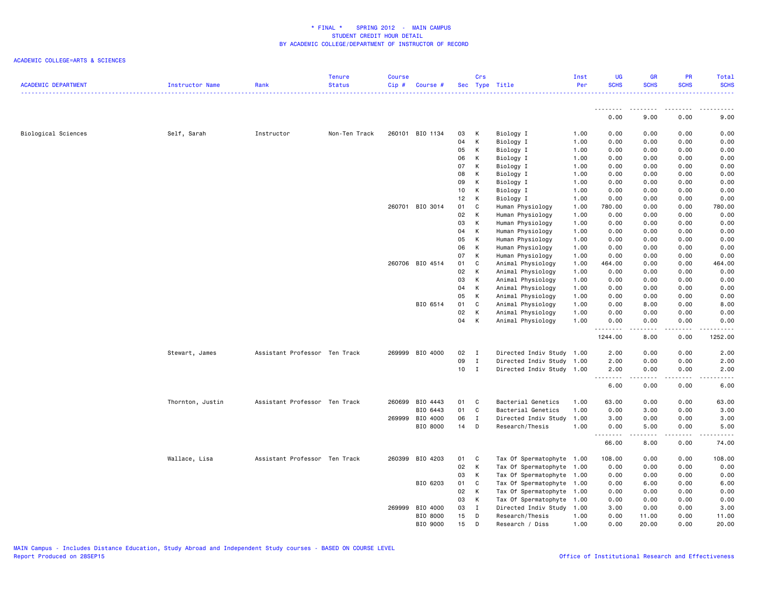* FINAL * SPRING 2012 - MAIN CAMPUS
STUDENT CREDIT HOUR DETAIL
BY ACADEMIC COLLEGE/DEPARTMENT OF INSTRUCTOR OF RECORD

ACADEMIC COLLEGE=ARTS & SCIENCES

| ACADEMIC DEPARTMENT | Instructor Name | Rank | Tenure Status | Course Cip # | Course # | Sec | Crs Type | Title | Inst Per | UG SCHS | GR SCHS | PR SCHS | Total SCHS |
|---|---|---|---|---|---|---|---|---|---|---|---|---|---|
| | | | | | | | | | | 0.00 | 9.00 | 0.00 | 9.00 |
| Biological Sciences | Self, Sarah | Instructor | Non-Ten Track | 260101 | BIO 1134 | 03 | K | Biology I | 1.00 | 0.00 | 0.00 | 0.00 | 0.00 |
| | | | | | | 04 | K | Biology I | 1.00 | 0.00 | 0.00 | 0.00 | 0.00 |
| | | | | | | 05 | K | Biology I | 1.00 | 0.00 | 0.00 | 0.00 | 0.00 |
| | | | | | | 06 | K | Biology I | 1.00 | 0.00 | 0.00 | 0.00 | 0.00 |
| | | | | | | 07 | K | Biology I | 1.00 | 0.00 | 0.00 | 0.00 | 0.00 |
| | | | | | | 08 | K | Biology I | 1.00 | 0.00 | 0.00 | 0.00 | 0.00 |
| | | | | | | 09 | K | Biology I | 1.00 | 0.00 | 0.00 | 0.00 | 0.00 |
| | | | | | | 10 | K | Biology I | 1.00 | 0.00 | 0.00 | 0.00 | 0.00 |
| | | | | | | 12 | K | Biology I | 1.00 | 0.00 | 0.00 | 0.00 | 0.00 |
| | | | | 260701 | BIO 3014 | 01 | C | Human Physiology | 1.00 | 780.00 | 0.00 | 0.00 | 780.00 |
| | | | | | | 02 | K | Human Physiology | 1.00 | 0.00 | 0.00 | 0.00 | 0.00 |
| | | | | | | 03 | K | Human Physiology | 1.00 | 0.00 | 0.00 | 0.00 | 0.00 |
| | | | | | | 04 | K | Human Physiology | 1.00 | 0.00 | 0.00 | 0.00 | 0.00 |
| | | | | | | 05 | K | Human Physiology | 1.00 | 0.00 | 0.00 | 0.00 | 0.00 |
| | | | | | | 06 | K | Human Physiology | 1.00 | 0.00 | 0.00 | 0.00 | 0.00 |
| | | | | | | 07 | K | Human Physiology | 1.00 | 0.00 | 0.00 | 0.00 | 0.00 |
| | | | | 260706 | BIO 4514 | 01 | C | Animal Physiology | 1.00 | 464.00 | 0.00 | 0.00 | 464.00 |
| | | | | | | 02 | K | Animal Physiology | 1.00 | 0.00 | 0.00 | 0.00 | 0.00 |
| | | | | | | 03 | K | Animal Physiology | 1.00 | 0.00 | 0.00 | 0.00 | 0.00 |
| | | | | | | 04 | K | Animal Physiology | 1.00 | 0.00 | 0.00 | 0.00 | 0.00 |
| | | | | | | 05 | K | Animal Physiology | 1.00 | 0.00 | 0.00 | 0.00 | 0.00 |
| | | | | | BIO 6514 | 01 | C | Animal Physiology | 1.00 | 0.00 | 8.00 | 0.00 | 8.00 |
| | | | | | | 02 | K | Animal Physiology | 1.00 | 0.00 | 0.00 | 0.00 | 0.00 |
| | | | | | | 04 | K | Animal Physiology | 1.00 | 0.00 | 0.00 | 0.00 | 0.00 |
| | | | | | | | | | | 1244.00 | 8.00 | 0.00 | 1252.00 |
| | Stewart, James | Assistant Professor | Ten Track | 269999 | BIO 4000 | 02 | I | Directed Indiv Study | 1.00 | 2.00 | 0.00 | 0.00 | 2.00 |
| | | | | | | 09 | I | Directed Indiv Study | 1.00 | 2.00 | 0.00 | 0.00 | 2.00 |
| | | | | | | 10 | I | Directed Indiv Study | 1.00 | 2.00 | 0.00 | 0.00 | 2.00 |
| | | | | | | | | | | 6.00 | 0.00 | 0.00 | 6.00 |
| | Thornton, Justin | Assistant Professor | Ten Track | 260699 | BIO 4443 | 01 | C | Bacterial Genetics | 1.00 | 63.00 | 0.00 | 0.00 | 63.00 |
| | | | | | BIO 6443 | 01 | C | Bacterial Genetics | 1.00 | 0.00 | 3.00 | 0.00 | 3.00 |
| | | | | 269999 | BIO 4000 | 06 | I | Directed Indiv Study | 1.00 | 3.00 | 0.00 | 0.00 | 3.00 |
| | | | | | BIO 8000 | 14 | D | Research/Thesis | 1.00 | 0.00 | 5.00 | 0.00 | 5.00 |
| | | | | | | | | | | 66.00 | 8.00 | 0.00 | 74.00 |
| | Wallace, Lisa | Assistant Professor | Ten Track | 260399 | BIO 4203 | 01 | C | Tax Of Spermatophyte | 1.00 | 108.00 | 0.00 | 0.00 | 108.00 |
| | | | | | | 02 | K | Tax Of Spermatophyte | 1.00 | 0.00 | 0.00 | 0.00 | 0.00 |
| | | | | | | 03 | K | Tax Of Spermatophyte | 1.00 | 0.00 | 0.00 | 0.00 | 0.00 |
| | | | | | BIO 6203 | 01 | C | Tax Of Spermatophyte | 1.00 | 0.00 | 6.00 | 0.00 | 6.00 |
| | | | | | | 02 | K | Tax Of Spermatophyte | 1.00 | 0.00 | 0.00 | 0.00 | 0.00 |
| | | | | | | 03 | K | Tax Of Spermatophyte | 1.00 | 0.00 | 0.00 | 0.00 | 0.00 |
| | | | | 269999 | BIO 4000 | 03 | I | Directed Indiv Study | 1.00 | 3.00 | 0.00 | 0.00 | 3.00 |
| | | | | | BIO 8000 | 15 | D | Research/Thesis | 1.00 | 0.00 | 11.00 | 0.00 | 11.00 |
| | | | | | BIO 9000 | 15 | D | Research / Diss | 1.00 | 0.00 | 20.00 | 0.00 | 20.00 |

MAIN Campus - Includes Distance Education, Study Abroad and Independent Study courses - BASED ON COURSE LEVEL
Report Produced on 28SEP15

Office of Institutional Research and Effectiveness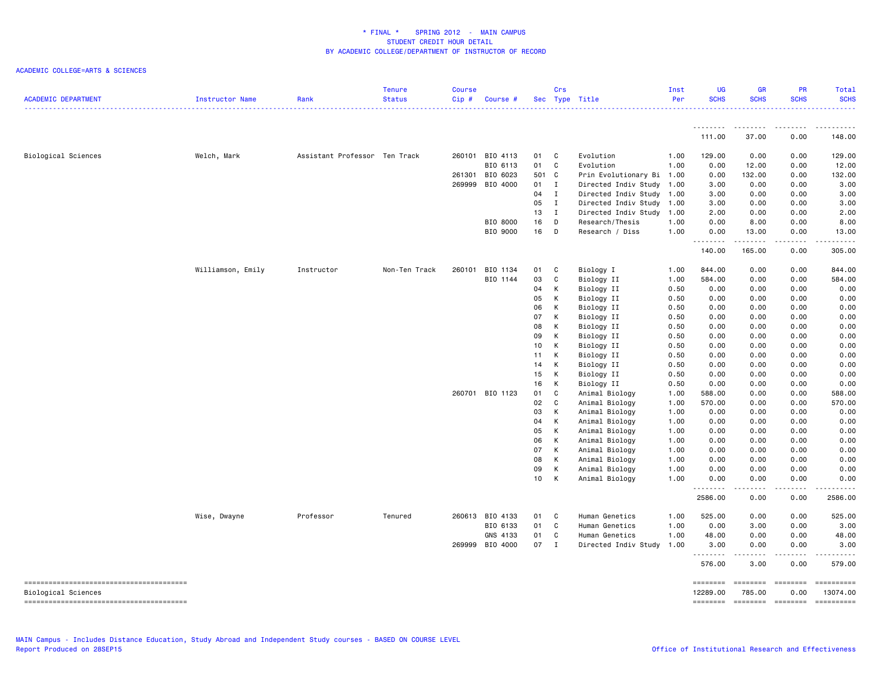\* FINAL \* SPRING 2012 - MAIN CAMPUS
STUDENT CREDIT HOUR DETAIL
BY ACADEMIC COLLEGE/DEPARTMENT OF INSTRUCTOR OF RECORD

ACADEMIC COLLEGE=ARTS & SCIENCES

| ACADEMIC DEPARTMENT | Instructor Name | Rank | Tenure Status | Course Cip # | Course # | Sec | Crs Type | Title | Inst Per | UG SCHS | GR SCHS | PR SCHS | Total SCHS |
|---|---|---|---|---|---|---|---|---|---|---|---|---|---|
| | | | | | | | | | | 111.00 | 37.00 | 0.00 | 148.00 |
| Biological Sciences | Welch, Mark | Assistant Professor | Ten Track | 260101 | BIO 4113 | 01 | C | Evolution | 1.00 | 129.00 | 0.00 | 0.00 | 129.00 |
| | | | | | BIO 6113 | 01 | C | Evolution | 1.00 | 0.00 | 12.00 | 0.00 | 12.00 |
| | | | | 261301 | BIO 6023 | 501 | C | Prin Evolutionary Bi | 1.00 | 0.00 | 132.00 | 0.00 | 132.00 |
| | | | | 269999 | BIO 4000 | 01 | I | Directed Indiv Study | 1.00 | 3.00 | 0.00 | 0.00 | 3.00 |
| | | | | | | 04 | I | Directed Indiv Study | 1.00 | 3.00 | 0.00 | 0.00 | 3.00 |
| | | | | | | 05 | I | Directed Indiv Study | 1.00 | 3.00 | 0.00 | 0.00 | 3.00 |
| | | | | | | 13 | I | Directed Indiv Study | 1.00 | 2.00 | 0.00 | 0.00 | 2.00 |
| | | | | | BIO 8000 | 16 | D | Research/Thesis | 1.00 | 0.00 | 8.00 | 0.00 | 8.00 |
| | | | | | BIO 9000 | 16 | D | Research / Diss | 1.00 | 0.00 | 13.00 | 0.00 | 13.00 |
| | | | | | | | | | | 140.00 | 165.00 | 0.00 | 305.00 |
| | Williamson, Emily | Instructor | Non-Ten Track | 260101 | BIO 1134 | 01 | C | Biology I | 1.00 | 844.00 | 0.00 | 0.00 | 844.00 |
| | | | | | BIO 1144 | 03 | C | Biology II | 1.00 | 584.00 | 0.00 | 0.00 | 584.00 |
| | | | | | | 04 | K | Biology II | 0.50 | 0.00 | 0.00 | 0.00 | 0.00 |
| | | | | | | 05 | K | Biology II | 0.50 | 0.00 | 0.00 | 0.00 | 0.00 |
| | | | | | | 06 | K | Biology II | 0.50 | 0.00 | 0.00 | 0.00 | 0.00 |
| | | | | | | 07 | K | Biology II | 0.50 | 0.00 | 0.00 | 0.00 | 0.00 |
| | | | | | | 08 | K | Biology II | 0.50 | 0.00 | 0.00 | 0.00 | 0.00 |
| | | | | | | 09 | K | Biology II | 0.50 | 0.00 | 0.00 | 0.00 | 0.00 |
| | | | | | | 10 | K | Biology II | 0.50 | 0.00 | 0.00 | 0.00 | 0.00 |
| | | | | | | 11 | K | Biology II | 0.50 | 0.00 | 0.00 | 0.00 | 0.00 |
| | | | | | | 14 | K | Biology II | 0.50 | 0.00 | 0.00 | 0.00 | 0.00 |
| | | | | | | 15 | K | Biology II | 0.50 | 0.00 | 0.00 | 0.00 | 0.00 |
| | | | | | | 16 | K | Biology II | 0.50 | 0.00 | 0.00 | 0.00 | 0.00 |
| | | | | 260701 | BIO 1123 | 01 | C | Animal Biology | 1.00 | 588.00 | 0.00 | 0.00 | 588.00 |
| | | | | | | 02 | C | Animal Biology | 1.00 | 570.00 | 0.00 | 0.00 | 570.00 |
| | | | | | | 03 | K | Animal Biology | 1.00 | 0.00 | 0.00 | 0.00 | 0.00 |
| | | | | | | 04 | K | Animal Biology | 1.00 | 0.00 | 0.00 | 0.00 | 0.00 |
| | | | | | | 05 | K | Animal Biology | 1.00 | 0.00 | 0.00 | 0.00 | 0.00 |
| | | | | | | 06 | K | Animal Biology | 1.00 | 0.00 | 0.00 | 0.00 | 0.00 |
| | | | | | | 07 | K | Animal Biology | 1.00 | 0.00 | 0.00 | 0.00 | 0.00 |
| | | | | | | 08 | K | Animal Biology | 1.00 | 0.00 | 0.00 | 0.00 | 0.00 |
| | | | | | | 09 | K | Animal Biology | 1.00 | 0.00 | 0.00 | 0.00 | 0.00 |
| | | | | | | 10 | K | Animal Biology | 1.00 | 0.00 | 0.00 | 0.00 | 0.00 |
| | | | | | | | | | | 2586.00 | 0.00 | 0.00 | 2586.00 |
| | Wise, Dwayne | Professor | Tenured | 260613 | BIO 4133 | 01 | C | Human Genetics | 1.00 | 525.00 | 0.00 | 0.00 | 525.00 |
| | | | | | BIO 6133 | 01 | C | Human Genetics | 1.00 | 0.00 | 3.00 | 0.00 | 3.00 |
| | | | | | GNS 4133 | 01 | C | Human Genetics | 1.00 | 48.00 | 0.00 | 0.00 | 48.00 |
| | | | | 269999 | BIO 4000 | 07 | I | Directed Indiv Study | 1.00 | 3.00 | 0.00 | 0.00 | 3.00 |
| | | | | | | | | | | 576.00 | 3.00 | 0.00 | 579.00 |
| Biological Sciences | | | | | | | | | | 12289.00 | 785.00 | 0.00 | 13074.00 |

MAIN Campus - Includes Distance Education, Study Abroad and Independent Study courses - BASED ON COURSE LEVEL
Report Produced on 28SEP15

Office of Institutional Research and Effectiveness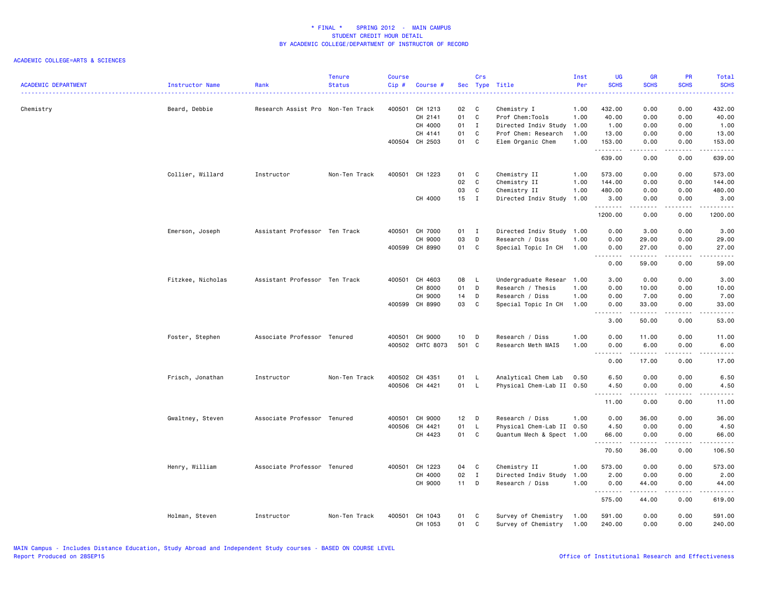# * FINAL * SPRING 2012 - MAIN CAMPUS
## STUDENT CREDIT HOUR DETAIL
## BY ACADEMIC COLLEGE/DEPARTMENT OF INSTRUCTOR OF RECORD

ACADEMIC COLLEGE=ARTS & SCIENCES

| ACADEMIC DEPARTMENT | Instructor Name | Rank | Tenure Status | Course Cip # | Course # | Sec | Crs Type | Title | Inst Per | UG SCHS | GR SCHS | PR SCHS | Total SCHS |
|---|---|---|---|---|---|---|---|---|---|---|---|---|---|
| Chemistry | Beard, Debbie | Research Assist Pro | Non-Ten Track | 400501 | CH 1213 | 02 | C | Chemistry I | 1.00 | 432.00 | 0.00 | 0.00 | 432.00 |
| | | | | | CH 2141 | 01 | C | Prof Chem:Tools | 1.00 | 40.00 | 0.00 | 0.00 | 40.00 |
| | | | | | CH 4000 | 01 | I | Directed Indiv Study | 1.00 | 1.00 | 0.00 | 0.00 | 1.00 |
| | | | | | CH 4141 | 01 | C | Prof Chem: Research | 1.00 | 13.00 | 0.00 | 0.00 | 13.00 |
| | | | | 400504 | CH 2503 | 01 | C | Elem Organic Chem | 1.00 | 153.00 | 0.00 | 0.00 | 153.00 |
| | | | | | | | | | | 639.00 | 0.00 | 0.00 | 639.00 |
| | Collier, Willard | Instructor | Non-Ten Track | 400501 | CH 1223 | 01 | C | Chemistry II | 1.00 | 573.00 | 0.00 | 0.00 | 573.00 |
| | | | | | | 02 | C | Chemistry II | 1.00 | 144.00 | 0.00 | 0.00 | 144.00 |
| | | | | | | 03 | C | Chemistry II | 1.00 | 480.00 | 0.00 | 0.00 | 480.00 |
| | | | | | CH 4000 | 15 | I | Directed Indiv Study | 1.00 | 3.00 | 0.00 | 0.00 | 3.00 |
| | | | | | | | | | | 1200.00 | 0.00 | 0.00 | 1200.00 |
| | Emerson, Joseph | Assistant Professor | Ten Track | 400501 | CH 7000 | 01 | I | Directed Indiv Study | 1.00 | 0.00 | 3.00 | 0.00 | 3.00 |
| | | | | | CH 9000 | 03 | D | Research / Diss | 1.00 | 0.00 | 29.00 | 0.00 | 29.00 |
| | | | | 400599 | CH 8990 | 01 | C | Special Topic In CH | 1.00 | 0.00 | 27.00 | 0.00 | 27.00 |
| | | | | | | | | | | 0.00 | 59.00 | 0.00 | 59.00 |
| | Fitzkee, Nicholas | Assistant Professor | Ten Track | 400501 | CH 4603 | 08 | L | Undergraduate Resear | 1.00 | 3.00 | 0.00 | 0.00 | 3.00 |
| | | | | | CH 8000 | 01 | D | Research / Thesis | 1.00 | 0.00 | 10.00 | 0.00 | 10.00 |
| | | | | | CH 9000 | 14 | D | Research / Diss | 1.00 | 0.00 | 7.00 | 0.00 | 7.00 |
| | | | | 400599 | CH 8990 | 03 | C | Special Topic In CH | 1.00 | 0.00 | 33.00 | 0.00 | 33.00 |
| | | | | | | | | | | 3.00 | 50.00 | 0.00 | 53.00 |
| | Foster, Stephen | Associate Professor | Tenured | 400501 | CH 9000 | 10 | D | Research / Diss | 1.00 | 0.00 | 11.00 | 0.00 | 11.00 |
| | | | | 400502 | CHTC 8073 | 501 | C | Research Meth MAIS | 1.00 | 0.00 | 6.00 | 0.00 | 6.00 |
| | | | | | | | | | | 0.00 | 17.00 | 0.00 | 17.00 |
| | Frisch, Jonathan | Instructor | Non-Ten Track | 400502 | CH 4351 | 01 | L | Analytical Chem Lab | 0.50 | 6.50 | 0.00 | 0.00 | 6.50 |
| | | | | 400506 | CH 4421 | 01 | L | Physical Chem-Lab II | 0.50 | 4.50 | 0.00 | 0.00 | 4.50 |
| | | | | | | | | | | 11.00 | 0.00 | 0.00 | 11.00 |
| | Gwaltney, Steven | Associate Professor | Tenured | 400501 | CH 9000 | 12 | D | Research / Diss | 1.00 | 0.00 | 36.00 | 0.00 | 36.00 |
| | | | | 400506 | CH 4421 | 01 | L | Physical Chem-Lab II | 0.50 | 4.50 | 0.00 | 0.00 | 4.50 |
| | | | | | CH 4423 | 01 | C | Quantum Mech & Spect | 1.00 | 66.00 | 0.00 | 0.00 | 66.00 |
| | | | | | | | | | | 70.50 | 36.00 | 0.00 | 106.50 |
| | Henry, William | Associate Professor | Tenured | 400501 | CH 1223 | 04 | C | Chemistry II | 1.00 | 573.00 | 0.00 | 0.00 | 573.00 |
| | | | | | CH 4000 | 02 | I | Directed Indiv Study | 1.00 | 2.00 | 0.00 | 0.00 | 2.00 |
| | | | | | CH 9000 | 11 | D | Research / Diss | 1.00 | 0.00 | 44.00 | 0.00 | 44.00 |
| | | | | | | | | | | 575.00 | 44.00 | 0.00 | 619.00 |
| | Holman, Steven | Instructor | Non-Ten Track | 400501 | CH 1043 | 01 | C | Survey of Chemistry | 1.00 | 591.00 | 0.00 | 0.00 | 591.00 |
| | | | | | CH 1053 | 01 | C | Survey of Chemistry | 1.00 | 240.00 | 0.00 | 0.00 | 240.00 |

MAIN Campus - Includes Distance Education, Study Abroad and Independent Study courses - BASED ON COURSE LEVEL
Report Produced on 28SEP15

Office of Institutional Research and Effectiveness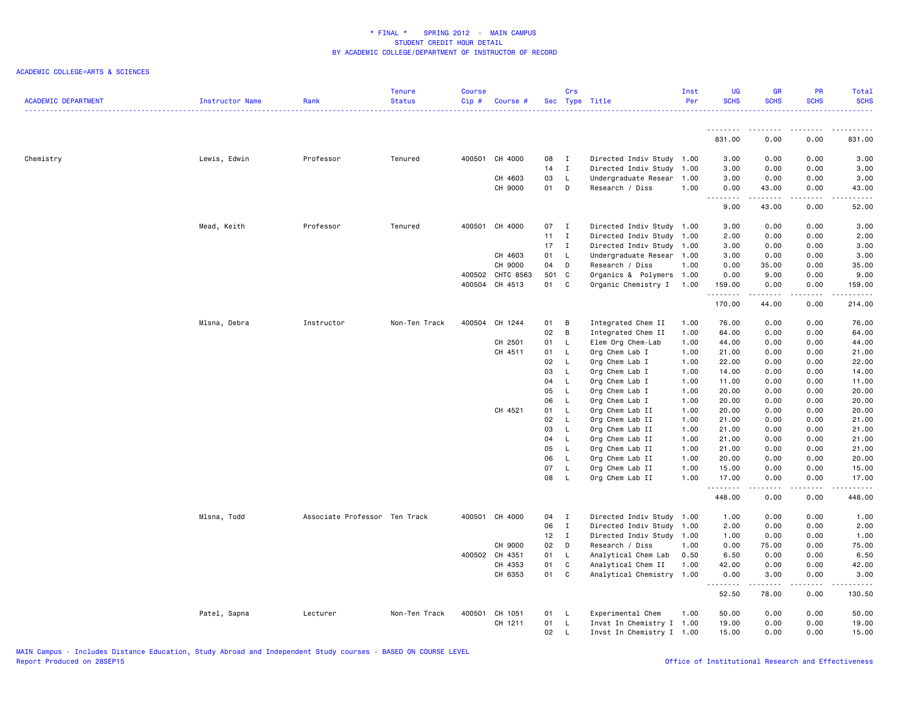# * FINAL * SPRING 2012 - MAIN CAMPUS
## STUDENT CREDIT HOUR DETAIL
## BY ACADEMIC COLLEGE/DEPARTMENT OF INSTRUCTOR OF RECORD

ACADEMIC COLLEGE=ARTS & SCIENCES

| ACADEMIC DEPARTMENT | Instructor Name | Rank | Tenure Status | Course Cip # | Course # | Sec | Crs Type | Title | Inst Per | UG SCHS | GR SCHS | PR SCHS | Total SCHS |
|---|---|---|---|---|---|---|---|---|---|---|---|---|---|
| | | | | | | | | | | 831.00 | 0.00 | 0.00 | 831.00 |
| Chemistry | Lewis, Edwin | Professor | Tenured | 400501 | CH 4000 | 08 | I | Directed Indiv Study | 1.00 | 3.00 | 0.00 | 0.00 | 3.00 |
| | | | | | | 14 | I | Directed Indiv Study | 1.00 | 3.00 | 0.00 | 0.00 | 3.00 |
| | | | | | CH 4603 | 03 | L | Undergraduate Resear | 1.00 | 3.00 | 0.00 | 0.00 | 3.00 |
| | | | | | CH 9000 | 01 | D | Research / Diss | 1.00 | 0.00 | 43.00 | 0.00 | 43.00 |
| | | | | | | | | | | 9.00 | 43.00 | 0.00 | 52.00 |
| | Mead, Keith | Professor | Tenured | 400501 | CH 4000 | 07 | I | Directed Indiv Study | 1.00 | 3.00 | 0.00 | 0.00 | 3.00 |
| | | | | | | 11 | I | Directed Indiv Study | 1.00 | 2.00 | 0.00 | 0.00 | 2.00 |
| | | | | | | 17 | I | Directed Indiv Study | 1.00 | 3.00 | 0.00 | 0.00 | 3.00 |
| | | | | | CH 4603 | 01 | L | Undergraduate Resear | 1.00 | 3.00 | 0.00 | 0.00 | 3.00 |
| | | | | | CH 9000 | 04 | D | Research / Diss | 1.00 | 0.00 | 35.00 | 0.00 | 35.00 |
| | | | | 400502 | CHTC 8563 | 501 | C | Organics & Polymers | 1.00 | 0.00 | 9.00 | 0.00 | 9.00 |
| | | | | 400504 | CH 4513 | 01 | C | Organic Chemistry I | 1.00 | 159.00 | 0.00 | 0.00 | 159.00 |
| | | | | | | | | | | 170.00 | 44.00 | 0.00 | 214.00 |
| | Mlsna, Debra | Instructor | Non-Ten Track | 400504 | CH 1244 | 01 | B | Integrated Chem II | 1.00 | 76.00 | 0.00 | 0.00 | 76.00 |
| | | | | | | 02 | B | Integrated Chem II | 1.00 | 64.00 | 0.00 | 0.00 | 64.00 |
| | | | | | CH 2501 | 01 | L | Elem Org Chem-Lab | 1.00 | 44.00 | 0.00 | 0.00 | 44.00 |
| | | | | | CH 4511 | 01 | L | Org Chem Lab I | 1.00 | 21.00 | 0.00 | 0.00 | 21.00 |
| | | | | | | 02 | L | Org Chem Lab I | 1.00 | 22.00 | 0.00 | 0.00 | 22.00 |
| | | | | | | 03 | L | Org Chem Lab I | 1.00 | 14.00 | 0.00 | 0.00 | 14.00 |
| | | | | | | 04 | L | Org Chem Lab I | 1.00 | 11.00 | 0.00 | 0.00 | 11.00 |
| | | | | | | 05 | L | Org Chem Lab I | 1.00 | 20.00 | 0.00 | 0.00 | 20.00 |
| | | | | | | 06 | L | Org Chem Lab I | 1.00 | 20.00 | 0.00 | 0.00 | 20.00 |
| | | | | | CH 4521 | 01 | L | Org Chem Lab II | 1.00 | 20.00 | 0.00 | 0.00 | 20.00 |
| | | | | | | 02 | L | Org Chem Lab II | 1.00 | 21.00 | 0.00 | 0.00 | 21.00 |
| | | | | | | 03 | L | Org Chem Lab II | 1.00 | 21.00 | 0.00 | 0.00 | 21.00 |
| | | | | | | 04 | L | Org Chem Lab II | 1.00 | 21.00 | 0.00 | 0.00 | 21.00 |
| | | | | | | 05 | L | Org Chem Lab II | 1.00 | 21.00 | 0.00 | 0.00 | 21.00 |
| | | | | | | 06 | L | Org Chem Lab II | 1.00 | 20.00 | 0.00 | 0.00 | 20.00 |
| | | | | | | 07 | L | Org Chem Lab II | 1.00 | 15.00 | 0.00 | 0.00 | 15.00 |
| | | | | | | 08 | L | Org Chem Lab II | 1.00 | 17.00 | 0.00 | 0.00 | 17.00 |
| | | | | | | | | | | 448.00 | 0.00 | 0.00 | 448.00 |
| | Mlsna, Todd | Associate Professor | Ten Track | 400501 | CH 4000 | 04 | I | Directed Indiv Study | 1.00 | 1.00 | 0.00 | 0.00 | 1.00 |
| | | | | | | 06 | I | Directed Indiv Study | 1.00 | 2.00 | 0.00 | 0.00 | 2.00 |
| | | | | | | 12 | I | Directed Indiv Study | 1.00 | 1.00 | 0.00 | 0.00 | 1.00 |
| | | | | | CH 9000 | 02 | D | Research / Diss | 1.00 | 0.00 | 75.00 | 0.00 | 75.00 |
| | | | | 400502 | CH 4351 | 01 | L | Analytical Chem Lab | 0.50 | 6.50 | 0.00 | 0.00 | 6.50 |
| | | | | | CH 4353 | 01 | C | Analytical Chem II | 1.00 | 42.00 | 0.00 | 0.00 | 42.00 |
| | | | | | CH 6353 | 01 | C | Analytical Chemistry | 1.00 | 0.00 | 3.00 | 0.00 | 3.00 |
| | | | | | | | | | | 52.50 | 78.00 | 0.00 | 130.50 |
| | Patel, Sapna | Lecturer | Non-Ten Track | 400501 | CH 1051 | 01 | L | Experimental Chem | 1.00 | 50.00 | 0.00 | 0.00 | 50.00 |
| | | | | | CH 1211 | 01 | L | Invst In Chemistry I | 1.00 | 19.00 | 0.00 | 0.00 | 19.00 |
| | | | | | | 02 | L | Invst In Chemistry I | 1.00 | 15.00 | 0.00 | 0.00 | 15.00 |

MAIN Campus - Includes Distance Education, Study Abroad and Independent Study courses - BASED ON COURSE LEVEL
Report Produced on 28SEP15

Office of Institutional Research and Effectiveness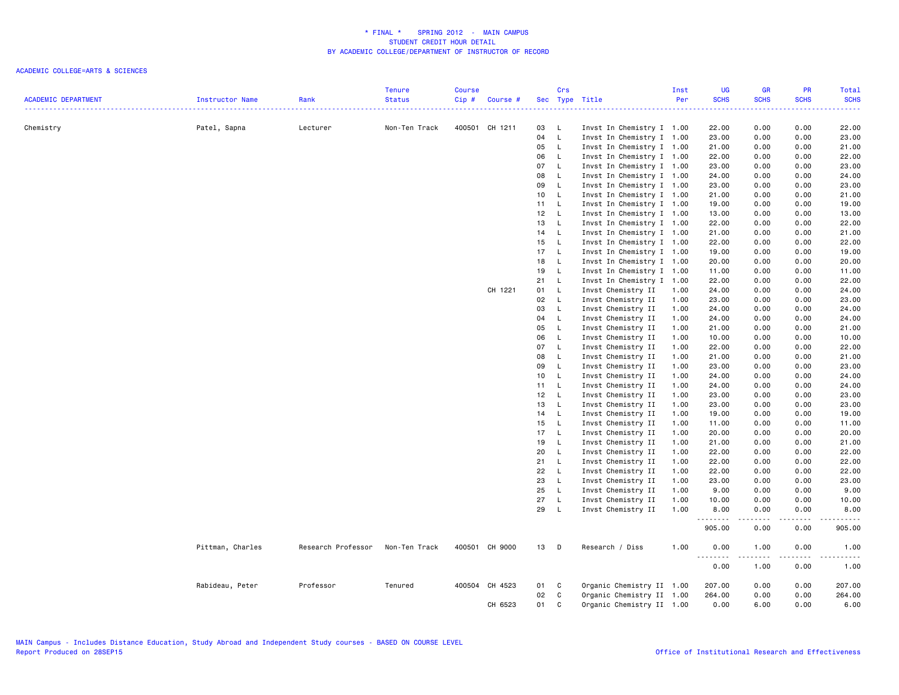# * FINAL * SPRING 2012 - MAIN CAMPUS
## STUDENT CREDIT HOUR DETAIL
## BY ACADEMIC COLLEGE/DEPARTMENT OF INSTRUCTOR OF RECORD

ACADEMIC COLLEGE=ARTS & SCIENCES

| ACADEMIC DEPARTMENT | Instructor Name | Rank | Tenure Status | Course Cip # | Course # | Sec | Crs Type | Title | Inst Per | UG SCHS | GR SCHS | PR SCHS | Total SCHS |
|---|---|---|---|---|---|---|---|---|---|---|---|---|---|
| Chemistry | Patel, Sapna | Lecturer | Non-Ten Track | 400501 | CH 1211 | 03 | L | Invst In Chemistry I | 1.00 | 22.00 | 0.00 | 0.00 | 22.00 |
| | | | | | | 04 | L | Invst In Chemistry I | 1.00 | 23.00 | 0.00 | 0.00 | 23.00 |
| | | | | | | 05 | L | Invst In Chemistry I | 1.00 | 21.00 | 0.00 | 0.00 | 21.00 |
| | | | | | | 06 | L | Invst In Chemistry I | 1.00 | 22.00 | 0.00 | 0.00 | 22.00 |
| | | | | | | 07 | L | Invst In Chemistry I | 1.00 | 23.00 | 0.00 | 0.00 | 23.00 |
| | | | | | | 08 | L | Invst In Chemistry I | 1.00 | 24.00 | 0.00 | 0.00 | 24.00 |
| | | | | | | 09 | L | Invst In Chemistry I | 1.00 | 23.00 | 0.00 | 0.00 | 23.00 |
| | | | | | | 10 | L | Invst In Chemistry I | 1.00 | 21.00 | 0.00 | 0.00 | 21.00 |
| | | | | | | 11 | L | Invst In Chemistry I | 1.00 | 19.00 | 0.00 | 0.00 | 19.00 |
| | | | | | | 12 | L | Invst In Chemistry I | 1.00 | 13.00 | 0.00 | 0.00 | 13.00 |
| | | | | | | 13 | L | Invst In Chemistry I | 1.00 | 22.00 | 0.00 | 0.00 | 22.00 |
| | | | | | | 14 | L | Invst In Chemistry I | 1.00 | 21.00 | 0.00 | 0.00 | 21.00 |
| | | | | | | 15 | L | Invst In Chemistry I | 1.00 | 22.00 | 0.00 | 0.00 | 22.00 |
| | | | | | | 17 | L | Invst In Chemistry I | 1.00 | 19.00 | 0.00 | 0.00 | 19.00 |
| | | | | | | 18 | L | Invst In Chemistry I | 1.00 | 20.00 | 0.00 | 0.00 | 20.00 |
| | | | | | | 19 | L | Invst In Chemistry I | 1.00 | 11.00 | 0.00 | 0.00 | 11.00 |
| | | | | | | 21 | L | Invst In Chemistry I | 1.00 | 22.00 | 0.00 | 0.00 | 22.00 |
| | | | | | CH 1221 | 01 | L | Invst Chemistry II | 1.00 | 24.00 | 0.00 | 0.00 | 24.00 |
| | | | | | | 02 | L | Invst Chemistry II | 1.00 | 23.00 | 0.00 | 0.00 | 23.00 |
| | | | | | | 03 | L | Invst Chemistry II | 1.00 | 24.00 | 0.00 | 0.00 | 24.00 |
| | | | | | | 04 | L | Invst Chemistry II | 1.00 | 24.00 | 0.00 | 0.00 | 24.00 |
| | | | | | | 05 | L | Invst Chemistry II | 1.00 | 21.00 | 0.00 | 0.00 | 21.00 |
| | | | | | | 06 | L | Invst Chemistry II | 1.00 | 10.00 | 0.00 | 0.00 | 10.00 |
| | | | | | | 07 | L | Invst Chemistry II | 1.00 | 22.00 | 0.00 | 0.00 | 22.00 |
| | | | | | | 08 | L | Invst Chemistry II | 1.00 | 21.00 | 0.00 | 0.00 | 21.00 |
| | | | | | | 09 | L | Invst Chemistry II | 1.00 | 23.00 | 0.00 | 0.00 | 23.00 |
| | | | | | | 10 | L | Invst Chemistry II | 1.00 | 24.00 | 0.00 | 0.00 | 24.00 |
| | | | | | | 11 | L | Invst Chemistry II | 1.00 | 24.00 | 0.00 | 0.00 | 24.00 |
| | | | | | | 12 | L | Invst Chemistry II | 1.00 | 23.00 | 0.00 | 0.00 | 23.00 |
| | | | | | | 13 | L | Invst Chemistry II | 1.00 | 23.00 | 0.00 | 0.00 | 23.00 |
| | | | | | | 14 | L | Invst Chemistry II | 1.00 | 19.00 | 0.00 | 0.00 | 19.00 |
| | | | | | | 15 | L | Invst Chemistry II | 1.00 | 11.00 | 0.00 | 0.00 | 11.00 |
| | | | | | | 17 | L | Invst Chemistry II | 1.00 | 20.00 | 0.00 | 0.00 | 20.00 |
| | | | | | | 19 | L | Invst Chemistry II | 1.00 | 21.00 | 0.00 | 0.00 | 21.00 |
| | | | | | | 20 | L | Invst Chemistry II | 1.00 | 22.00 | 0.00 | 0.00 | 22.00 |
| | | | | | | 21 | L | Invst Chemistry II | 1.00 | 22.00 | 0.00 | 0.00 | 22.00 |
| | | | | | | 22 | L | Invst Chemistry II | 1.00 | 22.00 | 0.00 | 0.00 | 22.00 |
| | | | | | | 23 | L | Invst Chemistry II | 1.00 | 23.00 | 0.00 | 0.00 | 23.00 |
| | | | | | | 25 | L | Invst Chemistry II | 1.00 | 9.00 | 0.00 | 0.00 | 9.00 |
| | | | | | | 27 | L | Invst Chemistry II | 1.00 | 10.00 | 0.00 | 0.00 | 10.00 |
| | | | | | | 29 | L | Invst Chemistry II | 1.00 | 8.00 | 0.00 | 0.00 | 8.00 |
| | | | | | | | | | | 905.00 | 0.00 | 0.00 | 905.00 |
| | Pittman, Charles | Research Professor | Non-Ten Track | 400501 | CH 9000 | 13 | D | Research / Diss | 1.00 | 0.00 | 1.00 | 0.00 | 1.00 |
| | | | | | | | | | | 0.00 | 1.00 | 0.00 | 1.00 |
| | Rabideau, Peter | Professor | Tenured | 400504 | CH 4523 | 01 | C | Organic Chemistry II | 1.00 | 207.00 | 0.00 | 0.00 | 207.00 |
| | | | | | | 02 | C | Organic Chemistry II | 1.00 | 264.00 | 0.00 | 0.00 | 264.00 |
| | | | | | CH 6523 | 01 | C | Organic Chemistry II | 1.00 | 0.00 | 6.00 | 0.00 | 6.00 |

MAIN Campus - Includes Distance Education, Study Abroad and Independent Study courses - BASED ON COURSE LEVEL
Report Produced on 28SEP15

Office of Institutional Research and Effectiveness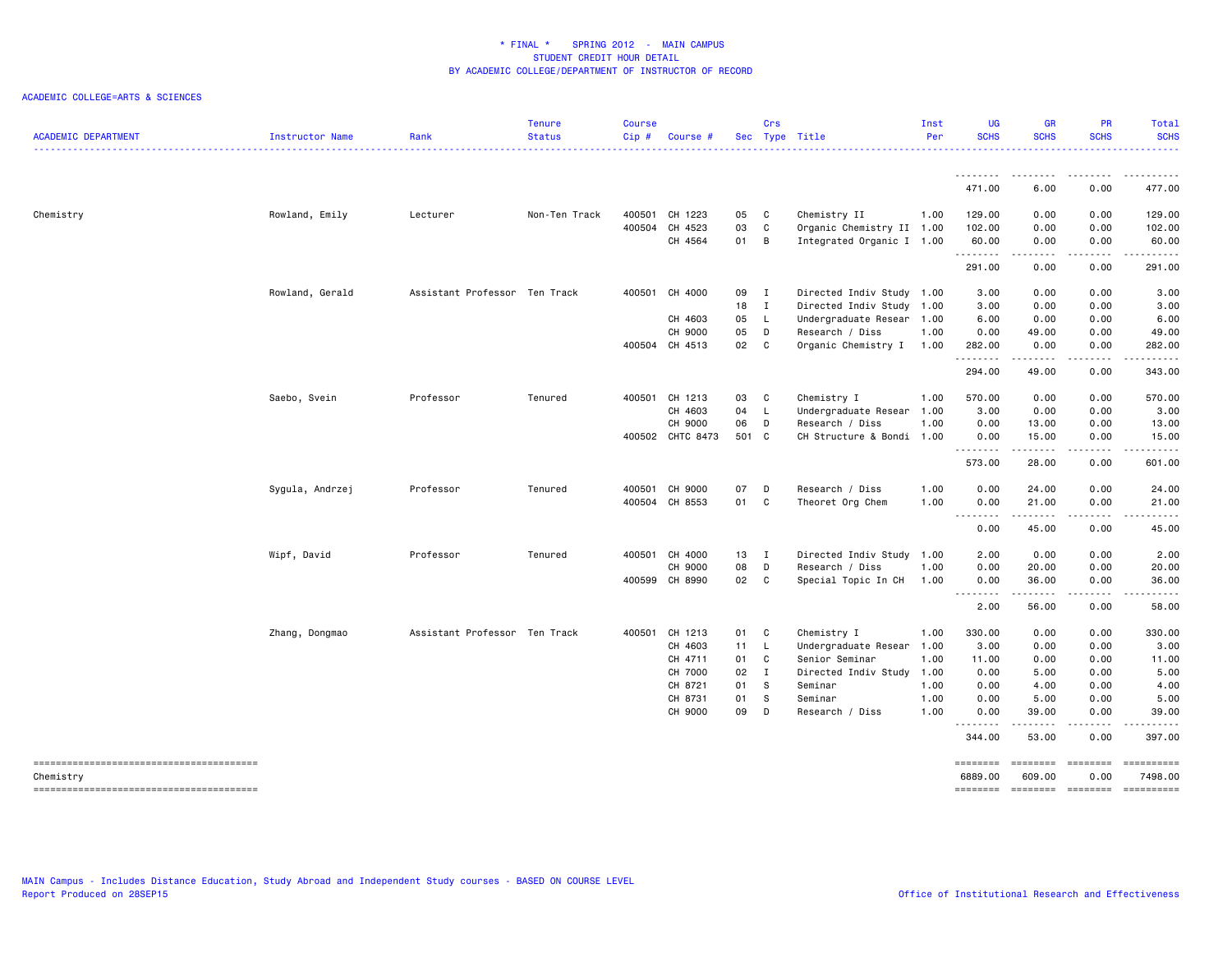* FINAL * SPRING 2012 - MAIN CAMPUS
STUDENT CREDIT HOUR DETAIL
BY ACADEMIC COLLEGE/DEPARTMENT OF INSTRUCTOR OF RECORD

ACADEMIC COLLEGE=ARTS & SCIENCES

| ACADEMIC DEPARTMENT | Instructor Name | Rank | Tenure Status | Course Cip # | Course # | Sec | Crs Type | Title | Inst Per | UG SCHS | GR SCHS | PR SCHS | Total SCHS |
|---|---|---|---|---|---|---|---|---|---|---|---|---|---|
| | | | | | | | | | | 471.00 | 6.00 | 0.00 | 477.00 |
| Chemistry | Rowland, Emily | Lecturer | Non-Ten Track | 400501 | CH 1223 | 05 | C | Chemistry II | 1.00 | 129.00 | 0.00 | 0.00 | 129.00 |
| | | | | 400504 | CH 4523 | 03 | C | Organic Chemistry II | 1.00 | 102.00 | 0.00 | 0.00 | 102.00 |
| | | | | | CH 4564 | 01 | B | Integrated Organic I | 1.00 | 60.00 | 0.00 | 0.00 | 60.00 |
| | | | | | | | | | | 291.00 | 0.00 | 0.00 | 291.00 |
| | Rowland, Gerald | Assistant Professor | Ten Track | 400501 | CH 4000 | 09 | I | Directed Indiv Study | 1.00 | 3.00 | 0.00 | 0.00 | 3.00 |
| | | | | | | 18 | I | Directed Indiv Study | 1.00 | 3.00 | 0.00 | 0.00 | 3.00 |
| | | | | | CH 4603 | 05 | L | Undergraduate Resear | 1.00 | 6.00 | 0.00 | 0.00 | 6.00 |
| | | | | | CH 9000 | 05 | D | Research / Diss | 1.00 | 0.00 | 49.00 | 0.00 | 49.00 |
| | | | | 400504 | CH 4513 | 02 | C | Organic Chemistry I | 1.00 | 282.00 | 0.00 | 0.00 | 282.00 |
| | | | | | | | | | | 294.00 | 49.00 | 0.00 | 343.00 |
| | Saebo, Svein | Professor | Tenured | 400501 | CH 1213 | 03 | C | Chemistry I | 1.00 | 570.00 | 0.00 | 0.00 | 570.00 |
| | | | | | CH 4603 | 04 | L | Undergraduate Resear | 1.00 | 3.00 | 0.00 | 0.00 | 3.00 |
| | | | | | CH 9000 | 06 | D | Research / Diss | 1.00 | 0.00 | 13.00 | 0.00 | 13.00 |
| | | | | 400502 | CHTC 8473 | 501 | C | CH Structure & Bondi | 1.00 | 0.00 | 15.00 | 0.00 | 15.00 |
| | | | | | | | | | | 573.00 | 28.00 | 0.00 | 601.00 |
| | Sygula, Andrzej | Professor | Tenured | 400501 | CH 9000 | 07 | D | Research / Diss | 1.00 | 0.00 | 24.00 | 0.00 | 24.00 |
| | | | | 400504 | CH 8553 | 01 | C | Theoret Org Chem | 1.00 | 0.00 | 21.00 | 0.00 | 21.00 |
| | | | | | | | | | | 0.00 | 45.00 | 0.00 | 45.00 |
| | Wipf, David | Professor | Tenured | 400501 | CH 4000 | 13 | I | Directed Indiv Study | 1.00 | 2.00 | 0.00 | 0.00 | 2.00 |
| | | | | | CH 9000 | 08 | D | Research / Diss | 1.00 | 0.00 | 20.00 | 0.00 | 20.00 |
| | | | | 400599 | CH 8990 | 02 | C | Special Topic In CH | 1.00 | 0.00 | 36.00 | 0.00 | 36.00 |
| | | | | | | | | | | 2.00 | 56.00 | 0.00 | 58.00 |
| | Zhang, Dongmao | Assistant Professor | Ten Track | 400501 | CH 1213 | 01 | C | Chemistry I | 1.00 | 330.00 | 0.00 | 0.00 | 330.00 |
| | | | | | CH 4603 | 11 | L | Undergraduate Resear | 1.00 | 3.00 | 0.00 | 0.00 | 3.00 |
| | | | | | CH 4711 | 01 | C | Senior Seminar | 1.00 | 11.00 | 0.00 | 0.00 | 11.00 |
| | | | | | CH 7000 | 02 | I | Directed Indiv Study | 1.00 | 0.00 | 5.00 | 0.00 | 5.00 |
| | | | | | CH 8721 | 01 | S | Seminar | 1.00 | 0.00 | 4.00 | 0.00 | 4.00 |
| | | | | | CH 8731 | 01 | S | Seminar | 1.00 | 0.00 | 5.00 | 0.00 | 5.00 |
| | | | | | CH 9000 | 09 | D | Research / Diss | 1.00 | 0.00 | 39.00 | 0.00 | 39.00 |
| | | | | | | | | | | 344.00 | 53.00 | 0.00 | 397.00 |
| Chemistry | | | | | | | | | | 6889.00 | 609.00 | 0.00 | 7498.00 |

MAIN Campus - Includes Distance Education, Study Abroad and Independent Study courses - BASED ON COURSE LEVEL
Report Produced on 28SEP15
Office of Institutional Research and Effectiveness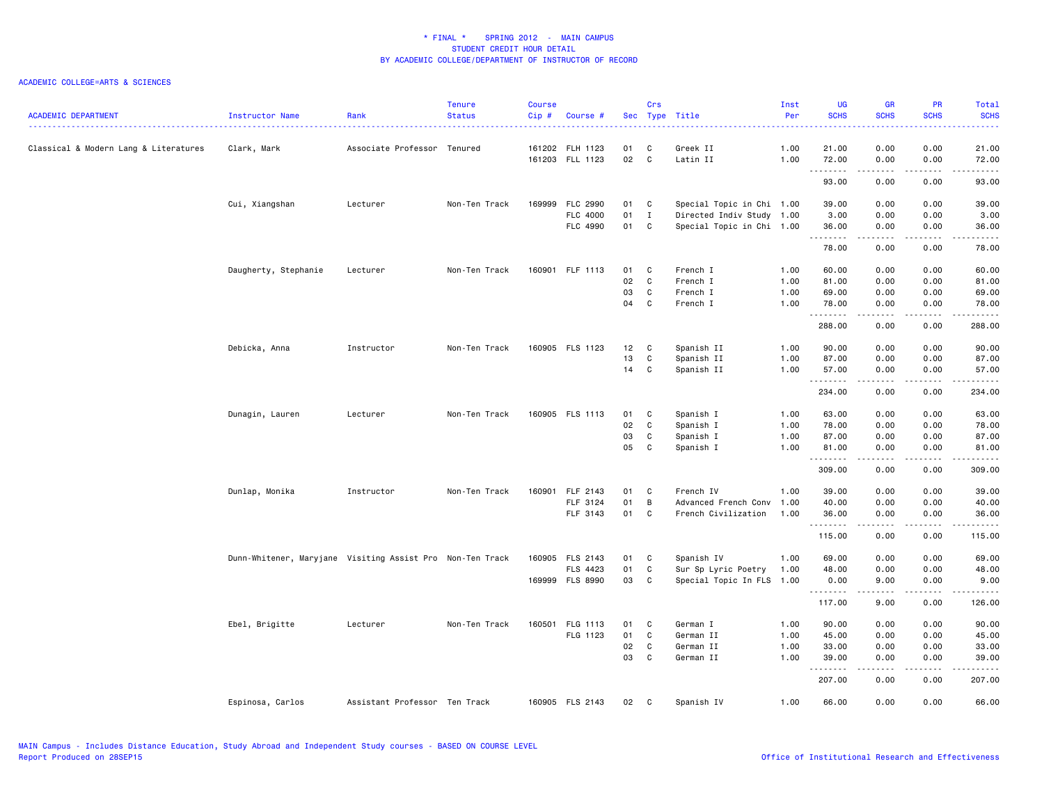# * FINAL * SPRING 2012 - MAIN CAMPUS
## STUDENT CREDIT HOUR DETAIL
## BY ACADEMIC COLLEGE/DEPARTMENT OF INSTRUCTOR OF RECORD

ACADEMIC COLLEGE=ARTS & SCIENCES

| ACADEMIC DEPARTMENT | Instructor Name | Rank | Tenure Status | Course Cip # | Course # | Sec | Crs Type | Title | Inst Per | UG SCHS | GR SCHS | PR SCHS | Total SCHS |
|---|---|---|---|---|---|---|---|---|---|---|---|---|---|
| Classical & Modern Lang & Literatures | Clark, Mark | Associate Professor | Tenured | 161202 | FLH 1123 | 01 | C | Greek II | 1.00 | 21.00 | 0.00 | 0.00 | 21.00 |
| | | | | 161203 | FLL 1123 | 02 | C | Latin II | 1.00 | 72.00 | 0.00 | 0.00 | 72.00 |
| | | | | | | | | | | 93.00 | 0.00 | 0.00 | 93.00 |
| | Cui, Xiangshan | Lecturer | Non-Ten Track | 169999 | FLC 2990 | 01 | C | Special Topic in Chi | 1.00 | 39.00 | 0.00 | 0.00 | 39.00 |
| | | | | | FLC 4000 | 01 | I | Directed Indiv Study | 1.00 | 3.00 | 0.00 | 0.00 | 3.00 |
| | | | | | FLC 4990 | 01 | C | Special Topic in Chi | 1.00 | 36.00 | 0.00 | 0.00 | 36.00 |
| | | | | | | | | | | 78.00 | 0.00 | 0.00 | 78.00 |
| | Daugherty, Stephanie | Lecturer | Non-Ten Track | 160901 | FLF 1113 | 01 | C | French I | 1.00 | 60.00 | 0.00 | 0.00 | 60.00 |
| | | | | | | 02 | C | French I | 1.00 | 81.00 | 0.00 | 0.00 | 81.00 |
| | | | | | | 03 | C | French I | 1.00 | 69.00 | 0.00 | 0.00 | 69.00 |
| | | | | | | 04 | C | French I | 1.00 | 78.00 | 0.00 | 0.00 | 78.00 |
| | | | | | | | | | | 288.00 | 0.00 | 0.00 | 288.00 |
| | Debicka, Anna | Instructor | Non-Ten Track | 160905 | FLS 1123 | 12 | C | Spanish II | 1.00 | 90.00 | 0.00 | 0.00 | 90.00 |
| | | | | | | 13 | C | Spanish II | 1.00 | 87.00 | 0.00 | 0.00 | 87.00 |
| | | | | | | 14 | C | Spanish II | 1.00 | 57.00 | 0.00 | 0.00 | 57.00 |
| | | | | | | | | | | 234.00 | 0.00 | 0.00 | 234.00 |
| | Dunagin, Lauren | Lecturer | Non-Ten Track | 160905 | FLS 1113 | 01 | C | Spanish I | 1.00 | 63.00 | 0.00 | 0.00 | 63.00 |
| | | | | | | 02 | C | Spanish I | 1.00 | 78.00 | 0.00 | 0.00 | 78.00 |
| | | | | | | 03 | C | Spanish I | 1.00 | 87.00 | 0.00 | 0.00 | 87.00 |
| | | | | | | 05 | C | Spanish I | 1.00 | 81.00 | 0.00 | 0.00 | 81.00 |
| | | | | | | | | | | 309.00 | 0.00 | 0.00 | 309.00 |
| | Dunlap, Monika | Instructor | Non-Ten Track | 160901 | FLF 2143 | 01 | C | French IV | 1.00 | 39.00 | 0.00 | 0.00 | 39.00 |
| | | | | | FLF 3124 | 01 | B | Advanced French Conv | 1.00 | 40.00 | 0.00 | 0.00 | 40.00 |
| | | | | | FLF 3143 | 01 | C | French Civilization | 1.00 | 36.00 | 0.00 | 0.00 | 36.00 |
| | | | | | | | | | | 115.00 | 0.00 | 0.00 | 115.00 |
| | Dunn-Whitener, Maryjane | Visiting Assist Pro | Non-Ten Track | 160905 | FLS 2143 | 01 | C | Spanish IV | 1.00 | 69.00 | 0.00 | 0.00 | 69.00 |
| | | | | | FLS 4423 | 01 | C | Sur Sp Lyric Poetry | 1.00 | 48.00 | 0.00 | 0.00 | 48.00 |
| | | | | 169999 | FLS 8990 | 03 | C | Special Topic In FLS | 1.00 | 0.00 | 9.00 | 0.00 | 9.00 |
| | | | | | | | | | | 117.00 | 9.00 | 0.00 | 126.00 |
| | Ebel, Brigitte | Lecturer | Non-Ten Track | 160501 | FLG 1113 | 01 | C | German I | 1.00 | 90.00 | 0.00 | 0.00 | 90.00 |
| | | | | | FLG 1123 | 01 | C | German II | 1.00 | 45.00 | 0.00 | 0.00 | 45.00 |
| | | | | | | 02 | C | German II | 1.00 | 33.00 | 0.00 | 0.00 | 33.00 |
| | | | | | | 03 | C | German II | 1.00 | 39.00 | 0.00 | 0.00 | 39.00 |
| | | | | | | | | | | 207.00 | 0.00 | 0.00 | 207.00 |
| | Espinosa, Carlos | Assistant Professor | Ten Track | 160905 | FLS 2143 | 02 | C | Spanish IV | 1.00 | 66.00 | 0.00 | 0.00 | 66.00 |

MAIN Campus - Includes Distance Education, Study Abroad and Independent Study courses - BASED ON COURSE LEVEL
Report Produced on 28SEP15 — Office of Institutional Research and Effectiveness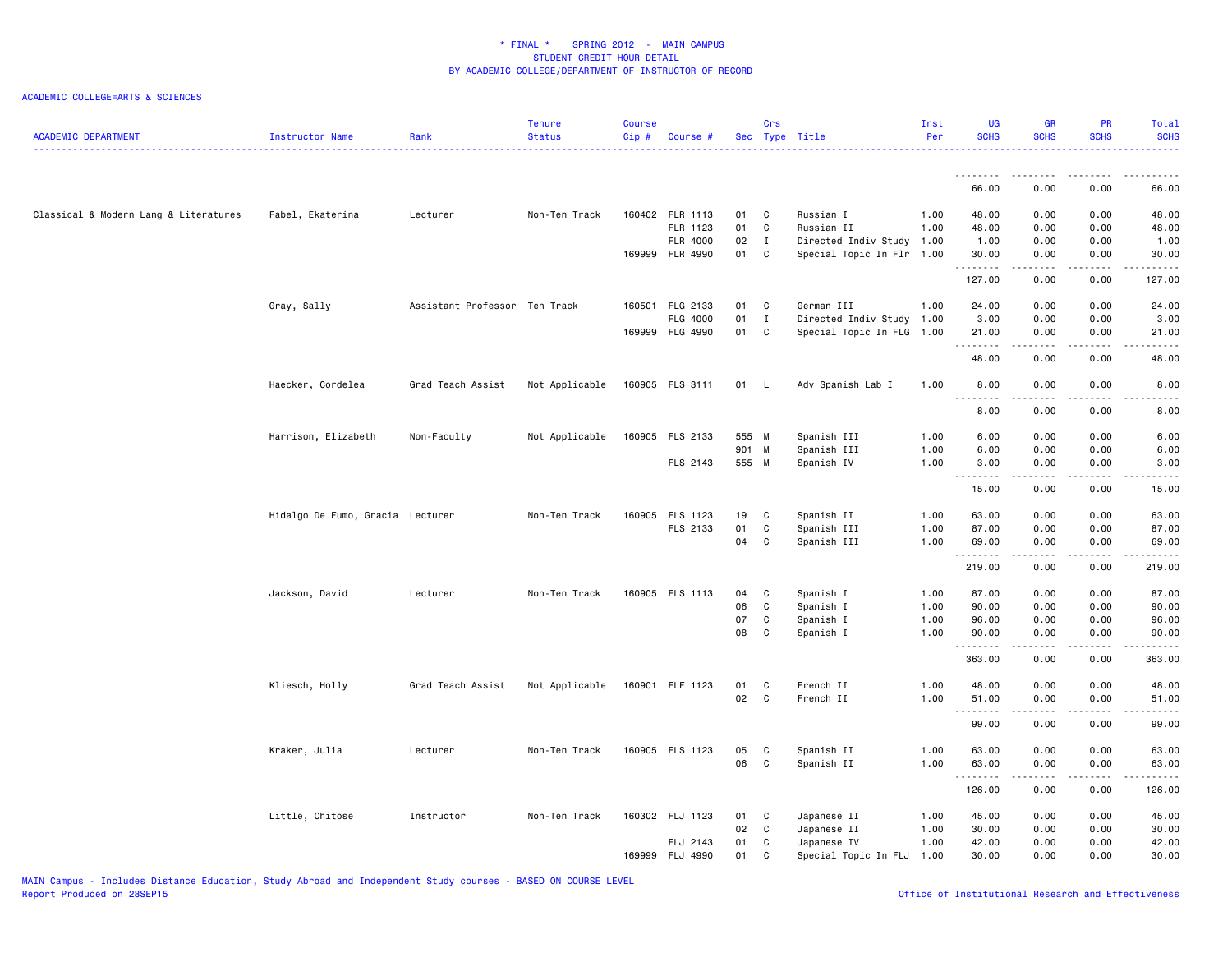* FINAL * SPRING 2012 - MAIN CAMPUS
STUDENT CREDIT HOUR DETAIL
BY ACADEMIC COLLEGE/DEPARTMENT OF INSTRUCTOR OF RECORD

ACADEMIC COLLEGE=ARTS & SCIENCES

| ACADEMIC DEPARTMENT | Instructor Name | Rank | Tenure Status | Course Cip # | Course # | Sec | Crs Type | Title | Inst Per | UG SCHS | GR SCHS | PR SCHS | Total SCHS |
|---|---|---|---|---|---|---|---|---|---|---|---|---|---|
| | | | | | | | | | | 66.00 | 0.00 | 0.00 | 66.00 |
| Classical & Modern Lang & Literatures | Fabel, Ekaterina | Lecturer | Non-Ten Track | 160402 | FLR 1113 | 01 | C | Russian I | 1.00 | 48.00 | 0.00 | 0.00 | 48.00 |
| | | | | | FLR 1123 | 01 | C | Russian II | 1.00 | 48.00 | 0.00 | 0.00 | 48.00 |
| | | | | | FLR 4000 | 02 | I | Directed Indiv Study | 1.00 | 1.00 | 0.00 | 0.00 | 1.00 |
| | | | | 169999 | FLR 4990 | 01 | C | Special Topic In Flr | 1.00 | 30.00 | 0.00 | 0.00 | 30.00 |
| | | | | | | | | | | 127.00 | 0.00 | 0.00 | 127.00 |
| | Gray, Sally | Assistant Professor | Ten Track | 160501 | FLG 2133 | 01 | C | German III | 1.00 | 24.00 | 0.00 | 0.00 | 24.00 |
| | | | | | FLG 4000 | 01 | I | Directed Indiv Study | 1.00 | 3.00 | 0.00 | 0.00 | 3.00 |
| | | | | 169999 | FLG 4990 | 01 | C | Special Topic In FLG | 1.00 | 21.00 | 0.00 | 0.00 | 21.00 |
| | | | | | | | | | | 48.00 | 0.00 | 0.00 | 48.00 |
| | Haecker, Cordelea | Grad Teach Assist | Not Applicable | 160905 | FLS 3111 | 01 | L | Adv Spanish Lab I | 1.00 | 8.00 | 0.00 | 0.00 | 8.00 |
| | | | | | | | | | | 8.00 | 0.00 | 0.00 | 8.00 |
| | Harrison, Elizabeth | Non-Faculty | Not Applicable | 160905 | FLS 2133 | 555 | M | Spanish III | 1.00 | 6.00 | 0.00 | 0.00 | 6.00 |
| | | | | | | 901 | M | Spanish III | 1.00 | 6.00 | 0.00 | 0.00 | 6.00 |
| | | | | | FLS 2143 | 555 | M | Spanish IV | 1.00 | 3.00 | 0.00 | 0.00 | 3.00 |
| | | | | | | | | | | 15.00 | 0.00 | 0.00 | 15.00 |
| | Hidalgo De Fumo, Gracia | Lecturer | Non-Ten Track | 160905 | FLS 1123 | 19 | C | Spanish II | 1.00 | 63.00 | 0.00 | 0.00 | 63.00 |
| | | | | | FLS 2133 | 01 | C | Spanish III | 1.00 | 87.00 | 0.00 | 0.00 | 87.00 |
| | | | | | | 04 | C | Spanish III | 1.00 | 69.00 | 0.00 | 0.00 | 69.00 |
| | | | | | | | | | | 219.00 | 0.00 | 0.00 | 219.00 |
| | Jackson, David | Lecturer | Non-Ten Track | 160905 | FLS 1113 | 04 | C | Spanish I | 1.00 | 87.00 | 0.00 | 0.00 | 87.00 |
| | | | | | | 06 | C | Spanish I | 1.00 | 90.00 | 0.00 | 0.00 | 90.00 |
| | | | | | | 07 | C | Spanish I | 1.00 | 96.00 | 0.00 | 0.00 | 96.00 |
| | | | | | | 08 | C | Spanish I | 1.00 | 90.00 | 0.00 | 0.00 | 90.00 |
| | | | | | | | | | | 363.00 | 0.00 | 0.00 | 363.00 |
| | Kliesch, Holly | Grad Teach Assist | Not Applicable | 160901 | FLF 1123 | 01 | C | French II | 1.00 | 48.00 | 0.00 | 0.00 | 48.00 |
| | | | | | | 02 | C | French II | 1.00 | 51.00 | 0.00 | 0.00 | 51.00 |
| | | | | | | | | | | 99.00 | 0.00 | 0.00 | 99.00 |
| | Kraker, Julia | Lecturer | Non-Ten Track | 160905 | FLS 1123 | 05 | C | Spanish II | 1.00 | 63.00 | 0.00 | 0.00 | 63.00 |
| | | | | | | 06 | C | Spanish II | 1.00 | 63.00 | 0.00 | 0.00 | 63.00 |
| | | | | | | | | | | 126.00 | 0.00 | 0.00 | 126.00 |
| | Little, Chitose | Instructor | Non-Ten Track | 160302 | FLJ 1123 | 01 | C | Japanese II | 1.00 | 45.00 | 0.00 | 0.00 | 45.00 |
| | | | | | | 02 | C | Japanese II | 1.00 | 30.00 | 0.00 | 0.00 | 30.00 |
| | | | | | FLJ 2143 | 01 | C | Japanese IV | 1.00 | 42.00 | 0.00 | 0.00 | 42.00 |
| | | | | 169999 | FLJ 4990 | 01 | C | Special Topic In FLJ | 1.00 | 30.00 | 0.00 | 0.00 | 30.00 |

MAIN Campus - Includes Distance Education, Study Abroad and Independent Study courses - BASED ON COURSE LEVEL
Report Produced on 28SEP15

Office of Institutional Research and Effectiveness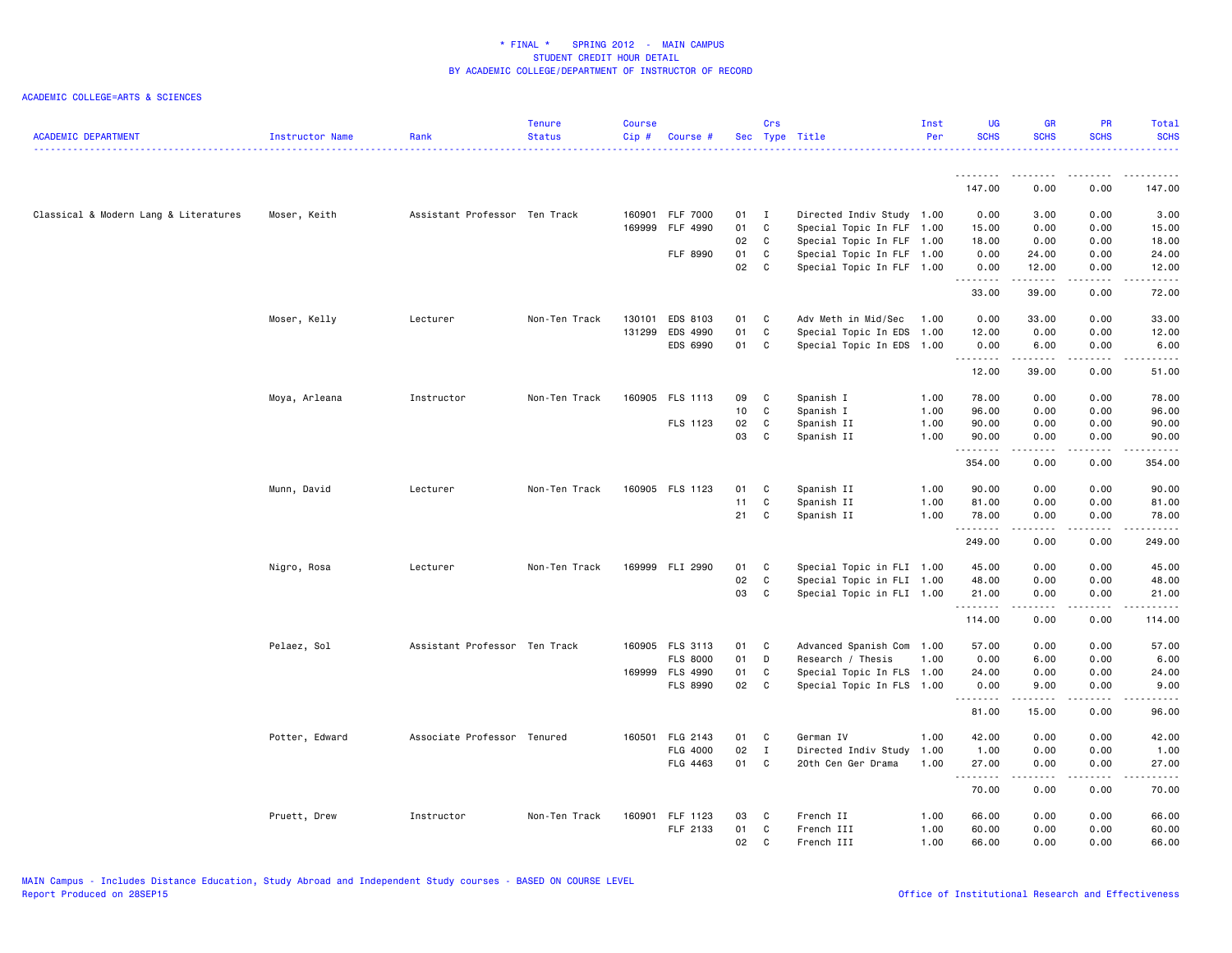* FINAL * SPRING 2012 - MAIN CAMPUS
STUDENT CREDIT HOUR DETAIL
BY ACADEMIC COLLEGE/DEPARTMENT OF INSTRUCTOR OF RECORD

ACADEMIC COLLEGE=ARTS & SCIENCES

| ACADEMIC DEPARTMENT | Instructor Name | Rank | Tenure Status | Course Cip # | Course # | Sec | Crs Type | Title | Inst Per | UG SCHS | GR SCHS | PR SCHS | Total SCHS |
|---|---|---|---|---|---|---|---|---|---|---|---|---|---|
| | | | | | | | | | | 147.00 | 0.00 | 0.00 | 147.00 |
| Classical & Modern Lang & Literatures | Moser, Keith | Assistant Professor | Ten Track | 160901 | FLF 7000 | 01 | I | Directed Indiv Study | 1.00 | 0.00 | 3.00 | 0.00 | 3.00 |
| | | | | 169999 | FLF 4990 | 01 | C | Special Topic In FLF | 1.00 | 15.00 | 0.00 | 0.00 | 15.00 |
| | | | | | | 02 | C | Special Topic In FLF | 1.00 | 18.00 | 0.00 | 0.00 | 18.00 |
| | | | | | FLF 8990 | 01 | C | Special Topic In FLF | 1.00 | 0.00 | 24.00 | 0.00 | 24.00 |
| | | | | | | 02 | C | Special Topic In FLF | 1.00 | 0.00 | 12.00 | 0.00 | 12.00 |
| | | | | | | | | | | 33.00 | 39.00 | 0.00 | 72.00 |
| | Moser, Kelly | Lecturer | Non-Ten Track | 130101 | EDS 8103 | 01 | C | Adv Meth in Mid/Sec | 1.00 | 0.00 | 33.00 | 0.00 | 33.00 |
| | | | | 131299 | EDS 4990 | 01 | C | Special Topic In EDS | 1.00 | 12.00 | 0.00 | 0.00 | 12.00 |
| | | | | | EDS 6990 | 01 | C | Special Topic In EDS | 1.00 | 0.00 | 6.00 | 0.00 | 6.00 |
| | | | | | | | | | | 12.00 | 39.00 | 0.00 | 51.00 |
| | Moya, Arleana | Instructor | Non-Ten Track | 160905 | FLS 1113 | 09 | C | Spanish I | 1.00 | 78.00 | 0.00 | 0.00 | 78.00 |
| | | | | | | 10 | C | Spanish I | 1.00 | 96.00 | 0.00 | 0.00 | 96.00 |
| | | | | | FLS 1123 | 02 | C | Spanish II | 1.00 | 90.00 | 0.00 | 0.00 | 90.00 |
| | | | | | | 03 | C | Spanish II | 1.00 | 90.00 | 0.00 | 0.00 | 90.00 |
| | | | | | | | | | | 354.00 | 0.00 | 0.00 | 354.00 |
| | Munn, David | Lecturer | Non-Ten Track | 160905 | FLS 1123 | 01 | C | Spanish II | 1.00 | 90.00 | 0.00 | 0.00 | 90.00 |
| | | | | | | 11 | C | Spanish II | 1.00 | 81.00 | 0.00 | 0.00 | 81.00 |
| | | | | | | 21 | C | Spanish II | 1.00 | 78.00 | 0.00 | 0.00 | 78.00 |
| | | | | | | | | | | 249.00 | 0.00 | 0.00 | 249.00 |
| | Nigro, Rosa | Lecturer | Non-Ten Track | 169999 | FLI 2990 | 01 | C | Special Topic in FLI | 1.00 | 45.00 | 0.00 | 0.00 | 45.00 |
| | | | | | | 02 | C | Special Topic in FLI | 1.00 | 48.00 | 0.00 | 0.00 | 48.00 |
| | | | | | | 03 | C | Special Topic in FLI | 1.00 | 21.00 | 0.00 | 0.00 | 21.00 |
| | | | | | | | | | | 114.00 | 0.00 | 0.00 | 114.00 |
| | Pelaez, Sol | Assistant Professor | Ten Track | 160905 | FLS 3113 | 01 | C | Advanced Spanish Com | 1.00 | 57.00 | 0.00 | 0.00 | 57.00 |
| | | | | | FLS 8000 | 01 | D | Research / Thesis | 1.00 | 0.00 | 6.00 | 0.00 | 6.00 |
| | | | | 169999 | FLS 4990 | 01 | C | Special Topic In FLS | 1.00 | 24.00 | 0.00 | 0.00 | 24.00 |
| | | | | | FLS 8990 | 02 | C | Special Topic In FLS | 1.00 | 0.00 | 9.00 | 0.00 | 9.00 |
| | | | | | | | | | | 81.00 | 15.00 | 0.00 | 96.00 |
| | Potter, Edward | Associate Professor | Tenured | 160501 | FLG 2143 | 01 | C | German IV | 1.00 | 42.00 | 0.00 | 0.00 | 42.00 |
| | | | | | FLG 4000 | 02 | I | Directed Indiv Study | 1.00 | 1.00 | 0.00 | 0.00 | 1.00 |
| | | | | | FLG 4463 | 01 | C | 20th Cen Ger Drama | 1.00 | 27.00 | 0.00 | 0.00 | 27.00 |
| | | | | | | | | | | 70.00 | 0.00 | 0.00 | 70.00 |
| | Pruett, Drew | Instructor | Non-Ten Track | 160901 | FLF 1123 | 03 | C | French II | 1.00 | 66.00 | 0.00 | 0.00 | 66.00 |
| | | | | | FLF 2133 | 01 | C | French III | 1.00 | 60.00 | 0.00 | 0.00 | 60.00 |
| | | | | | | 02 | C | French III | 1.00 | 66.00 | 0.00 | 0.00 | 66.00 |

MAIN Campus - Includes Distance Education, Study Abroad and Independent Study courses - BASED ON COURSE LEVEL
Report Produced on 28SEP15
Office of Institutional Research and Effectiveness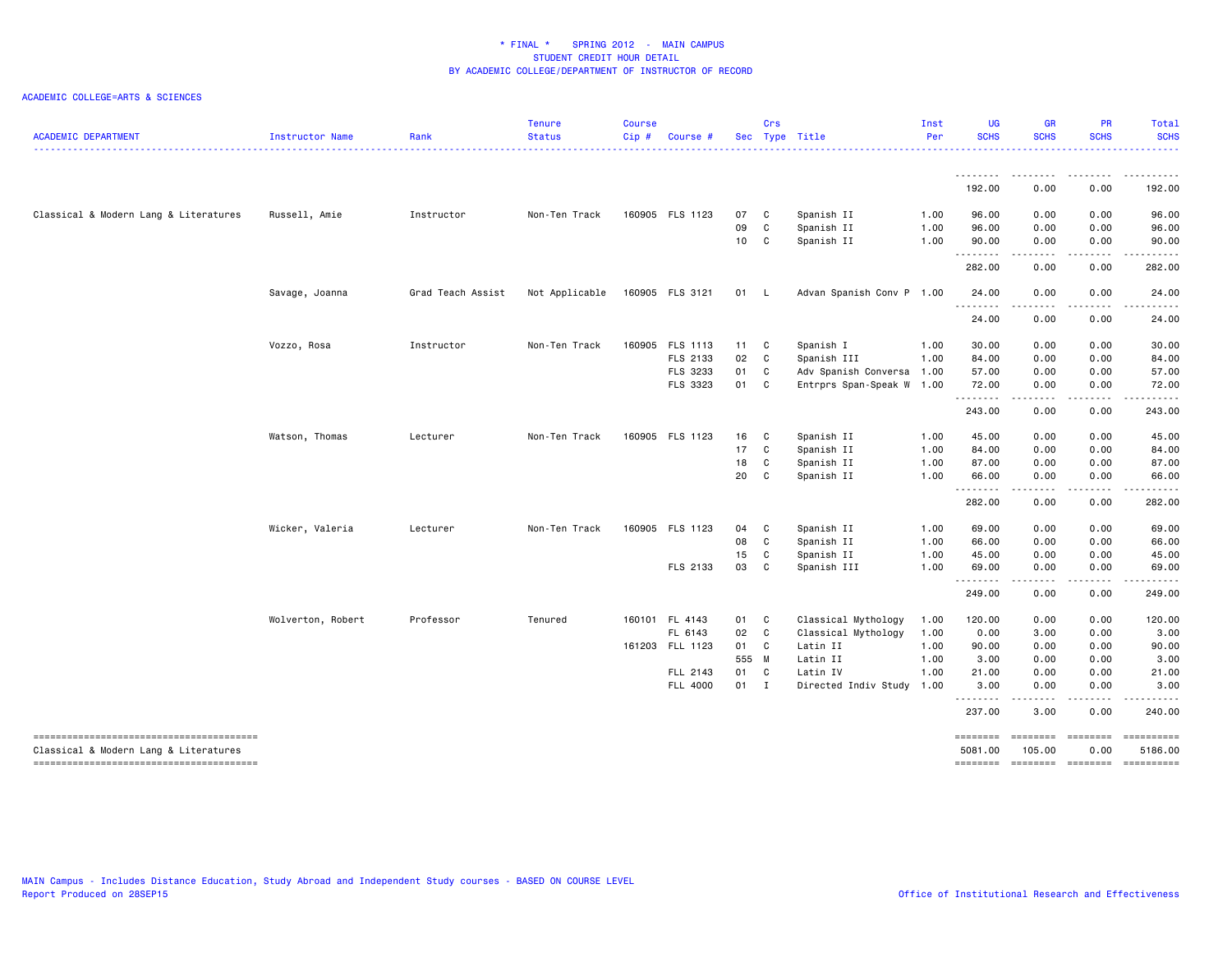# * FINAL * SPRING 2012 - MAIN CAMPUS
## STUDENT CREDIT HOUR DETAIL
## BY ACADEMIC COLLEGE/DEPARTMENT OF INSTRUCTOR OF RECORD

ACADEMIC COLLEGE=ARTS & SCIENCES

| ACADEMIC DEPARTMENT | Instructor Name | Rank | Tenure Status | Course Cip # | Course # | Sec | Crs Type | Title | Inst Per | UG SCHS | GR SCHS | PR SCHS | Total SCHS |
|---|---|---|---|---|---|---|---|---|---|---|---|---|---|
| | | | | | | | | | | 192.00 | 0.00 | 0.00 | 192.00 |
| Classical & Modern Lang & Literatures | Russell, Amie | Instructor | Non-Ten Track | 160905 | FLS 1123 | 07 | C | Spanish II | 1.00 | 96.00 | 0.00 | 0.00 | 96.00 |
| | | | | | | 09 | C | Spanish II | 1.00 | 96.00 | 0.00 | 0.00 | 96.00 |
| | | | | | | 10 | C | Spanish II | 1.00 | 90.00 | 0.00 | 0.00 | 90.00 |
| | | | | | | | | | | 282.00 | 0.00 | 0.00 | 282.00 |
| | Savage, Joanna | Grad Teach Assist | Not Applicable | 160905 | FLS 3121 | 01 | L | Advan Spanish Conv P | 1.00 | 24.00 | 0.00 | 0.00 | 24.00 |
| | | | | | | | | | | 24.00 | 0.00 | 0.00 | 24.00 |
| | Vozzo, Rosa | Instructor | Non-Ten Track | 160905 | FLS 1113 | 11 | C | Spanish I | 1.00 | 30.00 | 0.00 | 0.00 | 30.00 |
| | | | | | FLS 2133 | 02 | C | Spanish III | 1.00 | 84.00 | 0.00 | 0.00 | 84.00 |
| | | | | | FLS 3233 | 01 | C | Adv Spanish Conversa | 1.00 | 57.00 | 0.00 | 0.00 | 57.00 |
| | | | | | FLS 3323 | 01 | C | Entrprs Span-Speak W | 1.00 | 72.00 | 0.00 | 0.00 | 72.00 |
| | | | | | | | | | | 243.00 | 0.00 | 0.00 | 243.00 |
| | Watson, Thomas | Lecturer | Non-Ten Track | 160905 | FLS 1123 | 16 | C | Spanish II | 1.00 | 45.00 | 0.00 | 0.00 | 45.00 |
| | | | | | | 17 | C | Spanish II | 1.00 | 84.00 | 0.00 | 0.00 | 84.00 |
| | | | | | | 18 | C | Spanish II | 1.00 | 87.00 | 0.00 | 0.00 | 87.00 |
| | | | | | | 20 | C | Spanish II | 1.00 | 66.00 | 0.00 | 0.00 | 66.00 |
| | | | | | | | | | | 282.00 | 0.00 | 0.00 | 282.00 |
| | Wicker, Valeria | Lecturer | Non-Ten Track | 160905 | FLS 1123 | 04 | C | Spanish II | 1.00 | 69.00 | 0.00 | 0.00 | 69.00 |
| | | | | | | 08 | C | Spanish II | 1.00 | 66.00 | 0.00 | 0.00 | 66.00 |
| | | | | | | 15 | C | Spanish II | 1.00 | 45.00 | 0.00 | 0.00 | 45.00 |
| | | | | | FLS 2133 | 03 | C | Spanish III | 1.00 | 69.00 | 0.00 | 0.00 | 69.00 |
| | | | | | | | | | | 249.00 | 0.00 | 0.00 | 249.00 |
| | Wolverton, Robert | Professor | Tenured | 160101 | FL 4143 | 01 | C | Classical Mythology | 1.00 | 120.00 | 0.00 | 0.00 | 120.00 |
| | | | | | FL 6143 | 02 | C | Classical Mythology | 1.00 | 0.00 | 3.00 | 0.00 | 3.00 |
| | | | | 161203 | FLL 1123 | 01 | C | Latin II | 1.00 | 90.00 | 0.00 | 0.00 | 90.00 |
| | | | | | | 555 | M | Latin II | 1.00 | 3.00 | 0.00 | 0.00 | 3.00 |
| | | | | | FLL 2143 | 01 | C | Latin IV | 1.00 | 21.00 | 0.00 | 0.00 | 21.00 |
| | | | | | FLL 4000 | 01 | I | Directed Indiv Study | 1.00 | 3.00 | 0.00 | 0.00 | 3.00 |
| | | | | | | | | | | 237.00 | 3.00 | 0.00 | 240.00 |
| Classical & Modern Lang & Literatures | | | | | | | | | | 5081.00 | 105.00 | 0.00 | 5186.00 |

MAIN Campus - Includes Distance Education, Study Abroad and Independent Study courses - BASED ON COURSE LEVEL
Report Produced on 28SEP15

Office of Institutional Research and Effectiveness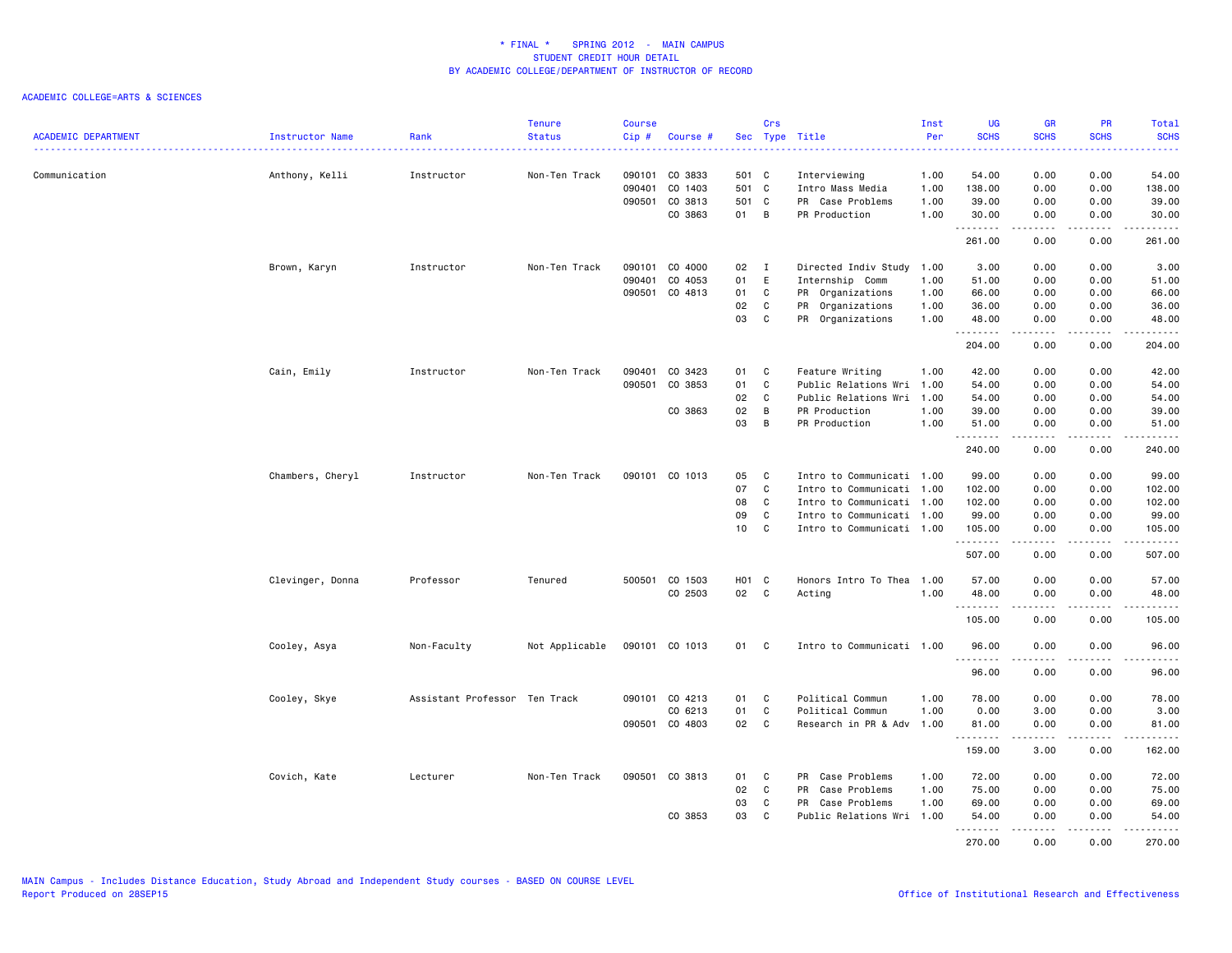# * FINAL * SPRING 2012 - MAIN CAMPUS
## STUDENT CREDIT HOUR DETAIL
### BY ACADEMIC COLLEGE/DEPARTMENT OF INSTRUCTOR OF RECORD

ACADEMIC COLLEGE=ARTS & SCIENCES

| ACADEMIC DEPARTMENT | Instructor Name | Rank | Tenure Status | Course Cip # | Course # | Sec | Crs Type | Title | Inst Per | UG SCHS | GR SCHS | PR SCHS | Total SCHS |
|---|---|---|---|---|---|---|---|---|---|---|---|---|---|
| Communication | Anthony, Kelli | Instructor | Non-Ten Track | 090101 | CO 3833 | 501 | C | Interviewing | 1.00 | 54.00 | 0.00 | 0.00 | 54.00 |
| | | | | 090401 | CO 1403 | 501 | C | Intro Mass Media | 1.00 | 138.00 | 0.00 | 0.00 | 138.00 |
| | | | | 090501 | CO 3813 | 501 | C | PR Case Problems | 1.00 | 39.00 | 0.00 | 0.00 | 39.00 |
| | | | | | CO 3863 | 01 | B | PR Production | 1.00 | 30.00 | 0.00 | 0.00 | 30.00 |
| | | | | | | | | | | 261.00 | 0.00 | 0.00 | 261.00 |
| | Brown, Karyn | Instructor | Non-Ten Track | 090101 | CO 4000 | 02 | I | Directed Indiv Study | 1.00 | 3.00 | 0.00 | 0.00 | 3.00 |
| | | | | 090401 | CO 4053 | 01 | E | Internship Comm | 1.00 | 51.00 | 0.00 | 0.00 | 51.00 |
| | | | | 090501 | CO 4813 | 01 | C | PR Organizations | 1.00 | 66.00 | 0.00 | 0.00 | 66.00 |
| | | | | | | 02 | C | PR Organizations | 1.00 | 36.00 | 0.00 | 0.00 | 36.00 |
| | | | | | | 03 | C | PR Organizations | 1.00 | 48.00 | 0.00 | 0.00 | 48.00 |
| | | | | | | | | | | 204.00 | 0.00 | 0.00 | 204.00 |
| | Cain, Emily | Instructor | Non-Ten Track | 090401 | CO 3423 | 01 | C | Feature Writing | 1.00 | 42.00 | 0.00 | 0.00 | 42.00 |
| | | | | 090501 | CO 3853 | 01 | C | Public Relations Wri | 1.00 | 54.00 | 0.00 | 0.00 | 54.00 |
| | | | | | | 02 | C | Public Relations Wri | 1.00 | 54.00 | 0.00 | 0.00 | 54.00 |
| | | | | | CO 3863 | 02 | B | PR Production | 1.00 | 39.00 | 0.00 | 0.00 | 39.00 |
| | | | | | | 03 | B | PR Production | 1.00 | 51.00 | 0.00 | 0.00 | 51.00 |
| | | | | | | | | | | 240.00 | 0.00 | 0.00 | 240.00 |
| | Chambers, Cheryl | Instructor | Non-Ten Track | 090101 | CO 1013 | 05 | C | Intro to Communicati | 1.00 | 99.00 | 0.00 | 0.00 | 99.00 |
| | | | | | | 07 | C | Intro to Communicati | 1.00 | 102.00 | 0.00 | 0.00 | 102.00 |
| | | | | | | 08 | C | Intro to Communicati | 1.00 | 102.00 | 0.00 | 0.00 | 102.00 |
| | | | | | | 09 | C | Intro to Communicati | 1.00 | 99.00 | 0.00 | 0.00 | 99.00 |
| | | | | | | 10 | C | Intro to Communicati | 1.00 | 105.00 | 0.00 | 0.00 | 105.00 |
| | | | | | | | | | | 507.00 | 0.00 | 0.00 | 507.00 |
| | Clevinger, Donna | Professor | Tenured | 500501 | CO 1503 | H01 | C | Honors Intro To Thea | 1.00 | 57.00 | 0.00 | 0.00 | 57.00 |
| | | | | | CO 2503 | 02 | C | Acting | 1.00 | 48.00 | 0.00 | 0.00 | 48.00 |
| | | | | | | | | | | 105.00 | 0.00 | 0.00 | 105.00 |
| | Cooley, Asya | Non-Faculty | Not Applicable | 090101 | CO 1013 | 01 | C | Intro to Communicati | 1.00 | 96.00 | 0.00 | 0.00 | 96.00 |
| | | | | | | | | | | 96.00 | 0.00 | 0.00 | 96.00 |
| | Cooley, Skye | Assistant Professor | Ten Track | 090101 | CO 4213 | 01 | C | Political Commun | 1.00 | 78.00 | 0.00 | 0.00 | 78.00 |
| | | | | | CO 6213 | 01 | C | Political Commun | 1.00 | 0.00 | 3.00 | 0.00 | 3.00 |
| | | | | 090501 | CO 4803 | 02 | C | Research in PR & Adv | 1.00 | 81.00 | 0.00 | 0.00 | 81.00 |
| | | | | | | | | | | 159.00 | 3.00 | 0.00 | 162.00 |
| | Covich, Kate | Lecturer | Non-Ten Track | 090501 | CO 3813 | 01 | C | PR Case Problems | 1.00 | 72.00 | 0.00 | 0.00 | 72.00 |
| | | | | | | 02 | C | PR Case Problems | 1.00 | 75.00 | 0.00 | 0.00 | 75.00 |
| | | | | | | 03 | C | PR Case Problems | 1.00 | 69.00 | 0.00 | 0.00 | 69.00 |
| | | | | | CO 3853 | 03 | C | Public Relations Wri | 1.00 | 54.00 | 0.00 | 0.00 | 54.00 |
| | | | | | | | | | | 270.00 | 0.00 | 0.00 | 270.00 |

MAIN Campus - Includes Distance Education, Study Abroad and Independent Study courses - BASED ON COURSE LEVEL
Report Produced on 28SEP15

Office of Institutional Research and Effectiveness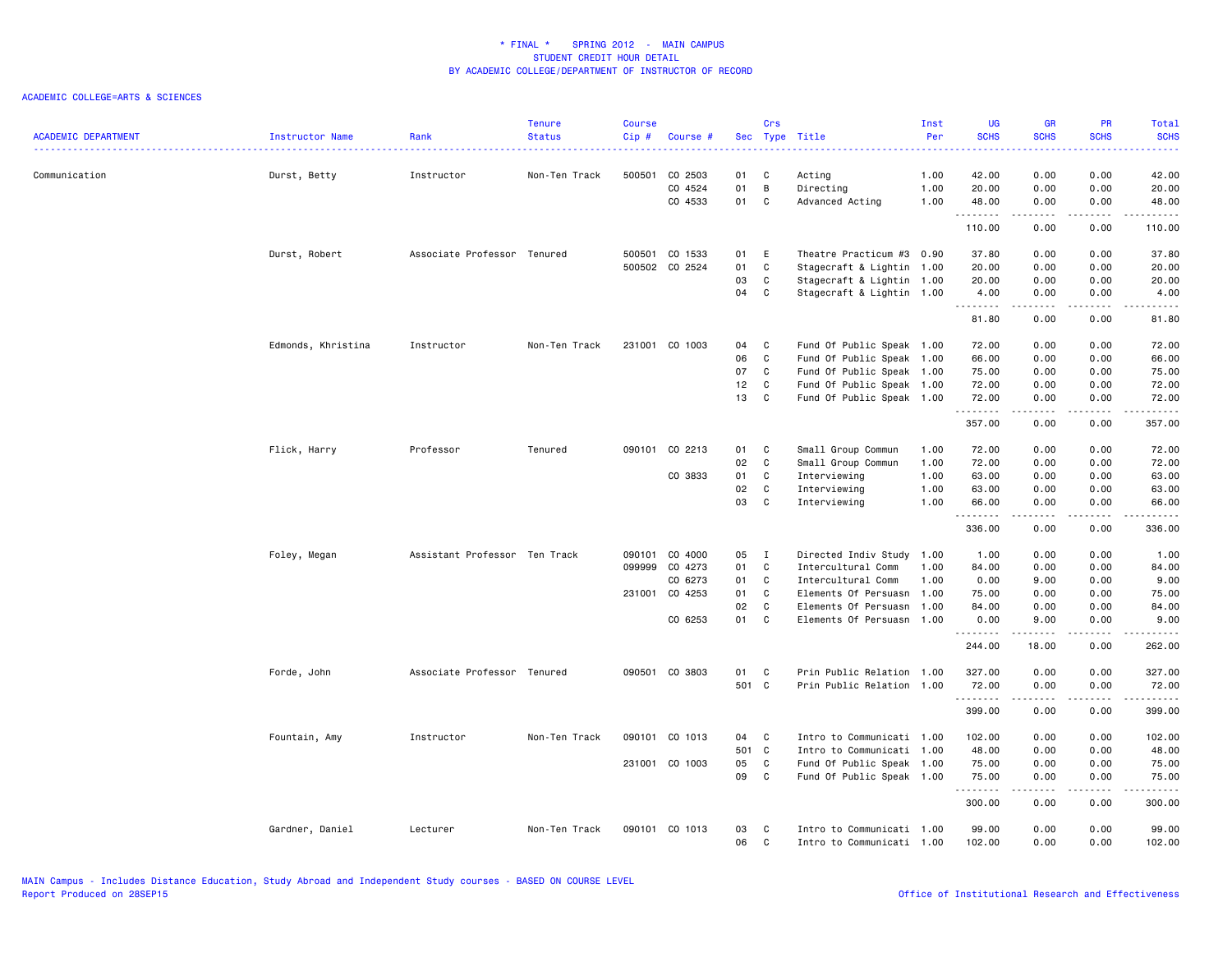# * FINAL * SPRING 2012 - MAIN CAMPUS
## STUDENT CREDIT HOUR DETAIL
## BY ACADEMIC COLLEGE/DEPARTMENT OF INSTRUCTOR OF RECORD

ACADEMIC COLLEGE=ARTS & SCIENCES

| ACADEMIC DEPARTMENT | Instructor Name | Rank | Tenure Status | Course Cip # | Course # | Sec | Crs Type | Title | Inst Per | UG SCHS | GR SCHS | PR SCHS | Total SCHS |
|---|---|---|---|---|---|---|---|---|---|---|---|---|---|
| Communication | Durst, Betty | Instructor | Non-Ten Track | 500501 | CO 2503 | 01 | C | Acting | 1.00 | 42.00 | 0.00 | 0.00 | 42.00 |
| | | | | | CO 4524 | 01 | B | Directing | 1.00 | 20.00 | 0.00 | 0.00 | 20.00 |
| | | | | | CO 4533 | 01 | C | Advanced Acting | 1.00 | 48.00 | 0.00 | 0.00 | 48.00 |
| | | | | | | | | | | 110.00 | 0.00 | 0.00 | 110.00 |
| | Durst, Robert | Associate Professor | Tenured | 500501 | CO 1533 | 01 | E | Theatre Practicum #3 | 0.90 | 37.80 | 0.00 | 0.00 | 37.80 |
| | | | | 500502 | CO 2524 | 01 | C | Stagecraft & Lightin | 1.00 | 20.00 | 0.00 | 0.00 | 20.00 |
| | | | | | | 03 | C | Stagecraft & Lightin | 1.00 | 20.00 | 0.00 | 0.00 | 20.00 |
| | | | | | | 04 | C | Stagecraft & Lightin | 1.00 | 4.00 | 0.00 | 0.00 | 4.00 |
| | | | | | | | | | | 81.80 | 0.00 | 0.00 | 81.80 |
| | Edmonds, Khristina | Instructor | Non-Ten Track | 231001 | CO 1003 | 04 | C | Fund Of Public Speak | 1.00 | 72.00 | 0.00 | 0.00 | 72.00 |
| | | | | | | 06 | C | Fund Of Public Speak | 1.00 | 66.00 | 0.00 | 0.00 | 66.00 |
| | | | | | | 07 | C | Fund Of Public Speak | 1.00 | 75.00 | 0.00 | 0.00 | 75.00 |
| | | | | | | 12 | C | Fund Of Public Speak | 1.00 | 72.00 | 0.00 | 0.00 | 72.00 |
| | | | | | | 13 | C | Fund Of Public Speak | 1.00 | 72.00 | 0.00 | 0.00 | 72.00 |
| | | | | | | | | | | 357.00 | 0.00 | 0.00 | 357.00 |
| | Flick, Harry | Professor | Tenured | 090101 | CO 2213 | 01 | C | Small Group Commun | 1.00 | 72.00 | 0.00 | 0.00 | 72.00 |
| | | | | | | 02 | C | Small Group Commun | 1.00 | 72.00 | 0.00 | 0.00 | 72.00 |
| | | | | | CO 3833 | 01 | C | Interviewing | 1.00 | 63.00 | 0.00 | 0.00 | 63.00 |
| | | | | | | 02 | C | Interviewing | 1.00 | 63.00 | 0.00 | 0.00 | 63.00 |
| | | | | | | 03 | C | Interviewing | 1.00 | 66.00 | 0.00 | 0.00 | 66.00 |
| | | | | | | | | | | 336.00 | 0.00 | 0.00 | 336.00 |
| | Foley, Megan | Assistant Professor | Ten Track | 090101 | CO 4000 | 05 | I | Directed Indiv Study | 1.00 | 1.00 | 0.00 | 0.00 | 1.00 |
| | | | | 099999 | CO 4273 | 01 | C | Intercultural Comm | 1.00 | 84.00 | 0.00 | 0.00 | 84.00 |
| | | | | | CO 6273 | 01 | C | Intercultural Comm | 1.00 | 0.00 | 9.00 | 0.00 | 9.00 |
| | | | | 231001 | CO 4253 | 01 | C | Elements Of Persuasn | 1.00 | 75.00 | 0.00 | 0.00 | 75.00 |
| | | | | | | 02 | C | Elements Of Persuasn | 1.00 | 84.00 | 0.00 | 0.00 | 84.00 |
| | | | | | CO 6253 | 01 | C | Elements Of Persuasn | 1.00 | 0.00 | 9.00 | 0.00 | 9.00 |
| | | | | | | | | | | 244.00 | 18.00 | 0.00 | 262.00 |
| | Forde, John | Associate Professor | Tenured | 090501 | CO 3803 | 01 | C | Prin Public Relation | 1.00 | 327.00 | 0.00 | 0.00 | 327.00 |
| | | | | | | 501 | C | Prin Public Relation | 1.00 | 72.00 | 0.00 | 0.00 | 72.00 |
| | | | | | | | | | | 399.00 | 0.00 | 0.00 | 399.00 |
| | Fountain, Amy | Instructor | Non-Ten Track | 090101 | CO 1013 | 04 | C | Intro to Communicati | 1.00 | 102.00 | 0.00 | 0.00 | 102.00 |
| | | | | | | 501 | C | Intro to Communicati | 1.00 | 48.00 | 0.00 | 0.00 | 48.00 |
| | | | | 231001 | CO 1003 | 05 | C | Fund Of Public Speak | 1.00 | 75.00 | 0.00 | 0.00 | 75.00 |
| | | | | | | 09 | C | Fund Of Public Speak | 1.00 | 75.00 | 0.00 | 0.00 | 75.00 |
| | | | | | | | | | | 300.00 | 0.00 | 0.00 | 300.00 |
| | Gardner, Daniel | Lecturer | Non-Ten Track | 090101 | CO 1013 | 03 | C | Intro to Communicati | 1.00 | 99.00 | 0.00 | 0.00 | 99.00 |
| | | | | | | 06 | C | Intro to Communicati | 1.00 | 102.00 | 0.00 | 0.00 | 102.00 |

MAIN Campus - Includes Distance Education, Study Abroad and Independent Study courses - BASED ON COURSE LEVEL
Report Produced on 28SEP15

Office of Institutional Research and Effectiveness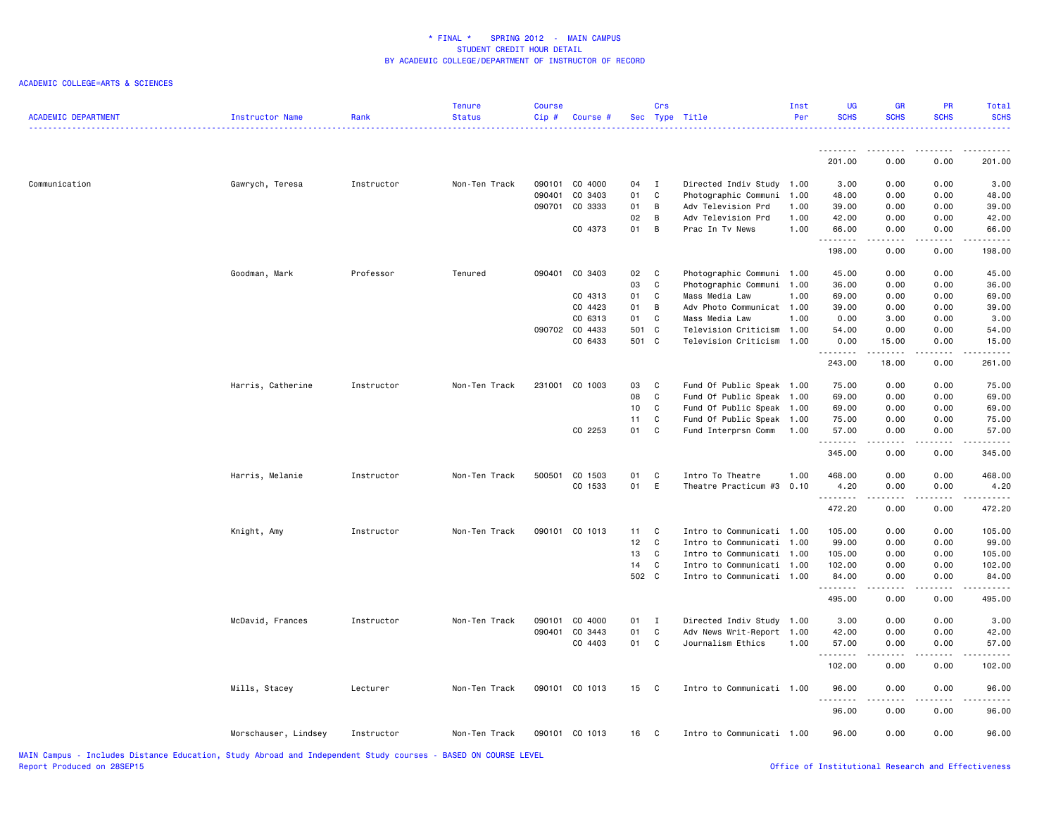\* FINAL \*    SPRING 2012  -  MAIN CAMPUS
STUDENT CREDIT HOUR DETAIL
BY ACADEMIC COLLEGE/DEPARTMENT OF INSTRUCTOR OF RECORD

ACADEMIC COLLEGE=ARTS & SCIENCES

| ACADEMIC DEPARTMENT | Instructor Name | Rank | Tenure Status | Course Cip # | Course # | Sec | Crs Type | Title | Inst Per | UG SCHS | GR SCHS | PR SCHS | Total SCHS |
|---|---|---|---|---|---|---|---|---|---|---|---|---|---|
| | | | | | | | | | | 201.00 | 0.00 | 0.00 | 201.00 |
| Communication | Gawrych, Teresa | Instructor | Non-Ten Track | 090101 | CO 4000 | 04 | I | Directed Indiv Study | 1.00 | 3.00 | 0.00 | 0.00 | 3.00 |
| | | | | 090401 | CO 3403 | 01 | C | Photographic Communi | 1.00 | 48.00 | 0.00 | 0.00 | 48.00 |
| | | | | 090701 | CO 3333 | 01 | B | Adv Television Prd | 1.00 | 39.00 | 0.00 | 0.00 | 39.00 |
| | | | | | | 02 | B | Adv Television Prd | 1.00 | 42.00 | 0.00 | 0.00 | 42.00 |
| | | | | | CO 4373 | 01 | B | Prac In Tv News | 1.00 | 66.00 | 0.00 | 0.00 | 66.00 |
| | | | | | | | | | | 198.00 | 0.00 | 0.00 | 198.00 |
| | Goodman, Mark | Professor | Tenured | 090401 | CO 3403 | 02 | C | Photographic Communi | 1.00 | 45.00 | 0.00 | 0.00 | 45.00 |
| | | | | | | 03 | C | Photographic Communi | 1.00 | 36.00 | 0.00 | 0.00 | 36.00 |
| | | | | | CO 4313 | 01 | C | Mass Media Law | 1.00 | 69.00 | 0.00 | 0.00 | 69.00 |
| | | | | | CO 4423 | 01 | B | Adv Photo Communicat | 1.00 | 39.00 | 0.00 | 0.00 | 39.00 |
| | | | | | CO 6313 | 01 | C | Mass Media Law | 1.00 | 0.00 | 3.00 | 0.00 | 3.00 |
| | | | | 090702 | CO 4433 | 501 | C | Television Criticism | 1.00 | 54.00 | 0.00 | 0.00 | 54.00 |
| | | | | | CO 6433 | 501 | C | Television Criticism | 1.00 | 0.00 | 15.00 | 0.00 | 15.00 |
| | | | | | | | | | | 243.00 | 18.00 | 0.00 | 261.00 |
| | Harris, Catherine | Instructor | Non-Ten Track | 231001 | CO 1003 | 03 | C | Fund Of Public Speak | 1.00 | 75.00 | 0.00 | 0.00 | 75.00 |
| | | | | | | 08 | C | Fund Of Public Speak | 1.00 | 69.00 | 0.00 | 0.00 | 69.00 |
| | | | | | | 10 | C | Fund Of Public Speak | 1.00 | 69.00 | 0.00 | 0.00 | 69.00 |
| | | | | | | 11 | C | Fund Of Public Speak | 1.00 | 75.00 | 0.00 | 0.00 | 75.00 |
| | | | | | CO 2253 | 01 | C | Fund Interprsn Comm | 1.00 | 57.00 | 0.00 | 0.00 | 57.00 |
| | | | | | | | | | | 345.00 | 0.00 | 0.00 | 345.00 |
| | Harris, Melanie | Instructor | Non-Ten Track | 500501 | CO 1503 | 01 | C | Intro To Theatre | 1.00 | 468.00 | 0.00 | 0.00 | 468.00 |
| | | | | | CO 1533 | 01 | E | Theatre Practicum #3 | 0.10 | 4.20 | 0.00 | 0.00 | 4.20 |
| | | | | | | | | | | 472.20 | 0.00 | 0.00 | 472.20 |
| | Knight, Amy | Instructor | Non-Ten Track | 090101 | CO 1013 | 11 | C | Intro to Communicati | 1.00 | 105.00 | 0.00 | 0.00 | 105.00 |
| | | | | | | 12 | C | Intro to Communicati | 1.00 | 99.00 | 0.00 | 0.00 | 99.00 |
| | | | | | | 13 | C | Intro to Communicati | 1.00 | 105.00 | 0.00 | 0.00 | 105.00 |
| | | | | | | 14 | C | Intro to Communicati | 1.00 | 102.00 | 0.00 | 0.00 | 102.00 |
| | | | | | | 502 | C | Intro to Communicati | 1.00 | 84.00 | 0.00 | 0.00 | 84.00 |
| | | | | | | | | | | 495.00 | 0.00 | 0.00 | 495.00 |
| | McDavid, Frances | Instructor | Non-Ten Track | 090101 | CO 4000 | 01 | I | Directed Indiv Study | 1.00 | 3.00 | 0.00 | 0.00 | 3.00 |
| | | | | 090401 | CO 3443 | 01 | C | Adv News Writ-Report | 1.00 | 42.00 | 0.00 | 0.00 | 42.00 |
| | | | | | CO 4403 | 01 | C | Journalism Ethics | 1.00 | 57.00 | 0.00 | 0.00 | 57.00 |
| | | | | | | | | | | 102.00 | 0.00 | 0.00 | 102.00 |
| | Mills, Stacey | Lecturer | Non-Ten Track | 090101 | CO 1013 | 15 | C | Intro to Communicati | 1.00 | 96.00 | 0.00 | 0.00 | 96.00 |
| | | | | | | | | | | 96.00 | 0.00 | 0.00 | 96.00 |
| | Morschauser, Lindsey | Instructor | Non-Ten Track | 090101 | CO 1013 | 16 | C | Intro to Communicati | 1.00 | 96.00 | 0.00 | 0.00 | 96.00 |

MAIN Campus - Includes Distance Education, Study Abroad and Independent Study courses - BASED ON COURSE LEVEL
Report Produced on 28SEP15

Office of Institutional Research and Effectiveness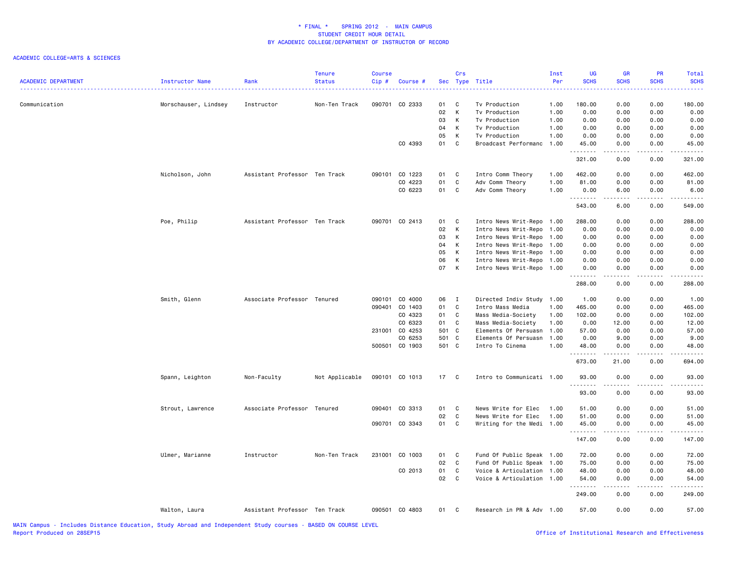# * FINAL * SPRING 2012 - MAIN CAMPUS
## STUDENT CREDIT HOUR DETAIL
### BY ACADEMIC COLLEGE/DEPARTMENT OF INSTRUCTOR OF RECORD

ACADEMIC COLLEGE=ARTS & SCIENCES

| ACADEMIC DEPARTMENT | Instructor Name | Rank | Tenure Status | Course Cip # | Course # | Sec | Crs Type | Title | Inst Per | UG SCHS | GR SCHS | PR SCHS | Total SCHS |
|---|---|---|---|---|---|---|---|---|---|---|---|---|---|
| Communication | Morschauser, Lindsey | Instructor | Non-Ten Track | 090701 | CO 2333 | 01 | C | Tv Production | 1.00 | 180.00 | 0.00 | 0.00 | 180.00 |
| | | | | | | 02 | K | Tv Production | 1.00 | 0.00 | 0.00 | 0.00 | 0.00 |
| | | | | | | 03 | K | Tv Production | 1.00 | 0.00 | 0.00 | 0.00 | 0.00 |
| | | | | | | 04 | K | Tv Production | 1.00 | 0.00 | 0.00 | 0.00 | 0.00 |
| | | | | | | 05 | K | Tv Production | 1.00 | 0.00 | 0.00 | 0.00 | 0.00 |
| | | | | | CO 4393 | 01 | C | Broadcast Performanc | 1.00 | 45.00 | 0.00 | 0.00 | 45.00 |
| | | | | | | | | | | 321.00 | 0.00 | 0.00 | 321.00 |
| | Nicholson, John | Assistant Professor | Ten Track | 090101 | CO 1223 | 01 | C | Intro Comm Theory | 1.00 | 462.00 | 0.00 | 0.00 | 462.00 |
| | | | | | CO 4223 | 01 | C | Adv Comm Theory | 1.00 | 81.00 | 0.00 | 0.00 | 81.00 |
| | | | | | CO 6223 | 01 | C | Adv Comm Theory | 1.00 | 0.00 | 6.00 | 0.00 | 6.00 |
| | | | | | | | | | | 543.00 | 6.00 | 0.00 | 549.00 |
| | Poe, Philip | Assistant Professor | Ten Track | 090701 | CO 2413 | 01 | C | Intro News Writ-Repo | 1.00 | 288.00 | 0.00 | 0.00 | 288.00 |
| | | | | | | 02 | K | Intro News Writ-Repo | 1.00 | 0.00 | 0.00 | 0.00 | 0.00 |
| | | | | | | 03 | K | Intro News Writ-Repo | 1.00 | 0.00 | 0.00 | 0.00 | 0.00 |
| | | | | | | 04 | K | Intro News Writ-Repo | 1.00 | 0.00 | 0.00 | 0.00 | 0.00 |
| | | | | | | 05 | K | Intro News Writ-Repo | 1.00 | 0.00 | 0.00 | 0.00 | 0.00 |
| | | | | | | 06 | K | Intro News Writ-Repo | 1.00 | 0.00 | 0.00 | 0.00 | 0.00 |
| | | | | | | 07 | K | Intro News Writ-Repo | 1.00 | 0.00 | 0.00 | 0.00 | 0.00 |
| | | | | | | | | | | 288.00 | 0.00 | 0.00 | 288.00 |
| | Smith, Glenn | Associate Professor | Tenured | 090101 | CO 4000 | 06 | I | Directed Indiv Study | 1.00 | 1.00 | 0.00 | 0.00 | 1.00 |
| | | | | 090401 | CO 1403 | 01 | C | Intro Mass Media | 1.00 | 465.00 | 0.00 | 0.00 | 465.00 |
| | | | | | CO 4323 | 01 | C | Mass Media-Society | 1.00 | 102.00 | 0.00 | 0.00 | 102.00 |
| | | | | | CO 6323 | 01 | C | Mass Media-Society | 1.00 | 0.00 | 12.00 | 0.00 | 12.00 |
| | | | | 231001 | CO 4253 | 501 | C | Elements Of Persuasn | 1.00 | 57.00 | 0.00 | 0.00 | 57.00 |
| | | | | | CO 6253 | 501 | C | Elements Of Persuasn | 1.00 | 0.00 | 9.00 | 0.00 | 9.00 |
| | | | | 500501 | CO 1903 | 501 | C | Intro To Cinema | 1.00 | 48.00 | 0.00 | 0.00 | 48.00 |
| | | | | | | | | | | 673.00 | 21.00 | 0.00 | 694.00 |
| | Spann, Leighton | Non-Faculty | Not Applicable | 090101 | CO 1013 | 17 | C | Intro to Communicati | 1.00 | 93.00 | 0.00 | 0.00 | 93.00 |
| | | | | | | | | | | 93.00 | 0.00 | 0.00 | 93.00 |
| | Strout, Lawrence | Associate Professor | Tenured | 090401 | CO 3313 | 01 | C | News Write for Elec | 1.00 | 51.00 | 0.00 | 0.00 | 51.00 |
| | | | | | | 02 | C | News Write for Elec | 1.00 | 51.00 | 0.00 | 0.00 | 51.00 |
| | | | | 090701 | CO 3343 | 01 | C | Writing for the Medi | 1.00 | 45.00 | 0.00 | 0.00 | 45.00 |
| | | | | | | | | | | 147.00 | 0.00 | 0.00 | 147.00 |
| | Ulmer, Marianne | Instructor | Non-Ten Track | 231001 | CO 1003 | 01 | C | Fund Of Public Speak | 1.00 | 72.00 | 0.00 | 0.00 | 72.00 |
| | | | | | | 02 | C | Fund Of Public Speak | 1.00 | 75.00 | 0.00 | 0.00 | 75.00 |
| | | | | | CO 2013 | 01 | C | Voice & Articulation | 1.00 | 48.00 | 0.00 | 0.00 | 48.00 |
| | | | | | | 02 | C | Voice & Articulation | 1.00 | 54.00 | 0.00 | 0.00 | 54.00 |
| | | | | | | | | | | 249.00 | 0.00 | 0.00 | 249.00 |
| | Walton, Laura | Assistant Professor | Ten Track | 090501 | CO 4803 | 01 | C | Research in PR & Adv | 1.00 | 57.00 | 0.00 | 0.00 | 57.00 |

MAIN Campus - Includes Distance Education, Study Abroad and Independent Study courses - BASED ON COURSE LEVEL
Report Produced on 28SEP15

Office of Institutional Research and Effectiveness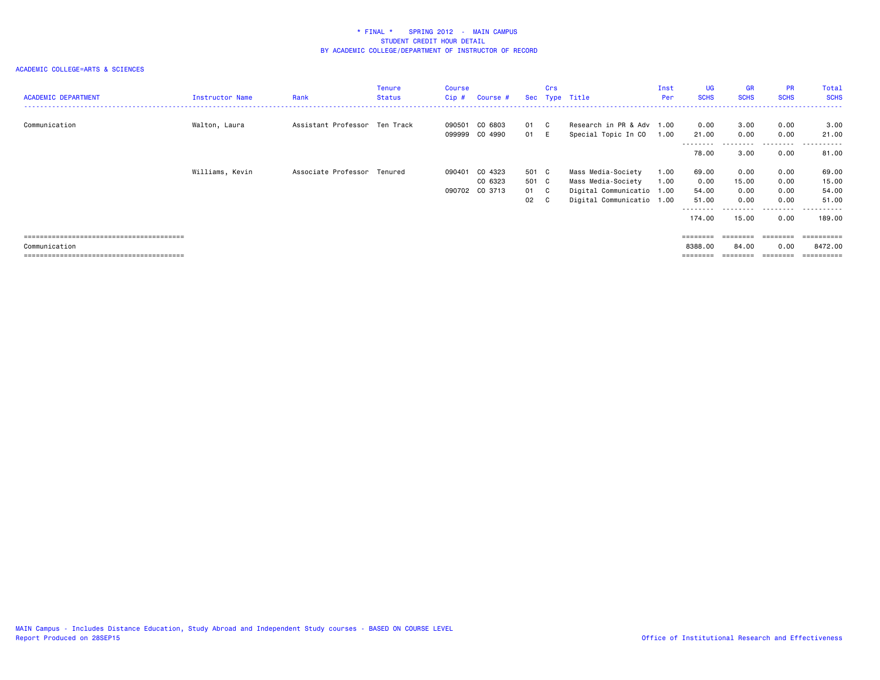* FINAL * SPRING 2012 - MAIN CAMPUS
STUDENT CREDIT HOUR DETAIL
BY ACADEMIC COLLEGE/DEPARTMENT OF INSTRUCTOR OF RECORD

ACADEMIC COLLEGE=ARTS & SCIENCES

| ACADEMIC DEPARTMENT | Instructor Name | Rank | Tenure Status | Course Cip # | Course # | Sec | Crs Type | Title | Inst Per | UG SCHS | GR SCHS | PR SCHS | Total SCHS |
|---|---|---|---|---|---|---|---|---|---|---|---|---|---|
| Communication | Walton, Laura | Assistant Professor | Ten Track | 090501 | CO 6803 | 01 | C | Research in PR & Adv | 1.00 | 0.00 | 3.00 | 0.00 | 3.00 |
| | | | | 099999 | CO 4990 | 01 | E | Special Topic In CO | 1.00 | 21.00 | 0.00 | 0.00 | 21.00 |
| | | | | | | | | | | 78.00 | 3.00 | 0.00 | 81.00 |
| | Williams, Kevin | Associate Professor | Tenured | 090401 | CO 4323 | 501 | C | Mass Media-Society | 1.00 | 69.00 | 0.00 | 0.00 | 69.00 |
| | | | | | CO 6323 | 501 | C | Mass Media-Society | 1.00 | 0.00 | 15.00 | 0.00 | 15.00 |
| | | | | 090702 | CO 3713 | 01 | C | Digital Communicatio | 1.00 | 54.00 | 0.00 | 0.00 | 54.00 |
| | | | | | | 02 | C | Digital Communicatio | 1.00 | 51.00 | 0.00 | 0.00 | 51.00 |
| | | | | | | | | | | 174.00 | 15.00 | 0.00 | 189.00 |
| Communication | | | | | | | | | | 8388.00 | 84.00 | 0.00 | 8472.00 |

MAIN Campus - Includes Distance Education, Study Abroad and Independent Study courses - BASED ON COURSE LEVEL
Report Produced on 28SEP15

Office of Institutional Research and Effectiveness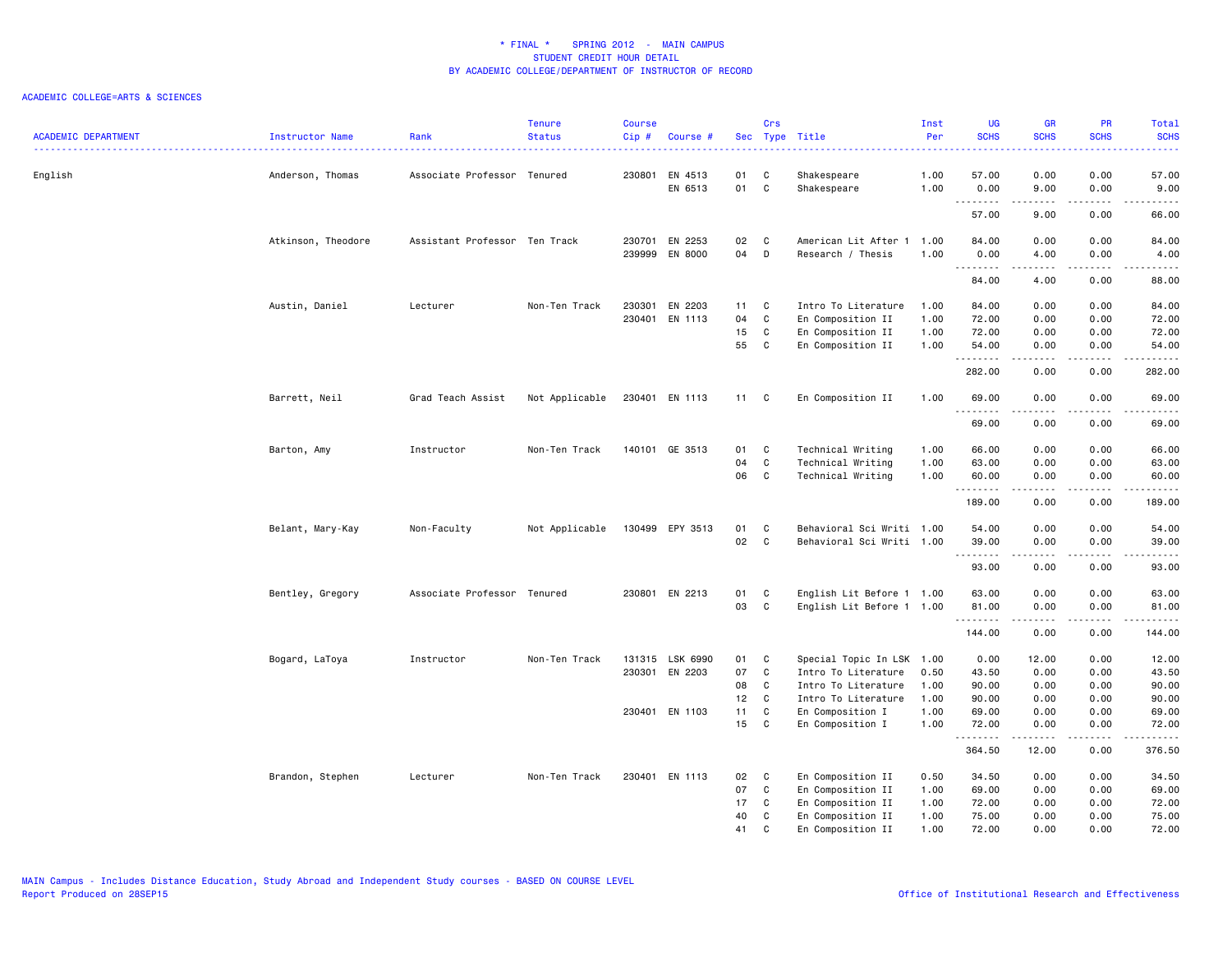* FINAL * SPRING 2012 - MAIN CAMPUS
STUDENT CREDIT HOUR DETAIL
BY ACADEMIC COLLEGE/DEPARTMENT OF INSTRUCTOR OF RECORD

ACADEMIC COLLEGE=ARTS & SCIENCES

| ACADEMIC DEPARTMENT | Instructor Name | Rank | Tenure Status | Course Cip # | Course # | Sec | Crs Type | Title | Inst Per | UG SCHS | GR SCHS | PR SCHS | Total SCHS |
|---|---|---|---|---|---|---|---|---|---|---|---|---|---|
| English | Anderson, Thomas | Associate Professor | Tenured | 230801 | EN 4513 | 01 | C | Shakespeare | 1.00 | 57.00 | 0.00 | 0.00 | 57.00 |
| | | | | | EN 6513 | 01 | C | Shakespeare | 1.00 | 0.00 | 9.00 | 0.00 | 9.00 |
| | | | | | | | | | | 57.00 | 9.00 | 0.00 | 66.00 |
| | Atkinson, Theodore | Assistant Professor | Ten Track | 230701 | EN 2253 | 02 | C | American Lit After 1 | 1.00 | 84.00 | 0.00 | 0.00 | 84.00 |
| | | | | 239999 | EN 8000 | 04 | D | Research / Thesis | 1.00 | 0.00 | 4.00 | 0.00 | 4.00 |
| | | | | | | | | | | 84.00 | 4.00 | 0.00 | 88.00 |
| | Austin, Daniel | Lecturer | Non-Ten Track | 230301 | EN 2203 | 11 | C | Intro To Literature | 1.00 | 84.00 | 0.00 | 0.00 | 84.00 |
| | | | | 230401 | EN 1113 | 04 | C | En Composition II | 1.00 | 72.00 | 0.00 | 0.00 | 72.00 |
| | | | | | | 15 | C | En Composition II | 1.00 | 72.00 | 0.00 | 0.00 | 72.00 |
| | | | | | | 55 | C | En Composition II | 1.00 | 54.00 | 0.00 | 0.00 | 54.00 |
| | | | | | | | | | | 282.00 | 0.00 | 0.00 | 282.00 |
| | Barrett, Neil | Grad Teach Assist | Not Applicable | 230401 | EN 1113 | 11 | C | En Composition II | 1.00 | 69.00 | 0.00 | 0.00 | 69.00 |
| | | | | | | | | | | 69.00 | 0.00 | 0.00 | 69.00 |
| | Barton, Amy | Instructor | Non-Ten Track | 140101 | GE 3513 | 01 | C | Technical Writing | 1.00 | 66.00 | 0.00 | 0.00 | 66.00 |
| | | | | | | 04 | C | Technical Writing | 1.00 | 63.00 | 0.00 | 0.00 | 63.00 |
| | | | | | | 06 | C | Technical Writing | 1.00 | 60.00 | 0.00 | 0.00 | 60.00 |
| | | | | | | | | | | 189.00 | 0.00 | 0.00 | 189.00 |
| | Belant, Mary-Kay | Non-Faculty | Not Applicable | 130499 | EPY 3513 | 01 | C | Behavioral Sci Writi | 1.00 | 54.00 | 0.00 | 0.00 | 54.00 |
| | | | | | | 02 | C | Behavioral Sci Writi | 1.00 | 39.00 | 0.00 | 0.00 | 39.00 |
| | | | | | | | | | | 93.00 | 0.00 | 0.00 | 93.00 |
| | Bentley, Gregory | Associate Professor | Tenured | 230801 | EN 2213 | 01 | C | English Lit Before 1 | 1.00 | 63.00 | 0.00 | 0.00 | 63.00 |
| | | | | | | 03 | C | English Lit Before 1 | 1.00 | 81.00 | 0.00 | 0.00 | 81.00 |
| | | | | | | | | | | 144.00 | 0.00 | 0.00 | 144.00 |
| | Bogard, LaToya | Instructor | Non-Ten Track | 131315 | LSK 6990 | 01 | C | Special Topic In LSK | 1.00 | 0.00 | 12.00 | 0.00 | 12.00 |
| | | | | 230301 | EN 2203 | 07 | C | Intro To Literature | 0.50 | 43.50 | 0.00 | 0.00 | 43.50 |
| | | | | | | 08 | C | Intro To Literature | 1.00 | 90.00 | 0.00 | 0.00 | 90.00 |
| | | | | | | 12 | C | Intro To Literature | 1.00 | 90.00 | 0.00 | 0.00 | 90.00 |
| | | | | 230401 | EN 1103 | 11 | C | En Composition I | 1.00 | 69.00 | 0.00 | 0.00 | 69.00 |
| | | | | | | 15 | C | En Composition I | 1.00 | 72.00 | 0.00 | 0.00 | 72.00 |
| | | | | | | | | | | 364.50 | 12.00 | 0.00 | 376.50 |
| | Brandon, Stephen | Lecturer | Non-Ten Track | 230401 | EN 1113 | 02 | C | En Composition II | 0.50 | 34.50 | 0.00 | 0.00 | 34.50 |
| | | | | | | 07 | C | En Composition II | 1.00 | 69.00 | 0.00 | 0.00 | 69.00 |
| | | | | | | 17 | C | En Composition II | 1.00 | 72.00 | 0.00 | 0.00 | 72.00 |
| | | | | | | 40 | C | En Composition II | 1.00 | 75.00 | 0.00 | 0.00 | 75.00 |
| | | | | | | 41 | C | En Composition II | 1.00 | 72.00 | 0.00 | 0.00 | 72.00 |

MAIN Campus - Includes Distance Education, Study Abroad and Independent Study courses - BASED ON COURSE LEVEL
Report Produced on 28SEP15

Office of Institutional Research and Effectiveness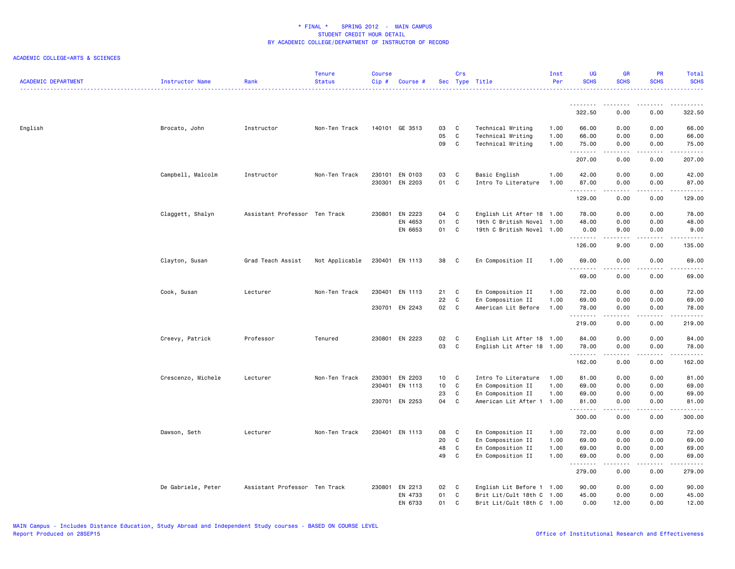\* FINAL \*    SPRING 2012  -  MAIN CAMPUS
STUDENT CREDIT HOUR DETAIL
BY ACADEMIC COLLEGE/DEPARTMENT OF INSTRUCTOR OF RECORD

ACADEMIC COLLEGE=ARTS & SCIENCES

| ACADEMIC DEPARTMENT | Instructor Name | Rank | Tenure Status | Course Cip # | Course # | Sec | Crs Type | Title | Inst Per | UG SCHS | GR SCHS | PR SCHS | Total SCHS |
|---|---|---|---|---|---|---|---|---|---|---|---|---|---|
| | | | | | | | | | | 322.50 | 0.00 | 0.00 | 322.50 |
| English | Brocato, John | Instructor | Non-Ten Track | 140101 | GE 3513 | 03 | C | Technical Writing | 1.00 | 66.00 | 0.00 | 0.00 | 66.00 |
| | | | | | | 05 | C | Technical Writing | 1.00 | 66.00 | 0.00 | 0.00 | 66.00 |
| | | | | | | 09 | C | Technical Writing | 1.00 | 75.00 | 0.00 | 0.00 | 75.00 |
| | | | | | | | | | | 207.00 | 0.00 | 0.00 | 207.00 |
| | Campbell, Malcolm | Instructor | Non-Ten Track | 230101 | EN 0103 | 03 | C | Basic English | 1.00 | 42.00 | 0.00 | 0.00 | 42.00 |
| | | | | 230301 | EN 2203 | 01 | C | Intro To Literature | 1.00 | 87.00 | 0.00 | 0.00 | 87.00 |
| | | | | | | | | | | 129.00 | 0.00 | 0.00 | 129.00 |
| | Claggett, Shalyn | Assistant Professor | Ten Track | 230801 | EN 2223 | 04 | C | English Lit After 18 | 1.00 | 78.00 | 0.00 | 0.00 | 78.00 |
| | | | | | EN 4653 | 01 | C | 19th C British Novel | 1.00 | 48.00 | 0.00 | 0.00 | 48.00 |
| | | | | | EN 6653 | 01 | C | 19th C British Novel | 1.00 | 0.00 | 9.00 | 0.00 | 9.00 |
| | | | | | | | | | | 126.00 | 9.00 | 0.00 | 135.00 |
| | Clayton, Susan | Grad Teach Assist | Not Applicable | 230401 | EN 1113 | 38 | C | En Composition II | 1.00 | 69.00 | 0.00 | 0.00 | 69.00 |
| | | | | | | | | | | 69.00 | 0.00 | 0.00 | 69.00 |
| | Cook, Susan | Lecturer | Non-Ten Track | 230401 | EN 1113 | 21 | C | En Composition II | 1.00 | 72.00 | 0.00 | 0.00 | 72.00 |
| | | | | | | 22 | C | En Composition II | 1.00 | 69.00 | 0.00 | 0.00 | 69.00 |
| | | | | 230701 | EN 2243 | 02 | C | American Lit Before | 1.00 | 78.00 | 0.00 | 0.00 | 78.00 |
| | | | | | | | | | | 219.00 | 0.00 | 0.00 | 219.00 |
| | Creevy, Patrick | Professor | Tenured | 230801 | EN 2223 | 02 | C | English Lit After 18 | 1.00 | 84.00 | 0.00 | 0.00 | 84.00 |
| | | | | | | 03 | C | English Lit After 18 | 1.00 | 78.00 | 0.00 | 0.00 | 78.00 |
| | | | | | | | | | | 162.00 | 0.00 | 0.00 | 162.00 |
| | Crescenzo, Michele | Lecturer | Non-Ten Track | 230301 | EN 2203 | 10 | C | Intro To Literature | 1.00 | 81.00 | 0.00 | 0.00 | 81.00 |
| | | | | 230401 | EN 1113 | 10 | C | En Composition II | 1.00 | 69.00 | 0.00 | 0.00 | 69.00 |
| | | | | | | 23 | C | En Composition II | 1.00 | 69.00 | 0.00 | 0.00 | 69.00 |
| | | | | 230701 | EN 2253 | 04 | C | American Lit After 1 | 1.00 | 81.00 | 0.00 | 0.00 | 81.00 |
| | | | | | | | | | | 300.00 | 0.00 | 0.00 | 300.00 |
| | Dawson, Seth | Lecturer | Non-Ten Track | 230401 | EN 1113 | 08 | C | En Composition II | 1.00 | 72.00 | 0.00 | 0.00 | 72.00 |
| | | | | | | 20 | C | En Composition II | 1.00 | 69.00 | 0.00 | 0.00 | 69.00 |
| | | | | | | 48 | C | En Composition II | 1.00 | 69.00 | 0.00 | 0.00 | 69.00 |
| | | | | | | 49 | C | En Composition II | 1.00 | 69.00 | 0.00 | 0.00 | 69.00 |
| | | | | | | | | | | 279.00 | 0.00 | 0.00 | 279.00 |
| | De Gabriele, Peter | Assistant Professor | Ten Track | 230801 | EN 2213 | 02 | C | English Lit Before 1 | 1.00 | 90.00 | 0.00 | 0.00 | 90.00 |
| | | | | | EN 4733 | 01 | C | Brit Lit/Cult 18th C | 1.00 | 45.00 | 0.00 | 0.00 | 45.00 |
| | | | | | EN 6733 | 01 | C | Brit Lit/Cult 18th C | 1.00 | 0.00 | 12.00 | 0.00 | 12.00 |

MAIN Campus - Includes Distance Education, Study Abroad and Independent Study courses - BASED ON COURSE LEVEL
Report Produced on 28SEP15

Office of Institutional Research and Effectiveness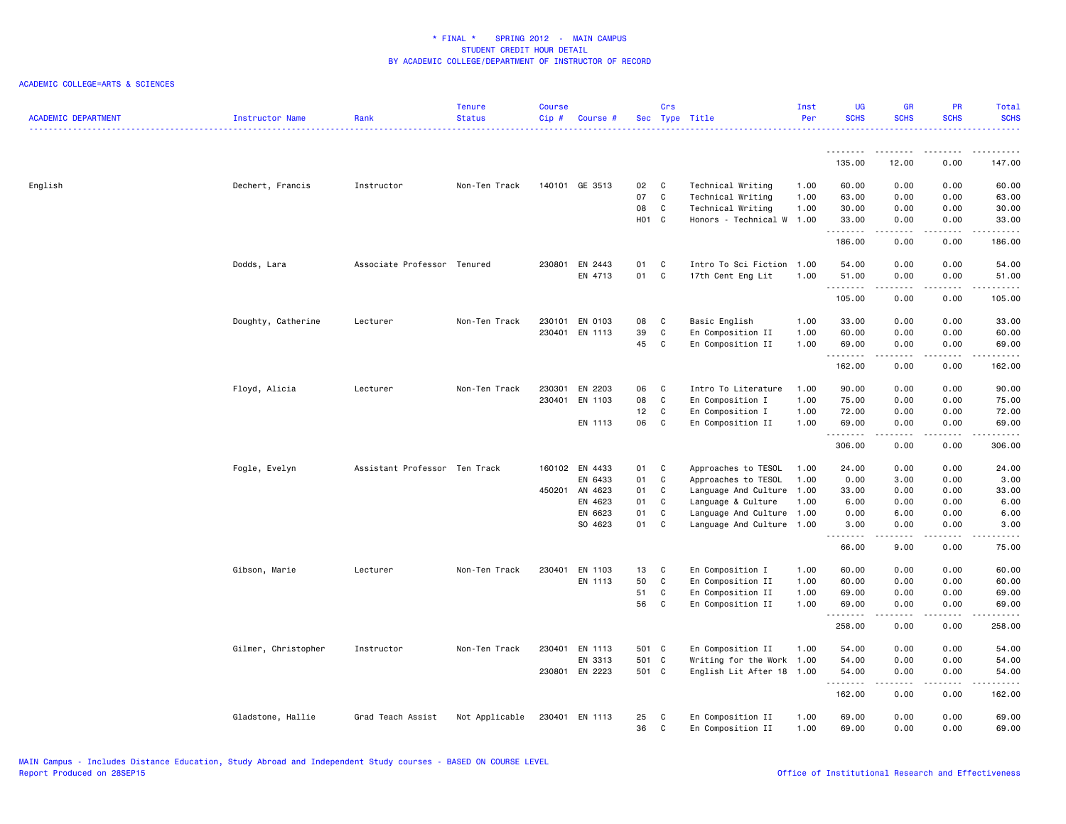# * FINAL * SPRING 2012 - MAIN CAMPUS
## STUDENT CREDIT HOUR DETAIL
### BY ACADEMIC COLLEGE/DEPARTMENT OF INSTRUCTOR OF RECORD

ACADEMIC COLLEGE=ARTS & SCIENCES

| ACADEMIC DEPARTMENT | Instructor Name | Rank | Tenure Status | Course Cip # | Course # | Sec | Crs Type | Title | Inst Per | UG SCHS | GR SCHS | PR SCHS | Total SCHS |
|---|---|---|---|---|---|---|---|---|---|---|---|---|---|
| | | | | | | | | | | 135.00 | 12.00 | 0.00 | 147.00 |
| English | Dechert, Francis | Instructor | Non-Ten Track | 140101 | GE 3513 | 02 | C | Technical Writing | 1.00 | 60.00 | 0.00 | 0.00 | 60.00 |
| | | | | | | 07 | C | Technical Writing | 1.00 | 63.00 | 0.00 | 0.00 | 63.00 |
| | | | | | | 08 | C | Technical Writing | 1.00 | 30.00 | 0.00 | 0.00 | 30.00 |
| | | | | | | H01 | C | Honors - Technical W | 1.00 | 33.00 | 0.00 | 0.00 | 33.00 |
| | | | | | | | | | | 186.00 | 0.00 | 0.00 | 186.00 |
| | Dodds, Lara | Associate Professor | Tenured | 230801 | EN 2443 | 01 | C | Intro To Sci Fiction | 1.00 | 54.00 | 0.00 | 0.00 | 54.00 |
| | | | | | EN 4713 | 01 | C | 17th Cent Eng Lit | 1.00 | 51.00 | 0.00 | 0.00 | 51.00 |
| | | | | | | | | | | 105.00 | 0.00 | 0.00 | 105.00 |
| | Doughty, Catherine | Lecturer | Non-Ten Track | 230101 | EN 0103 | 08 | C | Basic English | 1.00 | 33.00 | 0.00 | 0.00 | 33.00 |
| | | | | 230401 | EN 1113 | 39 | C | En Composition II | 1.00 | 60.00 | 0.00 | 0.00 | 60.00 |
| | | | | | | 45 | C | En Composition II | 1.00 | 69.00 | 0.00 | 0.00 | 69.00 |
| | | | | | | | | | | 162.00 | 0.00 | 0.00 | 162.00 |
| | Floyd, Alicia | Lecturer | Non-Ten Track | 230301 | EN 2203 | 06 | C | Intro To Literature | 1.00 | 90.00 | 0.00 | 0.00 | 90.00 |
| | | | | 230401 | EN 1103 | 08 | C | En Composition I | 1.00 | 75.00 | 0.00 | 0.00 | 75.00 |
| | | | | | | 12 | C | En Composition I | 1.00 | 72.00 | 0.00 | 0.00 | 72.00 |
| | | | | | EN 1113 | 06 | C | En Composition II | 1.00 | 69.00 | 0.00 | 0.00 | 69.00 |
| | | | | | | | | | | 306.00 | 0.00 | 0.00 | 306.00 |
| | Fogle, Evelyn | Assistant Professor | Ten Track | 160102 | EN 4433 | 01 | C | Approaches to TESOL | 1.00 | 24.00 | 0.00 | 0.00 | 24.00 |
| | | | | | EN 6433 | 01 | C | Approaches to TESOL | 1.00 | 0.00 | 3.00 | 0.00 | 3.00 |
| | | | | 450201 | AN 4623 | 01 | C | Language And Culture | 1.00 | 33.00 | 0.00 | 0.00 | 33.00 |
| | | | | | EN 4623 | 01 | C | Language & Culture | 1.00 | 6.00 | 0.00 | 0.00 | 6.00 |
| | | | | | EN 6623 | 01 | C | Language And Culture | 1.00 | 0.00 | 6.00 | 0.00 | 6.00 |
| | | | | | SO 4623 | 01 | C | Language And Culture | 1.00 | 3.00 | 0.00 | 0.00 | 3.00 |
| | | | | | | | | | | 66.00 | 9.00 | 0.00 | 75.00 |
| | Gibson, Marie | Lecturer | Non-Ten Track | 230401 | EN 1103 | 13 | C | En Composition I | 1.00 | 60.00 | 0.00 | 0.00 | 60.00 |
| | | | | | EN 1113 | 50 | C | En Composition II | 1.00 | 60.00 | 0.00 | 0.00 | 60.00 |
| | | | | | | 51 | C | En Composition II | 1.00 | 69.00 | 0.00 | 0.00 | 69.00 |
| | | | | | | 56 | C | En Composition II | 1.00 | 69.00 | 0.00 | 0.00 | 69.00 |
| | | | | | | | | | | 258.00 | 0.00 | 0.00 | 258.00 |
| | Gilmer, Christopher | Instructor | Non-Ten Track | 230401 | EN 1113 | 501 | C | En Composition II | 1.00 | 54.00 | 0.00 | 0.00 | 54.00 |
| | | | | | EN 3313 | 501 | C | Writing for the Work | 1.00 | 54.00 | 0.00 | 0.00 | 54.00 |
| | | | | 230801 | EN 2223 | 501 | C | English Lit After 18 | 1.00 | 54.00 | 0.00 | 0.00 | 54.00 |
| | | | | | | | | | | 162.00 | 0.00 | 0.00 | 162.00 |
| | Gladstone, Hallie | Grad Teach Assist | Not Applicable | 230401 | EN 1113 | 25 | C | En Composition II | 1.00 | 69.00 | 0.00 | 0.00 | 69.00 |
| | | | | | | 36 | C | En Composition II | 1.00 | 69.00 | 0.00 | 0.00 | 69.00 |

MAIN Campus - Includes Distance Education, Study Abroad and Independent Study courses - BASED ON COURSE LEVEL
Report Produced on 28SEP15

Office of Institutional Research and Effectiveness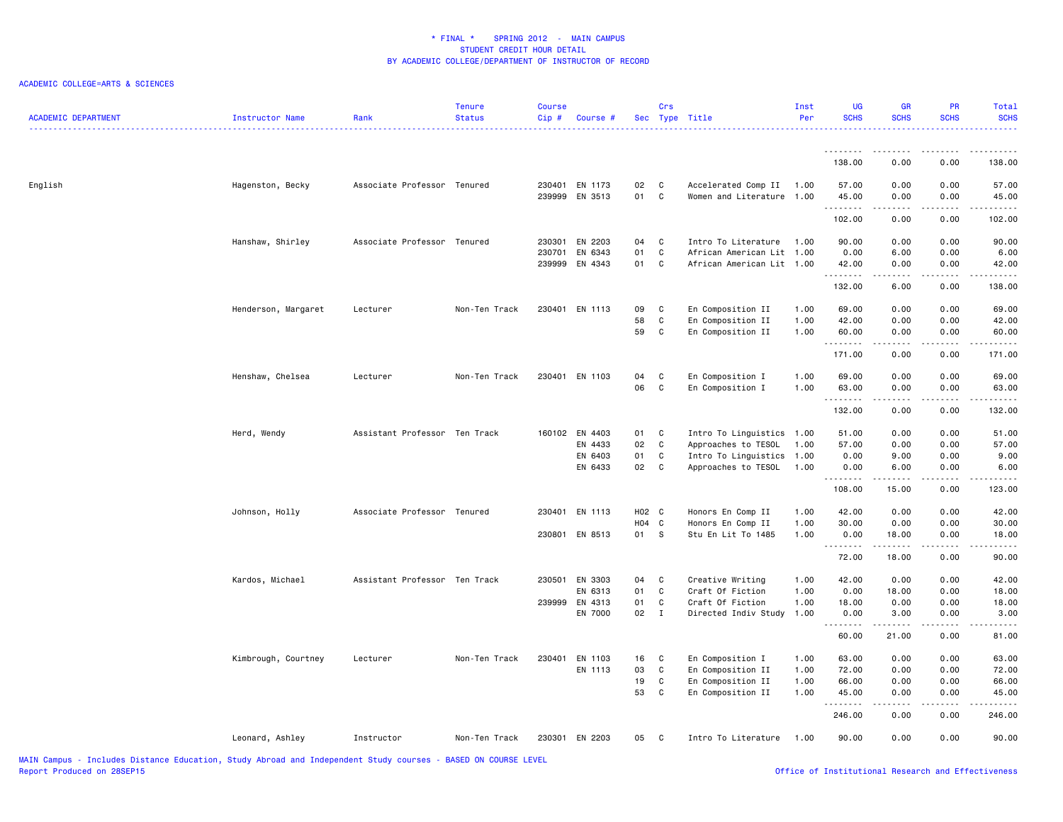\* FINAL \* SPRING 2012 - MAIN CAMPUS
STUDENT CREDIT HOUR DETAIL
BY ACADEMIC COLLEGE/DEPARTMENT OF INSTRUCTOR OF RECORD

ACADEMIC COLLEGE=ARTS & SCIENCES

| ACADEMIC DEPARTMENT | Instructor Name | Rank | Tenure Status | Course Cip # | Course # | Sec | Crs Type | Title | Inst Per | UG SCHS | GR SCHS | PR SCHS | Total SCHS |
|---|---|---|---|---|---|---|---|---|---|---|---|---|---|
| | | | | | | | | | | 138.00 | 0.00 | 0.00 | 138.00 |
| English | Hagenston, Becky | Associate Professor | Tenured | 230401 | EN 1173 | 02 | C | Accelerated Comp II | 1.00 | 57.00 | 0.00 | 0.00 | 57.00 |
| | | | | 239999 | EN 3513 | 01 | C | Women and Literature | 1.00 | 45.00 | 0.00 | 0.00 | 45.00 |
| | | | | | | | | | | 102.00 | 0.00 | 0.00 | 102.00 |
| | Hanshaw, Shirley | Associate Professor | Tenured | 230301 | EN 2203 | 04 | C | Intro To Literature | 1.00 | 90.00 | 0.00 | 0.00 | 90.00 |
| | | | | 230701 | EN 6343 | 01 | C | African American Lit | 1.00 | 0.00 | 6.00 | 0.00 | 6.00 |
| | | | | 239999 | EN 4343 | 01 | C | African American Lit | 1.00 | 42.00 | 0.00 | 0.00 | 42.00 |
| | | | | | | | | | | 132.00 | 6.00 | 0.00 | 138.00 |
| | Henderson, Margaret | Lecturer | Non-Ten Track | 230401 | EN 1113 | 09 | C | En Composition II | 1.00 | 69.00 | 0.00 | 0.00 | 69.00 |
| | | | | | | 58 | C | En Composition II | 1.00 | 42.00 | 0.00 | 0.00 | 42.00 |
| | | | | | | 59 | C | En Composition II | 1.00 | 60.00 | 0.00 | 0.00 | 60.00 |
| | | | | | | | | | | 171.00 | 0.00 | 0.00 | 171.00 |
| | Henshaw, Chelsea | Lecturer | Non-Ten Track | 230401 | EN 1103 | 04 | C | En Composition I | 1.00 | 69.00 | 0.00 | 0.00 | 69.00 |
| | | | | | | 06 | C | En Composition I | 1.00 | 63.00 | 0.00 | 0.00 | 63.00 |
| | | | | | | | | | | 132.00 | 0.00 | 0.00 | 132.00 |
| | Herd, Wendy | Assistant Professor | Ten Track | 160102 | EN 4403 | 01 | C | Intro To Linguistics | 1.00 | 51.00 | 0.00 | 0.00 | 51.00 |
| | | | | | EN 4433 | 02 | C | Approaches to TESOL | 1.00 | 57.00 | 0.00 | 0.00 | 57.00 |
| | | | | | EN 6403 | 01 | C | Intro To Linguistics | 1.00 | 0.00 | 9.00 | 0.00 | 9.00 |
| | | | | | EN 6433 | 02 | C | Approaches to TESOL | 1.00 | 0.00 | 6.00 | 0.00 | 6.00 |
| | | | | | | | | | | 108.00 | 15.00 | 0.00 | 123.00 |
| | Johnson, Holly | Associate Professor | Tenured | 230401 | EN 1113 | H02 | C | Honors En Comp II | 1.00 | 42.00 | 0.00 | 0.00 | 42.00 |
| | | | | | | H04 | C | Honors En Comp II | 1.00 | 30.00 | 0.00 | 0.00 | 30.00 |
| | | | | 230801 | EN 8513 | 01 | S | Stu En Lit To 1485 | 1.00 | 0.00 | 18.00 | 0.00 | 18.00 |
| | | | | | | | | | | 72.00 | 18.00 | 0.00 | 90.00 |
| | Kardos, Michael | Assistant Professor | Ten Track | 230501 | EN 3303 | 04 | C | Creative Writing | 1.00 | 42.00 | 0.00 | 0.00 | 42.00 |
| | | | | | EN 6313 | 01 | C | Craft Of Fiction | 1.00 | 0.00 | 18.00 | 0.00 | 18.00 |
| | | | | 239999 | EN 4313 | 01 | C | Craft Of Fiction | 1.00 | 18.00 | 0.00 | 0.00 | 18.00 |
| | | | | | EN 7000 | 02 | I | Directed Indiv Study | 1.00 | 0.00 | 3.00 | 0.00 | 3.00 |
| | | | | | | | | | | 60.00 | 21.00 | 0.00 | 81.00 |
| | Kimbrough, Courtney | Lecturer | Non-Ten Track | 230401 | EN 1103 | 16 | C | En Composition I | 1.00 | 63.00 | 0.00 | 0.00 | 63.00 |
| | | | | | EN 1113 | 03 | C | En Composition II | 1.00 | 72.00 | 0.00 | 0.00 | 72.00 |
| | | | | | | 19 | C | En Composition II | 1.00 | 66.00 | 0.00 | 0.00 | 66.00 |
| | | | | | | 53 | C | En Composition II | 1.00 | 45.00 | 0.00 | 0.00 | 45.00 |
| | | | | | | | | | | 246.00 | 0.00 | 0.00 | 246.00 |
| | Leonard, Ashley | Instructor | Non-Ten Track | 230301 | EN 2203 | 05 | C | Intro To Literature | 1.00 | 90.00 | 0.00 | 0.00 | 90.00 |

MAIN Campus - Includes Distance Education, Study Abroad and Independent Study courses - BASED ON COURSE LEVEL
Report Produced on 28SEP15

Office of Institutional Research and Effectiveness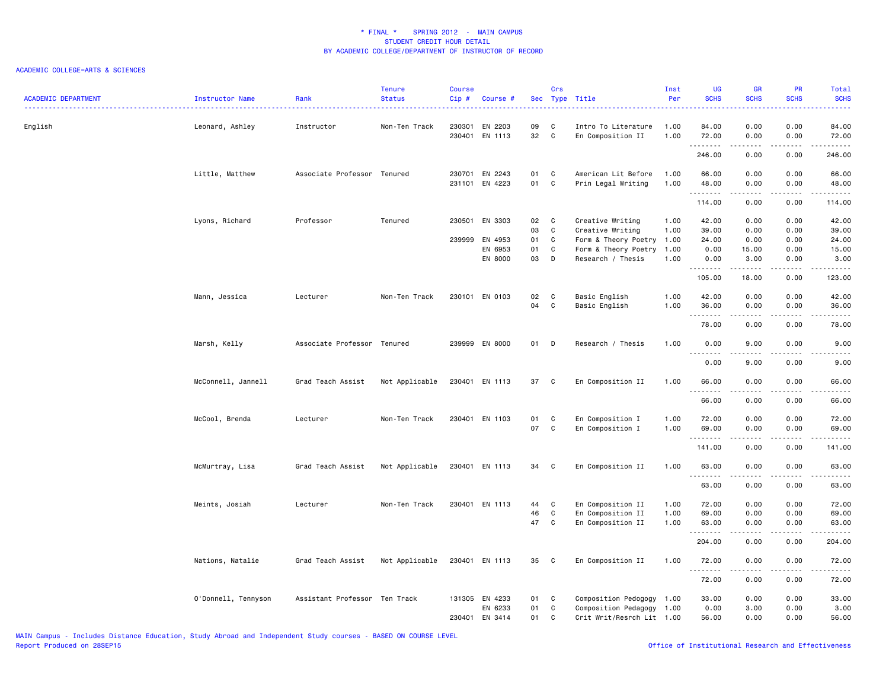# * FINAL * SPRING 2012 - MAIN CAMPUS
## STUDENT CREDIT HOUR DETAIL
## BY ACADEMIC COLLEGE/DEPARTMENT OF INSTRUCTOR OF RECORD

ACADEMIC COLLEGE=ARTS & SCIENCES

| ACADEMIC DEPARTMENT | Instructor Name | Rank | Tenure Status | Course Cip # | Course # | Sec | Crs Type | Title | Inst Per | UG SCHS | GR SCHS | PR SCHS | Total SCHS |
|---|---|---|---|---|---|---|---|---|---|---|---|---|---|
| English | Leonard, Ashley | Instructor | Non-Ten Track | 230301 | EN 2203 | 09 | C | Intro To Literature | 1.00 | 84.00 | 0.00 | 0.00 | 84.00 |
| | | | | 230401 | EN 1113 | 32 | C | En Composition II | 1.00 | 72.00 | 0.00 | 0.00 | 72.00 |
| | | | | | | | | | | 246.00 | 0.00 | 0.00 | 246.00 |
| | Little, Matthew | Associate Professor | Tenured | 230701 | EN 2243 | 01 | C | American Lit Before | 1.00 | 66.00 | 0.00 | 0.00 | 66.00 |
| | | | | 231101 | EN 4223 | 01 | C | Prin Legal Writing | 1.00 | 48.00 | 0.00 | 0.00 | 48.00 |
| | | | | | | | | | | 114.00 | 0.00 | 0.00 | 114.00 |
| | Lyons, Richard | Professor | Tenured | 230501 | EN 3303 | 02 | C | Creative Writing | 1.00 | 42.00 | 0.00 | 0.00 | 42.00 |
| | | | | | | 03 | C | Creative Writing | 1.00 | 39.00 | 0.00 | 0.00 | 39.00 |
| | | | | 239999 | EN 4953 | 01 | C | Form & Theory Poetry | 1.00 | 24.00 | 0.00 | 0.00 | 24.00 |
| | | | | | EN 6953 | 01 | C | Form & Theory Poetry | 1.00 | 0.00 | 15.00 | 0.00 | 15.00 |
| | | | | | EN 8000 | 03 | D | Research / Thesis | 1.00 | 0.00 | 3.00 | 0.00 | 3.00 |
| | | | | | | | | | | 105.00 | 18.00 | 0.00 | 123.00 |
| | Mann, Jessica | Lecturer | Non-Ten Track | 230101 | EN 0103 | 02 | C | Basic English | 1.00 | 42.00 | 0.00 | 0.00 | 42.00 |
| | | | | | | 04 | C | Basic English | 1.00 | 36.00 | 0.00 | 0.00 | 36.00 |
| | | | | | | | | | | 78.00 | 0.00 | 0.00 | 78.00 |
| | Marsh, Kelly | Associate Professor | Tenured | 239999 | EN 8000 | 01 | D | Research / Thesis | 1.00 | 0.00 | 9.00 | 0.00 | 9.00 |
| | | | | | | | | | | 0.00 | 9.00 | 0.00 | 9.00 |
| | McConnell, Jannell | Grad Teach Assist | Not Applicable | 230401 | EN 1113 | 37 | C | En Composition II | 1.00 | 66.00 | 0.00 | 0.00 | 66.00 |
| | | | | | | | | | | 66.00 | 0.00 | 0.00 | 66.00 |
| | McCool, Brenda | Lecturer | Non-Ten Track | 230401 | EN 1103 | 01 | C | En Composition I | 1.00 | 72.00 | 0.00 | 0.00 | 72.00 |
| | | | | | | 07 | C | En Composition I | 1.00 | 69.00 | 0.00 | 0.00 | 69.00 |
| | | | | | | | | | | 141.00 | 0.00 | 0.00 | 141.00 |
| | McMurtray, Lisa | Grad Teach Assist | Not Applicable | 230401 | EN 1113 | 34 | C | En Composition II | 1.00 | 63.00 | 0.00 | 0.00 | 63.00 |
| | | | | | | | | | | 63.00 | 0.00 | 0.00 | 63.00 |
| | Meints, Josiah | Lecturer | Non-Ten Track | 230401 | EN 1113 | 44 | C | En Composition II | 1.00 | 72.00 | 0.00 | 0.00 | 72.00 |
| | | | | | | 46 | C | En Composition II | 1.00 | 69.00 | 0.00 | 0.00 | 69.00 |
| | | | | | | 47 | C | En Composition II | 1.00 | 63.00 | 0.00 | 0.00 | 63.00 |
| | | | | | | | | | | 204.00 | 0.00 | 0.00 | 204.00 |
| | Nations, Natalie | Grad Teach Assist | Not Applicable | 230401 | EN 1113 | 35 | C | En Composition II | 1.00 | 72.00 | 0.00 | 0.00 | 72.00 |
| | | | | | | | | | | 72.00 | 0.00 | 0.00 | 72.00 |
| | O'Donnell, Tennyson | Assistant Professor | Ten Track | 131305 | EN 4233 | 01 | C | Composition Pedogogy | 1.00 | 33.00 | 0.00 | 0.00 | 33.00 |
| | | | | | EN 6233 | 01 | C | Composition Pedagogy | 1.00 | 0.00 | 3.00 | 0.00 | 3.00 |
| | | | | 230401 | EN 3414 | 01 | C | Crit Writ/Resrch Lit | 1.00 | 56.00 | 0.00 | 0.00 | 56.00 |

MAIN Campus - Includes Distance Education, Study Abroad and Independent Study courses - BASED ON COURSE LEVEL
Report Produced on 28SEP15

Office of Institutional Research and Effectiveness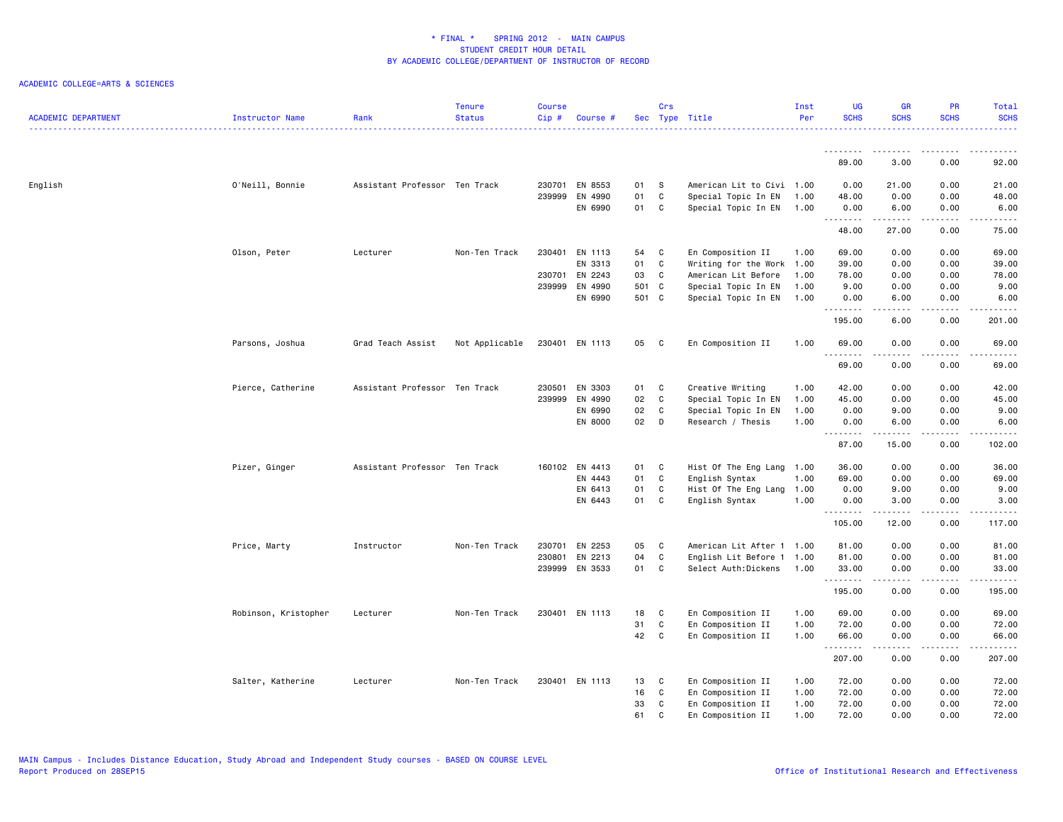* FINAL * SPRING 2012 - MAIN CAMPUS
STUDENT CREDIT HOUR DETAIL
BY ACADEMIC COLLEGE/DEPARTMENT OF INSTRUCTOR OF RECORD

ACADEMIC COLLEGE=ARTS & SCIENCES

| ACADEMIC DEPARTMENT | Instructor Name | Rank | Tenure Status | Course Cip # | Course # | Sec | Crs Type | Title | Inst Per | UG SCHS | GR SCHS | PR SCHS | Total SCHS |
|---|---|---|---|---|---|---|---|---|---|---|---|---|---|
| | | | | | | | | | | 89.00 | 3.00 | 0.00 | 92.00 |
| English | O'Neill, Bonnie | Assistant Professor | Ten Track | 230701 | EN 8553 | 01 | S | American Lit to Civi | 1.00 | 0.00 | 21.00 | 0.00 | 21.00 |
| | | | | 239999 | EN 4990 | 01 | C | Special Topic In EN | 1.00 | 48.00 | 0.00 | 0.00 | 48.00 |
| | | | | | EN 6990 | 01 | C | Special Topic In EN | 1.00 | 0.00 | 6.00 | 0.00 | 6.00 |
| | | | | | | | | | | 48.00 | 27.00 | 0.00 | 75.00 |
| | Olson, Peter | Lecturer | Non-Ten Track | 230401 | EN 1113 | 54 | C | En Composition II | 1.00 | 69.00 | 0.00 | 0.00 | 69.00 |
| | | | | | EN 3313 | 01 | C | Writing for the Work | 1.00 | 39.00 | 0.00 | 0.00 | 39.00 |
| | | | | 230701 | EN 2243 | 03 | C | American Lit Before | 1.00 | 78.00 | 0.00 | 0.00 | 78.00 |
| | | | | 239999 | EN 4990 | 501 | C | Special Topic In EN | 1.00 | 9.00 | 0.00 | 0.00 | 9.00 |
| | | | | | EN 6990 | 501 | C | Special Topic In EN | 1.00 | 0.00 | 6.00 | 0.00 | 6.00 |
| | | | | | | | | | | 195.00 | 6.00 | 0.00 | 201.00 |
| | Parsons, Joshua | Grad Teach Assist | Not Applicable | 230401 | EN 1113 | 05 | C | En Composition II | 1.00 | 69.00 | 0.00 | 0.00 | 69.00 |
| | | | | | | | | | | 69.00 | 0.00 | 0.00 | 69.00 |
| | Pierce, Catherine | Assistant Professor | Ten Track | 230501 | EN 3303 | 01 | C | Creative Writing | 1.00 | 42.00 | 0.00 | 0.00 | 42.00 |
| | | | | 239999 | EN 4990 | 02 | C | Special Topic In EN | 1.00 | 45.00 | 0.00 | 0.00 | 45.00 |
| | | | | | EN 6990 | 02 | C | Special Topic In EN | 1.00 | 0.00 | 9.00 | 0.00 | 9.00 |
| | | | | | EN 8000 | 02 | D | Research / Thesis | 1.00 | 0.00 | 6.00 | 0.00 | 6.00 |
| | | | | | | | | | | 87.00 | 15.00 | 0.00 | 102.00 |
| | Pizer, Ginger | Assistant Professor | Ten Track | 160102 | EN 4413 | 01 | C | Hist Of The Eng Lang | 1.00 | 36.00 | 0.00 | 0.00 | 36.00 |
| | | | | | EN 4443 | 01 | C | English Syntax | 1.00 | 69.00 | 0.00 | 0.00 | 69.00 |
| | | | | | EN 6413 | 01 | C | Hist Of The Eng Lang | 1.00 | 0.00 | 9.00 | 0.00 | 9.00 |
| | | | | | EN 6443 | 01 | C | English Syntax | 1.00 | 0.00 | 3.00 | 0.00 | 3.00 |
| | | | | | | | | | | 105.00 | 12.00 | 0.00 | 117.00 |
| | Price, Marty | Instructor | Non-Ten Track | 230701 | EN 2253 | 05 | C | American Lit After 1 | 1.00 | 81.00 | 0.00 | 0.00 | 81.00 |
| | | | | 230801 | EN 2213 | 04 | C | English Lit Before 1 | 1.00 | 81.00 | 0.00 | 0.00 | 81.00 |
| | | | | 239999 | EN 3533 | 01 | C | Select Auth:Dickens | 1.00 | 33.00 | 0.00 | 0.00 | 33.00 |
| | | | | | | | | | | 195.00 | 0.00 | 0.00 | 195.00 |
| | Robinson, Kristopher | Lecturer | Non-Ten Track | 230401 | EN 1113 | 18 | C | En Composition II | 1.00 | 69.00 | 0.00 | 0.00 | 69.00 |
| | | | | | | 31 | C | En Composition II | 1.00 | 72.00 | 0.00 | 0.00 | 72.00 |
| | | | | | | 42 | C | En Composition II | 1.00 | 66.00 | 0.00 | 0.00 | 66.00 |
| | | | | | | | | | | 207.00 | 0.00 | 0.00 | 207.00 |
| | Salter, Katherine | Lecturer | Non-Ten Track | 230401 | EN 1113 | 13 | C | En Composition II | 1.00 | 72.00 | 0.00 | 0.00 | 72.00 |
| | | | | | | 16 | C | En Composition II | 1.00 | 72.00 | 0.00 | 0.00 | 72.00 |
| | | | | | | 33 | C | En Composition II | 1.00 | 72.00 | 0.00 | 0.00 | 72.00 |
| | | | | | | 61 | C | En Composition II | 1.00 | 72.00 | 0.00 | 0.00 | 72.00 |

MAIN Campus - Includes Distance Education, Study Abroad and Independent Study courses - BASED ON COURSE LEVEL
Report Produced on 28SEP15

Office of Institutional Research and Effectiveness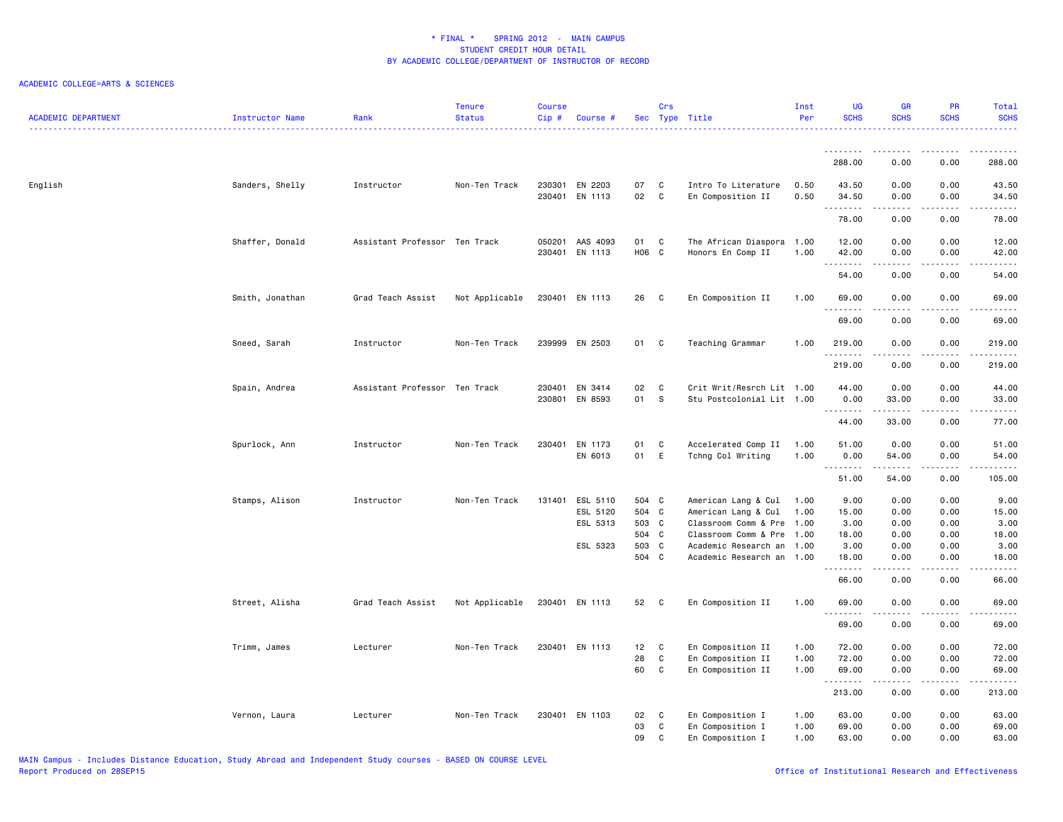* FINAL * SPRING 2012 - MAIN CAMPUS
STUDENT CREDIT HOUR DETAIL
BY ACADEMIC COLLEGE/DEPARTMENT OF INSTRUCTOR OF RECORD

ACADEMIC COLLEGE=ARTS & SCIENCES

| ACADEMIC DEPARTMENT | Instructor Name | Rank | Tenure Status | Course Cip # | Course # | Sec | Crs Type | Title | Inst Per | UG SCHS | GR SCHS | PR SCHS | Total SCHS |
|---|---|---|---|---|---|---|---|---|---|---|---|---|---|
| | | | | | | | | | | 288.00 | 0.00 | 0.00 | 288.00 |
| English | Sanders, Shelly | Instructor | Non-Ten Track | 230301 | EN 2203 | 07 | C | Intro To Literature | 0.50 | 43.50 | 0.00 | 0.00 | 43.50 |
| | | | | 230401 | EN 1113 | 02 | C | En Composition II | 0.50 | 34.50 | 0.00 | 0.00 | 34.50 |
| | | | | | | | | | | 78.00 | 0.00 | 0.00 | 78.00 |
| | Shaffer, Donald | Assistant Professor | Ten Track | 050201 | AAS 4093 | 01 | C | The African Diaspora | 1.00 | 12.00 | 0.00 | 0.00 | 12.00 |
| | | | | 230401 | EN 1113 | H06 | C | Honors En Comp II | 1.00 | 42.00 | 0.00 | 0.00 | 42.00 |
| | | | | | | | | | | 54.00 | 0.00 | 0.00 | 54.00 |
| | Smith, Jonathan | Grad Teach Assist | Not Applicable | 230401 | EN 1113 | 26 | C | En Composition II | 1.00 | 69.00 | 0.00 | 0.00 | 69.00 |
| | | | | | | | | | | 69.00 | 0.00 | 0.00 | 69.00 |
| | Sneed, Sarah | Instructor | Non-Ten Track | 239999 | EN 2503 | 01 | C | Teaching Grammar | 1.00 | 219.00 | 0.00 | 0.00 | 219.00 |
| | | | | | | | | | | 219.00 | 0.00 | 0.00 | 219.00 |
| | Spain, Andrea | Assistant Professor | Ten Track | 230401 | EN 3414 | 02 | C | Crit Writ/Resrch Lit | 1.00 | 44.00 | 0.00 | 0.00 | 44.00 |
| | | | | 230801 | EN 8593 | 01 | S | Stu Postcolonial Lit | 1.00 | 0.00 | 33.00 | 0.00 | 33.00 |
| | | | | | | | | | | 44.00 | 33.00 | 0.00 | 77.00 |
| | Spurlock, Ann | Instructor | Non-Ten Track | 230401 | EN 1173 | 01 | C | Accelerated Comp II | 1.00 | 51.00 | 0.00 | 0.00 | 51.00 |
| | | | | | EN 6013 | 01 | E | Tchng Col Writing | 1.00 | 0.00 | 54.00 | 0.00 | 54.00 |
| | | | | | | | | | | 51.00 | 54.00 | 0.00 | 105.00 |
| | Stamps, Alison | Instructor | Non-Ten Track | 131401 | ESL 5110 | 504 | C | American Lang & Cul | 1.00 | 9.00 | 0.00 | 0.00 | 9.00 |
| | | | | | ESL 5120 | 504 | C | American Lang & Cul | 1.00 | 15.00 | 0.00 | 0.00 | 15.00 |
| | | | | | ESL 5313 | 503 | C | Classroom Comm & Pre | 1.00 | 3.00 | 0.00 | 0.00 | 3.00 |
| | | | | | | 504 | C | Classroom Comm & Pre | 1.00 | 18.00 | 0.00 | 0.00 | 18.00 |
| | | | | | ESL 5323 | 503 | C | Academic Research an | 1.00 | 3.00 | 0.00 | 0.00 | 3.00 |
| | | | | | | 504 | C | Academic Research an | 1.00 | 18.00 | 0.00 | 0.00 | 18.00 |
| | | | | | | | | | | 66.00 | 0.00 | 0.00 | 66.00 |
| | Street, Alisha | Grad Teach Assist | Not Applicable | 230401 | EN 1113 | 52 | C | En Composition II | 1.00 | 69.00 | 0.00 | 0.00 | 69.00 |
| | | | | | | | | | | 69.00 | 0.00 | 0.00 | 69.00 |
| | Trimm, James | Lecturer | Non-Ten Track | 230401 | EN 1113 | 12 | C | En Composition II | 1.00 | 72.00 | 0.00 | 0.00 | 72.00 |
| | | | | | | 28 | C | En Composition II | 1.00 | 72.00 | 0.00 | 0.00 | 72.00 |
| | | | | | | 60 | C | En Composition II | 1.00 | 69.00 | 0.00 | 0.00 | 69.00 |
| | | | | | | | | | | 213.00 | 0.00 | 0.00 | 213.00 |
| | Vernon, Laura | Lecturer | Non-Ten Track | 230401 | EN 1103 | 02 | C | En Composition I | 1.00 | 63.00 | 0.00 | 0.00 | 63.00 |
| | | | | | | 03 | C | En Composition I | 1.00 | 69.00 | 0.00 | 0.00 | 69.00 |
| | | | | | | 09 | C | En Composition I | 1.00 | 63.00 | 0.00 | 0.00 | 63.00 |

MAIN Campus - Includes Distance Education, Study Abroad and Independent Study courses - BASED ON COURSE LEVEL
Report Produced on 28SEP15

Office of Institutional Research and Effectiveness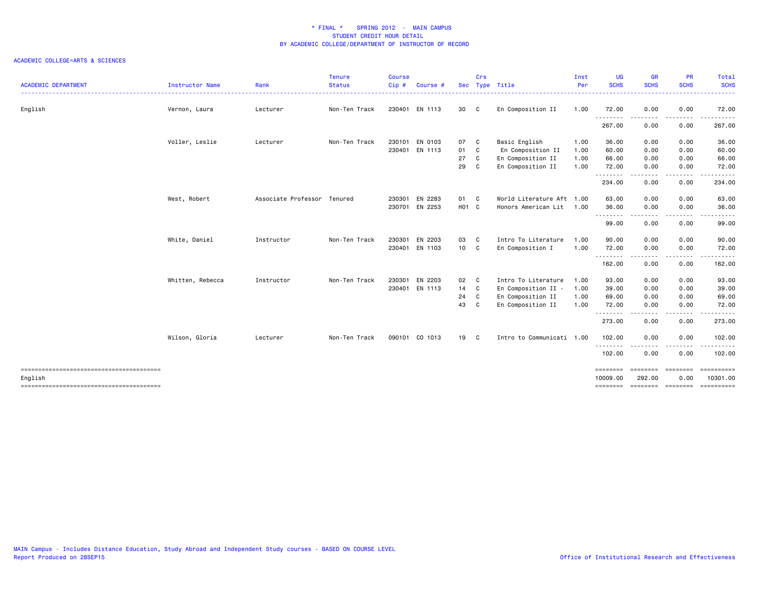\* FINAL \* SPRING 2012 - MAIN CAMPUS
STUDENT CREDIT HOUR DETAIL
BY ACADEMIC COLLEGE/DEPARTMENT OF INSTRUCTOR OF RECORD

ACADEMIC COLLEGE=ARTS & SCIENCES

| ACADEMIC DEPARTMENT | Instructor Name | Rank | Tenure Status | Course Cip # | Course # | Sec | Crs Type | Title | Inst Per | UG SCHS | GR SCHS | PR SCHS | Total SCHS |
|---|---|---|---|---|---|---|---|---|---|---|---|---|---|
| English | Vernon, Laura | Lecturer | Non-Ten Track | 230401 | EN 1113 | 30 | C | En Composition II | 1.00 | 72.00 | 0.00 | 0.00 | 72.00 |
| | | | | | | | | | | 267.00 | 0.00 | 0.00 | 267.00 |
| | Voller, Leslie | Lecturer | Non-Ten Track | 230101 | EN 0103 | 07 | C | Basic English | 1.00 | 36.00 | 0.00 | 0.00 | 36.00 |
| | | | | 230401 | EN 1113 | 01 | C | En Composition II | 1.00 | 60.00 | 0.00 | 0.00 | 60.00 |
| | | | | | | 27 | C | En Composition II | 1.00 | 66.00 | 0.00 | 0.00 | 66.00 |
| | | | | | | 29 | C | En Composition II | 1.00 | 72.00 | 0.00 | 0.00 | 72.00 |
| | | | | | | | | | | 234.00 | 0.00 | 0.00 | 234.00 |
| | West, Robert | Associate Professor | Tenured | 230301 | EN 2283 | 01 | C | World Literature Aft | 1.00 | 63.00 | 0.00 | 0.00 | 63.00 |
| | | | | 230701 | EN 2253 | H01 | C | Honors American Lit | 1.00 | 36.00 | 0.00 | 0.00 | 36.00 |
| | | | | | | | | | | 99.00 | 0.00 | 0.00 | 99.00 |
| | White, Daniel | Instructor | Non-Ten Track | 230301 | EN 2203 | 03 | C | Intro To Literature | 1.00 | 90.00 | 0.00 | 0.00 | 90.00 |
| | | | | 230401 | EN 1103 | 10 | C | En Composition I | 1.00 | 72.00 | 0.00 | 0.00 | 72.00 |
| | | | | | | | | | | 162.00 | 0.00 | 0.00 | 162.00 |
| | Whitten, Rebecca | Instructor | Non-Ten Track | 230301 | EN 2203 | 02 | C | Intro To Literature | 1.00 | 93.00 | 0.00 | 0.00 | 93.00 |
| | | | | 230401 | EN 1113 | 14 | C | En Composition II - | 1.00 | 39.00 | 0.00 | 0.00 | 39.00 |
| | | | | | | 24 | C | En Composition II | 1.00 | 69.00 | 0.00 | 0.00 | 69.00 |
| | | | | | | 43 | C | En Composition II | 1.00 | 72.00 | 0.00 | 0.00 | 72.00 |
| | | | | | | | | | | 273.00 | 0.00 | 0.00 | 273.00 |
| | Wilson, Gloria | Lecturer | Non-Ten Track | 090101 | CO 1013 | 19 | C | Intro to Communicati | 1.00 | 102.00 | 0.00 | 0.00 | 102.00 |
| | | | | | | | | | | 102.00 | 0.00 | 0.00 | 102.00 |
| English | | | | | | | | | | 10009.00 | 292.00 | 0.00 | 10301.00 |

MAIN Campus - Includes Distance Education, Study Abroad and Independent Study courses - BASED ON COURSE LEVEL
Report Produced on 28SEP15

Office of Institutional Research and Effectiveness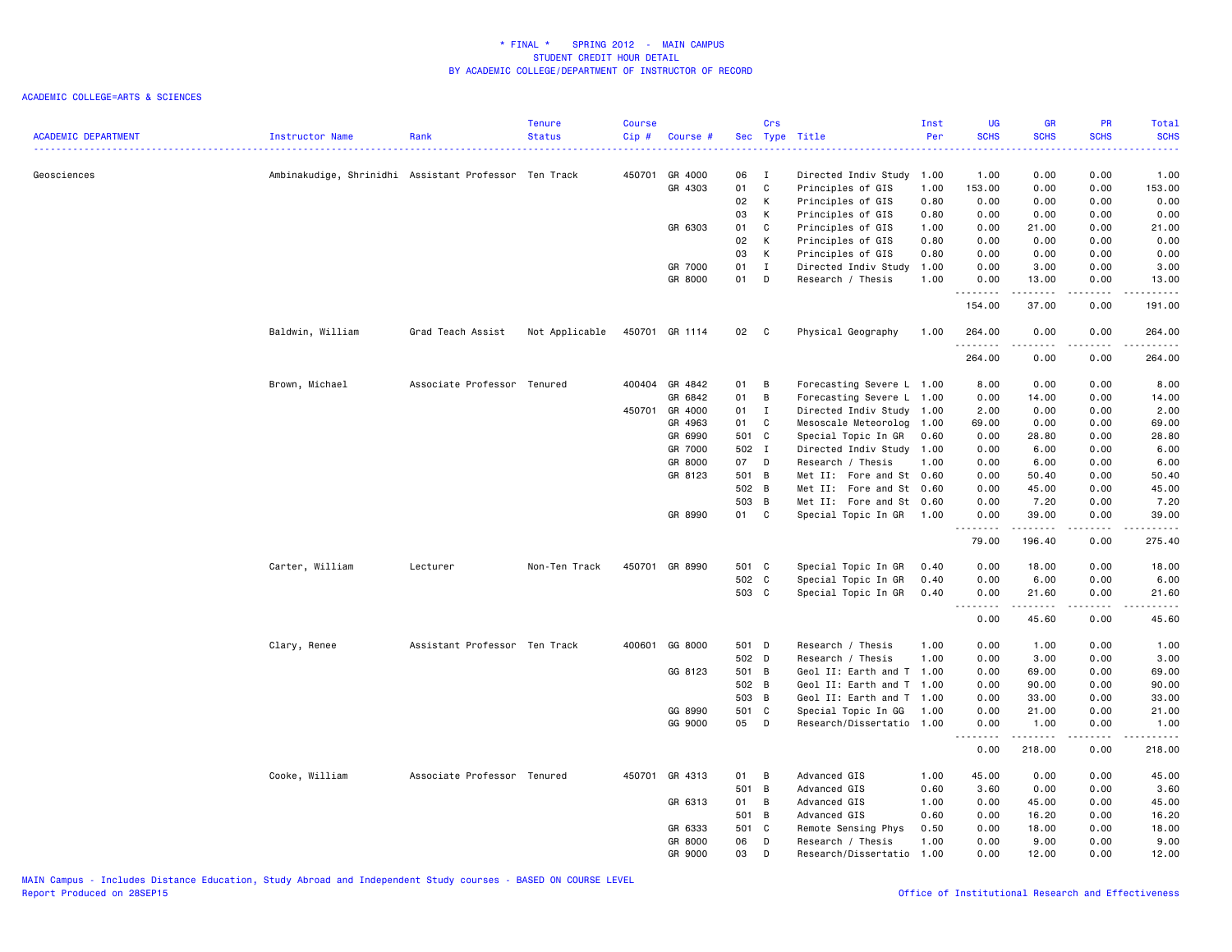* FINAL * SPRING 2012 - MAIN CAMPUS
STUDENT CREDIT HOUR DETAIL
BY ACADEMIC COLLEGE/DEPARTMENT OF INSTRUCTOR OF RECORD

ACADEMIC COLLEGE=ARTS & SCIENCES

| ACADEMIC DEPARTMENT | Instructor Name | Rank | Tenure Status | Course Cip # | Course # | Sec | Crs Type | Title | Inst Per | UG SCHS | GR SCHS | PR SCHS | Total SCHS |
|---|---|---|---|---|---|---|---|---|---|---|---|---|---|
| Geosciences | Ambinakudige, Shrinidhi | Assistant Professor | Ten Track | 450701 | GR 4000 | 06 | I | Directed Indiv Study | 1.00 | 1.00 | 0.00 | 0.00 | 1.00 |
| | | | | | GR 4303 | 01 | C | Principles of GIS | 1.00 | 153.00 | 0.00 | 0.00 | 153.00 |
| | | | | | | 02 | K | Principles of GIS | 0.80 | 0.00 | 0.00 | 0.00 | 0.00 |
| | | | | | | 03 | K | Principles of GIS | 0.80 | 0.00 | 0.00 | 0.00 | 0.00 |
| | | | | | GR 6303 | 01 | C | Principles of GIS | 1.00 | 0.00 | 21.00 | 0.00 | 21.00 |
| | | | | | | 02 | K | Principles of GIS | 0.80 | 0.00 | 0.00 | 0.00 | 0.00 |
| | | | | | | 03 | K | Principles of GIS | 0.80 | 0.00 | 0.00 | 0.00 | 0.00 |
| | | | | | GR 7000 | 01 | I | Directed Indiv Study | 1.00 | 0.00 | 3.00 | 0.00 | 3.00 |
| | | | | | GR 8000 | 01 | D | Research / Thesis | 1.00 | 0.00 | 13.00 | 0.00 | 13.00 |
| | | | | | | | | | | 154.00 | 37.00 | 0.00 | 191.00 |
| | Baldwin, William | Grad Teach Assist | Not Applicable | 450701 | GR 1114 | 02 | C | Physical Geography | 1.00 | 264.00 | 0.00 | 0.00 | 264.00 |
| | | | | | | | | | | 264.00 | 0.00 | 0.00 | 264.00 |
| | Brown, Michael | Associate Professor | Tenured | 400404 | GR 4842 | 01 | B | Forecasting Severe L | 1.00 | 8.00 | 0.00 | 0.00 | 8.00 |
| | | | | | GR 6842 | 01 | B | Forecasting Severe L | 1.00 | 0.00 | 14.00 | 0.00 | 14.00 |
| | | | | 450701 | GR 4000 | 01 | I | Directed Indiv Study | 1.00 | 2.00 | 0.00 | 0.00 | 2.00 |
| | | | | | GR 4963 | 01 | C | Mesoscale Meteorolog | 1.00 | 69.00 | 0.00 | 0.00 | 69.00 |
| | | | | | GR 6990 | 501 | C | Special Topic In GR | 0.60 | 0.00 | 28.80 | 0.00 | 28.80 |
| | | | | | GR 7000 | 502 | I | Directed Indiv Study | 1.00 | 0.00 | 6.00 | 0.00 | 6.00 |
| | | | | | GR 8000 | 07 | D | Research / Thesis | 1.00 | 0.00 | 6.00 | 0.00 | 6.00 |
| | | | | | GR 8123 | 501 | B | Met II: Fore and St | 0.60 | 0.00 | 50.40 | 0.00 | 50.40 |
| | | | | | | 502 | B | Met II: Fore and St | 0.60 | 0.00 | 45.00 | 0.00 | 45.00 |
| | | | | | | 503 | B | Met II: Fore and St | 0.60 | 0.00 | 7.20 | 0.00 | 7.20 |
| | | | | | GR 8990 | 01 | C | Special Topic In GR | 1.00 | 0.00 | 39.00 | 0.00 | 39.00 |
| | | | | | | | | | | 79.00 | 196.40 | 0.00 | 275.40 |
| | Carter, William | Lecturer | Non-Ten Track | 450701 | GR 8990 | 501 | C | Special Topic In GR | 0.40 | 0.00 | 18.00 | 0.00 | 18.00 |
| | | | | | | 502 | C | Special Topic In GR | 0.40 | 0.00 | 6.00 | 0.00 | 6.00 |
| | | | | | | 503 | C | Special Topic In GR | 0.40 | 0.00 | 21.60 | 0.00 | 21.60 |
| | | | | | | | | | | 0.00 | 45.60 | 0.00 | 45.60 |
| | Clary, Renee | Assistant Professor | Ten Track | 400601 | GG 8000 | 501 | D | Research / Thesis | 1.00 | 0.00 | 1.00 | 0.00 | 1.00 |
| | | | | | | 502 | D | Research / Thesis | 1.00 | 0.00 | 3.00 | 0.00 | 3.00 |
| | | | | | GG 8123 | 501 | B | Geol II: Earth and T | 1.00 | 0.00 | 69.00 | 0.00 | 69.00 |
| | | | | | | 502 | B | Geol II: Earth and T | 1.00 | 0.00 | 90.00 | 0.00 | 90.00 |
| | | | | | | 503 | B | Geol II: Earth and T | 1.00 | 0.00 | 33.00 | 0.00 | 33.00 |
| | | | | | GG 8990 | 501 | C | Special Topic In GG | 1.00 | 0.00 | 21.00 | 0.00 | 21.00 |
| | | | | | GG 9000 | 05 | D | Research/Dissertatio | 1.00 | 0.00 | 1.00 | 0.00 | 1.00 |
| | | | | | | | | | | 0.00 | 218.00 | 0.00 | 218.00 |
| | Cooke, William | Associate Professor | Tenured | 450701 | GR 4313 | 01 | B | Advanced GIS | 1.00 | 45.00 | 0.00 | 0.00 | 45.00 |
| | | | | | | 501 | B | Advanced GIS | 0.60 | 3.60 | 0.00 | 0.00 | 3.60 |
| | | | | | GR 6313 | 01 | B | Advanced GIS | 1.00 | 0.00 | 45.00 | 0.00 | 45.00 |
| | | | | | | 501 | B | Advanced GIS | 0.60 | 0.00 | 16.20 | 0.00 | 16.20 |
| | | | | | GR 6333 | 501 | C | Remote Sensing Phys | 0.50 | 0.00 | 18.00 | 0.00 | 18.00 |
| | | | | | GR 8000 | 06 | D | Research / Thesis | 1.00 | 0.00 | 9.00 | 0.00 | 9.00 |
| | | | | | GR 9000 | 03 | D | Research/Dissertatio | 1.00 | 0.00 | 12.00 | 0.00 | 12.00 |

MAIN Campus - Includes Distance Education, Study Abroad and Independent Study courses - BASED ON COURSE LEVEL
Report Produced on 28SEP15

Office of Institutional Research and Effectiveness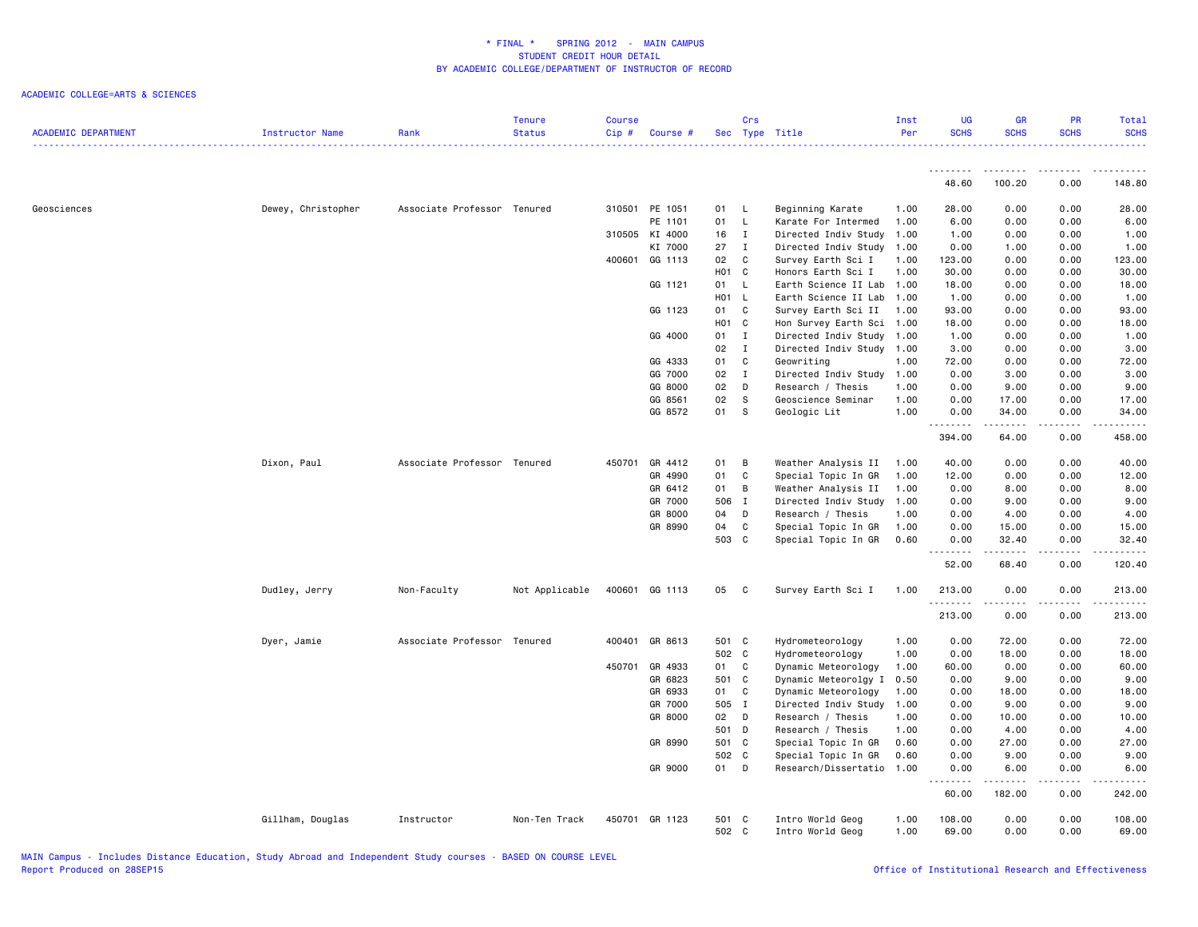\* FINAL \* SPRING 2012 - MAIN CAMPUS
STUDENT CREDIT HOUR DETAIL
BY ACADEMIC COLLEGE/DEPARTMENT OF INSTRUCTOR OF RECORD

ACADEMIC COLLEGE=ARTS & SCIENCES

| ACADEMIC DEPARTMENT | Instructor Name | Rank | Tenure Status | Course Cip # | Course # | Sec | Crs Type | Title | Inst Per | UG SCHS | GR SCHS | PR SCHS | Total SCHS |
|---|---|---|---|---|---|---|---|---|---|---|---|---|---|
| | | | | | | | | | | 48.60 | 100.20 | 0.00 | 148.80 |
| Geosciences | Dewey, Christopher | Associate Professor | Tenured | 310501 | PE 1051 | 01 | L | Beginning Karate | 1.00 | 28.00 | 0.00 | 0.00 | 28.00 |
| | | | | | PE 1101 | 01 | L | Karate For Intermed | 1.00 | 6.00 | 0.00 | 0.00 | 6.00 |
| | | | | 310505 | KI 4000 | 16 | I | Directed Indiv Study | 1.00 | 1.00 | 0.00 | 0.00 | 1.00 |
| | | | | | KI 7000 | 27 | I | Directed Indiv Study | 1.00 | 0.00 | 1.00 | 0.00 | 1.00 |
| | | | | 400601 | GG 1113 | 02 | C | Survey Earth Sci I | 1.00 | 123.00 | 0.00 | 0.00 | 123.00 |
| | | | | | | H01 | C | Honors Earth Sci I | 1.00 | 30.00 | 0.00 | 0.00 | 30.00 |
| | | | | | GG 1121 | 01 | L | Earth Science II Lab | 1.00 | 18.00 | 0.00 | 0.00 | 18.00 |
| | | | | | | H01 | L | Earth Science II Lab | 1.00 | 1.00 | 0.00 | 0.00 | 1.00 |
| | | | | | GG 1123 | 01 | C | Survey Earth Sci II | 1.00 | 93.00 | 0.00 | 0.00 | 93.00 |
| | | | | | | H01 | C | Hon Survey Earth Sci | 1.00 | 18.00 | 0.00 | 0.00 | 18.00 |
| | | | | | GG 4000 | 01 | I | Directed Indiv Study | 1.00 | 1.00 | 0.00 | 0.00 | 1.00 |
| | | | | | | 02 | I | Directed Indiv Study | 1.00 | 3.00 | 0.00 | 0.00 | 3.00 |
| | | | | | GG 4333 | 01 | C | Geowriting | 1.00 | 72.00 | 0.00 | 0.00 | 72.00 |
| | | | | | GG 7000 | 02 | I | Directed Indiv Study | 1.00 | 0.00 | 3.00 | 0.00 | 3.00 |
| | | | | | GG 8000 | 02 | D | Research / Thesis | 1.00 | 0.00 | 9.00 | 0.00 | 9.00 |
| | | | | | GG 8561 | 02 | S | Geoscience Seminar | 1.00 | 0.00 | 17.00 | 0.00 | 17.00 |
| | | | | | GG 8572 | 01 | S | Geologic Lit | 1.00 | 0.00 | 34.00 | 0.00 | 34.00 |
| | | | | | | | | | | 394.00 | 64.00 | 0.00 | 458.00 |
| | Dixon, Paul | Associate Professor | Tenured | 450701 | GR 4412 | 01 | B | Weather Analysis II | 1.00 | 40.00 | 0.00 | 0.00 | 40.00 |
| | | | | | GR 4990 | 01 | C | Special Topic In GR | 1.00 | 12.00 | 0.00 | 0.00 | 12.00 |
| | | | | | GR 6412 | 01 | B | Weather Analysis II | 1.00 | 0.00 | 8.00 | 0.00 | 8.00 |
| | | | | | GR 7000 | 506 | I | Directed Indiv Study | 1.00 | 0.00 | 9.00 | 0.00 | 9.00 |
| | | | | | GR 8000 | 04 | D | Research / Thesis | 1.00 | 0.00 | 4.00 | 0.00 | 4.00 |
| | | | | | GR 8990 | 04 | C | Special Topic In GR | 1.00 | 0.00 | 15.00 | 0.00 | 15.00 |
| | | | | | | 503 | C | Special Topic In GR | 0.60 | 0.00 | 32.40 | 0.00 | 32.40 |
| | | | | | | | | | | 52.00 | 68.40 | 0.00 | 120.40 |
| | Dudley, Jerry | Non-Faculty | Not Applicable | 400601 | GG 1113 | 05 | C | Survey Earth Sci I | 1.00 | 213.00 | 0.00 | 0.00 | 213.00 |
| | | | | | | | | | | 213.00 | 0.00 | 0.00 | 213.00 |
| | Dyer, Jamie | Associate Professor | Tenured | 400401 | GR 8613 | 501 | C | Hydrometeorology | 1.00 | 0.00 | 72.00 | 0.00 | 72.00 |
| | | | | | | 502 | C | Hydrometeorology | 1.00 | 0.00 | 18.00 | 0.00 | 18.00 |
| | | | | 450701 | GR 4933 | 01 | C | Dynamic Meteorology | 1.00 | 60.00 | 0.00 | 0.00 | 60.00 |
| | | | | | GR 6823 | 501 | C | Dynamic Meteorology I | 0.50 | 0.00 | 9.00 | 0.00 | 9.00 |
| | | | | | GR 6933 | 01 | C | Dynamic Meteorology | 1.00 | 0.00 | 18.00 | 0.00 | 18.00 |
| | | | | | GR 7000 | 505 | I | Directed Indiv Study | 1.00 | 0.00 | 9.00 | 0.00 | 9.00 |
| | | | | | GR 8000 | 02 | D | Research / Thesis | 1.00 | 0.00 | 10.00 | 0.00 | 10.00 |
| | | | | | | 501 | D | Research / Thesis | 1.00 | 0.00 | 4.00 | 0.00 | 4.00 |
| | | | | | GR 8990 | 501 | C | Special Topic In GR | 0.60 | 0.00 | 27.00 | 0.00 | 27.00 |
| | | | | | | 502 | C | Special Topic In GR | 0.60 | 0.00 | 9.00 | 0.00 | 9.00 |
| | | | | | GR 9000 | 01 | D | Research/Dissertatio | 1.00 | 0.00 | 6.00 | 0.00 | 6.00 |
| | | | | | | | | | | 60.00 | 182.00 | 0.00 | 242.00 |
| | Gillham, Douglas | Instructor | Non-Ten Track | 450701 | GR 1123 | 501 | C | Intro World Geog | 1.00 | 108.00 | 0.00 | 0.00 | 108.00 |
| | | | | | | 502 | C | Intro World Geog | 1.00 | 69.00 | 0.00 | 0.00 | 69.00 |

MAIN Campus - Includes Distance Education, Study Abroad and Independent Study courses - BASED ON COURSE LEVEL
Report Produced on 28SEP15

Office of Institutional Research and Effectiveness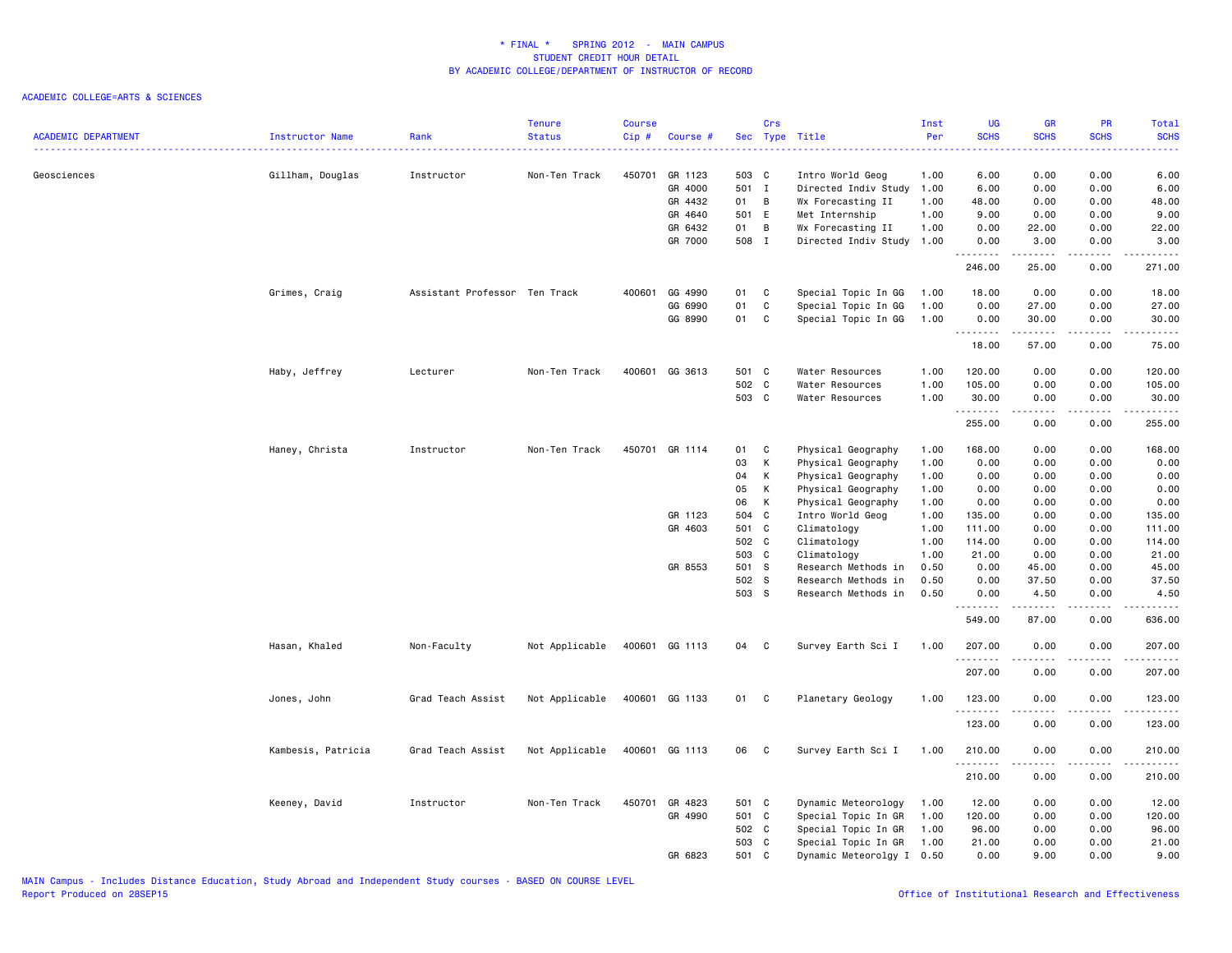# * FINAL * SPRING 2012 - MAIN CAMPUS
## STUDENT CREDIT HOUR DETAIL
## BY ACADEMIC COLLEGE/DEPARTMENT OF INSTRUCTOR OF RECORD

ACADEMIC COLLEGE=ARTS & SCIENCES

| ACADEMIC DEPARTMENT | Instructor Name | Rank | Tenure Status | Course Cip # | Course # | Sec | Crs Type | Title | Inst Per | UG SCHS | GR SCHS | PR SCHS | Total SCHS |
|---|---|---|---|---|---|---|---|---|---|---|---|---|---|
| Geosciences | Gillham, Douglas | Instructor | Non-Ten Track | 450701 | GR 1123 | 503 | C | Intro World Geog | 1.00 | 6.00 | 0.00 | 0.00 | 6.00 |
| | | | | | GR 4000 | 501 | I | Directed Indiv Study | 1.00 | 6.00 | 0.00 | 0.00 | 6.00 |
| | | | | | GR 4432 | 01 | B | Wx Forecasting II | 1.00 | 48.00 | 0.00 | 0.00 | 48.00 |
| | | | | | GR 4640 | 501 | E | Met Internship | 1.00 | 9.00 | 0.00 | 0.00 | 9.00 |
| | | | | | GR 6432 | 01 | B | Wx Forecasting II | 1.00 | 0.00 | 22.00 | 0.00 | 22.00 |
| | | | | | GR 7000 | 508 | I | Directed Indiv Study | 1.00 | 0.00 | 3.00 | 0.00 | 3.00 |
| | | | | | | | | | | 246.00 | 25.00 | 0.00 | 271.00 |
| | Grimes, Craig | Assistant Professor | Ten Track | 400601 | GG 4990 | 01 | C | Special Topic In GG | 1.00 | 18.00 | 0.00 | 0.00 | 18.00 |
| | | | | | GG 6990 | 01 | C | Special Topic In GG | 1.00 | 0.00 | 27.00 | 0.00 | 27.00 |
| | | | | | GG 8990 | 01 | C | Special Topic In GG | 1.00 | 0.00 | 30.00 | 0.00 | 30.00 |
| | | | | | | | | | | 18.00 | 57.00 | 0.00 | 75.00 |
| | Haby, Jeffrey | Lecturer | Non-Ten Track | 400601 | GG 3613 | 501 | C | Water Resources | 1.00 | 120.00 | 0.00 | 0.00 | 120.00 |
| | | | | | | 502 | C | Water Resources | 1.00 | 105.00 | 0.00 | 0.00 | 105.00 |
| | | | | | | 503 | C | Water Resources | 1.00 | 30.00 | 0.00 | 0.00 | 30.00 |
| | | | | | | | | | | 255.00 | 0.00 | 0.00 | 255.00 |
| | Haney, Christa | Instructor | Non-Ten Track | 450701 | GR 1114 | 01 | C | Physical Geography | 1.00 | 168.00 | 0.00 | 0.00 | 168.00 |
| | | | | | | 03 | K | Physical Geography | 1.00 | 0.00 | 0.00 | 0.00 | 0.00 |
| | | | | | | 04 | K | Physical Geography | 1.00 | 0.00 | 0.00 | 0.00 | 0.00 |
| | | | | | | 05 | K | Physical Geography | 1.00 | 0.00 | 0.00 | 0.00 | 0.00 |
| | | | | | | 06 | K | Physical Geography | 1.00 | 0.00 | 0.00 | 0.00 | 0.00 |
| | | | | | GR 1123 | 504 | C | Intro World Geog | 1.00 | 135.00 | 0.00 | 0.00 | 135.00 |
| | | | | | GR 4603 | 501 | C | Climatology | 1.00 | 111.00 | 0.00 | 0.00 | 111.00 |
| | | | | | | 502 | C | Climatology | 1.00 | 114.00 | 0.00 | 0.00 | 114.00 |
| | | | | | | 503 | C | Climatology | 1.00 | 21.00 | 0.00 | 0.00 | 21.00 |
| | | | | | GR 8553 | 501 | S | Research Methods in | 0.50 | 0.00 | 45.00 | 0.00 | 45.00 |
| | | | | | | 502 | S | Research Methods in | 0.50 | 0.00 | 37.50 | 0.00 | 37.50 |
| | | | | | | 503 | S | Research Methods in | 0.50 | 0.00 | 4.50 | 0.00 | 4.50 |
| | | | | | | | | | | 549.00 | 87.00 | 0.00 | 636.00 |
| | Hasan, Khaled | Non-Faculty | Not Applicable | 400601 | GG 1113 | 04 | C | Survey Earth Sci I | 1.00 | 207.00 | 0.00 | 0.00 | 207.00 |
| | | | | | | | | | | 207.00 | 0.00 | 0.00 | 207.00 |
| | Jones, John | Grad Teach Assist | Not Applicable | 400601 | GG 1133 | 01 | C | Planetary Geology | 1.00 | 123.00 | 0.00 | 0.00 | 123.00 |
| | | | | | | | | | | 123.00 | 0.00 | 0.00 | 123.00 |
| | Kambesis, Patricia | Grad Teach Assist | Not Applicable | 400601 | GG 1113 | 06 | C | Survey Earth Sci I | 1.00 | 210.00 | 0.00 | 0.00 | 210.00 |
| | | | | | | | | | | 210.00 | 0.00 | 0.00 | 210.00 |
| | Keeney, David | Instructor | Non-Ten Track | 450701 | GR 4823 | 501 | C | Dynamic Meteorology | 1.00 | 12.00 | 0.00 | 0.00 | 12.00 |
| | | | | | GR 4990 | 501 | C | Special Topic In GR | 1.00 | 120.00 | 0.00 | 0.00 | 120.00 |
| | | | | | | 502 | C | Special Topic In GR | 1.00 | 96.00 | 0.00 | 0.00 | 96.00 |
| | | | | | | 503 | C | Special Topic In GR | 1.00 | 21.00 | 0.00 | 0.00 | 21.00 |
| | | | | | GR 6823 | 501 | C | Dynamic Meteorolgy I | 0.50 | 0.00 | 9.00 | 0.00 | 9.00 |

MAIN Campus - Includes Distance Education, Study Abroad and Independent Study courses - BASED ON COURSE LEVEL
Report Produced on 28SEP15

Office of Institutional Research and Effectiveness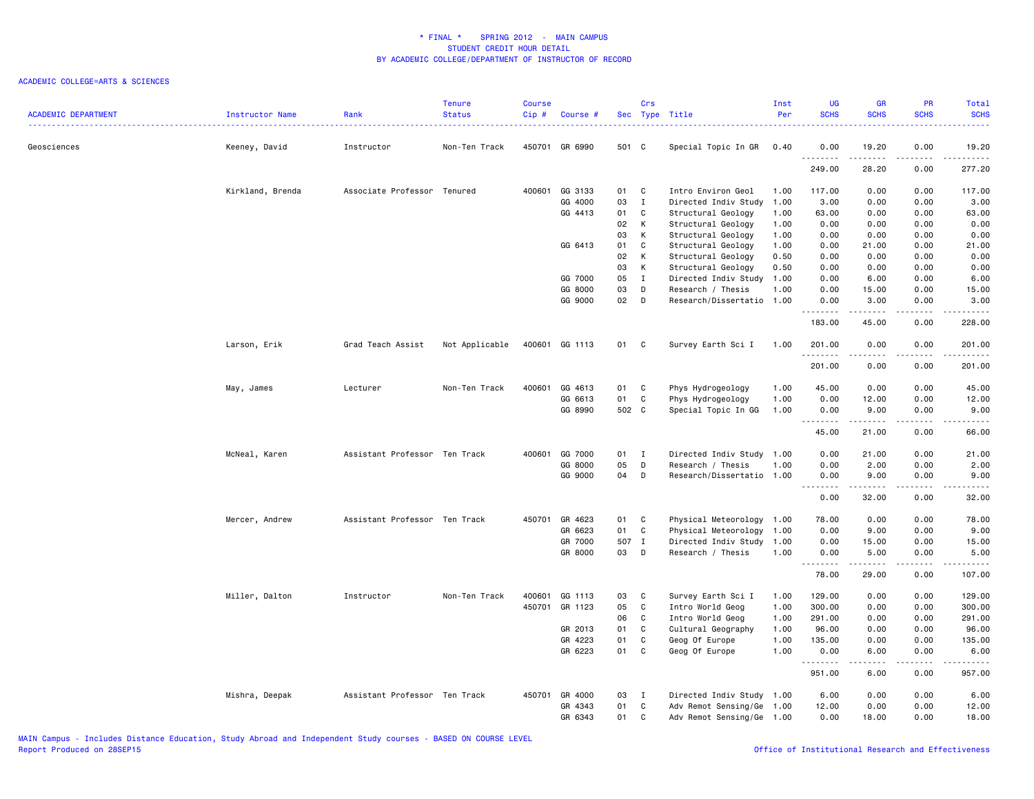# * FINAL * SPRING 2012 - MAIN CAMPUS
## STUDENT CREDIT HOUR DETAIL
### BY ACADEMIC COLLEGE/DEPARTMENT OF INSTRUCTOR OF RECORD

ACADEMIC COLLEGE=ARTS & SCIENCES

| ACADEMIC DEPARTMENT | Instructor Name | Rank | Tenure Status | Course Cip # | Course # | Sec | Crs Type | Title | Inst Per | UG SCHS | GR SCHS | PR SCHS | Total SCHS |
|---|---|---|---|---|---|---|---|---|---|---|---|---|---|
| Geosciences | Keeney, David | Instructor | Non-Ten Track | 450701 | GR 6990 | 501 | C | Special Topic In GR | 0.40 | 0.00 | 19.20 | 0.00 | 19.20 |
| | | | | | | | | | | 249.00 | 28.20 | 0.00 | 277.20 |
| | Kirkland, Brenda | Associate Professor | Tenured | 400601 | GG 3133 | 01 | C | Intro Environ Geol | 1.00 | 117.00 | 0.00 | 0.00 | 117.00 |
| | | | | | GG 4000 | 03 | I | Directed Indiv Study | 1.00 | 3.00 | 0.00 | 0.00 | 3.00 |
| | | | | | GG 4413 | 01 | C | Structural Geology | 1.00 | 63.00 | 0.00 | 0.00 | 63.00 |
| | | | | | | 02 | K | Structural Geology | 1.00 | 0.00 | 0.00 | 0.00 | 0.00 |
| | | | | | | 03 | K | Structural Geology | 1.00 | 0.00 | 0.00 | 0.00 | 0.00 |
| | | | | | GG 6413 | 01 | C | Structural Geology | 1.00 | 0.00 | 21.00 | 0.00 | 21.00 |
| | | | | | | 02 | K | Structural Geology | 0.50 | 0.00 | 0.00 | 0.00 | 0.00 |
| | | | | | | 03 | K | Structural Geology | 0.50 | 0.00 | 0.00 | 0.00 | 0.00 |
| | | | | | GG 7000 | 05 | I | Directed Indiv Study | 1.00 | 0.00 | 6.00 | 0.00 | 6.00 |
| | | | | | GG 8000 | 03 | D | Research / Thesis | 1.00 | 0.00 | 15.00 | 0.00 | 15.00 |
| | | | | | GG 9000 | 02 | D | Research/Dissertatio | 1.00 | 0.00 | 3.00 | 0.00 | 3.00 |
| | | | | | | | | | | 183.00 | 45.00 | 0.00 | 228.00 |
| | Larson, Erik | Grad Teach Assist | Not Applicable | 400601 | GG 1113 | 01 | C | Survey Earth Sci I | 1.00 | 201.00 | 0.00 | 0.00 | 201.00 |
| | | | | | | | | | | 201.00 | 0.00 | 0.00 | 201.00 |
| | May, James | Lecturer | Non-Ten Track | 400601 | GG 4613 | 01 | C | Phys Hydrogeology | 1.00 | 45.00 | 0.00 | 0.00 | 45.00 |
| | | | | | GG 6613 | 01 | C | Phys Hydrogeology | 1.00 | 0.00 | 12.00 | 0.00 | 12.00 |
| | | | | | GG 8990 | 502 | C | Special Topic In GG | 1.00 | 0.00 | 9.00 | 0.00 | 9.00 |
| | | | | | | | | | | 45.00 | 21.00 | 0.00 | 66.00 |
| | McNeal, Karen | Assistant Professor | Ten Track | 400601 | GG 7000 | 01 | I | Directed Indiv Study | 1.00 | 0.00 | 21.00 | 0.00 | 21.00 |
| | | | | | GG 8000 | 05 | D | Research / Thesis | 1.00 | 0.00 | 2.00 | 0.00 | 2.00 |
| | | | | | GG 9000 | 04 | D | Research/Dissertatio | 1.00 | 0.00 | 9.00 | 0.00 | 9.00 |
| | | | | | | | | | | 0.00 | 32.00 | 0.00 | 32.00 |
| | Mercer, Andrew | Assistant Professor | Ten Track | 450701 | GR 4623 | 01 | C | Physical Meteorology | 1.00 | 78.00 | 0.00 | 0.00 | 78.00 |
| | | | | | GR 6623 | 01 | C | Physical Meteorology | 1.00 | 0.00 | 9.00 | 0.00 | 9.00 |
| | | | | | GR 7000 | 507 | I | Directed Indiv Study | 1.00 | 0.00 | 15.00 | 0.00 | 15.00 |
| | | | | | GR 8000 | 03 | D | Research / Thesis | 1.00 | 0.00 | 5.00 | 0.00 | 5.00 |
| | | | | | | | | | | 78.00 | 29.00 | 0.00 | 107.00 |
| | Miller, Dalton | Instructor | Non-Ten Track | 400601 | GG 1113 | 03 | C | Survey Earth Sci I | 1.00 | 129.00 | 0.00 | 0.00 | 129.00 |
| | | | | 450701 | GR 1123 | 05 | C | Intro World Geog | 1.00 | 300.00 | 0.00 | 0.00 | 300.00 |
| | | | | | | 06 | C | Intro World Geog | 1.00 | 291.00 | 0.00 | 0.00 | 291.00 |
| | | | | | GR 2013 | 01 | C | Cultural Geography | 1.00 | 96.00 | 0.00 | 0.00 | 96.00 |
| | | | | | GR 4223 | 01 | C | Geog Of Europe | 1.00 | 135.00 | 0.00 | 0.00 | 135.00 |
| | | | | | GR 6223 | 01 | C | Geog Of Europe | 1.00 | 0.00 | 6.00 | 0.00 | 6.00 |
| | | | | | | | | | | 951.00 | 6.00 | 0.00 | 957.00 |
| | Mishra, Deepak | Assistant Professor | Ten Track | 450701 | GR 4000 | 03 | I | Directed Indiv Study | 1.00 | 6.00 | 0.00 | 0.00 | 6.00 |
| | | | | | GR 4343 | 01 | C | Adv Remot Sensing/Ge | 1.00 | 12.00 | 0.00 | 0.00 | 12.00 |
| | | | | | GR 6343 | 01 | C | Adv Remot Sensing/Ge | 1.00 | 0.00 | 18.00 | 0.00 | 18.00 |

MAIN Campus - Includes Distance Education, Study Abroad and Independent Study courses - BASED ON COURSE LEVEL
Report Produced on 28SEP15

Office of Institutional Research and Effectiveness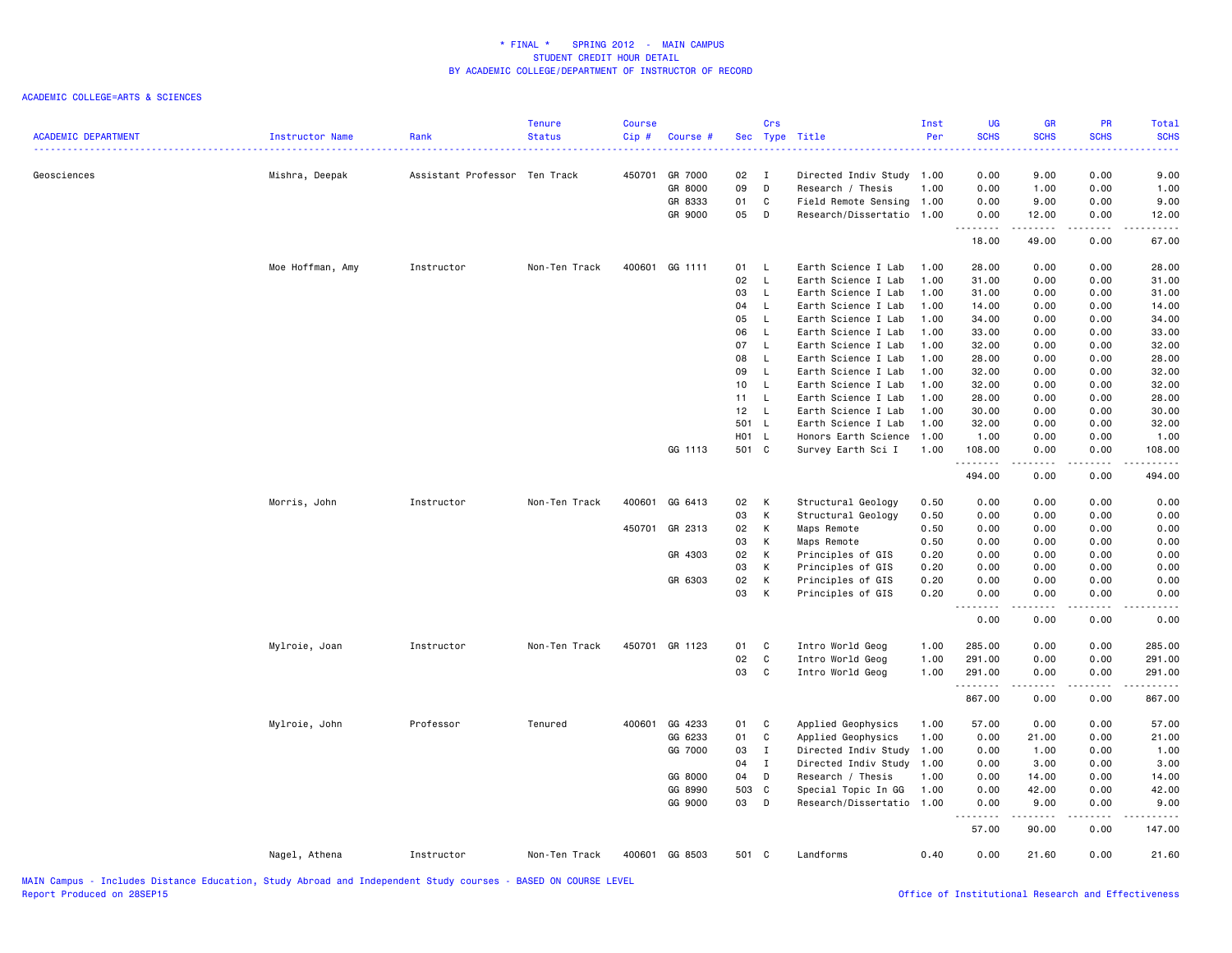# * FINAL * SPRING 2012 - MAIN CAMPUS
## STUDENT CREDIT HOUR DETAIL
## BY ACADEMIC COLLEGE/DEPARTMENT OF INSTRUCTOR OF RECORD

ACADEMIC COLLEGE=ARTS & SCIENCES

| ACADEMIC DEPARTMENT | Instructor Name | Rank | Tenure Status | Course Cip # | Course # | Sec | Crs Type | Title | Inst Per | UG SCHS | GR SCHS | PR SCHS | Total SCHS |
|---|---|---|---|---|---|---|---|---|---|---|---|---|---|
| Geosciences | Mishra, Deepak | Assistant Professor | Ten Track | 450701 | GR 7000 | 02 | I | Directed Indiv Study | 1.00 | 0.00 | 9.00 | 0.00 | 9.00 |
| | | | | | GR 8000 | 09 | D | Research / Thesis | 1.00 | 0.00 | 1.00 | 0.00 | 1.00 |
| | | | | | GR 8333 | 01 | C | Field Remote Sensing | 1.00 | 0.00 | 9.00 | 0.00 | 9.00 |
| | | | | | GR 9000 | 05 | D | Research/Dissertatio | 1.00 | 0.00 | 12.00 | 0.00 | 12.00 |
| | | | | | | | | | | 18.00 | 49.00 | 0.00 | 67.00 |
| | Moe Hoffman, Amy | Instructor | Non-Ten Track | 400601 | GG 1111 | 01 | L | Earth Science I Lab | 1.00 | 28.00 | 0.00 | 0.00 | 28.00 |
| | | | | | | 02 | L | Earth Science I Lab | 1.00 | 31.00 | 0.00 | 0.00 | 31.00 |
| | | | | | | 03 | L | Earth Science I Lab | 1.00 | 31.00 | 0.00 | 0.00 | 31.00 |
| | | | | | | 04 | L | Earth Science I Lab | 1.00 | 14.00 | 0.00 | 0.00 | 14.00 |
| | | | | | | 05 | L | Earth Science I Lab | 1.00 | 34.00 | 0.00 | 0.00 | 34.00 |
| | | | | | | 06 | L | Earth Science I Lab | 1.00 | 33.00 | 0.00 | 0.00 | 33.00 |
| | | | | | | 07 | L | Earth Science I Lab | 1.00 | 32.00 | 0.00 | 0.00 | 32.00 |
| | | | | | | 08 | L | Earth Science I Lab | 1.00 | 28.00 | 0.00 | 0.00 | 28.00 |
| | | | | | | 09 | L | Earth Science I Lab | 1.00 | 32.00 | 0.00 | 0.00 | 32.00 |
| | | | | | | 10 | L | Earth Science I Lab | 1.00 | 32.00 | 0.00 | 0.00 | 32.00 |
| | | | | | | 11 | L | Earth Science I Lab | 1.00 | 28.00 | 0.00 | 0.00 | 28.00 |
| | | | | | | 12 | L | Earth Science I Lab | 1.00 | 30.00 | 0.00 | 0.00 | 30.00 |
| | | | | | | 501 | L | Earth Science I Lab | 1.00 | 32.00 | 0.00 | 0.00 | 32.00 |
| | | | | | | H01 | L | Honors Earth Science | 1.00 | 1.00 | 0.00 | 0.00 | 1.00 |
| | | | | | GG 1113 | 501 | C | Survey Earth Sci I | 1.00 | 108.00 | 0.00 | 0.00 | 108.00 |
| | | | | | | | | | | 494.00 | 0.00 | 0.00 | 494.00 |
| | Morris, John | Instructor | Non-Ten Track | 400601 | GG 6413 | 02 | K | Structural Geology | 0.50 | 0.00 | 0.00 | 0.00 | 0.00 |
| | | | | | | 03 | K | Structural Geology | 0.50 | 0.00 | 0.00 | 0.00 | 0.00 |
| | | | | 450701 | GR 2313 | 02 | K | Maps Remote | 0.50 | 0.00 | 0.00 | 0.00 | 0.00 |
| | | | | | | 03 | K | Maps Remote | 0.50 | 0.00 | 0.00 | 0.00 | 0.00 |
| | | | | | GR 4303 | 02 | K | Principles of GIS | 0.20 | 0.00 | 0.00 | 0.00 | 0.00 |
| | | | | | | 03 | K | Principles of GIS | 0.20 | 0.00 | 0.00 | 0.00 | 0.00 |
| | | | | | GR 6303 | 02 | K | Principles of GIS | 0.20 | 0.00 | 0.00 | 0.00 | 0.00 |
| | | | | | | 03 | K | Principles of GIS | 0.20 | 0.00 | 0.00 | 0.00 | 0.00 |
| | | | | | | | | | | 0.00 | 0.00 | 0.00 | 0.00 |
| | Mylroie, Joan | Instructor | Non-Ten Track | 450701 | GR 1123 | 01 | C | Intro World Geog | 1.00 | 285.00 | 0.00 | 0.00 | 285.00 |
| | | | | | | 02 | C | Intro World Geog | 1.00 | 291.00 | 0.00 | 0.00 | 291.00 |
| | | | | | | 03 | C | Intro World Geog | 1.00 | 291.00 | 0.00 | 0.00 | 291.00 |
| | | | | | | | | | | 867.00 | 0.00 | 0.00 | 867.00 |
| | Mylroie, John | Professor | Tenured | 400601 | GG 4233 | 01 | C | Applied Geophysics | 1.00 | 57.00 | 0.00 | 0.00 | 57.00 |
| | | | | | GG 6233 | 01 | C | Applied Geophysics | 1.00 | 0.00 | 21.00 | 0.00 | 21.00 |
| | | | | | GG 7000 | 03 | I | Directed Indiv Study | 1.00 | 0.00 | 1.00 | 0.00 | 1.00 |
| | | | | | | 04 | I | Directed Indiv Study | 1.00 | 0.00 | 3.00 | 0.00 | 3.00 |
| | | | | | GG 8000 | 04 | D | Research / Thesis | 1.00 | 0.00 | 14.00 | 0.00 | 14.00 |
| | | | | | GG 8990 | 503 | C | Special Topic In GG | 1.00 | 0.00 | 42.00 | 0.00 | 42.00 |
| | | | | | GG 9000 | 03 | D | Research/Dissertatio | 1.00 | 0.00 | 9.00 | 0.00 | 9.00 |
| | | | | | | | | | | 57.00 | 90.00 | 0.00 | 147.00 |
| | Nagel, Athena | Instructor | Non-Ten Track | 400601 | GG 8503 | 501 | C | Landforms | 0.40 | 0.00 | 21.60 | 0.00 | 21.60 |

MAIN Campus - Includes Distance Education, Study Abroad and Independent Study courses - BASED ON COURSE LEVEL
Report Produced on 28SEP15

Office of Institutional Research and Effectiveness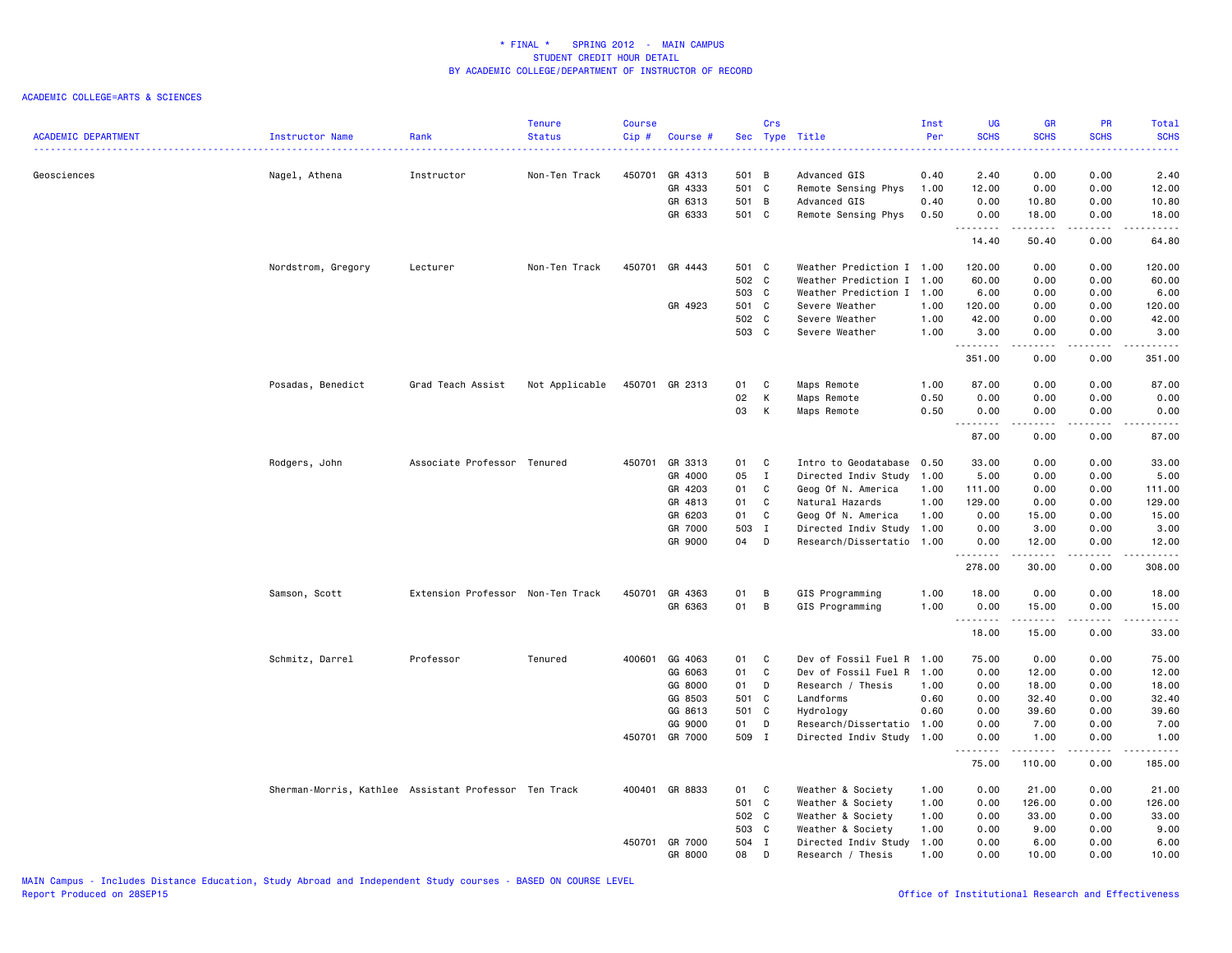# * FINAL * SPRING 2012 - MAIN CAMPUS
## STUDENT CREDIT HOUR DETAIL
## BY ACADEMIC COLLEGE/DEPARTMENT OF INSTRUCTOR OF RECORD

ACADEMIC COLLEGE=ARTS & SCIENCES

| ACADEMIC DEPARTMENT | Instructor Name | Rank | Tenure Status | Course Cip # | Course # | Sec | Crs Type | Title | Inst Per | UG SCHS | GR SCHS | PR SCHS | Total SCHS |
|---|---|---|---|---|---|---|---|---|---|---|---|---|---|
| Geosciences | Nagel, Athena | Instructor | Non-Ten Track | 450701 | GR 4313 | 501 | B | Advanced GIS | 0.40 | 2.40 | 0.00 | 0.00 | 2.40 |
| | | | | | GR 4333 | 501 | C | Remote Sensing Phys | 1.00 | 12.00 | 0.00 | 0.00 | 12.00 |
| | | | | | GR 6313 | 501 | B | Advanced GIS | 0.40 | 0.00 | 10.80 | 0.00 | 10.80 |
| | | | | | GR 6333 | 501 | C | Remote Sensing Phys | 0.50 | 0.00 | 18.00 | 0.00 | 18.00 |
| | | | | | | | | | | 14.40 | 50.40 | 0.00 | 64.80 |
| | Nordstrom, Gregory | Lecturer | Non-Ten Track | 450701 | GR 4443 | 501 | C | Weather Prediction I | 1.00 | 120.00 | 0.00 | 0.00 | 120.00 |
| | | | | | | 502 | C | Weather Prediction I | 1.00 | 60.00 | 0.00 | 0.00 | 60.00 |
| | | | | | | 503 | C | Weather Prediction I | 1.00 | 6.00 | 0.00 | 0.00 | 6.00 |
| | | | | | GR 4923 | 501 | C | Severe Weather | 1.00 | 120.00 | 0.00 | 0.00 | 120.00 |
| | | | | | | 502 | C | Severe Weather | 1.00 | 42.00 | 0.00 | 0.00 | 42.00 |
| | | | | | | 503 | C | Severe Weather | 1.00 | 3.00 | 0.00 | 0.00 | 3.00 |
| | | | | | | | | | | 351.00 | 0.00 | 0.00 | 351.00 |
| | Posadas, Benedict | Grad Teach Assist | Not Applicable | 450701 | GR 2313 | 01 | C | Maps Remote | 1.00 | 87.00 | 0.00 | 0.00 | 87.00 |
| | | | | | | 02 | K | Maps Remote | 0.50 | 0.00 | 0.00 | 0.00 | 0.00 |
| | | | | | | 03 | K | Maps Remote | 0.50 | 0.00 | 0.00 | 0.00 | 0.00 |
| | | | | | | | | | | 87.00 | 0.00 | 0.00 | 87.00 |
| | Rodgers, John | Associate Professor | Tenured | 450701 | GR 3313 | 01 | C | Intro to Geodatabase | 0.50 | 33.00 | 0.00 | 0.00 | 33.00 |
| | | | | | GR 4000 | 05 | I | Directed Indiv Study | 1.00 | 5.00 | 0.00 | 0.00 | 5.00 |
| | | | | | GR 4203 | 01 | C | Geog Of N. America | 1.00 | 111.00 | 0.00 | 0.00 | 111.00 |
| | | | | | GR 4813 | 01 | C | Natural Hazards | 1.00 | 129.00 | 0.00 | 0.00 | 129.00 |
| | | | | | GR 6203 | 01 | C | Geog Of N. America | 1.00 | 0.00 | 15.00 | 0.00 | 15.00 |
| | | | | | GR 7000 | 503 | I | Directed Indiv Study | 1.00 | 0.00 | 3.00 | 0.00 | 3.00 |
| | | | | | GR 9000 | 04 | D | Research/Dissertatio | 1.00 | 0.00 | 12.00 | 0.00 | 12.00 |
| | | | | | | | | | | 278.00 | 30.00 | 0.00 | 308.00 |
| | Samson, Scott | Extension Professor | Non-Ten Track | 450701 | GR 4363 | 01 | B | GIS Programming | 1.00 | 18.00 | 0.00 | 0.00 | 18.00 |
| | | | | | GR 6363 | 01 | B | GIS Programming | 1.00 | 0.00 | 15.00 | 0.00 | 15.00 |
| | | | | | | | | | | 18.00 | 15.00 | 0.00 | 33.00 |
| | Schmitz, Darrel | Professor | Tenured | 400601 | GG 4063 | 01 | C | Dev of Fossil Fuel R | 1.00 | 75.00 | 0.00 | 0.00 | 75.00 |
| | | | | | GG 6063 | 01 | C | Dev of Fossil Fuel R | 1.00 | 0.00 | 12.00 | 0.00 | 12.00 |
| | | | | | GG 8000 | 01 | D | Research / Thesis | 1.00 | 0.00 | 18.00 | 0.00 | 18.00 |
| | | | | | GG 8503 | 501 | C | Landforms | 0.60 | 0.00 | 32.40 | 0.00 | 32.40 |
| | | | | | GG 8613 | 501 | C | Hydrology | 0.60 | 0.00 | 39.60 | 0.00 | 39.60 |
| | | | | | GG 9000 | 01 | D | Research/Dissertatio | 1.00 | 0.00 | 7.00 | 0.00 | 7.00 |
| | | | | 450701 | GR 7000 | 509 | I | Directed Indiv Study | 1.00 | 0.00 | 1.00 | 0.00 | 1.00 |
| | | | | | | | | | | 75.00 | 110.00 | 0.00 | 185.00 |
| | Sherman-Morris, Kathlee | Assistant Professor | Ten Track | 400401 | GR 8833 | 01 | C | Weather & Society | 1.00 | 0.00 | 21.00 | 0.00 | 21.00 |
| | | | | | | 501 | C | Weather & Society | 1.00 | 0.00 | 126.00 | 0.00 | 126.00 |
| | | | | | | 502 | C | Weather & Society | 1.00 | 0.00 | 33.00 | 0.00 | 33.00 |
| | | | | | | 503 | C | Weather & Society | 1.00 | 0.00 | 9.00 | 0.00 | 9.00 |
| | | | | 450701 | GR 7000 | 504 | I | Directed Indiv Study | 1.00 | 0.00 | 6.00 | 0.00 | 6.00 |
| | | | | | GR 8000 | 08 | D | Research / Thesis | 1.00 | 0.00 | 10.00 | 0.00 | 10.00 |

MAIN Campus - Includes Distance Education, Study Abroad and Independent Study courses - BASED ON COURSE LEVEL
Report Produced on 28SEP15

Office of Institutional Research and Effectiveness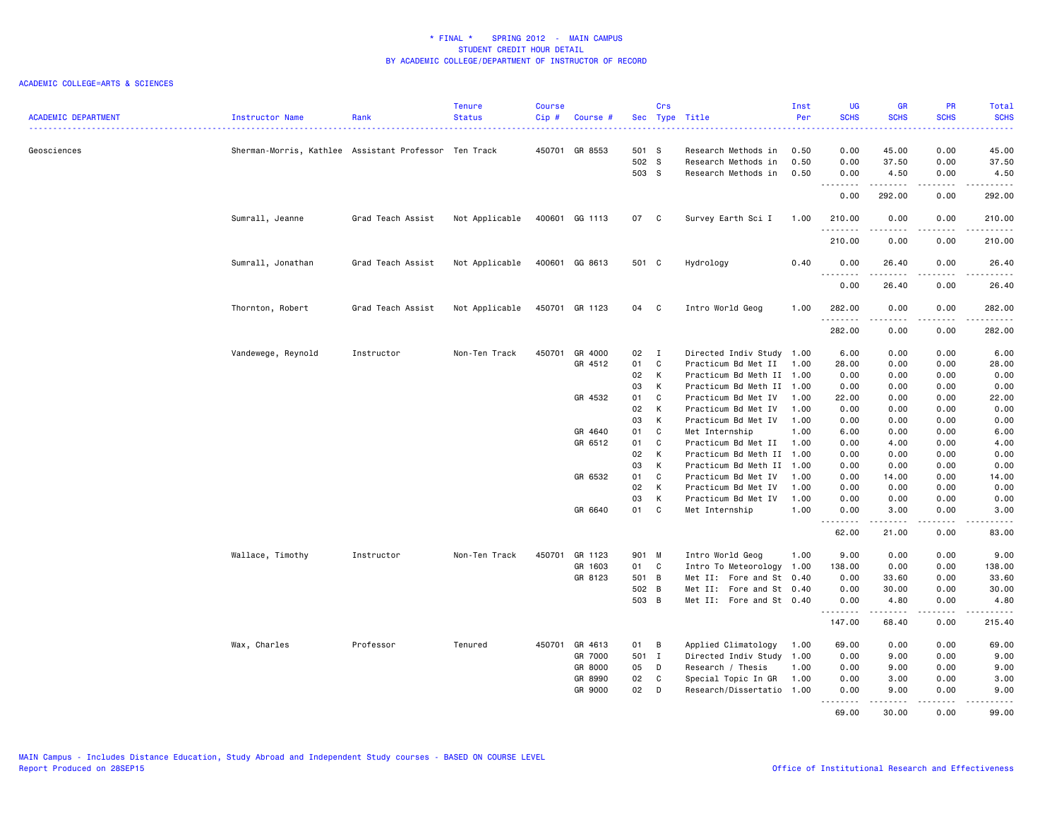# * FINAL * SPRING 2012 - MAIN CAMPUS
## STUDENT CREDIT HOUR DETAIL
## BY ACADEMIC COLLEGE/DEPARTMENT OF INSTRUCTOR OF RECORD

ACADEMIC COLLEGE=ARTS & SCIENCES

| ACADEMIC DEPARTMENT | Instructor Name | Rank | Tenure Status | Course Cip # | Course # | Sec | Crs Type | Title | Inst Per | UG SCHS | GR SCHS | PR SCHS | Total SCHS |
|---|---|---|---|---|---|---|---|---|---|---|---|---|---|
| Geosciences | Sherman-Morris, Kathlee | Assistant Professor | Ten Track | 450701 | GR 8553 | 501 | S | Research Methods in | 0.50 | 0.00 | 45.00 | 0.00 | 45.00 |
| | | | | | | 502 | S | Research Methods in | 0.50 | 0.00 | 37.50 | 0.00 | 37.50 |
| | | | | | | 503 | S | Research Methods in | 0.50 | 0.00 | 4.50 | 0.00 | 4.50 |
| | | | | | | | | | | 0.00 | 292.00 | 0.00 | 292.00 |
| | Sumrall, Jeanne | Grad Teach Assist | Not Applicable | 400601 | GG 1113 | 07 | C | Survey Earth Sci I | 1.00 | 210.00 | 0.00 | 0.00 | 210.00 |
| | | | | | | | | | | 210.00 | 0.00 | 0.00 | 210.00 |
| | Sumrall, Jonathan | Grad Teach Assist | Not Applicable | 400601 | GG 8613 | 501 | C | Hydrology | 0.40 | 0.00 | 26.40 | 0.00 | 26.40 |
| | | | | | | | | | | 0.00 | 26.40 | 0.00 | 26.40 |
| | Thornton, Robert | Grad Teach Assist | Not Applicable | 450701 | GR 1123 | 04 | C | Intro World Geog | 1.00 | 282.00 | 0.00 | 0.00 | 282.00 |
| | | | | | | | | | | 282.00 | 0.00 | 0.00 | 282.00 |
| | Vandewege, Reynold | Instructor | Non-Ten Track | 450701 | GR 4000 | 02 | I | Directed Indiv Study | 1.00 | 6.00 | 0.00 | 0.00 | 6.00 |
| | | | | | GR 4512 | 01 | C | Practicum Bd Met II | 1.00 | 28.00 | 0.00 | 0.00 | 28.00 |
| | | | | | | 02 | K | Practicum Bd Meth II | 1.00 | 0.00 | 0.00 | 0.00 | 0.00 |
| | | | | | | 03 | K | Practicum Bd Meth II | 1.00 | 0.00 | 0.00 | 0.00 | 0.00 |
| | | | | | GR 4532 | 01 | C | Practicum Bd Met IV | 1.00 | 22.00 | 0.00 | 0.00 | 22.00 |
| | | | | | | 02 | K | Practicum Bd Met IV | 1.00 | 0.00 | 0.00 | 0.00 | 0.00 |
| | | | | | | 03 | K | Practicum Bd Met IV | 1.00 | 0.00 | 0.00 | 0.00 | 0.00 |
| | | | | | GR 4640 | 01 | C | Met Internship | 1.00 | 6.00 | 0.00 | 0.00 | 6.00 |
| | | | | | GR 6512 | 01 | C | Practicum Bd Met II | 1.00 | 0.00 | 4.00 | 0.00 | 4.00 |
| | | | | | | 02 | K | Practicum Bd Meth II | 1.00 | 0.00 | 0.00 | 0.00 | 0.00 |
| | | | | | | 03 | K | Practicum Bd Meth II | 1.00 | 0.00 | 0.00 | 0.00 | 0.00 |
| | | | | | GR 6532 | 01 | C | Practicum Bd Met IV | 1.00 | 0.00 | 14.00 | 0.00 | 14.00 |
| | | | | | | 02 | K | Practicum Bd Met IV | 1.00 | 0.00 | 0.00 | 0.00 | 0.00 |
| | | | | | | 03 | K | Practicum Bd Met IV | 1.00 | 0.00 | 0.00 | 0.00 | 0.00 |
| | | | | | GR 6640 | 01 | C | Met Internship | 1.00 | 0.00 | 3.00 | 0.00 | 3.00 |
| | | | | | | | | | | 62.00 | 21.00 | 0.00 | 83.00 |
| | Wallace, Timothy | Instructor | Non-Ten Track | 450701 | GR 1123 | 901 | M | Intro World Geog | 1.00 | 9.00 | 0.00 | 0.00 | 9.00 |
| | | | | | GR 1603 | 01 | C | Intro To Meteorology | 1.00 | 138.00 | 0.00 | 0.00 | 138.00 |
| | | | | | GR 8123 | 501 | B | Met II: Fore and St | 0.40 | 0.00 | 33.60 | 0.00 | 33.60 |
| | | | | | | 502 | B | Met II: Fore and St | 0.40 | 0.00 | 30.00 | 0.00 | 30.00 |
| | | | | | | 503 | B | Met II: Fore and St | 0.40 | 0.00 | 4.80 | 0.00 | 4.80 |
| | | | | | | | | | | 147.00 | 68.40 | 0.00 | 215.40 |
| | Wax, Charles | Professor | Tenured | 450701 | GR 4613 | 01 | B | Applied Climatology | 1.00 | 69.00 | 0.00 | 0.00 | 69.00 |
| | | | | | GR 7000 | 501 | I | Directed Indiv Study | 1.00 | 0.00 | 9.00 | 0.00 | 9.00 |
| | | | | | GR 8000 | 05 | D | Research / Thesis | 1.00 | 0.00 | 9.00 | 0.00 | 9.00 |
| | | | | | GR 8990 | 02 | C | Special Topic In GR | 1.00 | 0.00 | 3.00 | 0.00 | 3.00 |
| | | | | | GR 9000 | 02 | D | Research/Dissertatio | 1.00 | 0.00 | 9.00 | 0.00 | 9.00 |
| | | | | | | | | | | 69.00 | 30.00 | 0.00 | 99.00 |

MAIN Campus - Includes Distance Education, Study Abroad and Independent Study courses - BASED ON COURSE LEVEL
Report Produced on 28SEP15

Office of Institutional Research and Effectiveness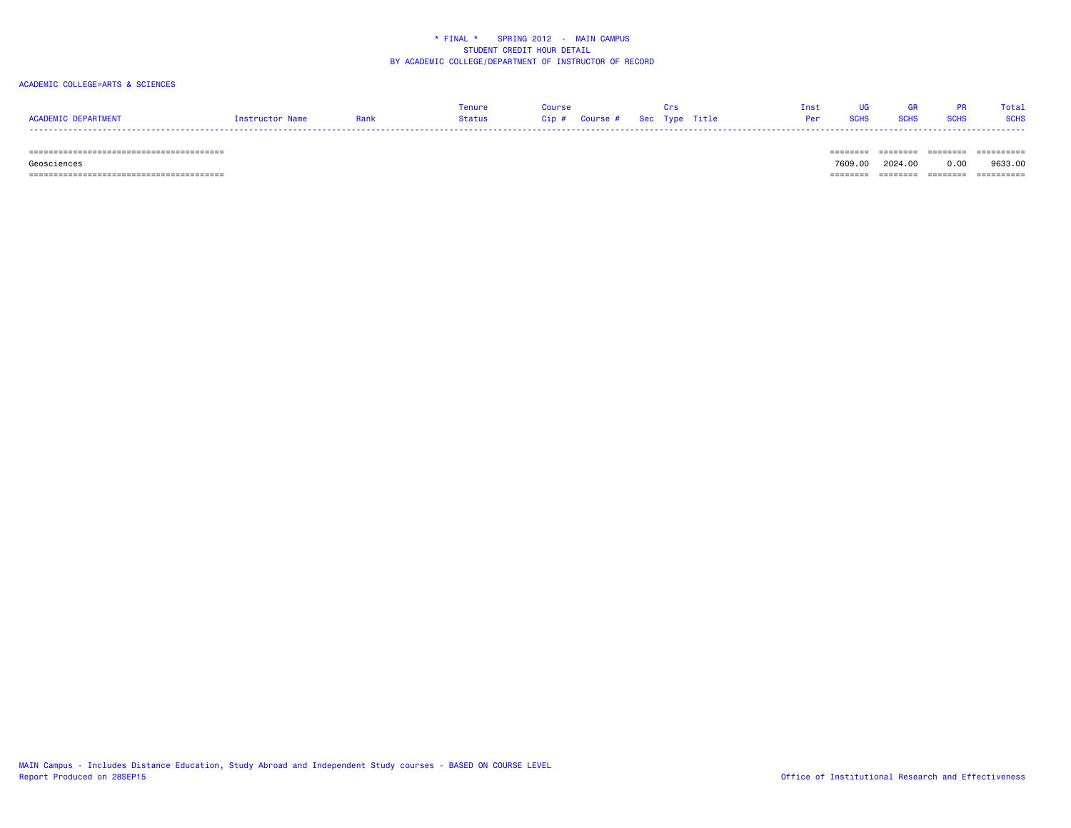\* FINAL \*    SPRING 2012  -  MAIN CAMPUS
STUDENT CREDIT HOUR DETAIL
BY ACADEMIC COLLEGE/DEPARTMENT OF INSTRUCTOR OF RECORD

ACADEMIC COLLEGE=ARTS & SCIENCES

| ACADEMIC DEPARTMENT | Instructor Name | Rank | Tenure Status | Course Cip # | Course # | Sec | Crs Type | Title | Inst Per | UG SCHS | GR SCHS | PR SCHS | Total SCHS |
|---|---|---|---|---|---|---|---|---|---|---|---|---|---|
| Geosciences | | | | | | | | | | 7609.00 | 2024.00 | 0.00 | 9633.00 |

MAIN Campus - Includes Distance Education, Study Abroad and Independent Study courses - BASED ON COURSE LEVEL
Report Produced on 28SEP15

Office of Institutional Research and Effectiveness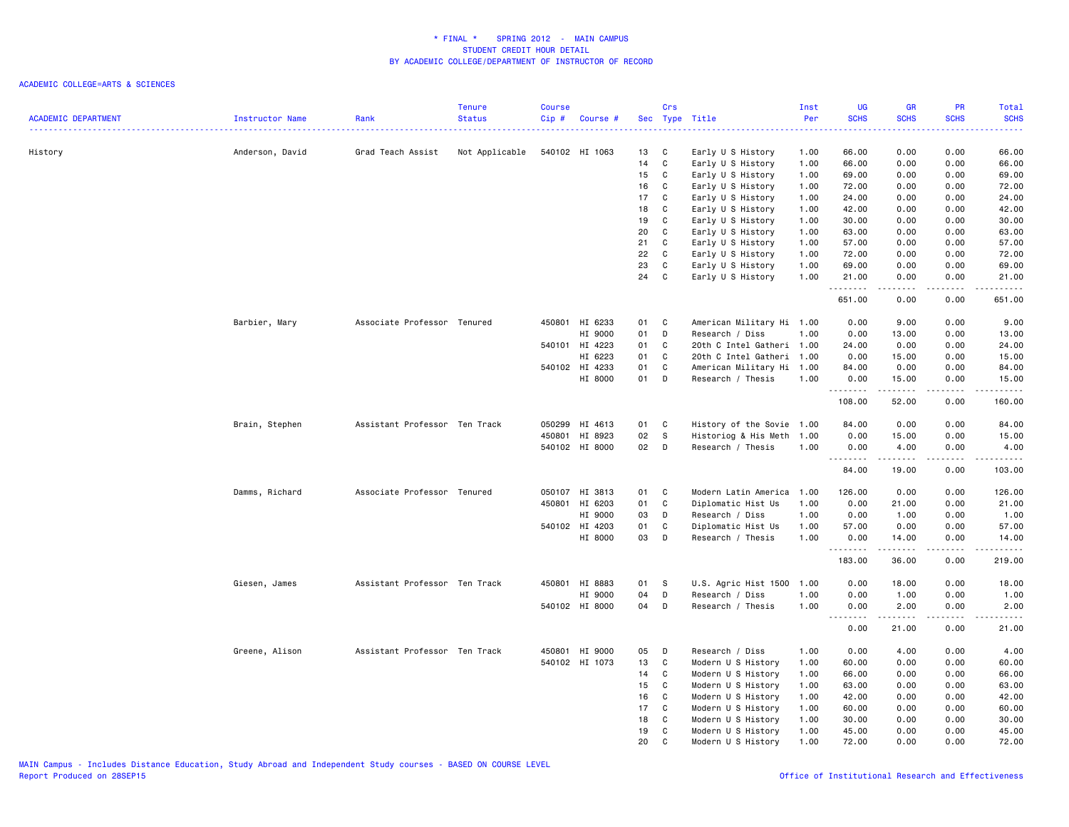# * FINAL * SPRING 2012 - MAIN CAMPUS
## STUDENT CREDIT HOUR DETAIL
## BY ACADEMIC COLLEGE/DEPARTMENT OF INSTRUCTOR OF RECORD

ACADEMIC COLLEGE=ARTS & SCIENCES

| ACADEMIC DEPARTMENT | Instructor Name | Rank | Tenure Status | Course Cip # | Course # | Sec | Crs Type | Title | Inst Per | UG SCHS | GR SCHS | PR SCHS | Total SCHS |
|---|---|---|---|---|---|---|---|---|---|---|---|---|---|
| History | Anderson, David | Grad Teach Assist | Not Applicable | 540102 | HI 1063 | 13 | C | Early U S History | 1.00 | 66.00 | 0.00 | 0.00 | 66.00 |
| | | | | | | 14 | C | Early U S History | 1.00 | 66.00 | 0.00 | 0.00 | 66.00 |
| | | | | | | 15 | C | Early U S History | 1.00 | 69.00 | 0.00 | 0.00 | 69.00 |
| | | | | | | 16 | C | Early U S History | 1.00 | 72.00 | 0.00 | 0.00 | 72.00 |
| | | | | | | 17 | C | Early U S History | 1.00 | 24.00 | 0.00 | 0.00 | 24.00 |
| | | | | | | 18 | C | Early U S History | 1.00 | 42.00 | 0.00 | 0.00 | 42.00 |
| | | | | | | 19 | C | Early U S History | 1.00 | 30.00 | 0.00 | 0.00 | 30.00 |
| | | | | | | 20 | C | Early U S History | 1.00 | 63.00 | 0.00 | 0.00 | 63.00 |
| | | | | | | 21 | C | Early U S History | 1.00 | 57.00 | 0.00 | 0.00 | 57.00 |
| | | | | | | 22 | C | Early U S History | 1.00 | 72.00 | 0.00 | 0.00 | 72.00 |
| | | | | | | 23 | C | Early U S History | 1.00 | 69.00 | 0.00 | 0.00 | 69.00 |
| | | | | | | 24 | C | Early U S History | 1.00 | 21.00 | 0.00 | 0.00 | 21.00 |
| | | | | | | | | | | 651.00 | 0.00 | 0.00 | 651.00 |
| | Barbier, Mary | Associate Professor | Tenured | 450801 | HI 6233 | 01 | C | American Military Hi | 1.00 | 0.00 | 9.00 | 0.00 | 9.00 |
| | | | | | HI 9000 | 01 | D | Research / Diss | 1.00 | 0.00 | 13.00 | 0.00 | 13.00 |
| | | | | 540101 | HI 4223 | 01 | C | 20th C Intel Gatheri | 1.00 | 24.00 | 0.00 | 0.00 | 24.00 |
| | | | | | HI 6223 | 01 | C | 20th C Intel Gatheri | 1.00 | 0.00 | 15.00 | 0.00 | 15.00 |
| | | | | 540102 | HI 4233 | 01 | C | American Military Hi | 1.00 | 84.00 | 0.00 | 0.00 | 84.00 |
| | | | | | HI 8000 | 01 | D | Research / Thesis | 1.00 | 0.00 | 15.00 | 0.00 | 15.00 |
| | | | | | | | | | | 108.00 | 52.00 | 0.00 | 160.00 |
| | Brain, Stephen | Assistant Professor | Ten Track | 050299 | HI 4613 | 01 | C | History of the Sovie | 1.00 | 84.00 | 0.00 | 0.00 | 84.00 |
| | | | | 450801 | HI 8923 | 02 | S | Historiog & His Meth | 1.00 | 0.00 | 15.00 | 0.00 | 15.00 |
| | | | | 540102 | HI 8000 | 02 | D | Research / Thesis | 1.00 | 0.00 | 4.00 | 0.00 | 4.00 |
| | | | | | | | | | | 84.00 | 19.00 | 0.00 | 103.00 |
| | Damms, Richard | Associate Professor | Tenured | 050107 | HI 3813 | 01 | C | Modern Latin America | 1.00 | 126.00 | 0.00 | 0.00 | 126.00 |
| | | | | 450801 | HI 6203 | 01 | C | Diplomatic Hist Us | 1.00 | 0.00 | 21.00 | 0.00 | 21.00 |
| | | | | | HI 9000 | 03 | D | Research / Diss | 1.00 | 0.00 | 1.00 | 0.00 | 1.00 |
| | | | | 540102 | HI 4203 | 01 | C | Diplomatic Hist Us | 1.00 | 57.00 | 0.00 | 0.00 | 57.00 |
| | | | | | HI 8000 | 03 | D | Research / Thesis | 1.00 | 0.00 | 14.00 | 0.00 | 14.00 |
| | | | | | | | | | | 183.00 | 36.00 | 0.00 | 219.00 |
| | Giesen, James | Assistant Professor | Ten Track | 450801 | HI 8883 | 01 | S | U.S. Agric Hist 1500 | 1.00 | 0.00 | 18.00 | 0.00 | 18.00 |
| | | | | | HI 9000 | 04 | D | Research / Diss | 1.00 | 0.00 | 1.00 | 0.00 | 1.00 |
| | | | | 540102 | HI 8000 | 04 | D | Research / Thesis | 1.00 | 0.00 | 2.00 | 0.00 | 2.00 |
| | | | | | | | | | | 0.00 | 21.00 | 0.00 | 21.00 |
| | Greene, Alison | Assistant Professor | Ten Track | 450801 | HI 9000 | 05 | D | Research / Diss | 1.00 | 0.00 | 4.00 | 0.00 | 4.00 |
| | | | | 540102 | HI 1073 | 13 | C | Modern U S History | 1.00 | 60.00 | 0.00 | 0.00 | 60.00 |
| | | | | | | 14 | C | Modern U S History | 1.00 | 66.00 | 0.00 | 0.00 | 66.00 |
| | | | | | | 15 | C | Modern U S History | 1.00 | 63.00 | 0.00 | 0.00 | 63.00 |
| | | | | | | 16 | C | Modern U S History | 1.00 | 42.00 | 0.00 | 0.00 | 42.00 |
| | | | | | | 17 | C | Modern U S History | 1.00 | 60.00 | 0.00 | 0.00 | 60.00 |
| | | | | | | 18 | C | Modern U S History | 1.00 | 30.00 | 0.00 | 0.00 | 30.00 |
| | | | | | | 19 | C | Modern U S History | 1.00 | 45.00 | 0.00 | 0.00 | 45.00 |
| | | | | | | 20 | C | Modern U S History | 1.00 | 72.00 | 0.00 | 0.00 | 72.00 |

MAIN Campus - Includes Distance Education, Study Abroad and Independent Study courses - BASED ON COURSE LEVEL
Report Produced on 28SEP15

Office of Institutional Research and Effectiveness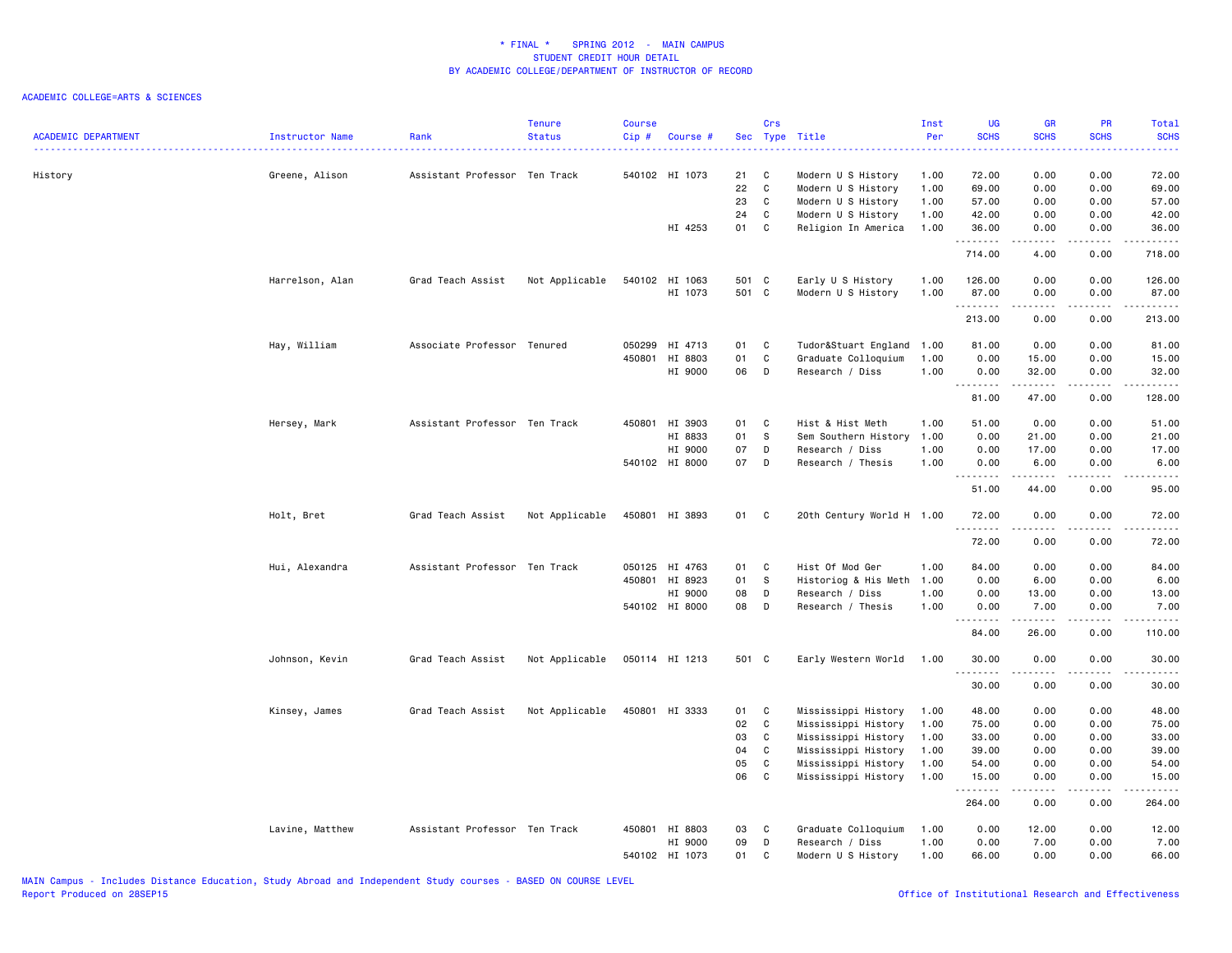# * FINAL * SPRING 2012 - MAIN CAMPUS
## STUDENT CREDIT HOUR DETAIL
## BY ACADEMIC COLLEGE/DEPARTMENT OF INSTRUCTOR OF RECORD

ACADEMIC COLLEGE=ARTS & SCIENCES

| ACADEMIC DEPARTMENT | Instructor Name | Rank | Tenure Status | Course Cip # | Course # | Sec | Crs Type | Title | Inst Per | UG SCHS | GR SCHS | PR SCHS | Total SCHS |
|---|---|---|---|---|---|---|---|---|---|---|---|---|---|
| History | Greene, Alison | Assistant Professor | Ten Track | 540102 | HI 1073 | 21 | C | Modern U S History | 1.00 | 72.00 | 0.00 | 0.00 | 72.00 |
| | | | | | | 22 | C | Modern U S History | 1.00 | 69.00 | 0.00 | 0.00 | 69.00 |
| | | | | | | 23 | C | Modern U S History | 1.00 | 57.00 | 0.00 | 0.00 | 57.00 |
| | | | | | | 24 | C | Modern U S History | 1.00 | 42.00 | 0.00 | 0.00 | 42.00 |
| | | | | | HI 4253 | 01 | C | Religion In America | 1.00 | 36.00 | 0.00 | 0.00 | 36.00 |
| | | | | | | | | | | 714.00 | 4.00 | 0.00 | 718.00 |
| | Harrelson, Alan | Grad Teach Assist | Not Applicable | 540102 | HI 1063 | 501 | C | Early U S History | 1.00 | 126.00 | 0.00 | 0.00 | 126.00 |
| | | | | | HI 1073 | 501 | C | Modern U S History | 1.00 | 87.00 | 0.00 | 0.00 | 87.00 |
| | | | | | | | | | | 213.00 | 0.00 | 0.00 | 213.00 |
| | Hay, William | Associate Professor | Tenured | 050299 | HI 4713 | 01 | C | Tudor&Stuart England | 1.00 | 81.00 | 0.00 | 0.00 | 81.00 |
| | | | | 450801 | HI 8803 | 01 | C | Graduate Colloquium | 1.00 | 0.00 | 15.00 | 0.00 | 15.00 |
| | | | | | HI 9000 | 06 | D | Research / Diss | 1.00 | 0.00 | 32.00 | 0.00 | 32.00 |
| | | | | | | | | | | 81.00 | 47.00 | 0.00 | 128.00 |
| | Hersey, Mark | Assistant Professor | Ten Track | 450801 | HI 3903 | 01 | C | Hist & Hist Meth | 1.00 | 51.00 | 0.00 | 0.00 | 51.00 |
| | | | | | HI 8833 | 01 | S | Sem Southern History | 1.00 | 0.00 | 21.00 | 0.00 | 21.00 |
| | | | | | HI 9000 | 07 | D | Research / Diss | 1.00 | 0.00 | 17.00 | 0.00 | 17.00 |
| | | | | 540102 | HI 8000 | 07 | D | Research / Thesis | 1.00 | 0.00 | 6.00 | 0.00 | 6.00 |
| | | | | | | | | | | 51.00 | 44.00 | 0.00 | 95.00 |
| | Holt, Bret | Grad Teach Assist | Not Applicable | 450801 | HI 3893 | 01 | C | 20th Century World H | 1.00 | 72.00 | 0.00 | 0.00 | 72.00 |
| | | | | | | | | | | 72.00 | 0.00 | 0.00 | 72.00 |
| | Hui, Alexandra | Assistant Professor | Ten Track | 050125 | HI 4763 | 01 | C | Hist Of Mod Ger | 1.00 | 84.00 | 0.00 | 0.00 | 84.00 |
| | | | | 450801 | HI 8923 | 01 | S | Historiog & His Meth | 1.00 | 0.00 | 6.00 | 0.00 | 6.00 |
| | | | | | HI 9000 | 08 | D | Research / Diss | 1.00 | 0.00 | 13.00 | 0.00 | 13.00 |
| | | | | 540102 | HI 8000 | 08 | D | Research / Thesis | 1.00 | 0.00 | 7.00 | 0.00 | 7.00 |
| | | | | | | | | | | 84.00 | 26.00 | 0.00 | 110.00 |
| | Johnson, Kevin | Grad Teach Assist | Not Applicable | 050114 | HI 1213 | 501 | C | Early Western World | 1.00 | 30.00 | 0.00 | 0.00 | 30.00 |
| | | | | | | | | | | 30.00 | 0.00 | 0.00 | 30.00 |
| | Kinsey, James | Grad Teach Assist | Not Applicable | 450801 | HI 3333 | 01 | C | Mississippi History | 1.00 | 48.00 | 0.00 | 0.00 | 48.00 |
| | | | | | | 02 | C | Mississippi History | 1.00 | 75.00 | 0.00 | 0.00 | 75.00 |
| | | | | | | 03 | C | Mississippi History | 1.00 | 33.00 | 0.00 | 0.00 | 33.00 |
| | | | | | | 04 | C | Mississippi History | 1.00 | 39.00 | 0.00 | 0.00 | 39.00 |
| | | | | | | 05 | C | Mississippi History | 1.00 | 54.00 | 0.00 | 0.00 | 54.00 |
| | | | | | | 06 | C | Mississippi History | 1.00 | 15.00 | 0.00 | 0.00 | 15.00 |
| | | | | | | | | | | 264.00 | 0.00 | 0.00 | 264.00 |
| | Lavine, Matthew | Assistant Professor | Ten Track | 450801 | HI 8803 | 03 | C | Graduate Colloquium | 1.00 | 0.00 | 12.00 | 0.00 | 12.00 |
| | | | | | HI 9000 | 09 | D | Research / Diss | 1.00 | 0.00 | 7.00 | 0.00 | 7.00 |
| | | | | 540102 | HI 1073 | 01 | C | Modern U S History | 1.00 | 66.00 | 0.00 | 0.00 | 66.00 |

MAIN Campus - Includes Distance Education, Study Abroad and Independent Study courses - BASED ON COURSE LEVEL
Report Produced on 28SEP15

Office of Institutional Research and Effectiveness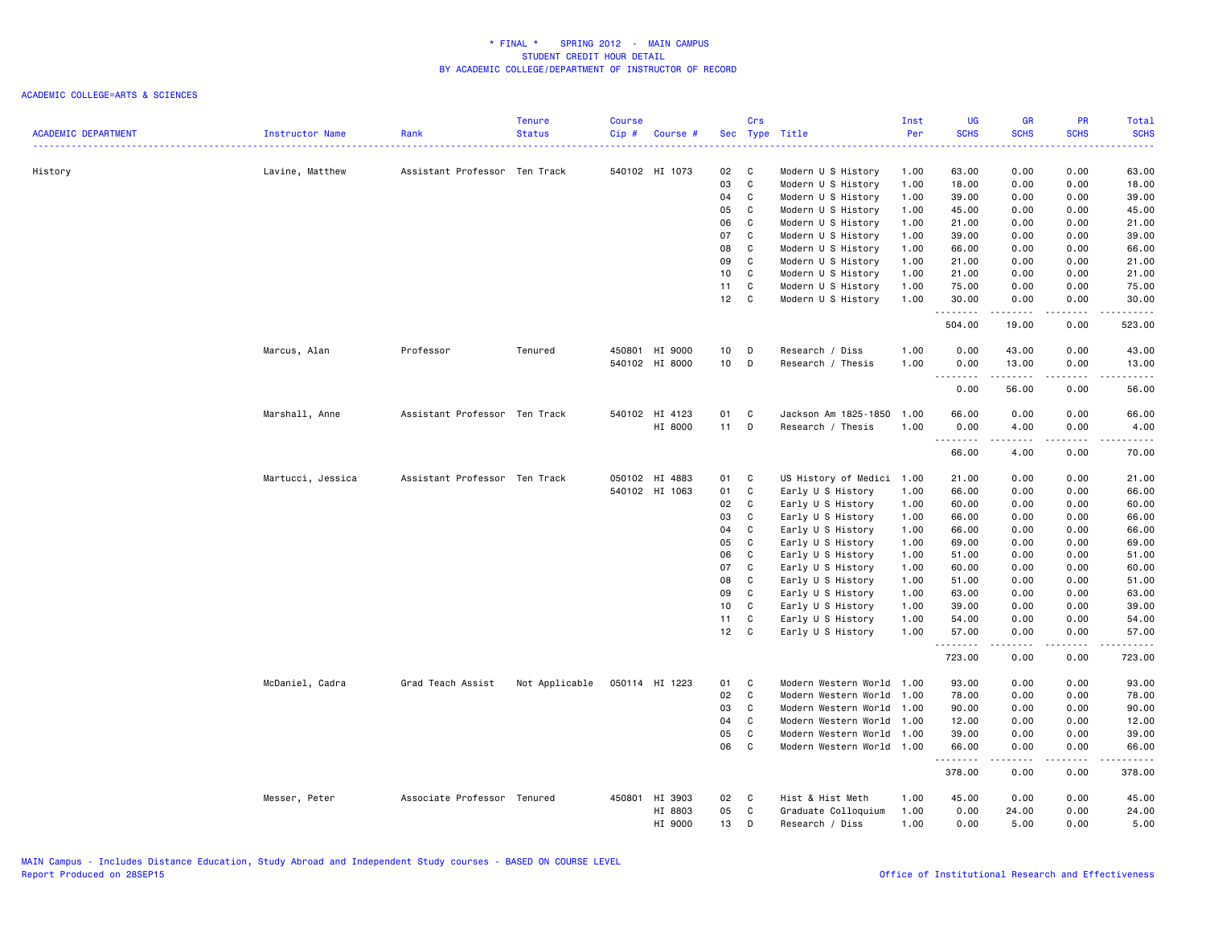# * FINAL * SPRING 2012 - MAIN CAMPUS
## STUDENT CREDIT HOUR DETAIL
## BY ACADEMIC COLLEGE/DEPARTMENT OF INSTRUCTOR OF RECORD

ACADEMIC COLLEGE=ARTS & SCIENCES

| ACADEMIC DEPARTMENT | Instructor Name | Rank | Tenure Status | Course Cip # | Course # | Sec | Crs Type | Title | Inst Per | UG SCHS | GR SCHS | PR SCHS | Total SCHS |
|---|---|---|---|---|---|---|---|---|---|---|---|---|---|
| History | Lavine, Matthew | Assistant Professor | Ten Track | 540102 | HI 1073 | 02 | C | Modern U S History | 1.00 | 63.00 | 0.00 | 0.00 | 63.00 |
| | | | | | | 03 | C | Modern U S History | 1.00 | 18.00 | 0.00 | 0.00 | 18.00 |
| | | | | | | 04 | C | Modern U S History | 1.00 | 39.00 | 0.00 | 0.00 | 39.00 |
| | | | | | | 05 | C | Modern U S History | 1.00 | 45.00 | 0.00 | 0.00 | 45.00 |
| | | | | | | 06 | C | Modern U S History | 1.00 | 21.00 | 0.00 | 0.00 | 21.00 |
| | | | | | | 07 | C | Modern U S History | 1.00 | 39.00 | 0.00 | 0.00 | 39.00 |
| | | | | | | 08 | C | Modern U S History | 1.00 | 66.00 | 0.00 | 0.00 | 66.00 |
| | | | | | | 09 | C | Modern U S History | 1.00 | 21.00 | 0.00 | 0.00 | 21.00 |
| | | | | | | 10 | C | Modern U S History | 1.00 | 21.00 | 0.00 | 0.00 | 21.00 |
| | | | | | | 11 | C | Modern U S History | 1.00 | 75.00 | 0.00 | 0.00 | 75.00 |
| | | | | | | 12 | C | Modern U S History | 1.00 | 30.00 | 0.00 | 0.00 | 30.00 |
| | | | | | | | | | | 504.00 | 19.00 | 0.00 | 523.00 |
| | Marcus, Alan | Professor | Tenured | 450801 | HI 9000 | 10 | D | Research / Diss | 1.00 | 0.00 | 43.00 | 0.00 | 43.00 |
| | | | | 540102 | HI 8000 | 10 | D | Research / Thesis | 1.00 | 0.00 | 13.00 | 0.00 | 13.00 |
| | | | | | | | | | | 0.00 | 56.00 | 0.00 | 56.00 |
| | Marshall, Anne | Assistant Professor | Ten Track | 540102 | HI 4123 | 01 | C | Jackson Am 1825-1850 | 1.00 | 66.00 | 0.00 | 0.00 | 66.00 |
| | | | | | HI 8000 | 11 | D | Research / Thesis | 1.00 | 0.00 | 4.00 | 0.00 | 4.00 |
| | | | | | | | | | | 66.00 | 4.00 | 0.00 | 70.00 |
| | Martucci, Jessica | Assistant Professor | Ten Track | 050102 | HI 4883 | 01 | C | US History of Medici | 1.00 | 21.00 | 0.00 | 0.00 | 21.00 |
| | | | | 540102 | HI 1063 | 01 | C | Early U S History | 1.00 | 66.00 | 0.00 | 0.00 | 66.00 |
| | | | | | | 02 | C | Early U S History | 1.00 | 60.00 | 0.00 | 0.00 | 60.00 |
| | | | | | | 03 | C | Early U S History | 1.00 | 66.00 | 0.00 | 0.00 | 66.00 |
| | | | | | | 04 | C | Early U S History | 1.00 | 66.00 | 0.00 | 0.00 | 66.00 |
| | | | | | | 05 | C | Early U S History | 1.00 | 69.00 | 0.00 | 0.00 | 69.00 |
| | | | | | | 06 | C | Early U S History | 1.00 | 51.00 | 0.00 | 0.00 | 51.00 |
| | | | | | | 07 | C | Early U S History | 1.00 | 60.00 | 0.00 | 0.00 | 60.00 |
| | | | | | | 08 | C | Early U S History | 1.00 | 51.00 | 0.00 | 0.00 | 51.00 |
| | | | | | | 09 | C | Early U S History | 1.00 | 63.00 | 0.00 | 0.00 | 63.00 |
| | | | | | | 10 | C | Early U S History | 1.00 | 39.00 | 0.00 | 0.00 | 39.00 |
| | | | | | | 11 | C | Early U S History | 1.00 | 54.00 | 0.00 | 0.00 | 54.00 |
| | | | | | | 12 | C | Early U S History | 1.00 | 57.00 | 0.00 | 0.00 | 57.00 |
| | | | | | | | | | | 723.00 | 0.00 | 0.00 | 723.00 |
| | McDaniel, Cadra | Grad Teach Assist | Not Applicable | 050114 | HI 1223 | 01 | C | Modern Western World | 1.00 | 93.00 | 0.00 | 0.00 | 93.00 |
| | | | | | | 02 | C | Modern Western World | 1.00 | 78.00 | 0.00 | 0.00 | 78.00 |
| | | | | | | 03 | C | Modern Western World | 1.00 | 90.00 | 0.00 | 0.00 | 90.00 |
| | | | | | | 04 | C | Modern Western World | 1.00 | 12.00 | 0.00 | 0.00 | 12.00 |
| | | | | | | 05 | C | Modern Western World | 1.00 | 39.00 | 0.00 | 0.00 | 39.00 |
| | | | | | | 06 | C | Modern Western World | 1.00 | 66.00 | 0.00 | 0.00 | 66.00 |
| | | | | | | | | | | 378.00 | 0.00 | 0.00 | 378.00 |
| | Messer, Peter | Associate Professor | Tenured | 450801 | HI 3903 | 02 | C | Hist & Hist Meth | 1.00 | 45.00 | 0.00 | 0.00 | 45.00 |
| | | | | | HI 8803 | 05 | C | Graduate Colloquium | 1.00 | 0.00 | 24.00 | 0.00 | 24.00 |
| | | | | | HI 9000 | 13 | D | Research / Diss | 1.00 | 0.00 | 5.00 | 0.00 | 5.00 |

MAIN Campus - Includes Distance Education, Study Abroad and Independent Study courses - BASED ON COURSE LEVEL
Report Produced on 28SEP15

Office of Institutional Research and Effectiveness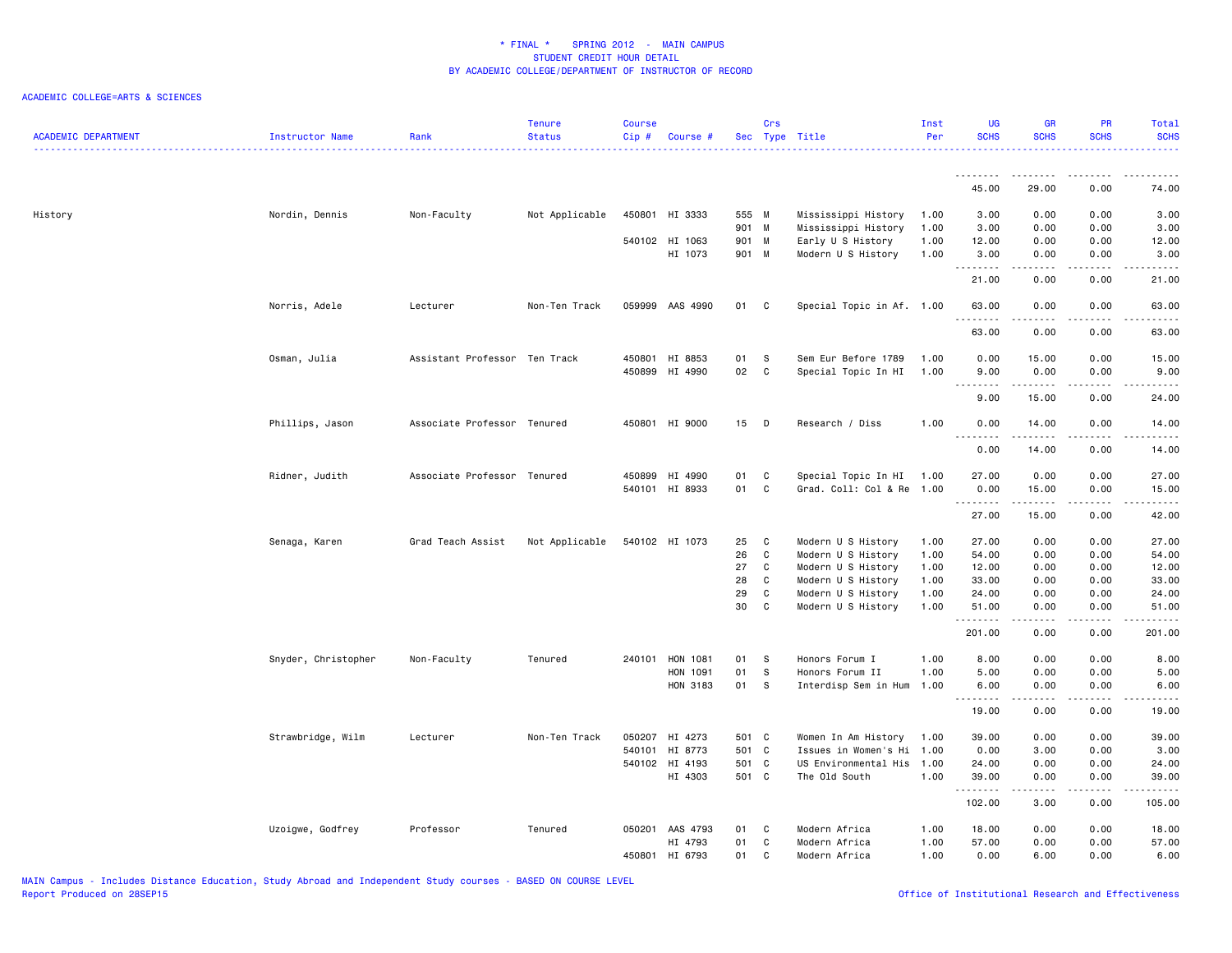# * FINAL * SPRING 2012 - MAIN CAMPUS
## STUDENT CREDIT HOUR DETAIL
### BY ACADEMIC COLLEGE/DEPARTMENT OF INSTRUCTOR OF RECORD

ACADEMIC COLLEGE=ARTS & SCIENCES

| ACADEMIC DEPARTMENT | Instructor Name | Rank | Tenure Status | Course Cip # | Course # | Sec | Crs Type | Title | Inst Per | UG SCHS | GR SCHS | PR SCHS | Total SCHS |
|---|---|---|---|---|---|---|---|---|---|---|---|---|---|
| | | | | | | | | | | 45.00 | 29.00 | 0.00 | 74.00 |
| History | Nordin, Dennis | Non-Faculty | Not Applicable | 450801 | HI 3333 | 555 | M | Mississippi History | 1.00 | 3.00 | 0.00 | 0.00 | 3.00 |
| | | | | | | 901 | M | Mississippi History | 1.00 | 3.00 | 0.00 | 0.00 | 3.00 |
| | | | | 540102 | HI 1063 | 901 | M | Early U S History | 1.00 | 12.00 | 0.00 | 0.00 | 12.00 |
| | | | | | HI 1073 | 901 | M | Modern U S History | 1.00 | 3.00 | 0.00 | 0.00 | 3.00 |
| | | | | | | | | | | 21.00 | 0.00 | 0.00 | 21.00 |
| | Norris, Adele | Lecturer | Non-Ten Track | 059999 | AAS 4990 | 01 | C | Special Topic in Af. | 1.00 | 63.00 | 0.00 | 0.00 | 63.00 |
| | | | | | | | | | | 63.00 | 0.00 | 0.00 | 63.00 |
| | Osman, Julia | Assistant Professor | Ten Track | 450801 | HI 8853 | 01 | S | Sem Eur Before 1789 | 1.00 | 0.00 | 15.00 | 0.00 | 15.00 |
| | | | | 450899 | HI 4990 | 02 | C | Special Topic In HI | 1.00 | 9.00 | 0.00 | 0.00 | 9.00 |
| | | | | | | | | | | 9.00 | 15.00 | 0.00 | 24.00 |
| | Phillips, Jason | Associate Professor | Tenured | 450801 | HI 9000 | 15 | D | Research / Diss | 1.00 | 0.00 | 14.00 | 0.00 | 14.00 |
| | | | | | | | | | | 0.00 | 14.00 | 0.00 | 14.00 |
| | Ridner, Judith | Associate Professor | Tenured | 450899 | HI 4990 | 01 | C | Special Topic In HI | 1.00 | 27.00 | 0.00 | 0.00 | 27.00 |
| | | | | 540101 | HI 8933 | 01 | C | Grad. Coll: Col & Re | 1.00 | 0.00 | 15.00 | 0.00 | 15.00 |
| | | | | | | | | | | 27.00 | 15.00 | 0.00 | 42.00 |
| | Senaga, Karen | Grad Teach Assist | Not Applicable | 540102 | HI 1073 | 25 | C | Modern U S History | 1.00 | 27.00 | 0.00 | 0.00 | 27.00 |
| | | | | | | 26 | C | Modern U S History | 1.00 | 54.00 | 0.00 | 0.00 | 54.00 |
| | | | | | | 27 | C | Modern U S History | 1.00 | 12.00 | 0.00 | 0.00 | 12.00 |
| | | | | | | 28 | C | Modern U S History | 1.00 | 33.00 | 0.00 | 0.00 | 33.00 |
| | | | | | | 29 | C | Modern U S History | 1.00 | 24.00 | 0.00 | 0.00 | 24.00 |
| | | | | | | 30 | C | Modern U S History | 1.00 | 51.00 | 0.00 | 0.00 | 51.00 |
| | | | | | | | | | | 201.00 | 0.00 | 0.00 | 201.00 |
| | Snyder, Christopher | Non-Faculty | Tenured | 240101 | HON 1081 | 01 | S | Honors Forum I | 1.00 | 8.00 | 0.00 | 0.00 | 8.00 |
| | | | | | HON 1091 | 01 | S | Honors Forum II | 1.00 | 5.00 | 0.00 | 0.00 | 5.00 |
| | | | | | HON 3183 | 01 | S | Interdisp Sem in Hum | 1.00 | 6.00 | 0.00 | 0.00 | 6.00 |
| | | | | | | | | | | 19.00 | 0.00 | 0.00 | 19.00 |
| | Strawbridge, Wilm | Lecturer | Non-Ten Track | 050207 | HI 4273 | 501 | C | Women In Am History | 1.00 | 39.00 | 0.00 | 0.00 | 39.00 |
| | | | | 540101 | HI 8773 | 501 | C | Issues in Women's Hi | 1.00 | 0.00 | 3.00 | 0.00 | 3.00 |
| | | | | 540102 | HI 4193 | 501 | C | US Environmental His | 1.00 | 24.00 | 0.00 | 0.00 | 24.00 |
| | | | | | HI 4303 | 501 | C | The Old South | 1.00 | 39.00 | 0.00 | 0.00 | 39.00 |
| | | | | | | | | | | 102.00 | 3.00 | 0.00 | 105.00 |
| | Uzoigwe, Godfrey | Professor | Tenured | 050201 | AAS 4793 | 01 | C | Modern Africa | 1.00 | 18.00 | 0.00 | 0.00 | 18.00 |
| | | | | | HI 4793 | 01 | C | Modern Africa | 1.00 | 57.00 | 0.00 | 0.00 | 57.00 |
| | | | | 450801 | HI 6793 | 01 | C | Modern Africa | 1.00 | 0.00 | 6.00 | 0.00 | 6.00 |

MAIN Campus - Includes Distance Education, Study Abroad and Independent Study courses - BASED ON COURSE LEVEL
Report Produced on 28SEP15

Office of Institutional Research and Effectiveness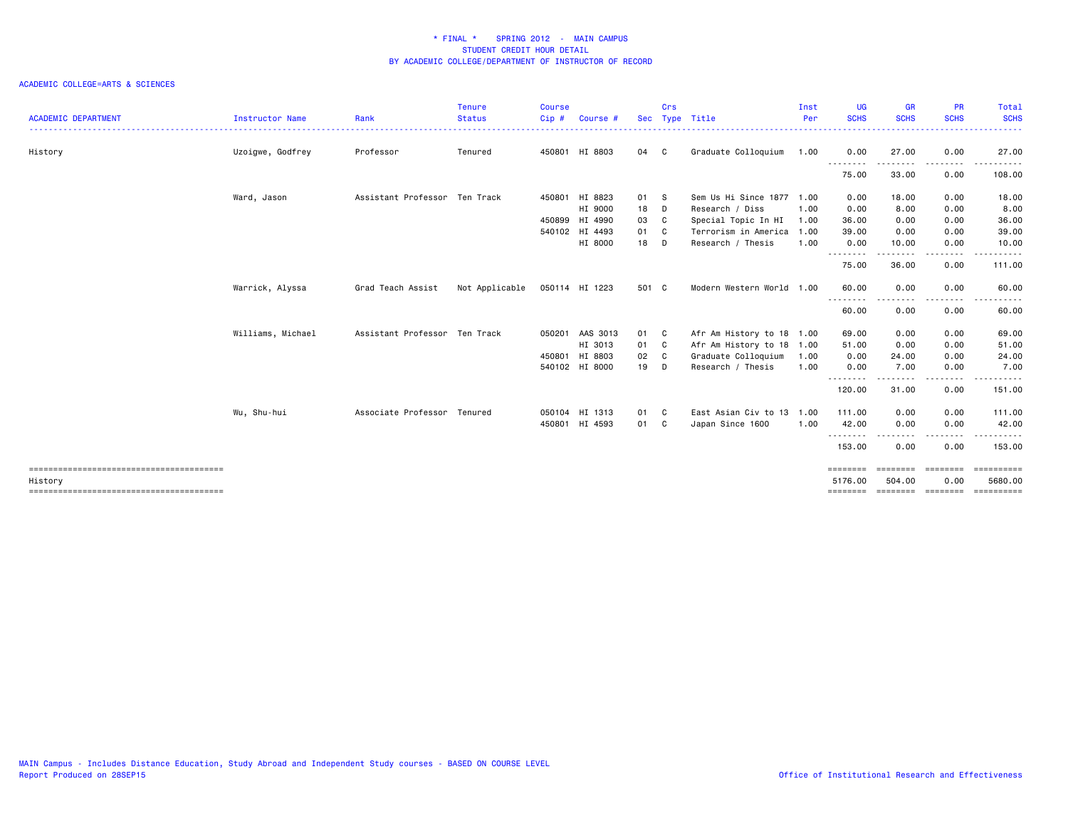# * FINAL * SPRING 2012 - MAIN CAMPUS
## STUDENT CREDIT HOUR DETAIL
## BY ACADEMIC COLLEGE/DEPARTMENT OF INSTRUCTOR OF RECORD

ACADEMIC COLLEGE=ARTS & SCIENCES

| ACADEMIC DEPARTMENT | Instructor Name | Rank | Tenure Status | Course Cip # | Course # | Sec | Crs Type | Title | Inst Per | UG SCHS | GR SCHS | PR SCHS | Total SCHS |
|---|---|---|---|---|---|---|---|---|---|---|---|---|---|
| History | Uzoigwe, Godfrey | Professor | Tenured | 450801 | HI 8803 | 04 | C | Graduate Colloquium | 1.00 | 0.00 | 27.00 | 0.00 | 27.00 |
| | | | | | | | | | | 75.00 | 33.00 | 0.00 | 108.00 |
| | Ward, Jason | Assistant Professor | Ten Track | 450801 | HI 8823 | 01 | S | Sem Us Hi Since 1877 | 1.00 | 0.00 | 18.00 | 0.00 | 18.00 |
| | | | | | HI 9000 | 18 | D | Research / Diss | 1.00 | 0.00 | 8.00 | 0.00 | 8.00 |
| | | | | 450899 | HI 4990 | 03 | C | Special Topic In HI | 1.00 | 36.00 | 0.00 | 0.00 | 36.00 |
| | | | | 540102 | HI 4493 | 01 | C | Terrorism in America | 1.00 | 39.00 | 0.00 | 0.00 | 39.00 |
| | | | | | HI 8000 | 18 | D | Research / Thesis | 1.00 | 0.00 | 10.00 | 0.00 | 10.00 |
| | | | | | | | | | | 75.00 | 36.00 | 0.00 | 111.00 |
| | Warrick, Alyssa | Grad Teach Assist | Not Applicable | 050114 | HI 1223 | 501 | C | Modern Western World | 1.00 | 60.00 | 0.00 | 0.00 | 60.00 |
| | | | | | | | | | | 60.00 | 0.00 | 0.00 | 60.00 |
| | Williams, Michael | Assistant Professor | Ten Track | 050201 | AAS 3013 | 01 | C | Afr Am History to 18 | 1.00 | 69.00 | 0.00 | 0.00 | 69.00 |
| | | | | | HI 3013 | 01 | C | Afr Am History to 18 | 1.00 | 51.00 | 0.00 | 0.00 | 51.00 |
| | | | | 450801 | HI 8803 | 02 | C | Graduate Colloquium | 1.00 | 0.00 | 24.00 | 0.00 | 24.00 |
| | | | | 540102 | HI 8000 | 19 | D | Research / Thesis | 1.00 | 0.00 | 7.00 | 0.00 | 7.00 |
| | | | | | | | | | | 120.00 | 31.00 | 0.00 | 151.00 |
| | Wu, Shu-hui | Associate Professor | Tenured | 050104 | HI 1313 | 01 | C | East Asian Civ to 13 | 1.00 | 111.00 | 0.00 | 0.00 | 111.00 |
| | | | | 450801 | HI 4593 | 01 | C | Japan Since 1600 | 1.00 | 42.00 | 0.00 | 0.00 | 42.00 |
| | | | | | | | | | | 153.00 | 0.00 | 0.00 | 153.00 |
| History | | | | | | | | | | 5176.00 | 504.00 | 0.00 | 5680.00 |

MAIN Campus - Includes Distance Education, Study Abroad and Independent Study courses - BASED ON COURSE LEVEL
Report Produced on 28SEP15

Office of Institutional Research and Effectiveness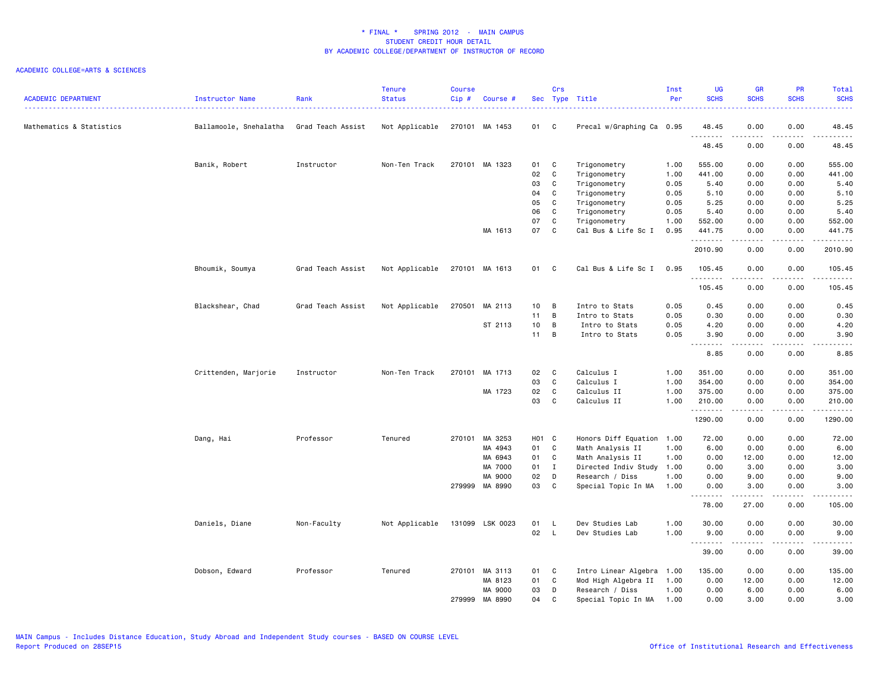\* FINAL \* SPRING 2012 - MAIN CAMPUS
STUDENT CREDIT HOUR DETAIL
BY ACADEMIC COLLEGE/DEPARTMENT OF INSTRUCTOR OF RECORD

ACADEMIC COLLEGE=ARTS & SCIENCES

| ACADEMIC DEPARTMENT | Instructor Name | Rank | Tenure Status | Course Cip # | Course # | Sec | Crs Type | Title | Inst Per | UG SCHS | GR SCHS | PR SCHS | Total SCHS |
|---|---|---|---|---|---|---|---|---|---|---|---|---|---|
| Mathematics & Statistics | Ballamoole, Snehalatha | Grad Teach Assist | Not Applicable | 270101 | MA 1453 | 01 | C | Precal w/Graphing Ca | 0.95 | 48.45 | 0.00 | 0.00 | 48.45 |
| | | | | | | | | | | 48.45 | 0.00 | 0.00 | 48.45 |
| | Banik, Robert | Instructor | Non-Ten Track | 270101 | MA 1323 | 01 | C | Trigonometry | 1.00 | 555.00 | 0.00 | 0.00 | 555.00 |
| | | | | | | 02 | C | Trigonometry | 1.00 | 441.00 | 0.00 | 0.00 | 441.00 |
| | | | | | | 03 | C | Trigonometry | 0.05 | 5.40 | 0.00 | 0.00 | 5.40 |
| | | | | | | 04 | C | Trigonometry | 0.05 | 5.10 | 0.00 | 0.00 | 5.10 |
| | | | | | | 05 | C | Trigonometry | 0.05 | 5.25 | 0.00 | 0.00 | 5.25 |
| | | | | | | 06 | C | Trigonometry | 0.05 | 5.40 | 0.00 | 0.00 | 5.40 |
| | | | | | | 07 | C | Trigonometry | 1.00 | 552.00 | 0.00 | 0.00 | 552.00 |
| | | | | | MA 1613 | 07 | C | Cal Bus & Life Sc I | 0.95 | 441.75 | 0.00 | 0.00 | 441.75 |
| | | | | | | | | | | 2010.90 | 0.00 | 0.00 | 2010.90 |
| | Bhoumik, Soumya | Grad Teach Assist | Not Applicable | 270101 | MA 1613 | 01 | C | Cal Bus & Life Sc I | 0.95 | 105.45 | 0.00 | 0.00 | 105.45 |
| | | | | | | | | | | 105.45 | 0.00 | 0.00 | 105.45 |
| | Blackshear, Chad | Grad Teach Assist | Not Applicable | 270501 | MA 2113 | 10 | B | Intro to Stats | 0.05 | 0.45 | 0.00 | 0.00 | 0.45 |
| | | | | | | 11 | B | Intro to Stats | 0.05 | 0.30 | 0.00 | 0.00 | 0.30 |
| | | | | | ST 2113 | 10 | B | Intro to Stats | 0.05 | 4.20 | 0.00 | 0.00 | 4.20 |
| | | | | | | 11 | B | Intro to Stats | 0.05 | 3.90 | 0.00 | 0.00 | 3.90 |
| | | | | | | | | | | 8.85 | 0.00 | 0.00 | 8.85 |
| | Crittenden, Marjorie | Instructor | Non-Ten Track | 270101 | MA 1713 | 02 | C | Calculus I | 1.00 | 351.00 | 0.00 | 0.00 | 351.00 |
| | | | | | | 03 | C | Calculus I | 1.00 | 354.00 | 0.00 | 0.00 | 354.00 |
| | | | | | MA 1723 | 02 | C | Calculus II | 1.00 | 375.00 | 0.00 | 0.00 | 375.00 |
| | | | | | | 03 | C | Calculus II | 1.00 | 210.00 | 0.00 | 0.00 | 210.00 |
| | | | | | | | | | | 1290.00 | 0.00 | 0.00 | 1290.00 |
| | Dang, Hai | Professor | Tenured | 270101 | MA 3253 | H01 | C | Honors Diff Equation | 1.00 | 72.00 | 0.00 | 0.00 | 72.00 |
| | | | | | MA 4943 | 01 | C | Math Analysis II | 1.00 | 6.00 | 0.00 | 0.00 | 6.00 |
| | | | | | MA 6943 | 01 | C | Math Analysis II | 1.00 | 0.00 | 12.00 | 0.00 | 12.00 |
| | | | | | MA 7000 | 01 | I | Directed Indiv Study | 1.00 | 0.00 | 3.00 | 0.00 | 3.00 |
| | | | | | MA 9000 | 02 | D | Research / Diss | 1.00 | 0.00 | 9.00 | 0.00 | 9.00 |
| | | | | 279999 | MA 8990 | 03 | C | Special Topic In MA | 1.00 | 0.00 | 3.00 | 0.00 | 3.00 |
| | | | | | | | | | | 78.00 | 27.00 | 0.00 | 105.00 |
| | Daniels, Diane | Non-Faculty | Not Applicable | 131099 | LSK 0023 | 01 | L | Dev Studies Lab | 1.00 | 30.00 | 0.00 | 0.00 | 30.00 |
| | | | | | | 02 | L | Dev Studies Lab | 1.00 | 9.00 | 0.00 | 0.00 | 9.00 |
| | | | | | | | | | | 39.00 | 0.00 | 0.00 | 39.00 |
| | Dobson, Edward | Professor | Tenured | 270101 | MA 3113 | 01 | C | Intro Linear Algebra | 1.00 | 135.00 | 0.00 | 0.00 | 135.00 |
| | | | | | MA 8123 | 01 | C | Mod High Algebra II | 1.00 | 0.00 | 12.00 | 0.00 | 12.00 |
| | | | | | MA 9000 | 03 | D | Research / Diss | 1.00 | 0.00 | 6.00 | 0.00 | 6.00 |
| | | | | 279999 | MA 8990 | 04 | C | Special Topic In MA | 1.00 | 0.00 | 3.00 | 0.00 | 3.00 |

MAIN Campus - Includes Distance Education, Study Abroad and Independent Study courses - BASED ON COURSE LEVEL
Report Produced on 28SEP15

Office of Institutional Research and Effectiveness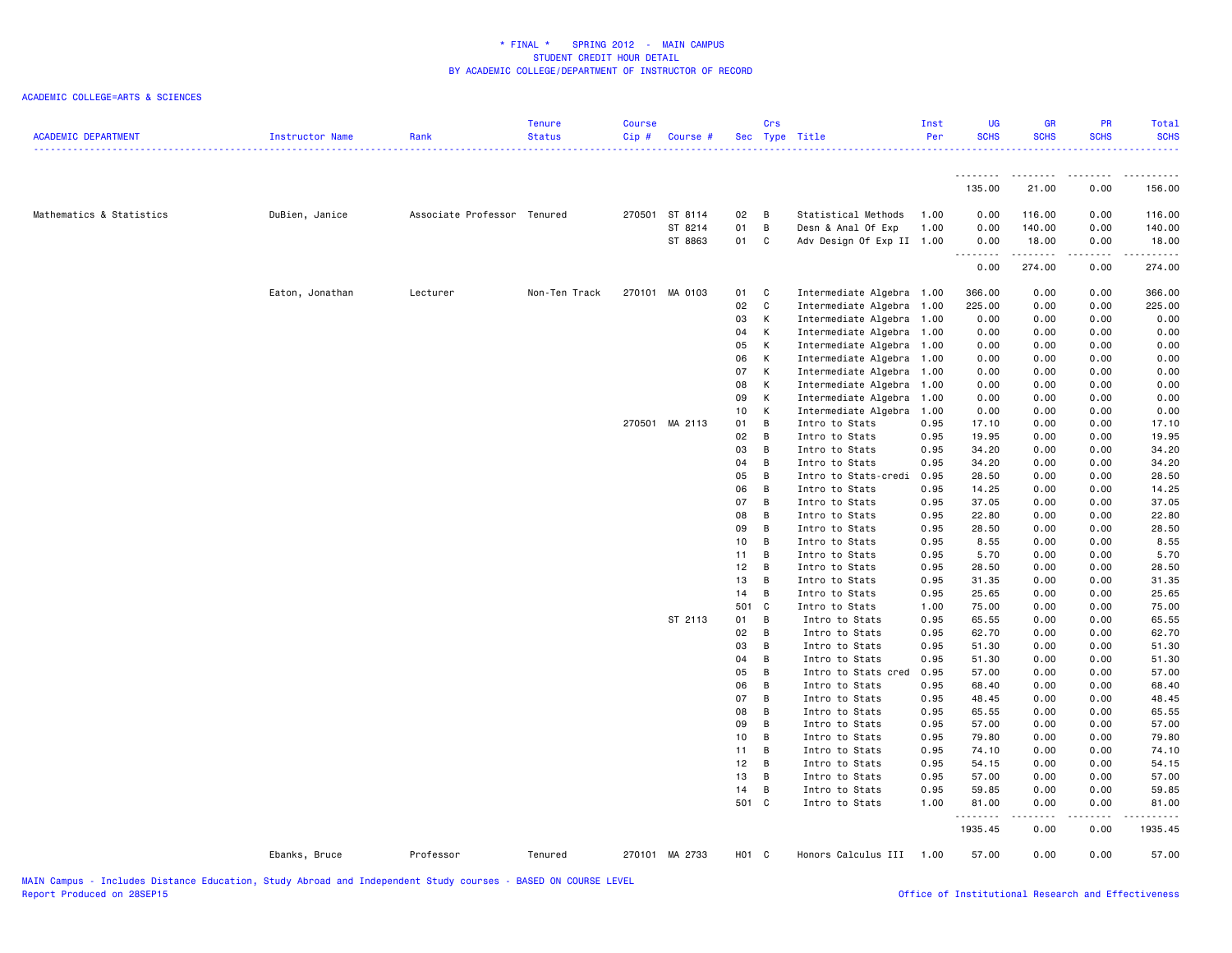# * FINAL * SPRING 2012 - MAIN CAMPUS
## STUDENT CREDIT HOUR DETAIL
## BY ACADEMIC COLLEGE/DEPARTMENT OF INSTRUCTOR OF RECORD

ACADEMIC COLLEGE=ARTS & SCIENCES

| ACADEMIC DEPARTMENT | Instructor Name | Rank | Tenure Status | Course Cip # | Course # | Sec | Crs Type | Title | Inst Per | UG SCHS | GR SCHS | PR SCHS | Total SCHS |
|---|---|---|---|---|---|---|---|---|---|---|---|---|---|
| | | | | | | | | | | 135.00 | 21.00 | 0.00 | 156.00 |
| Mathematics & Statistics | DuBien, Janice | Associate Professor | Tenured | 270501 | ST 8114 | 02 | B | Statistical Methods | 1.00 | 0.00 | 116.00 | 0.00 | 116.00 |
| | | | | | ST 8214 | 01 | B | Desn & Anal Of Exp | 1.00 | 0.00 | 140.00 | 0.00 | 140.00 |
| | | | | | ST 8863 | 01 | C | Adv Design Of Exp II | 1.00 | 0.00 | 18.00 | 0.00 | 18.00 |
| | | | | | | | | | | 0.00 | 274.00 | 0.00 | 274.00 |
| | Eaton, Jonathan | Lecturer | Non-Ten Track | 270101 | MA 0103 | 01 | C | Intermediate Algebra | 1.00 | 366.00 | 0.00 | 0.00 | 366.00 |
| | | | | | | 02 | C | Intermediate Algebra | 1.00 | 225.00 | 0.00 | 0.00 | 225.00 |
| | | | | | | 03 | K | Intermediate Algebra | 1.00 | 0.00 | 0.00 | 0.00 | 0.00 |
| | | | | | | 04 | K | Intermediate Algebra | 1.00 | 0.00 | 0.00 | 0.00 | 0.00 |
| | | | | | | 05 | K | Intermediate Algebra | 1.00 | 0.00 | 0.00 | 0.00 | 0.00 |
| | | | | | | 06 | K | Intermediate Algebra | 1.00 | 0.00 | 0.00 | 0.00 | 0.00 |
| | | | | | | 07 | K | Intermediate Algebra | 1.00 | 0.00 | 0.00 | 0.00 | 0.00 |
| | | | | | | 08 | K | Intermediate Algebra | 1.00 | 0.00 | 0.00 | 0.00 | 0.00 |
| | | | | | | 09 | K | Intermediate Algebra | 1.00 | 0.00 | 0.00 | 0.00 | 0.00 |
| | | | | | | 10 | K | Intermediate Algebra | 1.00 | 0.00 | 0.00 | 0.00 | 0.00 |
| | | | | 270501 | MA 2113 | 01 | B | Intro to Stats | 0.95 | 17.10 | 0.00 | 0.00 | 17.10 |
| | | | | | | 02 | B | Intro to Stats | 0.95 | 19.95 | 0.00 | 0.00 | 19.95 |
| | | | | | | 03 | B | Intro to Stats | 0.95 | 34.20 | 0.00 | 0.00 | 34.20 |
| | | | | | | 04 | B | Intro to Stats | 0.95 | 34.20 | 0.00 | 0.00 | 34.20 |
| | | | | | | 05 | B | Intro to Stats-credi | 0.95 | 28.50 | 0.00 | 0.00 | 28.50 |
| | | | | | | 06 | B | Intro to Stats | 0.95 | 14.25 | 0.00 | 0.00 | 14.25 |
| | | | | | | 07 | B | Intro to Stats | 0.95 | 37.05 | 0.00 | 0.00 | 37.05 |
| | | | | | | 08 | B | Intro to Stats | 0.95 | 22.80 | 0.00 | 0.00 | 22.80 |
| | | | | | | 09 | B | Intro to Stats | 0.95 | 28.50 | 0.00 | 0.00 | 28.50 |
| | | | | | | 10 | B | Intro to Stats | 0.95 | 8.55 | 0.00 | 0.00 | 8.55 |
| | | | | | | 11 | B | Intro to Stats | 0.95 | 5.70 | 0.00 | 0.00 | 5.70 |
| | | | | | | 12 | B | Intro to Stats | 0.95 | 28.50 | 0.00 | 0.00 | 28.50 |
| | | | | | | 13 | B | Intro to Stats | 0.95 | 31.35 | 0.00 | 0.00 | 31.35 |
| | | | | | | 14 | B | Intro to Stats | 0.95 | 25.65 | 0.00 | 0.00 | 25.65 |
| | | | | | | 501 | C | Intro to Stats | 1.00 | 75.00 | 0.00 | 0.00 | 75.00 |
| | | | | | ST 2113 | 01 | B | Intro to Stats | 0.95 | 65.55 | 0.00 | 0.00 | 65.55 |
| | | | | | | 02 | B | Intro to Stats | 0.95 | 62.70 | 0.00 | 0.00 | 62.70 |
| | | | | | | 03 | B | Intro to Stats | 0.95 | 51.30 | 0.00 | 0.00 | 51.30 |
| | | | | | | 04 | B | Intro to Stats | 0.95 | 51.30 | 0.00 | 0.00 | 51.30 |
| | | | | | | 05 | B | Intro to Stats cred | 0.95 | 57.00 | 0.00 | 0.00 | 57.00 |
| | | | | | | 06 | B | Intro to Stats | 0.95 | 68.40 | 0.00 | 0.00 | 68.40 |
| | | | | | | 07 | B | Intro to Stats | 0.95 | 48.45 | 0.00 | 0.00 | 48.45 |
| | | | | | | 08 | B | Intro to Stats | 0.95 | 65.55 | 0.00 | 0.00 | 65.55 |
| | | | | | | 09 | B | Intro to Stats | 0.95 | 57.00 | 0.00 | 0.00 | 57.00 |
| | | | | | | 10 | B | Intro to Stats | 0.95 | 79.80 | 0.00 | 0.00 | 79.80 |
| | | | | | | 11 | B | Intro to Stats | 0.95 | 74.10 | 0.00 | 0.00 | 74.10 |
| | | | | | | 12 | B | Intro to Stats | 0.95 | 54.15 | 0.00 | 0.00 | 54.15 |
| | | | | | | 13 | B | Intro to Stats | 0.95 | 57.00 | 0.00 | 0.00 | 57.00 |
| | | | | | | 14 | B | Intro to Stats | 0.95 | 59.85 | 0.00 | 0.00 | 59.85 |
| | | | | | | 501 | C | Intro to Stats | 1.00 | 81.00 | 0.00 | 0.00 | 81.00 |
| | | | | | | | | | | 1935.45 | 0.00 | 0.00 | 1935.45 |
| | Ebanks, Bruce | Professor | Tenured | 270101 | MA 2733 | H01 | C | Honors Calculus III | 1.00 | 57.00 | 0.00 | 0.00 | 57.00 |

MAIN Campus - Includes Distance Education, Study Abroad and Independent Study courses - BASED ON COURSE LEVEL
Report Produced on 28SEP15

Office of Institutional Research and Effectiveness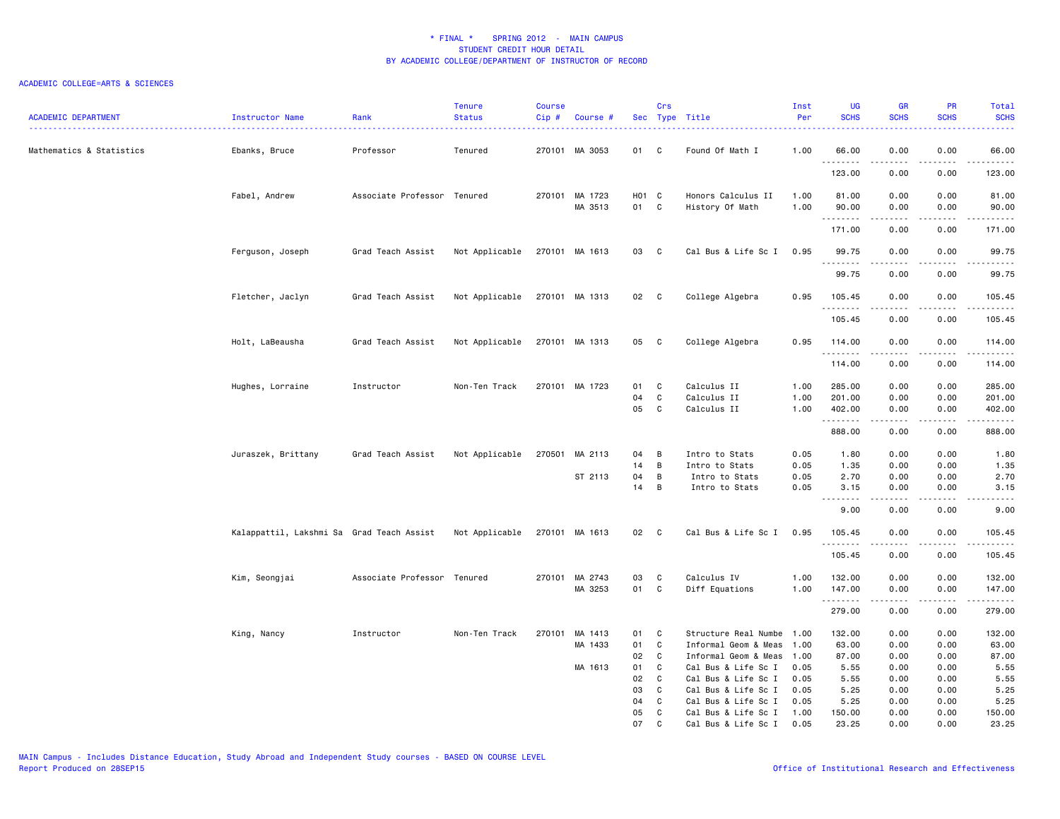# * FINAL * SPRING 2012 - MAIN CAMPUS
## STUDENT CREDIT HOUR DETAIL
## BY ACADEMIC COLLEGE/DEPARTMENT OF INSTRUCTOR OF RECORD

ACADEMIC COLLEGE=ARTS & SCIENCES

| ACADEMIC DEPARTMENT | Instructor Name | Rank | Tenure Status | Course Cip # | Course # | Sec | Crs Type | Title | Inst Per | UG SCHS | GR SCHS | PR SCHS | Total SCHS |
|---|---|---|---|---|---|---|---|---|---|---|---|---|---|
| Mathematics & Statistics | Ebanks, Bruce | Professor | Tenured | 270101 | MA 3053 | 01 | C | Found Of Math I | 1.00 | 66.00 | 0.00 | 0.00 | 66.00 |
| | | | | | | | | | | 123.00 | 0.00 | 0.00 | 123.00 |
| | Fabel, Andrew | Associate Professor | Tenured | 270101 | MA 1723 | H01 | C | Honors Calculus II | 1.00 | 81.00 | 0.00 | 0.00 | 81.00 |
| | | | | | MA 3513 | 01 | C | History Of Math | 1.00 | 90.00 | 0.00 | 0.00 | 90.00 |
| | | | | | | | | | | 171.00 | 0.00 | 0.00 | 171.00 |
| | Ferguson, Joseph | Grad Teach Assist | Not Applicable | 270101 | MA 1613 | 03 | C | Cal Bus & Life Sc I | 0.95 | 99.75 | 0.00 | 0.00 | 99.75 |
| | | | | | | | | | | 99.75 | 0.00 | 0.00 | 99.75 |
| | Fletcher, Jaclyn | Grad Teach Assist | Not Applicable | 270101 | MA 1313 | 02 | C | College Algebra | 0.95 | 105.45 | 0.00 | 0.00 | 105.45 |
| | | | | | | | | | | 105.45 | 0.00 | 0.00 | 105.45 |
| | Holt, LaBeausha | Grad Teach Assist | Not Applicable | 270101 | MA 1313 | 05 | C | College Algebra | 0.95 | 114.00 | 0.00 | 0.00 | 114.00 |
| | | | | | | | | | | 114.00 | 0.00 | 0.00 | 114.00 |
| | Hughes, Lorraine | Instructor | Non-Ten Track | 270101 | MA 1723 | 01 | C | Calculus II | 1.00 | 285.00 | 0.00 | 0.00 | 285.00 |
| | | | | | | 04 | C | Calculus II | 1.00 | 201.00 | 0.00 | 0.00 | 201.00 |
| | | | | | | 05 | C | Calculus II | 1.00 | 402.00 | 0.00 | 0.00 | 402.00 |
| | | | | | | | | | | 888.00 | 0.00 | 0.00 | 888.00 |
| | Juraszek, Brittany | Grad Teach Assist | Not Applicable | 270501 | MA 2113 | 04 | B | Intro to Stats | 0.05 | 1.80 | 0.00 | 0.00 | 1.80 |
| | | | | | | 14 | B | Intro to Stats | 0.05 | 1.35 | 0.00 | 0.00 | 1.35 |
| | | | | | ST 2113 | 04 | B | Intro to Stats | 0.05 | 2.70 | 0.00 | 0.00 | 2.70 |
| | | | | | | 14 | B | Intro to Stats | 0.05 | 3.15 | 0.00 | 0.00 | 3.15 |
| | | | | | | | | | | 9.00 | 0.00 | 0.00 | 9.00 |
| | Kalappattil, Lakshmi Sa | Grad Teach Assist | Not Applicable | 270101 | MA 1613 | 02 | C | Cal Bus & Life Sc I | 0.95 | 105.45 | 0.00 | 0.00 | 105.45 |
| | | | | | | | | | | 105.45 | 0.00 | 0.00 | 105.45 |
| | Kim, Seongjai | Associate Professor | Tenured | 270101 | MA 2743 | 03 | C | Calculus IV | 1.00 | 132.00 | 0.00 | 0.00 | 132.00 |
| | | | | | MA 3253 | 01 | C | Diff Equations | 1.00 | 147.00 | 0.00 | 0.00 | 147.00 |
| | | | | | | | | | | 279.00 | 0.00 | 0.00 | 279.00 |
| | King, Nancy | Instructor | Non-Ten Track | 270101 | MA 1413 | 01 | C | Structure Real Numbe | 1.00 | 132.00 | 0.00 | 0.00 | 132.00 |
| | | | | | MA 1433 | 01 | C | Informal Geom & Meas | 1.00 | 63.00 | 0.00 | 0.00 | 63.00 |
| | | | | | | 02 | C | Informal Geom & Meas | 1.00 | 87.00 | 0.00 | 0.00 | 87.00 |
| | | | | | MA 1613 | 01 | C | Cal Bus & Life Sc I | 0.05 | 5.55 | 0.00 | 0.00 | 5.55 |
| | | | | | | 02 | C | Cal Bus & Life Sc I | 0.05 | 5.55 | 0.00 | 0.00 | 5.55 |
| | | | | | | 03 | C | Cal Bus & Life Sc I | 0.05 | 5.25 | 0.00 | 0.00 | 5.25 |
| | | | | | | 04 | C | Cal Bus & Life Sc I | 0.05 | 5.25 | 0.00 | 0.00 | 5.25 |
| | | | | | | 05 | C | Cal Bus & Life Sc I | 1.00 | 150.00 | 0.00 | 0.00 | 150.00 |
| | | | | | | 07 | C | Cal Bus & Life Sc I | 0.05 | 23.25 | 0.00 | 0.00 | 23.25 |

MAIN Campus - Includes Distance Education, Study Abroad and Independent Study courses - BASED ON COURSE LEVEL
Report Produced on 28SEP15

Office of Institutional Research and Effectiveness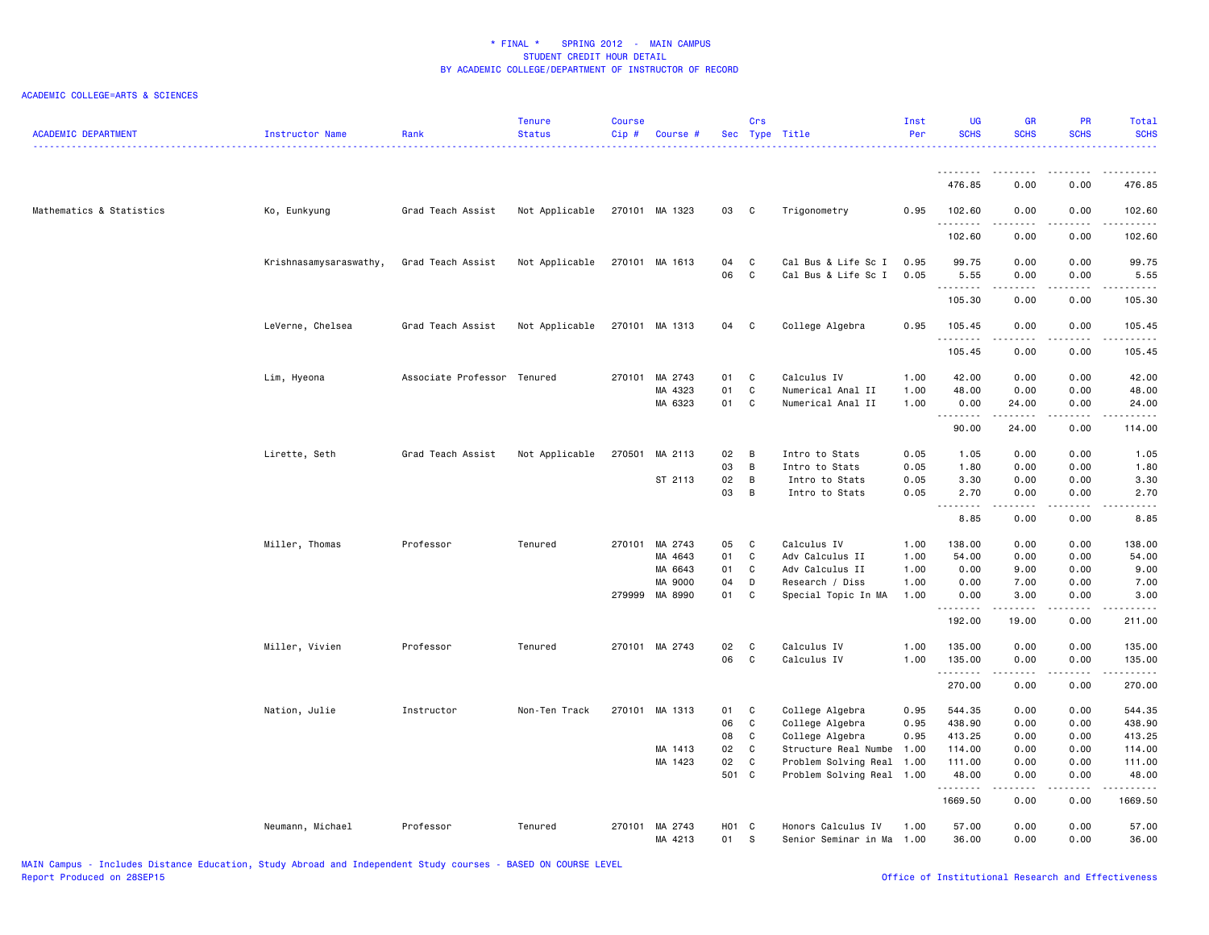# * FINAL * SPRING 2012 - MAIN CAMPUS
## STUDENT CREDIT HOUR DETAIL
## BY ACADEMIC COLLEGE/DEPARTMENT OF INSTRUCTOR OF RECORD

ACADEMIC COLLEGE=ARTS & SCIENCES

| ACADEMIC DEPARTMENT | Instructor Name | Rank | Tenure Status | Course Cip # | Course # | Sec | Crs Type | Title | Inst Per | UG SCHS | GR SCHS | PR SCHS | Total SCHS |
|---|---|---|---|---|---|---|---|---|---|---|---|---|---|
| | | | | | | | | | | 476.85 | 0.00 | 0.00 | 476.85 |
| Mathematics & Statistics | Ko, Eunkyung | Grad Teach Assist | Not Applicable | 270101 | MA 1323 | 03 | C | Trigonometry | 0.95 | 102.60 | 0.00 | 0.00 | 102.60 |
| | | | | | | | | | | 102.60 | 0.00 | 0.00 | 102.60 |
| | Krishnasamysaraswathy, | Grad Teach Assist | Not Applicable | 270101 | MA 1613 | 04 | C | Cal Bus & Life Sc I | 0.95 | 99.75 | 0.00 | 0.00 | 99.75 |
| | | | | | | 06 | C | Cal Bus & Life Sc I | 0.05 | 5.55 | 0.00 | 0.00 | 5.55 |
| | | | | | | | | | | 105.30 | 0.00 | 0.00 | 105.30 |
| | LeVerne, Chelsea | Grad Teach Assist | Not Applicable | 270101 | MA 1313 | 04 | C | College Algebra | 0.95 | 105.45 | 0.00 | 0.00 | 105.45 |
| | | | | | | | | | | 105.45 | 0.00 | 0.00 | 105.45 |
| | Lim, Hyeona | Associate Professor | Tenured | 270101 | MA 2743 | 01 | C | Calculus IV | 1.00 | 42.00 | 0.00 | 0.00 | 42.00 |
| | | | | | MA 4323 | 01 | C | Numerical Anal II | 1.00 | 48.00 | 0.00 | 0.00 | 48.00 |
| | | | | | MA 6323 | 01 | C | Numerical Anal II | 1.00 | 0.00 | 24.00 | 0.00 | 24.00 |
| | | | | | | | | | | 90.00 | 24.00 | 0.00 | 114.00 |
| | Lirette, Seth | Grad Teach Assist | Not Applicable | 270501 | MA 2113 | 02 | B | Intro to Stats | 0.05 | 1.05 | 0.00 | 0.00 | 1.05 |
| | | | | | | 03 | B | Intro to Stats | 0.05 | 1.80 | 0.00 | 0.00 | 1.80 |
| | | | | | ST 2113 | 02 | B | Intro to Stats | 0.05 | 3.30 | 0.00 | 0.00 | 3.30 |
| | | | | | | 03 | B | Intro to Stats | 0.05 | 2.70 | 0.00 | 0.00 | 2.70 |
| | | | | | | | | | | 8.85 | 0.00 | 0.00 | 8.85 |
| | Miller, Thomas | Professor | Tenured | 270101 | MA 2743 | 05 | C | Calculus IV | 1.00 | 138.00 | 0.00 | 0.00 | 138.00 |
| | | | | | MA 4643 | 01 | C | Adv Calculus II | 1.00 | 54.00 | 0.00 | 0.00 | 54.00 |
| | | | | | MA 6643 | 01 | C | Adv Calculus II | 1.00 | 0.00 | 9.00 | 0.00 | 9.00 |
| | | | | | MA 9000 | 04 | D | Research / Diss | 1.00 | 0.00 | 7.00 | 0.00 | 7.00 |
| | | | | 279999 | MA 8990 | 01 | C | Special Topic In MA | 1.00 | 0.00 | 3.00 | 0.00 | 3.00 |
| | | | | | | | | | | 192.00 | 19.00 | 0.00 | 211.00 |
| | Miller, Vivien | Professor | Tenured | 270101 | MA 2743 | 02 | C | Calculus IV | 1.00 | 135.00 | 0.00 | 0.00 | 135.00 |
| | | | | | | 06 | C | Calculus IV | 1.00 | 135.00 | 0.00 | 0.00 | 135.00 |
| | | | | | | | | | | 270.00 | 0.00 | 0.00 | 270.00 |
| | Nation, Julie | Instructor | Non-Ten Track | 270101 | MA 1313 | 01 | C | College Algebra | 0.95 | 544.35 | 0.00 | 0.00 | 544.35 |
| | | | | | | 06 | C | College Algebra | 0.95 | 438.90 | 0.00 | 0.00 | 438.90 |
| | | | | | | 08 | C | College Algebra | 0.95 | 413.25 | 0.00 | 0.00 | 413.25 |
| | | | | | MA 1413 | 02 | C | Structure Real Numbe | 1.00 | 114.00 | 0.00 | 0.00 | 114.00 |
| | | | | | MA 1423 | 02 | C | Problem Solving Real | 1.00 | 111.00 | 0.00 | 0.00 | 111.00 |
| | | | | | | 501 | C | Problem Solving Real | 1.00 | 48.00 | 0.00 | 0.00 | 48.00 |
| | | | | | | | | | | 1669.50 | 0.00 | 0.00 | 1669.50 |
| | Neumann, Michael | Professor | Tenured | 270101 | MA 2743 | H01 | C | Honors Calculus IV | 1.00 | 57.00 | 0.00 | 0.00 | 57.00 |
| | | | | | MA 4213 | 01 | S | Senior Seminar in Ma | 1.00 | 36.00 | 0.00 | 0.00 | 36.00 |

MAIN Campus - Includes Distance Education, Study Abroad and Independent Study courses - BASED ON COURSE LEVEL
Report Produced on 28SEP15

Office of Institutional Research and Effectiveness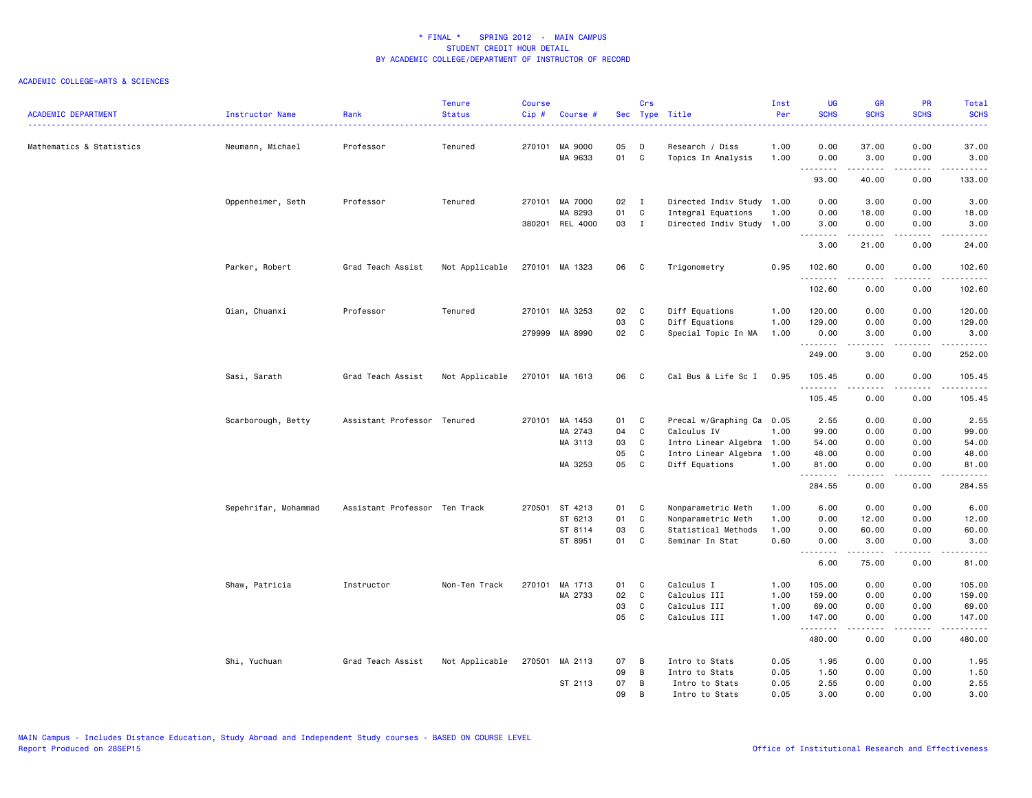# * FINAL * SPRING 2012 - MAIN CAMPUS
## STUDENT CREDIT HOUR DETAIL
## BY ACADEMIC COLLEGE/DEPARTMENT OF INSTRUCTOR OF RECORD

ACADEMIC COLLEGE=ARTS & SCIENCES

| ACADEMIC DEPARTMENT | Instructor Name | Rank | Tenure Status | Course Cip # | Course # | Sec | Crs Type | Title | Inst Per | UG SCHS | GR SCHS | PR SCHS | Total SCHS |
|---|---|---|---|---|---|---|---|---|---|---|---|---|---|
| Mathematics & Statistics | Neumann, Michael | Professor | Tenured | 270101 | MA 9000 | 05 | D | Research / Diss | 1.00 | 0.00 | 37.00 | 0.00 | 37.00 |
| | | | | | MA 9633 | 01 | C | Topics In Analysis | 1.00 | 0.00 | 3.00 | 0.00 | 3.00 |
| | | | | | | | | | | 93.00 | 40.00 | 0.00 | 133.00 |
| | Oppenheimer, Seth | Professor | Tenured | 270101 | MA 7000 | 02 | I | Directed Indiv Study | 1.00 | 0.00 | 3.00 | 0.00 | 3.00 |
| | | | | | MA 8293 | 01 | C | Integral Equations | 1.00 | 0.00 | 18.00 | 0.00 | 18.00 |
| | | | | 380201 | REL 4000 | 03 | I | Directed Indiv Study | 1.00 | 3.00 | 0.00 | 0.00 | 3.00 |
| | | | | | | | | | | 3.00 | 21.00 | 0.00 | 24.00 |
| | Parker, Robert | Grad Teach Assist | Not Applicable | 270101 | MA 1323 | 06 | C | Trigonometry | 0.95 | 102.60 | 0.00 | 0.00 | 102.60 |
| | | | | | | | | | | 102.60 | 0.00 | 0.00 | 102.60 |
| | Qian, Chuanxi | Professor | Tenured | 270101 | MA 3253 | 02 | C | Diff Equations | 1.00 | 120.00 | 0.00 | 0.00 | 120.00 |
| | | | | | | 03 | C | Diff Equations | 1.00 | 129.00 | 0.00 | 0.00 | 129.00 |
| | | | | 279999 | MA 8990 | 02 | C | Special Topic In MA | 1.00 | 0.00 | 3.00 | 0.00 | 3.00 |
| | | | | | | | | | | 249.00 | 3.00 | 0.00 | 252.00 |
| | Sasi, Sarath | Grad Teach Assist | Not Applicable | 270101 | MA 1613 | 06 | C | Cal Bus & Life Sc I | 0.95 | 105.45 | 0.00 | 0.00 | 105.45 |
| | | | | | | | | | | 105.45 | 0.00 | 0.00 | 105.45 |
| | Scarborough, Betty | Assistant Professor | Tenured | 270101 | MA 1453 | 01 | C | Precal w/Graphing Ca | 0.05 | 2.55 | 0.00 | 0.00 | 2.55 |
| | | | | | MA 2743 | 04 | C | Calculus IV | 1.00 | 99.00 | 0.00 | 0.00 | 99.00 |
| | | | | | MA 3113 | 03 | C | Intro Linear Algebra | 1.00 | 54.00 | 0.00 | 0.00 | 54.00 |
| | | | | | | 05 | C | Intro Linear Algebra | 1.00 | 48.00 | 0.00 | 0.00 | 48.00 |
| | | | | | MA 3253 | 05 | C | Diff Equations | 1.00 | 81.00 | 0.00 | 0.00 | 81.00 |
| | | | | | | | | | | 284.55 | 0.00 | 0.00 | 284.55 |
| | Sepehrifar, Mohammad | Assistant Professor | Ten Track | 270501 | ST 4213 | 01 | C | Nonparametric Meth | 1.00 | 6.00 | 0.00 | 0.00 | 6.00 |
| | | | | | ST 6213 | 01 | C | Nonparametric Meth | 1.00 | 0.00 | 12.00 | 0.00 | 12.00 |
| | | | | | ST 8114 | 03 | C | Statistical Methods | 1.00 | 0.00 | 60.00 | 0.00 | 60.00 |
| | | | | | ST 8951 | 01 | C | Seminar In Stat | 0.60 | 0.00 | 3.00 | 0.00 | 3.00 |
| | | | | | | | | | | 6.00 | 75.00 | 0.00 | 81.00 |
| | Shaw, Patricia | Instructor | Non-Ten Track | 270101 | MA 1713 | 01 | C | Calculus I | 1.00 | 105.00 | 0.00 | 0.00 | 105.00 |
| | | | | | MA 2733 | 02 | C | Calculus III | 1.00 | 159.00 | 0.00 | 0.00 | 159.00 |
| | | | | | | 03 | C | Calculus III | 1.00 | 69.00 | 0.00 | 0.00 | 69.00 |
| | | | | | | 05 | C | Calculus III | 1.00 | 147.00 | 0.00 | 0.00 | 147.00 |
| | | | | | | | | | | 480.00 | 0.00 | 0.00 | 480.00 |
| | Shi, Yuchuan | Grad Teach Assist | Not Applicable | 270501 | MA 2113 | 07 | B | Intro to Stats | 0.05 | 1.95 | 0.00 | 0.00 | 1.95 |
| | | | | | | 09 | B | Intro to Stats | 0.05 | 1.50 | 0.00 | 0.00 | 1.50 |
| | | | | | ST 2113 | 07 | B | Intro to Stats | 0.05 | 2.55 | 0.00 | 0.00 | 2.55 |
| | | | | | | 09 | B | Intro to Stats | 0.05 | 3.00 | 0.00 | 0.00 | 3.00 |

MAIN Campus - Includes Distance Education, Study Abroad and Independent Study courses - BASED ON COURSE LEVEL
Report Produced on 28SEP15

Office of Institutional Research and Effectiveness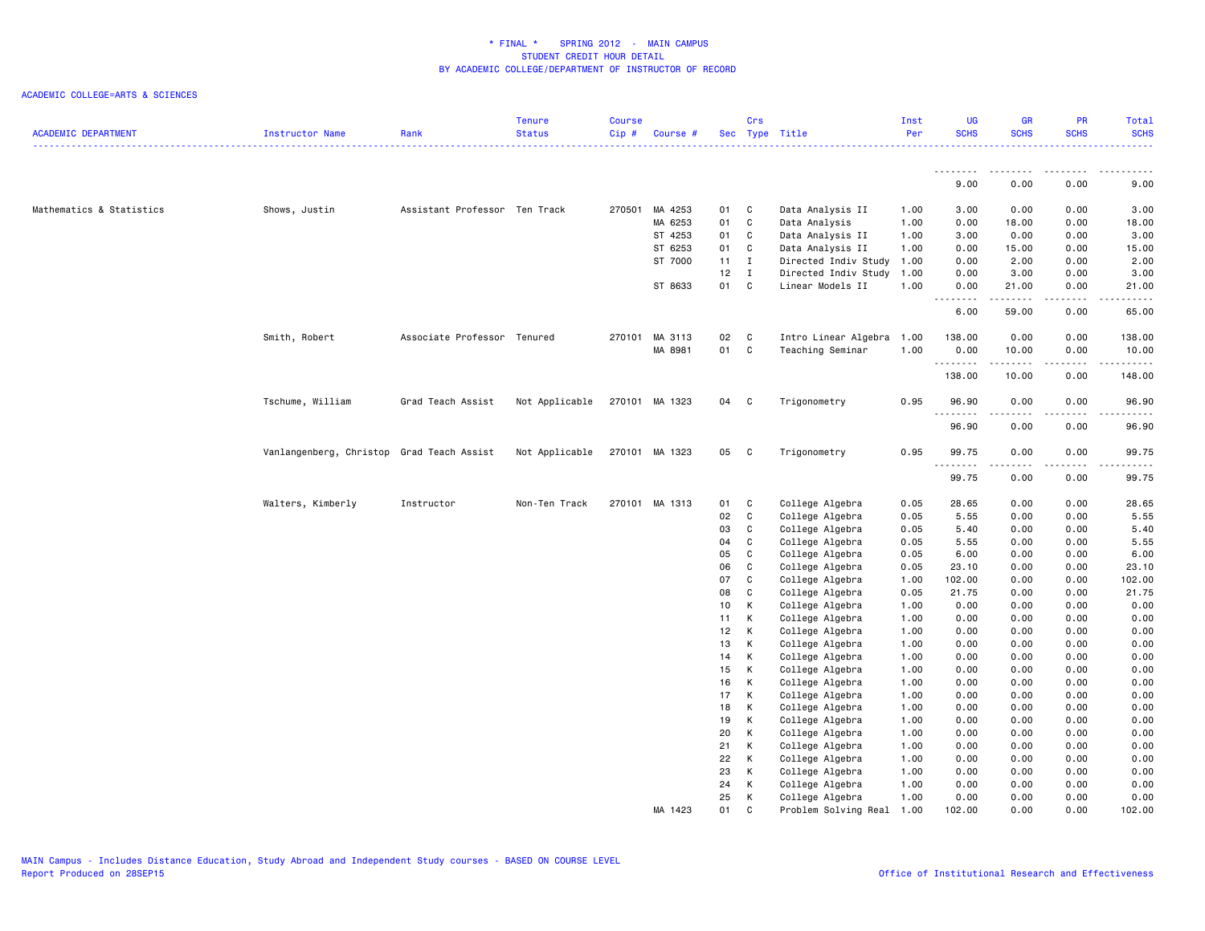# * FINAL * SPRING 2012 - MAIN CAMPUS
## STUDENT CREDIT HOUR DETAIL
## BY ACADEMIC COLLEGE/DEPARTMENT OF INSTRUCTOR OF RECORD

ACADEMIC COLLEGE=ARTS & SCIENCES

| ACADEMIC DEPARTMENT | Instructor Name | Rank | Tenure Status | Course Cip # | Course # | Sec | Crs Type | Title | Inst Per | UG SCHS | GR SCHS | PR SCHS | Total SCHS |
|---|---|---|---|---|---|---|---|---|---|---|---|---|---|
| | | | | | | | | | | 9.00 | 0.00 | 0.00 | 9.00 |
| Mathematics & Statistics | Shows, Justin | Assistant Professor | Ten Track | 270501 | MA 4253 | 01 | C | Data Analysis II | 1.00 | 3.00 | 0.00 | 0.00 | 3.00 |
| | | | | | MA 6253 | 01 | C | Data Analysis | 1.00 | 0.00 | 18.00 | 0.00 | 18.00 |
| | | | | | ST 4253 | 01 | C | Data Analysis II | 1.00 | 3.00 | 0.00 | 0.00 | 3.00 |
| | | | | | ST 6253 | 01 | C | Data Analysis II | 1.00 | 0.00 | 15.00 | 0.00 | 15.00 |
| | | | | | ST 7000 | 11 | I | Directed Indiv Study | 1.00 | 0.00 | 2.00 | 0.00 | 2.00 |
| | | | | | | 12 | I | Directed Indiv Study | 1.00 | 0.00 | 3.00 | 0.00 | 3.00 |
| | | | | | ST 8633 | 01 | C | Linear Models II | 1.00 | 0.00 | 21.00 | 0.00 | 21.00 |
| | | | | | | | | | | 6.00 | 59.00 | 0.00 | 65.00 |
| | Smith, Robert | Associate Professor | Tenured | 270101 | MA 3113 | 02 | C | Intro Linear Algebra | 1.00 | 138.00 | 0.00 | 0.00 | 138.00 |
| | | | | | MA 8981 | 01 | C | Teaching Seminar | 1.00 | 0.00 | 10.00 | 0.00 | 10.00 |
| | | | | | | | | | | 138.00 | 10.00 | 0.00 | 148.00 |
| | Tschume, William | Grad Teach Assist | Not Applicable | 270101 | MA 1323 | 04 | C | Trigonometry | 0.95 | 96.90 | 0.00 | 0.00 | 96.90 |
| | | | | | | | | | | 96.90 | 0.00 | 0.00 | 96.90 |
| | Vanlangenberg, Christop | Grad Teach Assist | Not Applicable | 270101 | MA 1323 | 05 | C | Trigonometry | 0.95 | 99.75 | 0.00 | 0.00 | 99.75 |
| | | | | | | | | | | 99.75 | 0.00 | 0.00 | 99.75 |
| | Walters, Kimberly | Instructor | Non-Ten Track | 270101 | MA 1313 | 01 | C | College Algebra | 0.05 | 28.65 | 0.00 | 0.00 | 28.65 |
| | | | | | | 02 | C | College Algebra | 0.05 | 5.55 | 0.00 | 0.00 | 5.55 |
| | | | | | | 03 | C | College Algebra | 0.05 | 5.40 | 0.00 | 0.00 | 5.40 |
| | | | | | | 04 | C | College Algebra | 0.05 | 5.55 | 0.00 | 0.00 | 5.55 |
| | | | | | | 05 | C | College Algebra | 0.05 | 6.00 | 0.00 | 0.00 | 6.00 |
| | | | | | | 06 | C | College Algebra | 0.05 | 23.10 | 0.00 | 0.00 | 23.10 |
| | | | | | | 07 | C | College Algebra | 1.00 | 102.00 | 0.00 | 0.00 | 102.00 |
| | | | | | | 08 | C | College Algebra | 0.05 | 21.75 | 0.00 | 0.00 | 21.75 |
| | | | | | | 10 | K | College Algebra | 1.00 | 0.00 | 0.00 | 0.00 | 0.00 |
| | | | | | | 11 | K | College Algebra | 1.00 | 0.00 | 0.00 | 0.00 | 0.00 |
| | | | | | | 12 | K | College Algebra | 1.00 | 0.00 | 0.00 | 0.00 | 0.00 |
| | | | | | | 13 | K | College Algebra | 1.00 | 0.00 | 0.00 | 0.00 | 0.00 |
| | | | | | | 14 | K | College Algebra | 1.00 | 0.00 | 0.00 | 0.00 | 0.00 |
| | | | | | | 15 | K | College Algebra | 1.00 | 0.00 | 0.00 | 0.00 | 0.00 |
| | | | | | | 16 | K | College Algebra | 1.00 | 0.00 | 0.00 | 0.00 | 0.00 |
| | | | | | | 17 | K | College Algebra | 1.00 | 0.00 | 0.00 | 0.00 | 0.00 |
| | | | | | | 18 | K | College Algebra | 1.00 | 0.00 | 0.00 | 0.00 | 0.00 |
| | | | | | | 19 | K | College Algebra | 1.00 | 0.00 | 0.00 | 0.00 | 0.00 |
| | | | | | | 20 | K | College Algebra | 1.00 | 0.00 | 0.00 | 0.00 | 0.00 |
| | | | | | | 21 | K | College Algebra | 1.00 | 0.00 | 0.00 | 0.00 | 0.00 |
| | | | | | | 22 | K | College Algebra | 1.00 | 0.00 | 0.00 | 0.00 | 0.00 |
| | | | | | | 23 | K | College Algebra | 1.00 | 0.00 | 0.00 | 0.00 | 0.00 |
| | | | | | | 24 | K | College Algebra | 1.00 | 0.00 | 0.00 | 0.00 | 0.00 |
| | | | | | | 25 | K | College Algebra | 1.00 | 0.00 | 0.00 | 0.00 | 0.00 |
| | | | | | MA 1423 | 01 | C | Problem Solving Real | 1.00 | 102.00 | 0.00 | 0.00 | 102.00 |

MAIN Campus - Includes Distance Education, Study Abroad and Independent Study courses - BASED ON COURSE LEVEL
Report Produced on 28SEP15
Office of Institutional Research and Effectiveness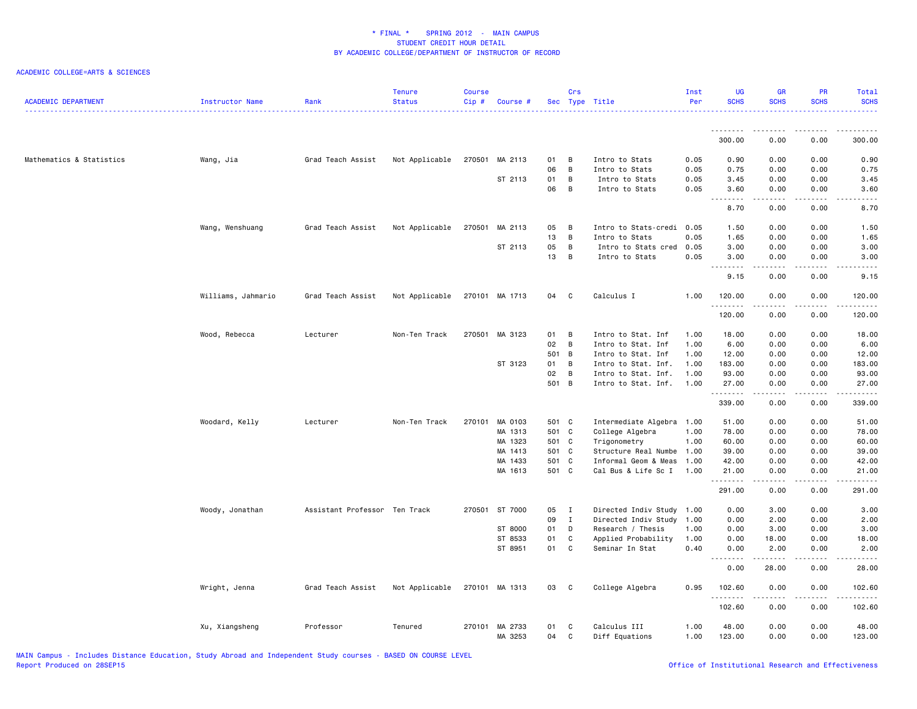\* FINAL \* SPRING 2012 - MAIN CAMPUS
STUDENT CREDIT HOUR DETAIL
BY ACADEMIC COLLEGE/DEPARTMENT OF INSTRUCTOR OF RECORD

ACADEMIC COLLEGE=ARTS & SCIENCES

| ACADEMIC DEPARTMENT | Instructor Name | Rank | Tenure Status | Course Cip # | Course # | Sec | Crs Type | Title | Inst Per | UG SCHS | GR SCHS | PR SCHS | Total SCHS |
|---|---|---|---|---|---|---|---|---|---|---|---|---|---|
| | | | | | | | | | | 300.00 | 0.00 | 0.00 | 300.00 |
| Mathematics & Statistics | Wang, Jia | Grad Teach Assist | Not Applicable | 270501 | MA 2113 | 01 | B | Intro to Stats | 0.05 | 0.90 | 0.00 | 0.00 | 0.90 |
| | | | | | | 06 | B | Intro to Stats | 0.05 | 0.75 | 0.00 | 0.00 | 0.75 |
| | | | | | ST 2113 | 01 | B | Intro to Stats | 0.05 | 3.45 | 0.00 | 0.00 | 3.45 |
| | | | | | | 06 | B | Intro to Stats | 0.05 | 3.60 | 0.00 | 0.00 | 3.60 |
| | | | | | | | | | | 8.70 | 0.00 | 0.00 | 8.70 |
| | Wang, Wenshuang | Grad Teach Assist | Not Applicable | 270501 | MA 2113 | 05 | B | Intro to Stats-credi | 0.05 | 1.50 | 0.00 | 0.00 | 1.50 |
| | | | | | | 13 | B | Intro to Stats | 0.05 | 1.65 | 0.00 | 0.00 | 1.65 |
| | | | | | ST 2113 | 05 | B | Intro to Stats cred | 0.05 | 3.00 | 0.00 | 0.00 | 3.00 |
| | | | | | | 13 | B | Intro to Stats | 0.05 | 3.00 | 0.00 | 0.00 | 3.00 |
| | | | | | | | | | | 9.15 | 0.00 | 0.00 | 9.15 |
| | Williams, Jahmario | Grad Teach Assist | Not Applicable | 270101 | MA 1713 | 04 | C | Calculus I | 1.00 | 120.00 | 0.00 | 0.00 | 120.00 |
| | | | | | | | | | | 120.00 | 0.00 | 0.00 | 120.00 |
| | Wood, Rebecca | Lecturer | Non-Ten Track | 270501 | MA 3123 | 01 | B | Intro to Stat. Inf | 1.00 | 18.00 | 0.00 | 0.00 | 18.00 |
| | | | | | | 02 | B | Intro to Stat. Inf | 1.00 | 6.00 | 0.00 | 0.00 | 6.00 |
| | | | | | | 501 | B | Intro to Stat. Inf | 1.00 | 12.00 | 0.00 | 0.00 | 12.00 |
| | | | | | ST 3123 | 01 | B | Intro to Stat. Inf. | 1.00 | 183.00 | 0.00 | 0.00 | 183.00 |
| | | | | | | 02 | B | Intro to Stat. Inf. | 1.00 | 93.00 | 0.00 | 0.00 | 93.00 |
| | | | | | | 501 | B | Intro to Stat. Inf. | 1.00 | 27.00 | 0.00 | 0.00 | 27.00 |
| | | | | | | | | | | 339.00 | 0.00 | 0.00 | 339.00 |
| | Woodard, Kelly | Lecturer | Non-Ten Track | 270101 | MA 0103 | 501 | C | Intermediate Algebra | 1.00 | 51.00 | 0.00 | 0.00 | 51.00 |
| | | | | | MA 1313 | 501 | C | College Algebra | 1.00 | 78.00 | 0.00 | 0.00 | 78.00 |
| | | | | | MA 1323 | 501 | C | Trigonometry | 1.00 | 60.00 | 0.00 | 0.00 | 60.00 |
| | | | | | MA 1413 | 501 | C | Structure Real Numbe | 1.00 | 39.00 | 0.00 | 0.00 | 39.00 |
| | | | | | MA 1433 | 501 | C | Informal Geom & Meas | 1.00 | 42.00 | 0.00 | 0.00 | 42.00 |
| | | | | | MA 1613 | 501 | C | Cal Bus & Life Sc I | 1.00 | 21.00 | 0.00 | 0.00 | 21.00 |
| | | | | | | | | | | 291.00 | 0.00 | 0.00 | 291.00 |
| | Woody, Jonathan | Assistant Professor | Ten Track | 270501 | ST 7000 | 05 | I | Directed Indiv Study | 1.00 | 0.00 | 3.00 | 0.00 | 3.00 |
| | | | | | | 09 | I | Directed Indiv Study | 1.00 | 0.00 | 2.00 | 0.00 | 2.00 |
| | | | | | ST 8000 | 01 | D | Research / Thesis | 1.00 | 0.00 | 3.00 | 0.00 | 3.00 |
| | | | | | ST 8533 | 01 | C | Applied Probability | 1.00 | 0.00 | 18.00 | 0.00 | 18.00 |
| | | | | | ST 8951 | 01 | C | Seminar In Stat | 0.40 | 0.00 | 2.00 | 0.00 | 2.00 |
| | | | | | | | | | | 0.00 | 28.00 | 0.00 | 28.00 |
| | Wright, Jenna | Grad Teach Assist | Not Applicable | 270101 | MA 1313 | 03 | C | College Algebra | 0.95 | 102.60 | 0.00 | 0.00 | 102.60 |
| | | | | | | | | | | 102.60 | 0.00 | 0.00 | 102.60 |
| | Xu, Xiangsheng | Professor | Tenured | 270101 | MA 2733 | 01 | C | Calculus III | 1.00 | 48.00 | 0.00 | 0.00 | 48.00 |
| | | | | | MA 3253 | 04 | C | Diff Equations | 1.00 | 123.00 | 0.00 | 0.00 | 123.00 |

MAIN Campus - Includes Distance Education, Study Abroad and Independent Study courses - BASED ON COURSE LEVEL
Report Produced on 28SEP15

Office of Institutional Research and Effectiveness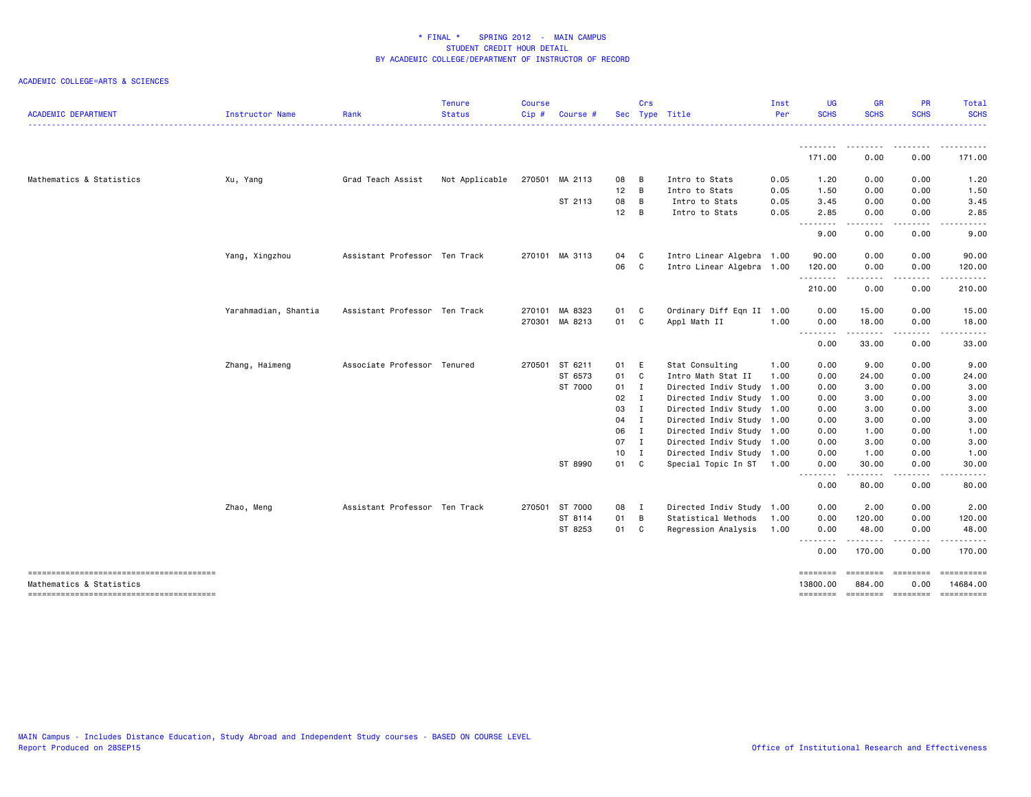# * FINAL * SPRING 2012 - MAIN CAMPUS
## STUDENT CREDIT HOUR DETAIL
## BY ACADEMIC COLLEGE/DEPARTMENT OF INSTRUCTOR OF RECORD

ACADEMIC COLLEGE=ARTS & SCIENCES

| ACADEMIC DEPARTMENT | Instructor Name | Rank | Tenure Status | Course Cip # | Course # | Sec | Crs Type | Title | Inst Per | UG SCHS | GR SCHS | PR SCHS | Total SCHS |
|---|---|---|---|---|---|---|---|---|---|---|---|---|---|
| | | | | | | | | | | 171.00 | 0.00 | 0.00 | 171.00 |
| Mathematics & Statistics | Xu, Yang | Grad Teach Assist | Not Applicable | 270501 | MA 2113 | 08 | B | Intro to Stats | 0.05 | 1.20 | 0.00 | 0.00 | 1.20 |
| | | | | | | 12 | B | Intro to Stats | 0.05 | 1.50 | 0.00 | 0.00 | 1.50 |
| | | | | | ST 2113 | 08 | B | Intro to Stats | 0.05 | 3.45 | 0.00 | 0.00 | 3.45 |
| | | | | | | 12 | B | Intro to Stats | 0.05 | 2.85 | 0.00 | 0.00 | 2.85 |
| | | | | | | | | | | 9.00 | 0.00 | 0.00 | 9.00 |
| | Yang, Xingzhou | Assistant Professor | Ten Track | 270101 | MA 3113 | 04 | C | Intro Linear Algebra | 1.00 | 90.00 | 0.00 | 0.00 | 90.00 |
| | | | | | | 06 | C | Intro Linear Algebra | 1.00 | 120.00 | 0.00 | 0.00 | 120.00 |
| | | | | | | | | | | 210.00 | 0.00 | 0.00 | 210.00 |
| | Yarahmadian, Shantia | Assistant Professor | Ten Track | 270101 | MA 8323 | 01 | C | Ordinary Diff Eqn II | 1.00 | 0.00 | 15.00 | 0.00 | 15.00 |
| | | | | 270301 | MA 8213 | 01 | C | Appl Math II | 1.00 | 0.00 | 18.00 | 0.00 | 18.00 |
| | | | | | | | | | | 0.00 | 33.00 | 0.00 | 33.00 |
| | Zhang, Haimeng | Associate Professor | Tenured | 270501 | ST 6211 | 01 | E | Stat Consulting | 1.00 | 0.00 | 9.00 | 0.00 | 9.00 |
| | | | | | ST 6573 | 01 | C | Intro Math Stat II | 1.00 | 0.00 | 24.00 | 0.00 | 24.00 |
| | | | | | ST 7000 | 01 | I | Directed Indiv Study | 1.00 | 0.00 | 3.00 | 0.00 | 3.00 |
| | | | | | | 02 | I | Directed Indiv Study | 1.00 | 0.00 | 3.00 | 0.00 | 3.00 |
| | | | | | | 03 | I | Directed Indiv Study | 1.00 | 0.00 | 3.00 | 0.00 | 3.00 |
| | | | | | | 04 | I | Directed Indiv Study | 1.00 | 0.00 | 3.00 | 0.00 | 3.00 |
| | | | | | | 06 | I | Directed Indiv Study | 1.00 | 0.00 | 1.00 | 0.00 | 1.00 |
| | | | | | | 07 | I | Directed Indiv Study | 1.00 | 0.00 | 3.00 | 0.00 | 3.00 |
| | | | | | | 10 | I | Directed Indiv Study | 1.00 | 0.00 | 1.00 | 0.00 | 1.00 |
| | | | | | ST 8990 | 01 | C | Special Topic In ST | 1.00 | 0.00 | 30.00 | 0.00 | 30.00 |
| | | | | | | | | | | 0.00 | 80.00 | 0.00 | 80.00 |
| | Zhao, Meng | Assistant Professor | Ten Track | 270501 | ST 7000 | 08 | I | Directed Indiv Study | 1.00 | 0.00 | 2.00 | 0.00 | 2.00 |
| | | | | | ST 8114 | 01 | B | Statistical Methods | 1.00 | 0.00 | 120.00 | 0.00 | 120.00 |
| | | | | | ST 8253 | 01 | C | Regression Analysis | 1.00 | 0.00 | 48.00 | 0.00 | 48.00 |
| | | | | | | | | | | 0.00 | 170.00 | 0.00 | 170.00 |
| Mathematics & Statistics | | | | | | | | | | 13800.00 | 884.00 | 0.00 | 14684.00 |

MAIN Campus - Includes Distance Education, Study Abroad and Independent Study courses - BASED ON COURSE LEVEL
Report Produced on 28SEP15

Office of Institutional Research and Effectiveness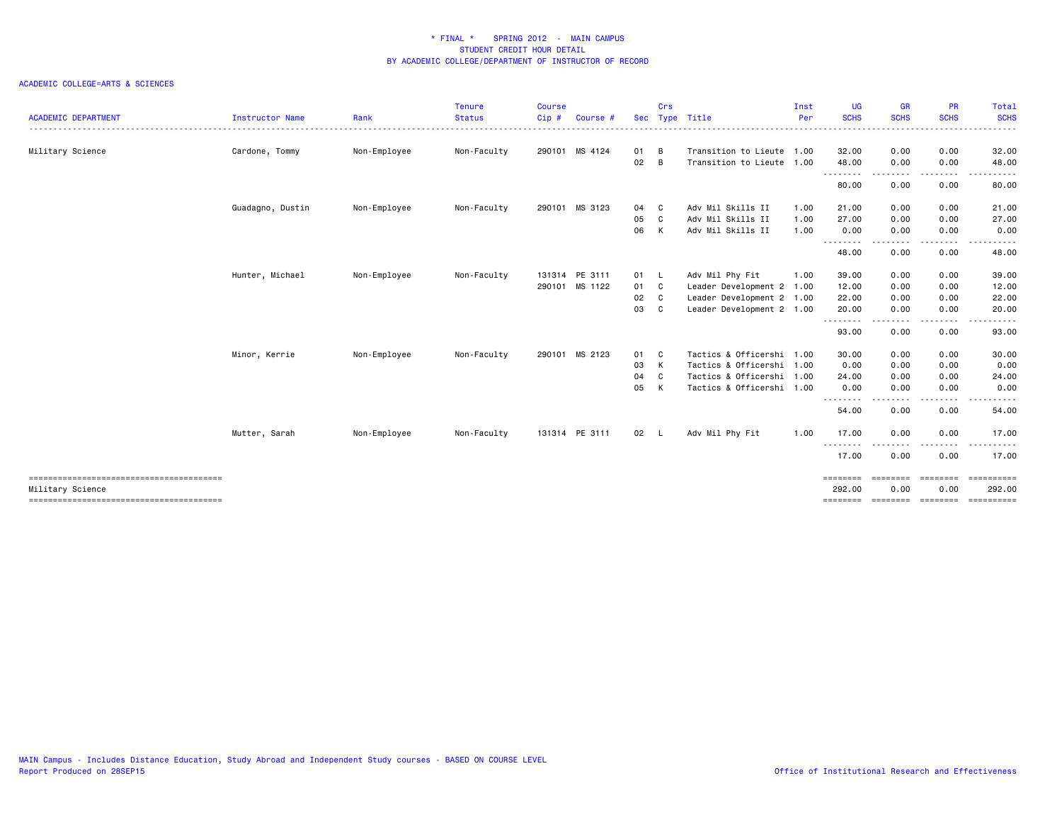# * FINAL * SPRING 2012 - MAIN CAMPUS
## STUDENT CREDIT HOUR DETAIL
## BY ACADEMIC COLLEGE/DEPARTMENT OF INSTRUCTOR OF RECORD

ACADEMIC COLLEGE=ARTS & SCIENCES

| ACADEMIC DEPARTMENT | Instructor Name | Rank | Tenure Status | Course Cip # | Course # | Sec | Crs Type | Title | Inst Per | UG SCHS | GR SCHS | PR SCHS | Total SCHS |
|---|---|---|---|---|---|---|---|---|---|---|---|---|---|
| Military Science | Cardone, Tommy | Non-Employee | Non-Faculty | 290101 | MS 4124 | 01 | B | Transition to Lieute | 1.00 | 32.00 | 0.00 | 0.00 | 32.00 |
| | | | | | | 02 | B | Transition to Lieute | 1.00 | 48.00 | 0.00 | 0.00 | 48.00 |
| | | | | | | | | | | 80.00 | 0.00 | 0.00 | 80.00 |
| | Guadagno, Dustin | Non-Employee | Non-Faculty | 290101 | MS 3123 | 04 | C | Adv Mil Skills II | 1.00 | 21.00 | 0.00 | 0.00 | 21.00 |
| | | | | | | 05 | C | Adv Mil Skills II | 1.00 | 27.00 | 0.00 | 0.00 | 27.00 |
| | | | | | | 06 | K | Adv Mil Skills II | 1.00 | 0.00 | 0.00 | 0.00 | 0.00 |
| | | | | | | | | | | 48.00 | 0.00 | 0.00 | 48.00 |
| | Hunter, Michael | Non-Employee | Non-Faculty | 131314 | PE 3111 | 01 | L | Adv Mil Phy Fit | 1.00 | 39.00 | 0.00 | 0.00 | 39.00 |
| | | | | 290101 | MS 1122 | 01 | C | Leader Development 2 | 1.00 | 12.00 | 0.00 | 0.00 | 12.00 |
| | | | | | | 02 | C | Leader Development 2 | 1.00 | 22.00 | 0.00 | 0.00 | 22.00 |
| | | | | | | 03 | C | Leader Development 2 | 1.00 | 20.00 | 0.00 | 0.00 | 20.00 |
| | | | | | | | | | | 93.00 | 0.00 | 0.00 | 93.00 |
| | Minor, Kerrie | Non-Employee | Non-Faculty | 290101 | MS 2123 | 01 | C | Tactics & Officershi | 1.00 | 30.00 | 0.00 | 0.00 | 30.00 |
| | | | | | | 03 | K | Tactics & Officershi | 1.00 | 0.00 | 0.00 | 0.00 | 0.00 |
| | | | | | | 04 | C | Tactics & Officershi | 1.00 | 24.00 | 0.00 | 0.00 | 24.00 |
| | | | | | | 05 | K | Tactics & Officershi | 1.00 | 0.00 | 0.00 | 0.00 | 0.00 |
| | | | | | | | | | | 54.00 | 0.00 | 0.00 | 54.00 |
| | Mutter, Sarah | Non-Employee | Non-Faculty | 131314 | PE 3111 | 02 | L | Adv Mil Phy Fit | 1.00 | 17.00 | 0.00 | 0.00 | 17.00 |
| | | | | | | | | | | 17.00 | 0.00 | 0.00 | 17.00 |
| Military Science | | | | | | | | | | 292.00 | 0.00 | 0.00 | 292.00 |

MAIN Campus - Includes Distance Education, Study Abroad and Independent Study courses - BASED ON COURSE LEVEL
Report Produced on 28SEP15

Office of Institutional Research and Effectiveness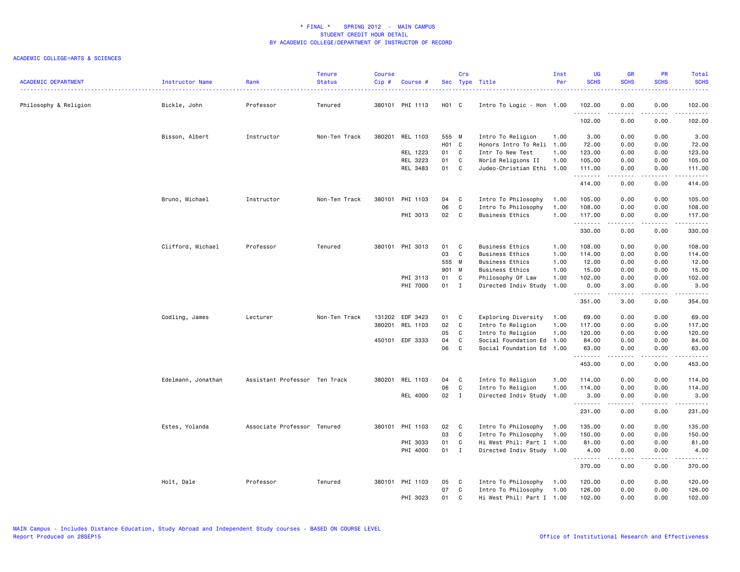# * FINAL * SPRING 2012 - MAIN CAMPUS
## STUDENT CREDIT HOUR DETAIL
## BY ACADEMIC COLLEGE/DEPARTMENT OF INSTRUCTOR OF RECORD

ACADEMIC COLLEGE=ARTS & SCIENCES

| ACADEMIC DEPARTMENT | Instructor Name | Rank | Tenure Status | Course Cip # | Course # | Sec | Crs Type | Title | Inst Per | UG SCHS | GR SCHS | PR SCHS | Total SCHS |
|---|---|---|---|---|---|---|---|---|---|---|---|---|---|
| Philosophy & Religion | Bickle, John | Professor | Tenured | 380101 | PHI 1113 | H01 | C | Intro To Logic - Hon | 1.00 | 102.00 | 0.00 | 0.00 | 102.00 |
| | | | | | | | | | | 102.00 | 0.00 | 0.00 | 102.00 |
| | Bisson, Albert | Instructor | Non-Ten Track | 380201 | REL 1103 | 555 | M | Intro To Religion | 1.00 | 3.00 | 0.00 | 0.00 | 3.00 |
| | | | | | | H01 | C | Honors Intro To Reli | 1.00 | 72.00 | 0.00 | 0.00 | 72.00 |
| | | | | | REL 1223 | 01 | C | Intr To New Test | 1.00 | 123.00 | 0.00 | 0.00 | 123.00 |
| | | | | | REL 3223 | 01 | C | World Religions II | 1.00 | 105.00 | 0.00 | 0.00 | 105.00 |
| | | | | | REL 3483 | 01 | C | Judeo-Christian Ethi | 1.00 | 111.00 | 0.00 | 0.00 | 111.00 |
| | | | | | | | | | | 414.00 | 0.00 | 0.00 | 414.00 |
| | Bruno, Michael | Instructor | Non-Ten Track | 380101 | PHI 1103 | 04 | C | Intro To Philosophy | 1.00 | 105.00 | 0.00 | 0.00 | 105.00 |
| | | | | | | 06 | C | Intro To Philosophy | 1.00 | 108.00 | 0.00 | 0.00 | 108.00 |
| | | | | | PHI 3013 | 02 | C | Business Ethics | 1.00 | 117.00 | 0.00 | 0.00 | 117.00 |
| | | | | | | | | | | 330.00 | 0.00 | 0.00 | 330.00 |
| | Clifford, Michael | Professor | Tenured | 380101 | PHI 3013 | 01 | C | Business Ethics | 1.00 | 108.00 | 0.00 | 0.00 | 108.00 |
| | | | | | | 03 | C | Business Ethics | 1.00 | 114.00 | 0.00 | 0.00 | 114.00 |
| | | | | | | 555 | M | Business Ethics | 1.00 | 12.00 | 0.00 | 0.00 | 12.00 |
| | | | | | | 901 | M | Business Ethics | 1.00 | 15.00 | 0.00 | 0.00 | 15.00 |
| | | | | | PHI 3113 | 01 | C | Philosophy Of Law | 1.00 | 102.00 | 0.00 | 0.00 | 102.00 |
| | | | | | PHI 7000 | 01 | I | Directed Indiv Study | 1.00 | 0.00 | 3.00 | 0.00 | 3.00 |
| | | | | | | | | | | 351.00 | 3.00 | 0.00 | 354.00 |
| | Codling, James | Lecturer | Non-Ten Track | 131202 | EDF 3423 | 01 | C | Exploring Diversity | 1.00 | 69.00 | 0.00 | 0.00 | 69.00 |
| | | | | 380201 | REL 1103 | 02 | C | Intro To Religion | 1.00 | 117.00 | 0.00 | 0.00 | 117.00 |
| | | | | | | 05 | C | Intro To Religion | 1.00 | 120.00 | 0.00 | 0.00 | 120.00 |
| | | | | 450101 | EDF 3333 | 04 | C | Social Foundation Ed | 1.00 | 84.00 | 0.00 | 0.00 | 84.00 |
| | | | | | | 06 | C | Social Foundation Ed | 1.00 | 63.00 | 0.00 | 0.00 | 63.00 |
| | | | | | | | | | | 453.00 | 0.00 | 0.00 | 453.00 |
| | Edelmann, Jonathan | Assistant Professor | Ten Track | 380201 | REL 1103 | 04 | C | Intro To Religion | 1.00 | 114.00 | 0.00 | 0.00 | 114.00 |
| | | | | | | 06 | C | Intro To Religion | 1.00 | 114.00 | 0.00 | 0.00 | 114.00 |
| | | | | | REL 4000 | 02 | I | Directed Indiv Study | 1.00 | 3.00 | 0.00 | 0.00 | 3.00 |
| | | | | | | | | | | 231.00 | 0.00 | 0.00 | 231.00 |
| | Estes, Yolanda | Associate Professor | Tenured | 380101 | PHI 1103 | 02 | C | Intro To Philosophy | 1.00 | 135.00 | 0.00 | 0.00 | 135.00 |
| | | | | | | 03 | C | Intro To Philosophy | 1.00 | 150.00 | 0.00 | 0.00 | 150.00 |
| | | | | | PHI 3033 | 01 | C | Hi West Phil: Part I | 1.00 | 81.00 | 0.00 | 0.00 | 81.00 |
| | | | | | PHI 4000 | 01 | I | Directed Indiv Study | 1.00 | 4.00 | 0.00 | 0.00 | 4.00 |
| | | | | | | | | | | 370.00 | 0.00 | 0.00 | 370.00 |
| | Holt, Dale | Professor | Tenured | 380101 | PHI 1103 | 05 | C | Intro To Philosophy | 1.00 | 120.00 | 0.00 | 0.00 | 120.00 |
| | | | | | | 07 | C | Intro To Philosophy | 1.00 | 126.00 | 0.00 | 0.00 | 126.00 |
| | | | | | PHI 3023 | 01 | C | Hi West Phil: Part I | 1.00 | 102.00 | 0.00 | 0.00 | 102.00 |

MAIN Campus - Includes Distance Education, Study Abroad and Independent Study courses - BASED ON COURSE LEVEL
Report Produced on 28SEP15

Office of Institutional Research and Effectiveness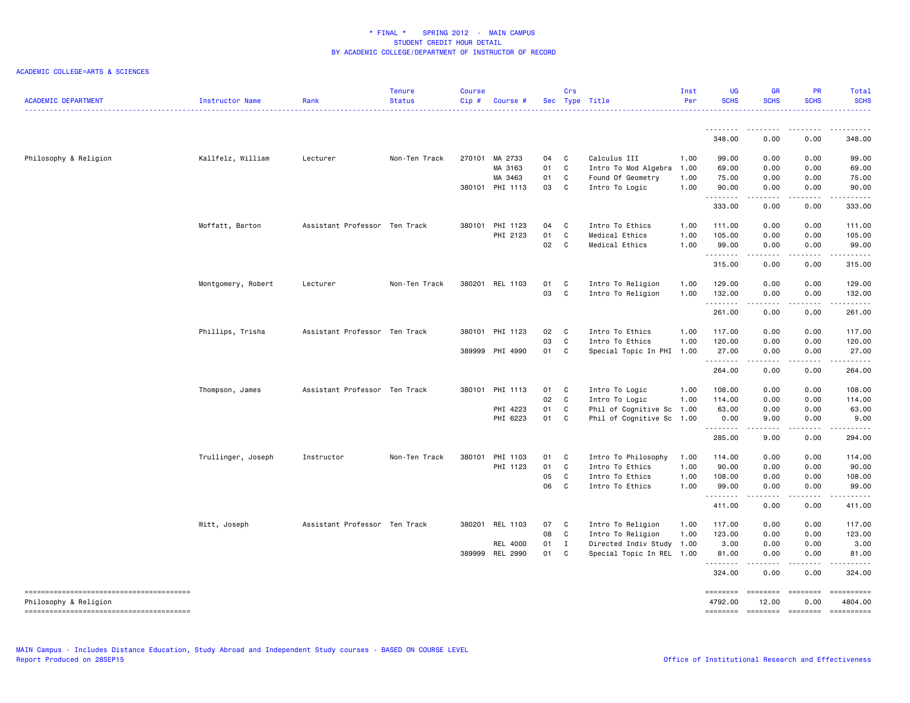# * FINAL * SPRING 2012 - MAIN CAMPUS
## STUDENT CREDIT HOUR DETAIL
## BY ACADEMIC COLLEGE/DEPARTMENT OF INSTRUCTOR OF RECORD

ACADEMIC COLLEGE=ARTS & SCIENCES

| ACADEMIC DEPARTMENT | Instructor Name | Rank | Tenure Status | Course Cip # | Course # | Sec | Crs Type | Title | Inst Per | UG SCHS | GR SCHS | PR SCHS | Total SCHS |
|---|---|---|---|---|---|---|---|---|---|---|---|---|---|
| | | | | | | | | | | 348.00 | 0.00 | 0.00 | 348.00 |
| Philosophy & Religion | Kallfelz, William | Lecturer | Non-Ten Track | 270101 | MA 2733 | 04 | C | Calculus III | 1.00 | 99.00 | 0.00 | 0.00 | 99.00 |
| | | | | | MA 3163 | 01 | C | Intro To Mod Algebra | 1.00 | 69.00 | 0.00 | 0.00 | 69.00 |
| | | | | | MA 3463 | 01 | C | Found Of Geometry | 1.00 | 75.00 | 0.00 | 0.00 | 75.00 |
| | | | | 380101 | PHI 1113 | 03 | C | Intro To Logic | 1.00 | 90.00 | 0.00 | 0.00 | 90.00 |
| | | | | | | | | | | 333.00 | 0.00 | 0.00 | 333.00 |
| | Moffatt, Barton | Assistant Professor | Ten Track | 380101 | PHI 1123 | 04 | C | Intro To Ethics | 1.00 | 111.00 | 0.00 | 0.00 | 111.00 |
| | | | | | PHI 2123 | 01 | C | Medical Ethics | 1.00 | 105.00 | 0.00 | 0.00 | 105.00 |
| | | | | | | 02 | C | Medical Ethics | 1.00 | 99.00 | 0.00 | 0.00 | 99.00 |
| | | | | | | | | | | 315.00 | 0.00 | 0.00 | 315.00 |
| | Montgomery, Robert | Lecturer | Non-Ten Track | 380201 | REL 1103 | 01 | C | Intro To Religion | 1.00 | 129.00 | 0.00 | 0.00 | 129.00 |
| | | | | | | 03 | C | Intro To Religion | 1.00 | 132.00 | 0.00 | 0.00 | 132.00 |
| | | | | | | | | | | 261.00 | 0.00 | 0.00 | 261.00 |
| | Phillips, Trisha | Assistant Professor | Ten Track | 380101 | PHI 1123 | 02 | C | Intro To Ethics | 1.00 | 117.00 | 0.00 | 0.00 | 117.00 |
| | | | | | | 03 | C | Intro To Ethics | 1.00 | 120.00 | 0.00 | 0.00 | 120.00 |
| | | | | 389999 | PHI 4990 | 01 | C | Special Topic In PHI | 1.00 | 27.00 | 0.00 | 0.00 | 27.00 |
| | | | | | | | | | | 264.00 | 0.00 | 0.00 | 264.00 |
| | Thompson, James | Assistant Professor | Ten Track | 380101 | PHI 1113 | 01 | C | Intro To Logic | 1.00 | 108.00 | 0.00 | 0.00 | 108.00 |
| | | | | | | 02 | C | Intro To Logic | 1.00 | 114.00 | 0.00 | 0.00 | 114.00 |
| | | | | | PHI 4223 | 01 | C | Phil of Cognitive Sc | 1.00 | 63.00 | 0.00 | 0.00 | 63.00 |
| | | | | | PHI 6223 | 01 | C | Phil of Cognitive Sc | 1.00 | 0.00 | 9.00 | 0.00 | 9.00 |
| | | | | | | | | | | 285.00 | 9.00 | 0.00 | 294.00 |
| | Trullinger, Joseph | Instructor | Non-Ten Track | 380101 | PHI 1103 | 01 | C | Intro To Philosophy | 1.00 | 114.00 | 0.00 | 0.00 | 114.00 |
| | | | | | PHI 1123 | 01 | C | Intro To Ethics | 1.00 | 90.00 | 0.00 | 0.00 | 90.00 |
| | | | | | | 05 | C | Intro To Ethics | 1.00 | 108.00 | 0.00 | 0.00 | 108.00 |
| | | | | | | 06 | C | Intro To Ethics | 1.00 | 99.00 | 0.00 | 0.00 | 99.00 |
| | | | | | | | | | | 411.00 | 0.00 | 0.00 | 411.00 |
| | Witt, Joseph | Assistant Professor | Ten Track | 380201 | REL 1103 | 07 | C | Intro To Religion | 1.00 | 117.00 | 0.00 | 0.00 | 117.00 |
| | | | | | | 08 | C | Intro To Religion | 1.00 | 123.00 | 0.00 | 0.00 | 123.00 |
| | | | | | REL 4000 | 01 | I | Directed Indiv Study | 1.00 | 3.00 | 0.00 | 0.00 | 3.00 |
| | | | | 389999 | REL 2990 | 01 | C | Special Topic In REL | 1.00 | 81.00 | 0.00 | 0.00 | 81.00 |
| | | | | | | | | | | 324.00 | 0.00 | 0.00 | 324.00 |
| Philosophy & Religion | | | | | | | | | | 4792.00 | 12.00 | 0.00 | 4804.00 |

MAIN Campus - Includes Distance Education, Study Abroad and Independent Study courses - BASED ON COURSE LEVEL
Report Produced on 28SEP15

Office of Institutional Research and Effectiveness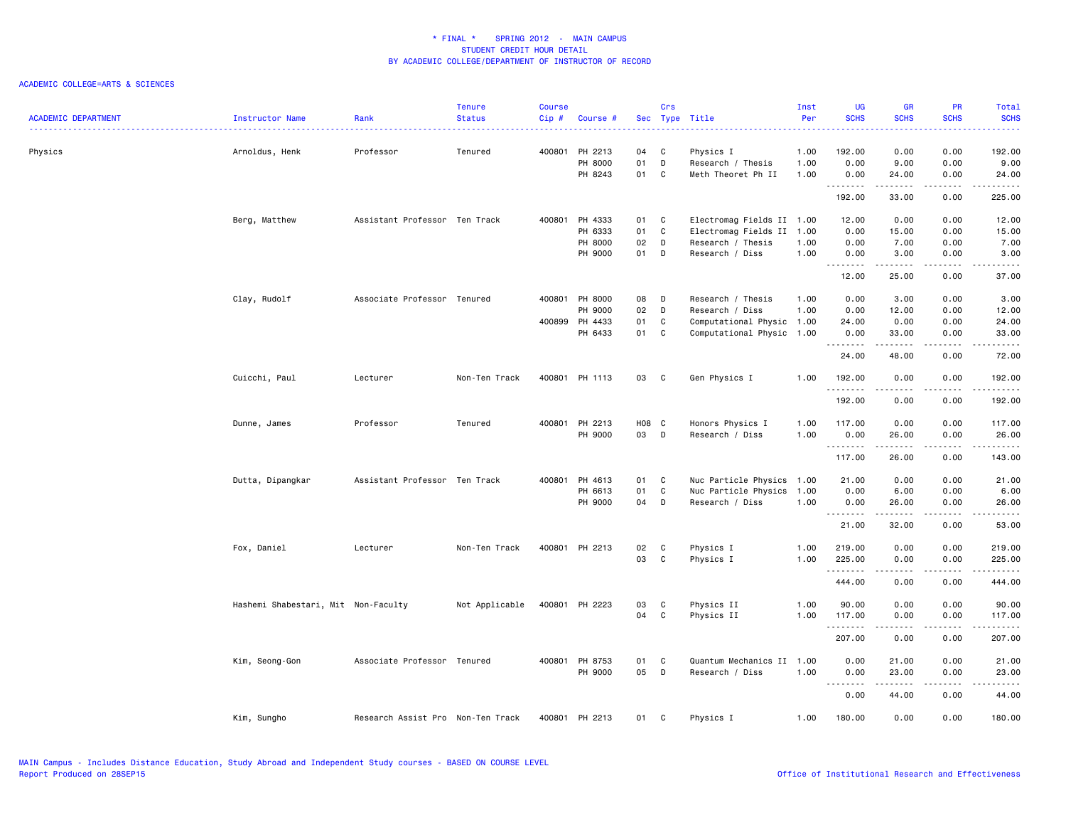# * FINAL * SPRING 2012 - MAIN CAMPUS
## STUDENT CREDIT HOUR DETAIL
## BY ACADEMIC COLLEGE/DEPARTMENT OF INSTRUCTOR OF RECORD

ACADEMIC COLLEGE=ARTS & SCIENCES

| ACADEMIC DEPARTMENT | Instructor Name | Rank | Tenure Status | Course Cip # | Course # | Sec | Crs Type | Title | Inst Per | UG SCHS | GR SCHS | PR SCHS | Total SCHS |
|---|---|---|---|---|---|---|---|---|---|---|---|---|---|
| Physics | Arnoldus, Henk | Professor | Tenured | 400801 | PH 2213 | 04 | C | Physics I | 1.00 | 192.00 | 0.00 | 0.00 | 192.00 |
| | | | | | PH 8000 | 01 | D | Research / Thesis | 1.00 | 0.00 | 9.00 | 0.00 | 9.00 |
| | | | | | PH 8243 | 01 | C | Meth Theoret Ph II | 1.00 | 0.00 | 24.00 | 0.00 | 24.00 |
| | | | | | | | | | | 192.00 | 33.00 | 0.00 | 225.00 |
| | Berg, Matthew | Assistant Professor | Ten Track | 400801 | PH 4333 | 01 | C | Electromag Fields II | 1.00 | 12.00 | 0.00 | 0.00 | 12.00 |
| | | | | | PH 6333 | 01 | C | Electromag Fields II | 1.00 | 0.00 | 15.00 | 0.00 | 15.00 |
| | | | | | PH 8000 | 02 | D | Research / Thesis | 1.00 | 0.00 | 7.00 | 0.00 | 7.00 |
| | | | | | PH 9000 | 01 | D | Research / Diss | 1.00 | 0.00 | 3.00 | 0.00 | 3.00 |
| | | | | | | | | | | 12.00 | 25.00 | 0.00 | 37.00 |
| | Clay, Rudolf | Associate Professor | Tenured | 400801 | PH 8000 | 08 | D | Research / Thesis | 1.00 | 0.00 | 3.00 | 0.00 | 3.00 |
| | | | | | PH 9000 | 02 | D | Research / Diss | 1.00 | 0.00 | 12.00 | 0.00 | 12.00 |
| | | | | 400899 | PH 4433 | 01 | C | Computational Physic | 1.00 | 24.00 | 0.00 | 0.00 | 24.00 |
| | | | | | PH 6433 | 01 | C | Computational Physic | 1.00 | 0.00 | 33.00 | 0.00 | 33.00 |
| | | | | | | | | | | 24.00 | 48.00 | 0.00 | 72.00 |
| | Cuicchi, Paul | Lecturer | Non-Ten Track | 400801 | PH 1113 | 03 | C | Gen Physics I | 1.00 | 192.00 | 0.00 | 0.00 | 192.00 |
| | | | | | | | | | | 192.00 | 0.00 | 0.00 | 192.00 |
| | Dunne, James | Professor | Tenured | 400801 | PH 2213 | H08 | C | Honors Physics I | 1.00 | 117.00 | 0.00 | 0.00 | 117.00 |
| | | | | | PH 9000 | 03 | D | Research / Diss | 1.00 | 0.00 | 26.00 | 0.00 | 26.00 |
| | | | | | | | | | | 117.00 | 26.00 | 0.00 | 143.00 |
| | Dutta, Dipangkar | Assistant Professor | Ten Track | 400801 | PH 4613 | 01 | C | Nuc Particle Physics | 1.00 | 21.00 | 0.00 | 0.00 | 21.00 |
| | | | | | PH 6613 | 01 | C | Nuc Particle Physics | 1.00 | 0.00 | 6.00 | 0.00 | 6.00 |
| | | | | | PH 9000 | 04 | D | Research / Diss | 1.00 | 0.00 | 26.00 | 0.00 | 26.00 |
| | | | | | | | | | | 21.00 | 32.00 | 0.00 | 53.00 |
| | Fox, Daniel | Lecturer | Non-Ten Track | 400801 | PH 2213 | 02 | C | Physics I | 1.00 | 219.00 | 0.00 | 0.00 | 219.00 |
| | | | | | | 03 | C | Physics I | 1.00 | 225.00 | 0.00 | 0.00 | 225.00 |
| | | | | | | | | | | 444.00 | 0.00 | 0.00 | 444.00 |
| | Hashemi Shabestari, Mit | Non-Faculty | Not Applicable | 400801 | PH 2223 | 03 | C | Physics II | 1.00 | 90.00 | 0.00 | 0.00 | 90.00 |
| | | | | | | 04 | C | Physics II | 1.00 | 117.00 | 0.00 | 0.00 | 117.00 |
| | | | | | | | | | | 207.00 | 0.00 | 0.00 | 207.00 |
| | Kim, Seong-Gon | Associate Professor | Tenured | 400801 | PH 8753 | 01 | C | Quantum Mechanics II | 1.00 | 0.00 | 21.00 | 0.00 | 21.00 |
| | | | | | PH 9000 | 05 | D | Research / Diss | 1.00 | 0.00 | 23.00 | 0.00 | 23.00 |
| | | | | | | | | | | 0.00 | 44.00 | 0.00 | 44.00 |
| | Kim, Sungho | Research Assist Pro | Non-Ten Track | 400801 | PH 2213 | 01 | C | Physics I | 1.00 | 180.00 | 0.00 | 0.00 | 180.00 |

MAIN Campus - Includes Distance Education, Study Abroad and Independent Study courses - BASED ON COURSE LEVEL
Report Produced on 28SEP15

Office of Institutional Research and Effectiveness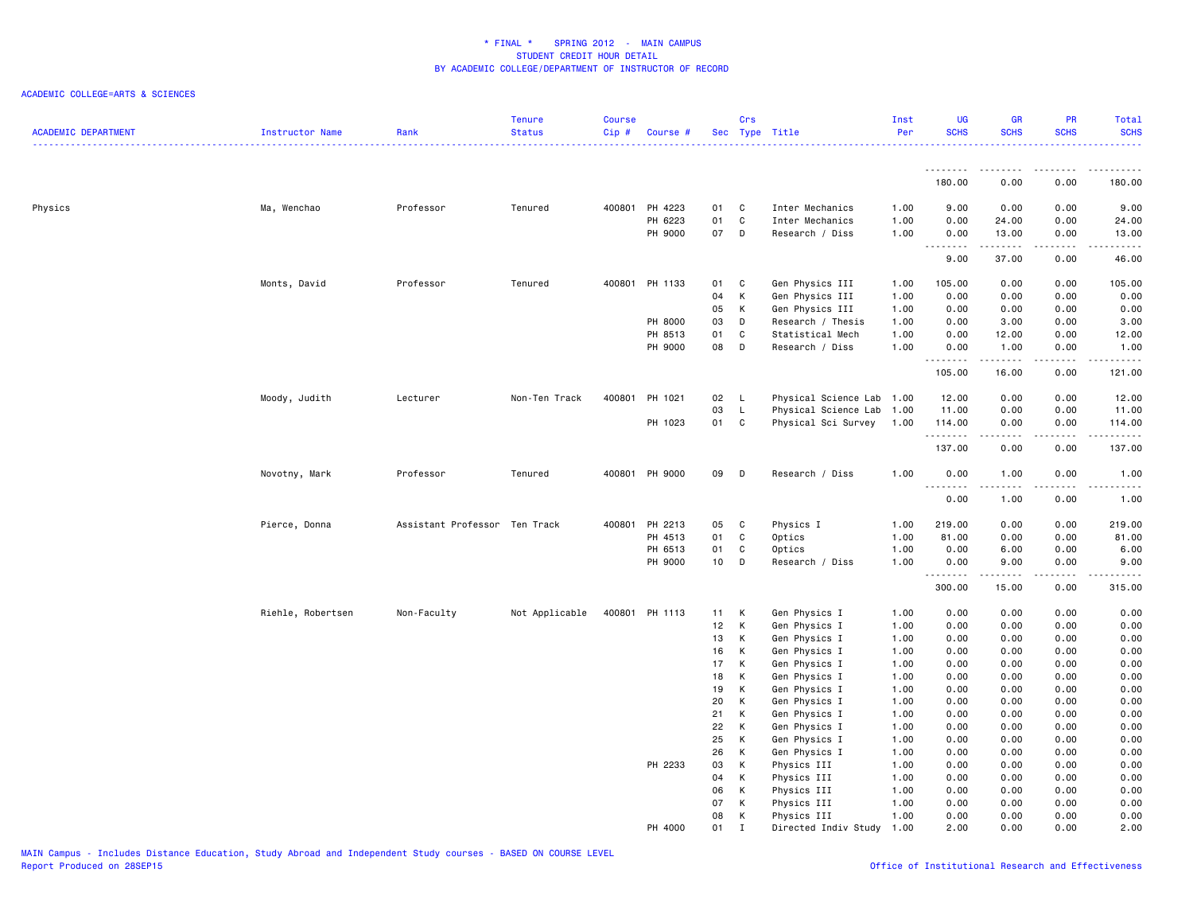# * FINAL * SPRING 2012 - MAIN CAMPUS
## STUDENT CREDIT HOUR DETAIL
## BY ACADEMIC COLLEGE/DEPARTMENT OF INSTRUCTOR OF RECORD

ACADEMIC COLLEGE=ARTS & SCIENCES

| ACADEMIC DEPARTMENT | Instructor Name | Rank | Tenure Status | Course Cip # | Course # | Sec | Crs Type | Title | Inst Per | UG SCHS | GR SCHS | PR SCHS | Total SCHS |
|---|---|---|---|---|---|---|---|---|---|---|---|---|---|
| | | | | | | | | | | 180.00 | 0.00 | 0.00 | 180.00 |
| Physics | Ma, Wenchao | Professor | Tenured | 400801 | PH 4223 | 01 | C | Inter Mechanics | 1.00 | 9.00 | 0.00 | 0.00 | 9.00 |
| | | | | | PH 6223 | 01 | C | Inter Mechanics | 1.00 | 0.00 | 24.00 | 0.00 | 24.00 |
| | | | | | PH 9000 | 07 | D | Research / Diss | 1.00 | 0.00 | 13.00 | 0.00 | 13.00 |
| | | | | | | | | | | 9.00 | 37.00 | 0.00 | 46.00 |
| | Monts, David | Professor | Tenured | 400801 | PH 1133 | 01 | C | Gen Physics III | 1.00 | 105.00 | 0.00 | 0.00 | 105.00 |
| | | | | | | 04 | K | Gen Physics III | 1.00 | 0.00 | 0.00 | 0.00 | 0.00 |
| | | | | | | 05 | K | Gen Physics III | 1.00 | 0.00 | 0.00 | 0.00 | 0.00 |
| | | | | | PH 8000 | 03 | D | Research / Thesis | 1.00 | 0.00 | 3.00 | 0.00 | 3.00 |
| | | | | | PH 8513 | 01 | C | Statistical Mech | 1.00 | 0.00 | 12.00 | 0.00 | 12.00 |
| | | | | | PH 9000 | 08 | D | Research / Diss | 1.00 | 0.00 | 1.00 | 0.00 | 1.00 |
| | | | | | | | | | | 105.00 | 16.00 | 0.00 | 121.00 |
| | Moody, Judith | Lecturer | Non-Ten Track | 400801 | PH 1021 | 02 | L | Physical Science Lab | 1.00 | 12.00 | 0.00 | 0.00 | 12.00 |
| | | | | | | 03 | L | Physical Science Lab | 1.00 | 11.00 | 0.00 | 0.00 | 11.00 |
| | | | | | PH 1023 | 01 | C | Physical Sci Survey | 1.00 | 114.00 | 0.00 | 0.00 | 114.00 |
| | | | | | | | | | | 137.00 | 0.00 | 0.00 | 137.00 |
| | Novotny, Mark | Professor | Tenured | 400801 | PH 9000 | 09 | D | Research / Diss | 1.00 | 0.00 | 1.00 | 0.00 | 1.00 |
| | | | | | | | | | | 0.00 | 1.00 | 0.00 | 1.00 |
| | Pierce, Donna | Assistant Professor | Ten Track | 400801 | PH 2213 | 05 | C | Physics I | 1.00 | 219.00 | 0.00 | 0.00 | 219.00 |
| | | | | | PH 4513 | 01 | C | Optics | 1.00 | 81.00 | 0.00 | 0.00 | 81.00 |
| | | | | | PH 6513 | 01 | C | Optics | 1.00 | 0.00 | 6.00 | 0.00 | 6.00 |
| | | | | | PH 9000 | 10 | D | Research / Diss | 1.00 | 0.00 | 9.00 | 0.00 | 9.00 |
| | | | | | | | | | | 300.00 | 15.00 | 0.00 | 315.00 |
| | Riehle, Robertsen | Non-Faculty | Not Applicable | 400801 | PH 1113 | 11 | K | Gen Physics I | 1.00 | 0.00 | 0.00 | 0.00 | 0.00 |
| | | | | | | 12 | K | Gen Physics I | 1.00 | 0.00 | 0.00 | 0.00 | 0.00 |
| | | | | | | 13 | K | Gen Physics I | 1.00 | 0.00 | 0.00 | 0.00 | 0.00 |
| | | | | | | 16 | K | Gen Physics I | 1.00 | 0.00 | 0.00 | 0.00 | 0.00 |
| | | | | | | 17 | K | Gen Physics I | 1.00 | 0.00 | 0.00 | 0.00 | 0.00 |
| | | | | | | 18 | K | Gen Physics I | 1.00 | 0.00 | 0.00 | 0.00 | 0.00 |
| | | | | | | 19 | K | Gen Physics I | 1.00 | 0.00 | 0.00 | 0.00 | 0.00 |
| | | | | | | 20 | K | Gen Physics I | 1.00 | 0.00 | 0.00 | 0.00 | 0.00 |
| | | | | | | 21 | K | Gen Physics I | 1.00 | 0.00 | 0.00 | 0.00 | 0.00 |
| | | | | | | 22 | K | Gen Physics I | 1.00 | 0.00 | 0.00 | 0.00 | 0.00 |
| | | | | | | 25 | K | Gen Physics I | 1.00 | 0.00 | 0.00 | 0.00 | 0.00 |
| | | | | | | 26 | K | Gen Physics I | 1.00 | 0.00 | 0.00 | 0.00 | 0.00 |
| | | | | | PH 2233 | 03 | K | Physics III | 1.00 | 0.00 | 0.00 | 0.00 | 0.00 |
| | | | | | | 04 | K | Physics III | 1.00 | 0.00 | 0.00 | 0.00 | 0.00 |
| | | | | | | 06 | K | Physics III | 1.00 | 0.00 | 0.00 | 0.00 | 0.00 |
| | | | | | | 07 | K | Physics III | 1.00 | 0.00 | 0.00 | 0.00 | 0.00 |
| | | | | | | 08 | K | Physics III | 1.00 | 0.00 | 0.00 | 0.00 | 0.00 |
| | | | | | PH 4000 | 01 | I | Directed Indiv Study | 1.00 | 2.00 | 0.00 | 0.00 | 2.00 |

MAIN Campus - Includes Distance Education, Study Abroad and Independent Study courses - BASED ON COURSE LEVEL
Report Produced on 28SEP15

Office of Institutional Research and Effectiveness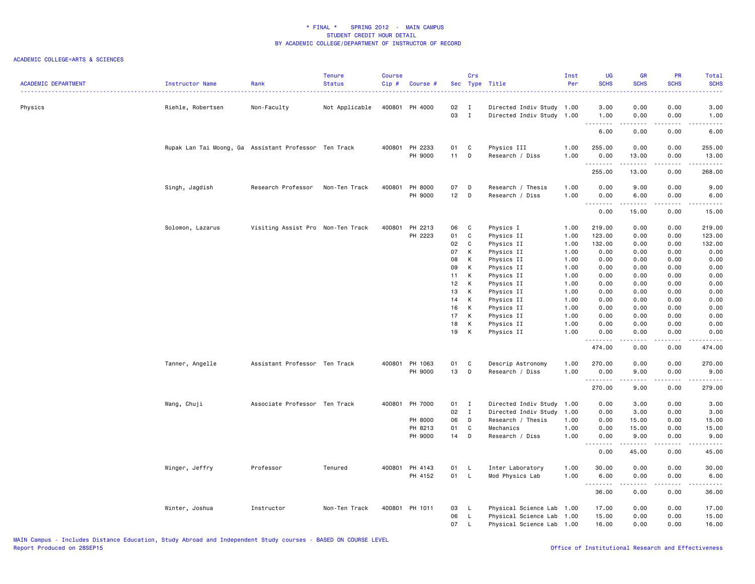* FINAL * SPRING 2012 - MAIN CAMPUS
STUDENT CREDIT HOUR DETAIL
BY ACADEMIC COLLEGE/DEPARTMENT OF INSTRUCTOR OF RECORD

ACADEMIC COLLEGE=ARTS & SCIENCES

| ACADEMIC DEPARTMENT | Instructor Name | Rank | Tenure Status | Course Cip # | Course # | Sec | Crs Type | Title | Inst Per | UG SCHS | GR SCHS | PR SCHS | Total SCHS |
|---|---|---|---|---|---|---|---|---|---|---|---|---|---|
| Physics | Riehle, Robertsen | Non-Faculty | Not Applicable | 400801 | PH 4000 | 02 | I | Directed Indiv Study | 1.00 | 3.00 | 0.00 | 0.00 | 3.00 |
| | | | | | | 03 | I | Directed Indiv Study | 1.00 | 1.00 | 0.00 | 0.00 | 1.00 |
| | | | | | | | | | | 6.00 | 0.00 | 0.00 | 6.00 |
| | Rupak Lan Tai Moong, Ga | Assistant Professor | Ten Track | 400801 | PH 2233 | 01 | C | Physics III | 1.00 | 255.00 | 0.00 | 0.00 | 255.00 |
| | | | | | PH 9000 | 11 | D | Research / Diss | 1.00 | 0.00 | 13.00 | 0.00 | 13.00 |
| | | | | | | | | | | 255.00 | 13.00 | 0.00 | 268.00 |
| | Singh, Jagdish | Research Professor | Non-Ten Track | 400801 | PH 8000 | 07 | D | Research / Thesis | 1.00 | 0.00 | 9.00 | 0.00 | 9.00 |
| | | | | | PH 9000 | 12 | D | Research / Diss | 1.00 | 0.00 | 6.00 | 0.00 | 6.00 |
| | | | | | | | | | | 0.00 | 15.00 | 0.00 | 15.00 |
| | Solomon, Lazarus | Visiting Assist Pro | Non-Ten Track | 400801 | PH 2213 | 06 | C | Physics I | 1.00 | 219.00 | 0.00 | 0.00 | 219.00 |
| | | | | | PH 2223 | 01 | C | Physics II | 1.00 | 123.00 | 0.00 | 0.00 | 123.00 |
| | | | | | | 02 | C | Physics II | 1.00 | 132.00 | 0.00 | 0.00 | 132.00 |
| | | | | | | 07 | K | Physics II | 1.00 | 0.00 | 0.00 | 0.00 | 0.00 |
| | | | | | | 08 | K | Physics II | 1.00 | 0.00 | 0.00 | 0.00 | 0.00 |
| | | | | | | 09 | K | Physics II | 1.00 | 0.00 | 0.00 | 0.00 | 0.00 |
| | | | | | | 11 | K | Physics II | 1.00 | 0.00 | 0.00 | 0.00 | 0.00 |
| | | | | | | 12 | K | Physics II | 1.00 | 0.00 | 0.00 | 0.00 | 0.00 |
| | | | | | | 13 | K | Physics II | 1.00 | 0.00 | 0.00 | 0.00 | 0.00 |
| | | | | | | 14 | K | Physics II | 1.00 | 0.00 | 0.00 | 0.00 | 0.00 |
| | | | | | | 16 | K | Physics II | 1.00 | 0.00 | 0.00 | 0.00 | 0.00 |
| | | | | | | 17 | K | Physics II | 1.00 | 0.00 | 0.00 | 0.00 | 0.00 |
| | | | | | | 18 | K | Physics II | 1.00 | 0.00 | 0.00 | 0.00 | 0.00 |
| | | | | | | 19 | K | Physics II | 1.00 | 0.00 | 0.00 | 0.00 | 0.00 |
| | | | | | | | | | | 474.00 | 0.00 | 0.00 | 474.00 |
| | Tanner, Angelle | Assistant Professor | Ten Track | 400801 | PH 1063 | 01 | C | Descrip Astronomy | 1.00 | 270.00 | 0.00 | 0.00 | 270.00 |
| | | | | | PH 9000 | 13 | D | Research / Diss | 1.00 | 0.00 | 9.00 | 0.00 | 9.00 |
| | | | | | | | | | | 270.00 | 9.00 | 0.00 | 279.00 |
| | Wang, Chuji | Associate Professor | Ten Track | 400801 | PH 7000 | 01 | I | Directed Indiv Study | 1.00 | 0.00 | 3.00 | 0.00 | 3.00 |
| | | | | | | 02 | I | Directed Indiv Study | 1.00 | 0.00 | 3.00 | 0.00 | 3.00 |
| | | | | | PH 8000 | 06 | D | Research / Thesis | 1.00 | 0.00 | 15.00 | 0.00 | 15.00 |
| | | | | | PH 8213 | 01 | C | Mechanics | 1.00 | 0.00 | 15.00 | 0.00 | 15.00 |
| | | | | | PH 9000 | 14 | D | Research / Diss | 1.00 | 0.00 | 9.00 | 0.00 | 9.00 |
| | | | | | | | | | | 0.00 | 45.00 | 0.00 | 45.00 |
| | Winger, Jeffry | Professor | Tenured | 400801 | PH 4143 | 01 | L | Inter Laboratory | 1.00 | 30.00 | 0.00 | 0.00 | 30.00 |
| | | | | | PH 4152 | 01 | L | Mod Physics Lab | 1.00 | 6.00 | 0.00 | 0.00 | 6.00 |
| | | | | | | | | | | 36.00 | 0.00 | 0.00 | 36.00 |
| | Winter, Joshua | Instructor | Non-Ten Track | 400801 | PH 1011 | 03 | L | Physical Science Lab | 1.00 | 17.00 | 0.00 | 0.00 | 17.00 |
| | | | | | | 06 | L | Physical Science Lab | 1.00 | 15.00 | 0.00 | 0.00 | 15.00 |
| | | | | | | 07 | L | Physical Science Lab | 1.00 | 16.00 | 0.00 | 0.00 | 16.00 |

MAIN Campus - Includes Distance Education, Study Abroad and Independent Study courses - BASED ON COURSE LEVEL
Report Produced on 28SEP15

Office of Institutional Research and Effectiveness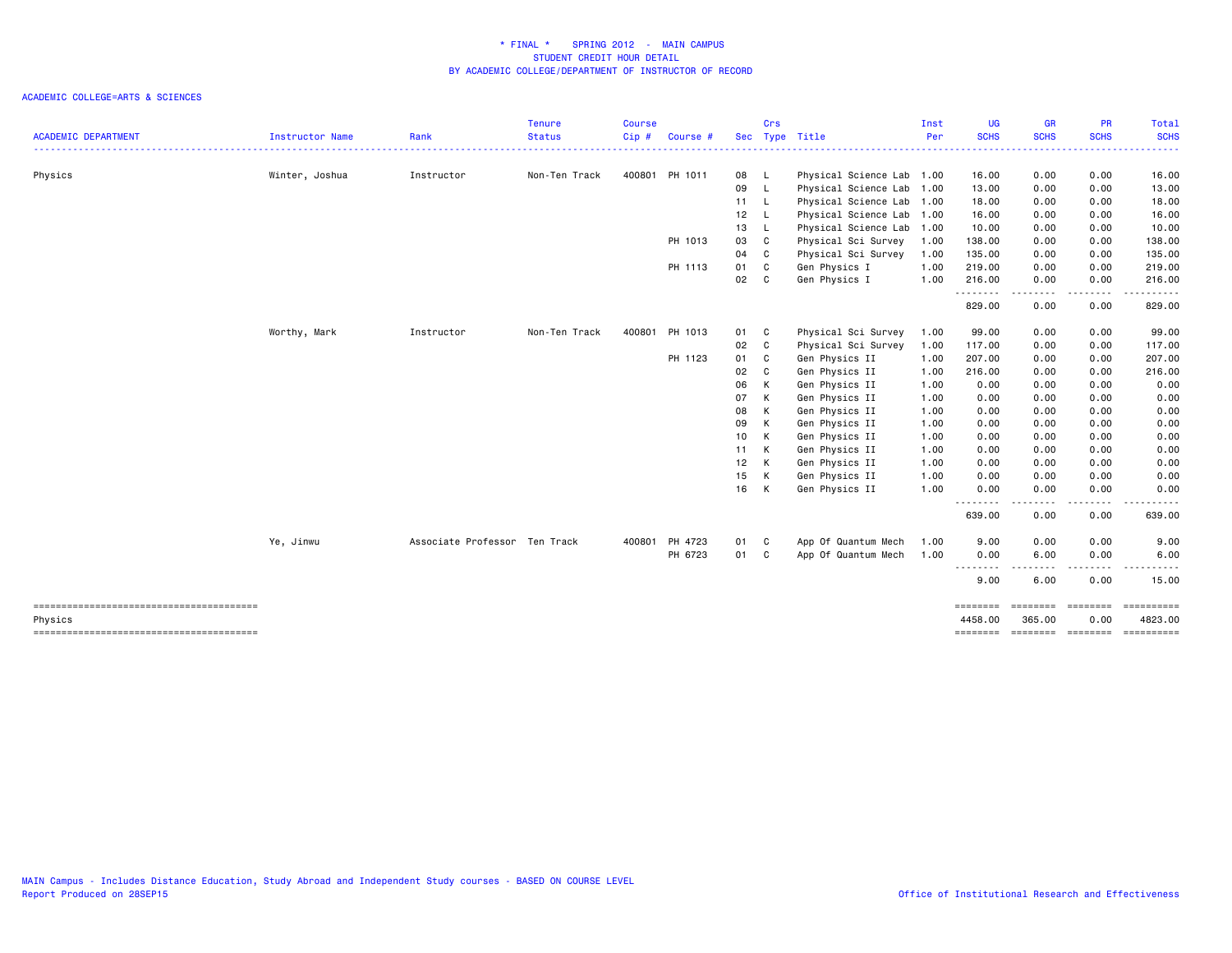# * FINAL * SPRING 2012 - MAIN CAMPUS
## STUDENT CREDIT HOUR DETAIL
## BY ACADEMIC COLLEGE/DEPARTMENT OF INSTRUCTOR OF RECORD

ACADEMIC COLLEGE=ARTS & SCIENCES

| ACADEMIC DEPARTMENT | Instructor Name | Rank | Tenure Status | Course Cip # | Course # | Sec | Crs Type | Title | Inst Per | UG SCHS | GR SCHS | PR SCHS | Total SCHS |
|---|---|---|---|---|---|---|---|---|---|---|---|---|---|
| Physics | Winter, Joshua | Instructor | Non-Ten Track | 400801 | PH 1011 | 08 | L | Physical Science Lab | 1.00 | 16.00 | 0.00 | 0.00 | 16.00 |
| | | | | | | 09 | L | Physical Science Lab | 1.00 | 13.00 | 0.00 | 0.00 | 13.00 |
| | | | | | | 11 | L | Physical Science Lab | 1.00 | 18.00 | 0.00 | 0.00 | 18.00 |
| | | | | | | 12 | L | Physical Science Lab | 1.00 | 16.00 | 0.00 | 0.00 | 16.00 |
| | | | | | | 13 | L | Physical Science Lab | 1.00 | 10.00 | 0.00 | 0.00 | 10.00 |
| | | | | | PH 1013 | 03 | C | Physical Sci Survey | 1.00 | 138.00 | 0.00 | 0.00 | 138.00 |
| | | | | | | 04 | C | Physical Sci Survey | 1.00 | 135.00 | 0.00 | 0.00 | 135.00 |
| | | | | | PH 1113 | 01 | C | Gen Physics I | 1.00 | 219.00 | 0.00 | 0.00 | 219.00 |
| | | | | | | 02 | C | Gen Physics I | 1.00 | 216.00 | 0.00 | 0.00 | 216.00 |
| | | | | | | | | | | 829.00 | 0.00 | 0.00 | 829.00 |
| | Worthy, Mark | Instructor | Non-Ten Track | 400801 | PH 1013 | 01 | C | Physical Sci Survey | 1.00 | 99.00 | 0.00 | 0.00 | 99.00 |
| | | | | | | 02 | C | Physical Sci Survey | 1.00 | 117.00 | 0.00 | 0.00 | 117.00 |
| | | | | | PH 1123 | 01 | C | Gen Physics II | 1.00 | 207.00 | 0.00 | 0.00 | 207.00 |
| | | | | | | 02 | C | Gen Physics II | 1.00 | 216.00 | 0.00 | 0.00 | 216.00 |
| | | | | | | 06 | K | Gen Physics II | 1.00 | 0.00 | 0.00 | 0.00 | 0.00 |
| | | | | | | 07 | K | Gen Physics II | 1.00 | 0.00 | 0.00 | 0.00 | 0.00 |
| | | | | | | 08 | K | Gen Physics II | 1.00 | 0.00 | 0.00 | 0.00 | 0.00 |
| | | | | | | 09 | K | Gen Physics II | 1.00 | 0.00 | 0.00 | 0.00 | 0.00 |
| | | | | | | 10 | K | Gen Physics II | 1.00 | 0.00 | 0.00 | 0.00 | 0.00 |
| | | | | | | 11 | K | Gen Physics II | 1.00 | 0.00 | 0.00 | 0.00 | 0.00 |
| | | | | | | 12 | K | Gen Physics II | 1.00 | 0.00 | 0.00 | 0.00 | 0.00 |
| | | | | | | 15 | K | Gen Physics II | 1.00 | 0.00 | 0.00 | 0.00 | 0.00 |
| | | | | | | 16 | K | Gen Physics II | 1.00 | 0.00 | 0.00 | 0.00 | 0.00 |
| | | | | | | | | | | 639.00 | 0.00 | 0.00 | 639.00 |
| | Ye, Jinwu | Associate Professor | Ten Track | 400801 | PH 4723 | 01 | C | App Of Quantum Mech | 1.00 | 9.00 | 0.00 | 0.00 | 9.00 |
| | | | | | PH 6723 | 01 | C | App Of Quantum Mech | 1.00 | 0.00 | 6.00 | 0.00 | 6.00 |
| | | | | | | | | | | 9.00 | 6.00 | 0.00 | 15.00 |
| Physics | | | | | | | | | | 4458.00 | 365.00 | 0.00 | 4823.00 |

MAIN Campus - Includes Distance Education, Study Abroad and Independent Study courses - BASED ON COURSE LEVEL
Report Produced on 28SEP15

Office of Institutional Research and Effectiveness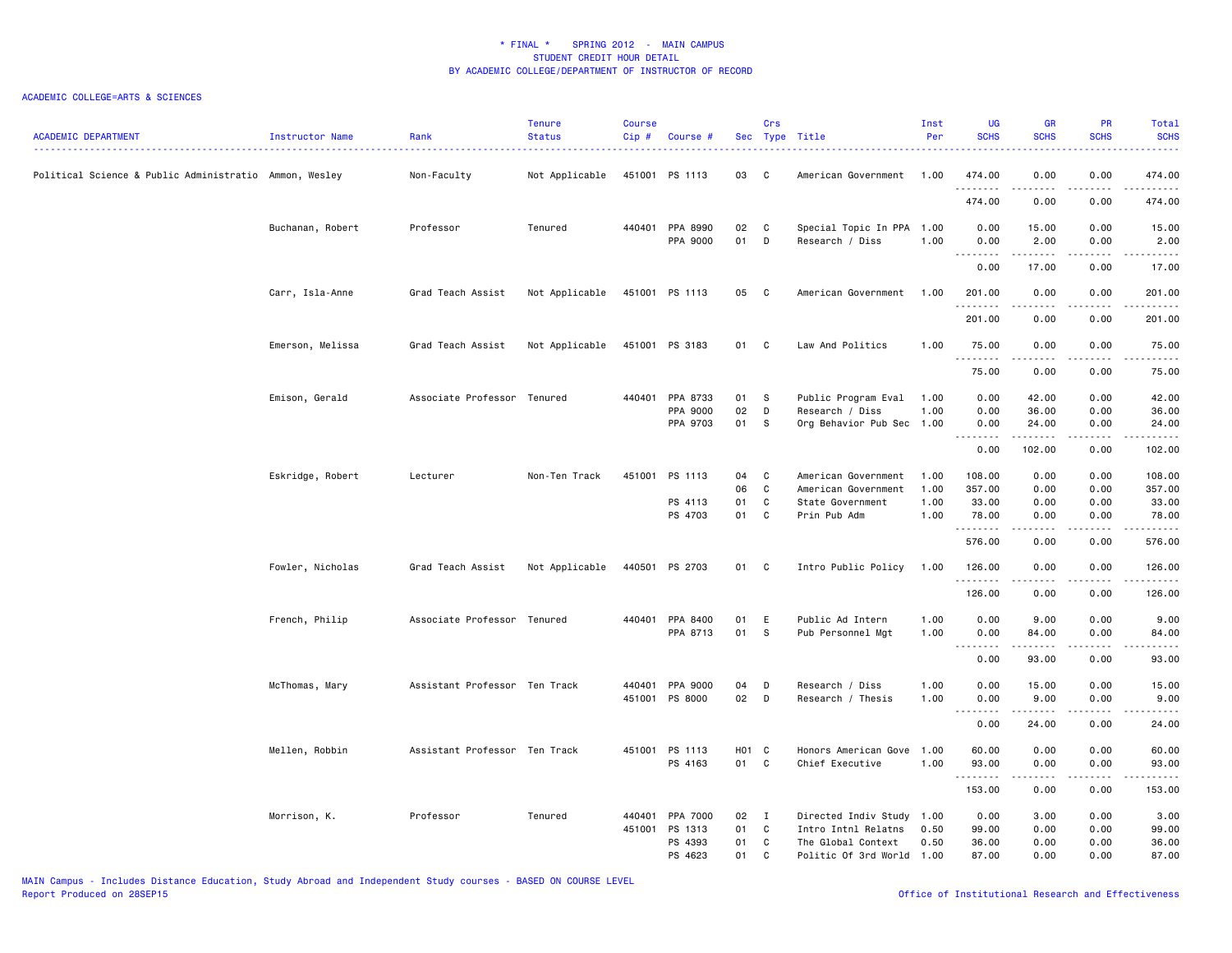\* FINAL \*    SPRING 2012  -  MAIN CAMPUS
STUDENT CREDIT HOUR DETAIL
BY ACADEMIC COLLEGE/DEPARTMENT OF INSTRUCTOR OF RECORD

ACADEMIC COLLEGE=ARTS & SCIENCES

| ACADEMIC DEPARTMENT | Instructor Name | Rank | Tenure Status | Course Cip # | Course # | Sec | Crs Type | Title | Inst Per | UG SCHS | GR SCHS | PR SCHS | Total SCHS |
|---|---|---|---|---|---|---|---|---|---|---|---|---|---|
| Political Science & Public Administratio | Ammon, Wesley | Non-Faculty | Not Applicable | 451001 | PS 1113 | 03 | C | American Government | 1.00 | 474.00 | 0.00 | 0.00 | 474.00 |
| | | | | | | | | | | 474.00 | 0.00 | 0.00 | 474.00 |
| | Buchanan, Robert | Professor | Tenured | 440401 | PPA 8990 | 02 | C | Special Topic In PPA | 1.00 | 0.00 | 15.00 | 0.00 | 15.00 |
| | | | | | PPA 9000 | 01 | D | Research / Diss | 1.00 | 0.00 | 2.00 | 0.00 | 2.00 |
| | | | | | | | | | | 0.00 | 17.00 | 0.00 | 17.00 |
| | Carr, Isla-Anne | Grad Teach Assist | Not Applicable | 451001 | PS 1113 | 05 | C | American Government | 1.00 | 201.00 | 0.00 | 0.00 | 201.00 |
| | | | | | | | | | | 201.00 | 0.00 | 0.00 | 201.00 |
| | Emerson, Melissa | Grad Teach Assist | Not Applicable | 451001 | PS 3183 | 01 | C | Law And Politics | 1.00 | 75.00 | 0.00 | 0.00 | 75.00 |
| | | | | | | | | | | 75.00 | 0.00 | 0.00 | 75.00 |
| | Emison, Gerald | Associate Professor | Tenured | 440401 | PPA 8733 | 01 | S | Public Program Eval | 1.00 | 0.00 | 42.00 | 0.00 | 42.00 |
| | | | | | PPA 9000 | 02 | D | Research / Diss | 1.00 | 0.00 | 36.00 | 0.00 | 36.00 |
| | | | | | PPA 9703 | 01 | S | Org Behavior Pub Sec | 1.00 | 0.00 | 24.00 | 0.00 | 24.00 |
| | | | | | | | | | | 0.00 | 102.00 | 0.00 | 102.00 |
| | Eskridge, Robert | Lecturer | Non-Ten Track | 451001 | PS 1113 | 04 | C | American Government | 1.00 | 108.00 | 0.00 | 0.00 | 108.00 |
| | | | | | | 06 | C | American Government | 1.00 | 357.00 | 0.00 | 0.00 | 357.00 |
| | | | | | PS 4113 | 01 | C | State Government | 1.00 | 33.00 | 0.00 | 0.00 | 33.00 |
| | | | | | PS 4703 | 01 | C | Prin Pub Adm | 1.00 | 78.00 | 0.00 | 0.00 | 78.00 |
| | | | | | | | | | | 576.00 | 0.00 | 0.00 | 576.00 |
| | Fowler, Nicholas | Grad Teach Assist | Not Applicable | 440501 | PS 2703 | 01 | C | Intro Public Policy | 1.00 | 126.00 | 0.00 | 0.00 | 126.00 |
| | | | | | | | | | | 126.00 | 0.00 | 0.00 | 126.00 |
| | French, Philip | Associate Professor | Tenured | 440401 | PPA 8400 | 01 | E | Public Ad Intern | 1.00 | 0.00 | 9.00 | 0.00 | 9.00 |
| | | | | | PPA 8713 | 01 | S | Pub Personnel Mgt | 1.00 | 0.00 | 84.00 | 0.00 | 84.00 |
| | | | | | | | | | | 0.00 | 93.00 | 0.00 | 93.00 |
| | McThomas, Mary | Assistant Professor | Ten Track | 440401 | PPA 9000 | 04 | D | Research / Diss | 1.00 | 0.00 | 15.00 | 0.00 | 15.00 |
| | | | | 451001 | PS 8000 | 02 | D | Research / Thesis | 1.00 | 0.00 | 9.00 | 0.00 | 9.00 |
| | | | | | | | | | | 0.00 | 24.00 | 0.00 | 24.00 |
| | Mellen, Robbin | Assistant Professor | Ten Track | 451001 | PS 1113 | H01 | C | Honors American Gove | 1.00 | 60.00 | 0.00 | 0.00 | 60.00 |
| | | | | | PS 4163 | 01 | C | Chief Executive | 1.00 | 93.00 | 0.00 | 0.00 | 93.00 |
| | | | | | | | | | | 153.00 | 0.00 | 0.00 | 153.00 |
| | Morrison, K. | Professor | Tenured | 440401 | PPA 7000 | 02 | I | Directed Indiv Study | 1.00 | 0.00 | 3.00 | 0.00 | 3.00 |
| | | | | 451001 | PS 1313 | 01 | C | Intro Intnl Relatns | 0.50 | 99.00 | 0.00 | 0.00 | 99.00 |
| | | | | | PS 4393 | 01 | C | The Global Context | 0.50 | 36.00 | 0.00 | 0.00 | 36.00 |
| | | | | | PS 4623 | 01 | C | Politic Of 3rd World | 1.00 | 87.00 | 0.00 | 0.00 | 87.00 |

MAIN Campus - Includes Distance Education, Study Abroad and Independent Study courses - BASED ON COURSE LEVEL
Report Produced on 28SEP15

Office of Institutional Research and Effectiveness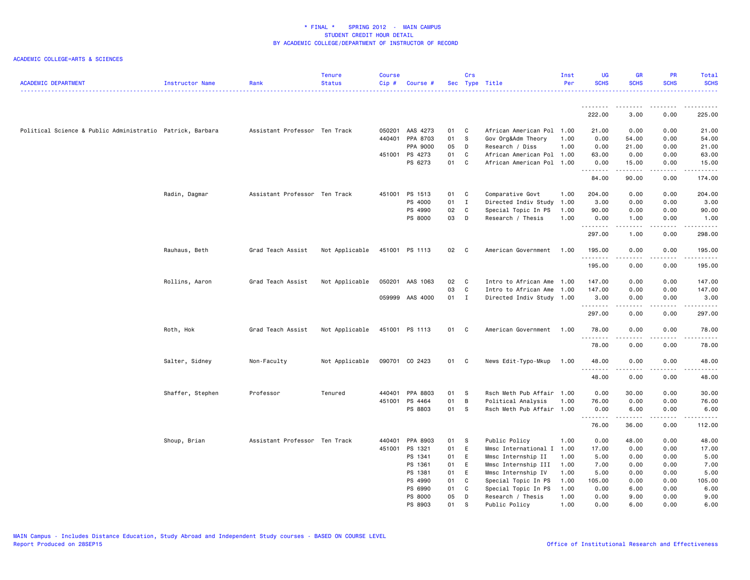# * FINAL * SPRING 2012 - MAIN CAMPUS
## STUDENT CREDIT HOUR DETAIL
## BY ACADEMIC COLLEGE/DEPARTMENT OF INSTRUCTOR OF RECORD

ACADEMIC COLLEGE=ARTS & SCIENCES

| ACADEMIC DEPARTMENT | Instructor Name | Rank | Tenure Status | Course Cip # | Course # | Sec | Crs Type | Title | Inst Per | UG SCHS | GR SCHS | PR SCHS | Total SCHS |
|---|---|---|---|---|---|---|---|---|---|---|---|---|---|
| | | | | | | | | | | 222.00 | 3.00 | 0.00 | 225.00 |
| Political Science & Public Administratio | Patrick, Barbara | Assistant Professor | Ten Track | 050201 | AAS 4273 | 01 | C | African American Pol | 1.00 | 21.00 | 0.00 | 0.00 | 21.00 |
| | | | | 440401 | PPA 8703 | 01 | S | Gov Org&Adm Theory | 1.00 | 0.00 | 54.00 | 0.00 | 54.00 |
| | | | | | PPA 9000 | 05 | D | Research / Diss | 1.00 | 0.00 | 21.00 | 0.00 | 21.00 |
| | | | | 451001 | PS 4273 | 01 | C | African American Pol | 1.00 | 63.00 | 0.00 | 0.00 | 63.00 |
| | | | | | PS 6273 | 01 | C | African American Pol | 1.00 | 0.00 | 15.00 | 0.00 | 15.00 |
| | | | | | | | | | | 84.00 | 90.00 | 0.00 | 174.00 |
| | Radin, Dagmar | Assistant Professor | Ten Track | 451001 | PS 1513 | 01 | C | Comparative Govt | 1.00 | 204.00 | 0.00 | 0.00 | 204.00 |
| | | | | | PS 4000 | 01 | I | Directed Indiv Study | 1.00 | 3.00 | 0.00 | 0.00 | 3.00 |
| | | | | | PS 4990 | 02 | C | Special Topic In PS | 1.00 | 90.00 | 0.00 | 0.00 | 90.00 |
| | | | | | PS 8000 | 03 | D | Research / Thesis | 1.00 | 0.00 | 1.00 | 0.00 | 1.00 |
| | | | | | | | | | | 297.00 | 1.00 | 0.00 | 298.00 |
| | Rauhaus, Beth | Grad Teach Assist | Not Applicable | 451001 | PS 1113 | 02 | C | American Government | 1.00 | 195.00 | 0.00 | 0.00 | 195.00 |
| | | | | | | | | | | 195.00 | 0.00 | 0.00 | 195.00 |
| | Rollins, Aaron | Grad Teach Assist | Not Applicable | 050201 | AAS 1063 | 02 | C | Intro to African Ame | 1.00 | 147.00 | 0.00 | 0.00 | 147.00 |
| | | | | | | 03 | C | Intro to African Ame | 1.00 | 147.00 | 0.00 | 0.00 | 147.00 |
| | | | | 059999 | AAS 4000 | 01 | I | Directed Indiv Study | 1.00 | 3.00 | 0.00 | 0.00 | 3.00 |
| | | | | | | | | | | 297.00 | 0.00 | 0.00 | 297.00 |
| | Roth, Hok | Grad Teach Assist | Not Applicable | 451001 | PS 1113 | 01 | C | American Government | 1.00 | 78.00 | 0.00 | 0.00 | 78.00 |
| | | | | | | | | | | 78.00 | 0.00 | 0.00 | 78.00 |
| | Salter, Sidney | Non-Faculty | Not Applicable | 090701 | CO 2423 | 01 | C | News Edit-Typo-Mkup | 1.00 | 48.00 | 0.00 | 0.00 | 48.00 |
| | | | | | | | | | | 48.00 | 0.00 | 0.00 | 48.00 |
| | Shaffer, Stephen | Professor | Tenured | 440401 | PPA 8803 | 01 | S | Rsch Meth Pub Affair | 1.00 | 0.00 | 30.00 | 0.00 | 30.00 |
| | | | | 451001 | PS 4464 | 01 | B | Political Analysis | 1.00 | 76.00 | 0.00 | 0.00 | 76.00 |
| | | | | | PS 8803 | 01 | S | Rsch Meth Pub Affair | 1.00 | 0.00 | 6.00 | 0.00 | 6.00 |
| | | | | | | | | | | 76.00 | 36.00 | 0.00 | 112.00 |
| | Shoup, Brian | Assistant Professor | Ten Track | 440401 | PPA 8903 | 01 | S | Public Policy | 1.00 | 0.00 | 48.00 | 0.00 | 48.00 |
| | | | | 451001 | PS 1321 | 01 | E | Mmsc International I | 1.00 | 17.00 | 0.00 | 0.00 | 17.00 |
| | | | | | PS 1341 | 01 | E | Mmsc Internship II | 1.00 | 5.00 | 0.00 | 0.00 | 5.00 |
| | | | | | PS 1361 | 01 | E | Mmsc Internship III | 1.00 | 7.00 | 0.00 | 0.00 | 7.00 |
| | | | | | PS 1381 | 01 | E | Mmsc Internship IV | 1.00 | 5.00 | 0.00 | 0.00 | 5.00 |
| | | | | | PS 4990 | 01 | C | Special Topic In PS | 1.00 | 105.00 | 0.00 | 0.00 | 105.00 |
| | | | | | PS 6990 | 01 | C | Special Topic In PS | 1.00 | 0.00 | 6.00 | 0.00 | 6.00 |
| | | | | | PS 8000 | 05 | D | Research / Thesis | 1.00 | 0.00 | 9.00 | 0.00 | 9.00 |
| | | | | | PS 8903 | 01 | S | Public Policy | 1.00 | 0.00 | 6.00 | 0.00 | 6.00 |

MAIN Campus - Includes Distance Education, Study Abroad and Independent Study courses - BASED ON COURSE LEVEL
Report Produced on 28SEP15

Office of Institutional Research and Effectiveness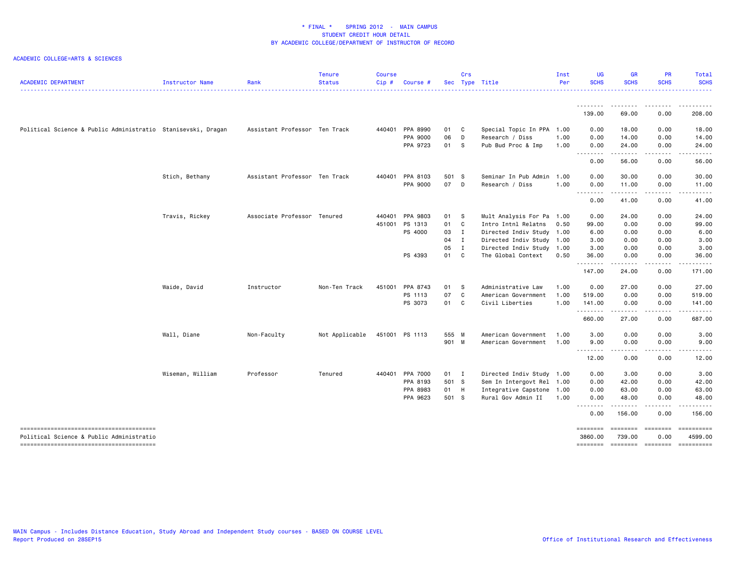# * FINAL * SPRING 2012 - MAIN CAMPUS
## STUDENT CREDIT HOUR DETAIL
## BY ACADEMIC COLLEGE/DEPARTMENT OF INSTRUCTOR OF RECORD

ACADEMIC COLLEGE=ARTS & SCIENCES

| ACADEMIC DEPARTMENT | Instructor Name | Rank | Tenure Status | Course Cip # | Course # | Sec | Crs Type | Title | Inst Per | UG SCHS | GR SCHS | PR SCHS | Total SCHS |
|---|---|---|---|---|---|---|---|---|---|---|---|---|---|
| | | | | | | | | | | 139.00 | 69.00 | 0.00 | 208.00 |
| Political Science & Public Administratio | Stanisevski, Dragan | Assistant Professor | Ten Track | 440401 | PPA 8990 | 01 | C | Special Topic In PPA | 1.00 | 0.00 | 18.00 | 0.00 | 18.00 |
| | | | | | PPA 9000 | 06 | D | Research / Diss | 1.00 | 0.00 | 14.00 | 0.00 | 14.00 |
| | | | | | PPA 9723 | 01 | S | Pub Bud Proc & Imp | 1.00 | 0.00 | 24.00 | 0.00 | 24.00 |
| | | | | | | | | | | 0.00 | 56.00 | 0.00 | 56.00 |
| | Stich, Bethany | Assistant Professor | Ten Track | 440401 | PPA 8103 | 501 | S | Seminar In Pub Admin | 1.00 | 0.00 | 30.00 | 0.00 | 30.00 |
| | | | | | PPA 9000 | 07 | D | Research / Diss | 1.00 | 0.00 | 11.00 | 0.00 | 11.00 |
| | | | | | | | | | | 0.00 | 41.00 | 0.00 | 41.00 |
| | Travis, Rickey | Associate Professor | Tenured | 440401 | PPA 9803 | 01 | S | Mult Analysis For Pa | 1.00 | 0.00 | 24.00 | 0.00 | 24.00 |
| | | | | 451001 | PS 1313 | 01 | C | Intro Intnl Relatns | 0.50 | 99.00 | 0.00 | 0.00 | 99.00 |
| | | | | | PS 4000 | 03 | I | Directed Indiv Study | 1.00 | 6.00 | 0.00 | 0.00 | 6.00 |
| | | | | | | 04 | I | Directed Indiv Study | 1.00 | 3.00 | 0.00 | 0.00 | 3.00 |
| | | | | | | 05 | I | Directed Indiv Study | 1.00 | 3.00 | 0.00 | 0.00 | 3.00 |
| | | | | | PS 4393 | 01 | C | The Global Context | 0.50 | 36.00 | 0.00 | 0.00 | 36.00 |
| | | | | | | | | | | 147.00 | 24.00 | 0.00 | 171.00 |
| | Waide, David | Instructor | Non-Ten Track | 451001 | PPA 8743 | 01 | S | Administrative Law | 1.00 | 0.00 | 27.00 | 0.00 | 27.00 |
| | | | | | PS 1113 | 07 | C | American Government | 1.00 | 519.00 | 0.00 | 0.00 | 519.00 |
| | | | | | PS 3073 | 01 | C | Civil Liberties | 1.00 | 141.00 | 0.00 | 0.00 | 141.00 |
| | | | | | | | | | | 660.00 | 27.00 | 0.00 | 687.00 |
| | Wall, Diane | Non-Faculty | Not Applicable | 451001 | PS 1113 | 555 | M | American Government | 1.00 | 3.00 | 0.00 | 0.00 | 3.00 |
| | | | | | | 901 | M | American Government | 1.00 | 9.00 | 0.00 | 0.00 | 9.00 |
| | | | | | | | | | | 12.00 | 0.00 | 0.00 | 12.00 |
| | Wiseman, William | Professor | Tenured | 440401 | PPA 7000 | 01 | I | Directed Indiv Study | 1.00 | 0.00 | 3.00 | 0.00 | 3.00 |
| | | | | | PPA 8193 | 501 | S | Sem In Intergovt Rel | 1.00 | 0.00 | 42.00 | 0.00 | 42.00 |
| | | | | | PPA 8983 | 01 | H | Integrative Capstone | 1.00 | 0.00 | 63.00 | 0.00 | 63.00 |
| | | | | | PPA 9623 | 501 | S | Rural Gov Admin II | 1.00 | 0.00 | 48.00 | 0.00 | 48.00 |
| | | | | | | | | | | 0.00 | 156.00 | 0.00 | 156.00 |
| Political Science & Public Administratio | | | | | | | | | | 3860.00 | 739.00 | 0.00 | 4599.00 |

MAIN Campus - Includes Distance Education, Study Abroad and Independent Study courses - BASED ON COURSE LEVEL
Report Produced on 28SEP15

Office of Institutional Research and Effectiveness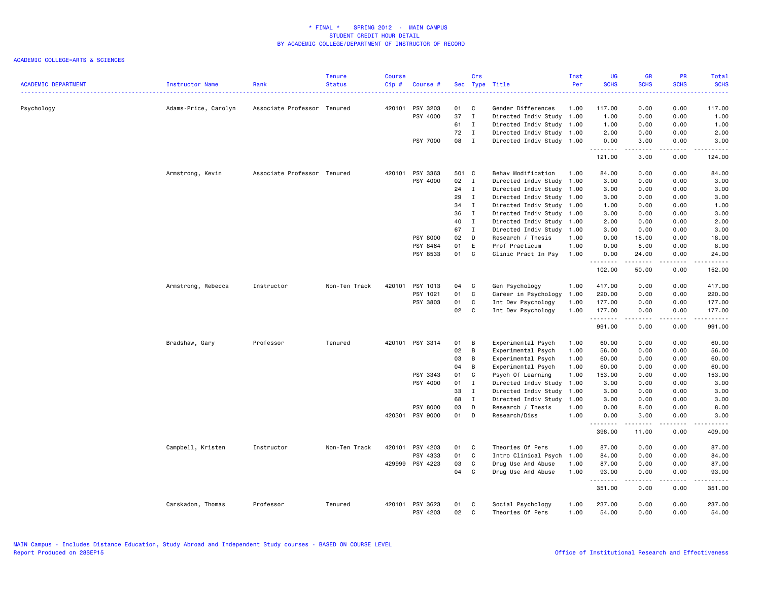# * FINAL * SPRING 2012 - MAIN CAMPUS
## STUDENT CREDIT HOUR DETAIL
## BY ACADEMIC COLLEGE/DEPARTMENT OF INSTRUCTOR OF RECORD

ACADEMIC COLLEGE=ARTS & SCIENCES

| ACADEMIC DEPARTMENT | Instructor Name | Rank | Tenure Status | Course Cip # | Course # | Sec | Crs Type | Title | Inst Per | UG SCHS | GR SCHS | PR SCHS | Total SCHS |
|---|---|---|---|---|---|---|---|---|---|---|---|---|---|
| Psychology | Adams-Price, Carolyn | Associate Professor | Tenured | 420101 | PSY 3203 | 01 | C | Gender Differences | 1.00 | 117.00 | 0.00 | 0.00 | 117.00 |
| | | | | | PSY 4000 | 37 | I | Directed Indiv Study | 1.00 | 1.00 | 0.00 | 0.00 | 1.00 |
| | | | | | | 61 | I | Directed Indiv Study | 1.00 | 1.00 | 0.00 | 0.00 | 1.00 |
| | | | | | | 72 | I | Directed Indiv Study | 1.00 | 2.00 | 0.00 | 0.00 | 2.00 |
| | | | | | PSY 7000 | 08 | I | Directed Indiv Study | 1.00 | 0.00 | 3.00 | 0.00 | 3.00 |
| | | | | | | | | | | 121.00 | 3.00 | 0.00 | 124.00 |
| | Armstrong, Kevin | Associate Professor | Tenured | 420101 | PSY 3363 | 501 | C | Behav Modification | 1.00 | 84.00 | 0.00 | 0.00 | 84.00 |
| | | | | | PSY 4000 | 02 | I | Directed Indiv Study | 1.00 | 3.00 | 0.00 | 0.00 | 3.00 |
| | | | | | | 24 | I | Directed Indiv Study | 1.00 | 3.00 | 0.00 | 0.00 | 3.00 |
| | | | | | | 29 | I | Directed Indiv Study | 1.00 | 3.00 | 0.00 | 0.00 | 3.00 |
| | | | | | | 34 | I | Directed Indiv Study | 1.00 | 1.00 | 0.00 | 0.00 | 1.00 |
| | | | | | | 36 | I | Directed Indiv Study | 1.00 | 3.00 | 0.00 | 0.00 | 3.00 |
| | | | | | | 40 | I | Directed Indiv Study | 1.00 | 2.00 | 0.00 | 0.00 | 2.00 |
| | | | | | | 67 | I | Directed Indiv Study | 1.00 | 3.00 | 0.00 | 0.00 | 3.00 |
| | | | | | PSY 8000 | 02 | D | Research / Thesis | 1.00 | 0.00 | 18.00 | 0.00 | 18.00 |
| | | | | | PSY 8464 | 01 | E | Prof Practicum | 1.00 | 0.00 | 8.00 | 0.00 | 8.00 |
| | | | | | PSY 8533 | 01 | C | Clinic Pract In Psy | 1.00 | 0.00 | 24.00 | 0.00 | 24.00 |
| | | | | | | | | | | 102.00 | 50.00 | 0.00 | 152.00 |
| | Armstrong, Rebecca | Instructor | Non-Ten Track | 420101 | PSY 1013 | 04 | C | Gen Psychology | 1.00 | 417.00 | 0.00 | 0.00 | 417.00 |
| | | | | | PSY 1021 | 01 | C | Career in Psychology | 1.00 | 220.00 | 0.00 | 0.00 | 220.00 |
| | | | | | PSY 3803 | 01 | C | Int Dev Psychology | 1.00 | 177.00 | 0.00 | 0.00 | 177.00 |
| | | | | | | 02 | C | Int Dev Psychology | 1.00 | 177.00 | 0.00 | 0.00 | 177.00 |
| | | | | | | | | | | 991.00 | 0.00 | 0.00 | 991.00 |
| | Bradshaw, Gary | Professor | Tenured | 420101 | PSY 3314 | 01 | B | Experimental Psych | 1.00 | 60.00 | 0.00 | 0.00 | 60.00 |
| | | | | | | 02 | B | Experimental Psych | 1.00 | 56.00 | 0.00 | 0.00 | 56.00 |
| | | | | | | 03 | B | Experimental Psych | 1.00 | 60.00 | 0.00 | 0.00 | 60.00 |
| | | | | | | 04 | B | Experimental Psych | 1.00 | 60.00 | 0.00 | 0.00 | 60.00 |
| | | | | | PSY 3343 | 01 | C | Psych Of Learning | 1.00 | 153.00 | 0.00 | 0.00 | 153.00 |
| | | | | | PSY 4000 | 01 | I | Directed Indiv Study | 1.00 | 3.00 | 0.00 | 0.00 | 3.00 |
| | | | | | | 33 | I | Directed Indiv Study | 1.00 | 3.00 | 0.00 | 0.00 | 3.00 |
| | | | | | | 68 | I | Directed Indiv Study | 1.00 | 3.00 | 0.00 | 0.00 | 3.00 |
| | | | | | PSY 8000 | 03 | D | Research / Thesis | 1.00 | 0.00 | 8.00 | 0.00 | 8.00 |
| | | | | 420301 | PSY 9000 | 01 | D | Research/Diss | 1.00 | 0.00 | 3.00 | 0.00 | 3.00 |
| | | | | | | | | | | 398.00 | 11.00 | 0.00 | 409.00 |
| | Campbell, Kristen | Instructor | Non-Ten Track | 420101 | PSY 4203 | 01 | C | Theories Of Pers | 1.00 | 87.00 | 0.00 | 0.00 | 87.00 |
| | | | | | PSY 4333 | 01 | C | Intro Clinical Psych | 1.00 | 84.00 | 0.00 | 0.00 | 84.00 |
| | | | | 429999 | PSY 4223 | 03 | C | Drug Use And Abuse | 1.00 | 87.00 | 0.00 | 0.00 | 87.00 |
| | | | | | | 04 | C | Drug Use And Abuse | 1.00 | 93.00 | 0.00 | 0.00 | 93.00 |
| | | | | | | | | | | 351.00 | 0.00 | 0.00 | 351.00 |
| | Carskadon, Thomas | Professor | Tenured | 420101 | PSY 3623 | 01 | C | Social Psychology | 1.00 | 237.00 | 0.00 | 0.00 | 237.00 |
| | | | | | PSY 4203 | 02 | C | Theories Of Pers | 1.00 | 54.00 | 0.00 | 0.00 | 54.00 |

MAIN Campus - Includes Distance Education, Study Abroad and Independent Study courses - BASED ON COURSE LEVEL
Report Produced on 28SEP15

Office of Institutional Research and Effectiveness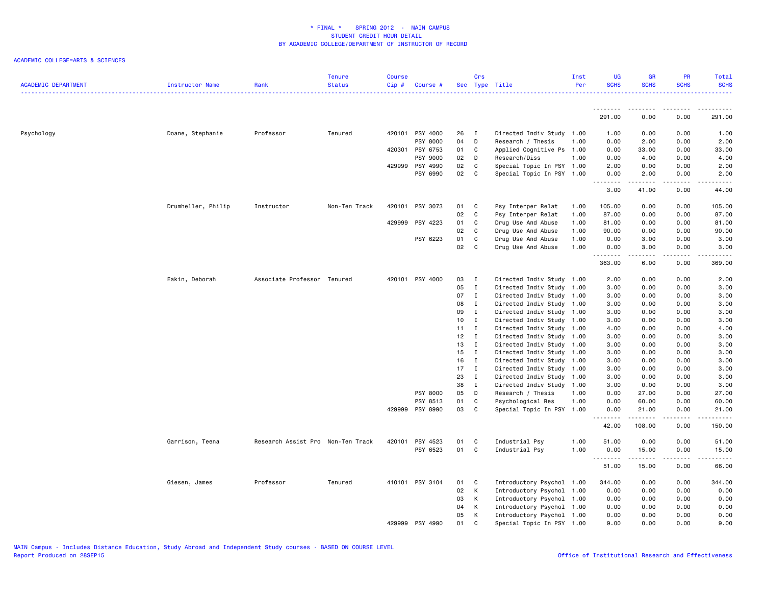# * FINAL * SPRING 2012 - MAIN CAMPUS
## STUDENT CREDIT HOUR DETAIL
## BY ACADEMIC COLLEGE/DEPARTMENT OF INSTRUCTOR OF RECORD

ACADEMIC COLLEGE=ARTS & SCIENCES

| ACADEMIC DEPARTMENT | Instructor Name | Rank | Tenure Status | Course Cip # | Course # | Sec | Crs Type | Title | Inst Per | UG SCHS | GR SCHS | PR SCHS | Total SCHS |
|---|---|---|---|---|---|---|---|---|---|---|---|---|---|
| | | | | | | | | | | 291.00 | 0.00 | 0.00 | 291.00 |
| Psychology | Doane, Stephanie | Professor | Tenured | 420101 | PSY 4000 | 26 | I | Directed Indiv Study | 1.00 | 1.00 | 0.00 | 0.00 | 1.00 |
| | | | | | PSY 8000 | 04 | D | Research / Thesis | 1.00 | 0.00 | 2.00 | 0.00 | 2.00 |
| | | | | 420301 | PSY 6753 | 01 | C | Applied Cognitive Ps | 1.00 | 0.00 | 33.00 | 0.00 | 33.00 |
| | | | | | PSY 9000 | 02 | D | Research/Diss | 1.00 | 0.00 | 4.00 | 0.00 | 4.00 |
| | | | | 429999 | PSY 4990 | 02 | C | Special Topic In PSY | 1.00 | 2.00 | 0.00 | 0.00 | 2.00 |
| | | | | | PSY 6990 | 02 | C | Special Topic In PSY | 1.00 | 0.00 | 2.00 | 0.00 | 2.00 |
| | | | | | | | | | | 3.00 | 41.00 | 0.00 | 44.00 |
| | Drumheller, Philip | Instructor | Non-Ten Track | 420101 | PSY 3073 | 01 | C | Psy Interper Relat | 1.00 | 105.00 | 0.00 | 0.00 | 105.00 |
| | | | | | | 02 | C | Psy Interper Relat | 1.00 | 87.00 | 0.00 | 0.00 | 87.00 |
| | | | | 429999 | PSY 4223 | 01 | C | Drug Use And Abuse | 1.00 | 81.00 | 0.00 | 0.00 | 81.00 |
| | | | | | | 02 | C | Drug Use And Abuse | 1.00 | 90.00 | 0.00 | 0.00 | 90.00 |
| | | | | | PSY 6223 | 01 | C | Drug Use And Abuse | 1.00 | 0.00 | 3.00 | 0.00 | 3.00 |
| | | | | | | 02 | C | Drug Use And Abuse | 1.00 | 0.00 | 3.00 | 0.00 | 3.00 |
| | | | | | | | | | | 363.00 | 6.00 | 0.00 | 369.00 |
| | Eakin, Deborah | Associate Professor | Tenured | 420101 | PSY 4000 | 03 | I | Directed Indiv Study | 1.00 | 2.00 | 0.00 | 0.00 | 2.00 |
| | | | | | | 05 | I | Directed Indiv Study | 1.00 | 3.00 | 0.00 | 0.00 | 3.00 |
| | | | | | | 07 | I | Directed Indiv Study | 1.00 | 3.00 | 0.00 | 0.00 | 3.00 |
| | | | | | | 08 | I | Directed Indiv Study | 1.00 | 3.00 | 0.00 | 0.00 | 3.00 |
| | | | | | | 09 | I | Directed Indiv Study | 1.00 | 3.00 | 0.00 | 0.00 | 3.00 |
| | | | | | | 10 | I | Directed Indiv Study | 1.00 | 3.00 | 0.00 | 0.00 | 3.00 |
| | | | | | | 11 | I | Directed Indiv Study | 1.00 | 4.00 | 0.00 | 0.00 | 4.00 |
| | | | | | | 12 | I | Directed Indiv Study | 1.00 | 3.00 | 0.00 | 0.00 | 3.00 |
| | | | | | | 13 | I | Directed Indiv Study | 1.00 | 3.00 | 0.00 | 0.00 | 3.00 |
| | | | | | | 15 | I | Directed Indiv Study | 1.00 | 3.00 | 0.00 | 0.00 | 3.00 |
| | | | | | | 16 | I | Directed Indiv Study | 1.00 | 3.00 | 0.00 | 0.00 | 3.00 |
| | | | | | | 17 | I | Directed Indiv Study | 1.00 | 3.00 | 0.00 | 0.00 | 3.00 |
| | | | | | | 23 | I | Directed Indiv Study | 1.00 | 3.00 | 0.00 | 0.00 | 3.00 |
| | | | | | | 38 | I | Directed Indiv Study | 1.00 | 3.00 | 0.00 | 0.00 | 3.00 |
| | | | | | PSY 8000 | 05 | D | Research / Thesis | 1.00 | 0.00 | 27.00 | 0.00 | 27.00 |
| | | | | | PSY 8513 | 01 | C | Psychological Res | 1.00 | 0.00 | 60.00 | 0.00 | 60.00 |
| | | | | 429999 | PSY 8990 | 03 | C | Special Topic In PSY | 1.00 | 0.00 | 21.00 | 0.00 | 21.00 |
| | | | | | | | | | | 42.00 | 108.00 | 0.00 | 150.00 |
| | Garrison, Teena | Research Assist Pro | Non-Ten Track | 420101 | PSY 4523 | 01 | C | Industrial Psy | 1.00 | 51.00 | 0.00 | 0.00 | 51.00 |
| | | | | | PSY 6523 | 01 | C | Industrial Psy | 1.00 | 0.00 | 15.00 | 0.00 | 15.00 |
| | | | | | | | | | | 51.00 | 15.00 | 0.00 | 66.00 |
| | Giesen, James | Professor | Tenured | 410101 | PSY 3104 | 01 | C | Introductory Psychol | 1.00 | 344.00 | 0.00 | 0.00 | 344.00 |
| | | | | | | 02 | K | Introductory Psychol | 1.00 | 0.00 | 0.00 | 0.00 | 0.00 |
| | | | | | | 03 | K | Introductory Psychol | 1.00 | 0.00 | 0.00 | 0.00 | 0.00 |
| | | | | | | 04 | K | Introductory Psychol | 1.00 | 0.00 | 0.00 | 0.00 | 0.00 |
| | | | | | | 05 | K | Introductory Psychol | 1.00 | 0.00 | 0.00 | 0.00 | 0.00 |
| | | | | 429999 | PSY 4990 | 01 | C | Special Topic In PSY | 1.00 | 9.00 | 0.00 | 0.00 | 9.00 |

MAIN Campus - Includes Distance Education, Study Abroad and Independent Study courses - BASED ON COURSE LEVEL
Report Produced on 28SEP15
Office of Institutional Research and Effectiveness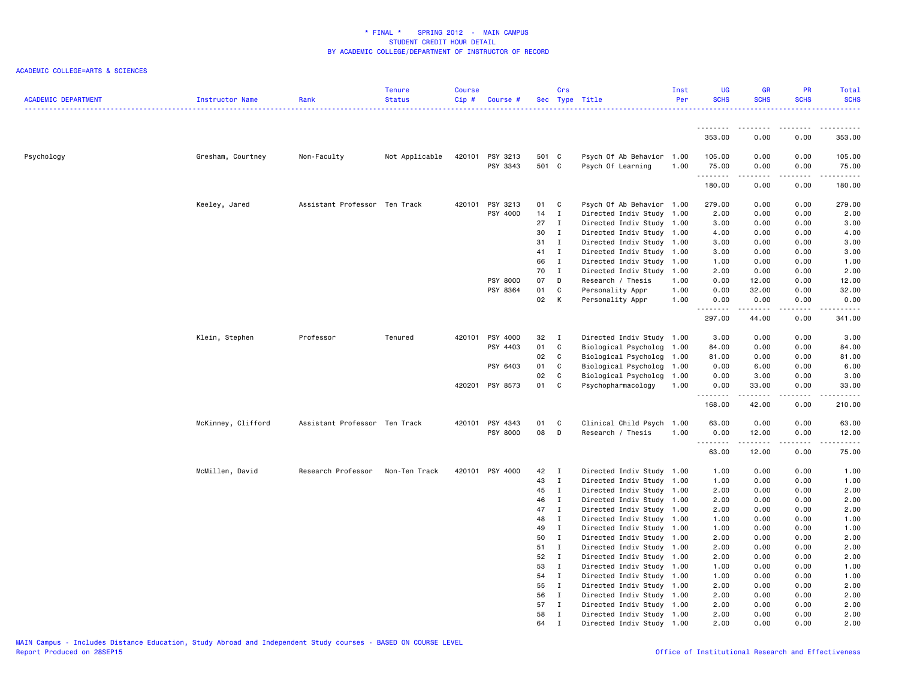# * FINAL * SPRING 2012 - MAIN CAMPUS
## STUDENT CREDIT HOUR DETAIL
### BY ACADEMIC COLLEGE/DEPARTMENT OF INSTRUCTOR OF RECORD

ACADEMIC COLLEGE=ARTS & SCIENCES

| ACADEMIC DEPARTMENT | Instructor Name | Rank | Tenure Status | Course Cip # | Course # | Sec | Crs Type | Title | Inst Per | UG SCHS | GR SCHS | PR SCHS | Total SCHS |
|---|---|---|---|---|---|---|---|---|---|---|---|---|---|
| | | | | | | | | | | 353.00 | 0.00 | 0.00 | 353.00 |
| Psychology | Gresham, Courtney | Non-Faculty | Not Applicable | 420101 | PSY 3213 | 501 | C | Psych Of Ab Behavior | 1.00 | 105.00 | 0.00 | 0.00 | 105.00 |
| | | | | | PSY 3343 | 501 | C | Psych Of Learning | 1.00 | 75.00 | 0.00 | 0.00 | 75.00 |
| | | | | | | | | | | 180.00 | 0.00 | 0.00 | 180.00 |
| | Keeley, Jared | Assistant Professor | Ten Track | 420101 | PSY 3213 | 01 | C | Psych Of Ab Behavior | 1.00 | 279.00 | 0.00 | 0.00 | 279.00 |
| | | | | | PSY 4000 | 14 | I | Directed Indiv Study | 1.00 | 2.00 | 0.00 | 0.00 | 2.00 |
| | | | | | | 27 | I | Directed Indiv Study | 1.00 | 3.00 | 0.00 | 0.00 | 3.00 |
| | | | | | | 30 | I | Directed Indiv Study | 1.00 | 4.00 | 0.00 | 0.00 | 4.00 |
| | | | | | | 31 | I | Directed Indiv Study | 1.00 | 3.00 | 0.00 | 0.00 | 3.00 |
| | | | | | | 41 | I | Directed Indiv Study | 1.00 | 3.00 | 0.00 | 0.00 | 3.00 |
| | | | | | | 66 | I | Directed Indiv Study | 1.00 | 1.00 | 0.00 | 0.00 | 1.00 |
| | | | | | | 70 | I | Directed Indiv Study | 1.00 | 2.00 | 0.00 | 0.00 | 2.00 |
| | | | | | PSY 8000 | 07 | D | Research / Thesis | 1.00 | 0.00 | 12.00 | 0.00 | 12.00 |
| | | | | | PSY 8364 | 01 | C | Personality Appr | 1.00 | 0.00 | 32.00 | 0.00 | 32.00 |
| | | | | | | 02 | K | Personality Appr | 1.00 | 0.00 | 0.00 | 0.00 | 0.00 |
| | | | | | | | | | | 297.00 | 44.00 | 0.00 | 341.00 |
| | Klein, Stephen | Professor | Tenured | 420101 | PSY 4000 | 32 | I | Directed Indiv Study | 1.00 | 3.00 | 0.00 | 0.00 | 3.00 |
| | | | | | PSY 4403 | 01 | C | Biological Psycholog | 1.00 | 84.00 | 0.00 | 0.00 | 84.00 |
| | | | | | | 02 | C | Biological Psycholog | 1.00 | 81.00 | 0.00 | 0.00 | 81.00 |
| | | | | | PSY 6403 | 01 | C | Biological Psycholog | 1.00 | 0.00 | 6.00 | 0.00 | 6.00 |
| | | | | | | 02 | C | Biological Psycholog | 1.00 | 0.00 | 3.00 | 0.00 | 3.00 |
| | | | | 420201 | PSY 8573 | 01 | C | Psychopharmacology | 1.00 | 0.00 | 33.00 | 0.00 | 33.00 |
| | | | | | | | | | | 168.00 | 42.00 | 0.00 | 210.00 |
| | McKinney, Clifford | Assistant Professor | Ten Track | 420101 | PSY 4343 | 01 | C | Clinical Child Psych | 1.00 | 63.00 | 0.00 | 0.00 | 63.00 |
| | | | | | PSY 8000 | 08 | D | Research / Thesis | 1.00 | 0.00 | 12.00 | 0.00 | 12.00 |
| | | | | | | | | | | 63.00 | 12.00 | 0.00 | 75.00 |
| | McMillen, David | Research Professor | Non-Ten Track | 420101 | PSY 4000 | 42 | I | Directed Indiv Study | 1.00 | 1.00 | 0.00 | 0.00 | 1.00 |
| | | | | | | 43 | I | Directed Indiv Study | 1.00 | 1.00 | 0.00 | 0.00 | 1.00 |
| | | | | | | 45 | I | Directed Indiv Study | 1.00 | 2.00 | 0.00 | 0.00 | 2.00 |
| | | | | | | 46 | I | Directed Indiv Study | 1.00 | 2.00 | 0.00 | 0.00 | 2.00 |
| | | | | | | 47 | I | Directed Indiv Study | 1.00 | 2.00 | 0.00 | 0.00 | 2.00 |
| | | | | | | 48 | I | Directed Indiv Study | 1.00 | 1.00 | 0.00 | 0.00 | 1.00 |
| | | | | | | 49 | I | Directed Indiv Study | 1.00 | 1.00 | 0.00 | 0.00 | 1.00 |
| | | | | | | 50 | I | Directed Indiv Study | 1.00 | 2.00 | 0.00 | 0.00 | 2.00 |
| | | | | | | 51 | I | Directed Indiv Study | 1.00 | 2.00 | 0.00 | 0.00 | 2.00 |
| | | | | | | 52 | I | Directed Indiv Study | 1.00 | 2.00 | 0.00 | 0.00 | 2.00 |
| | | | | | | 53 | I | Directed Indiv Study | 1.00 | 1.00 | 0.00 | 0.00 | 1.00 |
| | | | | | | 54 | I | Directed Indiv Study | 1.00 | 1.00 | 0.00 | 0.00 | 1.00 |
| | | | | | | 55 | I | Directed Indiv Study | 1.00 | 2.00 | 0.00 | 0.00 | 2.00 |
| | | | | | | 56 | I | Directed Indiv Study | 1.00 | 2.00 | 0.00 | 0.00 | 2.00 |
| | | | | | | 57 | I | Directed Indiv Study | 1.00 | 2.00 | 0.00 | 0.00 | 2.00 |
| | | | | | | 58 | I | Directed Indiv Study | 1.00 | 2.00 | 0.00 | 0.00 | 2.00 |
| | | | | | | 64 | I | Directed Indiv Study | 1.00 | 2.00 | 0.00 | 0.00 | 2.00 |

MAIN Campus - Includes Distance Education, Study Abroad and Independent Study courses - BASED ON COURSE LEVEL
Report Produced on 28SEP15

Office of Institutional Research and Effectiveness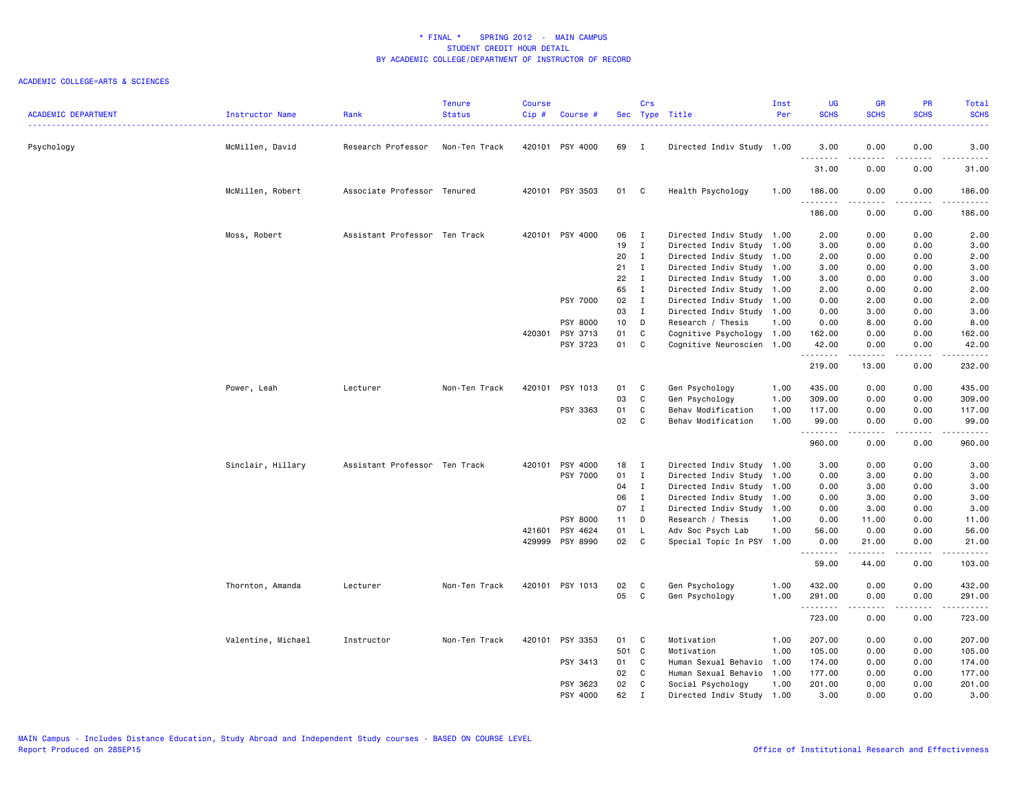# * FINAL * SPRING 2012 - MAIN CAMPUS
## STUDENT CREDIT HOUR DETAIL
## BY ACADEMIC COLLEGE/DEPARTMENT OF INSTRUCTOR OF RECORD

ACADEMIC COLLEGE=ARTS & SCIENCES

| ACADEMIC DEPARTMENT | Instructor Name | Rank | Tenure Status | Course Cip # | Course # | Sec | Crs Type | Title | Inst Per | UG SCHS | GR SCHS | PR SCHS | Total SCHS |
|---|---|---|---|---|---|---|---|---|---|---|---|---|---|
| Psychology | McMillen, David | Research Professor | Non-Ten Track | 420101 | PSY 4000 | 69 | I | Directed Indiv Study | 1.00 | 3.00 | 0.00 | 0.00 | 3.00 |
| | | | | | | | | | | 31.00 | 0.00 | 0.00 | 31.00 |
| | McMillen, Robert | Associate Professor | Tenured | 420101 | PSY 3503 | 01 | C | Health Psychology | 1.00 | 186.00 | 0.00 | 0.00 | 186.00 |
| | | | | | | | | | | 186.00 | 0.00 | 0.00 | 186.00 |
| | Moss, Robert | Assistant Professor | Ten Track | 420101 | PSY 4000 | 06 | I | Directed Indiv Study | 1.00 | 2.00 | 0.00 | 0.00 | 2.00 |
| | | | | | | 19 | I | Directed Indiv Study | 1.00 | 3.00 | 0.00 | 0.00 | 3.00 |
| | | | | | | 20 | I | Directed Indiv Study | 1.00 | 2.00 | 0.00 | 0.00 | 2.00 |
| | | | | | | 21 | I | Directed Indiv Study | 1.00 | 3.00 | 0.00 | 0.00 | 3.00 |
| | | | | | | 22 | I | Directed Indiv Study | 1.00 | 3.00 | 0.00 | 0.00 | 3.00 |
| | | | | | | 65 | I | Directed Indiv Study | 1.00 | 2.00 | 0.00 | 0.00 | 2.00 |
| | | | | | PSY 7000 | 02 | I | Directed Indiv Study | 1.00 | 0.00 | 2.00 | 0.00 | 2.00 |
| | | | | | | 03 | I | Directed Indiv Study | 1.00 | 0.00 | 3.00 | 0.00 | 3.00 |
| | | | | | PSY 8000 | 10 | D | Research / Thesis | 1.00 | 0.00 | 8.00 | 0.00 | 8.00 |
| | | | | 420301 | PSY 3713 | 01 | C | Cognitive Psychology | 1.00 | 162.00 | 0.00 | 0.00 | 162.00 |
| | | | | | PSY 3723 | 01 | C | Cognitive Neuroscien | 1.00 | 42.00 | 0.00 | 0.00 | 42.00 |
| | | | | | | | | | | 219.00 | 13.00 | 0.00 | 232.00 |
| | Power, Leah | Lecturer | Non-Ten Track | 420101 | PSY 1013 | 01 | C | Gen Psychology | 1.00 | 435.00 | 0.00 | 0.00 | 435.00 |
| | | | | | | 03 | C | Gen Psychology | 1.00 | 309.00 | 0.00 | 0.00 | 309.00 |
| | | | | | PSY 3363 | 01 | C | Behav Modification | 1.00 | 117.00 | 0.00 | 0.00 | 117.00 |
| | | | | | | 02 | C | Behav Modification | 1.00 | 99.00 | 0.00 | 0.00 | 99.00 |
| | | | | | | | | | | 960.00 | 0.00 | 0.00 | 960.00 |
| | Sinclair, Hillary | Assistant Professor | Ten Track | 420101 | PSY 4000 | 18 | I | Directed Indiv Study | 1.00 | 3.00 | 0.00 | 0.00 | 3.00 |
| | | | | | PSY 7000 | 01 | I | Directed Indiv Study | 1.00 | 0.00 | 3.00 | 0.00 | 3.00 |
| | | | | | | 04 | I | Directed Indiv Study | 1.00 | 0.00 | 3.00 | 0.00 | 3.00 |
| | | | | | | 06 | I | Directed Indiv Study | 1.00 | 0.00 | 3.00 | 0.00 | 3.00 |
| | | | | | | 07 | I | Directed Indiv Study | 1.00 | 0.00 | 3.00 | 0.00 | 3.00 |
| | | | | | PSY 8000 | 11 | D | Research / Thesis | 1.00 | 0.00 | 11.00 | 0.00 | 11.00 |
| | | | | 421601 | PSY 4624 | 01 | L | Adv Soc Psych Lab | 1.00 | 56.00 | 0.00 | 0.00 | 56.00 |
| | | | | 429999 | PSY 8990 | 02 | C | Special Topic In PSY | 1.00 | 0.00 | 21.00 | 0.00 | 21.00 |
| | | | | | | | | | | 59.00 | 44.00 | 0.00 | 103.00 |
| | Thornton, Amanda | Lecturer | Non-Ten Track | 420101 | PSY 1013 | 02 | C | Gen Psychology | 1.00 | 432.00 | 0.00 | 0.00 | 432.00 |
| | | | | | | 05 | C | Gen Psychology | 1.00 | 291.00 | 0.00 | 0.00 | 291.00 |
| | | | | | | | | | | 723.00 | 0.00 | 0.00 | 723.00 |
| | Valentine, Michael | Instructor | Non-Ten Track | 420101 | PSY 3353 | 01 | C | Motivation | 1.00 | 207.00 | 0.00 | 0.00 | 207.00 |
| | | | | | | 501 | C | Motivation | 1.00 | 105.00 | 0.00 | 0.00 | 105.00 |
| | | | | | PSY 3413 | 01 | C | Human Sexual Behavio | 1.00 | 174.00 | 0.00 | 0.00 | 174.00 |
| | | | | | | 02 | C | Human Sexual Behavio | 1.00 | 177.00 | 0.00 | 0.00 | 177.00 |
| | | | | | PSY 3623 | 02 | C | Social Psychology | 1.00 | 201.00 | 0.00 | 0.00 | 201.00 |
| | | | | | PSY 4000 | 62 | I | Directed Indiv Study | 1.00 | 3.00 | 0.00 | 0.00 | 3.00 |

MAIN Campus - Includes Distance Education, Study Abroad and Independent Study courses - BASED ON COURSE LEVEL
Report Produced on 28SEP15

Office of Institutional Research and Effectiveness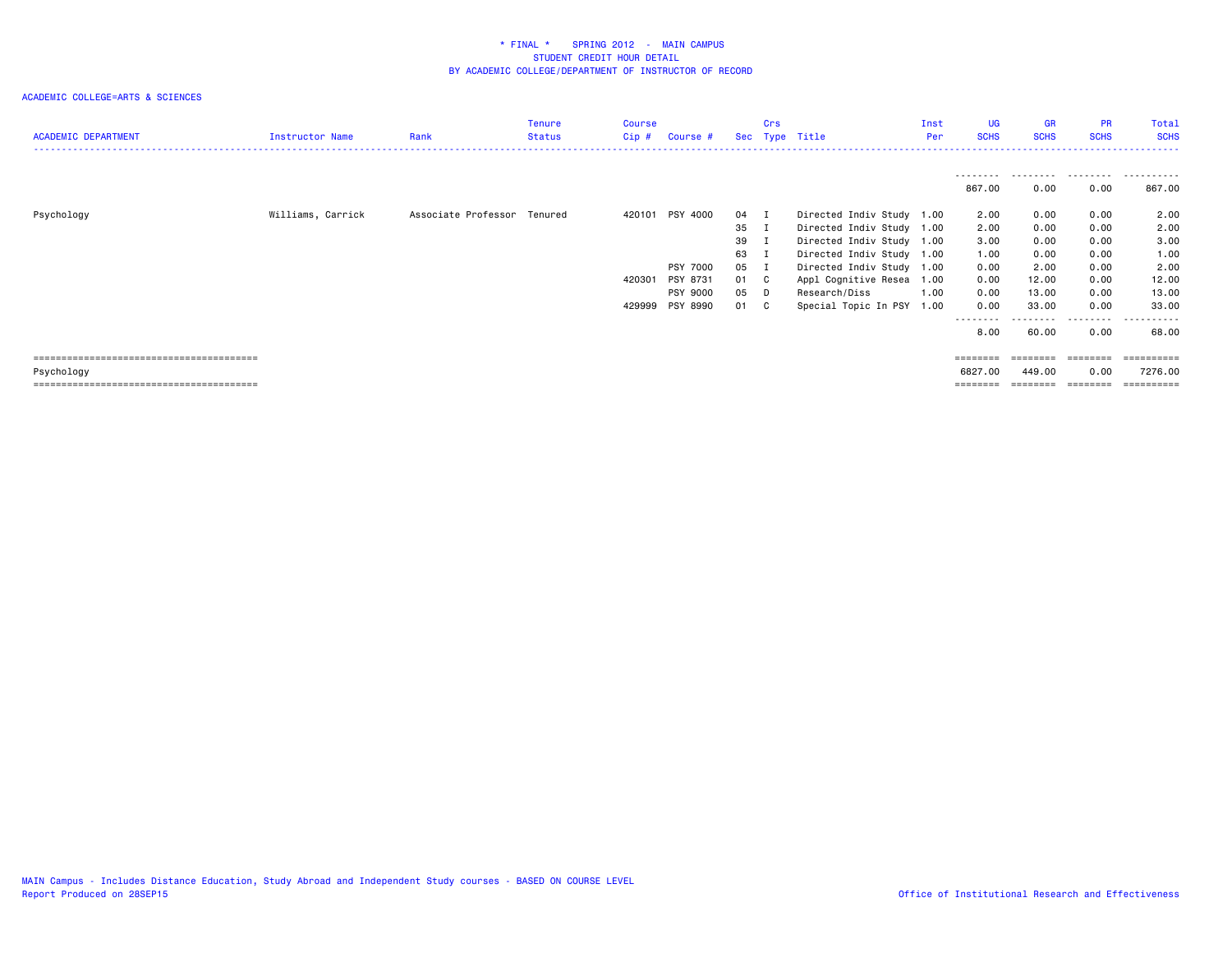# * FINAL * SPRING 2012 - MAIN CAMPUS
## STUDENT CREDIT HOUR DETAIL
### BY ACADEMIC COLLEGE/DEPARTMENT OF INSTRUCTOR OF RECORD

ACADEMIC COLLEGE=ARTS & SCIENCES

| ACADEMIC DEPARTMENT | Instructor Name | Rank | Tenure Status | Course Cip # | Course # | Sec | Crs Type | Title | Inst Per | UG SCHS | GR SCHS | PR SCHS | Total SCHS |
|---|---|---|---|---|---|---|---|---|---|---|---|---|---|
| | | | | | | | | | | 867.00 | 0.00 | 0.00 | 867.00 |
| Psychology | Williams, Carrick | Associate Professor | Tenured | 420101 | PSY 4000 | 04 | I | Directed Indiv Study | 1.00 | 2.00 | 0.00 | 0.00 | 2.00 |
| | | | | | | 35 | I | Directed Indiv Study | 1.00 | 2.00 | 0.00 | 0.00 | 2.00 |
| | | | | | | 39 | I | Directed Indiv Study | 1.00 | 3.00 | 0.00 | 0.00 | 3.00 |
| | | | | | | 63 | I | Directed Indiv Study | 1.00 | 1.00 | 0.00 | 0.00 | 1.00 |
| | | | | | PSY 7000 | 05 | I | Directed Indiv Study | 1.00 | 0.00 | 2.00 | 0.00 | 2.00 |
| | | | | 420301 | PSY 8731 | 01 | C | Appl Cognitive Resea | 1.00 | 0.00 | 12.00 | 0.00 | 12.00 |
| | | | | | PSY 9000 | 05 | D | Research/Diss | 1.00 | 0.00 | 13.00 | 0.00 | 13.00 |
| | | | | 429999 | PSY 8990 | 01 | C | Special Topic In PSY | 1.00 | 0.00 | 33.00 | 0.00 | 33.00 |
| | | | | | | | | | | 8.00 | 60.00 | 0.00 | 68.00 |
| Psychology | | | | | | | | | | 6827.00 | 449.00 | 0.00 | 7276.00 |

MAIN Campus - Includes Distance Education, Study Abroad and Independent Study courses - BASED ON COURSE LEVEL
Report Produced on 28SEP15

Office of Institutional Research and Effectiveness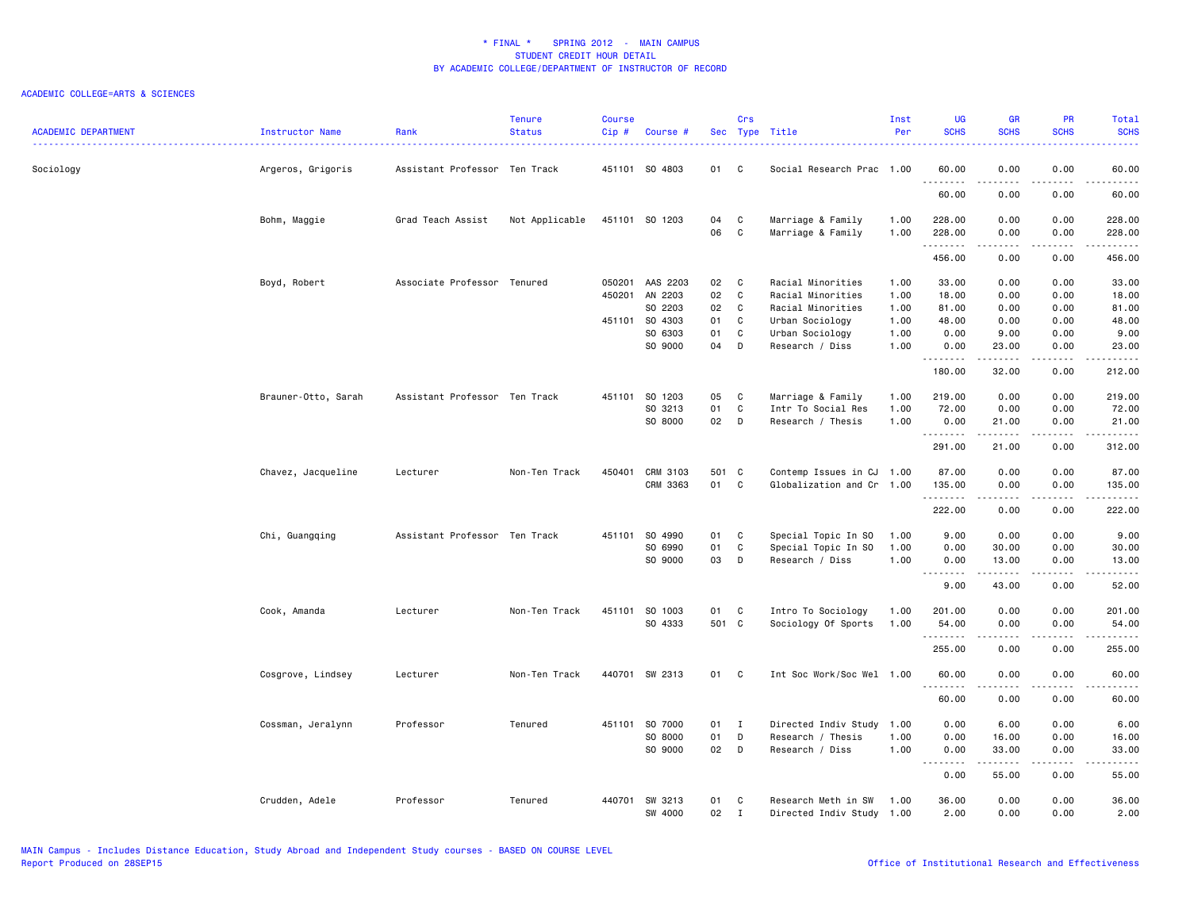# * FINAL * SPRING 2012 - MAIN CAMPUS
## STUDENT CREDIT HOUR DETAIL
## BY ACADEMIC COLLEGE/DEPARTMENT OF INSTRUCTOR OF RECORD

ACADEMIC COLLEGE=ARTS & SCIENCES

| ACADEMIC DEPARTMENT | Instructor Name | Rank | Tenure Status | Course Cip # | Course # | Sec | Crs Type | Title | Inst Per | UG SCHS | GR SCHS | PR SCHS | Total SCHS |
|---|---|---|---|---|---|---|---|---|---|---|---|---|---|
| Sociology | Argeros, Grigoris | Assistant Professor | Ten Track | 451101 | SO 4803 | 01 | C | Social Research Prac | 1.00 | 60.00 | 0.00 | 0.00 | 60.00 |
| | | | | | | | | | | 60.00 | 0.00 | 0.00 | 60.00 |
| | Bohm, Maggie | Grad Teach Assist | Not Applicable | 451101 | SO 1203 | 04 | C | Marriage & Family | 1.00 | 228.00 | 0.00 | 0.00 | 228.00 |
| | | | | | | 06 | C | Marriage & Family | 1.00 | 228.00 | 0.00 | 0.00 | 228.00 |
| | | | | | | | | | | 456.00 | 0.00 | 0.00 | 456.00 |
| | Boyd, Robert | Associate Professor | Tenured | 050201 | AAS 2203 | 02 | C | Racial Minorities | 1.00 | 33.00 | 0.00 | 0.00 | 33.00 |
| | | | | 450201 | AN 2203 | 02 | C | Racial Minorities | 1.00 | 18.00 | 0.00 | 0.00 | 18.00 |
| | | | | | SO 2203 | 02 | C | Racial Minorities | 1.00 | 81.00 | 0.00 | 0.00 | 81.00 |
| | | | | 451101 | SO 4303 | 01 | C | Urban Sociology | 1.00 | 48.00 | 0.00 | 0.00 | 48.00 |
| | | | | | SO 6303 | 01 | C | Urban Sociology | 1.00 | 0.00 | 9.00 | 0.00 | 9.00 |
| | | | | | SO 9000 | 04 | D | Research / Diss | 1.00 | 0.00 | 23.00 | 0.00 | 23.00 |
| | | | | | | | | | | 180.00 | 32.00 | 0.00 | 212.00 |
| | Brauner-Otto, Sarah | Assistant Professor | Ten Track | 451101 | SO 1203 | 05 | C | Marriage & Family | 1.00 | 219.00 | 0.00 | 0.00 | 219.00 |
| | | | | | SO 3213 | 01 | C | Intr To Social Res | 1.00 | 72.00 | 0.00 | 0.00 | 72.00 |
| | | | | | SO 8000 | 02 | D | Research / Thesis | 1.00 | 0.00 | 21.00 | 0.00 | 21.00 |
| | | | | | | | | | | 291.00 | 21.00 | 0.00 | 312.00 |
| | Chavez, Jacqueline | Lecturer | Non-Ten Track | 450401 | CRM 3103 | 501 | C | Contemp Issues in CJ | 1.00 | 87.00 | 0.00 | 0.00 | 87.00 |
| | | | | | CRM 3363 | 01 | C | Globalization and Cr | 1.00 | 135.00 | 0.00 | 0.00 | 135.00 |
| | | | | | | | | | | 222.00 | 0.00 | 0.00 | 222.00 |
| | Chi, Guangqing | Assistant Professor | Ten Track | 451101 | SO 4990 | 01 | C | Special Topic In SO | 1.00 | 9.00 | 0.00 | 0.00 | 9.00 |
| | | | | | SO 6990 | 01 | C | Special Topic In SO | 1.00 | 0.00 | 30.00 | 0.00 | 30.00 |
| | | | | | SO 9000 | 03 | D | Research / Diss | 1.00 | 0.00 | 13.00 | 0.00 | 13.00 |
| | | | | | | | | | | 9.00 | 43.00 | 0.00 | 52.00 |
| | Cook, Amanda | Lecturer | Non-Ten Track | 451101 | SO 1003 | 01 | C | Intro To Sociology | 1.00 | 201.00 | 0.00 | 0.00 | 201.00 |
| | | | | | SO 4333 | 501 | C | Sociology Of Sports | 1.00 | 54.00 | 0.00 | 0.00 | 54.00 |
| | | | | | | | | | | 255.00 | 0.00 | 0.00 | 255.00 |
| | Cosgrove, Lindsey | Lecturer | Non-Ten Track | 440701 | SW 2313 | 01 | C | Int Soc Work/Soc Wel | 1.00 | 60.00 | 0.00 | 0.00 | 60.00 |
| | | | | | | | | | | 60.00 | 0.00 | 0.00 | 60.00 |
| | Cossman, Jeralynn | Professor | Tenured | 451101 | SO 7000 | 01 | I | Directed Indiv Study | 1.00 | 0.00 | 6.00 | 0.00 | 6.00 |
| | | | | | SO 8000 | 01 | D | Research / Thesis | 1.00 | 0.00 | 16.00 | 0.00 | 16.00 |
| | | | | | SO 9000 | 02 | D | Research / Diss | 1.00 | 0.00 | 33.00 | 0.00 | 33.00 |
| | | | | | | | | | | 0.00 | 55.00 | 0.00 | 55.00 |
| | Crudden, Adele | Professor | Tenured | 440701 | SW 3213 | 01 | C | Research Meth in SW | 1.00 | 36.00 | 0.00 | 0.00 | 36.00 |
| | | | | | SW 4000 | 02 | I | Directed Indiv Study | 1.00 | 2.00 | 0.00 | 0.00 | 2.00 |

MAIN Campus - Includes Distance Education, Study Abroad and Independent Study courses - BASED ON COURSE LEVEL
Report Produced on 28SEP15

Office of Institutional Research and Effectiveness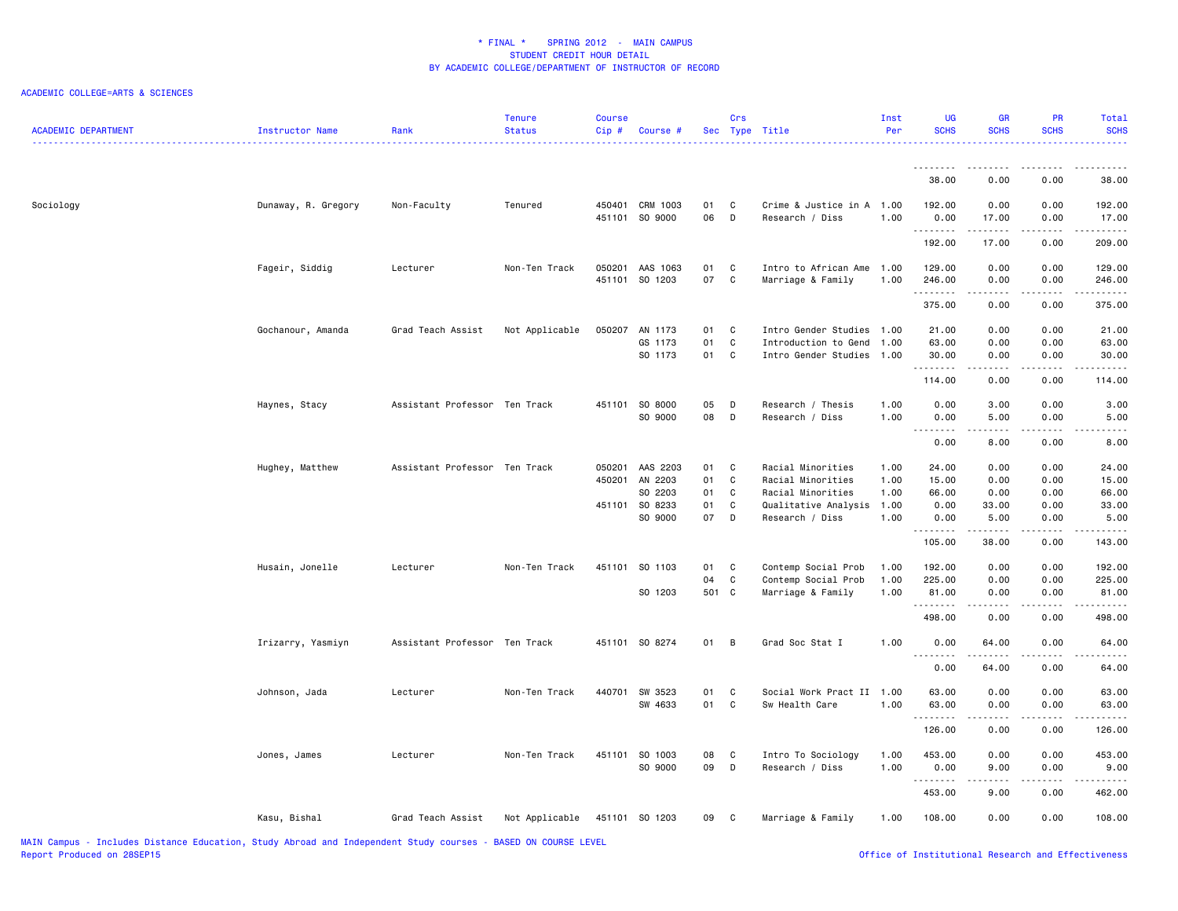# * FINAL * SPRING 2012 - MAIN CAMPUS
## STUDENT CREDIT HOUR DETAIL
## BY ACADEMIC COLLEGE/DEPARTMENT OF INSTRUCTOR OF RECORD

ACADEMIC COLLEGE=ARTS & SCIENCES

| ACADEMIC DEPARTMENT | Instructor Name | Rank | Tenure Status | Course Cip # | Course # | Sec | Crs Type | Title | Inst Per | UG SCHS | GR SCHS | PR SCHS | Total SCHS |
|---|---|---|---|---|---|---|---|---|---|---|---|---|---|
| | | | | | | | | | | 38.00 | 0.00 | 0.00 | 38.00 |
| Sociology | Dunaway, R. Gregory | Non-Faculty | Tenured | 450401 | CRM 1003 | 01 | C | Crime & Justice in A | 1.00 | 192.00 | 0.00 | 0.00 | 192.00 |
| | | | | 451101 | SO 9000 | 06 | D | Research / Diss | 1.00 | 0.00 | 17.00 | 0.00 | 17.00 |
| | | | | | | | | | | 192.00 | 17.00 | 0.00 | 209.00 |
| | Fageir, Siddig | Lecturer | Non-Ten Track | 050201 | AAS 1063 | 01 | C | Intro to African Ame | 1.00 | 129.00 | 0.00 | 0.00 | 129.00 |
| | | | | 451101 | SO 1203 | 07 | C | Marriage & Family | 1.00 | 246.00 | 0.00 | 0.00 | 246.00 |
| | | | | | | | | | | 375.00 | 0.00 | 0.00 | 375.00 |
| | Gochanour, Amanda | Grad Teach Assist | Not Applicable | 050207 | AN 1173 | 01 | C | Intro Gender Studies | 1.00 | 21.00 | 0.00 | 0.00 | 21.00 |
| | | | | | GS 1173 | 01 | C | Introduction to Gend | 1.00 | 63.00 | 0.00 | 0.00 | 63.00 |
| | | | | | SO 1173 | 01 | C | Intro Gender Studies | 1.00 | 30.00 | 0.00 | 0.00 | 30.00 |
| | | | | | | | | | | 114.00 | 0.00 | 0.00 | 114.00 |
| | Haynes, Stacy | Assistant Professor | Ten Track | 451101 | SO 8000 | 05 | D | Research / Thesis | 1.00 | 0.00 | 3.00 | 0.00 | 3.00 |
| | | | | | SO 9000 | 08 | D | Research / Diss | 1.00 | 0.00 | 5.00 | 0.00 | 5.00 |
| | | | | | | | | | | 0.00 | 8.00 | 0.00 | 8.00 |
| | Hughey, Matthew | Assistant Professor | Ten Track | 050201 | AAS 2203 | 01 | C | Racial Minorities | 1.00 | 24.00 | 0.00 | 0.00 | 24.00 |
| | | | | 450201 | AN 2203 | 01 | C | Racial Minorities | 1.00 | 15.00 | 0.00 | 0.00 | 15.00 |
| | | | | | SO 2203 | 01 | C | Racial Minorities | 1.00 | 66.00 | 0.00 | 0.00 | 66.00 |
| | | | | 451101 | SO 8233 | 01 | C | Qualitative Analysis | 1.00 | 0.00 | 33.00 | 0.00 | 33.00 |
| | | | | | SO 9000 | 07 | D | Research / Diss | 1.00 | 0.00 | 5.00 | 0.00 | 5.00 |
| | | | | | | | | | | 105.00 | 38.00 | 0.00 | 143.00 |
| | Husain, Jonelle | Lecturer | Non-Ten Track | 451101 | SO 1103 | 01 | C | Contemp Social Prob | 1.00 | 192.00 | 0.00 | 0.00 | 192.00 |
| | | | | | | 04 | C | Contemp Social Prob | 1.00 | 225.00 | 0.00 | 0.00 | 225.00 |
| | | | | | SO 1203 | 501 | C | Marriage & Family | 1.00 | 81.00 | 0.00 | 0.00 | 81.00 |
| | | | | | | | | | | 498.00 | 0.00 | 0.00 | 498.00 |
| | Irizarry, Yasmiyn | Assistant Professor | Ten Track | 451101 | SO 8274 | 01 | B | Grad Soc Stat I | 1.00 | 0.00 | 64.00 | 0.00 | 64.00 |
| | | | | | | | | | | 0.00 | 64.00 | 0.00 | 64.00 |
| | Johnson, Jada | Lecturer | Non-Ten Track | 440701 | SW 3523 | 01 | C | Social Work Pract II | 1.00 | 63.00 | 0.00 | 0.00 | 63.00 |
| | | | | | SW 4633 | 01 | C | Sw Health Care | 1.00 | 63.00 | 0.00 | 0.00 | 63.00 |
| | | | | | | | | | | 126.00 | 0.00 | 0.00 | 126.00 |
| | Jones, James | Lecturer | Non-Ten Track | 451101 | SO 1003 | 08 | C | Intro To Sociology | 1.00 | 453.00 | 0.00 | 0.00 | 453.00 |
| | | | | | SO 9000 | 09 | D | Research / Diss | 1.00 | 0.00 | 9.00 | 0.00 | 9.00 |
| | | | | | | | | | | 453.00 | 9.00 | 0.00 | 462.00 |
| | Kasu, Bishal | Grad Teach Assist | Not Applicable | 451101 | SO 1203 | 09 | C | Marriage & Family | 1.00 | 108.00 | 0.00 | 0.00 | 108.00 |

MAIN Campus - Includes Distance Education, Study Abroad and Independent Study courses - BASED ON COURSE LEVEL
Report Produced on 28SEP15

Office of Institutional Research and Effectiveness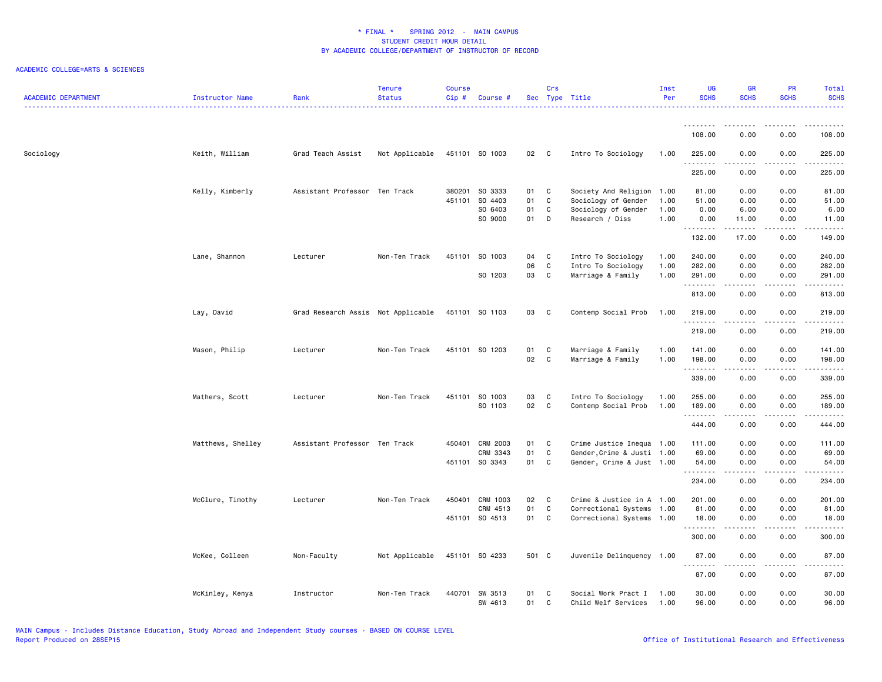# * FINAL * SPRING 2012 - MAIN CAMPUS
## STUDENT CREDIT HOUR DETAIL
## BY ACADEMIC COLLEGE/DEPARTMENT OF INSTRUCTOR OF RECORD

ACADEMIC COLLEGE=ARTS & SCIENCES

| ACADEMIC DEPARTMENT | Instructor Name | Rank | Tenure Status | Course Cip # | Course # | Sec | Crs Type | Title | Inst Per | UG SCHS | GR SCHS | PR SCHS | Total SCHS |
|---|---|---|---|---|---|---|---|---|---|---|---|---|---|
| | | | | | | | | | | 108.00 | 0.00 | 0.00 | 108.00 |
| Sociology | Keith, William | Grad Teach Assist | Not Applicable | 451101 | SO 1003 | 02 | C | Intro To Sociology | 1.00 | 225.00 | 0.00 | 0.00 | 225.00 |
| | | | | | | | | | | 225.00 | 0.00 | 0.00 | 225.00 |
| | Kelly, Kimberly | Assistant Professor | Ten Track | 380201 | SO 3333 | 01 | C | Society And Religion | 1.00 | 81.00 | 0.00 | 0.00 | 81.00 |
| | | | | 451101 | SO 4403 | 01 | C | Sociology of Gender | 1.00 | 51.00 | 0.00 | 0.00 | 51.00 |
| | | | | | SO 6403 | 01 | C | Sociology of Gender | 1.00 | 0.00 | 6.00 | 0.00 | 6.00 |
| | | | | | SO 9000 | 01 | D | Research / Diss | 1.00 | 0.00 | 11.00 | 0.00 | 11.00 |
| | | | | | | | | | | 132.00 | 17.00 | 0.00 | 149.00 |
| | Lane, Shannon | Lecturer | Non-Ten Track | 451101 | SO 1003 | 04 | C | Intro To Sociology | 1.00 | 240.00 | 0.00 | 0.00 | 240.00 |
| | | | | | | 06 | C | Intro To Sociology | 1.00 | 282.00 | 0.00 | 0.00 | 282.00 |
| | | | | | SO 1203 | 03 | C | Marriage & Family | 1.00 | 291.00 | 0.00 | 0.00 | 291.00 |
| | | | | | | | | | | 813.00 | 0.00 | 0.00 | 813.00 |
| | Lay, David | Grad Research Assis | Not Applicable | 451101 | SO 1103 | 03 | C | Contemp Social Prob | 1.00 | 219.00 | 0.00 | 0.00 | 219.00 |
| | | | | | | | | | | 219.00 | 0.00 | 0.00 | 219.00 |
| | Mason, Philip | Lecturer | Non-Ten Track | 451101 | SO 1203 | 01 | C | Marriage & Family | 1.00 | 141.00 | 0.00 | 0.00 | 141.00 |
| | | | | | | 02 | C | Marriage & Family | 1.00 | 198.00 | 0.00 | 0.00 | 198.00 |
| | | | | | | | | | | 339.00 | 0.00 | 0.00 | 339.00 |
| | Mathers, Scott | Lecturer | Non-Ten Track | 451101 | SO 1003 | 03 | C | Intro To Sociology | 1.00 | 255.00 | 0.00 | 0.00 | 255.00 |
| | | | | | SO 1103 | 02 | C | Contemp Social Prob | 1.00 | 189.00 | 0.00 | 0.00 | 189.00 |
| | | | | | | | | | | 444.00 | 0.00 | 0.00 | 444.00 |
| | Matthews, Shelley | Assistant Professor | Ten Track | 450401 | CRM 2003 | 01 | C | Crime Justice Inequa | 1.00 | 111.00 | 0.00 | 0.00 | 111.00 |
| | | | | | CRM 3343 | 01 | C | Gender,Crime & Justi | 1.00 | 69.00 | 0.00 | 0.00 | 69.00 |
| | | | | 451101 | SO 3343 | 01 | C | Gender, Crime & Just | 1.00 | 54.00 | 0.00 | 0.00 | 54.00 |
| | | | | | | | | | | 234.00 | 0.00 | 0.00 | 234.00 |
| | McClure, Timothy | Lecturer | Non-Ten Track | 450401 | CRM 1003 | 02 | C | Crime & Justice in A | 1.00 | 201.00 | 0.00 | 0.00 | 201.00 |
| | | | | | CRM 4513 | 01 | C | Correctional Systems | 1.00 | 81.00 | 0.00 | 0.00 | 81.00 |
| | | | | 451101 | SO 4513 | 01 | C | Correctional Systems | 1.00 | 18.00 | 0.00 | 0.00 | 18.00 |
| | | | | | | | | | | 300.00 | 0.00 | 0.00 | 300.00 |
| | McKee, Colleen | Non-Faculty | Not Applicable | 451101 | SO 4233 | 501 | C | Juvenile Delinquency | 1.00 | 87.00 | 0.00 | 0.00 | 87.00 |
| | | | | | | | | | | 87.00 | 0.00 | 0.00 | 87.00 |
| | McKinley, Kenya | Instructor | Non-Ten Track | 440701 | SW 3513 | 01 | C | Social Work Pract I | 1.00 | 30.00 | 0.00 | 0.00 | 30.00 |
| | | | | | SW 4613 | 01 | C | Child Welf Services | 1.00 | 96.00 | 0.00 | 0.00 | 96.00 |

MAIN Campus - Includes Distance Education, Study Abroad and Independent Study courses - BASED ON COURSE LEVEL
Report Produced on 28SEP15

Office of Institutional Research and Effectiveness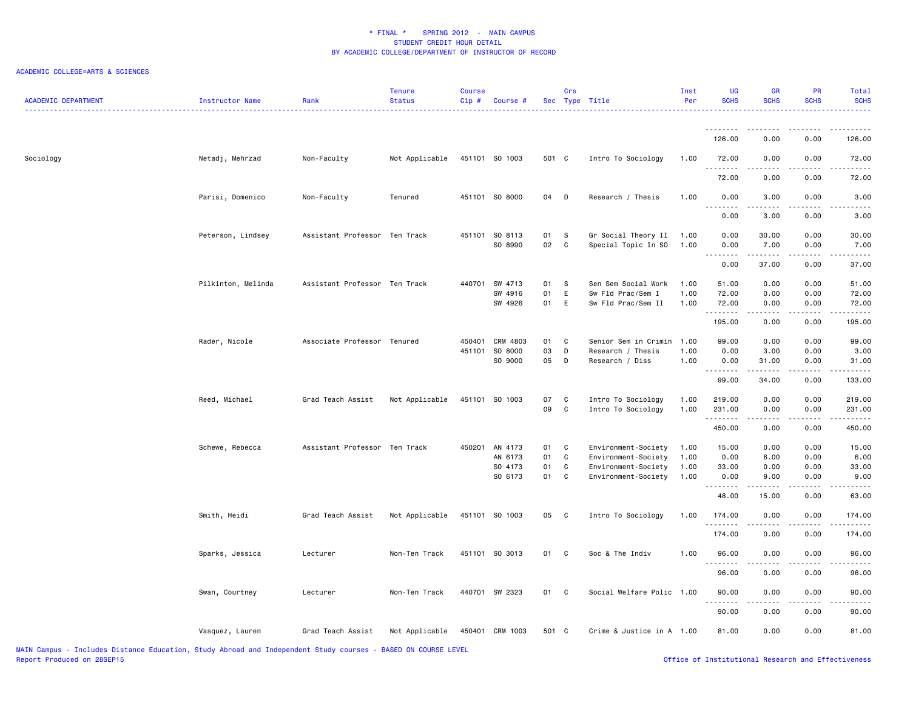# * FINAL * SPRING 2012 - MAIN CAMPUS
## STUDENT CREDIT HOUR DETAIL
## BY ACADEMIC COLLEGE/DEPARTMENT OF INSTRUCTOR OF RECORD

ACADEMIC COLLEGE=ARTS & SCIENCES

| ACADEMIC DEPARTMENT | Instructor Name | Rank | Tenure Status | Course Cip # | Course # | Sec | Crs Type | Title | Inst Per | UG SCHS | GR SCHS | PR SCHS | Total SCHS |
|---|---|---|---|---|---|---|---|---|---|---|---|---|---|
| | | | | | | | | | | 126.00 | 0.00 | 0.00 | 126.00 |
| Sociology | Netadj, Mehrzad | Non-Faculty | Not Applicable | 451101 | SO 1003 | 501 | C | Intro To Sociology | 1.00 | 72.00 | 0.00 | 0.00 | 72.00 |
| | | | | | | | | | | 72.00 | 0.00 | 0.00 | 72.00 |
| | Parisi, Domenico | Non-Faculty | Tenured | 451101 | SO 8000 | 04 | D | Research / Thesis | 1.00 | 0.00 | 3.00 | 0.00 | 3.00 |
| | | | | | | | | | | 0.00 | 3.00 | 0.00 | 3.00 |
| | Peterson, Lindsey | Assistant Professor | Ten Track | 451101 | SO 8113 | 01 | S | Gr Social Theory II | 1.00 | 0.00 | 30.00 | 0.00 | 30.00 |
| | | | | | SO 8990 | 02 | C | Special Topic In SO | 1.00 | 0.00 | 7.00 | 0.00 | 7.00 |
| | | | | | | | | | | 0.00 | 37.00 | 0.00 | 37.00 |
| | Pilkinton, Melinda | Assistant Professor | Ten Track | 440701 | SW 4713 | 01 | S | Sen Sem Social Work | 1.00 | 51.00 | 0.00 | 0.00 | 51.00 |
| | | | | | SW 4916 | 01 | E | Sw Fld Prac/Sem I | 1.00 | 72.00 | 0.00 | 0.00 | 72.00 |
| | | | | | SW 4926 | 01 | E | Sw Fld Prac/Sem II | 1.00 | 72.00 | 0.00 | 0.00 | 72.00 |
| | | | | | | | | | | 195.00 | 0.00 | 0.00 | 195.00 |
| | Rader, Nicole | Associate Professor | Tenured | 450401 | CRM 4803 | 01 | C | Senior Sem in Crimin | 1.00 | 99.00 | 0.00 | 0.00 | 99.00 |
| | | | | 451101 | SO 8000 | 03 | D | Research / Thesis | 1.00 | 0.00 | 3.00 | 0.00 | 3.00 |
| | | | | | SO 9000 | 05 | D | Research / Diss | 1.00 | 0.00 | 31.00 | 0.00 | 31.00 |
| | | | | | | | | | | 99.00 | 34.00 | 0.00 | 133.00 |
| | Reed, Michael | Grad Teach Assist | Not Applicable | 451101 | SO 1003 | 07 | C | Intro To Sociology | 1.00 | 219.00 | 0.00 | 0.00 | 219.00 |
| | | | | | | 09 | C | Intro To Sociology | 1.00 | 231.00 | 0.00 | 0.00 | 231.00 |
| | | | | | | | | | | 450.00 | 0.00 | 0.00 | 450.00 |
| | Schewe, Rebecca | Assistant Professor | Ten Track | 450201 | AN 4173 | 01 | C | Environment-Society | 1.00 | 15.00 | 0.00 | 0.00 | 15.00 |
| | | | | | AN 6173 | 01 | C | Environment-Society | 1.00 | 0.00 | 6.00 | 0.00 | 6.00 |
| | | | | | SO 4173 | 01 | C | Environment-Society | 1.00 | 33.00 | 0.00 | 0.00 | 33.00 |
| | | | | | SO 6173 | 01 | C | Environment-Society | 1.00 | 0.00 | 9.00 | 0.00 | 9.00 |
| | | | | | | | | | | 48.00 | 15.00 | 0.00 | 63.00 |
| | Smith, Heidi | Grad Teach Assist | Not Applicable | 451101 | SO 1003 | 05 | C | Intro To Sociology | 1.00 | 174.00 | 0.00 | 0.00 | 174.00 |
| | | | | | | | | | | 174.00 | 0.00 | 0.00 | 174.00 |
| | Sparks, Jessica | Lecturer | Non-Ten Track | 451101 | SO 3013 | 01 | C | Soc & The Indiv | 1.00 | 96.00 | 0.00 | 0.00 | 96.00 |
| | | | | | | | | | | 96.00 | 0.00 | 0.00 | 96.00 |
| | Swan, Courtney | Lecturer | Non-Ten Track | 440701 | SW 2323 | 01 | C | Social Welfare Polic | 1.00 | 90.00 | 0.00 | 0.00 | 90.00 |
| | | | | | | | | | | 90.00 | 0.00 | 0.00 | 90.00 |
| | Vasquez, Lauren | Grad Teach Assist | Not Applicable | 450401 | CRM 1003 | 501 | C | Crime & Justice in A | 1.00 | 81.00 | 0.00 | 0.00 | 81.00 |

MAIN Campus - Includes Distance Education, Study Abroad and Independent Study courses - BASED ON COURSE LEVEL
Report Produced on 28SEP15

Office of Institutional Research and Effectiveness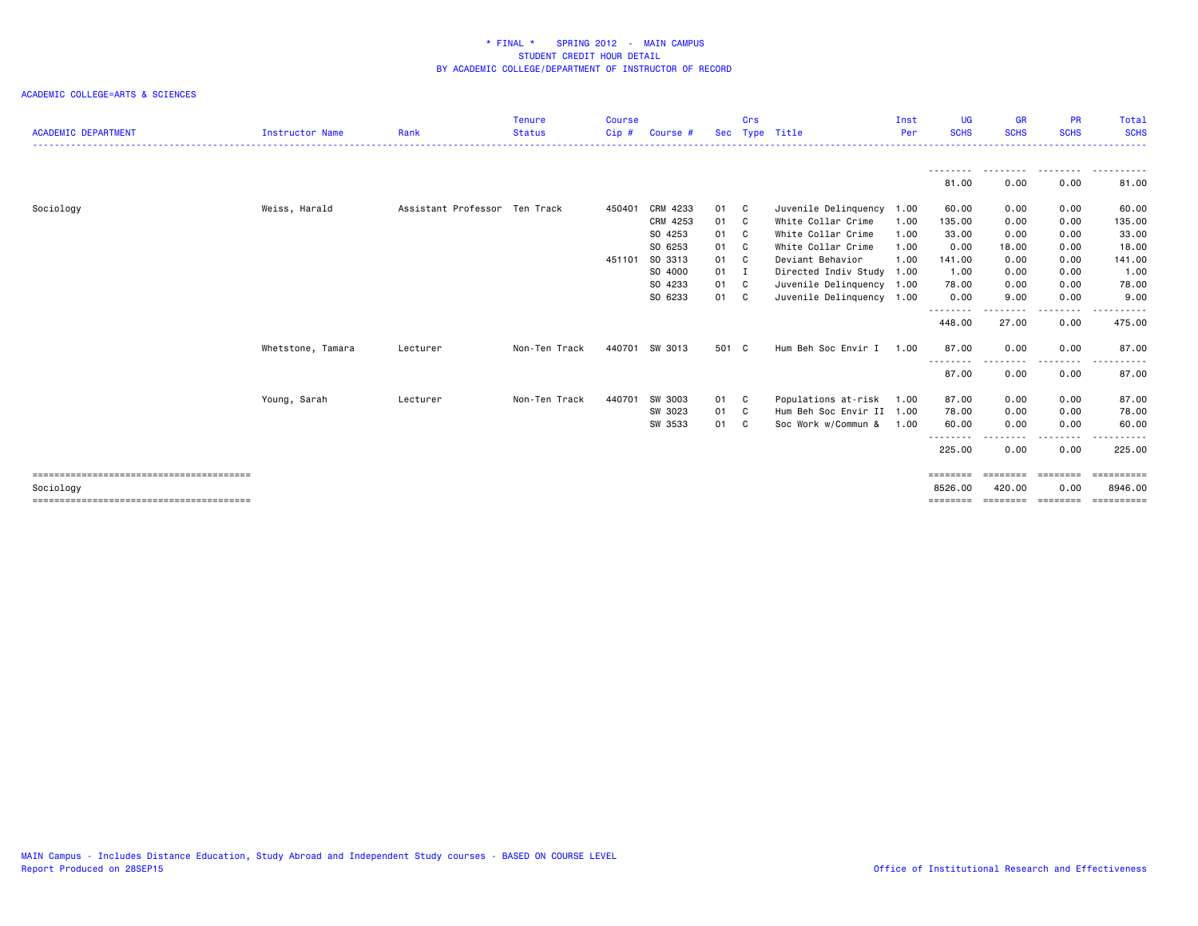\* FINAL \*    SPRING 2012  -  MAIN CAMPUS
STUDENT CREDIT HOUR DETAIL
BY ACADEMIC COLLEGE/DEPARTMENT OF INSTRUCTOR OF RECORD

ACADEMIC COLLEGE=ARTS & SCIENCES

| ACADEMIC DEPARTMENT | Instructor Name | Rank | Tenure Status | Course Cip # | Course # | Sec | Crs Type | Title | Inst Per | UG SCHS | GR SCHS | PR SCHS | Total SCHS |
|---|---|---|---|---|---|---|---|---|---|---|---|---|---|
| | | | | | | | | | | 81.00 | 0.00 | 0.00 | 81.00 |
| Sociology | Weiss, Harald | Assistant Professor | Ten Track | 450401 | CRM 4233 | 01 | C | Juvenile Delinquency | 1.00 | 60.00 | 0.00 | 0.00 | 60.00 |
| | | | | | CRM 4253 | 01 | C | White Collar Crime | 1.00 | 135.00 | 0.00 | 0.00 | 135.00 |
| | | | | | SO 4253 | 01 | C | White Collar Crime | 1.00 | 33.00 | 0.00 | 0.00 | 33.00 |
| | | | | | SO 6253 | 01 | C | White Collar Crime | 1.00 | 0.00 | 18.00 | 0.00 | 18.00 |
| | | | | 451101 | SO 3313 | 01 | C | Deviant Behavior | 1.00 | 141.00 | 0.00 | 0.00 | 141.00 |
| | | | | | SO 4000 | 01 | I | Directed Indiv Study | 1.00 | 1.00 | 0.00 | 0.00 | 1.00 |
| | | | | | SO 4233 | 01 | C | Juvenile Delinquency | 1.00 | 78.00 | 0.00 | 0.00 | 78.00 |
| | | | | | SO 6233 | 01 | C | Juvenile Delinquency | 1.00 | 0.00 | 9.00 | 0.00 | 9.00 |
| | | | | | | | | | | 448.00 | 27.00 | 0.00 | 475.00 |
| | Whetstone, Tamara | Lecturer | Non-Ten Track | 440701 | SW 3013 | 501 | C | Hum Beh Soc Envir I | 1.00 | 87.00 | 0.00 | 0.00 | 87.00 |
| | | | | | | | | | | 87.00 | 0.00 | 0.00 | 87.00 |
| | Young, Sarah | Lecturer | Non-Ten Track | 440701 | SW 3003 | 01 | C | Populations at-risk | 1.00 | 87.00 | 0.00 | 0.00 | 87.00 |
| | | | | | SW 3023 | 01 | C | Hum Beh Soc Envir II | 1.00 | 78.00 | 0.00 | 0.00 | 78.00 |
| | | | | | SW 3533 | 01 | C | Soc Work w/Commun & | 1.00 | 60.00 | 0.00 | 0.00 | 60.00 |
| | | | | | | | | | | 225.00 | 0.00 | 0.00 | 225.00 |
| Sociology | | | | | | | | | | 8526.00 | 420.00 | 0.00 | 8946.00 |

MAIN Campus - Includes Distance Education, Study Abroad and Independent Study courses - BASED ON COURSE LEVEL
Report Produced on 28SEP15

Office of Institutional Research and Effectiveness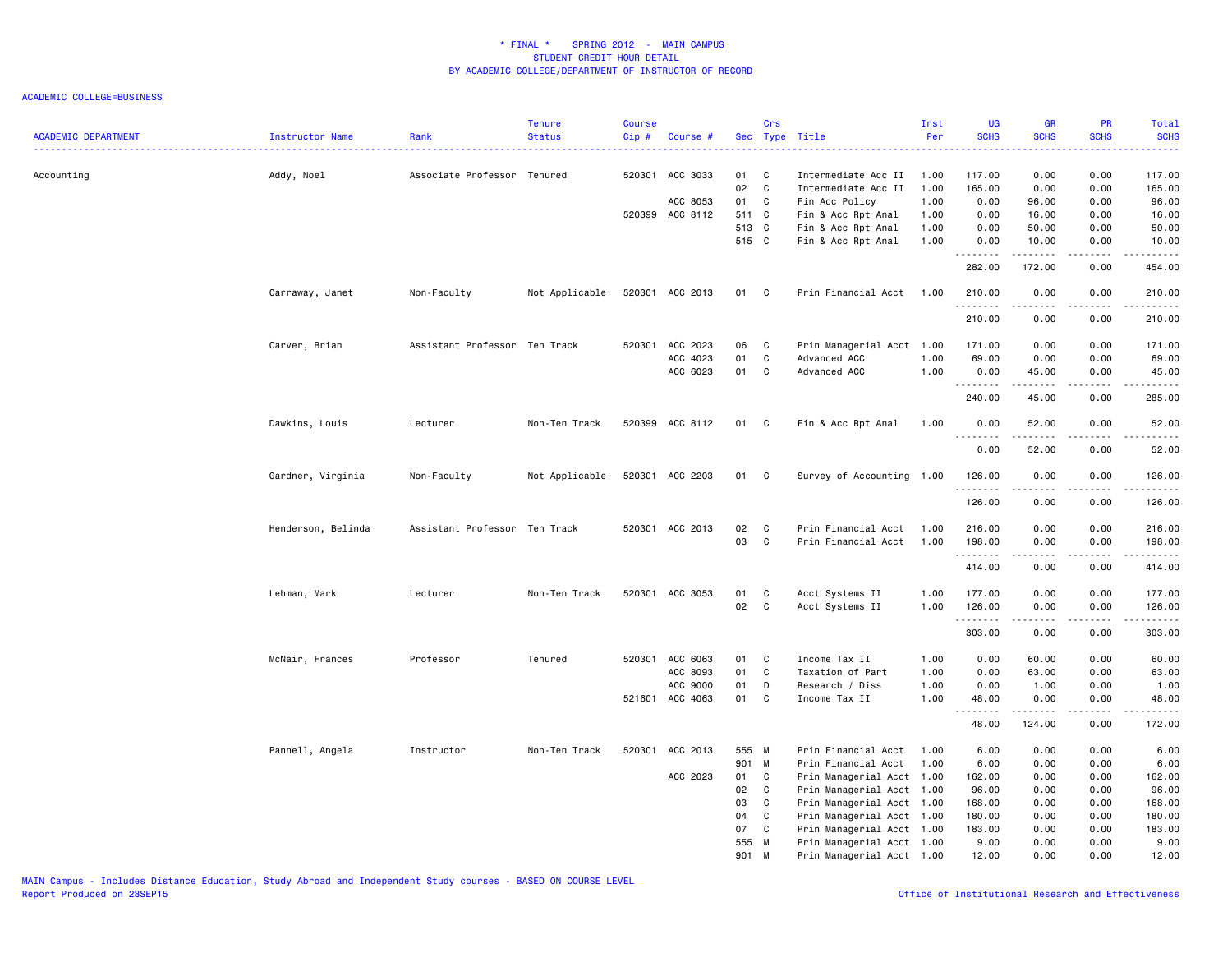\* FINAL \* SPRING 2012 - MAIN CAMPUS
STUDENT CREDIT HOUR DETAIL
BY ACADEMIC COLLEGE/DEPARTMENT OF INSTRUCTOR OF RECORD

ACADEMIC COLLEGE=BUSINESS

| ACADEMIC DEPARTMENT | Instructor Name | Rank | Tenure Status | Course Cip # | Course # | Sec | Crs Type | Title | Inst Per | UG SCHS | GR SCHS | PR SCHS | Total SCHS |
|---|---|---|---|---|---|---|---|---|---|---|---|---|---|
| Accounting | Addy, Noel | Associate Professor | Tenured | 520301 | ACC 3033 | 01 | C | Intermediate Acc II | 1.00 | 117.00 | 0.00 | 0.00 | 117.00 |
| | | | | | | 02 | C | Intermediate Acc II | 1.00 | 165.00 | 0.00 | 0.00 | 165.00 |
| | | | | | ACC 8053 | 01 | C | Fin Acc Policy | 1.00 | 0.00 | 96.00 | 0.00 | 96.00 |
| | | | | 520399 | ACC 8112 | 511 | C | Fin & Acc Rpt Anal | 1.00 | 0.00 | 16.00 | 0.00 | 16.00 |
| | | | | | | 513 | C | Fin & Acc Rpt Anal | 1.00 | 0.00 | 50.00 | 0.00 | 50.00 |
| | | | | | | 515 | C | Fin & Acc Rpt Anal | 1.00 | 0.00 | 10.00 | 0.00 | 10.00 |
| | | | | | | | | | | 282.00 | 172.00 | 0.00 | 454.00 |
| | Carraway, Janet | Non-Faculty | Not Applicable | 520301 | ACC 2013 | 01 | C | Prin Financial Acct | 1.00 | 210.00 | 0.00 | 0.00 | 210.00 |
| | | | | | | | | | | 210.00 | 0.00 | 0.00 | 210.00 |
| | Carver, Brian | Assistant Professor | Ten Track | 520301 | ACC 2023 | 06 | C | Prin Managerial Acct | 1.00 | 171.00 | 0.00 | 0.00 | 171.00 |
| | | | | | ACC 4023 | 01 | C | Advanced ACC | 1.00 | 69.00 | 0.00 | 0.00 | 69.00 |
| | | | | | ACC 6023 | 01 | C | Advanced ACC | 1.00 | 0.00 | 45.00 | 0.00 | 45.00 |
| | | | | | | | | | | 240.00 | 45.00 | 0.00 | 285.00 |
| | Dawkins, Louis | Lecturer | Non-Ten Track | 520399 | ACC 8112 | 01 | C | Fin & Acc Rpt Anal | 1.00 | 0.00 | 52.00 | 0.00 | 52.00 |
| | | | | | | | | | | 0.00 | 52.00 | 0.00 | 52.00 |
| | Gardner, Virginia | Non-Faculty | Not Applicable | 520301 | ACC 2203 | 01 | C | Survey of Accounting | 1.00 | 126.00 | 0.00 | 0.00 | 126.00 |
| | | | | | | | | | | 126.00 | 0.00 | 0.00 | 126.00 |
| | Henderson, Belinda | Assistant Professor | Ten Track | 520301 | ACC 2013 | 02 | C | Prin Financial Acct | 1.00 | 216.00 | 0.00 | 0.00 | 216.00 |
| | | | | | | 03 | C | Prin Financial Acct | 1.00 | 198.00 | 0.00 | 0.00 | 198.00 |
| | | | | | | | | | | 414.00 | 0.00 | 0.00 | 414.00 |
| | Lehman, Mark | Lecturer | Non-Ten Track | 520301 | ACC 3053 | 01 | C | Acct Systems II | 1.00 | 177.00 | 0.00 | 0.00 | 177.00 |
| | | | | | | 02 | C | Acct Systems II | 1.00 | 126.00 | 0.00 | 0.00 | 126.00 |
| | | | | | | | | | | 303.00 | 0.00 | 0.00 | 303.00 |
| | McNair, Frances | Professor | Tenured | 520301 | ACC 6063 | 01 | C | Income Tax II | 1.00 | 0.00 | 60.00 | 0.00 | 60.00 |
| | | | | | ACC 8093 | 01 | C | Taxation of Part | 1.00 | 0.00 | 63.00 | 0.00 | 63.00 |
| | | | | | ACC 9000 | 01 | D | Research / Diss | 1.00 | 0.00 | 1.00 | 0.00 | 1.00 |
| | | | | 521601 | ACC 4063 | 01 | C | Income Tax II | 1.00 | 48.00 | 0.00 | 0.00 | 48.00 |
| | | | | | | | | | | 48.00 | 124.00 | 0.00 | 172.00 |
| | Pannell, Angela | Instructor | Non-Ten Track | 520301 | ACC 2013 | 555 | M | Prin Financial Acct | 1.00 | 6.00 | 0.00 | 0.00 | 6.00 |
| | | | | | | 901 | M | Prin Financial Acct | 1.00 | 6.00 | 0.00 | 0.00 | 6.00 |
| | | | | | ACC 2023 | 01 | C | Prin Managerial Acct | 1.00 | 162.00 | 0.00 | 0.00 | 162.00 |
| | | | | | | 02 | C | Prin Managerial Acct | 1.00 | 96.00 | 0.00 | 0.00 | 96.00 |
| | | | | | | 03 | C | Prin Managerial Acct | 1.00 | 168.00 | 0.00 | 0.00 | 168.00 |
| | | | | | | 04 | C | Prin Managerial Acct | 1.00 | 180.00 | 0.00 | 0.00 | 180.00 |
| | | | | | | 07 | C | Prin Managerial Acct | 1.00 | 183.00 | 0.00 | 0.00 | 183.00 |
| | | | | | | 555 | M | Prin Managerial Acct | 1.00 | 9.00 | 0.00 | 0.00 | 9.00 |
| | | | | | | 901 | M | Prin Managerial Acct | 1.00 | 12.00 | 0.00 | 0.00 | 12.00 |

MAIN Campus - Includes Distance Education, Study Abroad and Independent Study courses - BASED ON COURSE LEVEL
Report Produced on 28SEP15

Office of Institutional Research and Effectiveness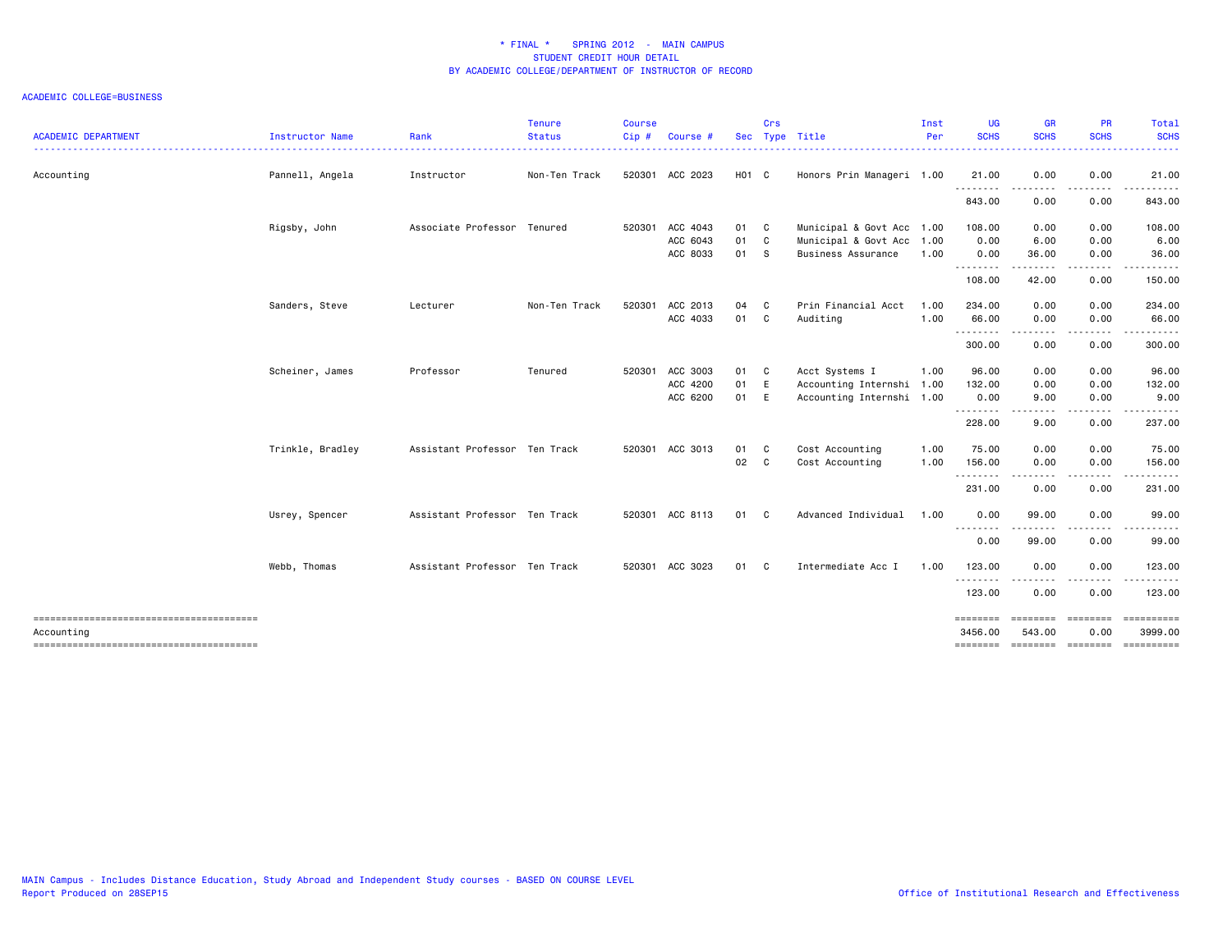\* FINAL \*  SPRING 2012 - MAIN CAMPUS
STUDENT CREDIT HOUR DETAIL
BY ACADEMIC COLLEGE/DEPARTMENT OF INSTRUCTOR OF RECORD

ACADEMIC COLLEGE=BUSINESS

| ACADEMIC DEPARTMENT | Instructor Name | Rank | Tenure Status | Course Cip # | Course # | Sec | Crs Type | Title | Inst Per | UG SCHS | GR SCHS | PR SCHS | Total SCHS |
|---|---|---|---|---|---|---|---|---|---|---|---|---|---|
| Accounting | Pannell, Angela | Instructor | Non-Ten Track | 520301 | ACC 2023 | H01 | C | Honors Prin Manageri | 1.00 | 21.00 | 0.00 | 0.00 | 21.00 |
| | | | | | | | | | | 843.00 | 0.00 | 0.00 | 843.00 |
| | Rigsby, John | Associate Professor | Tenured | 520301 | ACC 4043 | 01 | C | Municipal & Govt Acc | 1.00 | 108.00 | 0.00 | 0.00 | 108.00 |
| | | | | | ACC 6043 | 01 | C | Municipal & Govt Acc | 1.00 | 0.00 | 6.00 | 0.00 | 6.00 |
| | | | | | ACC 8033 | 01 | S | Business Assurance | 1.00 | 0.00 | 36.00 | 0.00 | 36.00 |
| | | | | | | | | | | 108.00 | 42.00 | 0.00 | 150.00 |
| | Sanders, Steve | Lecturer | Non-Ten Track | 520301 | ACC 2013 | 04 | C | Prin Financial Acct | 1.00 | 234.00 | 0.00 | 0.00 | 234.00 |
| | | | | | ACC 4033 | 01 | C | Auditing | 1.00 | 66.00 | 0.00 | 0.00 | 66.00 |
| | | | | | | | | | | 300.00 | 0.00 | 0.00 | 300.00 |
| | Scheiner, James | Professor | Tenured | 520301 | ACC 3003 | 01 | C | Acct Systems I | 1.00 | 96.00 | 0.00 | 0.00 | 96.00 |
| | | | | | ACC 4200 | 01 | E | Accounting Internshi | 1.00 | 132.00 | 0.00 | 0.00 | 132.00 |
| | | | | | ACC 6200 | 01 | E | Accounting Internshi | 1.00 | 0.00 | 9.00 | 0.00 | 9.00 |
| | | | | | | | | | | 228.00 | 9.00 | 0.00 | 237.00 |
| | Trinkle, Bradley | Assistant Professor | Ten Track | 520301 | ACC 3013 | 01 | C | Cost Accounting | 1.00 | 75.00 | 0.00 | 0.00 | 75.00 |
| | | | | | | 02 | C | Cost Accounting | 1.00 | 156.00 | 0.00 | 0.00 | 156.00 |
| | | | | | | | | | | 231.00 | 0.00 | 0.00 | 231.00 |
| | Usrey, Spencer | Assistant Professor | Ten Track | 520301 | ACC 8113 | 01 | C | Advanced Individual | 1.00 | 0.00 | 99.00 | 0.00 | 99.00 |
| | | | | | | | | | | 0.00 | 99.00 | 0.00 | 99.00 |
| | Webb, Thomas | Assistant Professor | Ten Track | 520301 | ACC 3023 | 01 | C | Intermediate Acc I | 1.00 | 123.00 | 0.00 | 0.00 | 123.00 |
| | | | | | | | | | | 123.00 | 0.00 | 0.00 | 123.00 |
| Accounting | | | | | | | | | | 3456.00 | 543.00 | 0.00 | 3999.00 |

MAIN Campus - Includes Distance Education, Study Abroad and Independent Study courses - BASED ON COURSE LEVEL
Report Produced on 28SEP15

Office of Institutional Research and Effectiveness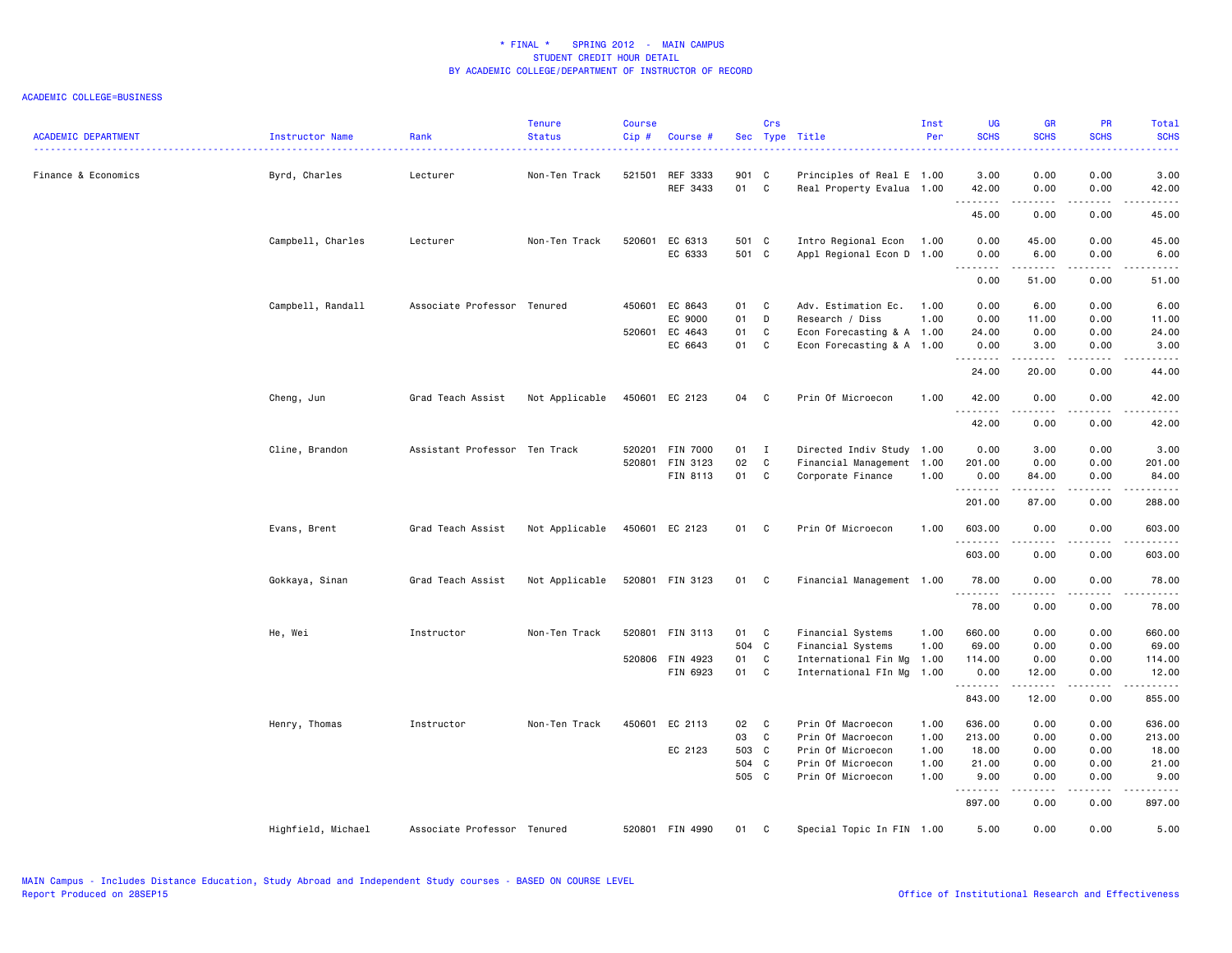\* FINAL \* SPRING 2012 - MAIN CAMPUS
STUDENT CREDIT HOUR DETAIL
BY ACADEMIC COLLEGE/DEPARTMENT OF INSTRUCTOR OF RECORD

ACADEMIC COLLEGE=BUSINESS

| ACADEMIC DEPARTMENT | Instructor Name | Rank | Tenure Status | Course Cip # | Course # | Sec | Crs Type | Title | Inst Per | UG SCHS | GR SCHS | PR SCHS | Total SCHS |
|---|---|---|---|---|---|---|---|---|---|---|---|---|---|
| Finance & Economics | Byrd, Charles | Lecturer | Non-Ten Track | 521501 | REF 3333 | 901 | C | Principles of Real E | 1.00 | 3.00 | 0.00 | 0.00 | 3.00 |
| | | | | | REF 3433 | 01 | C | Real Property Evalua | 1.00 | 42.00 | 0.00 | 0.00 | 42.00 |
| | | | | | | | | | | 45.00 | 0.00 | 0.00 | 45.00 |
| | Campbell, Charles | Lecturer | Non-Ten Track | 520601 | EC 6313 | 501 | C | Intro Regional Econ | 1.00 | 0.00 | 45.00 | 0.00 | 45.00 |
| | | | | | EC 6333 | 501 | C | Appl Regional Econ D | 1.00 | 0.00 | 6.00 | 0.00 | 6.00 |
| | | | | | | | | | | 0.00 | 51.00 | 0.00 | 51.00 |
| | Campbell, Randall | Associate Professor | Tenured | 450601 | EC 8643 | 01 | C | Adv. Estimation Ec. | 1.00 | 0.00 | 6.00 | 0.00 | 6.00 |
| | | | | | EC 9000 | 01 | D | Research / Diss | 1.00 | 0.00 | 11.00 | 0.00 | 11.00 |
| | | | | 520601 | EC 4643 | 01 | C | Econ Forecasting & A | 1.00 | 24.00 | 0.00 | 0.00 | 24.00 |
| | | | | | EC 6643 | 01 | C | Econ Forecasting & A | 1.00 | 0.00 | 3.00 | 0.00 | 3.00 |
| | | | | | | | | | | 24.00 | 20.00 | 0.00 | 44.00 |
| | Cheng, Jun | Grad Teach Assist | Not Applicable | 450601 | EC 2123 | 04 | C | Prin Of Microecon | 1.00 | 42.00 | 0.00 | 0.00 | 42.00 |
| | | | | | | | | | | 42.00 | 0.00 | 0.00 | 42.00 |
| | Cline, Brandon | Assistant Professor | Ten Track | 520201 | FIN 7000 | 01 | I | Directed Indiv Study | 1.00 | 0.00 | 3.00 | 0.00 | 3.00 |
| | | | | 520801 | FIN 3123 | 02 | C | Financial Management | 1.00 | 201.00 | 0.00 | 0.00 | 201.00 |
| | | | | | FIN 8113 | 01 | C | Corporate Finance | 1.00 | 0.00 | 84.00 | 0.00 | 84.00 |
| | | | | | | | | | | 201.00 | 87.00 | 0.00 | 288.00 |
| | Evans, Brent | Grad Teach Assist | Not Applicable | 450601 | EC 2123 | 01 | C | Prin Of Microecon | 1.00 | 603.00 | 0.00 | 0.00 | 603.00 |
| | | | | | | | | | | 603.00 | 0.00 | 0.00 | 603.00 |
| | Gokkaya, Sinan | Grad Teach Assist | Not Applicable | 520801 | FIN 3123 | 01 | C | Financial Management | 1.00 | 78.00 | 0.00 | 0.00 | 78.00 |
| | | | | | | | | | | 78.00 | 0.00 | 0.00 | 78.00 |
| | He, Wei | Instructor | Non-Ten Track | 520801 | FIN 3113 | 01 | C | Financial Systems | 1.00 | 660.00 | 0.00 | 0.00 | 660.00 |
| | | | | | | 504 | C | Financial Systems | 1.00 | 69.00 | 0.00 | 0.00 | 69.00 |
| | | | | 520806 | FIN 4923 | 01 | C | International Fin Mg | 1.00 | 114.00 | 0.00 | 0.00 | 114.00 |
| | | | | | FIN 6923 | 01 | C | International FIn Mg | 1.00 | 0.00 | 12.00 | 0.00 | 12.00 |
| | | | | | | | | | | 843.00 | 12.00 | 0.00 | 855.00 |
| | Henry, Thomas | Instructor | Non-Ten Track | 450601 | EC 2113 | 02 | C | Prin Of Macroecon | 1.00 | 636.00 | 0.00 | 0.00 | 636.00 |
| | | | | | | 03 | C | Prin Of Macroecon | 1.00 | 213.00 | 0.00 | 0.00 | 213.00 |
| | | | | | EC 2123 | 503 | C | Prin Of Microecon | 1.00 | 18.00 | 0.00 | 0.00 | 18.00 |
| | | | | | | 504 | C | Prin Of Microecon | 1.00 | 21.00 | 0.00 | 0.00 | 21.00 |
| | | | | | | 505 | C | Prin Of Microecon | 1.00 | 9.00 | 0.00 | 0.00 | 9.00 |
| | | | | | | | | | | 897.00 | 0.00 | 0.00 | 897.00 |
| | Highfield, Michael | Associate Professor | Tenured | 520801 | FIN 4990 | 01 | C | Special Topic In FIN | 1.00 | 5.00 | 0.00 | 0.00 | 5.00 |

MAIN Campus - Includes Distance Education, Study Abroad and Independent Study courses - BASED ON COURSE LEVEL
Report Produced on 28SEP15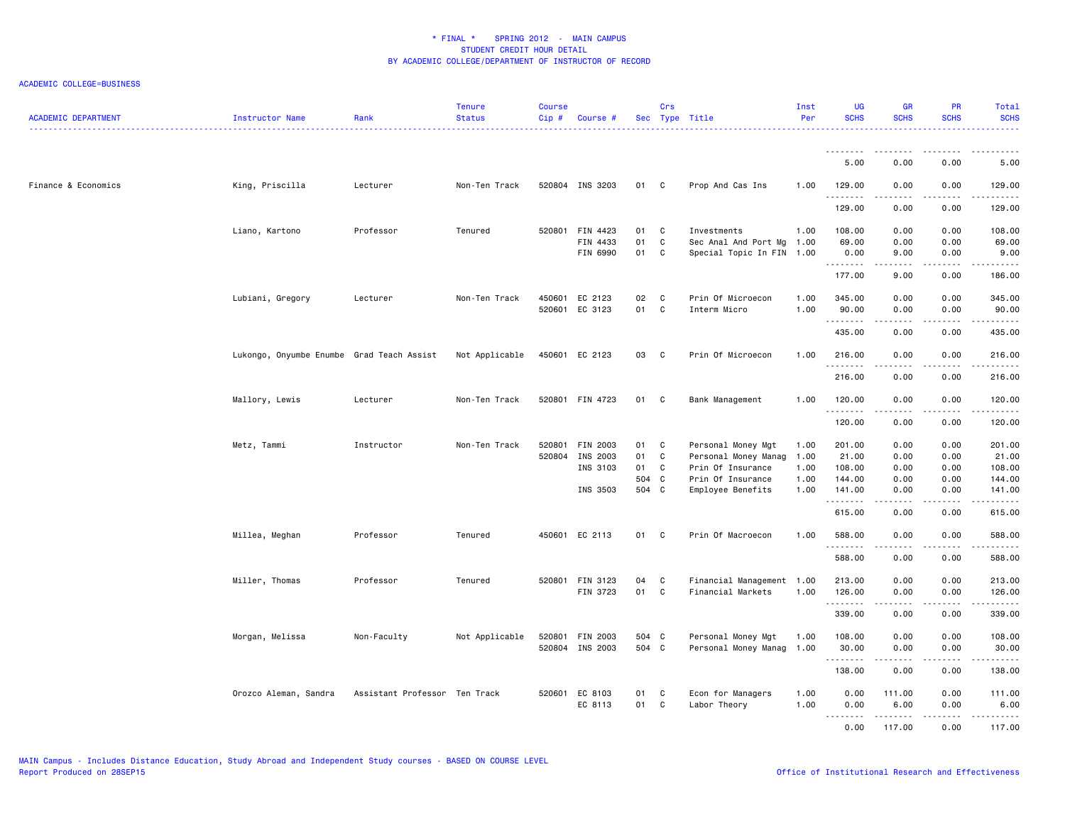# * FINAL * SPRING 2012 - MAIN CAMPUS
## STUDENT CREDIT HOUR DETAIL
## BY ACADEMIC COLLEGE/DEPARTMENT OF INSTRUCTOR OF RECORD

ACADEMIC COLLEGE=BUSINESS

| ACADEMIC DEPARTMENT | Instructor Name | Rank | Tenure Status | Course Cip # | Course # | Sec | Crs Type | Title | Inst Per | UG SCHS | GR SCHS | PR SCHS | Total SCHS |
|---|---|---|---|---|---|---|---|---|---|---|---|---|---|
| | | | | | | | | | | 5.00 | 0.00 | 0.00 | 5.00 |
| Finance & Economics | King, Priscilla | Lecturer | Non-Ten Track | 520804 | INS 3203 | 01 | C | Prop And Cas Ins | 1.00 | 129.00 | 0.00 | 0.00 | 129.00 |
| | | | | | | | | | | 129.00 | 0.00 | 0.00 | 129.00 |
| | Liano, Kartono | Professor | Tenured | 520801 | FIN 4423 | 01 | C | Investments | 1.00 | 108.00 | 0.00 | 0.00 | 108.00 |
| | | | | | FIN 4433 | 01 | C | Sec Anal And Port Mg | 1.00 | 69.00 | 0.00 | 0.00 | 69.00 |
| | | | | | FIN 6990 | 01 | C | Special Topic In FIN | 1.00 | 0.00 | 9.00 | 0.00 | 9.00 |
| | | | | | | | | | | 177.00 | 9.00 | 0.00 | 186.00 |
| | Lubiani, Gregory | Lecturer | Non-Ten Track | 450601 | EC 2123 | 02 | C | Prin Of Microecon | 1.00 | 345.00 | 0.00 | 0.00 | 345.00 |
| | | | | 520601 | EC 3123 | 01 | C | Interm Micro | 1.00 | 90.00 | 0.00 | 0.00 | 90.00 |
| | | | | | | | | | | 435.00 | 0.00 | 0.00 | 435.00 |
| | Lukongo, Onyumbe Enumbe | Grad Teach Assist | Not Applicable | 450601 | EC 2123 | 03 | C | Prin Of Microecon | 1.00 | 216.00 | 0.00 | 0.00 | 216.00 |
| | | | | | | | | | | 216.00 | 0.00 | 0.00 | 216.00 |
| | Mallory, Lewis | Lecturer | Non-Ten Track | 520801 | FIN 4723 | 01 | C | Bank Management | 1.00 | 120.00 | 0.00 | 0.00 | 120.00 |
| | | | | | | | | | | 120.00 | 0.00 | 0.00 | 120.00 |
| | Metz, Tammi | Instructor | Non-Ten Track | 520801 | FIN 2003 | 01 | C | Personal Money Mgt | 1.00 | 201.00 | 0.00 | 0.00 | 201.00 |
| | | | | 520804 | INS 2003 | 01 | C | Personal Money Manag | 1.00 | 21.00 | 0.00 | 0.00 | 21.00 |
| | | | | | INS 3103 | 01 | C | Prin Of Insurance | 1.00 | 108.00 | 0.00 | 0.00 | 108.00 |
| | | | | | | 504 | C | Prin Of Insurance | 1.00 | 144.00 | 0.00 | 0.00 | 144.00 |
| | | | | | INS 3503 | 504 | C | Employee Benefits | 1.00 | 141.00 | 0.00 | 0.00 | 141.00 |
| | | | | | | | | | | 615.00 | 0.00 | 0.00 | 615.00 |
| | Millea, Meghan | Professor | Tenured | 450601 | EC 2113 | 01 | C | Prin Of Macroecon | 1.00 | 588.00 | 0.00 | 0.00 | 588.00 |
| | | | | | | | | | | 588.00 | 0.00 | 0.00 | 588.00 |
| | Miller, Thomas | Professor | Tenured | 520801 | FIN 3123 | 04 | C | Financial Management | 1.00 | 213.00 | 0.00 | 0.00 | 213.00 |
| | | | | | FIN 3723 | 01 | C | Financial Markets | 1.00 | 126.00 | 0.00 | 0.00 | 126.00 |
| | | | | | | | | | | 339.00 | 0.00 | 0.00 | 339.00 |
| | Morgan, Melissa | Non-Faculty | Not Applicable | 520801 | FIN 2003 | 504 | C | Personal Money Mgt | 1.00 | 108.00 | 0.00 | 0.00 | 108.00 |
| | | | | 520804 | INS 2003 | 504 | C | Personal Money Manag | 1.00 | 30.00 | 0.00 | 0.00 | 30.00 |
| | | | | | | | | | | 138.00 | 0.00 | 0.00 | 138.00 |
| | Orozco Aleman, Sandra | Assistant Professor | Ten Track | 520601 | EC 8103 | 01 | C | Econ for Managers | 1.00 | 0.00 | 111.00 | 0.00 | 111.00 |
| | | | | | EC 8113 | 01 | C | Labor Theory | 1.00 | 0.00 | 6.00 | 0.00 | 6.00 |
| | | | | | | | | | | 0.00 | 117.00 | 0.00 | 117.00 |

MAIN Campus - Includes Distance Education, Study Abroad and Independent Study courses - BASED ON COURSE LEVEL
Report Produced on 28SEP15

Office of Institutional Research and Effectiveness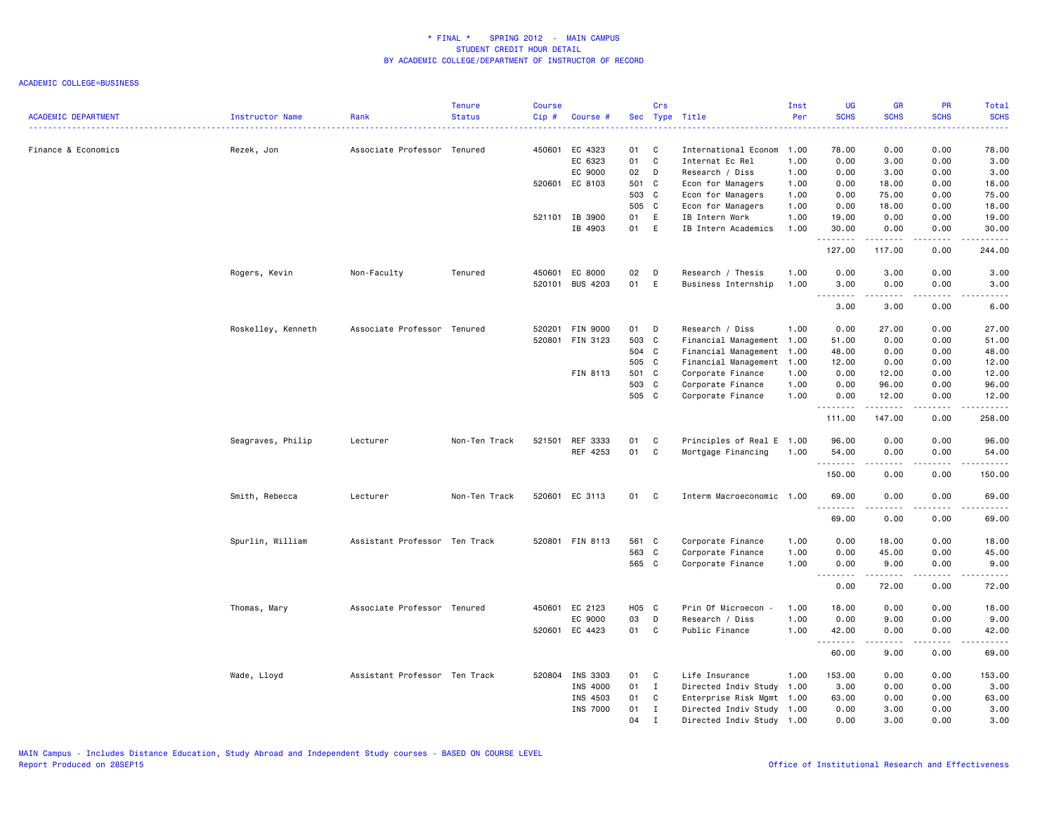\* FINAL \* SPRING 2012 - MAIN CAMPUS
STUDENT CREDIT HOUR DETAIL
BY ACADEMIC COLLEGE/DEPARTMENT OF INSTRUCTOR OF RECORD

ACADEMIC COLLEGE=BUSINESS

| ACADEMIC DEPARTMENT | Instructor Name | Rank | Tenure Status | Course Cip # | Course # | Sec | Crs Type | Title | Inst Per | UG SCHS | GR SCHS | PR SCHS | Total SCHS |
|---|---|---|---|---|---|---|---|---|---|---|---|---|---|
| Finance & Economics | Rezek, Jon | Associate Professor | Tenured | 450601 | EC 4323 | 01 | C | International Econom | 1.00 | 78.00 | 0.00 | 0.00 | 78.00 |
| | | | | | EC 6323 | 01 | C | Internat Ec Rel | 1.00 | 0.00 | 3.00 | 0.00 | 3.00 |
| | | | | | EC 9000 | 02 | D | Research / Diss | 1.00 | 0.00 | 3.00 | 0.00 | 3.00 |
| | | | | 520601 | EC 8103 | 501 | C | Econ for Managers | 1.00 | 0.00 | 18.00 | 0.00 | 18.00 |
| | | | | | | 503 | C | Econ for Managers | 1.00 | 0.00 | 75.00 | 0.00 | 75.00 |
| | | | | | | 505 | C | Econ for Managers | 1.00 | 0.00 | 18.00 | 0.00 | 18.00 |
| | | | | 521101 | IB 3900 | 01 | E | IB Intern Work | 1.00 | 19.00 | 0.00 | 0.00 | 19.00 |
| | | | | | IB 4903 | 01 | E | IB Intern Academics | 1.00 | 30.00 | 0.00 | 0.00 | 30.00 |
| | | | | | | | | | | 127.00 | 117.00 | 0.00 | 244.00 |
| | Rogers, Kevin | Non-Faculty | Tenured | 450601 | EC 8000 | 02 | D | Research / Thesis | 1.00 | 0.00 | 3.00 | 0.00 | 3.00 |
| | | | | 520101 | BUS 4203 | 01 | E | Business Internship | 1.00 | 3.00 | 0.00 | 0.00 | 3.00 |
| | | | | | | | | | | 3.00 | 3.00 | 0.00 | 6.00 |
| | Roskelley, Kenneth | Associate Professor | Tenured | 520201 | FIN 9000 | 01 | D | Research / Diss | 1.00 | 0.00 | 27.00 | 0.00 | 27.00 |
| | | | | 520801 | FIN 3123 | 503 | C | Financial Management | 1.00 | 51.00 | 0.00 | 0.00 | 51.00 |
| | | | | | | 504 | C | Financial Management | 1.00 | 48.00 | 0.00 | 0.00 | 48.00 |
| | | | | | | 505 | C | Financial Management | 1.00 | 12.00 | 0.00 | 0.00 | 12.00 |
| | | | | | FIN 8113 | 501 | C | Corporate Finance | 1.00 | 0.00 | 12.00 | 0.00 | 12.00 |
| | | | | | | 503 | C | Corporate Finance | 1.00 | 0.00 | 96.00 | 0.00 | 96.00 |
| | | | | | | 505 | C | Corporate Finance | 1.00 | 0.00 | 12.00 | 0.00 | 12.00 |
| | | | | | | | | | | 111.00 | 147.00 | 0.00 | 258.00 |
| | Seagraves, Philip | Lecturer | Non-Ten Track | 521501 | REF 3333 | 01 | C | Principles of Real E | 1.00 | 96.00 | 0.00 | 0.00 | 96.00 |
| | | | | | REF 4253 | 01 | C | Mortgage Financing | 1.00 | 54.00 | 0.00 | 0.00 | 54.00 |
| | | | | | | | | | | 150.00 | 0.00 | 0.00 | 150.00 |
| | Smith, Rebecca | Lecturer | Non-Ten Track | 520601 | EC 3113 | 01 | C | Interm Macroeconomic | 1.00 | 69.00 | 0.00 | 0.00 | 69.00 |
| | | | | | | | | | | 69.00 | 0.00 | 0.00 | 69.00 |
| | Spurlin, William | Assistant Professor | Ten Track | 520801 | FIN 8113 | 561 | C | Corporate Finance | 1.00 | 0.00 | 18.00 | 0.00 | 18.00 |
| | | | | | | 563 | C | Corporate Finance | 1.00 | 0.00 | 45.00 | 0.00 | 45.00 |
| | | | | | | 565 | C | Corporate Finance | 1.00 | 0.00 | 9.00 | 0.00 | 9.00 |
| | | | | | | | | | | 0.00 | 72.00 | 0.00 | 72.00 |
| | Thomas, Mary | Associate Professor | Tenured | 450601 | EC 2123 | H05 | C | Prin Of Microecon - | 1.00 | 18.00 | 0.00 | 0.00 | 18.00 |
| | | | | | EC 9000 | 03 | D | Research / Diss | 1.00 | 0.00 | 9.00 | 0.00 | 9.00 |
| | | | | 520601 | EC 4423 | 01 | C | Public Finance | 1.00 | 42.00 | 0.00 | 0.00 | 42.00 |
| | | | | | | | | | | 60.00 | 9.00 | 0.00 | 69.00 |
| | Wade, Lloyd | Assistant Professor | Ten Track | 520804 | INS 3303 | 01 | C | Life Insurance | 1.00 | 153.00 | 0.00 | 0.00 | 153.00 |
| | | | | | INS 4000 | 01 | I | Directed Indiv Study | 1.00 | 3.00 | 0.00 | 0.00 | 3.00 |
| | | | | | INS 4503 | 01 | C | Enterprise Risk Mgmt | 1.00 | 63.00 | 0.00 | 0.00 | 63.00 |
| | | | | | INS 7000 | 01 | I | Directed Indiv Study | 1.00 | 0.00 | 3.00 | 0.00 | 3.00 |
| | | | | | | 04 | I | Directed Indiv Study | 1.00 | 0.00 | 3.00 | 0.00 | 3.00 |

MAIN Campus - Includes Distance Education, Study Abroad and Independent Study courses - BASED ON COURSE LEVEL
Report Produced on 28SEP15

Office of Institutional Research and Effectiveness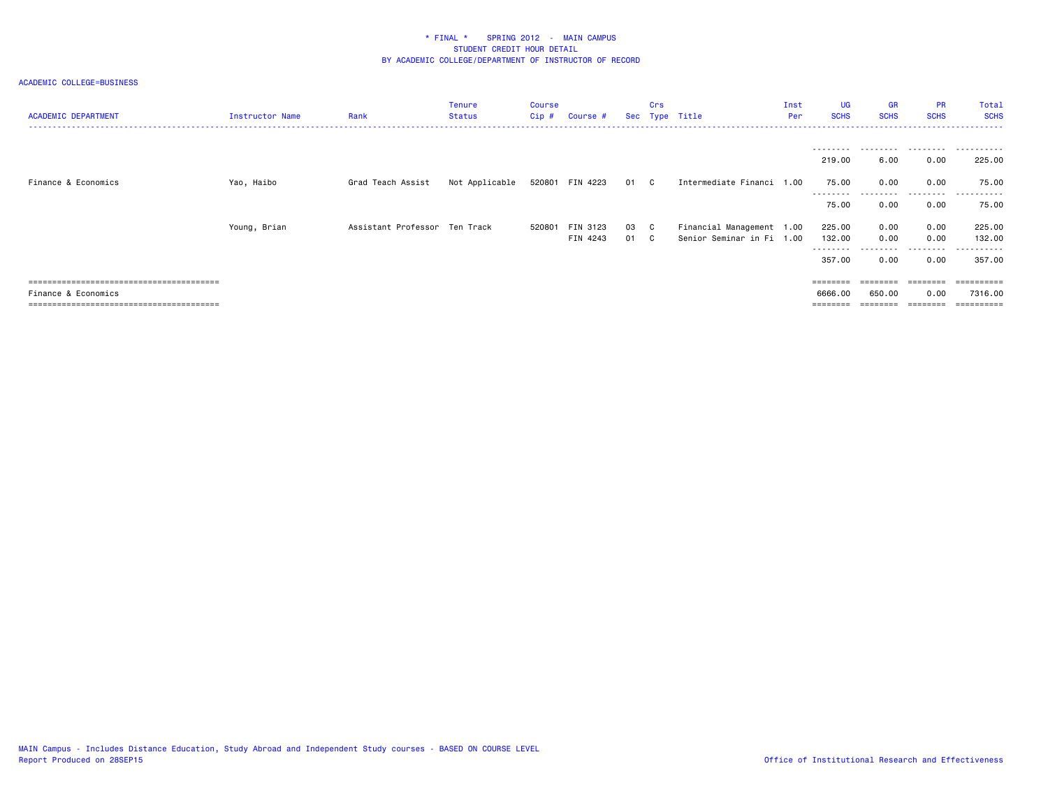**\* FINAL \* SPRING 2012 - MAIN CAMPUS**
**STUDENT CREDIT HOUR DETAIL**
**BY ACADEMIC COLLEGE/DEPARTMENT OF INSTRUCTOR OF RECORD**

ACADEMIC COLLEGE=BUSINESS

| ACADEMIC DEPARTMENT | Instructor Name | Rank | Tenure Status | Course Cip # | Course # | Sec | Crs Type | Title | Inst Per | UG SCHS | GR SCHS | PR SCHS | Total SCHS |
|---|---|---|---|---|---|---|---|---|---|---|---|---|---|
| | | | | | | | | | | 219.00 | 6.00 | 0.00 | 225.00 |
| Finance & Economics | Yao, Haibo | Grad Teach Assist | Not Applicable | 520801 | FIN 4223 | 01 | C | Intermediate Financi | 1.00 | 75.00 | 0.00 | 0.00 | 75.00 |
| | | | | | | | | | | 75.00 | 0.00 | 0.00 | 75.00 |
| | Young, Brian | Assistant Professor | Ten Track | 520801 | FIN 3123 | 03 | C | Financial Management | 1.00 | 225.00 | 0.00 | 0.00 | 225.00 |
| | | | | | FIN 4243 | 01 | C | Senior Seminar in Fi | 1.00 | 132.00 | 0.00 | 0.00 | 132.00 |
| | | | | | | | | | | 357.00 | 0.00 | 0.00 | 357.00 |
| Finance & Economics | | | | | | | | | | 6666.00 | 650.00 | 0.00 | 7316.00 |

MAIN Campus - Includes Distance Education, Study Abroad and Independent Study courses - BASED ON COURSE LEVEL
Report Produced on 28SEP15

Office of Institutional Research and Effectiveness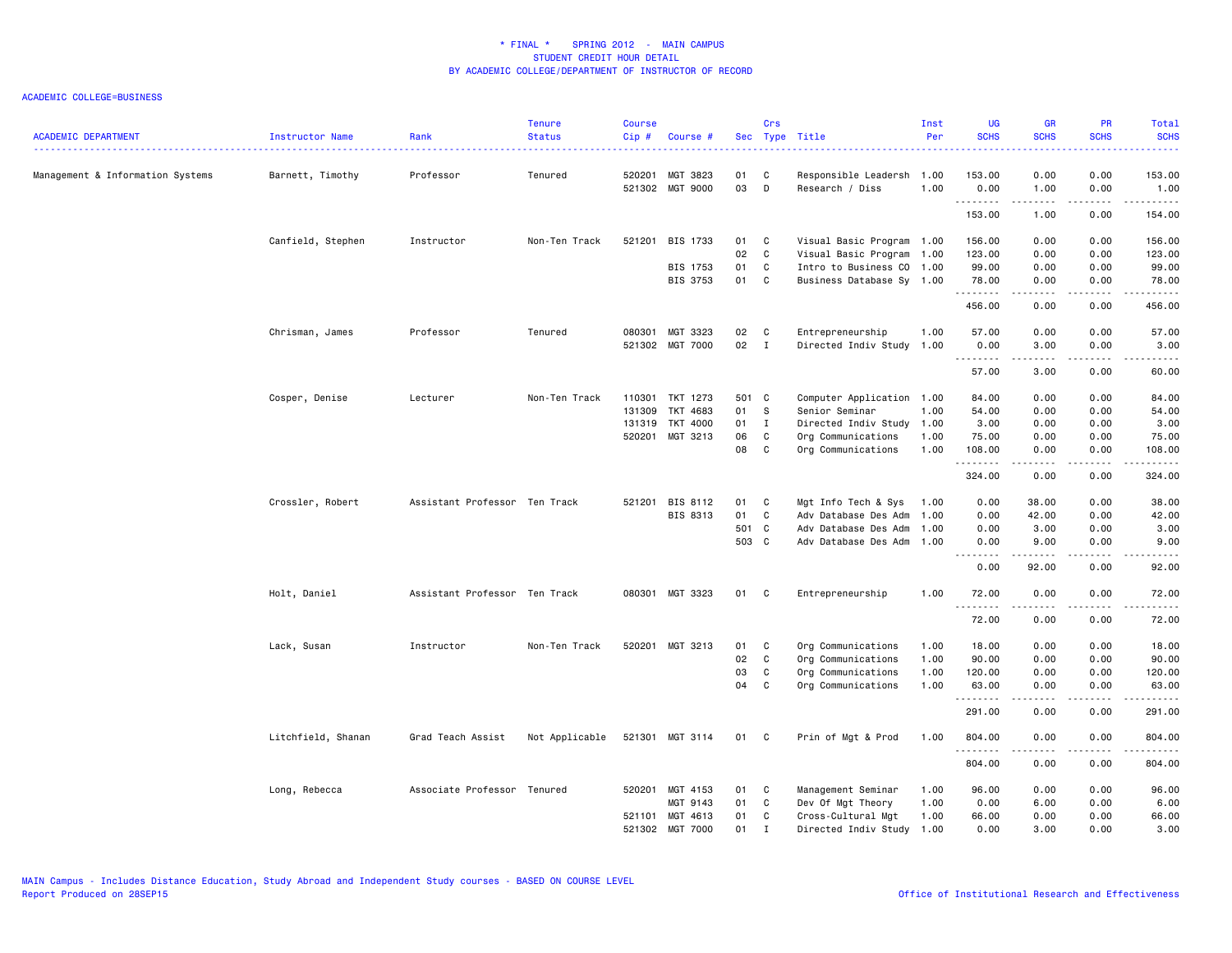# * FINAL * SPRING 2012 - MAIN CAMPUS
## STUDENT CREDIT HOUR DETAIL
## BY ACADEMIC COLLEGE/DEPARTMENT OF INSTRUCTOR OF RECORD

ACADEMIC COLLEGE=BUSINESS

| ACADEMIC DEPARTMENT | Instructor Name | Rank | Tenure Status | Course Cip # | Course # | Sec | Crs Type | Title | Inst Per | UG SCHS | GR SCHS | PR SCHS | Total SCHS |
|---|---|---|---|---|---|---|---|---|---|---|---|---|---|
| Management & Information Systems | Barnett, Timothy | Professor | Tenured | 520201 | MGT 3823 | 01 | C | Responsible Leadersh | 1.00 | 153.00 | 0.00 | 0.00 | 153.00 |
| | | | | 521302 | MGT 9000 | 03 | D | Research / Diss | 1.00 | 0.00 | 1.00 | 0.00 | 1.00 |
| | | | | | | | | | | 153.00 | 1.00 | 0.00 | 154.00 |
| | Canfield, Stephen | Instructor | Non-Ten Track | 521201 | BIS 1733 | 01 | C | Visual Basic Program | 1.00 | 156.00 | 0.00 | 0.00 | 156.00 |
| | | | | | | 02 | C | Visual Basic Program | 1.00 | 123.00 | 0.00 | 0.00 | 123.00 |
| | | | | | BIS 1753 | 01 | C | Intro to Business CO | 1.00 | 99.00 | 0.00 | 0.00 | 99.00 |
| | | | | | BIS 3753 | 01 | C | Business Database Sy | 1.00 | 78.00 | 0.00 | 0.00 | 78.00 |
| | | | | | | | | | | 456.00 | 0.00 | 0.00 | 456.00 |
| | Chrisman, James | Professor | Tenured | 080301 | MGT 3323 | 02 | C | Entrepreneurship | 1.00 | 57.00 | 0.00 | 0.00 | 57.00 |
| | | | | 521302 | MGT 7000 | 02 | I | Directed Indiv Study | 1.00 | 0.00 | 3.00 | 0.00 | 3.00 |
| | | | | | | | | | | 57.00 | 3.00 | 0.00 | 60.00 |
| | Cosper, Denise | Lecturer | Non-Ten Track | 110301 | TKT 1273 | 501 | C | Computer Application | 1.00 | 84.00 | 0.00 | 0.00 | 84.00 |
| | | | | 131309 | TKT 4683 | 01 | S | Senior Seminar | 1.00 | 54.00 | 0.00 | 0.00 | 54.00 |
| | | | | 131319 | TKT 4000 | 01 | I | Directed Indiv Study | 1.00 | 3.00 | 0.00 | 0.00 | 3.00 |
| | | | | 520201 | MGT 3213 | 06 | C | Org Communications | 1.00 | 75.00 | 0.00 | 0.00 | 75.00 |
| | | | | | | 08 | C | Org Communications | 1.00 | 108.00 | 0.00 | 0.00 | 108.00 |
| | | | | | | | | | | 324.00 | 0.00 | 0.00 | 324.00 |
| | Crossler, Robert | Assistant Professor | Ten Track | 521201 | BIS 8112 | 01 | C | Mgt Info Tech & Sys | 1.00 | 0.00 | 38.00 | 0.00 | 38.00 |
| | | | | | BIS 8313 | 01 | C | Adv Database Des Adm | 1.00 | 0.00 | 42.00 | 0.00 | 42.00 |
| | | | | | | 501 | C | Adv Database Des Adm | 1.00 | 0.00 | 3.00 | 0.00 | 3.00 |
| | | | | | | 503 | C | Adv Database Des Adm | 1.00 | 0.00 | 9.00 | 0.00 | 9.00 |
| | | | | | | | | | | 0.00 | 92.00 | 0.00 | 92.00 |
| | Holt, Daniel | Assistant Professor | Ten Track | 080301 | MGT 3323 | 01 | C | Entrepreneurship | 1.00 | 72.00 | 0.00 | 0.00 | 72.00 |
| | | | | | | | | | | 72.00 | 0.00 | 0.00 | 72.00 |
| | Lack, Susan | Instructor | Non-Ten Track | 520201 | MGT 3213 | 01 | C | Org Communications | 1.00 | 18.00 | 0.00 | 0.00 | 18.00 |
| | | | | | | 02 | C | Org Communications | 1.00 | 90.00 | 0.00 | 0.00 | 90.00 |
| | | | | | | 03 | C | Org Communications | 1.00 | 120.00 | 0.00 | 0.00 | 120.00 |
| | | | | | | 04 | C | Org Communications | 1.00 | 63.00 | 0.00 | 0.00 | 63.00 |
| | | | | | | | | | | 291.00 | 0.00 | 0.00 | 291.00 |
| | Litchfield, Shanan | Grad Teach Assist | Not Applicable | 521301 | MGT 3114 | 01 | C | Prin of Mgt & Prod | 1.00 | 804.00 | 0.00 | 0.00 | 804.00 |
| | | | | | | | | | | 804.00 | 0.00 | 0.00 | 804.00 |
| | Long, Rebecca | Associate Professor | Tenured | 520201 | MGT 4153 | 01 | C | Management Seminar | 1.00 | 96.00 | 0.00 | 0.00 | 96.00 |
| | | | | | MGT 9143 | 01 | C | Dev Of Mgt Theory | 1.00 | 0.00 | 6.00 | 0.00 | 6.00 |
| | | | | 521101 | MGT 4613 | 01 | C | Cross-Cultural Mgt | 1.00 | 66.00 | 0.00 | 0.00 | 66.00 |
| | | | | 521302 | MGT 7000 | 01 | I | Directed Indiv Study | 1.00 | 0.00 | 3.00 | 0.00 | 3.00 |

MAIN Campus - Includes Distance Education, Study Abroad and Independent Study courses - BASED ON COURSE LEVEL
Report Produced on 28SEP15

Office of Institutional Research and Effectiveness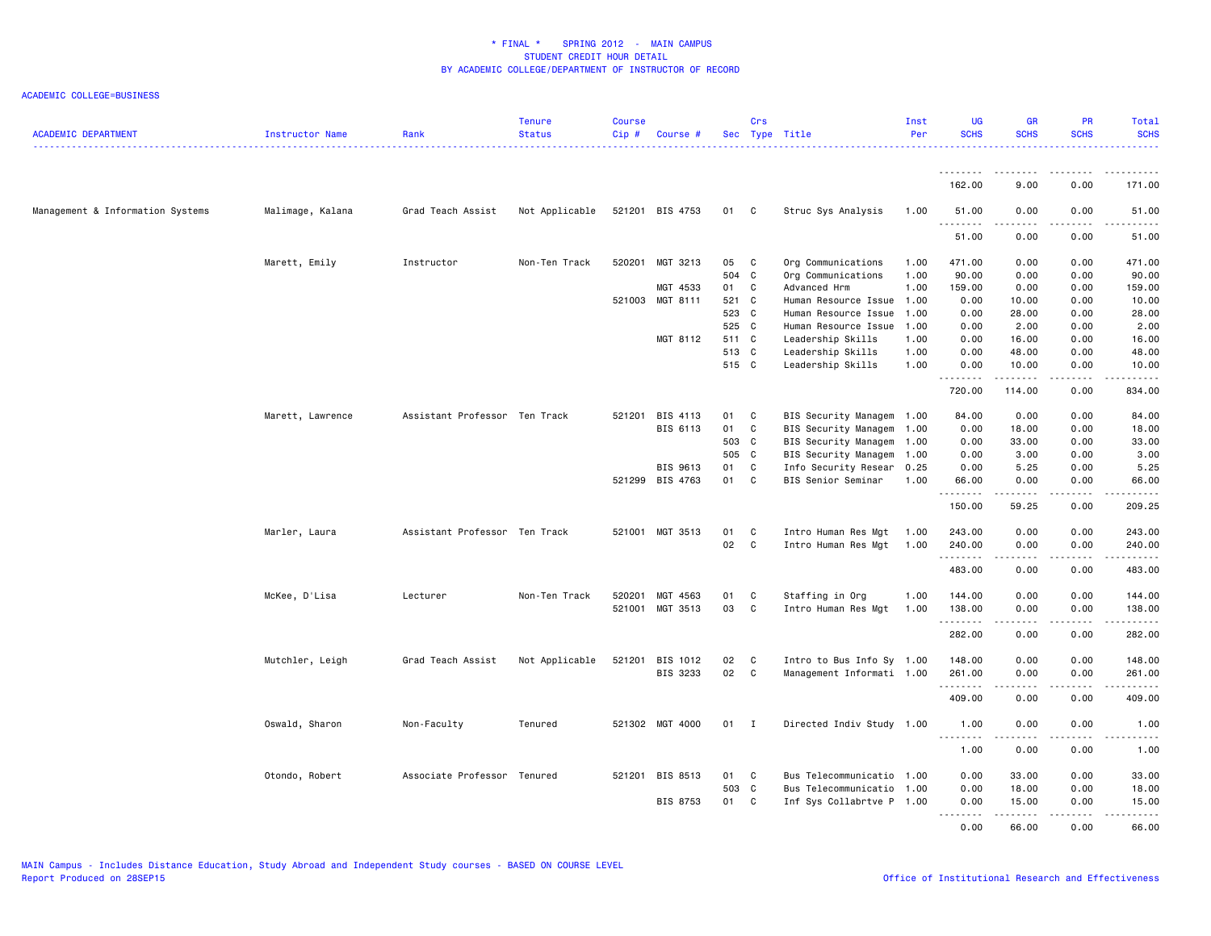# * FINAL * SPRING 2012 - MAIN CAMPUS
## STUDENT CREDIT HOUR DETAIL
## BY ACADEMIC COLLEGE/DEPARTMENT OF INSTRUCTOR OF RECORD

ACADEMIC COLLEGE=BUSINESS

| ACADEMIC DEPARTMENT | Instructor Name | Rank | Tenure Status | Course Cip # | Course # | Sec | Crs Type | Title | Inst Per | UG SCHS | GR SCHS | PR SCHS | Total SCHS |
|---|---|---|---|---|---|---|---|---|---|---|---|---|---|
| | | | | | | | | | | 162.00 | 9.00 | 0.00 | 171.00 |
| Management & Information Systems | Malimage, Kalana | Grad Teach Assist | Not Applicable | 521201 | BIS 4753 | 01 | C | Struc Sys Analysis | 1.00 | 51.00 | 0.00 | 0.00 | 51.00 |
| | | | | | | | | | | 51.00 | 0.00 | 0.00 | 51.00 |
| | Marett, Emily | Instructor | Non-Ten Track | 520201 | MGT 3213 | 05 | C | Org Communications | 1.00 | 471.00 | 0.00 | 0.00 | 471.00 |
| | | | | | | 504 | C | Org Communications | 1.00 | 90.00 | 0.00 | 0.00 | 90.00 |
| | | | | | MGT 4533 | 01 | C | Advanced Hrm | 1.00 | 159.00 | 0.00 | 0.00 | 159.00 |
| | | | | 521003 | MGT 8111 | 521 | C | Human Resource Issue | 1.00 | 0.00 | 10.00 | 0.00 | 10.00 |
| | | | | | | 523 | C | Human Resource Issue | 1.00 | 0.00 | 28.00 | 0.00 | 28.00 |
| | | | | | | 525 | C | Human Resource Issue | 1.00 | 0.00 | 2.00 | 0.00 | 2.00 |
| | | | | | MGT 8112 | 511 | C | Leadership Skills | 1.00 | 0.00 | 16.00 | 0.00 | 16.00 |
| | | | | | | 513 | C | Leadership Skills | 1.00 | 0.00 | 48.00 | 0.00 | 48.00 |
| | | | | | | 515 | C | Leadership Skills | 1.00 | 0.00 | 10.00 | 0.00 | 10.00 |
| | | | | | | | | | | 720.00 | 114.00 | 0.00 | 834.00 |
| | Marett, Lawrence | Assistant Professor | Ten Track | 521201 | BIS 4113 | 01 | C | BIS Security Managem | 1.00 | 84.00 | 0.00 | 0.00 | 84.00 |
| | | | | | BIS 6113 | 01 | C | BIS Security Managem | 1.00 | 0.00 | 18.00 | 0.00 | 18.00 |
| | | | | | | 503 | C | BIS Security Managem | 1.00 | 0.00 | 33.00 | 0.00 | 33.00 |
| | | | | | | 505 | C | BIS Security Managem | 1.00 | 0.00 | 3.00 | 0.00 | 3.00 |
| | | | | | BIS 9613 | 01 | C | Info Security Resear | 0.25 | 0.00 | 5.25 | 0.00 | 5.25 |
| | | | | 521299 | BIS 4763 | 01 | C | BIS Senior Seminar | 1.00 | 66.00 | 0.00 | 0.00 | 66.00 |
| | | | | | | | | | | 150.00 | 59.25 | 0.00 | 209.25 |
| | Marler, Laura | Assistant Professor | Ten Track | 521001 | MGT 3513 | 01 | C | Intro Human Res Mgt | 1.00 | 243.00 | 0.00 | 0.00 | 243.00 |
| | | | | | | 02 | C | Intro Human Res Mgt | 1.00 | 240.00 | 0.00 | 0.00 | 240.00 |
| | | | | | | | | | | 483.00 | 0.00 | 0.00 | 483.00 |
| | McKee, D'Lisa | Lecturer | Non-Ten Track | 520201 | MGT 4563 | 01 | C | Staffing in Org | 1.00 | 144.00 | 0.00 | 0.00 | 144.00 |
| | | | | 521001 | MGT 3513 | 03 | C | Intro Human Res Mgt | 1.00 | 138.00 | 0.00 | 0.00 | 138.00 |
| | | | | | | | | | | 282.00 | 0.00 | 0.00 | 282.00 |
| | Mutchler, Leigh | Grad Teach Assist | Not Applicable | 521201 | BIS 1012 | 02 | C | Intro to Bus Info Sy | 1.00 | 148.00 | 0.00 | 0.00 | 148.00 |
| | | | | | BIS 3233 | 02 | C | Management Informati | 1.00 | 261.00 | 0.00 | 0.00 | 261.00 |
| | | | | | | | | | | 409.00 | 0.00 | 0.00 | 409.00 |
| | Oswald, Sharon | Non-Faculty | Tenured | 521302 | MGT 4000 | 01 | I | Directed Indiv Study | 1.00 | 1.00 | 0.00 | 0.00 | 1.00 |
| | | | | | | | | | | 1.00 | 0.00 | 0.00 | 1.00 |
| | Otondo, Robert | Associate Professor | Tenured | 521201 | BIS 8513 | 01 | C | Bus Telecommunicatio | 1.00 | 0.00 | 33.00 | 0.00 | 33.00 |
| | | | | | | 503 | C | Bus Telecommunicatio | 1.00 | 0.00 | 18.00 | 0.00 | 18.00 |
| | | | | | BIS 8753 | 01 | C | Inf Sys Collabrtve P | 1.00 | 0.00 | 15.00 | 0.00 | 15.00 |
| | | | | | | | | | | 0.00 | 66.00 | 0.00 | 66.00 |

MAIN Campus - Includes Distance Education, Study Abroad and Independent Study courses - BASED ON COURSE LEVEL
Report Produced on 28SEP15

Office of Institutional Research and Effectiveness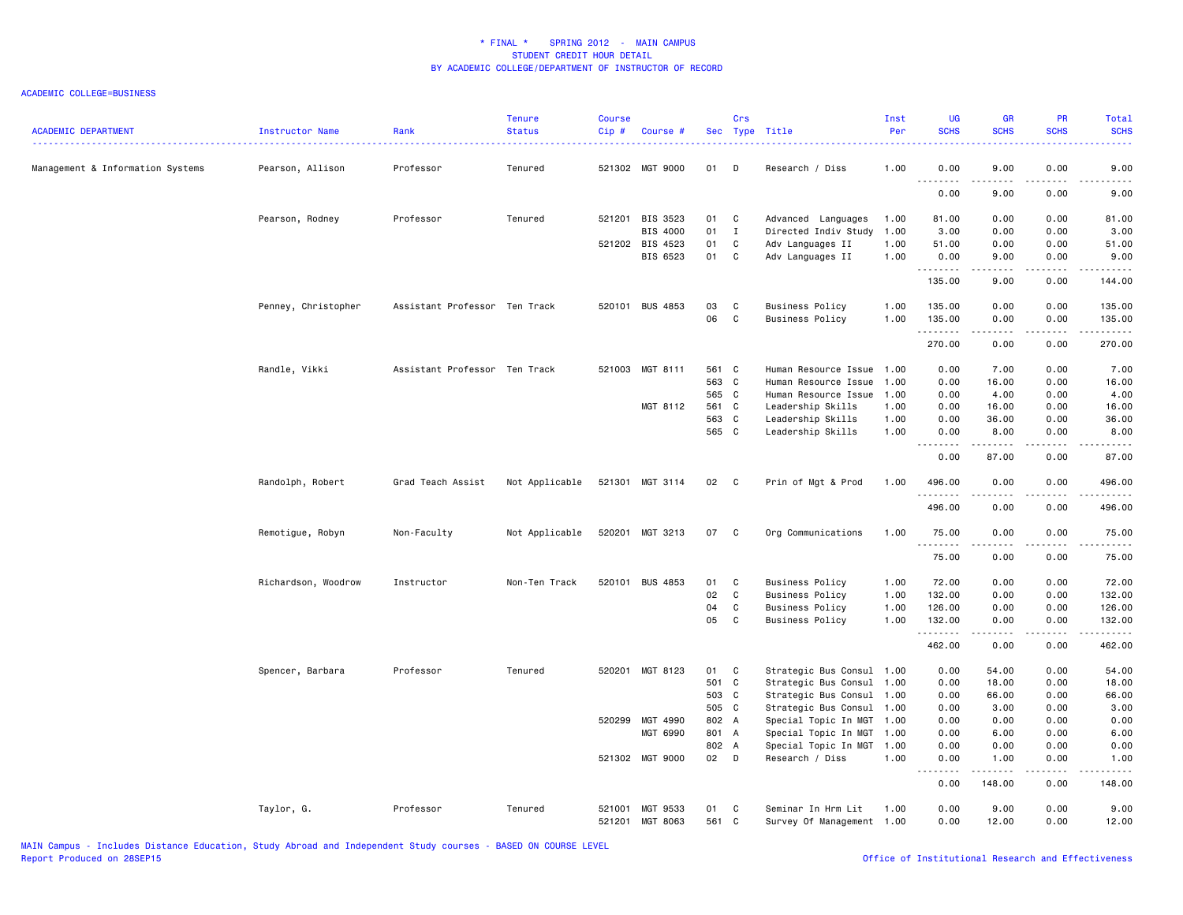# * FINAL * SPRING 2012 - MAIN CAMPUS
## STUDENT CREDIT HOUR DETAIL
## BY ACADEMIC COLLEGE/DEPARTMENT OF INSTRUCTOR OF RECORD

ACADEMIC COLLEGE=BUSINESS

| ACADEMIC DEPARTMENT | Instructor Name | Rank | Tenure Status | Course Cip # | Course # | Sec | Crs Type | Title | Inst Per | UG SCHS | GR SCHS | PR SCHS | Total SCHS |
|---|---|---|---|---|---|---|---|---|---|---|---|---|---|
| Management & Information Systems | Pearson, Allison | Professor | Tenured | 521302 | MGT 9000 | 01 | D | Research / Diss | 1.00 | 0.00 | 9.00 | 0.00 | 9.00 |
| | | | | | | | | | | 0.00 | 9.00 | 0.00 | 9.00 |
| | Pearson, Rodney | Professor | Tenured | 521201 | BIS 3523 | 01 | C | Advanced Languages | 1.00 | 81.00 | 0.00 | 0.00 | 81.00 |
| | | | | | BIS 4000 | 01 | I | Directed Indiv Study | 1.00 | 3.00 | 0.00 | 0.00 | 3.00 |
| | | | | 521202 | BIS 4523 | 01 | C | Adv Languages II | 1.00 | 51.00 | 0.00 | 0.00 | 51.00 |
| | | | | | BIS 6523 | 01 | C | Adv Languages II | 1.00 | 0.00 | 9.00 | 0.00 | 9.00 |
| | | | | | | | | | | 135.00 | 9.00 | 0.00 | 144.00 |
| | Penney, Christopher | Assistant Professor | Ten Track | 520101 | BUS 4853 | 03 | C | Business Policy | 1.00 | 135.00 | 0.00 | 0.00 | 135.00 |
| | | | | | | 06 | C | Business Policy | 1.00 | 135.00 | 0.00 | 0.00 | 135.00 |
| | | | | | | | | | | 270.00 | 0.00 | 0.00 | 270.00 |
| | Randle, Vikki | Assistant Professor | Ten Track | 521003 | MGT 8111 | 561 | C | Human Resource Issue | 1.00 | 0.00 | 7.00 | 0.00 | 7.00 |
| | | | | | | 563 | C | Human Resource Issue | 1.00 | 0.00 | 16.00 | 0.00 | 16.00 |
| | | | | | | 565 | C | Human Resource Issue | 1.00 | 0.00 | 4.00 | 0.00 | 4.00 |
| | | | | | MGT 8112 | 561 | C | Leadership Skills | 1.00 | 0.00 | 16.00 | 0.00 | 16.00 |
| | | | | | | 563 | C | Leadership Skills | 1.00 | 0.00 | 36.00 | 0.00 | 36.00 |
| | | | | | | 565 | C | Leadership Skills | 1.00 | 0.00 | 8.00 | 0.00 | 8.00 |
| | | | | | | | | | | 0.00 | 87.00 | 0.00 | 87.00 |
| | Randolph, Robert | Grad Teach Assist | Not Applicable | 521301 | MGT 3114 | 02 | C | Prin of Mgt & Prod | 1.00 | 496.00 | 0.00 | 0.00 | 496.00 |
| | | | | | | | | | | 496.00 | 0.00 | 0.00 | 496.00 |
| | Remotigue, Robyn | Non-Faculty | Not Applicable | 520201 | MGT 3213 | 07 | C | Org Communications | 1.00 | 75.00 | 0.00 | 0.00 | 75.00 |
| | | | | | | | | | | 75.00 | 0.00 | 0.00 | 75.00 |
| | Richardson, Woodrow | Instructor | Non-Ten Track | 520101 | BUS 4853 | 01 | C | Business Policy | 1.00 | 72.00 | 0.00 | 0.00 | 72.00 |
| | | | | | | 02 | C | Business Policy | 1.00 | 132.00 | 0.00 | 0.00 | 132.00 |
| | | | | | | 04 | C | Business Policy | 1.00 | 126.00 | 0.00 | 0.00 | 126.00 |
| | | | | | | 05 | C | Business Policy | 1.00 | 132.00 | 0.00 | 0.00 | 132.00 |
| | | | | | | | | | | 462.00 | 0.00 | 0.00 | 462.00 |
| | Spencer, Barbara | Professor | Tenured | 520201 | MGT 8123 | 01 | C | Strategic Bus Consul | 1.00 | 0.00 | 54.00 | 0.00 | 54.00 |
| | | | | | | 501 | C | Strategic Bus Consul | 1.00 | 0.00 | 18.00 | 0.00 | 18.00 |
| | | | | | | 503 | C | Strategic Bus Consul | 1.00 | 0.00 | 66.00 | 0.00 | 66.00 |
| | | | | | | 505 | C | Strategic Bus Consul | 1.00 | 0.00 | 3.00 | 0.00 | 3.00 |
| | | | | 520299 | MGT 4990 | 802 | A | Special Topic In MGT | 1.00 | 0.00 | 0.00 | 0.00 | 0.00 |
| | | | | | MGT 6990 | 801 | A | Special Topic In MGT | 1.00 | 0.00 | 6.00 | 0.00 | 6.00 |
| | | | | | | 802 | A | Special Topic In MGT | 1.00 | 0.00 | 0.00 | 0.00 | 0.00 |
| | | | | 521302 | MGT 9000 | 02 | D | Research / Diss | 1.00 | 0.00 | 1.00 | 0.00 | 1.00 |
| | | | | | | | | | | 0.00 | 148.00 | 0.00 | 148.00 |
| | Taylor, G. | Professor | Tenured | 521001 | MGT 9533 | 01 | C | Seminar In Hrm Lit | 1.00 | 0.00 | 9.00 | 0.00 | 9.00 |
| | | | | 521201 | MGT 8063 | 561 | C | Survey Of Management | 1.00 | 0.00 | 12.00 | 0.00 | 12.00 |

MAIN Campus - Includes Distance Education, Study Abroad and Independent Study courses - BASED ON COURSE LEVEL
Report Produced on 28SEP15

Office of Institutional Research and Effectiveness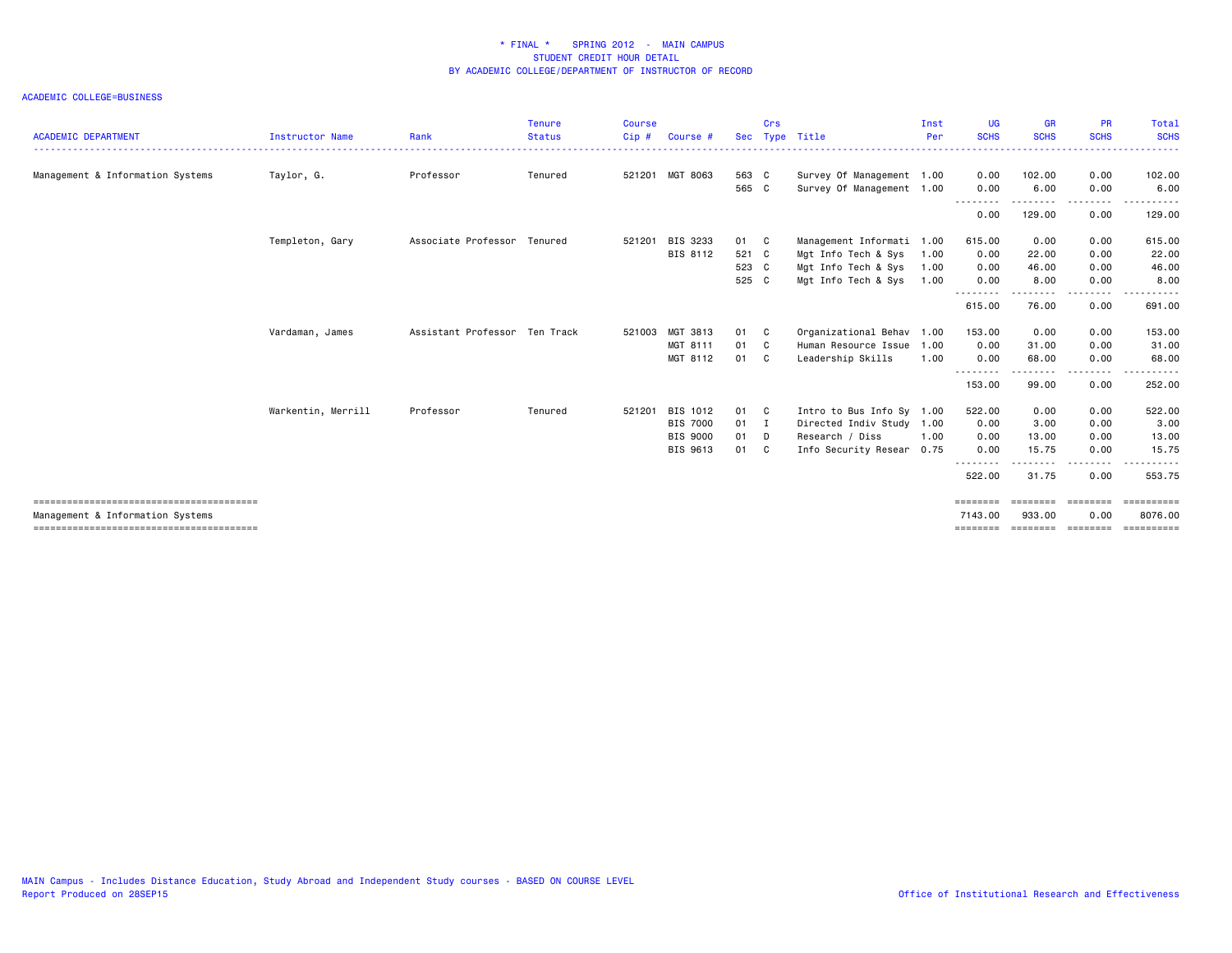* FINAL * SPRING 2012 - MAIN CAMPUS
STUDENT CREDIT HOUR DETAIL
BY ACADEMIC COLLEGE/DEPARTMENT OF INSTRUCTOR OF RECORD

ACADEMIC COLLEGE=BUSINESS

| ACADEMIC DEPARTMENT | Instructor Name | Rank | Tenure Status | Course Cip # | Course # | Sec | Crs Type | Title | Inst Per | UG SCHS | GR SCHS | PR SCHS | Total SCHS |
|---|---|---|---|---|---|---|---|---|---|---|---|---|---|
| Management & Information Systems | Taylor, G. | Professor | Tenured | 521201 | MGT 8063 | 563 | C | Survey Of Management | 1.00 | 0.00 | 102.00 | 0.00 | 102.00 |
| | | | | | | 565 | C | Survey Of Management | 1.00 | 0.00 | 6.00 | 0.00 | 6.00 |
| | | | | | | | | | | 0.00 | 129.00 | 0.00 | 129.00 |
| | Templeton, Gary | Associate Professor | Tenured | 521201 | BIS 3233 | 01 | C | Management Informati | 1.00 | 615.00 | 0.00 | 0.00 | 615.00 |
| | | | | | BIS 8112 | 521 | C | Mgt Info Tech & Sys | 1.00 | 0.00 | 22.00 | 0.00 | 22.00 |
| | | | | | | 523 | C | Mgt Info Tech & Sys | 1.00 | 0.00 | 46.00 | 0.00 | 46.00 |
| | | | | | | 525 | C | Mgt Info Tech & Sys | 1.00 | 0.00 | 8.00 | 0.00 | 8.00 |
| | | | | | | | | | | 615.00 | 76.00 | 0.00 | 691.00 |
| | Vardaman, James | Assistant Professor | Ten Track | 521003 | MGT 3813 | 01 | C | Organizational Behav | 1.00 | 153.00 | 0.00 | 0.00 | 153.00 |
| | | | | | MGT 8111 | 01 | C | Human Resource Issue | 1.00 | 0.00 | 31.00 | 0.00 | 31.00 |
| | | | | | MGT 8112 | 01 | C | Leadership Skills | 1.00 | 0.00 | 68.00 | 0.00 | 68.00 |
| | | | | | | | | | | 153.00 | 99.00 | 0.00 | 252.00 |
| | Warkentin, Merrill | Professor | Tenured | 521201 | BIS 1012 | 01 | C | Intro to Bus Info Sy | 1.00 | 522.00 | 0.00 | 0.00 | 522.00 |
| | | | | | BIS 7000 | 01 | I | Directed Indiv Study | 1.00 | 0.00 | 3.00 | 0.00 | 3.00 |
| | | | | | BIS 9000 | 01 | D | Research / Diss | 1.00 | 0.00 | 13.00 | 0.00 | 13.00 |
| | | | | | BIS 9613 | 01 | C | Info Security Resear | 0.75 | 0.00 | 15.75 | 0.00 | 15.75 |
| | | | | | | | | | | 522.00 | 31.75 | 0.00 | 553.75 |
| Management & Information Systems | | | | | | | | | | 7143.00 | 933.00 | 0.00 | 8076.00 |

MAIN Campus - Includes Distance Education, Study Abroad and Independent Study courses - BASED ON COURSE LEVEL
Report Produced on 28SEP15

Office of Institutional Research and Effectiveness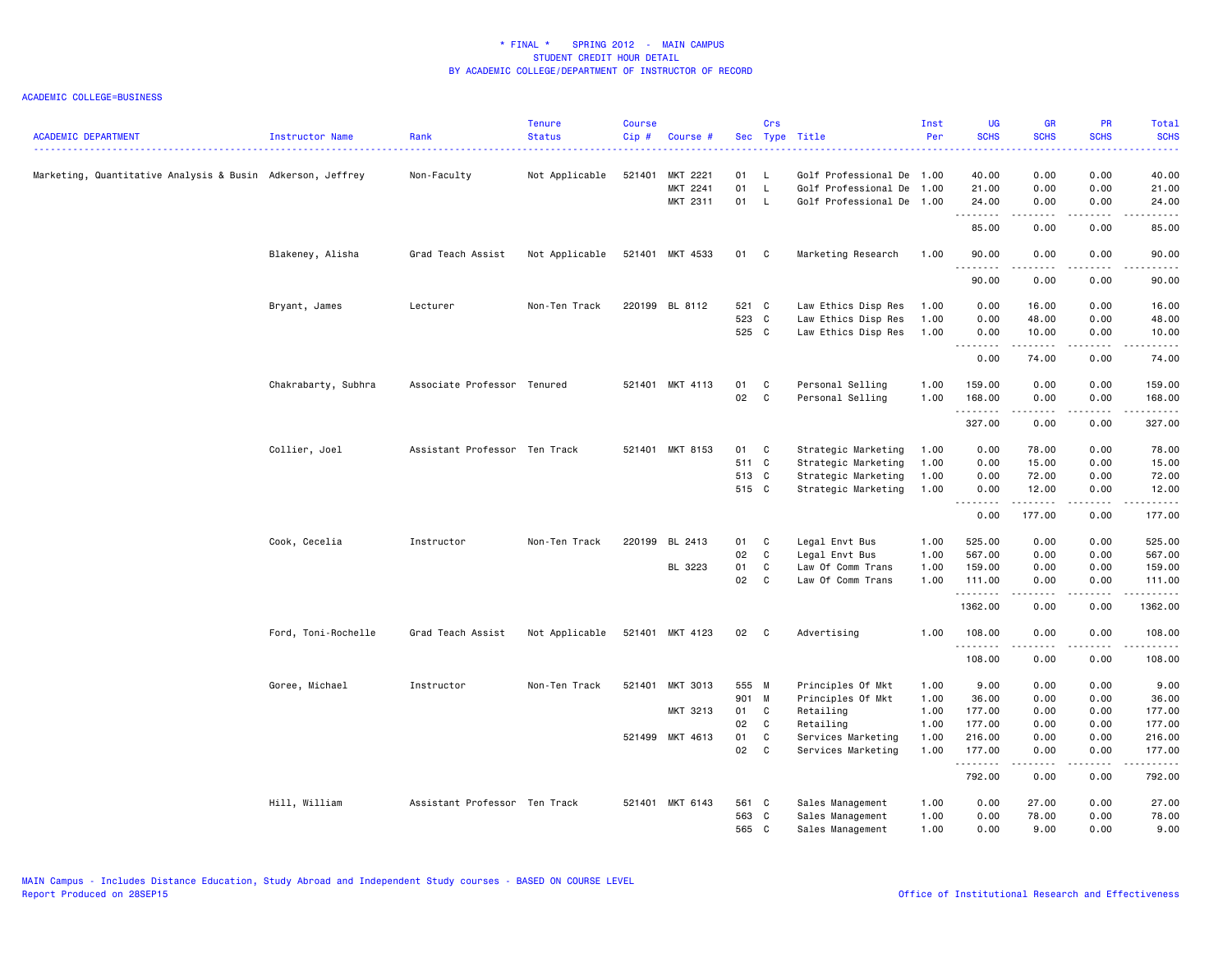# * FINAL * SPRING 2012 - MAIN CAMPUS
## STUDENT CREDIT HOUR DETAIL
## BY ACADEMIC COLLEGE/DEPARTMENT OF INSTRUCTOR OF RECORD

ACADEMIC COLLEGE=BUSINESS

| ACADEMIC DEPARTMENT | Instructor Name | Rank | Tenure Status | Course Cip # | Course # | Sec | Crs Type | Title | Inst Per | UG SCHS | GR SCHS | PR SCHS | Total SCHS |
|---|---|---|---|---|---|---|---|---|---|---|---|---|---|
| Marketing, Quantitative Analysis & Busin | Adkerson, Jeffrey | Non-Faculty | Not Applicable | 521401 | MKT 2221 | 01 | L | Golf Professional De | 1.00 | 40.00 | 0.00 | 0.00 | 40.00 |
| | | | | | MKT 2241 | 01 | L | Golf Professional De | 1.00 | 21.00 | 0.00 | 0.00 | 21.00 |
| | | | | | MKT 2311 | 01 | L | Golf Professional De | 1.00 | 24.00 | 0.00 | 0.00 | 24.00 |
| | | | | | | | | | | 85.00 | 0.00 | 0.00 | 85.00 |
| | Blakeney, Alisha | Grad Teach Assist | Not Applicable | 521401 | MKT 4533 | 01 | C | Marketing Research | 1.00 | 90.00 | 0.00 | 0.00 | 90.00 |
| | | | | | | | | | | 90.00 | 0.00 | 0.00 | 90.00 |
| | Bryant, James | Lecturer | Non-Ten Track | 220199 | BL 8112 | 521 | C | Law Ethics Disp Res | 1.00 | 0.00 | 16.00 | 0.00 | 16.00 |
| | | | | | | 523 | C | Law Ethics Disp Res | 1.00 | 0.00 | 48.00 | 0.00 | 48.00 |
| | | | | | | 525 | C | Law Ethics Disp Res | 1.00 | 0.00 | 10.00 | 0.00 | 10.00 |
| | | | | | | | | | | 0.00 | 74.00 | 0.00 | 74.00 |
| | Chakrabarty, Subhra | Associate Professor | Tenured | 521401 | MKT 4113 | 01 | C | Personal Selling | 1.00 | 159.00 | 0.00 | 0.00 | 159.00 |
| | | | | | | 02 | C | Personal Selling | 1.00 | 168.00 | 0.00 | 0.00 | 168.00 |
| | | | | | | | | | | 327.00 | 0.00 | 0.00 | 327.00 |
| | Collier, Joel | Assistant Professor | Ten Track | 521401 | MKT 8153 | 01 | C | Strategic Marketing | 1.00 | 0.00 | 78.00 | 0.00 | 78.00 |
| | | | | | | 511 | C | Strategic Marketing | 1.00 | 0.00 | 15.00 | 0.00 | 15.00 |
| | | | | | | 513 | C | Strategic Marketing | 1.00 | 0.00 | 72.00 | 0.00 | 72.00 |
| | | | | | | 515 | C | Strategic Marketing | 1.00 | 0.00 | 12.00 | 0.00 | 12.00 |
| | | | | | | | | | | 0.00 | 177.00 | 0.00 | 177.00 |
| | Cook, Cecelia | Instructor | Non-Ten Track | 220199 | BL 2413 | 01 | C | Legal Envt Bus | 1.00 | 525.00 | 0.00 | 0.00 | 525.00 |
| | | | | | | 02 | C | Legal Envt Bus | 1.00 | 567.00 | 0.00 | 0.00 | 567.00 |
| | | | | | BL 3223 | 01 | C | Law Of Comm Trans | 1.00 | 159.00 | 0.00 | 0.00 | 159.00 |
| | | | | | | 02 | C | Law Of Comm Trans | 1.00 | 111.00 | 0.00 | 0.00 | 111.00 |
| | | | | | | | | | | 1362.00 | 0.00 | 0.00 | 1362.00 |
| | Ford, Toni-Rochelle | Grad Teach Assist | Not Applicable | 521401 | MKT 4123 | 02 | C | Advertising | 1.00 | 108.00 | 0.00 | 0.00 | 108.00 |
| | | | | | | | | | | 108.00 | 0.00 | 0.00 | 108.00 |
| | Goree, Michael | Instructor | Non-Ten Track | 521401 | MKT 3013 | 555 | M | Principles Of Mkt | 1.00 | 9.00 | 0.00 | 0.00 | 9.00 |
| | | | | | | 901 | M | Principles Of Mkt | 1.00 | 36.00 | 0.00 | 0.00 | 36.00 |
| | | | | | MKT 3213 | 01 | C | Retailing | 1.00 | 177.00 | 0.00 | 0.00 | 177.00 |
| | | | | | | 02 | C | Retailing | 1.00 | 177.00 | 0.00 | 0.00 | 177.00 |
| | | | | 521499 | MKT 4613 | 01 | C | Services Marketing | 1.00 | 216.00 | 0.00 | 0.00 | 216.00 |
| | | | | | | 02 | C | Services Marketing | 1.00 | 177.00 | 0.00 | 0.00 | 177.00 |
| | | | | | | | | | | 792.00 | 0.00 | 0.00 | 792.00 |
| | Hill, William | Assistant Professor | Ten Track | 521401 | MKT 6143 | 561 | C | Sales Management | 1.00 | 0.00 | 27.00 | 0.00 | 27.00 |
| | | | | | | 563 | C | Sales Management | 1.00 | 0.00 | 78.00 | 0.00 | 78.00 |
| | | | | | | 565 | C | Sales Management | 1.00 | 0.00 | 9.00 | 0.00 | 9.00 |

MAIN Campus - Includes Distance Education, Study Abroad and Independent Study courses - BASED ON COURSE LEVEL
Report Produced on 28SEP15

Office of Institutional Research and Effectiveness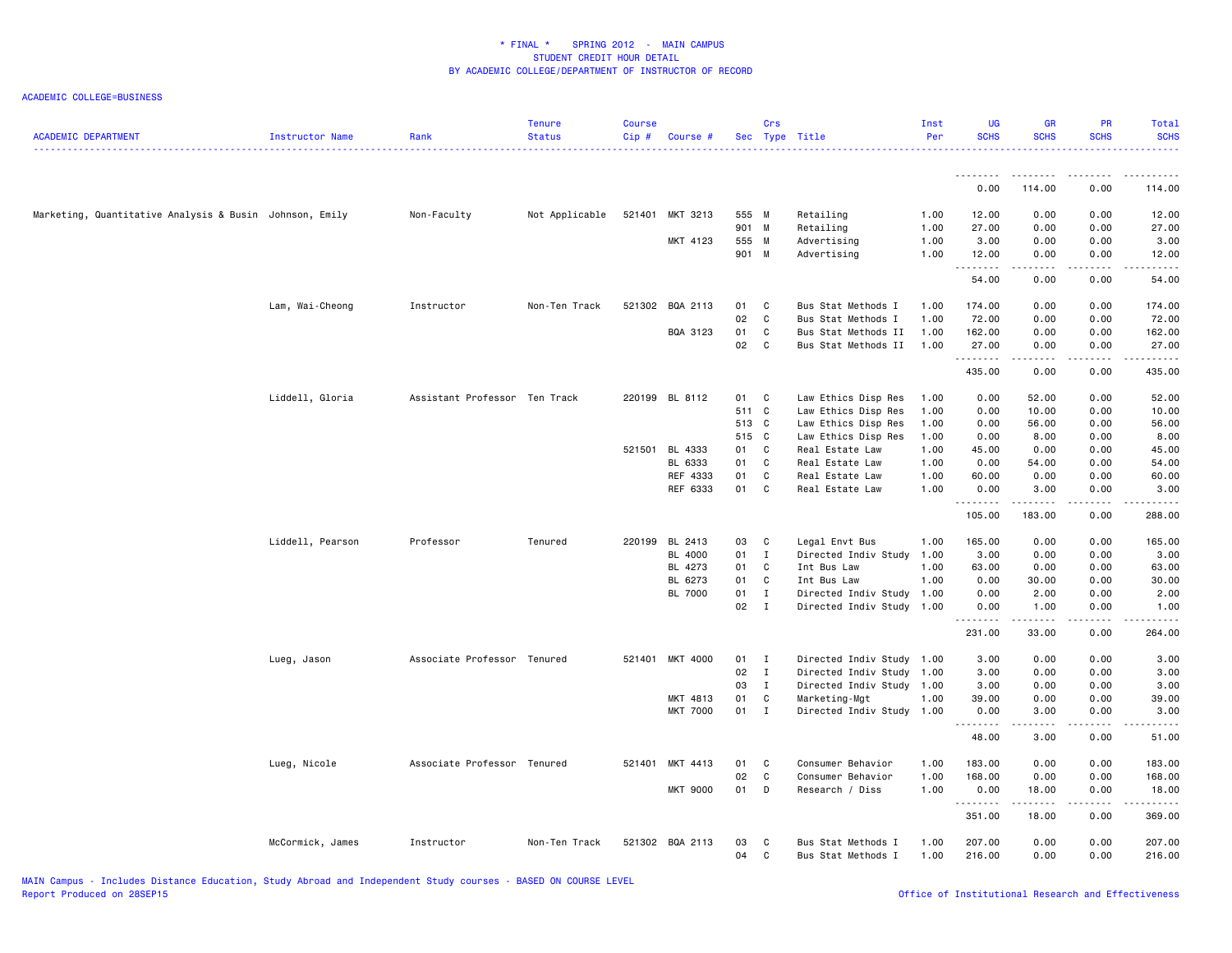# * FINAL * SPRING 2012 - MAIN CAMPUS
## STUDENT CREDIT HOUR DETAIL
## BY ACADEMIC COLLEGE/DEPARTMENT OF INSTRUCTOR OF RECORD

ACADEMIC COLLEGE=BUSINESS

| ACADEMIC DEPARTMENT | Instructor Name | Rank | Tenure Status | Course Cip # | Course # | Sec | Crs Type | Title | Inst Per | UG SCHS | GR SCHS | PR SCHS | Total SCHS |
|---|---|---|---|---|---|---|---|---|---|---|---|---|---|
| | | | | | | | | | | 0.00 | 114.00 | 0.00 | 114.00 |
| Marketing, Quantitative Analysis & Busin | Johnson, Emily | Non-Faculty | Not Applicable | 521401 | MKT 3213 | 555 | M | Retailing | 1.00 | 12.00 | 0.00 | 0.00 | 12.00 |
| | | | | | | 901 | M | Retailing | 1.00 | 27.00 | 0.00 | 0.00 | 27.00 |
| | | | | | MKT 4123 | 555 | M | Advertising | 1.00 | 3.00 | 0.00 | 0.00 | 3.00 |
| | | | | | | 901 | M | Advertising | 1.00 | 12.00 | 0.00 | 0.00 | 12.00 |
| | | | | | | | | | | 54.00 | 0.00 | 0.00 | 54.00 |
| | Lam, Wai-Cheong | Instructor | Non-Ten Track | 521302 | BQA 2113 | 01 | C | Bus Stat Methods I | 1.00 | 174.00 | 0.00 | 0.00 | 174.00 |
| | | | | | | 02 | C | Bus Stat Methods I | 1.00 | 72.00 | 0.00 | 0.00 | 72.00 |
| | | | | | BQA 3123 | 01 | C | Bus Stat Methods II | 1.00 | 162.00 | 0.00 | 0.00 | 162.00 |
| | | | | | | 02 | C | Bus Stat Methods II | 1.00 | 27.00 | 0.00 | 0.00 | 27.00 |
| | | | | | | | | | | 435.00 | 0.00 | 0.00 | 435.00 |
| | Liddell, Gloria | Assistant Professor | Ten Track | 220199 | BL 8112 | 01 | C | Law Ethics Disp Res | 1.00 | 0.00 | 52.00 | 0.00 | 52.00 |
| | | | | | | 511 | C | Law Ethics Disp Res | 1.00 | 0.00 | 10.00 | 0.00 | 10.00 |
| | | | | | | 513 | C | Law Ethics Disp Res | 1.00 | 0.00 | 56.00 | 0.00 | 56.00 |
| | | | | | | 515 | C | Law Ethics Disp Res | 1.00 | 0.00 | 8.00 | 0.00 | 8.00 |
| | | | | 521501 | BL 4333 | 01 | C | Real Estate Law | 1.00 | 45.00 | 0.00 | 0.00 | 45.00 |
| | | | | | BL 6333 | 01 | C | Real Estate Law | 1.00 | 0.00 | 54.00 | 0.00 | 54.00 |
| | | | | | REF 4333 | 01 | C | Real Estate Law | 1.00 | 60.00 | 0.00 | 0.00 | 60.00 |
| | | | | | REF 6333 | 01 | C | Real Estate Law | 1.00 | 0.00 | 3.00 | 0.00 | 3.00 |
| | | | | | | | | | | 105.00 | 183.00 | 0.00 | 288.00 |
| | Liddell, Pearson | Professor | Tenured | 220199 | BL 2413 | 03 | C | Legal Envt Bus | 1.00 | 165.00 | 0.00 | 0.00 | 165.00 |
| | | | | | BL 4000 | 01 | I | Directed Indiv Study | 1.00 | 3.00 | 0.00 | 0.00 | 3.00 |
| | | | | | BL 4273 | 01 | C | Int Bus Law | 1.00 | 63.00 | 0.00 | 0.00 | 63.00 |
| | | | | | BL 6273 | 01 | C | Int Bus Law | 1.00 | 0.00 | 30.00 | 0.00 | 30.00 |
| | | | | | BL 7000 | 01 | I | Directed Indiv Study | 1.00 | 0.00 | 2.00 | 0.00 | 2.00 |
| | | | | | | 02 | I | Directed Indiv Study | 1.00 | 0.00 | 1.00 | 0.00 | 1.00 |
| | | | | | | | | | | 231.00 | 33.00 | 0.00 | 264.00 |
| | Lueg, Jason | Associate Professor | Tenured | 521401 | MKT 4000 | 01 | I | Directed Indiv Study | 1.00 | 3.00 | 0.00 | 0.00 | 3.00 |
| | | | | | | 02 | I | Directed Indiv Study | 1.00 | 3.00 | 0.00 | 0.00 | 3.00 |
| | | | | | | 03 | I | Directed Indiv Study | 1.00 | 3.00 | 0.00 | 0.00 | 3.00 |
| | | | | | MKT 4813 | 01 | C | Marketing-Mgt | 1.00 | 39.00 | 0.00 | 0.00 | 39.00 |
| | | | | | MKT 7000 | 01 | I | Directed Indiv Study | 1.00 | 0.00 | 3.00 | 0.00 | 3.00 |
| | | | | | | | | | | 48.00 | 3.00 | 0.00 | 51.00 |
| | Lueg, Nicole | Associate Professor | Tenured | 521401 | MKT 4413 | 01 | C | Consumer Behavior | 1.00 | 183.00 | 0.00 | 0.00 | 183.00 |
| | | | | | | 02 | C | Consumer Behavior | 1.00 | 168.00 | 0.00 | 0.00 | 168.00 |
| | | | | | MKT 9000 | 01 | D | Research / Diss | 1.00 | 0.00 | 18.00 | 0.00 | 18.00 |
| | | | | | | | | | | 351.00 | 18.00 | 0.00 | 369.00 |
| | McCormick, James | Instructor | Non-Ten Track | 521302 | BQA 2113 | 03 | C | Bus Stat Methods I | 1.00 | 207.00 | 0.00 | 0.00 | 207.00 |
| | | | | | | 04 | C | Bus Stat Methods I | 1.00 | 216.00 | 0.00 | 0.00 | 216.00 |

MAIN Campus - Includes Distance Education, Study Abroad and Independent Study courses - BASED ON COURSE LEVEL
Report Produced on 28SEP15

Office of Institutional Research and Effectiveness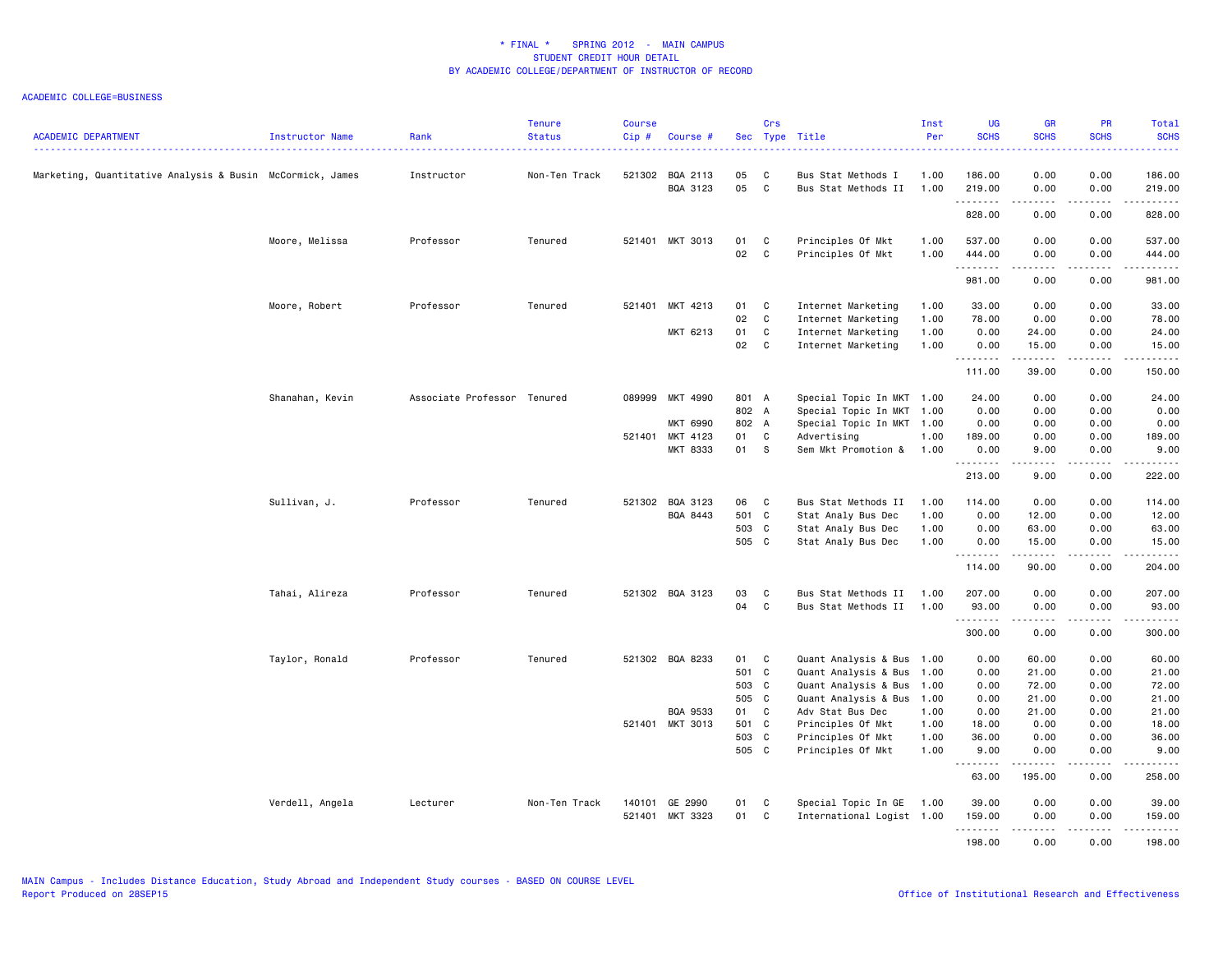# * FINAL * SPRING 2012 - MAIN CAMPUS
## STUDENT CREDIT HOUR DETAIL
## BY ACADEMIC COLLEGE/DEPARTMENT OF INSTRUCTOR OF RECORD

ACADEMIC COLLEGE=BUSINESS

| ACADEMIC DEPARTMENT | Instructor Name | Rank | Tenure Status | Course Cip # | Course # | Sec | Crs Type | Title | Inst Per | UG SCHS | GR SCHS | PR SCHS | Total SCHS |
|---|---|---|---|---|---|---|---|---|---|---|---|---|---|
| Marketing, Quantitative Analysis & Busin | McCormick, James | Instructor | Non-Ten Track | 521302 | BQA 2113 | 05 | C | Bus Stat Methods I | 1.00 | 186.00 | 0.00 | 0.00 | 186.00 |
| | | | | | BQA 3123 | 05 | C | Bus Stat Methods II | 1.00 | 219.00 | 0.00 | 0.00 | 219.00 |
| | | | | | | | | | | 828.00 | 0.00 | 0.00 | 828.00 |
| | Moore, Melissa | Professor | Tenured | 521401 | MKT 3013 | 01 | C | Principles Of Mkt | 1.00 | 537.00 | 0.00 | 0.00 | 537.00 |
| | | | | | | 02 | C | Principles Of Mkt | 1.00 | 444.00 | 0.00 | 0.00 | 444.00 |
| | | | | | | | | | | 981.00 | 0.00 | 0.00 | 981.00 |
| | Moore, Robert | Professor | Tenured | 521401 | MKT 4213 | 01 | C | Internet Marketing | 1.00 | 33.00 | 0.00 | 0.00 | 33.00 |
| | | | | | | 02 | C | Internet Marketing | 1.00 | 78.00 | 0.00 | 0.00 | 78.00 |
| | | | | | MKT 6213 | 01 | C | Internet Marketing | 1.00 | 0.00 | 24.00 | 0.00 | 24.00 |
| | | | | | | 02 | C | Internet Marketing | 1.00 | 0.00 | 15.00 | 0.00 | 15.00 |
| | | | | | | | | | | 111.00 | 39.00 | 0.00 | 150.00 |
| | Shanahan, Kevin | Associate Professor | Tenured | 089999 | MKT 4990 | 801 | A | Special Topic In MKT | 1.00 | 24.00 | 0.00 | 0.00 | 24.00 |
| | | | | | | 802 | A | Special Topic In MKT | 1.00 | 0.00 | 0.00 | 0.00 | 0.00 |
| | | | | | MKT 6990 | 802 | A | Special Topic In MKT | 1.00 | 0.00 | 0.00 | 0.00 | 0.00 |
| | | | | 521401 | MKT 4123 | 01 | C | Advertising | 1.00 | 189.00 | 0.00 | 0.00 | 189.00 |
| | | | | | MKT 8333 | 01 | S | Sem Mkt Promotion & | 1.00 | 0.00 | 9.00 | 0.00 | 9.00 |
| | | | | | | | | | | 213.00 | 9.00 | 0.00 | 222.00 |
| | Sullivan, J. | Professor | Tenured | 521302 | BQA 3123 | 06 | C | Bus Stat Methods II | 1.00 | 114.00 | 0.00 | 0.00 | 114.00 |
| | | | | | BQA 8443 | 501 | C | Stat Analy Bus Dec | 1.00 | 0.00 | 12.00 | 0.00 | 12.00 |
| | | | | | | 503 | C | Stat Analy Bus Dec | 1.00 | 0.00 | 63.00 | 0.00 | 63.00 |
| | | | | | | 505 | C | Stat Analy Bus Dec | 1.00 | 0.00 | 15.00 | 0.00 | 15.00 |
| | | | | | | | | | | 114.00 | 90.00 | 0.00 | 204.00 |
| | Tahai, Alireza | Professor | Tenured | 521302 | BQA 3123 | 03 | C | Bus Stat Methods II | 1.00 | 207.00 | 0.00 | 0.00 | 207.00 |
| | | | | | | 04 | C | Bus Stat Methods II | 1.00 | 93.00 | 0.00 | 0.00 | 93.00 |
| | | | | | | | | | | 300.00 | 0.00 | 0.00 | 300.00 |
| | Taylor, Ronald | Professor | Tenured | 521302 | BQA 8233 | 01 | C | Quant Analysis & Bus | 1.00 | 0.00 | 60.00 | 0.00 | 60.00 |
| | | | | | | 501 | C | Quant Analysis & Bus | 1.00 | 0.00 | 21.00 | 0.00 | 21.00 |
| | | | | | | 503 | C | Quant Analysis & Bus | 1.00 | 0.00 | 72.00 | 0.00 | 72.00 |
| | | | | | | 505 | C | Quant Analysis & Bus | 1.00 | 0.00 | 21.00 | 0.00 | 21.00 |
| | | | | | BQA 9533 | 01 | C | Adv Stat Bus Dec | 1.00 | 0.00 | 21.00 | 0.00 | 21.00 |
| | | | | 521401 | MKT 3013 | 501 | C | Principles Of Mkt | 1.00 | 18.00 | 0.00 | 0.00 | 18.00 |
| | | | | | | 503 | C | Principles Of Mkt | 1.00 | 36.00 | 0.00 | 0.00 | 36.00 |
| | | | | | | 505 | C | Principles Of Mkt | 1.00 | 9.00 | 0.00 | 0.00 | 9.00 |
| | | | | | | | | | | 63.00 | 195.00 | 0.00 | 258.00 |
| | Verdell, Angela | Lecturer | Non-Ten Track | 140101 | GE 2990 | 01 | C | Special Topic In GE | 1.00 | 39.00 | 0.00 | 0.00 | 39.00 |
| | | | | 521401 | MKT 3323 | 01 | C | International Logist | 1.00 | 159.00 | 0.00 | 0.00 | 159.00 |
| | | | | | | | | | | 198.00 | 0.00 | 0.00 | 198.00 |

MAIN Campus - Includes Distance Education, Study Abroad and Independent Study courses - BASED ON COURSE LEVEL
Report Produced on 28SEP15

Office of Institutional Research and Effectiveness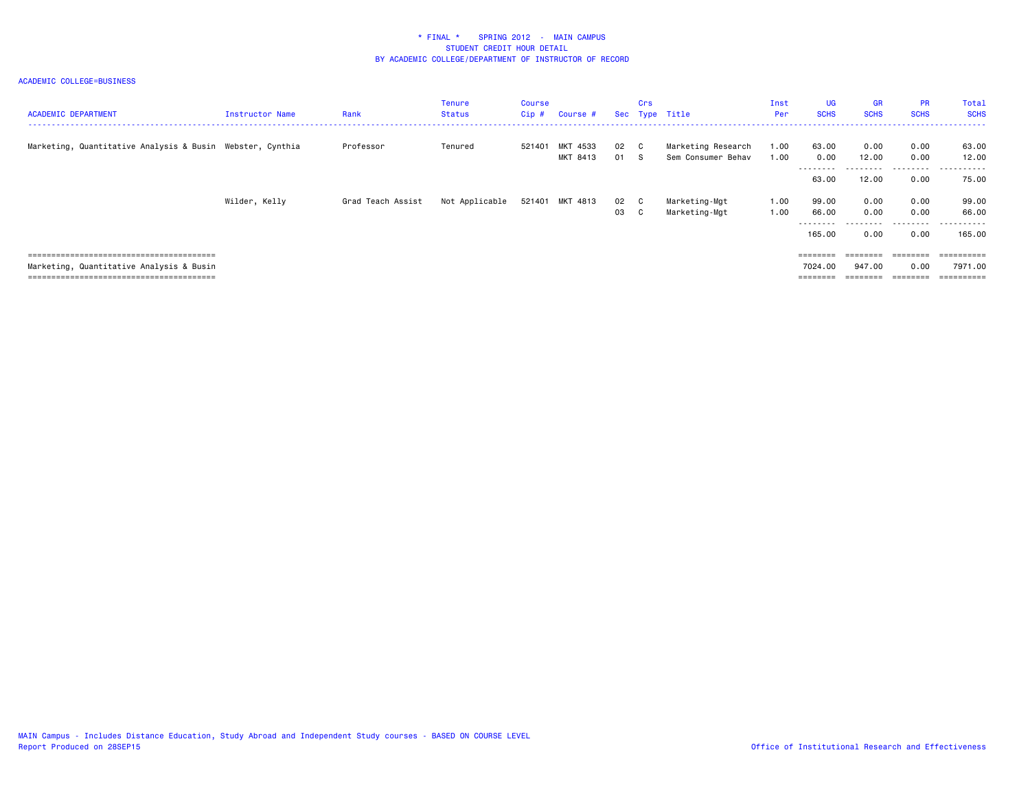# * FINAL * SPRING 2012 - MAIN CAMPUS
## STUDENT CREDIT HOUR DETAIL
## BY ACADEMIC COLLEGE/DEPARTMENT OF INSTRUCTOR OF RECORD

ACADEMIC COLLEGE=BUSINESS

| ACADEMIC DEPARTMENT | Instructor Name | Rank | Tenure Status | Course Cip # | Course # | Sec | Crs Type | Title | Inst Per | UG SCHS | GR SCHS | PR SCHS | Total SCHS |
|---|---|---|---|---|---|---|---|---|---|---|---|---|---|
| Marketing, Quantitative Analysis & Busin | Webster, Cynthia | Professor | Tenured | 521401 | MKT 4533 | 02 | C | Marketing Research | 1.00 | 63.00 | 0.00 | 0.00 | 63.00 |
| | | | | | MKT 8413 | 01 | S | Sem Consumer Behav | 1.00 | 0.00 | 12.00 | 0.00 | 12.00 |
| | | | | | | | | | | 63.00 | 12.00 | 0.00 | 75.00 |
| | Wilder, Kelly | Grad Teach Assist | Not Applicable | 521401 | MKT 4813 | 02 | C | Marketing-Mgt | 1.00 | 99.00 | 0.00 | 0.00 | 99.00 |
| | | | | | | 03 | C | Marketing-Mgt | 1.00 | 66.00 | 0.00 | 0.00 | 66.00 |
| | | | | | | | | | | 165.00 | 0.00 | 0.00 | 165.00 |
| Marketing, Quantitative Analysis & Busin | | | | | | | | | | 7024.00 | 947.00 | 0.00 | 7971.00 |

MAIN Campus - Includes Distance Education, Study Abroad and Independent Study courses - BASED ON COURSE LEVEL
Report Produced on 28SEP15

Office of Institutional Research and Effectiveness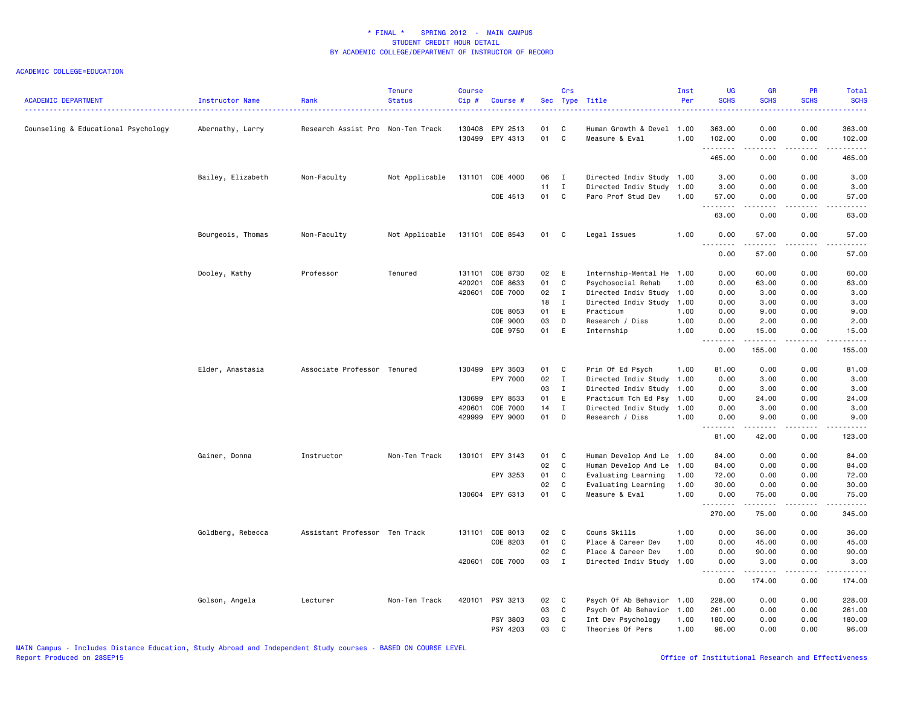* FINAL * SPRING 2012 - MAIN CAMPUS
STUDENT CREDIT HOUR DETAIL
BY ACADEMIC COLLEGE/DEPARTMENT OF INSTRUCTOR OF RECORD

ACADEMIC COLLEGE=EDUCATION

| ACADEMIC DEPARTMENT | Instructor Name | Rank | Tenure Status | Course Cip # | Course # | Sec | Crs Type | Title | Inst Per | UG SCHS | GR SCHS | PR SCHS | Total SCHS |
|---|---|---|---|---|---|---|---|---|---|---|---|---|---|
| Counseling & Educational Psychology | Abernathy, Larry | Research Assist Pro | Non-Ten Track | 130408 | EPY 2513 | 01 | C | Human Growth & Devel | 1.00 | 363.00 | 0.00 | 0.00 | 363.00 |
| | | | | 130499 | EPY 4313 | 01 | C | Measure & Eval | 1.00 | 102.00 | 0.00 | 0.00 | 102.00 |
| | | | | | | | | | | 465.00 | 0.00 | 0.00 | 465.00 |
| | Bailey, Elizabeth | Non-Faculty | Not Applicable | 131101 | COE 4000 | 06 | I | Directed Indiv Study | 1.00 | 3.00 | 0.00 | 0.00 | 3.00 |
| | | | | | | 11 | I | Directed Indiv Study | 1.00 | 3.00 | 0.00 | 0.00 | 3.00 |
| | | | | | COE 4513 | 01 | C | Paro Prof Stud Dev | 1.00 | 57.00 | 0.00 | 0.00 | 57.00 |
| | | | | | | | | | | 63.00 | 0.00 | 0.00 | 63.00 |
| | Bourgeois, Thomas | Non-Faculty | Not Applicable | 131101 | COE 8543 | 01 | C | Legal Issues | 1.00 | 0.00 | 57.00 | 0.00 | 57.00 |
| | | | | | | | | | | 0.00 | 57.00 | 0.00 | 57.00 |
| | Dooley, Kathy | Professor | Tenured | 131101 | COE 8730 | 02 | E | Internship-Mental He | 1.00 | 0.00 | 60.00 | 0.00 | 60.00 |
| | | | | 420201 | COE 8633 | 01 | C | Psychosocial Rehab | 1.00 | 0.00 | 63.00 | 0.00 | 63.00 |
| | | | | 420601 | COE 7000 | 02 | I | Directed Indiv Study | 1.00 | 0.00 | 3.00 | 0.00 | 3.00 |
| | | | | | | 18 | I | Directed Indiv Study | 1.00 | 0.00 | 3.00 | 0.00 | 3.00 |
| | | | | | COE 8053 | 01 | E | Practicum | 1.00 | 0.00 | 9.00 | 0.00 | 9.00 |
| | | | | | COE 9000 | 03 | D | Research / Diss | 1.00 | 0.00 | 2.00 | 0.00 | 2.00 |
| | | | | | COE 9750 | 01 | E | Internship | 1.00 | 0.00 | 15.00 | 0.00 | 15.00 |
| | | | | | | | | | | 0.00 | 155.00 | 0.00 | 155.00 |
| | Elder, Anastasia | Associate Professor | Tenured | 130499 | EPY 3503 | 01 | C | Prin Of Ed Psych | 1.00 | 81.00 | 0.00 | 0.00 | 81.00 |
| | | | | | EPY 7000 | 02 | I | Directed Indiv Study | 1.00 | 0.00 | 3.00 | 0.00 | 3.00 |
| | | | | | | 03 | I | Directed Indiv Study | 1.00 | 0.00 | 3.00 | 0.00 | 3.00 |
| | | | | 130699 | EPY 8533 | 01 | E | Practicum Tch Ed Psy | 1.00 | 0.00 | 24.00 | 0.00 | 24.00 |
| | | | | 420601 | COE 7000 | 14 | I | Directed Indiv Study | 1.00 | 0.00 | 3.00 | 0.00 | 3.00 |
| | | | | 429999 | EPY 9000 | 01 | D | Research / Diss | 1.00 | 0.00 | 9.00 | 0.00 | 9.00 |
| | | | | | | | | | | 81.00 | 42.00 | 0.00 | 123.00 |
| | Gainer, Donna | Instructor | Non-Ten Track | 130101 | EPY 3143 | 01 | C | Human Develop And Le | 1.00 | 84.00 | 0.00 | 0.00 | 84.00 |
| | | | | | | 02 | C | Human Develop And Le | 1.00 | 84.00 | 0.00 | 0.00 | 84.00 |
| | | | | | EPY 3253 | 01 | C | Evaluating Learning | 1.00 | 72.00 | 0.00 | 0.00 | 72.00 |
| | | | | | | 02 | C | Evaluating Learning | 1.00 | 30.00 | 0.00 | 0.00 | 30.00 |
| | | | | 130604 | EPY 6313 | 01 | C | Measure & Eval | 1.00 | 0.00 | 75.00 | 0.00 | 75.00 |
| | | | | | | | | | | 270.00 | 75.00 | 0.00 | 345.00 |
| | Goldberg, Rebecca | Assistant Professor | Ten Track | 131101 | COE 8013 | 02 | C | Couns Skills | 1.00 | 0.00 | 36.00 | 0.00 | 36.00 |
| | | | | | COE 8203 | 01 | C | Place & Career Dev | 1.00 | 0.00 | 45.00 | 0.00 | 45.00 |
| | | | | | | 02 | C | Place & Career Dev | 1.00 | 0.00 | 90.00 | 0.00 | 90.00 |
| | | | | 420601 | COE 7000 | 03 | I | Directed Indiv Study | 1.00 | 0.00 | 3.00 | 0.00 | 3.00 |
| | | | | | | | | | | 0.00 | 174.00 | 0.00 | 174.00 |
| | Golson, Angela | Lecturer | Non-Ten Track | 420101 | PSY 3213 | 02 | C | Psych Of Ab Behavior | 1.00 | 228.00 | 0.00 | 0.00 | 228.00 |
| | | | | | | 03 | C | Psych Of Ab Behavior | 1.00 | 261.00 | 0.00 | 0.00 | 261.00 |
| | | | | | PSY 3803 | 03 | C | Int Dev Psychology | 1.00 | 180.00 | 0.00 | 0.00 | 180.00 |
| | | | | | PSY 4203 | 03 | C | Theories Of Pers | 1.00 | 96.00 | 0.00 | 0.00 | 96.00 |

MAIN Campus - Includes Distance Education, Study Abroad and Independent Study courses - BASED ON COURSE LEVEL
Report Produced on 28SEP15

Office of Institutional Research and Effectiveness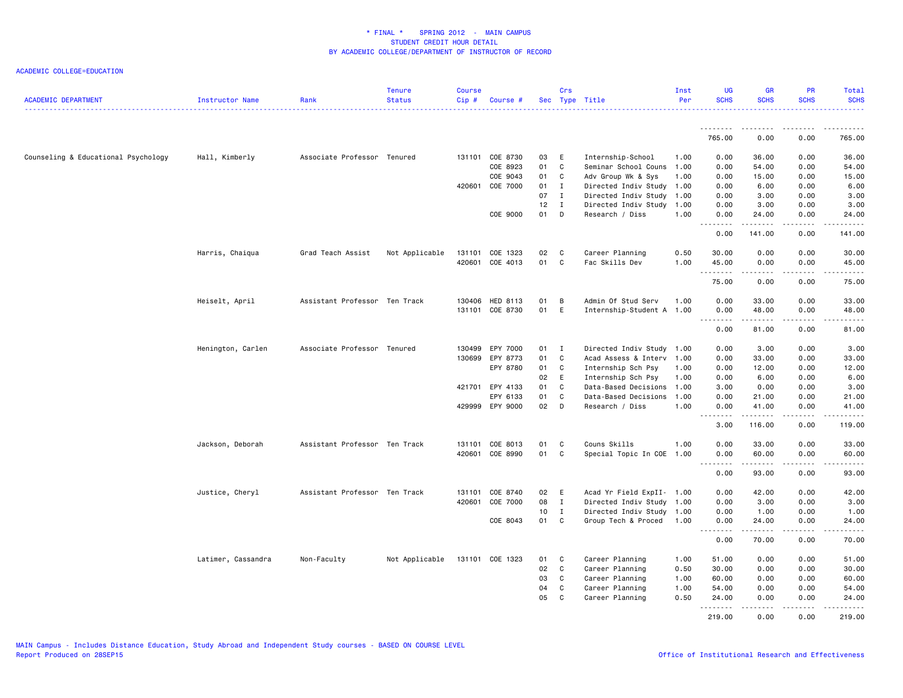# * FINAL * SPRING 2012 - MAIN CAMPUS
## STUDENT CREDIT HOUR DETAIL
### BY ACADEMIC COLLEGE/DEPARTMENT OF INSTRUCTOR OF RECORD

ACADEMIC COLLEGE=EDUCATION

| ACADEMIC DEPARTMENT | Instructor Name | Rank | Tenure Status | Course Cip # | Course # | Sec | Crs Type | Title | Inst Per | UG SCHS | GR SCHS | PR SCHS | Total SCHS |
|---|---|---|---|---|---|---|---|---|---|---|---|---|---|
| | | | | | | | | | | 765.00 | 0.00 | 0.00 | 765.00 |
| Counseling & Educational Psychology | Hall, Kimberly | Associate Professor | Tenured | 131101 | COE 8730 | 03 | E | Internship-School | 1.00 | 0.00 | 36.00 | 0.00 | 36.00 |
| | | | | | COE 8923 | 01 | C | Seminar School Couns | 1.00 | 0.00 | 54.00 | 0.00 | 54.00 |
| | | | | | COE 9043 | 01 | C | Adv Group Wk & Sys | 1.00 | 0.00 | 15.00 | 0.00 | 15.00 |
| | | | | 420601 | COE 7000 | 01 | I | Directed Indiv Study | 1.00 | 0.00 | 6.00 | 0.00 | 6.00 |
| | | | | | | 07 | I | Directed Indiv Study | 1.00 | 0.00 | 3.00 | 0.00 | 3.00 |
| | | | | | | 12 | I | Directed Indiv Study | 1.00 | 0.00 | 3.00 | 0.00 | 3.00 |
| | | | | | COE 9000 | 01 | D | Research / Diss | 1.00 | 0.00 | 24.00 | 0.00 | 24.00 |
| | | | | | | | | | | 0.00 | 141.00 | 0.00 | 141.00 |
| | Harris, Chaiqua | Grad Teach Assist | Not Applicable | 131101 | COE 1323 | 02 | C | Career Planning | 0.50 | 30.00 | 0.00 | 0.00 | 30.00 |
| | | | | 420601 | COE 4013 | 01 | C | Fac Skills Dev | 1.00 | 45.00 | 0.00 | 0.00 | 45.00 |
| | | | | | | | | | | 75.00 | 0.00 | 0.00 | 75.00 |
| | Heiselt, April | Assistant Professor | Ten Track | 130406 | HED 8113 | 01 | B | Admin Of Stud Serv | 1.00 | 0.00 | 33.00 | 0.00 | 33.00 |
| | | | | 131101 | COE 8730 | 01 | E | Internship-Student A | 1.00 | 0.00 | 48.00 | 0.00 | 48.00 |
| | | | | | | | | | | 0.00 | 81.00 | 0.00 | 81.00 |
| | Henington, Carlen | Associate Professor | Tenured | 130499 | EPY 7000 | 01 | I | Directed Indiv Study | 1.00 | 0.00 | 3.00 | 0.00 | 3.00 |
| | | | | 130699 | EPY 8773 | 01 | C | Acad Assess & Interv | 1.00 | 0.00 | 33.00 | 0.00 | 33.00 |
| | | | | | EPY 8780 | 01 | C | Internship Sch Psy | 1.00 | 0.00 | 12.00 | 0.00 | 12.00 |
| | | | | | | 02 | E | Internship Sch Psy | 1.00 | 0.00 | 6.00 | 0.00 | 6.00 |
| | | | | 421701 | EPY 4133 | 01 | C | Data-Based Decisions | 1.00 | 3.00 | 0.00 | 0.00 | 3.00 |
| | | | | | EPY 6133 | 01 | C | Data-Based Decisions | 1.00 | 0.00 | 21.00 | 0.00 | 21.00 |
| | | | | 429999 | EPY 9000 | 02 | D | Research / Diss | 1.00 | 0.00 | 41.00 | 0.00 | 41.00 |
| | | | | | | | | | | 3.00 | 116.00 | 0.00 | 119.00 |
| | Jackson, Deborah | Assistant Professor | Ten Track | 131101 | COE 8013 | 01 | C | Couns Skills | 1.00 | 0.00 | 33.00 | 0.00 | 33.00 |
| | | | | 420601 | COE 8990 | 01 | C | Special Topic In COE | 1.00 | 0.00 | 60.00 | 0.00 | 60.00 |
| | | | | | | | | | | 0.00 | 93.00 | 0.00 | 93.00 |
| | Justice, Cheryl | Assistant Professor | Ten Track | 131101 | COE 8740 | 02 | E | Acad Yr Field ExpII- | 1.00 | 0.00 | 42.00 | 0.00 | 42.00 |
| | | | | 420601 | COE 7000 | 08 | I | Directed Indiv Study | 1.00 | 0.00 | 3.00 | 0.00 | 3.00 |
| | | | | | | 10 | I | Directed Indiv Study | 1.00 | 0.00 | 1.00 | 0.00 | 1.00 |
| | | | | | COE 8043 | 01 | C | Group Tech & Proced | 1.00 | 0.00 | 24.00 | 0.00 | 24.00 |
| | | | | | | | | | | 0.00 | 70.00 | 0.00 | 70.00 |
| | Latimer, Cassandra | Non-Faculty | Not Applicable | 131101 | COE 1323 | 01 | C | Career Planning | 1.00 | 51.00 | 0.00 | 0.00 | 51.00 |
| | | | | | | 02 | C | Career Planning | 0.50 | 30.00 | 0.00 | 0.00 | 30.00 |
| | | | | | | 03 | C | Career Planning | 1.00 | 60.00 | 0.00 | 0.00 | 60.00 |
| | | | | | | 04 | C | Career Planning | 1.00 | 54.00 | 0.00 | 0.00 | 54.00 |
| | | | | | | 05 | C | Career Planning | 0.50 | 24.00 | 0.00 | 0.00 | 24.00 |
| | | | | | | | | | | 219.00 | 0.00 | 0.00 | 219.00 |

MAIN Campus - Includes Distance Education, Study Abroad and Independent Study courses - BASED ON COURSE LEVEL
Report Produced on 28SEP15

Office of Institutional Research and Effectiveness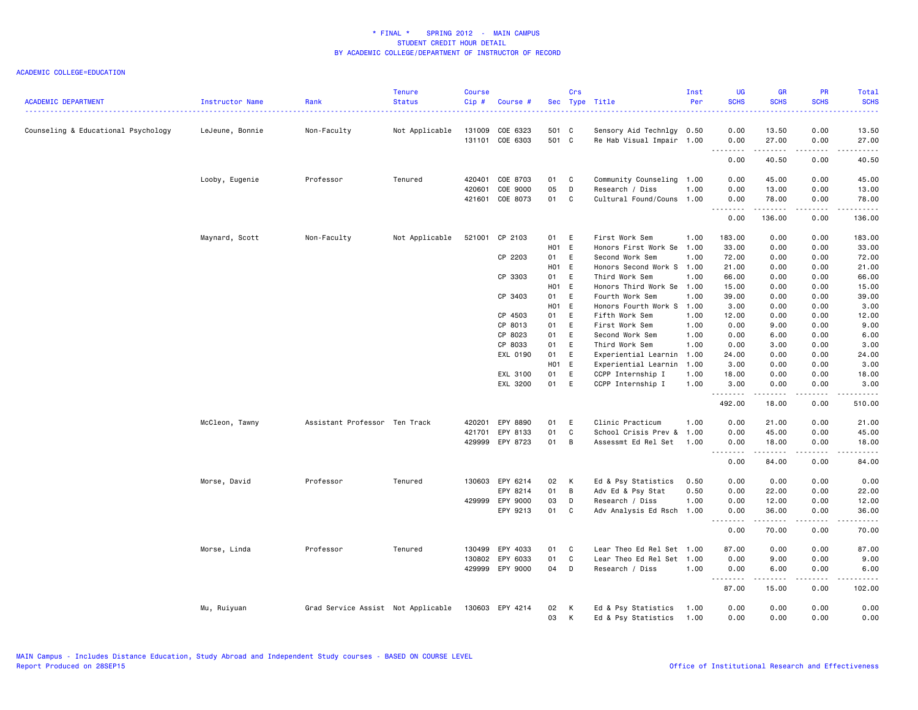# * FINAL * SPRING 2012 - MAIN CAMPUS
## STUDENT CREDIT HOUR DETAIL
## BY ACADEMIC COLLEGE/DEPARTMENT OF INSTRUCTOR OF RECORD

ACADEMIC COLLEGE=EDUCATION

| ACADEMIC DEPARTMENT | Instructor Name | Rank | Tenure Status | Course Cip # | Course # | Sec | Crs Type | Title | Inst Per | UG SCHS | GR SCHS | PR SCHS | Total SCHS |
|---|---|---|---|---|---|---|---|---|---|---|---|---|---|
| Counseling & Educational Psychology | LeJeune, Bonnie | Non-Faculty | Not Applicable | 131009 | COE 6323 | 501 | C | Sensory Aid Technlgy | 0.50 | 0.00 | 13.50 | 0.00 | 13.50 |
| | | | | 131101 | COE 6303 | 501 | C | Re Hab Visual Impair | 1.00 | 0.00 | 27.00 | 0.00 | 27.00 |
| | | | | | | | | | | 0.00 | 40.50 | 0.00 | 40.50 |
| | Looby, Eugenie | Professor | Tenured | 420401 | COE 8703 | 01 | C | Community Counseling | 1.00 | 0.00 | 45.00 | 0.00 | 45.00 |
| | | | | 420601 | COE 9000 | 05 | D | Research / Diss | 1.00 | 0.00 | 13.00 | 0.00 | 13.00 |
| | | | | 421601 | COE 8073 | 01 | C | Cultural Found/Couns | 1.00 | 0.00 | 78.00 | 0.00 | 78.00 |
| | | | | | | | | | | 0.00 | 136.00 | 0.00 | 136.00 |
| | Maynard, Scott | Non-Faculty | Not Applicable | 521001 | CP 2103 | 01 | E | First Work Sem | 1.00 | 183.00 | 0.00 | 0.00 | 183.00 |
| | | | | | | H01 | E | Honors First Work Se | 1.00 | 33.00 | 0.00 | 0.00 | 33.00 |
| | | | | | CP 2203 | 01 | E | Second Work Sem | 1.00 | 72.00 | 0.00 | 0.00 | 72.00 |
| | | | | | | H01 | E | Honors Second Work S | 1.00 | 21.00 | 0.00 | 0.00 | 21.00 |
| | | | | | CP 3303 | 01 | E | Third Work Sem | 1.00 | 66.00 | 0.00 | 0.00 | 66.00 |
| | | | | | | H01 | E | Honors Third Work Se | 1.00 | 15.00 | 0.00 | 0.00 | 15.00 |
| | | | | | CP 3403 | 01 | E | Fourth Work Sem | 1.00 | 39.00 | 0.00 | 0.00 | 39.00 |
| | | | | | | H01 | E | Honors Fourth Work S | 1.00 | 3.00 | 0.00 | 0.00 | 3.00 |
| | | | | | CP 4503 | 01 | E | Fifth Work Sem | 1.00 | 12.00 | 0.00 | 0.00 | 12.00 |
| | | | | | CP 8013 | 01 | E | First Work Sem | 1.00 | 0.00 | 9.00 | 0.00 | 9.00 |
| | | | | | CP 8023 | 01 | E | Second Work Sem | 1.00 | 0.00 | 6.00 | 0.00 | 6.00 |
| | | | | | CP 8033 | 01 | E | Third Work Sem | 1.00 | 0.00 | 3.00 | 0.00 | 3.00 |
| | | | | | EXL 0190 | 01 | E | Experiential Learnin | 1.00 | 24.00 | 0.00 | 0.00 | 24.00 |
| | | | | | | H01 | E | Experiential Learnin | 1.00 | 3.00 | 0.00 | 0.00 | 3.00 |
| | | | | | EXL 3100 | 01 | E | CCPP Internship I | 1.00 | 18.00 | 0.00 | 0.00 | 18.00 |
| | | | | | EXL 3200 | 01 | E | CCPP Internship I | 1.00 | 3.00 | 0.00 | 0.00 | 3.00 |
| | | | | | | | | | | 492.00 | 18.00 | 0.00 | 510.00 |
| | McCleon, Tawny | Assistant Professor | Ten Track | 420201 | EPY 8890 | 01 | E | Clinic Practicum | 1.00 | 0.00 | 21.00 | 0.00 | 21.00 |
| | | | | 421701 | EPY 8133 | 01 | C | School Crisis Prev & | 1.00 | 0.00 | 45.00 | 0.00 | 45.00 |
| | | | | 429999 | EPY 8723 | 01 | B | Assessmt Ed Rel Set | 1.00 | 0.00 | 18.00 | 0.00 | 18.00 |
| | | | | | | | | | | 0.00 | 84.00 | 0.00 | 84.00 |
| | Morse, David | Professor | Tenured | 130603 | EPY 6214 | 02 | K | Ed & Psy Statistics | 0.50 | 0.00 | 0.00 | 0.00 | 0.00 |
| | | | | | EPY 8214 | 01 | B | Adv Ed & Psy Stat | 0.50 | 0.00 | 22.00 | 0.00 | 22.00 |
| | | | | 429999 | EPY 9000 | 03 | D | Research / Diss | 1.00 | 0.00 | 12.00 | 0.00 | 12.00 |
| | | | | | EPY 9213 | 01 | C | Adv Analysis Ed Rsch | 1.00 | 0.00 | 36.00 | 0.00 | 36.00 |
| | | | | | | | | | | 0.00 | 70.00 | 0.00 | 70.00 |
| | Morse, Linda | Professor | Tenured | 130499 | EPY 4033 | 01 | C | Lear Theo Ed Rel Set | 1.00 | 87.00 | 0.00 | 0.00 | 87.00 |
| | | | | 130802 | EPY 6033 | 01 | C | Lear Theo Ed Rel Set | 1.00 | 0.00 | 9.00 | 0.00 | 9.00 |
| | | | | 429999 | EPY 9000 | 04 | D | Research / Diss | 1.00 | 0.00 | 6.00 | 0.00 | 6.00 |
| | | | | | | | | | | 87.00 | 15.00 | 0.00 | 102.00 |
| | Mu, Ruiyuan | Grad Service Assist | Not Applicable | 130603 | EPY 4214 | 02 | K | Ed & Psy Statistics | 1.00 | 0.00 | 0.00 | 0.00 | 0.00 |
| | | | | | | 03 | K | Ed & Psy Statistics | 1.00 | 0.00 | 0.00 | 0.00 | 0.00 |

MAIN Campus - Includes Distance Education, Study Abroad and Independent Study courses - BASED ON COURSE LEVEL
Report Produced on 28SEP15

Office of Institutional Research and Effectiveness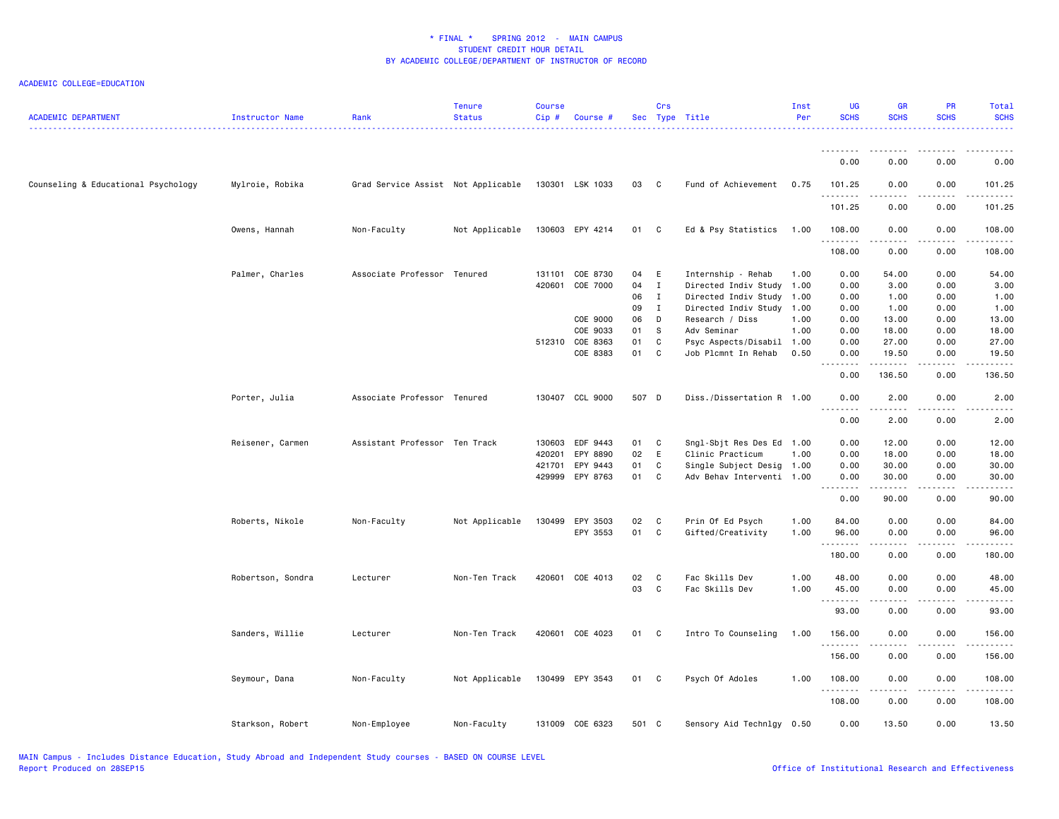# * FINAL * SPRING 2012 - MAIN CAMPUS
## STUDENT CREDIT HOUR DETAIL
## BY ACADEMIC COLLEGE/DEPARTMENT OF INSTRUCTOR OF RECORD

ACADEMIC COLLEGE=EDUCATION

| ACADEMIC DEPARTMENT | Instructor Name | Rank | Tenure Status | Course Cip # | Course # | Sec | Crs Type | Title | Inst Per | UG SCHS | GR SCHS | PR SCHS | Total SCHS |
|---|---|---|---|---|---|---|---|---|---|---|---|---|---|
| | | | | | | | | | | 0.00 | 0.00 | 0.00 | 0.00 |
| Counseling & Educational Psychology | Mylroie, Robika | Grad Service Assist | Not Applicable | 130301 | LSK 1033 | 03 | C | Fund of Achievement | 0.75 | 101.25 | 0.00 | 0.00 | 101.25 |
| | | | | | | | | | | 101.25 | 0.00 | 0.00 | 101.25 |
| | Owens, Hannah | Non-Faculty | Not Applicable | 130603 | EPY 4214 | 01 | C | Ed & Psy Statistics | 1.00 | 108.00 | 0.00 | 0.00 | 108.00 |
| | | | | | | | | | | 108.00 | 0.00 | 0.00 | 108.00 |
| | Palmer, Charles | Associate Professor | Tenured | 131101 | COE 8730 | 04 | E | Internship - Rehab | 1.00 | 0.00 | 54.00 | 0.00 | 54.00 |
| | | | | 420601 | COE 7000 | 04 | I | Directed Indiv Study | 1.00 | 0.00 | 3.00 | 0.00 | 3.00 |
| | | | | | | 06 | I | Directed Indiv Study | 1.00 | 0.00 | 1.00 | 0.00 | 1.00 |
| | | | | | | 09 | I | Directed Indiv Study | 1.00 | 0.00 | 1.00 | 0.00 | 1.00 |
| | | | | | COE 9000 | 06 | D | Research / Diss | 1.00 | 0.00 | 13.00 | 0.00 | 13.00 |
| | | | | | COE 9033 | 01 | S | Adv Seminar | 1.00 | 0.00 | 18.00 | 0.00 | 18.00 |
| | | | | 512310 | COE 8363 | 01 | C | Psyc Aspects/Disabil | 1.00 | 0.00 | 27.00 | 0.00 | 27.00 |
| | | | | | COE 8383 | 01 | C | Job Plcmnt In Rehab | 0.50 | 0.00 | 19.50 | 0.00 | 19.50 |
| | | | | | | | | | | 0.00 | 136.50 | 0.00 | 136.50 |
| | Porter, Julia | Associate Professor | Tenured | 130407 | CCL 9000 | 507 | D | Diss./Dissertation R | 1.00 | 0.00 | 2.00 | 0.00 | 2.00 |
| | | | | | | | | | | 0.00 | 2.00 | 0.00 | 2.00 |
| | Reisener, Carmen | Assistant Professor | Ten Track | 130603 | EDF 9443 | 01 | C | Sngl-Sbjt Res Des Ed | 1.00 | 0.00 | 12.00 | 0.00 | 12.00 |
| | | | | 420201 | EPY 8890 | 02 | E | Clinic Practicum | 1.00 | 0.00 | 18.00 | 0.00 | 18.00 |
| | | | | 421701 | EPY 9443 | 01 | C | Single Subject Desig | 1.00 | 0.00 | 30.00 | 0.00 | 30.00 |
| | | | | 429999 | EPY 8763 | 01 | C | Adv Behav Interventi | 1.00 | 0.00 | 30.00 | 0.00 | 30.00 |
| | | | | | | | | | | 0.00 | 90.00 | 0.00 | 90.00 |
| | Roberts, Nikole | Non-Faculty | Not Applicable | 130499 | EPY 3503 | 02 | C | Prin Of Ed Psych | 1.00 | 84.00 | 0.00 | 0.00 | 84.00 |
| | | | | | EPY 3553 | 01 | C | Gifted/Creativity | 1.00 | 96.00 | 0.00 | 0.00 | 96.00 |
| | | | | | | | | | | 180.00 | 0.00 | 0.00 | 180.00 |
| | Robertson, Sondra | Lecturer | Non-Ten Track | 420601 | COE 4013 | 02 | C | Fac Skills Dev | 1.00 | 48.00 | 0.00 | 0.00 | 48.00 |
| | | | | | | 03 | C | Fac Skills Dev | 1.00 | 45.00 | 0.00 | 0.00 | 45.00 |
| | | | | | | | | | | 93.00 | 0.00 | 0.00 | 93.00 |
| | Sanders, Willie | Lecturer | Non-Ten Track | 420601 | COE 4023 | 01 | C | Intro To Counseling | 1.00 | 156.00 | 0.00 | 0.00 | 156.00 |
| | | | | | | | | | | 156.00 | 0.00 | 0.00 | 156.00 |
| | Seymour, Dana | Non-Faculty | Not Applicable | 130499 | EPY 3543 | 01 | C | Psych Of Adoles | 1.00 | 108.00 | 0.00 | 0.00 | 108.00 |
| | | | | | | | | | | 108.00 | 0.00 | 0.00 | 108.00 |
| | Starkson, Robert | Non-Employee | Non-Faculty | 131009 | COE 6323 | 501 | C | Sensory Aid Technlgy | 0.50 | 0.00 | 13.50 | 0.00 | 13.50 |

MAIN Campus - Includes Distance Education, Study Abroad and Independent Study courses - BASED ON COURSE LEVEL
Report Produced on 28SEP15

Office of Institutional Research and Effectiveness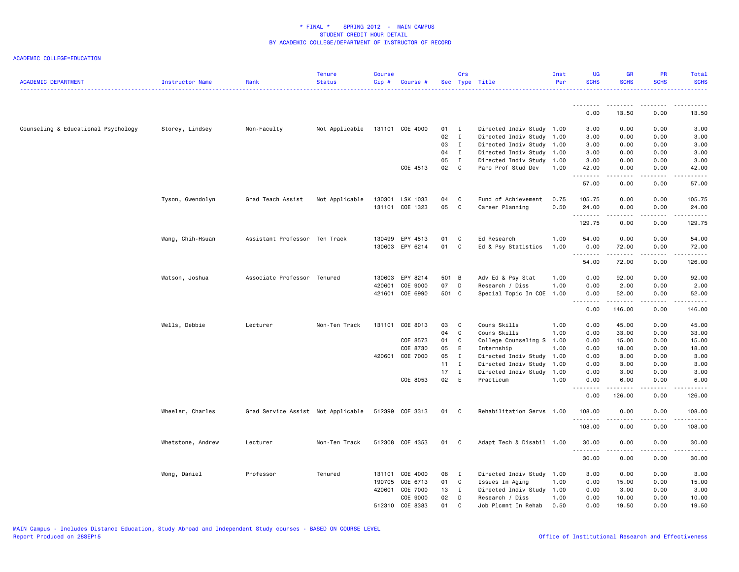# * FINAL * SPRING 2012 - MAIN CAMPUS
## STUDENT CREDIT HOUR DETAIL
## BY ACADEMIC COLLEGE/DEPARTMENT OF INSTRUCTOR OF RECORD

ACADEMIC COLLEGE=EDUCATION

| ACADEMIC DEPARTMENT | Instructor Name | Rank | Tenure Status | Course Cip # | Course # | Sec | Crs Type | Title | Inst Per | UG SCHS | GR SCHS | PR SCHS | Total SCHS |
|---|---|---|---|---|---|---|---|---|---|---|---|---|---|
| | | | | | | | | | | 0.00 | 13.50 | 0.00 | 13.50 |
| Counseling & Educational Psychology | Storey, Lindsey | Non-Faculty | Not Applicable | 131101 | COE 4000 | 01 | I | Directed Indiv Study | 1.00 | 3.00 | 0.00 | 0.00 | 3.00 |
| | | | | | | 02 | I | Directed Indiv Study | 1.00 | 3.00 | 0.00 | 0.00 | 3.00 |
| | | | | | | 03 | I | Directed Indiv Study | 1.00 | 3.00 | 0.00 | 0.00 | 3.00 |
| | | | | | | 04 | I | Directed Indiv Study | 1.00 | 3.00 | 0.00 | 0.00 | 3.00 |
| | | | | | | 05 | I | Directed Indiv Study | 1.00 | 3.00 | 0.00 | 0.00 | 3.00 |
| | | | | | COE 4513 | 02 | C | Paro Prof Stud Dev | 1.00 | 42.00 | 0.00 | 0.00 | 42.00 |
| | | | | | | | | | | 57.00 | 0.00 | 0.00 | 57.00 |
| | Tyson, Gwendolyn | Grad Teach Assist | Not Applicable | 130301 | LSK 1033 | 04 | C | Fund of Achievement | 0.75 | 105.75 | 0.00 | 0.00 | 105.75 |
| | | | | 131101 | COE 1323 | 05 | C | Career Planning | 0.50 | 24.00 | 0.00 | 0.00 | 24.00 |
| | | | | | | | | | | 129.75 | 0.00 | 0.00 | 129.75 |
| | Wang, Chih-Hsuan | Assistant Professor | Ten Track | 130499 | EPY 4513 | 01 | C | Ed Research | 1.00 | 54.00 | 0.00 | 0.00 | 54.00 |
| | | | | 130603 | EPY 6214 | 01 | C | Ed & Psy Statistics | 1.00 | 0.00 | 72.00 | 0.00 | 72.00 |
| | | | | | | | | | | 54.00 | 72.00 | 0.00 | 126.00 |
| | Watson, Joshua | Associate Professor | Tenured | 130603 | EPY 8214 | 501 | B | Adv Ed & Psy Stat | 1.00 | 0.00 | 92.00 | 0.00 | 92.00 |
| | | | | 420601 | COE 9000 | 07 | D | Research / Diss | 1.00 | 0.00 | 2.00 | 0.00 | 2.00 |
| | | | | 421601 | COE 6990 | 501 | C | Special Topic In COE | 1.00 | 0.00 | 52.00 | 0.00 | 52.00 |
| | | | | | | | | | | 0.00 | 146.00 | 0.00 | 146.00 |
| | Wells, Debbie | Lecturer | Non-Ten Track | 131101 | COE 8013 | 03 | C | Couns Skills | 1.00 | 0.00 | 45.00 | 0.00 | 45.00 |
| | | | | | | 04 | C | Couns Skills | 1.00 | 0.00 | 33.00 | 0.00 | 33.00 |
| | | | | | COE 8573 | 01 | C | College Counseling S | 1.00 | 0.00 | 15.00 | 0.00 | 15.00 |
| | | | | | COE 8730 | 05 | E | Internship | 1.00 | 0.00 | 18.00 | 0.00 | 18.00 |
| | | | | 420601 | COE 7000 | 05 | I | Directed Indiv Study | 1.00 | 0.00 | 3.00 | 0.00 | 3.00 |
| | | | | | | 11 | I | Directed Indiv Study | 1.00 | 0.00 | 3.00 | 0.00 | 3.00 |
| | | | | | | 17 | I | Directed Indiv Study | 1.00 | 0.00 | 3.00 | 0.00 | 3.00 |
| | | | | | COE 8053 | 02 | E | Practicum | 1.00 | 0.00 | 6.00 | 0.00 | 6.00 |
| | | | | | | | | | | 0.00 | 126.00 | 0.00 | 126.00 |
| | Wheeler, Charles | Grad Service Assist | Not Applicable | 512399 | COE 3313 | 01 | C | Rehabilitation Servs | 1.00 | 108.00 | 0.00 | 0.00 | 108.00 |
| | | | | | | | | | | 108.00 | 0.00 | 0.00 | 108.00 |
| | Whetstone, Andrew | Lecturer | Non-Ten Track | 512308 | COE 4353 | 01 | C | Adapt Tech & Disabil | 1.00 | 30.00 | 0.00 | 0.00 | 30.00 |
| | | | | | | | | | | 30.00 | 0.00 | 0.00 | 30.00 |
| | Wong, Daniel | Professor | Tenured | 131101 | COE 4000 | 08 | I | Directed Indiv Study | 1.00 | 3.00 | 0.00 | 0.00 | 3.00 |
| | | | | 190705 | COE 6713 | 01 | C | Issues In Aging | 1.00 | 0.00 | 15.00 | 0.00 | 15.00 |
| | | | | 420601 | COE 7000 | 13 | I | Directed Indiv Study | 1.00 | 0.00 | 3.00 | 0.00 | 3.00 |
| | | | | | COE 9000 | 02 | D | Research / Diss | 1.00 | 0.00 | 10.00 | 0.00 | 10.00 |
| | | | | 512310 | COE 8383 | 01 | C | Job Plcmnt In Rehab | 0.50 | 0.00 | 19.50 | 0.00 | 19.50 |

MAIN Campus - Includes Distance Education, Study Abroad and Independent Study courses - BASED ON COURSE LEVEL
Report Produced on 28SEP15

Office of Institutional Research and Effectiveness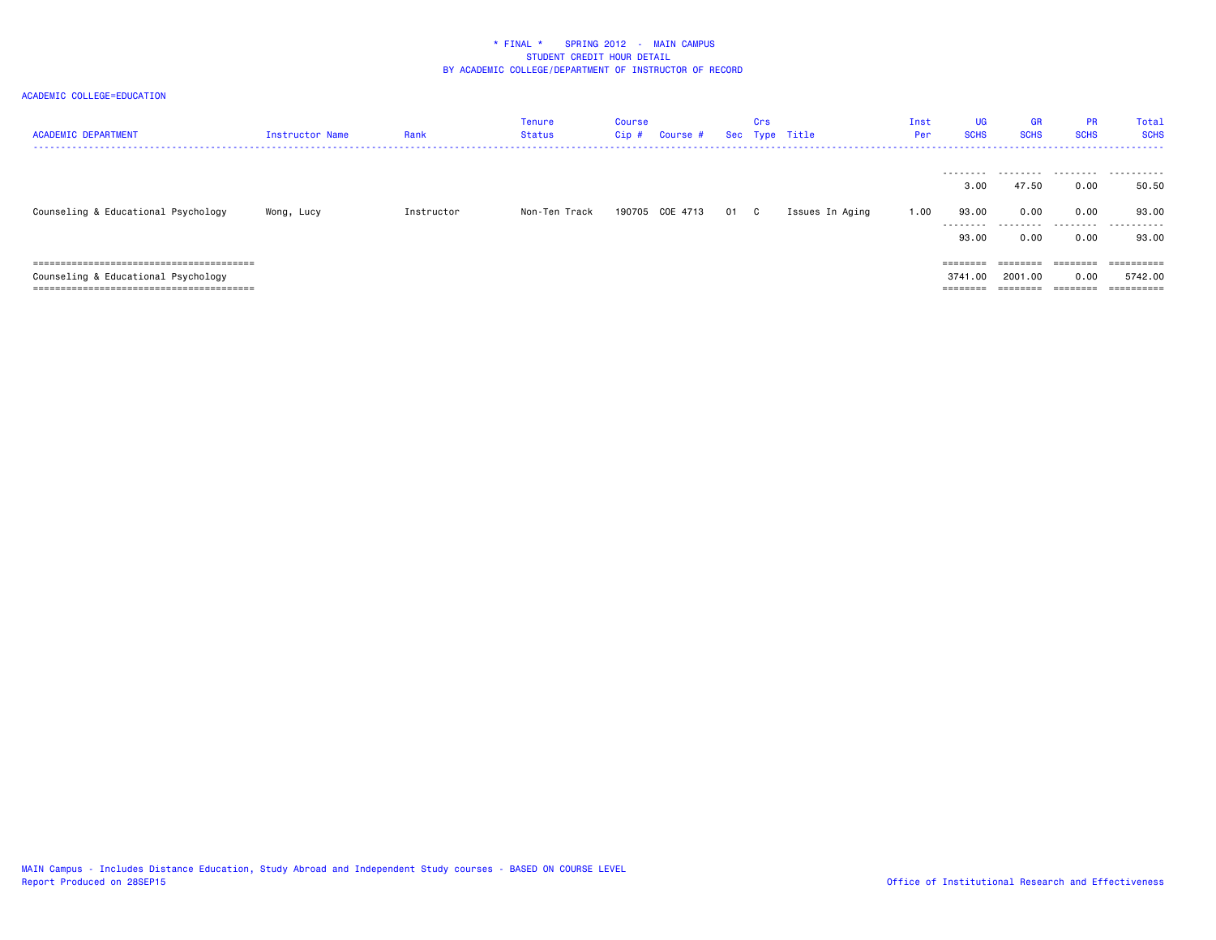* FINAL * SPRING 2012 - MAIN CAMPUS
STUDENT CREDIT HOUR DETAIL
BY ACADEMIC COLLEGE/DEPARTMENT OF INSTRUCTOR OF RECORD

ACADEMIC COLLEGE=EDUCATION

| ACADEMIC DEPARTMENT | Instructor Name | Rank | Tenure Status | Course Cip # | Course # | Sec | Crs Type | Title | Inst Per | UG SCHS | GR SCHS | PR SCHS | Total SCHS |
|---|---|---|---|---|---|---|---|---|---|---|---|---|---|
| | | | | | | | | | | 3.00 | 47.50 | 0.00 | 50.50 |
| Counseling & Educational Psychology | Wong, Lucy | Instructor | Non-Ten Track | 190705 | COE 4713 | 01 | C | Issues In Aging | 1.00 | 93.00 | 0.00 | 0.00 | 93.00 |
| | | | | | | | | | | 93.00 | 0.00 | 0.00 | 93.00 |
| Counseling & Educational Psychology | | | | | | | | | | 3741.00 | 2001.00 | 0.00 | 5742.00 |

MAIN Campus - Includes Distance Education, Study Abroad and Independent Study courses - BASED ON COURSE LEVEL
Report Produced on 28SEP15

Office of Institutional Research and Effectiveness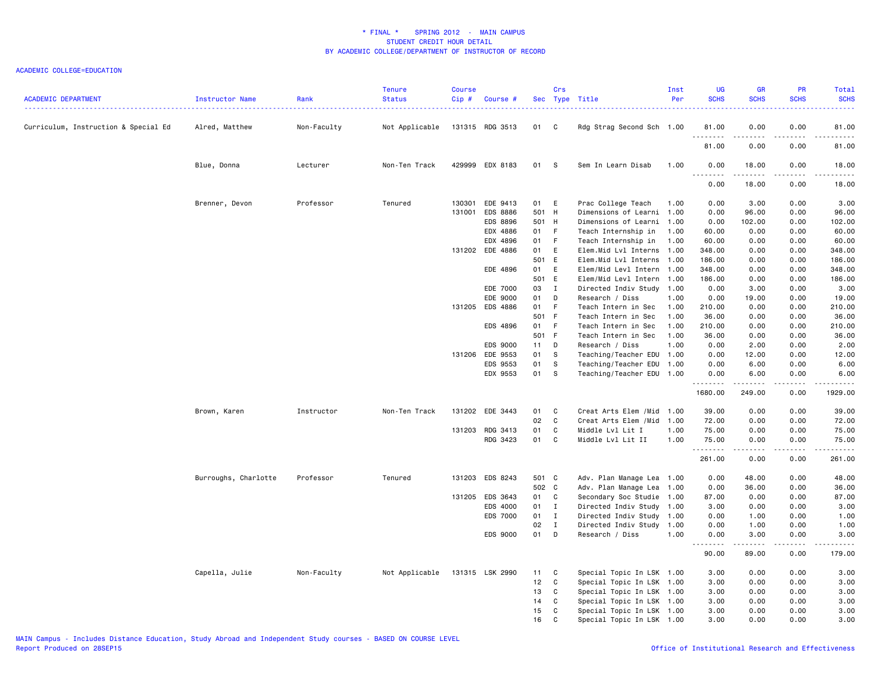# * FINAL * SPRING 2012 - MAIN CAMPUS
## STUDENT CREDIT HOUR DETAIL
## BY ACADEMIC COLLEGE/DEPARTMENT OF INSTRUCTOR OF RECORD

ACADEMIC COLLEGE=EDUCATION

| ACADEMIC DEPARTMENT | Instructor Name | Rank | Tenure Status | Course Cip # | Course # | Sec | Crs Type | Title | Inst Per | UG SCHS | GR SCHS | PR SCHS | Total SCHS |
|---|---|---|---|---|---|---|---|---|---|---|---|---|---|
| Curriculum, Instruction & Special Ed | Alred, Matthew | Non-Faculty | Not Applicable | 131315 | RDG 3513 | 01 | C | Rdg Strag Second Sch | 1.00 | 81.00 | 0.00 | 0.00 | 81.00 |
| | | | | | | | | | | 81.00 | 0.00 | 0.00 | 81.00 |
| | Blue, Donna | Lecturer | Non-Ten Track | 429999 | EDX 8183 | 01 | S | Sem In Learn Disab | 1.00 | 0.00 | 18.00 | 0.00 | 18.00 |
| | | | | | | | | | | 0.00 | 18.00 | 0.00 | 18.00 |
| | Brenner, Devon | Professor | Tenured | 130301 | EDE 9413 | 01 | E | Prac College Teach | 1.00 | 0.00 | 3.00 | 0.00 | 3.00 |
| | | | | 131001 | EDS 8886 | 501 | H | Dimensions of Learni | 1.00 | 0.00 | 96.00 | 0.00 | 96.00 |
| | | | | | EDS 8896 | 501 | H | Dimensions of Learni | 1.00 | 0.00 | 102.00 | 0.00 | 102.00 |
| | | | | | EDX 4886 | 01 | F | Teach Internship in | 1.00 | 60.00 | 0.00 | 0.00 | 60.00 |
| | | | | | EDX 4896 | 01 | F | Teach Internship in | 1.00 | 60.00 | 0.00 | 0.00 | 60.00 |
| | | | | 131202 | EDE 4886 | 01 | E | Elem.Mid Lvl Interns | 1.00 | 348.00 | 0.00 | 0.00 | 348.00 |
| | | | | | | 501 | E | Elem.Mid Lvl Interns | 1.00 | 186.00 | 0.00 | 0.00 | 186.00 |
| | | | | | EDE 4896 | 01 | E | Elem/Mid Levl Intern | 1.00 | 348.00 | 0.00 | 0.00 | 348.00 |
| | | | | | | 501 | E | Elem/Mid Levl Intern | 1.00 | 186.00 | 0.00 | 0.00 | 186.00 |
| | | | | | EDE 7000 | 03 | I | Directed Indiv Study | 1.00 | 0.00 | 3.00 | 0.00 | 3.00 |
| | | | | | EDE 9000 | 01 | D | Research / Diss | 1.00 | 0.00 | 19.00 | 0.00 | 19.00 |
| | | | | 131205 | EDS 4886 | 01 | F | Teach Intern in Sec | 1.00 | 210.00 | 0.00 | 0.00 | 210.00 |
| | | | | | | 501 | F | Teach Intern in Sec | 1.00 | 36.00 | 0.00 | 0.00 | 36.00 |
| | | | | | EDS 4896 | 01 | F | Teach Intern in Sec | 1.00 | 210.00 | 0.00 | 0.00 | 210.00 |
| | | | | | | 501 | F | Teach Intern in Sec | 1.00 | 36.00 | 0.00 | 0.00 | 36.00 |
| | | | | | EDS 9000 | 11 | D | Research / Diss | 1.00 | 0.00 | 2.00 | 0.00 | 2.00 |
| | | | | 131206 | EDE 9553 | 01 | S | Teaching/Teacher EDU | 1.00 | 0.00 | 12.00 | 0.00 | 12.00 |
| | | | | | EDS 9553 | 01 | S | Teaching/Teacher EDU | 1.00 | 0.00 | 6.00 | 0.00 | 6.00 |
| | | | | | EDX 9553 | 01 | S | Teaching/Teacher EDU | 1.00 | 0.00 | 6.00 | 0.00 | 6.00 |
| | | | | | | | | | | 1680.00 | 249.00 | 0.00 | 1929.00 |
| | Brown, Karen | Instructor | Non-Ten Track | 131202 | EDE 3443 | 01 | C | Creat Arts Elem /Mid | 1.00 | 39.00 | 0.00 | 0.00 | 39.00 |
| | | | | | | 02 | C | Creat Arts Elem /Mid | 1.00 | 72.00 | 0.00 | 0.00 | 72.00 |
| | | | | 131203 | RDG 3413 | 01 | C | Middle Lvl Lit I | 1.00 | 75.00 | 0.00 | 0.00 | 75.00 |
| | | | | | RDG 3423 | 01 | C | Middle Lvl Lit II | 1.00 | 75.00 | 0.00 | 0.00 | 75.00 |
| | | | | | | | | | | 261.00 | 0.00 | 0.00 | 261.00 |
| | Burroughs, Charlotte | Professor | Tenured | 131203 | EDS 8243 | 501 | C | Adv. Plan Manage Lea | 1.00 | 0.00 | 48.00 | 0.00 | 48.00 |
| | | | | | | 502 | C | Adv. Plan Manage Lea | 1.00 | 0.00 | 36.00 | 0.00 | 36.00 |
| | | | | 131205 | EDS 3643 | 01 | C | Secondary Soc Studie | 1.00 | 87.00 | 0.00 | 0.00 | 87.00 |
| | | | | | EDS 4000 | 01 | I | Directed Indiv Study | 1.00 | 3.00 | 0.00 | 0.00 | 3.00 |
| | | | | | EDS 7000 | 01 | I | Directed Indiv Study | 1.00 | 0.00 | 1.00 | 0.00 | 1.00 |
| | | | | | | 02 | I | Directed Indiv Study | 1.00 | 0.00 | 1.00 | 0.00 | 1.00 |
| | | | | | EDS 9000 | 01 | D | Research / Diss | 1.00 | 0.00 | 3.00 | 0.00 | 3.00 |
| | | | | | | | | | | 90.00 | 89.00 | 0.00 | 179.00 |
| | Capella, Julie | Non-Faculty | Not Applicable | 131315 | LSK 2990 | 11 | C | Special Topic In LSK | 1.00 | 3.00 | 0.00 | 0.00 | 3.00 |
| | | | | | | 12 | C | Special Topic In LSK | 1.00 | 3.00 | 0.00 | 0.00 | 3.00 |
| | | | | | | 13 | C | Special Topic In LSK | 1.00 | 3.00 | 0.00 | 0.00 | 3.00 |
| | | | | | | 14 | C | Special Topic In LSK | 1.00 | 3.00 | 0.00 | 0.00 | 3.00 |
| | | | | | | 15 | C | Special Topic In LSK | 1.00 | 3.00 | 0.00 | 0.00 | 3.00 |
| | | | | | | 16 | C | Special Topic In LSK | 1.00 | 3.00 | 0.00 | 0.00 | 3.00 |

MAIN Campus - Includes Distance Education, Study Abroad and Independent Study courses - BASED ON COURSE LEVEL
Report Produced on 28SEP15

Office of Institutional Research and Effectiveness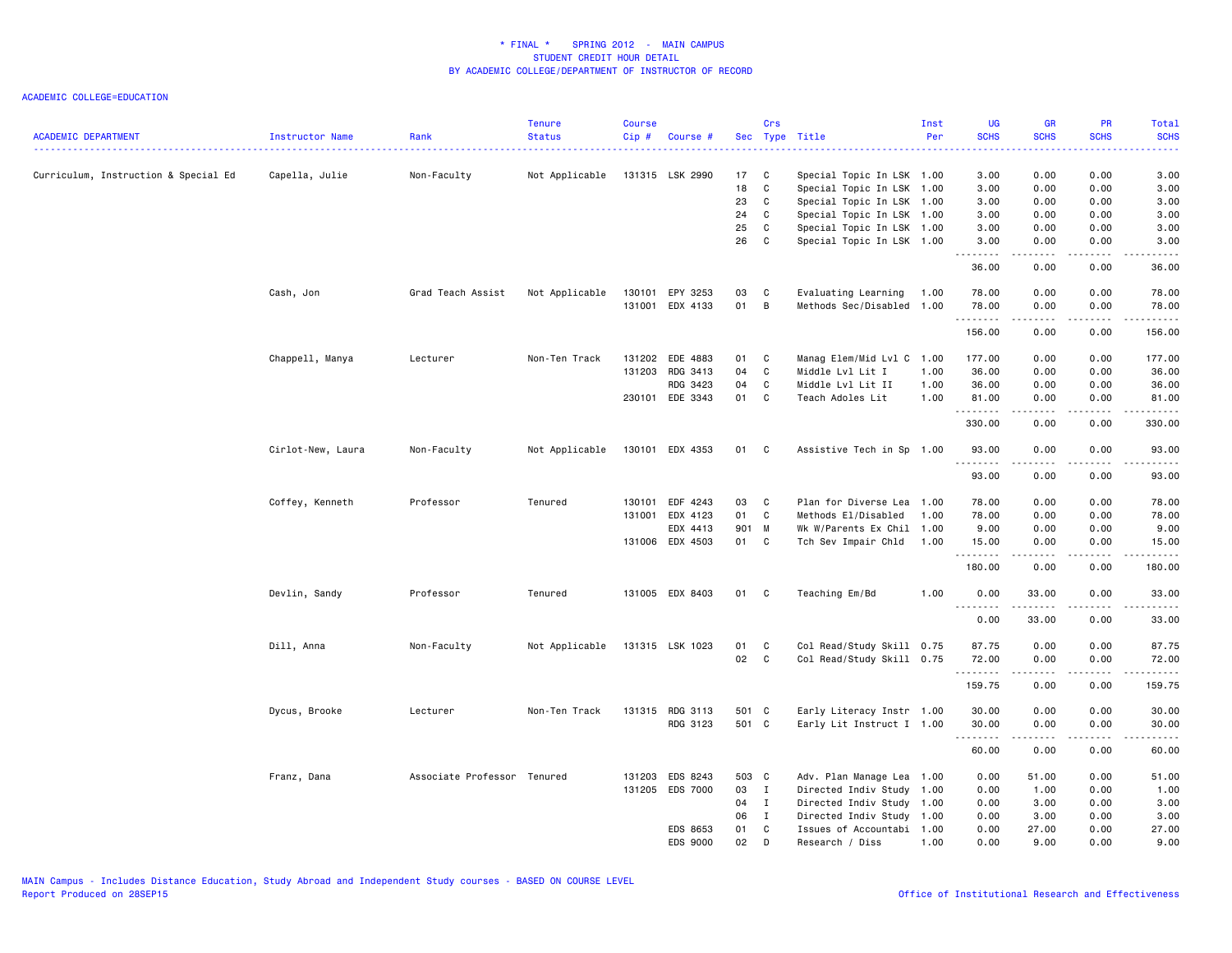# * FINAL * SPRING 2012 - MAIN CAMPUS
## STUDENT CREDIT HOUR DETAIL
## BY ACADEMIC COLLEGE/DEPARTMENT OF INSTRUCTOR OF RECORD

ACADEMIC COLLEGE=EDUCATION

| ACADEMIC DEPARTMENT | Instructor Name | Rank | Tenure Status | Course Cip # | Course # | Sec | Crs Type | Title | Inst Per | UG SCHS | GR SCHS | PR SCHS | Total SCHS |
|---|---|---|---|---|---|---|---|---|---|---|---|---|---|
| Curriculum, Instruction & Special Ed | Capella, Julie | Non-Faculty | Not Applicable | 131315 | LSK 2990 | 17 | C | Special Topic In LSK | 1.00 | 3.00 | 0.00 | 0.00 | 3.00 |
| | | | | | | 18 | C | Special Topic In LSK | 1.00 | 3.00 | 0.00 | 0.00 | 3.00 |
| | | | | | | 23 | C | Special Topic In LSK | 1.00 | 3.00 | 0.00 | 0.00 | 3.00 |
| | | | | | | 24 | C | Special Topic In LSK | 1.00 | 3.00 | 0.00 | 0.00 | 3.00 |
| | | | | | | 25 | C | Special Topic In LSK | 1.00 | 3.00 | 0.00 | 0.00 | 3.00 |
| | | | | | | 26 | C | Special Topic In LSK | 1.00 | 3.00 | 0.00 | 0.00 | 3.00 |
| | | | | | | | | | | 36.00 | 0.00 | 0.00 | 36.00 |
| | Cash, Jon | Grad Teach Assist | Not Applicable | 130101 | EPY 3253 | 03 | C | Evaluating Learning | 1.00 | 78.00 | 0.00 | 0.00 | 78.00 |
| | | | | 131001 | EDX 4133 | 01 | B | Methods Sec/Disabled | 1.00 | 78.00 | 0.00 | 0.00 | 78.00 |
| | | | | | | | | | | 156.00 | 0.00 | 0.00 | 156.00 |
| | Chappell, Manya | Lecturer | Non-Ten Track | 131202 | EDE 4883 | 01 | C | Manag Elem/Mid Lvl C | 1.00 | 177.00 | 0.00 | 0.00 | 177.00 |
| | | | | 131203 | RDG 3413 | 04 | C | Middle Lvl Lit I | 1.00 | 36.00 | 0.00 | 0.00 | 36.00 |
| | | | | | RDG 3423 | 04 | C | Middle Lvl Lit II | 1.00 | 36.00 | 0.00 | 0.00 | 36.00 |
| | | | | 230101 | EDE 3343 | 01 | C | Teach Adoles Lit | 1.00 | 81.00 | 0.00 | 0.00 | 81.00 |
| | | | | | | | | | | 330.00 | 0.00 | 0.00 | 330.00 |
| | Cirlot-New, Laura | Non-Faculty | Not Applicable | 130101 | EDX 4353 | 01 | C | Assistive Tech in Sp | 1.00 | 93.00 | 0.00 | 0.00 | 93.00 |
| | | | | | | | | | | 93.00 | 0.00 | 0.00 | 93.00 |
| | Coffey, Kenneth | Professor | Tenured | 130101 | EDF 4243 | 03 | C | Plan for Diverse Lea | 1.00 | 78.00 | 0.00 | 0.00 | 78.00 |
| | | | | 131001 | EDX 4123 | 01 | C | Methods El/Disabled | 1.00 | 78.00 | 0.00 | 0.00 | 78.00 |
| | | | | | EDX 4413 | 901 | M | Wk W/Parents Ex Chil | 1.00 | 9.00 | 0.00 | 0.00 | 9.00 |
| | | | | 131006 | EDX 4503 | 01 | C | Tch Sev Impair Chld | 1.00 | 15.00 | 0.00 | 0.00 | 15.00 |
| | | | | | | | | | | 180.00 | 0.00 | 0.00 | 180.00 |
| | Devlin, Sandy | Professor | Tenured | 131005 | EDX 8403 | 01 | C | Teaching Em/Bd | 1.00 | 0.00 | 33.00 | 0.00 | 33.00 |
| | | | | | | | | | | 0.00 | 33.00 | 0.00 | 33.00 |
| | Dill, Anna | Non-Faculty | Not Applicable | 131315 | LSK 1023 | 01 | C | Col Read/Study Skill | 0.75 | 87.75 | 0.00 | 0.00 | 87.75 |
| | | | | | | 02 | C | Col Read/Study Skill | 0.75 | 72.00 | 0.00 | 0.00 | 72.00 |
| | | | | | | | | | | 159.75 | 0.00 | 0.00 | 159.75 |
| | Dycus, Brooke | Lecturer | Non-Ten Track | 131315 | RDG 3113 | 501 | C | Early Literacy Instr | 1.00 | 30.00 | 0.00 | 0.00 | 30.00 |
| | | | | | RDG 3123 | 501 | C | Early Lit Instruct I | 1.00 | 30.00 | 0.00 | 0.00 | 30.00 |
| | | | | | | | | | | 60.00 | 0.00 | 0.00 | 60.00 |
| | Franz, Dana | Associate Professor | Tenured | 131203 | EDS 8243 | 503 | C | Adv. Plan Manage Lea | 1.00 | 0.00 | 51.00 | 0.00 | 51.00 |
| | | | | 131205 | EDS 7000 | 03 | I | Directed Indiv Study | 1.00 | 0.00 | 1.00 | 0.00 | 1.00 |
| | | | | | | 04 | I | Directed Indiv Study | 1.00 | 0.00 | 3.00 | 0.00 | 3.00 |
| | | | | | | 06 | I | Directed Indiv Study | 1.00 | 0.00 | 3.00 | 0.00 | 3.00 |
| | | | | | EDS 8653 | 01 | C | Issues of Accountabi | 1.00 | 0.00 | 27.00 | 0.00 | 27.00 |
| | | | | | EDS 9000 | 02 | D | Research / Diss | 1.00 | 0.00 | 9.00 | 0.00 | 9.00 |

MAIN Campus - Includes Distance Education, Study Abroad and Independent Study courses - BASED ON COURSE LEVEL
Report Produced on 28SEP15

Office of Institutional Research and Effectiveness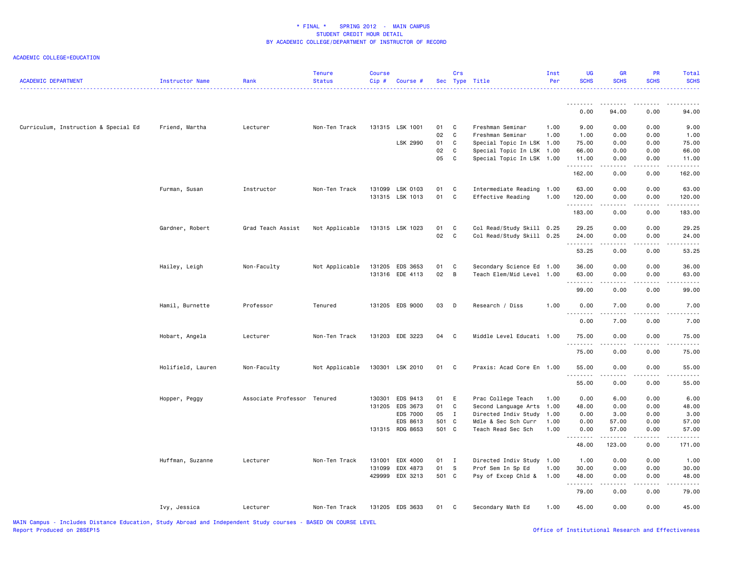\* FINAL \* SPRING 2012 - MAIN CAMPUS
STUDENT CREDIT HOUR DETAIL
BY ACADEMIC COLLEGE/DEPARTMENT OF INSTRUCTOR OF RECORD

ACADEMIC COLLEGE=EDUCATION

| ACADEMIC DEPARTMENT | Instructor Name | Rank | Tenure Status | Course Cip # | Course # | Sec | Crs Type | Title | Inst Per | UG SCHS | GR SCHS | PR SCHS | Total SCHS |
|---|---|---|---|---|---|---|---|---|---|---|---|---|---|
| | | | | | | | | | | 0.00 | 94.00 | 0.00 | 94.00 |
| Curriculum, Instruction & Special Ed | Friend, Martha | Lecturer | Non-Ten Track | 131315 | LSK 1001 | 01 | C | Freshman Seminar | 1.00 | 9.00 | 0.00 | 0.00 | 9.00 |
| | | | | | | 02 | C | Freshman Seminar | 1.00 | 1.00 | 0.00 | 0.00 | 1.00 |
| | | | | | LSK 2990 | 01 | C | Special Topic In LSK | 1.00 | 75.00 | 0.00 | 0.00 | 75.00 |
| | | | | | | 02 | C | Special Topic In LSK | 1.00 | 66.00 | 0.00 | 0.00 | 66.00 |
| | | | | | | 05 | C | Special Topic In LSK | 1.00 | 11.00 | 0.00 | 0.00 | 11.00 |
| | | | | | | | | | | 162.00 | 0.00 | 0.00 | 162.00 |
| | Furman, Susan | Instructor | Non-Ten Track | 131099 | LSK 0103 | 01 | C | Intermediate Reading | 1.00 | 63.00 | 0.00 | 0.00 | 63.00 |
| | | | | 131315 | LSK 1013 | 01 | C | Effective Reading | 1.00 | 120.00 | 0.00 | 0.00 | 120.00 |
| | | | | | | | | | | 183.00 | 0.00 | 0.00 | 183.00 |
| | Gardner, Robert | Grad Teach Assist | Not Applicable | 131315 | LSK 1023 | 01 | C | Col Read/Study Skill | 0.25 | 29.25 | 0.00 | 0.00 | 29.25 |
| | | | | | | 02 | C | Col Read/Study Skill | 0.25 | 24.00 | 0.00 | 0.00 | 24.00 |
| | | | | | | | | | | 53.25 | 0.00 | 0.00 | 53.25 |
| | Hailey, Leigh | Non-Faculty | Not Applicable | 131205 | EDS 3653 | 01 | C | Secondary Science Ed | 1.00 | 36.00 | 0.00 | 0.00 | 36.00 |
| | | | | 131316 | EDE 4113 | 02 | B | Teach Elem/Mid Level | 1.00 | 63.00 | 0.00 | 0.00 | 63.00 |
| | | | | | | | | | | 99.00 | 0.00 | 0.00 | 99.00 |
| | Hamil, Burnette | Professor | Tenured | 131205 | EDS 9000 | 03 | D | Research / Diss | 1.00 | 0.00 | 7.00 | 0.00 | 7.00 |
| | | | | | | | | | | 0.00 | 7.00 | 0.00 | 7.00 |
| | Hobart, Angela | Lecturer | Non-Ten Track | 131203 | EDE 3223 | 04 | C | Middle Level Educati | 1.00 | 75.00 | 0.00 | 0.00 | 75.00 |
| | | | | | | | | | | 75.00 | 0.00 | 0.00 | 75.00 |
| | Holifield, Lauren | Non-Faculty | Not Applicable | 130301 | LSK 2010 | 01 | C | Praxis: Acad Core En | 1.00 | 55.00 | 0.00 | 0.00 | 55.00 |
| | | | | | | | | | | 55.00 | 0.00 | 0.00 | 55.00 |
| | Hopper, Peggy | Associate Professor | Tenured | 130301 | EDS 9413 | 01 | E | Prac College Teach | 1.00 | 0.00 | 6.00 | 0.00 | 6.00 |
| | | | | 131205 | EDS 3673 | 01 | C | Second Language Arts | 1.00 | 48.00 | 0.00 | 0.00 | 48.00 |
| | | | | | EDS 7000 | 05 | I | Directed Indiv Study | 1.00 | 0.00 | 3.00 | 0.00 | 3.00 |
| | | | | | EDS 8613 | 501 | C | Mdle & Sec Sch Curr | 1.00 | 0.00 | 57.00 | 0.00 | 57.00 |
| | | | | 131315 | RDG 8653 | 501 | C | Teach Read Sec Sch | 1.00 | 0.00 | 57.00 | 0.00 | 57.00 |
| | | | | | | | | | | 48.00 | 123.00 | 0.00 | 171.00 |
| | Huffman, Suzanne | Lecturer | Non-Ten Track | 131001 | EDX 4000 | 01 | I | Directed Indiv Study | 1.00 | 1.00 | 0.00 | 0.00 | 1.00 |
| | | | | 131099 | EDX 4873 | 01 | S | Prof Sem In Sp Ed | 1.00 | 30.00 | 0.00 | 0.00 | 30.00 |
| | | | | 429999 | EDX 3213 | 501 | C | Psy of Excep Chld & | 1.00 | 48.00 | 0.00 | 0.00 | 48.00 |
| | | | | | | | | | | 79.00 | 0.00 | 0.00 | 79.00 |
| | Ivy, Jessica | Lecturer | Non-Ten Track | 131205 | EDS 3633 | 01 | C | Secondary Math Ed | 1.00 | 45.00 | 0.00 | 0.00 | 45.00 |

MAIN Campus - Includes Distance Education, Study Abroad and Independent Study courses - BASED ON COURSE LEVEL
Report Produced on 28SEP15

Office of Institutional Research and Effectiveness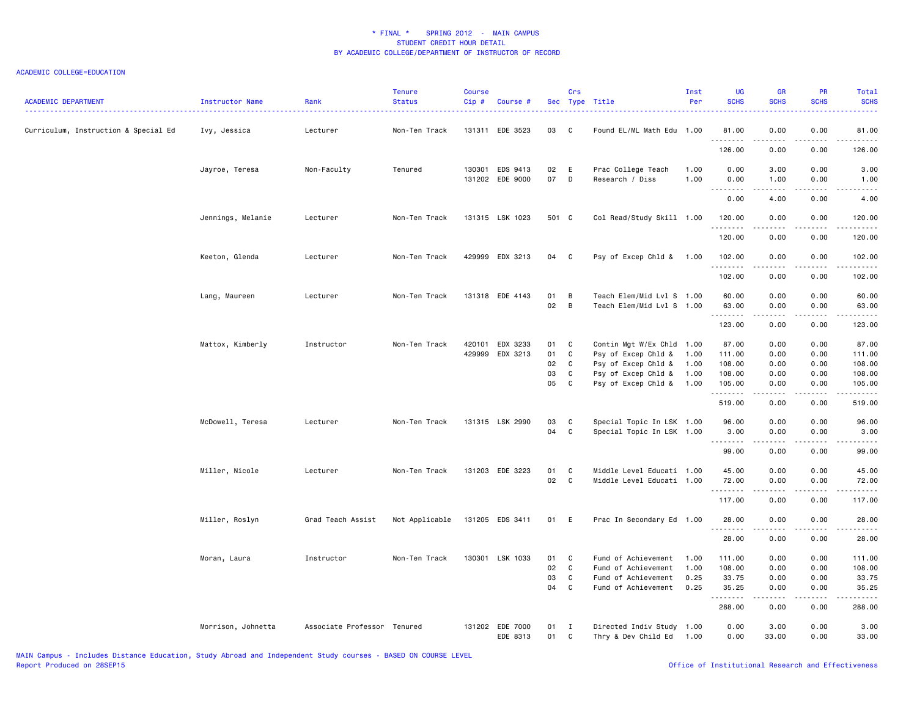\* FINAL \* SPRING 2012 - MAIN CAMPUS
STUDENT CREDIT HOUR DETAIL
BY ACADEMIC COLLEGE/DEPARTMENT OF INSTRUCTOR OF RECORD

ACADEMIC COLLEGE=EDUCATION

| ACADEMIC DEPARTMENT | Instructor Name | Rank | Tenure Status | Course Cip # | Course # | Sec | Crs Type | Title | Inst Per | UG SCHS | GR SCHS | PR SCHS | Total SCHS |
|---|---|---|---|---|---|---|---|---|---|---|---|---|---|
| Curriculum, Instruction & Special Ed | Ivy, Jessica | Lecturer | Non-Ten Track | 131311 | EDE 3523 | 03 | C | Found EL/ML Math Edu | 1.00 | 81.00 | 0.00 | 0.00 | 81.00 |
| | | | | | | | | | | 126.00 | 0.00 | 0.00 | 126.00 |
| | Jayroe, Teresa | Non-Faculty | Tenured | 130301 | EDS 9413 | 02 | E | Prac College Teach | 1.00 | 0.00 | 3.00 | 0.00 | 3.00 |
| | | | | 131202 | EDE 9000 | 07 | D | Research / Diss | 1.00 | 0.00 | 1.00 | 0.00 | 1.00 |
| | | | | | | | | | | 0.00 | 4.00 | 0.00 | 4.00 |
| | Jennings, Melanie | Lecturer | Non-Ten Track | 131315 | LSK 1023 | 501 | C | Col Read/Study Skill | 1.00 | 120.00 | 0.00 | 0.00 | 120.00 |
| | | | | | | | | | | 120.00 | 0.00 | 0.00 | 120.00 |
| | Keeton, Glenda | Lecturer | Non-Ten Track | 429999 | EDX 3213 | 04 | C | Psy of Excep Chld & | 1.00 | 102.00 | 0.00 | 0.00 | 102.00 |
| | | | | | | | | | | 102.00 | 0.00 | 0.00 | 102.00 |
| | Lang, Maureen | Lecturer | Non-Ten Track | 131318 | EDE 4143 | 01 | B | Teach Elem/Mid Lvl S | 1.00 | 60.00 | 0.00 | 0.00 | 60.00 |
| | | | | | | 02 | B | Teach Elem/Mid Lvl S | 1.00 | 63.00 | 0.00 | 0.00 | 63.00 |
| | | | | | | | | | | 123.00 | 0.00 | 0.00 | 123.00 |
| | Mattox, Kimberly | Instructor | Non-Ten Track | 420101 | EDX 3233 | 01 | C | Contin Mgt W/Ex Chld | 1.00 | 87.00 | 0.00 | 0.00 | 87.00 |
| | | | | 429999 | EDX 3213 | 01 | C | Psy of Excep Chld & | 1.00 | 111.00 | 0.00 | 0.00 | 111.00 |
| | | | | | | 02 | C | Psy of Excep Chld & | 1.00 | 108.00 | 0.00 | 0.00 | 108.00 |
| | | | | | | 03 | C | Psy of Excep Chld & | 1.00 | 108.00 | 0.00 | 0.00 | 108.00 |
| | | | | | | 05 | C | Psy of Excep Chld & | 1.00 | 105.00 | 0.00 | 0.00 | 105.00 |
| | | | | | | | | | | 519.00 | 0.00 | 0.00 | 519.00 |
| | McDowell, Teresa | Lecturer | Non-Ten Track | 131315 | LSK 2990 | 03 | C | Special Topic In LSK | 1.00 | 96.00 | 0.00 | 0.00 | 96.00 |
| | | | | | | 04 | C | Special Topic In LSK | 1.00 | 3.00 | 0.00 | 0.00 | 3.00 |
| | | | | | | | | | | 99.00 | 0.00 | 0.00 | 99.00 |
| | Miller, Nicole | Lecturer | Non-Ten Track | 131203 | EDE 3223 | 01 | C | Middle Level Educati | 1.00 | 45.00 | 0.00 | 0.00 | 45.00 |
| | | | | | | 02 | C | Middle Level Educati | 1.00 | 72.00 | 0.00 | 0.00 | 72.00 |
| | | | | | | | | | | 117.00 | 0.00 | 0.00 | 117.00 |
| | Miller, Roslyn | Grad Teach Assist | Not Applicable | 131205 | EDS 3411 | 01 | E | Prac In Secondary Ed | 1.00 | 28.00 | 0.00 | 0.00 | 28.00 |
| | | | | | | | | | | 28.00 | 0.00 | 0.00 | 28.00 |
| | Moran, Laura | Instructor | Non-Ten Track | 130301 | LSK 1033 | 01 | C | Fund of Achievement | 1.00 | 111.00 | 0.00 | 0.00 | 111.00 |
| | | | | | | 02 | C | Fund of Achievement | 1.00 | 108.00 | 0.00 | 0.00 | 108.00 |
| | | | | | | 03 | C | Fund of Achievement | 0.25 | 33.75 | 0.00 | 0.00 | 33.75 |
| | | | | | | 04 | C | Fund of Achievement | 0.25 | 35.25 | 0.00 | 0.00 | 35.25 |
| | | | | | | | | | | 288.00 | 0.00 | 0.00 | 288.00 |
| | Morrison, Johnetta | Associate Professor | Tenured | 131202 | EDE 7000 | 01 | I | Directed Indiv Study | 1.00 | 0.00 | 3.00 | 0.00 | 3.00 |
| | | | | | EDE 8313 | 01 | C | Thry & Dev Child Ed | 1.00 | 0.00 | 33.00 | 0.00 | 33.00 |

MAIN Campus - Includes Distance Education, Study Abroad and Independent Study courses - BASED ON COURSE LEVEL
Report Produced on 28SEP15

Office of Institutional Research and Effectiveness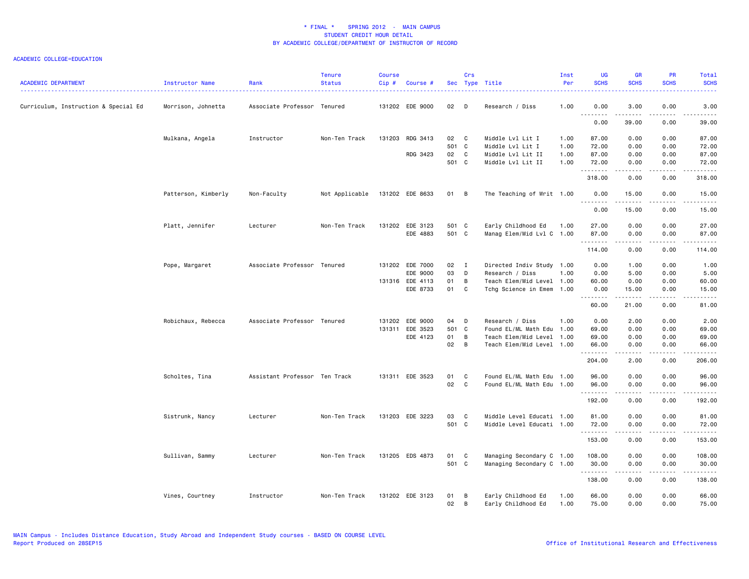* FINAL * SPRING 2012 - MAIN CAMPUS
STUDENT CREDIT HOUR DETAIL
BY ACADEMIC COLLEGE/DEPARTMENT OF INSTRUCTOR OF RECORD

ACADEMIC COLLEGE=EDUCATION

| ACADEMIC DEPARTMENT | Instructor Name | Rank | Tenure Status | Course Cip # | Course # | Sec | Crs Type | Title | Inst Per | UG SCHS | GR SCHS | PR SCHS | Total SCHS |
|---|---|---|---|---|---|---|---|---|---|---|---|---|---|
| Curriculum, Instruction & Special Ed | Morrison, Johnetta | Associate Professor | Tenured | 131202 | EDE 9000 | 02 | D | Research / Diss | 1.00 | 0.00 | 3.00 | 0.00 | 3.00 |
| | | | | | | | | | | 0.00 | 39.00 | 0.00 | 39.00 |
| | Mulkana, Angela | Instructor | Non-Ten Track | 131203 | RDG 3413 | 02 | C | Middle Lvl Lit I | 1.00 | 87.00 | 0.00 | 0.00 | 87.00 |
| | | | | | | 501 | C | Middle Lvl Lit I | 1.00 | 72.00 | 0.00 | 0.00 | 72.00 |
| | | | | | RDG 3423 | 02 | C | Middle Lvl Lit II | 1.00 | 87.00 | 0.00 | 0.00 | 87.00 |
| | | | | | | 501 | C | Middle Lvl Lit II | 1.00 | 72.00 | 0.00 | 0.00 | 72.00 |
| | | | | | | | | | | 318.00 | 0.00 | 0.00 | 318.00 |
| | Patterson, Kimberly | Non-Faculty | Not Applicable | 131202 | EDE 8633 | 01 | B | The Teaching of Writ | 1.00 | 0.00 | 15.00 | 0.00 | 15.00 |
| | | | | | | | | | | 0.00 | 15.00 | 0.00 | 15.00 |
| | Platt, Jennifer | Lecturer | Non-Ten Track | 131202 | EDE 3123 | 501 | C | Early Childhood Ed | 1.00 | 27.00 | 0.00 | 0.00 | 27.00 |
| | | | | | EDE 4883 | 501 | C | Manag Elem/Mid Lvl C | 1.00 | 87.00 | 0.00 | 0.00 | 87.00 |
| | | | | | | | | | | 114.00 | 0.00 | 0.00 | 114.00 |
| | Pope, Margaret | Associate Professor | Tenured | 131202 | EDE 7000 | 02 | I | Directed Indiv Study | 1.00 | 0.00 | 1.00 | 0.00 | 1.00 |
| | | | | | EDE 9000 | 03 | D | Research / Diss | 1.00 | 0.00 | 5.00 | 0.00 | 5.00 |
| | | | | 131316 | EDE 4113 | 01 | B | Teach Elem/Mid Level | 1.00 | 60.00 | 0.00 | 0.00 | 60.00 |
| | | | | | EDE 8733 | 01 | C | Tchg Science in Emem | 1.00 | 0.00 | 15.00 | 0.00 | 15.00 |
| | | | | | | | | | | 60.00 | 21.00 | 0.00 | 81.00 |
| | Robichaux, Rebecca | Associate Professor | Tenured | 131202 | EDE 9000 | 04 | D | Research / Diss | 1.00 | 0.00 | 2.00 | 0.00 | 2.00 |
| | | | | 131311 | EDE 3523 | 501 | C | Found EL/ML Math Edu | 1.00 | 69.00 | 0.00 | 0.00 | 69.00 |
| | | | | | EDE 4123 | 01 | B | Teach Elem/Mid Level | 1.00 | 69.00 | 0.00 | 0.00 | 69.00 |
| | | | | | | 02 | B | Teach Elem/Mid Level | 1.00 | 66.00 | 0.00 | 0.00 | 66.00 |
| | | | | | | | | | | 204.00 | 2.00 | 0.00 | 206.00 |
| | Scholtes, Tina | Assistant Professor | Ten Track | 131311 | EDE 3523 | 01 | C | Found EL/ML Math Edu | 1.00 | 96.00 | 0.00 | 0.00 | 96.00 |
| | | | | | | 02 | C | Found EL/ML Math Edu | 1.00 | 96.00 | 0.00 | 0.00 | 96.00 |
| | | | | | | | | | | 192.00 | 0.00 | 0.00 | 192.00 |
| | Sistrunk, Nancy | Lecturer | Non-Ten Track | 131203 | EDE 3223 | 03 | C | Middle Level Educati | 1.00 | 81.00 | 0.00 | 0.00 | 81.00 |
| | | | | | | 501 | C | Middle Level Educati | 1.00 | 72.00 | 0.00 | 0.00 | 72.00 |
| | | | | | | | | | | 153.00 | 0.00 | 0.00 | 153.00 |
| | Sullivan, Sammy | Lecturer | Non-Ten Track | 131205 | EDS 4873 | 01 | C | Managing Secondary C | 1.00 | 108.00 | 0.00 | 0.00 | 108.00 |
| | | | | | | 501 | C | Managing Secondary C | 1.00 | 30.00 | 0.00 | 0.00 | 30.00 |
| | | | | | | | | | | 138.00 | 0.00 | 0.00 | 138.00 |
| | Vines, Courtney | Instructor | Non-Ten Track | 131202 | EDE 3123 | 01 | B | Early Childhood Ed | 1.00 | 66.00 | 0.00 | 0.00 | 66.00 |
| | | | | | | 02 | B | Early Childhood Ed | 1.00 | 75.00 | 0.00 | 0.00 | 75.00 |

MAIN Campus - Includes Distance Education, Study Abroad and Independent Study courses - BASED ON COURSE LEVEL
Report Produced on 28SEP15

Office of Institutional Research and Effectiveness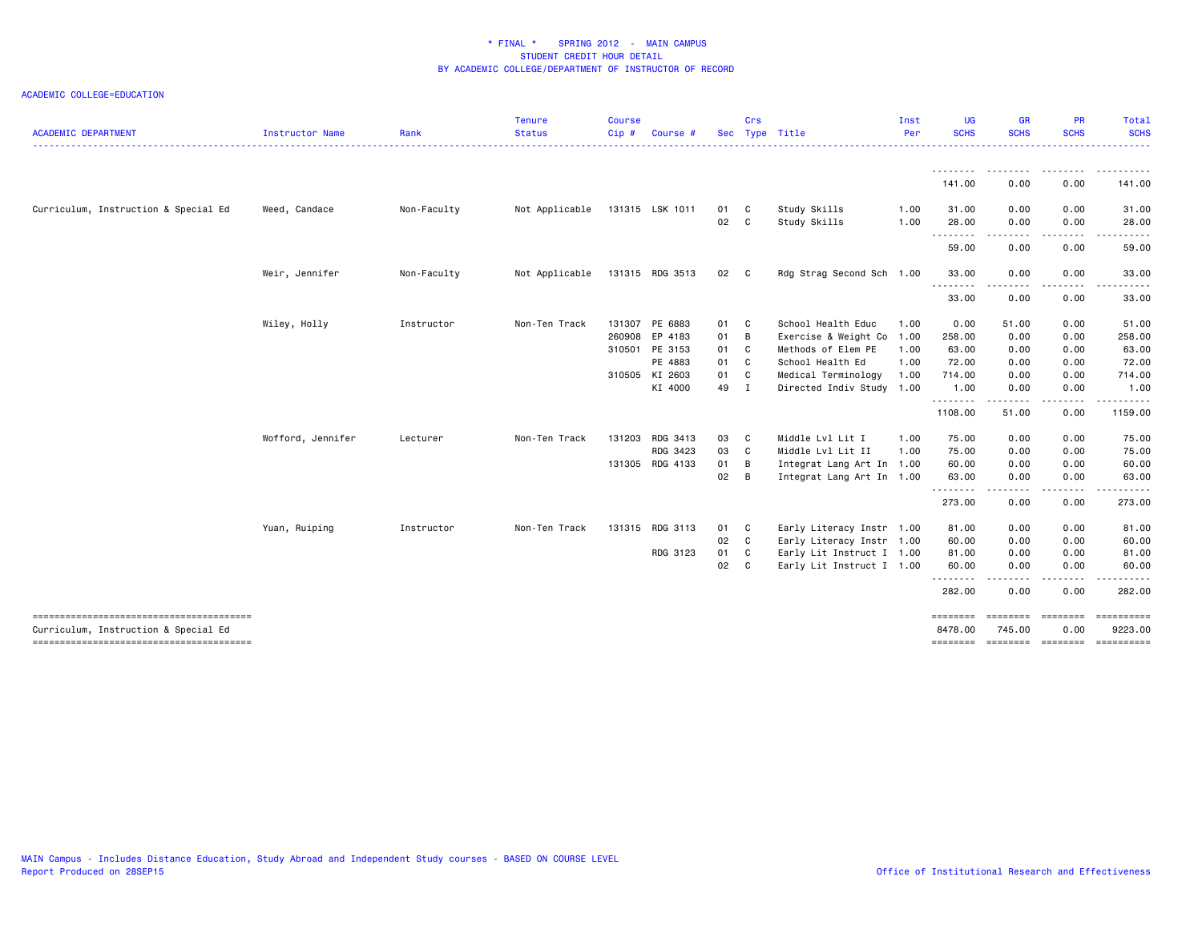# * FINAL * SPRING 2012 - MAIN CAMPUS
## STUDENT CREDIT HOUR DETAIL
## BY ACADEMIC COLLEGE/DEPARTMENT OF INSTRUCTOR OF RECORD

ACADEMIC COLLEGE=EDUCATION

| ACADEMIC DEPARTMENT | Instructor Name | Rank | Tenure Status | Course Cip # | Course # | Sec | Crs Type | Title | Inst Per | UG SCHS | GR SCHS | PR SCHS | Total SCHS |
|---|---|---|---|---|---|---|---|---|---|---|---|---|---|
| | | | | | | | | | | 141.00 | 0.00 | 0.00 | 141.00 |
| Curriculum, Instruction & Special Ed | Weed, Candace | Non-Faculty | Not Applicable | 131315 | LSK 1011 | 01 | C | Study Skills | 1.00 | 31.00 | 0.00 | 0.00 | 31.00 |
| | | | | | | 02 | C | Study Skills | 1.00 | 28.00 | 0.00 | 0.00 | 28.00 |
| | | | | | | | | | | 59.00 | 0.00 | 0.00 | 59.00 |
| | Weir, Jennifer | Non-Faculty | Not Applicable | 131315 | RDG 3513 | 02 | C | Rdg Strag Second Sch | 1.00 | 33.00 | 0.00 | 0.00 | 33.00 |
| | | | | | | | | | | 33.00 | 0.00 | 0.00 | 33.00 |
| | Wiley, Holly | Instructor | Non-Ten Track | 131307 | PE 6883 | 01 | C | School Health Educ | 1.00 | 0.00 | 51.00 | 0.00 | 51.00 |
| | | | | 260908 | EP 4183 | 01 | B | Exercise & Weight Co | 1.00 | 258.00 | 0.00 | 0.00 | 258.00 |
| | | | | 310501 | PE 3153 | 01 | C | Methods of Elem PE | 1.00 | 63.00 | 0.00 | 0.00 | 63.00 |
| | | | | | PE 4883 | 01 | C | School Health Ed | 1.00 | 72.00 | 0.00 | 0.00 | 72.00 |
| | | | | 310505 | KI 2603 | 01 | C | Medical Terminology | 1.00 | 714.00 | 0.00 | 0.00 | 714.00 |
| | | | | | KI 4000 | 49 | I | Directed Indiv Study | 1.00 | 1.00 | 0.00 | 0.00 | 1.00 |
| | | | | | | | | | | 1108.00 | 51.00 | 0.00 | 1159.00 |
| | Wofford, Jennifer | Lecturer | Non-Ten Track | 131203 | RDG 3413 | 03 | C | Middle Lvl Lit I | 1.00 | 75.00 | 0.00 | 0.00 | 75.00 |
| | | | | | RDG 3423 | 03 | C | Middle Lvl Lit II | 1.00 | 75.00 | 0.00 | 0.00 | 75.00 |
| | | | | 131305 | RDG 4133 | 01 | B | Integrat Lang Art In | 1.00 | 60.00 | 0.00 | 0.00 | 60.00 |
| | | | | | | 02 | B | Integrat Lang Art In | 1.00 | 63.00 | 0.00 | 0.00 | 63.00 |
| | | | | | | | | | | 273.00 | 0.00 | 0.00 | 273.00 |
| | Yuan, Ruiping | Instructor | Non-Ten Track | 131315 | RDG 3113 | 01 | C | Early Literacy Instr | 1.00 | 81.00 | 0.00 | 0.00 | 81.00 |
| | | | | | | 02 | C | Early Literacy Instr | 1.00 | 60.00 | 0.00 | 0.00 | 60.00 |
| | | | | | RDG 3123 | 01 | C | Early Lit Instruct I | 1.00 | 81.00 | 0.00 | 0.00 | 81.00 |
| | | | | | | 02 | C | Early Lit Instruct I | 1.00 | 60.00 | 0.00 | 0.00 | 60.00 |
| | | | | | | | | | | 282.00 | 0.00 | 0.00 | 282.00 |
| Curriculum, Instruction & Special Ed | | | | | | | | | | 8478.00 | 745.00 | 0.00 | 9223.00 |

MAIN Campus - Includes Distance Education, Study Abroad and Independent Study courses - BASED ON COURSE LEVEL
Report Produced on 28SEP15

Office of Institutional Research and Effectiveness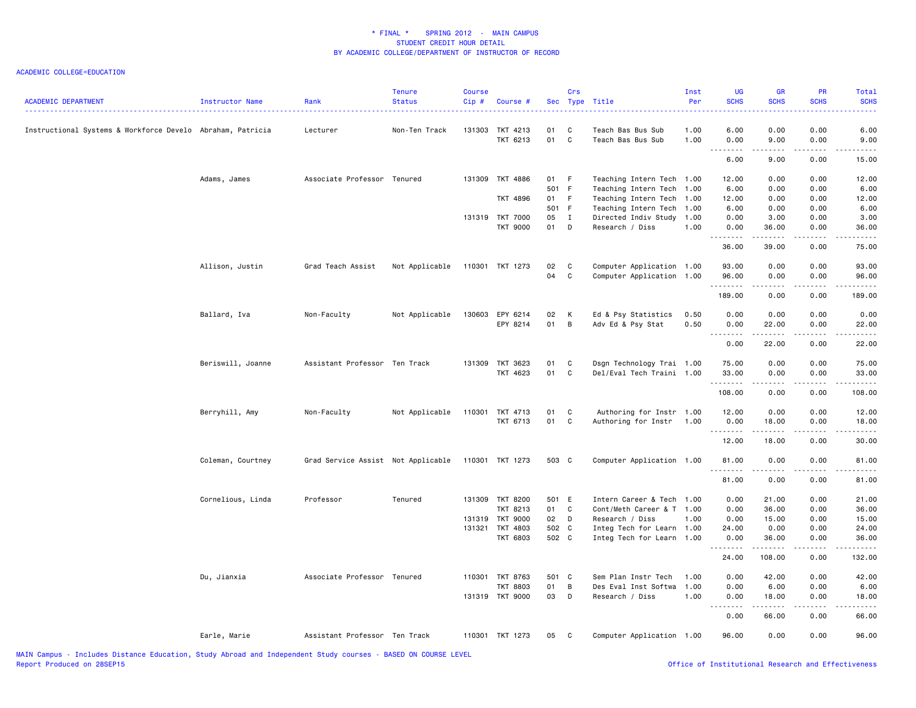# * FINAL * SPRING 2012 - MAIN CAMPUS
## STUDENT CREDIT HOUR DETAIL
## BY ACADEMIC COLLEGE/DEPARTMENT OF INSTRUCTOR OF RECORD

ACADEMIC COLLEGE=EDUCATION

| ACADEMIC DEPARTMENT | Instructor Name | Rank | Tenure Status | Course Cip # | Course # | Sec | Crs Type | Title | Inst Per | UG SCHS | GR SCHS | PR SCHS | Total SCHS |
|---|---|---|---|---|---|---|---|---|---|---|---|---|---|
| Instructional Systems & Workforce Develo | Abraham, Patricia | Lecturer | Non-Ten Track | 131303 | TKT 4213 | 01 | C | Teach Bas Bus Sub | 1.00 | 6.00 | 0.00 | 0.00 | 6.00 |
| | | | | | TKT 6213 | 01 | C | Teach Bas Bus Sub | 1.00 | 0.00 | 9.00 | 0.00 | 9.00 |
| | | | | | | | | | | 6.00 | 9.00 | 0.00 | 15.00 |
| | Adams, James | Associate Professor | Tenured | 131309 | TKT 4886 | 01 | F | Teaching Intern Tech | 1.00 | 12.00 | 0.00 | 0.00 | 12.00 |
| | | | | | | 501 | F | Teaching Intern Tech | 1.00 | 6.00 | 0.00 | 0.00 | 6.00 |
| | | | | | TKT 4896 | 01 | F | Teaching Intern Tech | 1.00 | 12.00 | 0.00 | 0.00 | 12.00 |
| | | | | | | 501 | F | Teaching Intern Tech | 1.00 | 6.00 | 0.00 | 0.00 | 6.00 |
| | | | | 131319 | TKT 7000 | 05 | I | Directed Indiv Study | 1.00 | 0.00 | 3.00 | 0.00 | 3.00 |
| | | | | | TKT 9000 | 01 | D | Research / Diss | 1.00 | 0.00 | 36.00 | 0.00 | 36.00 |
| | | | | | | | | | | 36.00 | 39.00 | 0.00 | 75.00 |
| | Allison, Justin | Grad Teach Assist | Not Applicable | 110301 | TKT 1273 | 02 | C | Computer Application | 1.00 | 93.00 | 0.00 | 0.00 | 93.00 |
| | | | | | | 04 | C | Computer Application | 1.00 | 96.00 | 0.00 | 0.00 | 96.00 |
| | | | | | | | | | | 189.00 | 0.00 | 0.00 | 189.00 |
| | Ballard, Iva | Non-Faculty | Not Applicable | 130603 | EPY 6214 | 02 | K | Ed & Psy Statistics | 0.50 | 0.00 | 0.00 | 0.00 | 0.00 |
| | | | | | EPY 8214 | 01 | B | Adv Ed & Psy Stat | 0.50 | 0.00 | 22.00 | 0.00 | 22.00 |
| | | | | | | | | | | 0.00 | 22.00 | 0.00 | 22.00 |
| | Beriswill, Joanne | Assistant Professor | Ten Track | 131309 | TKT 3623 | 01 | C | Dsgn Technology Trai | 1.00 | 75.00 | 0.00 | 0.00 | 75.00 |
| | | | | | TKT 4623 | 01 | C | Del/Eval Tech Traini | 1.00 | 33.00 | 0.00 | 0.00 | 33.00 |
| | | | | | | | | | | 108.00 | 0.00 | 0.00 | 108.00 |
| | Berryhill, Amy | Non-Faculty | Not Applicable | 110301 | TKT 4713 | 01 | C | Authoring for Instr | 1.00 | 12.00 | 0.00 | 0.00 | 12.00 |
| | | | | | TKT 6713 | 01 | C | Authoring for Instr | 1.00 | 0.00 | 18.00 | 0.00 | 18.00 |
| | | | | | | | | | | 12.00 | 18.00 | 0.00 | 30.00 |
| | Coleman, Courtney | Grad Service Assist | Not Applicable | 110301 | TKT 1273 | 503 | C | Computer Application | 1.00 | 81.00 | 0.00 | 0.00 | 81.00 |
| | | | | | | | | | | 81.00 | 0.00 | 0.00 | 81.00 |
| | Cornelious, Linda | Professor | Tenured | 131309 | TKT 8200 | 501 | E | Intern Career & Tech | 1.00 | 0.00 | 21.00 | 0.00 | 21.00 |
| | | | | | TKT 8213 | 01 | C | Cont/Meth Career & T | 1.00 | 0.00 | 36.00 | 0.00 | 36.00 |
| | | | | 131319 | TKT 9000 | 02 | D | Research / Diss | 1.00 | 0.00 | 15.00 | 0.00 | 15.00 |
| | | | | 131321 | TKT 4803 | 502 | C | Integ Tech for Learn | 1.00 | 24.00 | 0.00 | 0.00 | 24.00 |
| | | | | | TKT 6803 | 502 | C | Integ Tech for Learn | 1.00 | 0.00 | 36.00 | 0.00 | 36.00 |
| | | | | | | | | | | 24.00 | 108.00 | 0.00 | 132.00 |
| | Du, Jianxia | Associate Professor | Tenured | 110301 | TKT 8763 | 501 | C | Sem Plan Instr Tech | 1.00 | 0.00 | 42.00 | 0.00 | 42.00 |
| | | | | | TKT 8803 | 01 | B | Des Eval Inst Softwa | 1.00 | 0.00 | 6.00 | 0.00 | 6.00 |
| | | | | 131319 | TKT 9000 | 03 | D | Research / Diss | 1.00 | 0.00 | 18.00 | 0.00 | 18.00 |
| | | | | | | | | | | 0.00 | 66.00 | 0.00 | 66.00 |
| | Earle, Marie | Assistant Professor | Ten Track | 110301 | TKT 1273 | 05 | C | Computer Application | 1.00 | 96.00 | 0.00 | 0.00 | 96.00 |

MAIN Campus - Includes Distance Education, Study Abroad and Independent Study courses - BASED ON COURSE LEVEL
Report Produced on 28SEP15

Office of Institutional Research and Effectiveness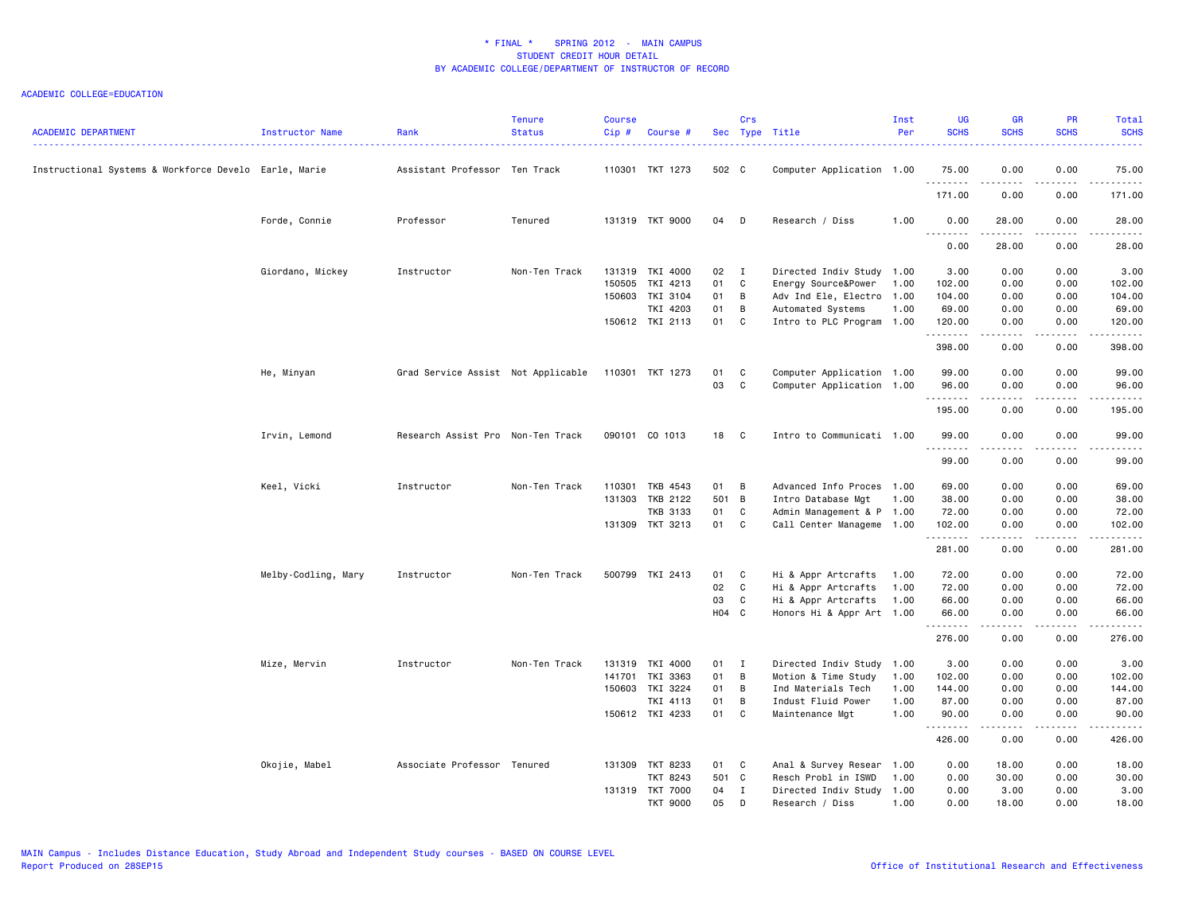\* FINAL \* SPRING 2012 - MAIN CAMPUS
STUDENT CREDIT HOUR DETAIL
BY ACADEMIC COLLEGE/DEPARTMENT OF INSTRUCTOR OF RECORD

ACADEMIC COLLEGE=EDUCATION

| ACADEMIC DEPARTMENT | Instructor Name | Rank | Tenure Status | Course Cip # | Course # | Sec | Crs Type | Title | Inst Per | UG SCHS | GR SCHS | PR SCHS | Total SCHS |
|---|---|---|---|---|---|---|---|---|---|---|---|---|---|
| Instructional Systems & Workforce Develo | Earle, Marie | Assistant Professor | Ten Track | 110301 | TKT 1273 | 502 | C | Computer Application | 1.00 | 75.00 | 0.00 | 0.00 | 75.00 |
| | | | | | | | | | | 171.00 | 0.00 | 0.00 | 171.00 |
| | Forde, Connie | Professor | Tenured | 131319 | TKT 9000 | 04 | D | Research / Diss | 1.00 | 0.00 | 28.00 | 0.00 | 28.00 |
| | | | | | | | | | | 0.00 | 28.00 | 0.00 | 28.00 |
| | Giordano, Mickey | Instructor | Non-Ten Track | 131319 | TKI 4000 | 02 | I | Directed Indiv Study | 1.00 | 3.00 | 0.00 | 0.00 | 3.00 |
| | | | | 150505 | TKI 4213 | 01 | C | Energy Source&Power | 1.00 | 102.00 | 0.00 | 0.00 | 102.00 |
| | | | | 150603 | TKI 3104 | 01 | B | Adv Ind Ele, Electro | 1.00 | 104.00 | 0.00 | 0.00 | 104.00 |
| | | | | | TKI 4203 | 01 | B | Automated Systems | 1.00 | 69.00 | 0.00 | 0.00 | 69.00 |
| | | | | 150612 | TKI 2113 | 01 | C | Intro to PLC Program | 1.00 | 120.00 | 0.00 | 0.00 | 120.00 |
| | | | | | | | | | | 398.00 | 0.00 | 0.00 | 398.00 |
| | He, Minyan | Grad Service Assist | Not Applicable | 110301 | TKT 1273 | 01 | C | Computer Application | 1.00 | 99.00 | 0.00 | 0.00 | 99.00 |
| | | | | | | 03 | C | Computer Application | 1.00 | 96.00 | 0.00 | 0.00 | 96.00 |
| | | | | | | | | | | 195.00 | 0.00 | 0.00 | 195.00 |
| | Irvin, Lemond | Research Assist Pro | Non-Ten Track | 090101 | CO 1013 | 18 | C | Intro to Communicati | 1.00 | 99.00 | 0.00 | 0.00 | 99.00 |
| | | | | | | | | | | 99.00 | 0.00 | 0.00 | 99.00 |
| | Keel, Vicki | Instructor | Non-Ten Track | 110301 | TKB 4543 | 01 | B | Advanced Info Proces | 1.00 | 69.00 | 0.00 | 0.00 | 69.00 |
| | | | | 131303 | TKB 2122 | 501 | B | Intro Database Mgt | 1.00 | 38.00 | 0.00 | 0.00 | 38.00 |
| | | | | | TKB 3133 | 01 | C | Admin Management & P | 1.00 | 72.00 | 0.00 | 0.00 | 72.00 |
| | | | | 131309 | TKT 3213 | 01 | C | Call Center Manageme | 1.00 | 102.00 | 0.00 | 0.00 | 102.00 |
| | | | | | | | | | | 281.00 | 0.00 | 0.00 | 281.00 |
| | Melby-Codling, Mary | Instructor | Non-Ten Track | 500799 | TKI 2413 | 01 | C | Hi & Appr Artcrafts | 1.00 | 72.00 | 0.00 | 0.00 | 72.00 |
| | | | | | | 02 | C | Hi & Appr Artcrafts | 1.00 | 72.00 | 0.00 | 0.00 | 72.00 |
| | | | | | | 03 | C | Hi & Appr Artcrafts | 1.00 | 66.00 | 0.00 | 0.00 | 66.00 |
| | | | | | | H04 | C | Honors Hi & Appr Art | 1.00 | 66.00 | 0.00 | 0.00 | 66.00 |
| | | | | | | | | | | 276.00 | 0.00 | 0.00 | 276.00 |
| | Mize, Mervin | Instructor | Non-Ten Track | 131319 | TKI 4000 | 01 | I | Directed Indiv Study | 1.00 | 3.00 | 0.00 | 0.00 | 3.00 |
| | | | | 141701 | TKI 3363 | 01 | B | Motion & Time Study | 1.00 | 102.00 | 0.00 | 0.00 | 102.00 |
| | | | | 150603 | TKI 3224 | 01 | B | Ind Materials Tech | 1.00 | 144.00 | 0.00 | 0.00 | 144.00 |
| | | | | | TKI 4113 | 01 | B | Indust Fluid Power | 1.00 | 87.00 | 0.00 | 0.00 | 87.00 |
| | | | | 150612 | TKI 4233 | 01 | C | Maintenance Mgt | 1.00 | 90.00 | 0.00 | 0.00 | 90.00 |
| | | | | | | | | | | 426.00 | 0.00 | 0.00 | 426.00 |
| | Okojie, Mabel | Associate Professor | Tenured | 131309 | TKT 8233 | 01 | C | Anal & Survey Resear | 1.00 | 0.00 | 18.00 | 0.00 | 18.00 |
| | | | | | TKT 8243 | 501 | C | Resch Probl in ISWD | 1.00 | 0.00 | 30.00 | 0.00 | 30.00 |
| | | | | 131319 | TKT 7000 | 04 | I | Directed Indiv Study | 1.00 | 0.00 | 3.00 | 0.00 | 3.00 |
| | | | | | TKT 9000 | 05 | D | Research / Diss | 1.00 | 0.00 | 18.00 | 0.00 | 18.00 |

MAIN Campus - Includes Distance Education, Study Abroad and Independent Study courses - BASED ON COURSE LEVEL
Report Produced on 28SEP15

Office of Institutional Research and Effectiveness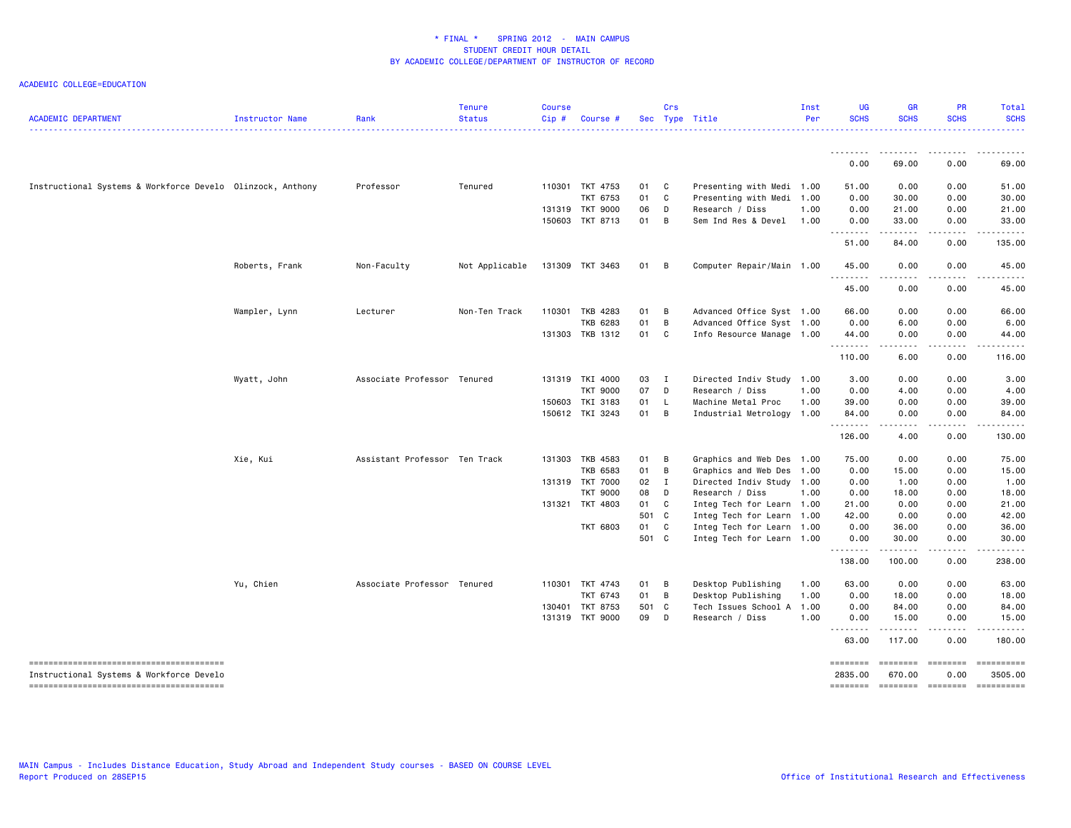# * FINAL * SPRING 2012 - MAIN CAMPUS
## STUDENT CREDIT HOUR DETAIL
## BY ACADEMIC COLLEGE/DEPARTMENT OF INSTRUCTOR OF RECORD

ACADEMIC COLLEGE=EDUCATION

| ACADEMIC DEPARTMENT | Instructor Name | Rank | Tenure Status | Course Cip # | Course # | Sec | Crs Type | Title | Inst Per | UG SCHS | GR SCHS | PR SCHS | Total SCHS |
|---|---|---|---|---|---|---|---|---|---|---|---|---|---|
| | | | | | | | | | | 0.00 | 69.00 | 0.00 | 69.00 |
| Instructional Systems & Workforce Develo | Olinzock, Anthony | Professor | Tenured | 110301 | TKT 4753 | 01 | C | Presenting with Medi | 1.00 | 51.00 | 0.00 | 0.00 | 51.00 |
| | | | | | TKT 6753 | 01 | C | Presenting with Medi | 1.00 | 0.00 | 30.00 | 0.00 | 30.00 |
| | | | | 131319 | TKT 9000 | 06 | D | Research / Diss | 1.00 | 0.00 | 21.00 | 0.00 | 21.00 |
| | | | | 150603 | TKT 8713 | 01 | B | Sem Ind Res & Devel | 1.00 | 0.00 | 33.00 | 0.00 | 33.00 |
| | | | | | | | | | | 51.00 | 84.00 | 0.00 | 135.00 |
| | Roberts, Frank | Non-Faculty | Not Applicable | 131309 | TKT 3463 | 01 | B | Computer Repair/Main | 1.00 | 45.00 | 0.00 | 0.00 | 45.00 |
| | | | | | | | | | | 45.00 | 0.00 | 0.00 | 45.00 |
| | Wampler, Lynn | Lecturer | Non-Ten Track | 110301 | TKB 4283 | 01 | B | Advanced Office Syst | 1.00 | 66.00 | 0.00 | 0.00 | 66.00 |
| | | | | | TKB 6283 | 01 | B | Advanced Office Syst | 1.00 | 0.00 | 6.00 | 0.00 | 6.00 |
| | | | | 131303 | TKB 1312 | 01 | C | Info Resource Manage | 1.00 | 44.00 | 0.00 | 0.00 | 44.00 |
| | | | | | | | | | | 110.00 | 6.00 | 0.00 | 116.00 |
| | Wyatt, John | Associate Professor | Tenured | 131319 | TKI 4000 | 03 | I | Directed Indiv Study | 1.00 | 3.00 | 0.00 | 0.00 | 3.00 |
| | | | | | TKT 9000 | 07 | D | Research / Diss | 1.00 | 0.00 | 4.00 | 0.00 | 4.00 |
| | | | | 150603 | TKI 3183 | 01 | L | Machine Metal Proc | 1.00 | 39.00 | 0.00 | 0.00 | 39.00 |
| | | | | 150612 | TKI 3243 | 01 | B | Industrial Metrology | 1.00 | 84.00 | 0.00 | 0.00 | 84.00 |
| | | | | | | | | | | 126.00 | 4.00 | 0.00 | 130.00 |
| | Xie, Kui | Assistant Professor | Ten Track | 131303 | TKB 4583 | 01 | B | Graphics and Web Des | 1.00 | 75.00 | 0.00 | 0.00 | 75.00 |
| | | | | | TKB 6583 | 01 | B | Graphics and Web Des | 1.00 | 0.00 | 15.00 | 0.00 | 15.00 |
| | | | | 131319 | TKT 7000 | 02 | I | Directed Indiv Study | 1.00 | 0.00 | 1.00 | 0.00 | 1.00 |
| | | | | | TKT 9000 | 08 | D | Research / Diss | 1.00 | 0.00 | 18.00 | 0.00 | 18.00 |
| | | | | 131321 | TKT 4803 | 01 | C | Integ Tech for Learn | 1.00 | 21.00 | 0.00 | 0.00 | 21.00 |
| | | | | | | 501 | C | Integ Tech for Learn | 1.00 | 42.00 | 0.00 | 0.00 | 42.00 |
| | | | | | TKT 6803 | 01 | C | Integ Tech for Learn | 1.00 | 0.00 | 36.00 | 0.00 | 36.00 |
| | | | | | | 501 | C | Integ Tech for Learn | 1.00 | 0.00 | 30.00 | 0.00 | 30.00 |
| | | | | | | | | | | 138.00 | 100.00 | 0.00 | 238.00 |
| | Yu, Chien | Associate Professor | Tenured | 110301 | TKT 4743 | 01 | B | Desktop Publishing | 1.00 | 63.00 | 0.00 | 0.00 | 63.00 |
| | | | | | TKT 6743 | 01 | B | Desktop Publishing | 1.00 | 0.00 | 18.00 | 0.00 | 18.00 |
| | | | | 130401 | TKT 8753 | 501 | C | Tech Issues School A | 1.00 | 0.00 | 84.00 | 0.00 | 84.00 |
| | | | | 131319 | TKT 9000 | 09 | D | Research / Diss | 1.00 | 0.00 | 15.00 | 0.00 | 15.00 |
| | | | | | | | | | | 63.00 | 117.00 | 0.00 | 180.00 |
| Instructional Systems & Workforce Develo | | | | | | | | | | 2835.00 | 670.00 | 0.00 | 3505.00 |

MAIN Campus - Includes Distance Education, Study Abroad and Independent Study courses - BASED ON COURSE LEVEL
Report Produced on 28SEP15

Office of Institutional Research and Effectiveness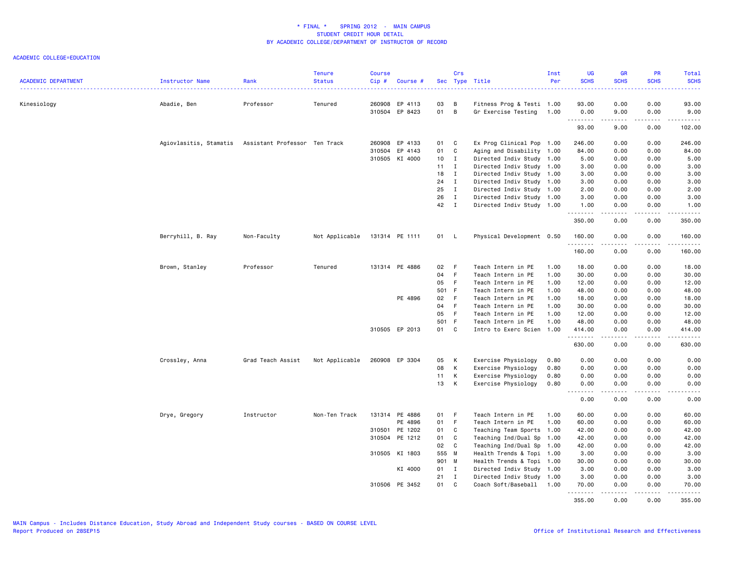# * FINAL * SPRING 2012 - MAIN CAMPUS
## STUDENT CREDIT HOUR DETAIL
## BY ACADEMIC COLLEGE/DEPARTMENT OF INSTRUCTOR OF RECORD

ACADEMIC COLLEGE=EDUCATION

| ACADEMIC DEPARTMENT | Instructor Name | Rank | Tenure Status | Course Cip # | Course # | Sec | Crs Type | Title | Inst Per | UG SCHS | GR SCHS | PR SCHS | Total SCHS |
|---|---|---|---|---|---|---|---|---|---|---|---|---|---|
| Kinesiology | Abadie, Ben | Professor | Tenured | 260908 | EP 4113 | 03 | B | Fitness Prog & Testi | 1.00 | 93.00 | 0.00 | 0.00 | 93.00 |
| | | | | 310504 | EP 8423 | 01 | B | Gr Exercise Testing | 1.00 | 0.00 | 9.00 | 0.00 | 9.00 |
| | | | | | | | | | | 93.00 | 9.00 | 0.00 | 102.00 |
| | Agiovlasitis, Stamatis | Assistant Professor | Ten Track | 260908 | EP 4133 | 01 | C | Ex Prog Clinical Pop | 1.00 | 246.00 | 0.00 | 0.00 | 246.00 |
| | | | | 310504 | EP 4143 | 01 | C | Aging and Disability | 1.00 | 84.00 | 0.00 | 0.00 | 84.00 |
| | | | | 310505 | KI 4000 | 10 | I | Directed Indiv Study | 1.00 | 5.00 | 0.00 | 0.00 | 5.00 |
| | | | | | | 11 | I | Directed Indiv Study | 1.00 | 3.00 | 0.00 | 0.00 | 3.00 |
| | | | | | | 18 | I | Directed Indiv Study | 1.00 | 3.00 | 0.00 | 0.00 | 3.00 |
| | | | | | | 24 | I | Directed Indiv Study | 1.00 | 3.00 | 0.00 | 0.00 | 3.00 |
| | | | | | | 25 | I | Directed Indiv Study | 1.00 | 2.00 | 0.00 | 0.00 | 2.00 |
| | | | | | | 26 | I | Directed Indiv Study | 1.00 | 3.00 | 0.00 | 0.00 | 3.00 |
| | | | | | | 42 | I | Directed Indiv Study | 1.00 | 1.00 | 0.00 | 0.00 | 1.00 |
| | | | | | | | | | | 350.00 | 0.00 | 0.00 | 350.00 |
| | Berryhill, B. Ray | Non-Faculty | Not Applicable | 131314 | PE 1111 | 01 | L | Physical Development | 0.50 | 160.00 | 0.00 | 0.00 | 160.00 |
| | | | | | | | | | | 160.00 | 0.00 | 0.00 | 160.00 |
| | Brown, Stanley | Professor | Tenured | 131314 | PE 4886 | 02 | F | Teach Intern in PE | 1.00 | 18.00 | 0.00 | 0.00 | 18.00 |
| | | | | | | 04 | F | Teach Intern in PE | 1.00 | 30.00 | 0.00 | 0.00 | 30.00 |
| | | | | | | 05 | F | Teach Intern in PE | 1.00 | 12.00 | 0.00 | 0.00 | 12.00 |
| | | | | | | 501 | F | Teach Intern in PE | 1.00 | 48.00 | 0.00 | 0.00 | 48.00 |
| | | | | | PE 4896 | 02 | F | Teach Intern in PE | 1.00 | 18.00 | 0.00 | 0.00 | 18.00 |
| | | | | | | 04 | F | Teach Intern in PE | 1.00 | 30.00 | 0.00 | 0.00 | 30.00 |
| | | | | | | 05 | F | Teach Intern in PE | 1.00 | 12.00 | 0.00 | 0.00 | 12.00 |
| | | | | | | 501 | F | Teach Intern in PE | 1.00 | 48.00 | 0.00 | 0.00 | 48.00 |
| | | | | 310505 | EP 2013 | 01 | C | Intro to Exerc Scien | 1.00 | 414.00 | 0.00 | 0.00 | 414.00 |
| | | | | | | | | | | 630.00 | 0.00 | 0.00 | 630.00 |
| | Crossley, Anna | Grad Teach Assist | Not Applicable | 260908 | EP 3304 | 05 | K | Exercise Physiology | 0.80 | 0.00 | 0.00 | 0.00 | 0.00 |
| | | | | | | 08 | K | Exercise Physiology | 0.80 | 0.00 | 0.00 | 0.00 | 0.00 |
| | | | | | | 11 | K | Exercise Physiology | 0.80 | 0.00 | 0.00 | 0.00 | 0.00 |
| | | | | | | 13 | K | Exercise Physiology | 0.80 | 0.00 | 0.00 | 0.00 | 0.00 |
| | | | | | | | | | | 0.00 | 0.00 | 0.00 | 0.00 |
| | Drye, Gregory | Instructor | Non-Ten Track | 131314 | PE 4886 | 01 | F | Teach Intern in PE | 1.00 | 60.00 | 0.00 | 0.00 | 60.00 |
| | | | | | PE 4896 | 01 | F | Teach Intern in PE | 1.00 | 60.00 | 0.00 | 0.00 | 60.00 |
| | | | | 310501 | PE 1202 | 01 | C | Teaching Team Sports | 1.00 | 42.00 | 0.00 | 0.00 | 42.00 |
| | | | | 310504 | PE 1212 | 01 | C | Teaching Ind/Dual Sp | 1.00 | 42.00 | 0.00 | 0.00 | 42.00 |
| | | | | | | 02 | C | Teaching Ind/Dual Sp | 1.00 | 42.00 | 0.00 | 0.00 | 42.00 |
| | | | | 310505 | KI 1803 | 555 | M | Health Trends & Topi | 1.00 | 3.00 | 0.00 | 0.00 | 3.00 |
| | | | | | | 901 | M | Health Trends & Topi | 1.00 | 30.00 | 0.00 | 0.00 | 30.00 |
| | | | | | KI 4000 | 01 | I | Directed Indiv Study | 1.00 | 3.00 | 0.00 | 0.00 | 3.00 |
| | | | | | | 21 | I | Directed Indiv Study | 1.00 | 3.00 | 0.00 | 0.00 | 3.00 |
| | | | | 310506 | PE 3452 | 01 | C | Coach Soft/Baseball | 1.00 | 70.00 | 0.00 | 0.00 | 70.00 |
| | | | | | | | | | | 355.00 | 0.00 | 0.00 | 355.00 |

MAIN Campus - Includes Distance Education, Study Abroad and Independent Study courses - BASED ON COURSE LEVEL
Report Produced on 28SEP15

Office of Institutional Research and Effectiveness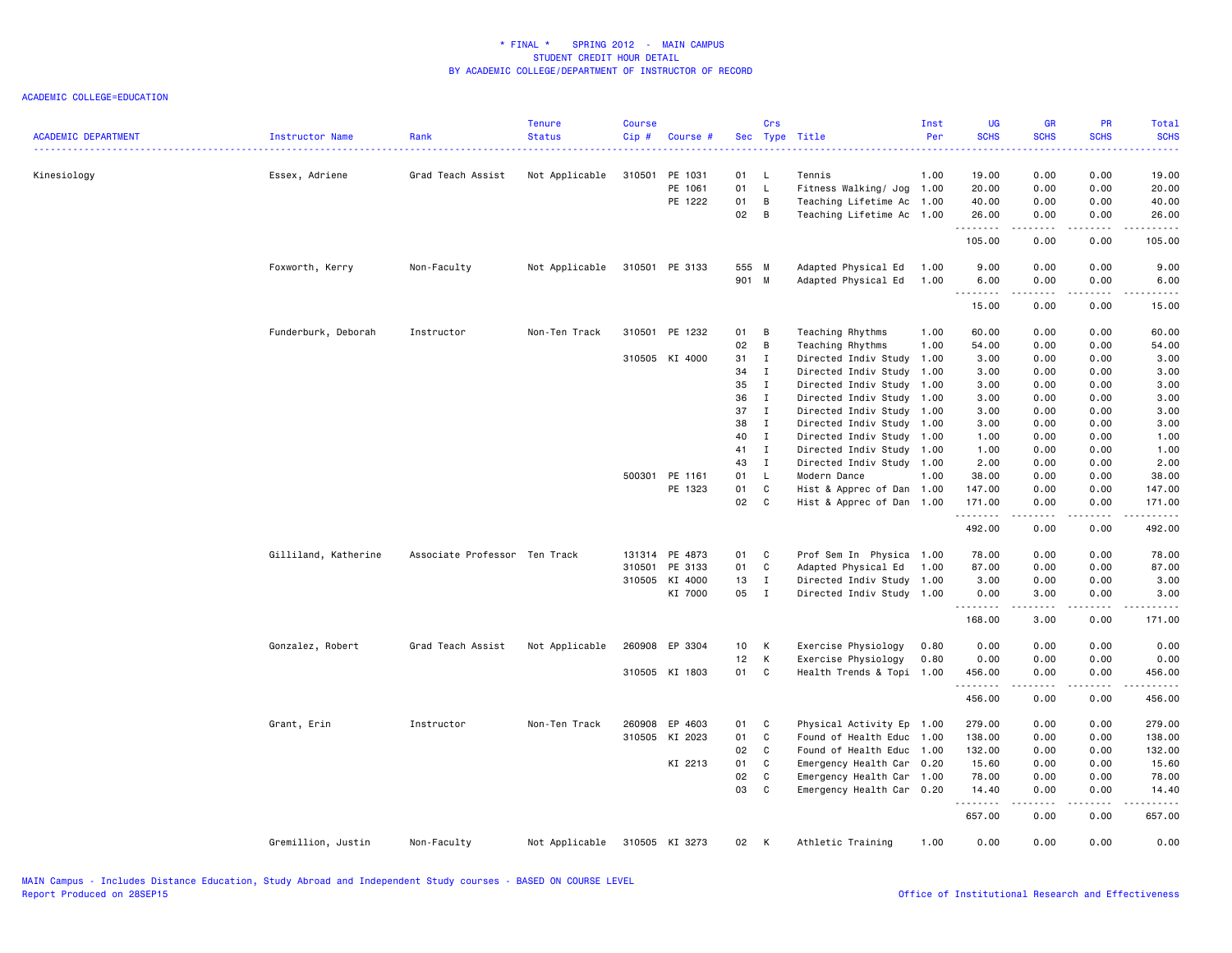# * FINAL * SPRING 2012 - MAIN CAMPUS
## STUDENT CREDIT HOUR DETAIL
## BY ACADEMIC COLLEGE/DEPARTMENT OF INSTRUCTOR OF RECORD

ACADEMIC COLLEGE=EDUCATION

| ACADEMIC DEPARTMENT | Instructor Name | Rank | Tenure Status | Course Cip # | Course # | Sec | Crs Type | Title | Inst Per | UG SCHS | GR SCHS | PR SCHS | Total SCHS |
|---|---|---|---|---|---|---|---|---|---|---|---|---|---|
| Kinesiology | Essex, Adriene | Grad Teach Assist | Not Applicable | 310501 | PE 1031 | 01 | L | Tennis | 1.00 | 19.00 | 0.00 | 0.00 | 19.00 |
| | | | | | PE 1061 | 01 | L | Fitness Walking/ Jog | 1.00 | 20.00 | 0.00 | 0.00 | 20.00 |
| | | | | | PE 1222 | 01 | B | Teaching Lifetime Ac | 1.00 | 40.00 | 0.00 | 0.00 | 40.00 |
| | | | | | | 02 | B | Teaching Lifetime Ac | 1.00 | 26.00 | 0.00 | 0.00 | 26.00 |
| | | | | | | | | | | 105.00 | 0.00 | 0.00 | 105.00 |
| | Foxworth, Kerry | Non-Faculty | Not Applicable | 310501 | PE 3133 | 555 | M | Adapted Physical Ed | 1.00 | 9.00 | 0.00 | 0.00 | 9.00 |
| | | | | | | 901 | M | Adapted Physical Ed | 1.00 | 6.00 | 0.00 | 0.00 | 6.00 |
| | | | | | | | | | | 15.00 | 0.00 | 0.00 | 15.00 |
| | Funderburk, Deborah | Instructor | Non-Ten Track | 310501 | PE 1232 | 01 | B | Teaching Rhythms | 1.00 | 60.00 | 0.00 | 0.00 | 60.00 |
| | | | | | | 02 | B | Teaching Rhythms | 1.00 | 54.00 | 0.00 | 0.00 | 54.00 |
| | | | | 310505 | KI 4000 | 31 | I | Directed Indiv Study | 1.00 | 3.00 | 0.00 | 0.00 | 3.00 |
| | | | | | | 34 | I | Directed Indiv Study | 1.00 | 3.00 | 0.00 | 0.00 | 3.00 |
| | | | | | | 35 | I | Directed Indiv Study | 1.00 | 3.00 | 0.00 | 0.00 | 3.00 |
| | | | | | | 36 | I | Directed Indiv Study | 1.00 | 3.00 | 0.00 | 0.00 | 3.00 |
| | | | | | | 37 | I | Directed Indiv Study | 1.00 | 3.00 | 0.00 | 0.00 | 3.00 |
| | | | | | | 38 | I | Directed Indiv Study | 1.00 | 3.00 | 0.00 | 0.00 | 3.00 |
| | | | | | | 40 | I | Directed Indiv Study | 1.00 | 1.00 | 0.00 | 0.00 | 1.00 |
| | | | | | | 41 | I | Directed Indiv Study | 1.00 | 1.00 | 0.00 | 0.00 | 1.00 |
| | | | | | | 43 | I | Directed Indiv Study | 1.00 | 2.00 | 0.00 | 0.00 | 2.00 |
| | | | | 500301 | PE 1161 | 01 | L | Modern Dance | 1.00 | 38.00 | 0.00 | 0.00 | 38.00 |
| | | | | | PE 1323 | 01 | C | Hist & Apprec of Dan | 1.00 | 147.00 | 0.00 | 0.00 | 147.00 |
| | | | | | | 02 | C | Hist & Apprec of Dan | 1.00 | 171.00 | 0.00 | 0.00 | 171.00 |
| | | | | | | | | | | 492.00 | 0.00 | 0.00 | 492.00 |
| | Gilliland, Katherine | Associate Professor | Ten Track | 131314 | PE 4873 | 01 | C | Prof Sem In Physica | 1.00 | 78.00 | 0.00 | 0.00 | 78.00 |
| | | | | 310501 | PE 3133 | 01 | C | Adapted Physical Ed | 1.00 | 87.00 | 0.00 | 0.00 | 87.00 |
| | | | | 310505 | KI 4000 | 13 | I | Directed Indiv Study | 1.00 | 3.00 | 0.00 | 0.00 | 3.00 |
| | | | | | KI 7000 | 05 | I | Directed Indiv Study | 1.00 | 0.00 | 3.00 | 0.00 | 3.00 |
| | | | | | | | | | | 168.00 | 3.00 | 0.00 | 171.00 |
| | Gonzalez, Robert | Grad Teach Assist | Not Applicable | 260908 | EP 3304 | 10 | K | Exercise Physiology | 0.80 | 0.00 | 0.00 | 0.00 | 0.00 |
| | | | | | | 12 | K | Exercise Physiology | 0.80 | 0.00 | 0.00 | 0.00 | 0.00 |
| | | | | 310505 | KI 1803 | 01 | C | Health Trends & Topi | 1.00 | 456.00 | 0.00 | 0.00 | 456.00 |
| | | | | | | | | | | 456.00 | 0.00 | 0.00 | 456.00 |
| | Grant, Erin | Instructor | Non-Ten Track | 260908 | EP 4603 | 01 | C | Physical Activity Ep | 1.00 | 279.00 | 0.00 | 0.00 | 279.00 |
| | | | | 310505 | KI 2023 | 01 | C | Found of Health Educ | 1.00 | 138.00 | 0.00 | 0.00 | 138.00 |
| | | | | | | 02 | C | Found of Health Educ | 1.00 | 132.00 | 0.00 | 0.00 | 132.00 |
| | | | | | KI 2213 | 01 | C | Emergency Health Car | 0.20 | 15.60 | 0.00 | 0.00 | 15.60 |
| | | | | | | 02 | C | Emergency Health Car | 1.00 | 78.00 | 0.00 | 0.00 | 78.00 |
| | | | | | | 03 | C | Emergency Health Car | 0.20 | 14.40 | 0.00 | 0.00 | 14.40 |
| | | | | | | | | | | 657.00 | 0.00 | 0.00 | 657.00 |
| | Gremillion, Justin | Non-Faculty | Not Applicable | 310505 | KI 3273 | 02 | K | Athletic Training | 1.00 | 0.00 | 0.00 | 0.00 | 0.00 |

MAIN Campus - Includes Distance Education, Study Abroad and Independent Study courses - BASED ON COURSE LEVEL
Report Produced on 28SEP15
Office of Institutional Research and Effectiveness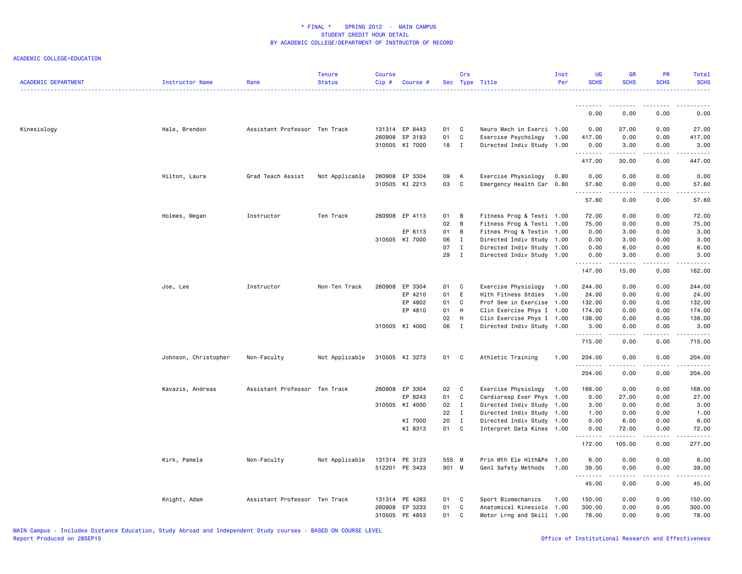\* FINAL \* SPRING 2012 - MAIN CAMPUS
STUDENT CREDIT HOUR DETAIL
BY ACADEMIC COLLEGE/DEPARTMENT OF INSTRUCTOR OF RECORD

ACADEMIC COLLEGE=EDUCATION

| ACADEMIC DEPARTMENT | Instructor Name | Rank | Tenure Status | Course Cip # | Course # | Sec | Crs Type | Title | Inst Per | UG SCHS | GR SCHS | PR SCHS | Total SCHS |
|---|---|---|---|---|---|---|---|---|---|---|---|---|---|
| | | | | | | | | | | 0.00 | 0.00 | 0.00 | 0.00 |
| Kinesiology | Hale, Brendon | Assistant Professor | Ten Track | 131314 | EP 8443 | 01 | C | Neuro Mech in Exerci | 1.00 | 0.00 | 27.00 | 0.00 | 27.00 |
| | | | | 260908 | EP 3183 | 01 | C | Exercise Psychology | 1.00 | 417.00 | 0.00 | 0.00 | 417.00 |
| | | | | 310505 | KI 7000 | 18 | I | Directed Indiv Study | 1.00 | 0.00 | 3.00 | 0.00 | 3.00 |
| | | | | | | | | | | 417.00 | 30.00 | 0.00 | 447.00 |
| | Hilton, Laura | Grad Teach Assist | Not Applicable | 260908 | EP 3304 | 09 | K | Exercise Physiology | 0.80 | 0.00 | 0.00 | 0.00 | 0.00 |
| | | | | 310505 | KI 2213 | 03 | C | Emergency Health Car | 0.80 | 57.60 | 0.00 | 0.00 | 57.60 |
| | | | | | | | | | | 57.60 | 0.00 | 0.00 | 57.60 |
| | Holmes, Megan | Instructor | Ten Track | 260908 | EP 4113 | 01 | B | Fitness Prog & Testi | 1.00 | 72.00 | 0.00 | 0.00 | 72.00 |
| | | | | | | 02 | B | Fitness Prog & Testi | 1.00 | 75.00 | 0.00 | 0.00 | 75.00 |
| | | | | | EP 6113 | 01 | B | Fitnes Prog & Testin | 1.00 | 0.00 | 3.00 | 0.00 | 3.00 |
| | | | | 310505 | KI 7000 | 06 | I | Directed Indiv Study | 1.00 | 0.00 | 3.00 | 0.00 | 3.00 |
| | | | | | | 07 | I | Directed Indiv Study | 1.00 | 0.00 | 6.00 | 0.00 | 6.00 |
| | | | | | | 29 | I | Directed Indiv Study | 1.00 | 0.00 | 3.00 | 0.00 | 3.00 |
| | | | | | | | | | | 147.00 | 15.00 | 0.00 | 162.00 |
| | Joe, Lee | Instructor | Non-Ten Track | 260908 | EP 3304 | 01 | C | Exercise Physiology | 1.00 | 244.00 | 0.00 | 0.00 | 244.00 |
| | | | | | EP 4210 | 01 | E | Hlth Fitness Stdies | 1.00 | 24.00 | 0.00 | 0.00 | 24.00 |
| | | | | | EP 4802 | 01 | C | Prof Sem in Exercise | 1.00 | 132.00 | 0.00 | 0.00 | 132.00 |
| | | | | | EP 4810 | 01 | H | Clin Exercise Phys I | 1.00 | 174.00 | 0.00 | 0.00 | 174.00 |
| | | | | | | 02 | H | Clin Exercise Phys I | 1.00 | 138.00 | 0.00 | 0.00 | 138.00 |
| | | | | 310505 | KI 4000 | 06 | I | Directed Indiv Study | 1.00 | 3.00 | 0.00 | 0.00 | 3.00 |
| | | | | | | | | | | 715.00 | 0.00 | 0.00 | 715.00 |
| | Johnson, Christopher | Non-Faculty | Not Applicable | 310505 | KI 3273 | 01 | C | Athletic Training | 1.00 | 204.00 | 0.00 | 0.00 | 204.00 |
| | | | | | | | | | | 204.00 | 0.00 | 0.00 | 204.00 |
| | Kavazis, Andreas | Assistant Professor | Ten Track | 260908 | EP 3304 | 02 | C | Exercise Physiology | 1.00 | 168.00 | 0.00 | 0.00 | 168.00 |
| | | | | | EP 8243 | 01 | C | Cardioresp Exer Phys | 1.00 | 0.00 | 27.00 | 0.00 | 27.00 |
| | | | | 310505 | KI 4000 | 02 | I | Directed Indiv Study | 1.00 | 3.00 | 0.00 | 0.00 | 3.00 |
| | | | | | | 22 | I | Directed Indiv Study | 1.00 | 1.00 | 0.00 | 0.00 | 1.00 |
| | | | | | KI 7000 | 20 | I | Directed Indiv Study | 1.00 | 0.00 | 6.00 | 0.00 | 6.00 |
| | | | | | KI 8313 | 01 | C | Interpret Data Kines | 1.00 | 0.00 | 72.00 | 0.00 | 72.00 |
| | | | | | | | | | | 172.00 | 105.00 | 0.00 | 277.00 |
| | Kirk, Pamela | Non-Faculty | Not Applicable | 131314 | PE 3123 | 555 | M | Prin Mth Ele Hlth&Pe | 1.00 | 6.00 | 0.00 | 0.00 | 6.00 |
| | | | | 512201 | PE 3433 | 901 | M | Genl Safety Methods | 1.00 | 39.00 | 0.00 | 0.00 | 39.00 |
| | | | | | | | | | | 45.00 | 0.00 | 0.00 | 45.00 |
| | Knight, Adam | Assistant Professor | Ten Track | 131314 | PE 4283 | 01 | C | Sport Biomechanics | 1.00 | 150.00 | 0.00 | 0.00 | 150.00 |
| | | | | 260908 | EP 3233 | 01 | C | Anatomical Kinesiolo | 1.00 | 300.00 | 0.00 | 0.00 | 300.00 |
| | | | | 310505 | PE 4853 | 01 | C | Motor Lrng and Skill | 1.00 | 78.00 | 0.00 | 0.00 | 78.00 |

MAIN Campus - Includes Distance Education, Study Abroad and Independent Study courses - BASED ON COURSE LEVEL
Report Produced on 28SEP15
Office of Institutional Research and Effectiveness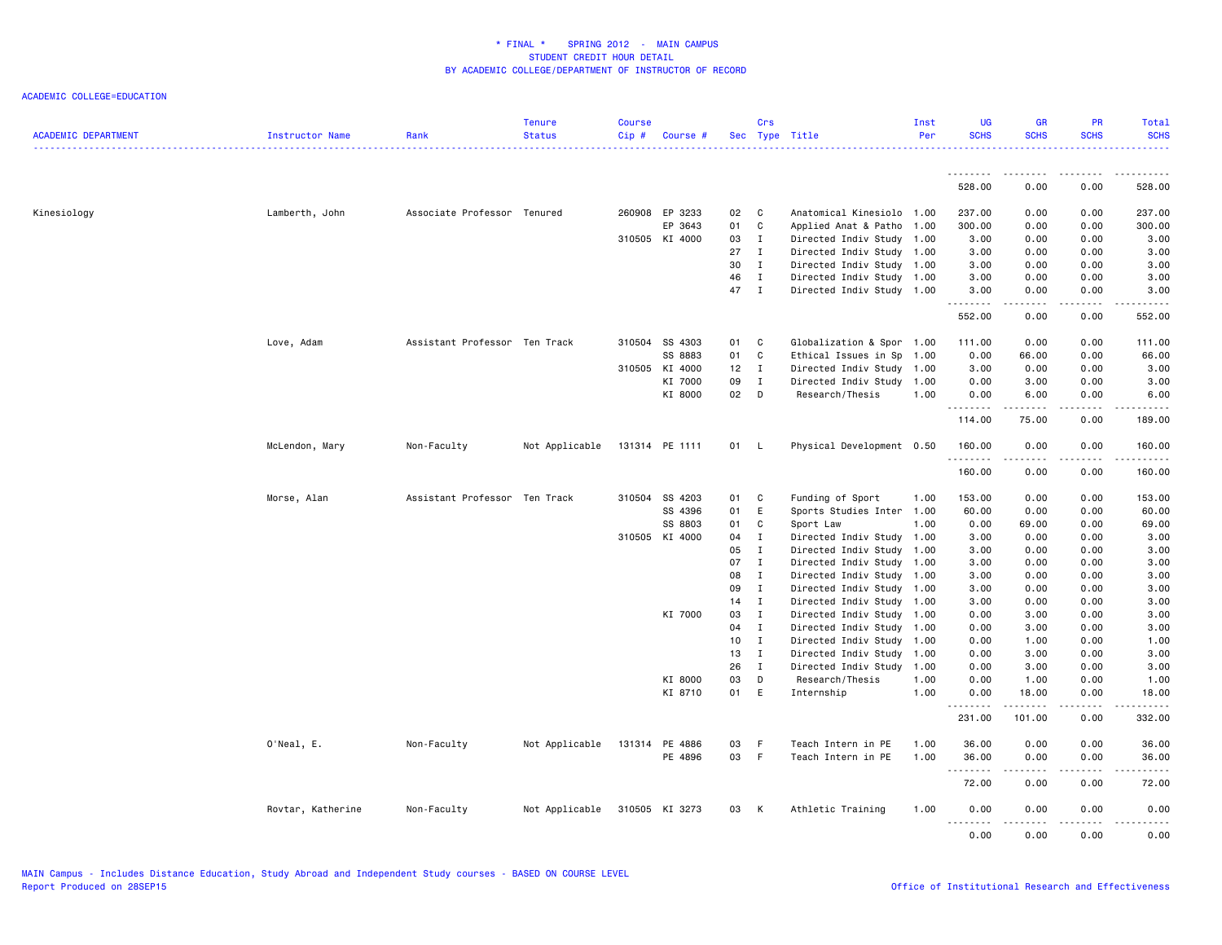# * FINAL * SPRING 2012 - MAIN CAMPUS
## STUDENT CREDIT HOUR DETAIL
## BY ACADEMIC COLLEGE/DEPARTMENT OF INSTRUCTOR OF RECORD

ACADEMIC COLLEGE=EDUCATION

| ACADEMIC DEPARTMENT | Instructor Name | Rank | Tenure Status | Course Cip # | Course # | Sec | Crs Type | Title | Inst Per | UG SCHS | GR SCHS | PR SCHS | Total SCHS |
|---|---|---|---|---|---|---|---|---|---|---|---|---|---|
| | | | | | | | | | | 528.00 | 0.00 | 0.00 | 528.00 |
| Kinesiology | Lamberth, John | Associate Professor | Tenured | 260908 | EP 3233 | 02 | C | Anatomical Kinesiolo | 1.00 | 237.00 | 0.00 | 0.00 | 237.00 |
| | | | | | EP 3643 | 01 | C | Applied Anat & Patho | 1.00 | 300.00 | 0.00 | 0.00 | 300.00 |
| | | | | 310505 | KI 4000 | 03 | I | Directed Indiv Study | 1.00 | 3.00 | 0.00 | 0.00 | 3.00 |
| | | | | | | 27 | I | Directed Indiv Study | 1.00 | 3.00 | 0.00 | 0.00 | 3.00 |
| | | | | | | 30 | I | Directed Indiv Study | 1.00 | 3.00 | 0.00 | 0.00 | 3.00 |
| | | | | | | 46 | I | Directed Indiv Study | 1.00 | 3.00 | 0.00 | 0.00 | 3.00 |
| | | | | | | 47 | I | Directed Indiv Study | 1.00 | 3.00 | 0.00 | 0.00 | 3.00 |
| | | | | | | | | | | 552.00 | 0.00 | 0.00 | 552.00 |
| | Love, Adam | Assistant Professor | Ten Track | 310504 | SS 4303 | 01 | C | Globalization & Spor | 1.00 | 111.00 | 0.00 | 0.00 | 111.00 |
| | | | | | SS 8883 | 01 | C | Ethical Issues in Sp | 1.00 | 0.00 | 66.00 | 0.00 | 66.00 |
| | | | | 310505 | KI 4000 | 12 | I | Directed Indiv Study | 1.00 | 3.00 | 0.00 | 0.00 | 3.00 |
| | | | | | KI 7000 | 09 | I | Directed Indiv Study | 1.00 | 0.00 | 3.00 | 0.00 | 3.00 |
| | | | | | KI 8000 | 02 | D | Research/Thesis | 1.00 | 0.00 | 6.00 | 0.00 | 6.00 |
| | | | | | | | | | | 114.00 | 75.00 | 0.00 | 189.00 |
| | McLendon, Mary | Non-Faculty | Not Applicable | 131314 | PE 1111 | 01 | L | Physical Development | 0.50 | 160.00 | 0.00 | 0.00 | 160.00 |
| | | | | | | | | | | 160.00 | 0.00 | 0.00 | 160.00 |
| | Morse, Alan | Assistant Professor | Ten Track | 310504 | SS 4203 | 01 | C | Funding of Sport | 1.00 | 153.00 | 0.00 | 0.00 | 153.00 |
| | | | | | SS 4396 | 01 | E | Sports Studies Inter | 1.00 | 60.00 | 0.00 | 0.00 | 60.00 |
| | | | | | SS 8803 | 01 | C | Sport Law | 1.00 | 0.00 | 69.00 | 0.00 | 69.00 |
| | | | | 310505 | KI 4000 | 04 | I | Directed Indiv Study | 1.00 | 3.00 | 0.00 | 0.00 | 3.00 |
| | | | | | | 05 | I | Directed Indiv Study | 1.00 | 3.00 | 0.00 | 0.00 | 3.00 |
| | | | | | | 07 | I | Directed Indiv Study | 1.00 | 3.00 | 0.00 | 0.00 | 3.00 |
| | | | | | | 08 | I | Directed Indiv Study | 1.00 | 3.00 | 0.00 | 0.00 | 3.00 |
| | | | | | | 09 | I | Directed Indiv Study | 1.00 | 3.00 | 0.00 | 0.00 | 3.00 |
| | | | | | | 14 | I | Directed Indiv Study | 1.00 | 3.00 | 0.00 | 0.00 | 3.00 |
| | | | | | KI 7000 | 03 | I | Directed Indiv Study | 1.00 | 0.00 | 3.00 | 0.00 | 3.00 |
| | | | | | | 04 | I | Directed Indiv Study | 1.00 | 0.00 | 3.00 | 0.00 | 3.00 |
| | | | | | | 10 | I | Directed Indiv Study | 1.00 | 0.00 | 1.00 | 0.00 | 1.00 |
| | | | | | | 13 | I | Directed Indiv Study | 1.00 | 0.00 | 3.00 | 0.00 | 3.00 |
| | | | | | | 26 | I | Directed Indiv Study | 1.00 | 0.00 | 3.00 | 0.00 | 3.00 |
| | | | | | KI 8000 | 03 | D | Research/Thesis | 1.00 | 0.00 | 1.00 | 0.00 | 1.00 |
| | | | | | KI 8710 | 01 | E | Internship | 1.00 | 0.00 | 18.00 | 0.00 | 18.00 |
| | | | | | | | | | | 231.00 | 101.00 | 0.00 | 332.00 |
| | O'Neal, E. | Non-Faculty | Not Applicable | 131314 | PE 4886 | 03 | F | Teach Intern in PE | 1.00 | 36.00 | 0.00 | 0.00 | 36.00 |
| | | | | | PE 4896 | 03 | F | Teach Intern in PE | 1.00 | 36.00 | 0.00 | 0.00 | 36.00 |
| | | | | | | | | | | 72.00 | 0.00 | 0.00 | 72.00 |
| | Rovtar, Katherine | Non-Faculty | Not Applicable | 310505 | KI 3273 | 03 | K | Athletic Training | 1.00 | 0.00 | 0.00 | 0.00 | 0.00 |
| | | | | | | | | | | 0.00 | 0.00 | 0.00 | 0.00 |

MAIN Campus - Includes Distance Education, Study Abroad and Independent Study courses - BASED ON COURSE LEVEL
Report Produced on 28SEP15

Office of Institutional Research and Effectiveness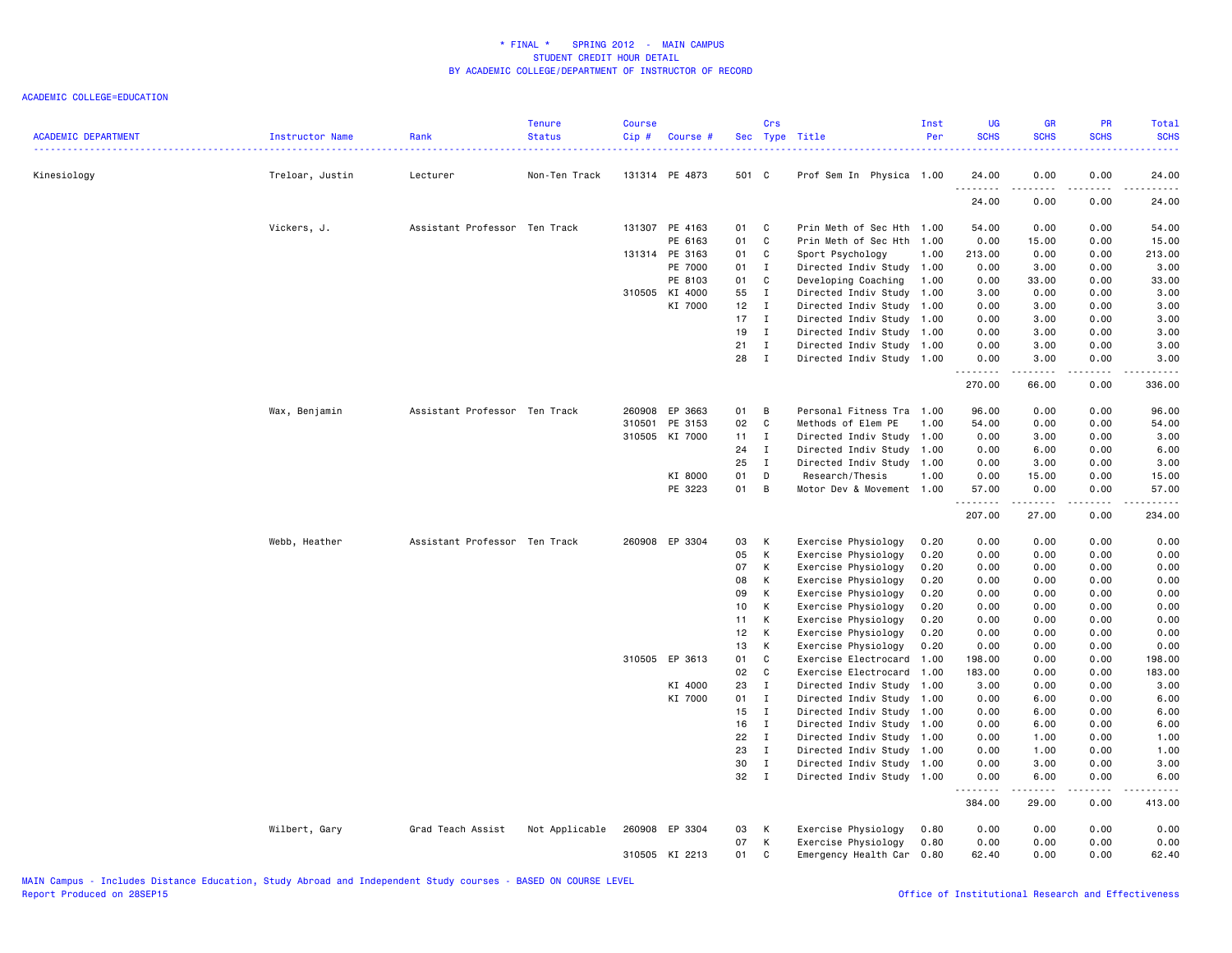\* FINAL \* SPRING 2012 - MAIN CAMPUS
STUDENT CREDIT HOUR DETAIL
BY ACADEMIC COLLEGE/DEPARTMENT OF INSTRUCTOR OF RECORD

ACADEMIC COLLEGE=EDUCATION

| ACADEMIC DEPARTMENT | Instructor Name | Rank | Tenure Status | Course Cip # | Course # | Sec | Crs Type | Title | Inst Per | UG SCHS | GR SCHS | PR SCHS | Total SCHS |
|---|---|---|---|---|---|---|---|---|---|---|---|---|---|
| Kinesiology | Treloar, Justin | Lecturer | Non-Ten Track | 131314 | PE 4873 | 501 | C | Prof Sem In Physica | 1.00 | 24.00 | 0.00 | 0.00 | 24.00 |
| | | | | | | | | | | 24.00 | 0.00 | 0.00 | 24.00 |
| | Vickers, J. | Assistant Professor | Ten Track | 131307 | PE 4163 | 01 | C | Prin Meth of Sec Hth | 1.00 | 54.00 | 0.00 | 0.00 | 54.00 |
| | | | | | PE 6163 | 01 | C | Prin Meth of Sec Hth | 1.00 | 0.00 | 15.00 | 0.00 | 15.00 |
| | | | | 131314 | PE 3163 | 01 | C | Sport Psychology | 1.00 | 213.00 | 0.00 | 0.00 | 213.00 |
| | | | | | PE 7000 | 01 | I | Directed Indiv Study | 1.00 | 0.00 | 3.00 | 0.00 | 3.00 |
| | | | | | PE 8103 | 01 | C | Developing Coaching | 1.00 | 0.00 | 33.00 | 0.00 | 33.00 |
| | | | | 310505 | KI 4000 | 55 | I | Directed Indiv Study | 1.00 | 3.00 | 0.00 | 0.00 | 3.00 |
| | | | | | KI 7000 | 12 | I | Directed Indiv Study | 1.00 | 0.00 | 3.00 | 0.00 | 3.00 |
| | | | | | | 17 | I | Directed Indiv Study | 1.00 | 0.00 | 3.00 | 0.00 | 3.00 |
| | | | | | | 19 | I | Directed Indiv Study | 1.00 | 0.00 | 3.00 | 0.00 | 3.00 |
| | | | | | | 21 | I | Directed Indiv Study | 1.00 | 0.00 | 3.00 | 0.00 | 3.00 |
| | | | | | | 28 | I | Directed Indiv Study | 1.00 | 0.00 | 3.00 | 0.00 | 3.00 |
| | | | | | | | | | | 270.00 | 66.00 | 0.00 | 336.00 |
| | Wax, Benjamin | Assistant Professor | Ten Track | 260908 | EP 3663 | 01 | B | Personal Fitness Tra | 1.00 | 96.00 | 0.00 | 0.00 | 96.00 |
| | | | | 310501 | PE 3153 | 02 | C | Methods of Elem PE | 1.00 | 54.00 | 0.00 | 0.00 | 54.00 |
| | | | | 310505 | KI 7000 | 11 | I | Directed Indiv Study | 1.00 | 0.00 | 3.00 | 0.00 | 3.00 |
| | | | | | | 24 | I | Directed Indiv Study | 1.00 | 0.00 | 6.00 | 0.00 | 6.00 |
| | | | | | | 25 | I | Directed Indiv Study | 1.00 | 0.00 | 3.00 | 0.00 | 3.00 |
| | | | | | KI 8000 | 01 | D | Research/Thesis | 1.00 | 0.00 | 15.00 | 0.00 | 15.00 |
| | | | | | PE 3223 | 01 | B | Motor Dev & Movement | 1.00 | 57.00 | 0.00 | 0.00 | 57.00 |
| | | | | | | | | | | 207.00 | 27.00 | 0.00 | 234.00 |
| | Webb, Heather | Assistant Professor | Ten Track | 260908 | EP 3304 | 03 | K | Exercise Physiology | 0.20 | 0.00 | 0.00 | 0.00 | 0.00 |
| | | | | | | 05 | K | Exercise Physiology | 0.20 | 0.00 | 0.00 | 0.00 | 0.00 |
| | | | | | | 07 | K | Exercise Physiology | 0.20 | 0.00 | 0.00 | 0.00 | 0.00 |
| | | | | | | 08 | K | Exercise Physiology | 0.20 | 0.00 | 0.00 | 0.00 | 0.00 |
| | | | | | | 09 | K | Exercise Physiology | 0.20 | 0.00 | 0.00 | 0.00 | 0.00 |
| | | | | | | 10 | K | Exercise Physiology | 0.20 | 0.00 | 0.00 | 0.00 | 0.00 |
| | | | | | | 11 | K | Exercise Physiology | 0.20 | 0.00 | 0.00 | 0.00 | 0.00 |
| | | | | | | 12 | K | Exercise Physiology | 0.20 | 0.00 | 0.00 | 0.00 | 0.00 |
| | | | | | | 13 | K | Exercise Physiology | 0.20 | 0.00 | 0.00 | 0.00 | 0.00 |
| | | | | 310505 | EP 3613 | 01 | C | Exercise Electrocard | 1.00 | 198.00 | 0.00 | 0.00 | 198.00 |
| | | | | | | 02 | C | Exercise Electrocard | 1.00 | 183.00 | 0.00 | 0.00 | 183.00 |
| | | | | | KI 4000 | 23 | I | Directed Indiv Study | 1.00 | 3.00 | 0.00 | 0.00 | 3.00 |
| | | | | | KI 7000 | 01 | I | Directed Indiv Study | 1.00 | 0.00 | 6.00 | 0.00 | 6.00 |
| | | | | | | 15 | I | Directed Indiv Study | 1.00 | 0.00 | 6.00 | 0.00 | 6.00 |
| | | | | | | 16 | I | Directed Indiv Study | 1.00 | 0.00 | 6.00 | 0.00 | 6.00 |
| | | | | | | 22 | I | Directed Indiv Study | 1.00 | 0.00 | 1.00 | 0.00 | 1.00 |
| | | | | | | 23 | I | Directed Indiv Study | 1.00 | 0.00 | 1.00 | 0.00 | 1.00 |
| | | | | | | 30 | I | Directed Indiv Study | 1.00 | 0.00 | 3.00 | 0.00 | 3.00 |
| | | | | | | 32 | I | Directed Indiv Study | 1.00 | 0.00 | 6.00 | 0.00 | 6.00 |
| | | | | | | | | | | 384.00 | 29.00 | 0.00 | 413.00 |
| | Wilbert, Gary | Grad Teach Assist | Not Applicable | 260908 | EP 3304 | 03 | K | Exercise Physiology | 0.80 | 0.00 | 0.00 | 0.00 | 0.00 |
| | | | | | | 07 | K | Exercise Physiology | 0.80 | 0.00 | 0.00 | 0.00 | 0.00 |
| | | | | 310505 | KI 2213 | 01 | C | Emergency Health Car | 0.80 | 62.40 | 0.00 | 0.00 | 62.40 |

MAIN Campus - Includes Distance Education, Study Abroad and Independent Study courses - BASED ON COURSE LEVEL
Report Produced on 28SEP15 Office of Institutional Research and Effectiveness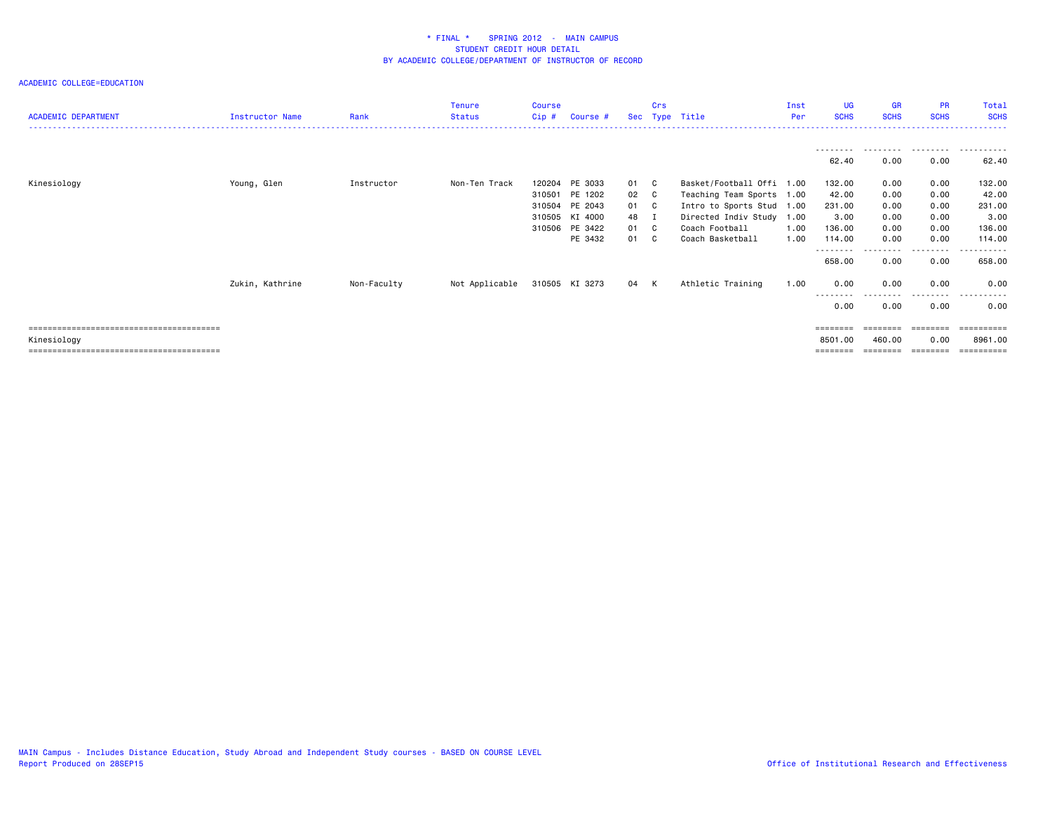\* FINAL \*    SPRING 2012 - MAIN CAMPUS
STUDENT CREDIT HOUR DETAIL
BY ACADEMIC COLLEGE/DEPARTMENT OF INSTRUCTOR OF RECORD

ACADEMIC COLLEGE=EDUCATION

| ACADEMIC DEPARTMENT | Instructor Name | Rank | Tenure Status | Course Cip # | Course # | Sec | Crs Type | Title | Inst Per | UG SCHS | GR SCHS | PR SCHS | Total SCHS |
|---|---|---|---|---|---|---|---|---|---|---|---|---|---|
| | | | | | | | | | | 62.40 | 0.00 | 0.00 | 62.40 |
| Kinesiology | Young, Glen | Instructor | Non-Ten Track | 120204 | PE 3033 | 01 | C | Basket/Football Offi | 1.00 | 132.00 | 0.00 | 0.00 | 132.00 |
| | | | | 310501 | PE 1202 | 02 | C | Teaching Team Sports | 1.00 | 42.00 | 0.00 | 0.00 | 42.00 |
| | | | | 310504 | PE 2043 | 01 | C | Intro to Sports Stud | 1.00 | 231.00 | 0.00 | 0.00 | 231.00 |
| | | | | 310505 | KI 4000 | 48 | I | Directed Indiv Study | 1.00 | 3.00 | 0.00 | 0.00 | 3.00 |
| | | | | 310506 | PE 3422 | 01 | C | Coach Football | 1.00 | 136.00 | 0.00 | 0.00 | 136.00 |
| | | | | | PE 3432 | 01 | C | Coach Basketball | 1.00 | 114.00 | 0.00 | 0.00 | 114.00 |
| | | | | | | | | | | 658.00 | 0.00 | 0.00 | 658.00 |
| | Zukin, Kathrine | Non-Faculty | Not Applicable | 310505 | KI 3273 | 04 | K | Athletic Training | 1.00 | 0.00 | 0.00 | 0.00 | 0.00 |
| | | | | | | | | | | 0.00 | 0.00 | 0.00 | 0.00 |
| Kinesiology | | | | | | | | | | 8501.00 | 460.00 | 0.00 | 8961.00 |

MAIN Campus - Includes Distance Education, Study Abroad and Independent Study courses - BASED ON COURSE LEVEL
Report Produced on 28SEP15

Office of Institutional Research and Effectiveness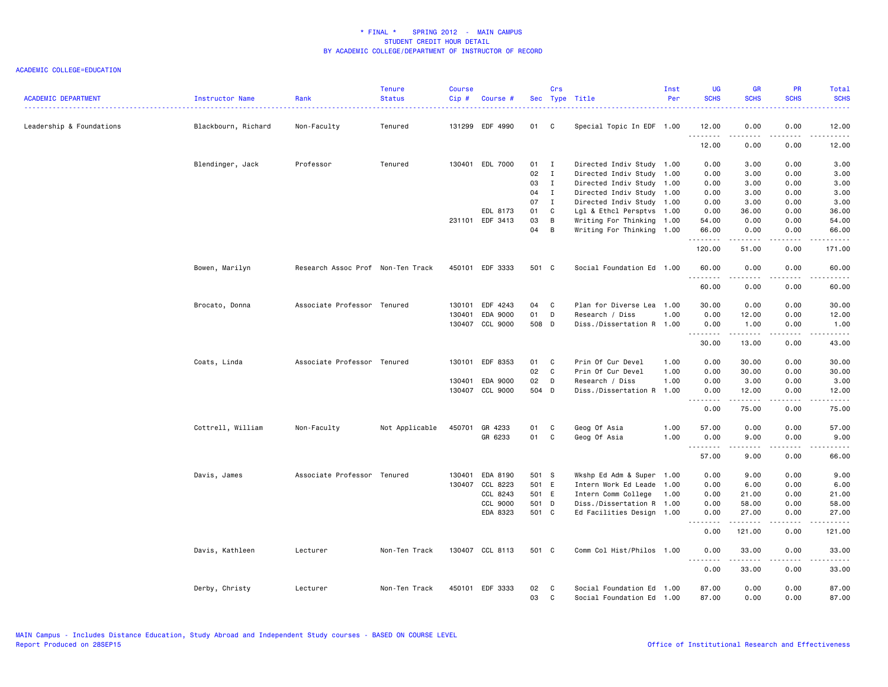\* FINAL \*    SPRING 2012 - MAIN CAMPUS
STUDENT CREDIT HOUR DETAIL
BY ACADEMIC COLLEGE/DEPARTMENT OF INSTRUCTOR OF RECORD

ACADEMIC COLLEGE=EDUCATION

| ACADEMIC DEPARTMENT | Instructor Name | Rank | Tenure Status | Course Cip # | Course # | Sec | Crs Type | Title | Inst Per | UG SCHS | GR SCHS | PR SCHS | Total SCHS |
|---|---|---|---|---|---|---|---|---|---|---|---|---|---|
| Leadership & Foundations | Blackbourn, Richard | Non-Faculty | Tenured | 131299 | EDF 4990 | 01 | C | Special Topic In EDF | 1.00 | 12.00 | 0.00 | 0.00 | 12.00 |
| | | | | | | | | | | 12.00 | 0.00 | 0.00 | 12.00 |
| | Blendinger, Jack | Professor | Tenured | 130401 | EDL 7000 | 01 | I | Directed Indiv Study | 1.00 | 0.00 | 3.00 | 0.00 | 3.00 |
| | | | | | | 02 | I | Directed Indiv Study | 1.00 | 0.00 | 3.00 | 0.00 | 3.00 |
| | | | | | | 03 | I | Directed Indiv Study | 1.00 | 0.00 | 3.00 | 0.00 | 3.00 |
| | | | | | | 04 | I | Directed Indiv Study | 1.00 | 0.00 | 3.00 | 0.00 | 3.00 |
| | | | | | | 07 | I | Directed Indiv Study | 1.00 | 0.00 | 3.00 | 0.00 | 3.00 |
| | | | | | EDL 8173 | 01 | C | Lgl & Ethcl Persptvs | 1.00 | 0.00 | 36.00 | 0.00 | 36.00 |
| | | | | 231101 | EDF 3413 | 03 | B | Writing For Thinking | 1.00 | 54.00 | 0.00 | 0.00 | 54.00 |
| | | | | | | 04 | B | Writing For Thinking | 1.00 | 66.00 | 0.00 | 0.00 | 66.00 |
| | | | | | | | | | | 120.00 | 51.00 | 0.00 | 171.00 |
| | Bowen, Marilyn | Research Assoc Prof | Non-Ten Track | 450101 | EDF 3333 | 501 | C | Social Foundation Ed | 1.00 | 60.00 | 0.00 | 0.00 | 60.00 |
| | | | | | | | | | | 60.00 | 0.00 | 0.00 | 60.00 |
| | Brocato, Donna | Associate Professor | Tenured | 130101 | EDF 4243 | 04 | C | Plan for Diverse Lea | 1.00 | 30.00 | 0.00 | 0.00 | 30.00 |
| | | | | 130401 | EDA 9000 | 01 | D | Research / Diss | 1.00 | 0.00 | 12.00 | 0.00 | 12.00 |
| | | | | 130407 | CCL 9000 | 508 | D | Diss./Dissertation R | 1.00 | 0.00 | 1.00 | 0.00 | 1.00 |
| | | | | | | | | | | 30.00 | 13.00 | 0.00 | 43.00 |
| | Coats, Linda | Associate Professor | Tenured | 130101 | EDF 8353 | 01 | C | Prin Of Cur Devel | 1.00 | 0.00 | 30.00 | 0.00 | 30.00 |
| | | | | | | 02 | C | Prin Of Cur Devel | 1.00 | 0.00 | 30.00 | 0.00 | 30.00 |
| | | | | 130401 | EDA 9000 | 02 | D | Research / Diss | 1.00 | 0.00 | 3.00 | 0.00 | 3.00 |
| | | | | 130407 | CCL 9000 | 504 | D | Diss./Dissertation R | 1.00 | 0.00 | 12.00 | 0.00 | 12.00 |
| | | | | | | | | | | 0.00 | 75.00 | 0.00 | 75.00 |
| | Cottrell, William | Non-Faculty | Not Applicable | 450701 | GR 4233 | 01 | C | Geog Of Asia | 1.00 | 57.00 | 0.00 | 0.00 | 57.00 |
| | | | | | GR 6233 | 01 | C | Geog Of Asia | 1.00 | 0.00 | 9.00 | 0.00 | 9.00 |
| | | | | | | | | | | 57.00 | 9.00 | 0.00 | 66.00 |
| | Davis, James | Associate Professor | Tenured | 130401 | EDA 8190 | 501 | S | Wkshp Ed Adm & Super | 1.00 | 0.00 | 9.00 | 0.00 | 9.00 |
| | | | | 130407 | CCL 8223 | 501 | E | Intern Work Ed Leade | 1.00 | 0.00 | 6.00 | 0.00 | 6.00 |
| | | | | | CCL 8243 | 501 | E | Intern Comm College | 1.00 | 0.00 | 21.00 | 0.00 | 21.00 |
| | | | | | CCL 9000 | 501 | D | Diss./Dissertation R | 1.00 | 0.00 | 58.00 | 0.00 | 58.00 |
| | | | | | EDA 8323 | 501 | C | Ed Facilities Design | 1.00 | 0.00 | 27.00 | 0.00 | 27.00 |
| | | | | | | | | | | 0.00 | 121.00 | 0.00 | 121.00 |
| | Davis, Kathleen | Lecturer | Non-Ten Track | 130407 | CCL 8113 | 501 | C | Comm Col Hist/Philos | 1.00 | 0.00 | 33.00 | 0.00 | 33.00 |
| | | | | | | | | | | 0.00 | 33.00 | 0.00 | 33.00 |
| | Derby, Christy | Lecturer | Non-Ten Track | 450101 | EDF 3333 | 02 | C | Social Foundation Ed | 1.00 | 87.00 | 0.00 | 0.00 | 87.00 |
| | | | | | | 03 | C | Social Foundation Ed | 1.00 | 87.00 | 0.00 | 0.00 | 87.00 |

MAIN Campus - Includes Distance Education, Study Abroad and Independent Study courses - BASED ON COURSE LEVEL
Report Produced on 28SEP15

Office of Institutional Research and Effectiveness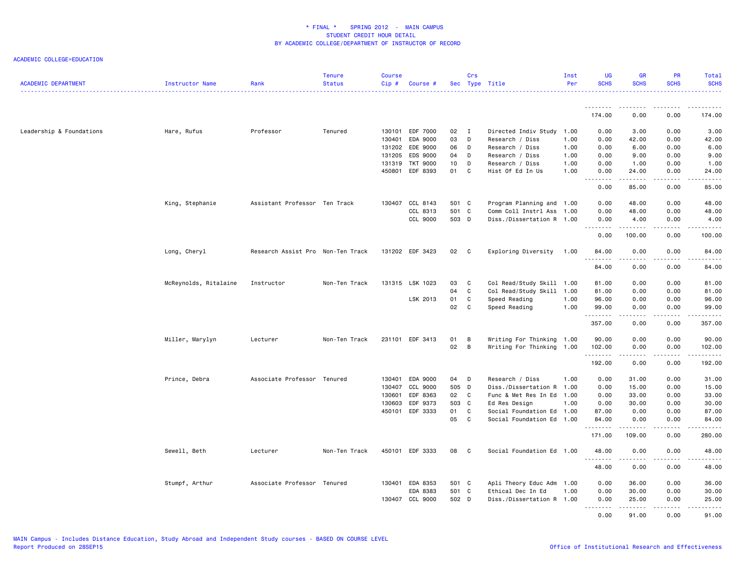# * FINAL * SPRING 2012 - MAIN CAMPUS
## STUDENT CREDIT HOUR DETAIL
## BY ACADEMIC COLLEGE/DEPARTMENT OF INSTRUCTOR OF RECORD

ACADEMIC COLLEGE=EDUCATION

| ACADEMIC DEPARTMENT | Instructor Name | Rank | Tenure Status | Course Cip # | Course # | Sec | Crs Type | Title | Inst Per | UG SCHS | GR SCHS | PR SCHS | Total SCHS |
|---|---|---|---|---|---|---|---|---|---|---|---|---|---|
| | | | | | | | | | | 174.00 | 0.00 | 0.00 | 174.00 |
| Leadership & Foundations | Hare, Rufus | Professor | Tenured | 130101 | EDF 7000 | 02 | I | Directed Indiv Study | 1.00 | 0.00 | 3.00 | 0.00 | 3.00 |
| | | | | 130401 | EDA 9000 | 03 | D | Research / Diss | 1.00 | 0.00 | 42.00 | 0.00 | 42.00 |
| | | | | 131202 | EDE 9000 | 06 | D | Research / Diss | 1.00 | 0.00 | 6.00 | 0.00 | 6.00 |
| | | | | 131205 | EDS 9000 | 04 | D | Research / Diss | 1.00 | 0.00 | 9.00 | 0.00 | 9.00 |
| | | | | 131319 | TKT 9000 | 10 | D | Research / Diss | 1.00 | 0.00 | 1.00 | 0.00 | 1.00 |
| | | | | 450801 | EDF 8393 | 01 | C | Hist Of Ed In Us | 1.00 | 0.00 | 24.00 | 0.00 | 24.00 |
| | | | | | | | | | | 0.00 | 85.00 | 0.00 | 85.00 |
| | King, Stephanie | Assistant Professor | Ten Track | 130407 | CCL 8143 | 501 | C | Program Planning and | 1.00 | 0.00 | 48.00 | 0.00 | 48.00 |
| | | | | | CCL 8313 | 501 | C | Comm Coll Instrl Ass | 1.00 | 0.00 | 48.00 | 0.00 | 48.00 |
| | | | | | CCL 9000 | 503 | D | Diss./Dissertation R | 1.00 | 0.00 | 4.00 | 0.00 | 4.00 |
| | | | | | | | | | | 0.00 | 100.00 | 0.00 | 100.00 |
| | Long, Cheryl | Research Assist Pro | Non-Ten Track | 131202 | EDF 3423 | 02 | C | Exploring Diversity | 1.00 | 84.00 | 0.00 | 0.00 | 84.00 |
| | | | | | | | | | | 84.00 | 0.00 | 0.00 | 84.00 |
| | McReynolds, Ritalaine | Instructor | Non-Ten Track | 131315 | LSK 1023 | 03 | C | Col Read/Study Skill | 1.00 | 81.00 | 0.00 | 0.00 | 81.00 |
| | | | | | | 04 | C | Col Read/Study Skill | 1.00 | 81.00 | 0.00 | 0.00 | 81.00 |
| | | | | | LSK 2013 | 01 | C | Speed Reading | 1.00 | 96.00 | 0.00 | 0.00 | 96.00 |
| | | | | | | 02 | C | Speed Reading | 1.00 | 99.00 | 0.00 | 0.00 | 99.00 |
| | | | | | | | | | | 357.00 | 0.00 | 0.00 | 357.00 |
| | Miller, Marylyn | Lecturer | Non-Ten Track | 231101 | EDF 3413 | 01 | B | Writing For Thinking | 1.00 | 90.00 | 0.00 | 0.00 | 90.00 |
| | | | | | | 02 | B | Writing For Thinking | 1.00 | 102.00 | 0.00 | 0.00 | 102.00 |
| | | | | | | | | | | 192.00 | 0.00 | 0.00 | 192.00 |
| | Prince, Debra | Associate Professor | Tenured | 130401 | EDA 9000 | 04 | D | Research / Diss | 1.00 | 0.00 | 31.00 | 0.00 | 31.00 |
| | | | | 130407 | CCL 9000 | 505 | D | Diss./Dissertation R | 1.00 | 0.00 | 15.00 | 0.00 | 15.00 |
| | | | | 130601 | EDF 8363 | 02 | C | Func & Met Res In Ed | 1.00 | 0.00 | 33.00 | 0.00 | 33.00 |
| | | | | 130603 | EDF 9373 | 503 | C | Ed Res Design | 1.00 | 0.00 | 30.00 | 0.00 | 30.00 |
| | | | | 450101 | EDF 3333 | 01 | C | Social Foundation Ed | 1.00 | 87.00 | 0.00 | 0.00 | 87.00 |
| | | | | | | 05 | C | Social Foundation Ed | 1.00 | 84.00 | 0.00 | 0.00 | 84.00 |
| | | | | | | | | | | 171.00 | 109.00 | 0.00 | 280.00 |
| | Sewell, Beth | Lecturer | Non-Ten Track | 450101 | EDF 3333 | 08 | C | Social Foundation Ed | 1.00 | 48.00 | 0.00 | 0.00 | 48.00 |
| | | | | | | | | | | 48.00 | 0.00 | 0.00 | 48.00 |
| | Stumpf, Arthur | Associate Professor | Tenured | 130401 | EDA 8353 | 501 | C | Apli Theory Educ Adm | 1.00 | 0.00 | 36.00 | 0.00 | 36.00 |
| | | | | | EDA 8383 | 501 | C | Ethical Dec In Ed | 1.00 | 0.00 | 30.00 | 0.00 | 30.00 |
| | | | | 130407 | CCL 9000 | 502 | D | Diss./Dissertation R | 1.00 | 0.00 | 25.00 | 0.00 | 25.00 |
| | | | | | | | | | | 0.00 | 91.00 | 0.00 | 91.00 |

MAIN Campus - Includes Distance Education, Study Abroad and Independent Study courses - BASED ON COURSE LEVEL
Report Produced on 28SEP15

Office of Institutional Research and Effectiveness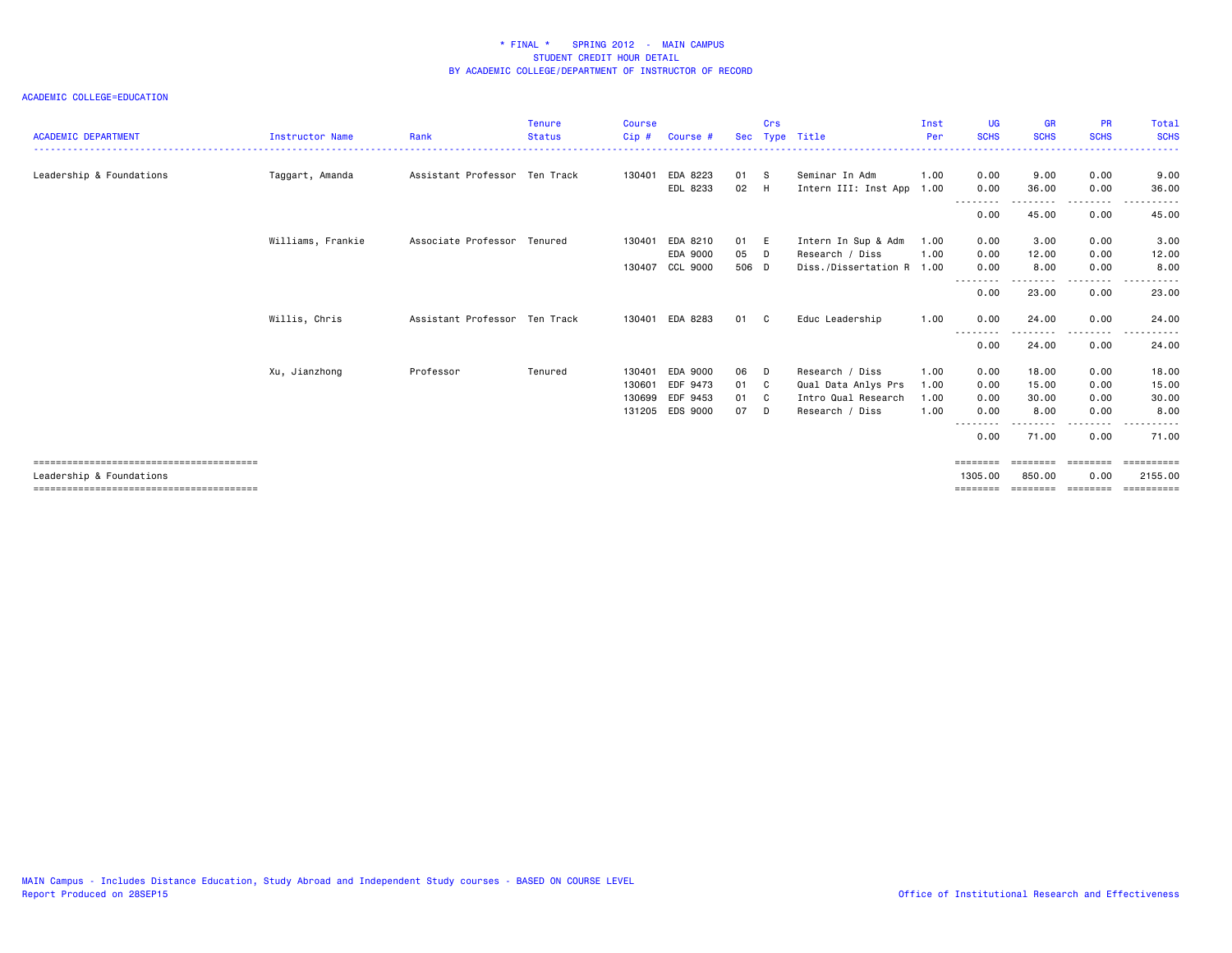# * FINAL * SPRING 2012 - MAIN CAMPUS
## STUDENT CREDIT HOUR DETAIL
## BY ACADEMIC COLLEGE/DEPARTMENT OF INSTRUCTOR OF RECORD

ACADEMIC COLLEGE=EDUCATION

| ACADEMIC DEPARTMENT | Instructor Name | Rank | Tenure Status | Course Cip # | Course # | Sec | Crs Type | Title | Inst Per | UG SCHS | GR SCHS | PR SCHS | Total SCHS |
|---|---|---|---|---|---|---|---|---|---|---|---|---|---|
| Leadership & Foundations | Taggart, Amanda | Assistant Professor | Ten Track | 130401 | EDA 8223 | 01 | S | Seminar In Adm | 1.00 | 0.00 | 9.00 | 0.00 | 9.00 |
| | | | | | EDL 8233 | 02 | H | Intern III: Inst App | 1.00 | 0.00 | 36.00 | 0.00 | 36.00 |
| | | | | | | | | | | 0.00 | 45.00 | 0.00 | 45.00 |
| | Williams, Frankie | Associate Professor | Tenured | 130401 | EDA 8210 | 01 | E | Intern In Sup & Adm | 1.00 | 0.00 | 3.00 | 0.00 | 3.00 |
| | | | | | EDA 9000 | 05 | D | Research / Diss | 1.00 | 0.00 | 12.00 | 0.00 | 12.00 |
| | | | | 130407 | CCL 9000 | 506 | D | Diss./Dissertation R | 1.00 | 0.00 | 8.00 | 0.00 | 8.00 |
| | | | | | | | | | | 0.00 | 23.00 | 0.00 | 23.00 |
| | Willis, Chris | Assistant Professor | Ten Track | 130401 | EDA 8283 | 01 | C | Educ Leadership | 1.00 | 0.00 | 24.00 | 0.00 | 24.00 |
| | | | | | | | | | | 0.00 | 24.00 | 0.00 | 24.00 |
| | Xu, Jianzhong | Professor | Tenured | 130401 | EDA 9000 | 06 | D | Research / Diss | 1.00 | 0.00 | 18.00 | 0.00 | 18.00 |
| | | | | 130601 | EDF 9473 | 01 | C | Qual Data Anlys Prs | 1.00 | 0.00 | 15.00 | 0.00 | 15.00 |
| | | | | 130699 | EDF 9453 | 01 | C | Intro Qual Research | 1.00 | 0.00 | 30.00 | 0.00 | 30.00 |
| | | | | 131205 | EDS 9000 | 07 | D | Research / Diss | 1.00 | 0.00 | 8.00 | 0.00 | 8.00 |
| | | | | | | | | | | 0.00 | 71.00 | 0.00 | 71.00 |
| Leadership & Foundations | | | | | | | | | | 1305.00 | 850.00 | 0.00 | 2155.00 |

MAIN Campus - Includes Distance Education, Study Abroad and Independent Study courses - BASED ON COURSE LEVEL
Report Produced on 28SEP15

Office of Institutional Research and Effectiveness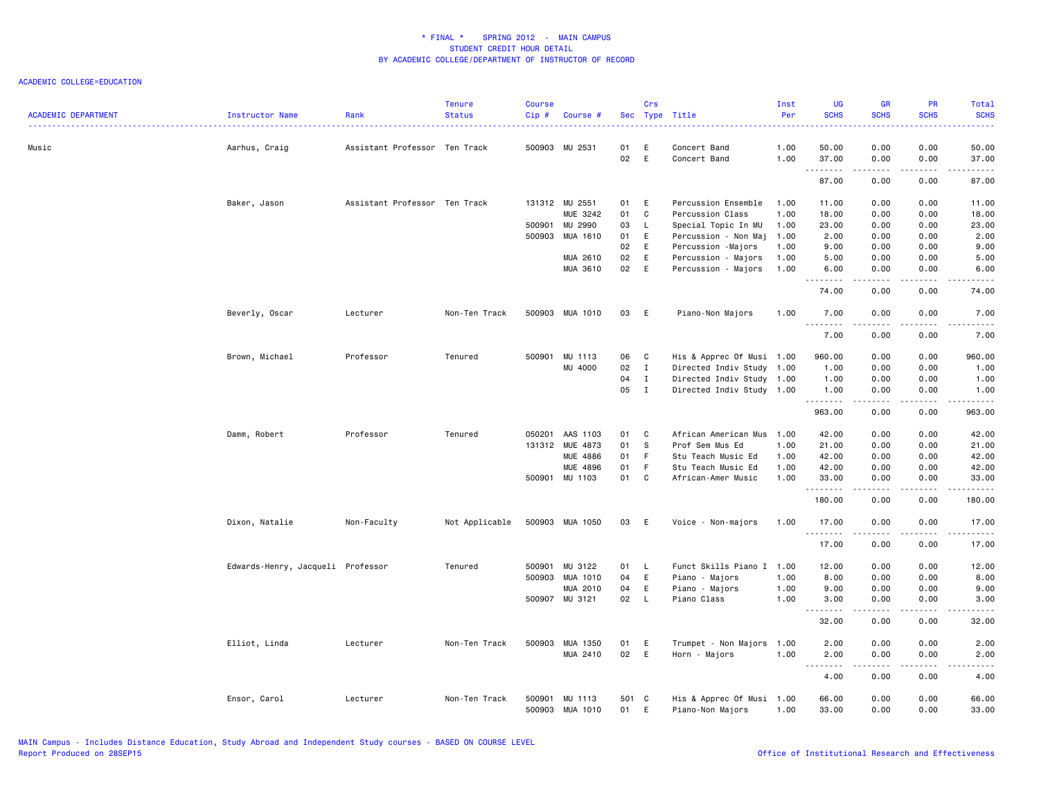# * FINAL * SPRING 2012 - MAIN CAMPUS
## STUDENT CREDIT HOUR DETAIL
## BY ACADEMIC COLLEGE/DEPARTMENT OF INSTRUCTOR OF RECORD

ACADEMIC COLLEGE=EDUCATION

| ACADEMIC DEPARTMENT | Instructor Name | Rank | Tenure Status | Course Cip # | Course # | Sec | Crs Type | Title | Inst Per | UG SCHS | GR SCHS | PR SCHS | Total SCHS |
|---|---|---|---|---|---|---|---|---|---|---|---|---|---|
| Music | Aarhus, Craig | Assistant Professor | Ten Track | 500903 | MU 2531 | 01 | E | Concert Band | 1.00 | 50.00 | 0.00 | 0.00 | 50.00 |
| | | | | | | 02 | E | Concert Band | 1.00 | 37.00 | 0.00 | 0.00 | 37.00 |
| | | | | | | | | | | 87.00 | 0.00 | 0.00 | 87.00 |
| | Baker, Jason | Assistant Professor | Ten Track | 131312 | MU 2551 | 01 | E | Percussion Ensemble | 1.00 | 11.00 | 0.00 | 0.00 | 11.00 |
| | | | | | MUE 3242 | 01 | C | Percussion Class | 1.00 | 18.00 | 0.00 | 0.00 | 18.00 |
| | | | | 500901 | MU 2990 | 03 | L | Special Topic In MU | 1.00 | 23.00 | 0.00 | 0.00 | 23.00 |
| | | | | 500903 | MUA 1610 | 01 | E | Percussion - Non Maj | 1.00 | 2.00 | 0.00 | 0.00 | 2.00 |
| | | | | | | 02 | E | Percussion -Majors | 1.00 | 9.00 | 0.00 | 0.00 | 9.00 |
| | | | | | MUA 2610 | 02 | E | Percussion - Majors | 1.00 | 5.00 | 0.00 | 0.00 | 5.00 |
| | | | | | MUA 3610 | 02 | E | Percussion - Majors | 1.00 | 6.00 | 0.00 | 0.00 | 6.00 |
| | | | | | | | | | | 74.00 | 0.00 | 0.00 | 74.00 |
| | Beverly, Oscar | Lecturer | Non-Ten Track | 500903 | MUA 1010 | 03 | E | Piano-Non Majors | 1.00 | 7.00 | 0.00 | 0.00 | 7.00 |
| | | | | | | | | | | 7.00 | 0.00 | 0.00 | 7.00 |
| | Brown, Michael | Professor | Tenured | 500901 | MU 1113 | 06 | C | His & Apprec Of Musi | 1.00 | 960.00 | 0.00 | 0.00 | 960.00 |
| | | | | | MU 4000 | 02 | I | Directed Indiv Study | 1.00 | 1.00 | 0.00 | 0.00 | 1.00 |
| | | | | | | 04 | I | Directed Indiv Study | 1.00 | 1.00 | 0.00 | 0.00 | 1.00 |
| | | | | | | 05 | I | Directed Indiv Study | 1.00 | 1.00 | 0.00 | 0.00 | 1.00 |
| | | | | | | | | | | 963.00 | 0.00 | 0.00 | 963.00 |
| | Damm, Robert | Professor | Tenured | 050201 | AAS 1103 | 01 | C | African American Mus | 1.00 | 42.00 | 0.00 | 0.00 | 42.00 |
| | | | | 131312 | MUE 4873 | 01 | S | Prof Sem Mus Ed | 1.00 | 21.00 | 0.00 | 0.00 | 21.00 |
| | | | | | MUE 4886 | 01 | F | Stu Teach Music Ed | 1.00 | 42.00 | 0.00 | 0.00 | 42.00 |
| | | | | | MUE 4896 | 01 | F | Stu Teach Music Ed | 1.00 | 42.00 | 0.00 | 0.00 | 42.00 |
| | | | | 500901 | MU 1103 | 01 | C | African-Amer Music | 1.00 | 33.00 | 0.00 | 0.00 | 33.00 |
| | | | | | | | | | | 180.00 | 0.00 | 0.00 | 180.00 |
| | Dixon, Natalie | Non-Faculty | Not Applicable | 500903 | MUA 1050 | 03 | E | Voice - Non-majors | 1.00 | 17.00 | 0.00 | 0.00 | 17.00 |
| | | | | | | | | | | 17.00 | 0.00 | 0.00 | 17.00 |
| | Edwards-Henry, Jacqueli | Professor | Tenured | 500901 | MU 3122 | 01 | L | Funct Skills Piano I | 1.00 | 12.00 | 0.00 | 0.00 | 12.00 |
| | | | | 500903 | MUA 1010 | 04 | E | Piano - Majors | 1.00 | 8.00 | 0.00 | 0.00 | 8.00 |
| | | | | | MUA 2010 | 04 | E | Piano - Majors | 1.00 | 9.00 | 0.00 | 0.00 | 9.00 |
| | | | | 500907 | MU 3121 | 02 | L | Piano Class | 1.00 | 3.00 | 0.00 | 0.00 | 3.00 |
| | | | | | | | | | | 32.00 | 0.00 | 0.00 | 32.00 |
| | Elliot, Linda | Lecturer | Non-Ten Track | 500903 | MUA 1350 | 01 | E | Trumpet - Non Majors | 1.00 | 2.00 | 0.00 | 0.00 | 2.00 |
| | | | | | MUA 2410 | 02 | E | Horn - Majors | 1.00 | 2.00 | 0.00 | 0.00 | 2.00 |
| | | | | | | | | | | 4.00 | 0.00 | 0.00 | 4.00 |
| | Ensor, Carol | Lecturer | Non-Ten Track | 500901 | MU 1113 | 501 | C | His & Apprec Of Musi | 1.00 | 66.00 | 0.00 | 0.00 | 66.00 |
| | | | | 500903 | MUA 1010 | 01 | E | Piano-Non Majors | 1.00 | 33.00 | 0.00 | 0.00 | 33.00 |

MAIN Campus - Includes Distance Education, Study Abroad and Independent Study courses - BASED ON COURSE LEVEL
Report Produced on 28SEP15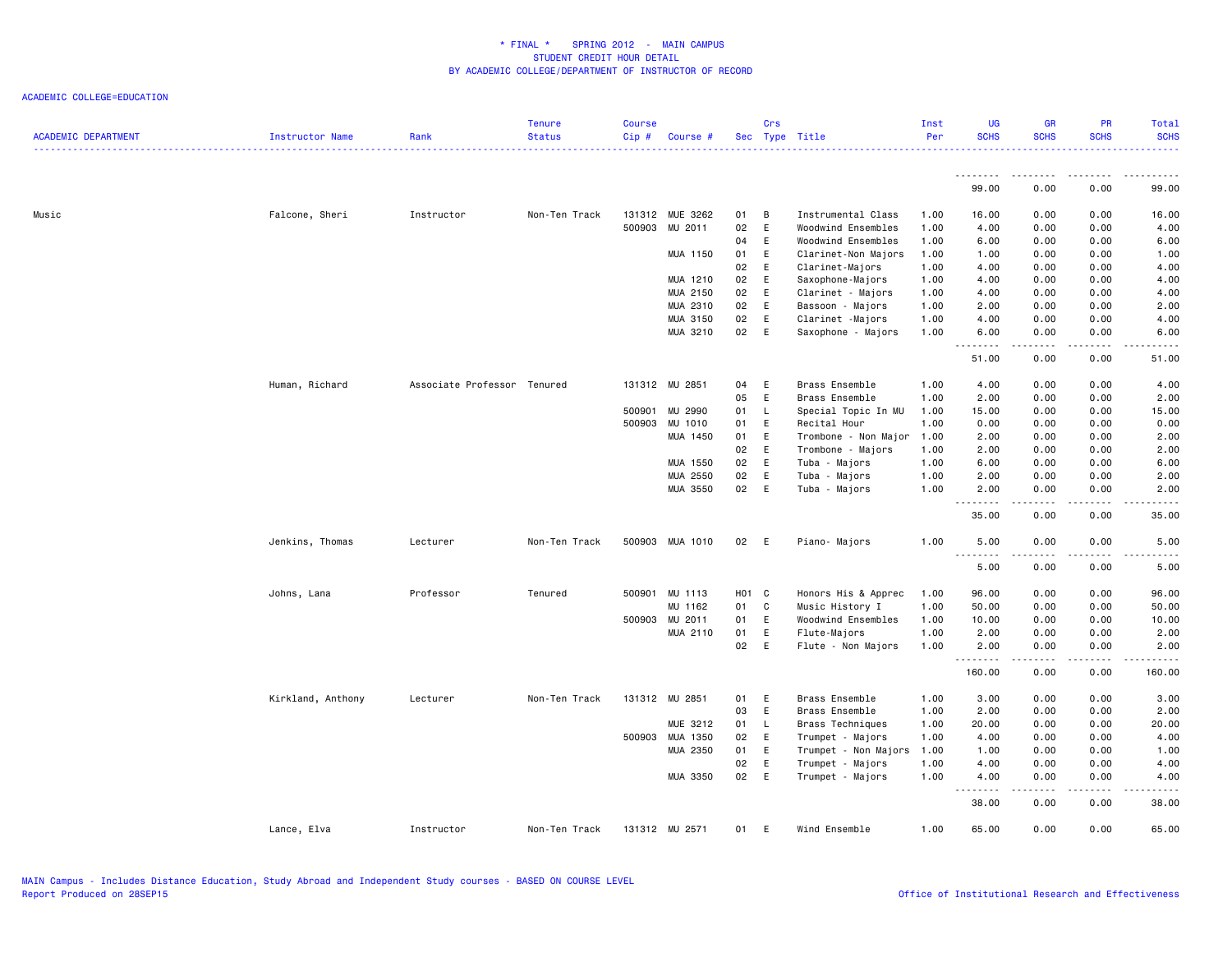\* FINAL \*    SPRING 2012  -  MAIN CAMPUS
STUDENT CREDIT HOUR DETAIL
BY ACADEMIC COLLEGE/DEPARTMENT OF INSTRUCTOR OF RECORD

ACADEMIC COLLEGE=EDUCATION

| ACADEMIC DEPARTMENT | Instructor Name | Rank | Tenure Status | Course Cip # | Course # | Sec | Crs Type | Title | Inst Per | UG SCHS | GR SCHS | PR SCHS | Total SCHS |
|---|---|---|---|---|---|---|---|---|---|---|---|---|---|
| | | | | | | | | | | 99.00 | 0.00 | 0.00 | 99.00 |
| Music | Falcone, Sheri | Instructor | Non-Ten Track | 131312 | MUE 3262 | 01 | B | Instrumental Class | 1.00 | 16.00 | 0.00 | 0.00 | 16.00 |
| | | | | 500903 | MU 2011 | 02 | E | Woodwind Ensembles | 1.00 | 4.00 | 0.00 | 0.00 | 4.00 |
| | | | | | | 04 | E | Woodwind Ensembles | 1.00 | 6.00 | 0.00 | 0.00 | 6.00 |
| | | | | | MUA 1150 | 01 | E | Clarinet-Non Majors | 1.00 | 1.00 | 0.00 | 0.00 | 1.00 |
| | | | | | | 02 | E | Clarinet-Majors | 1.00 | 4.00 | 0.00 | 0.00 | 4.00 |
| | | | | | MUA 1210 | 02 | E | Saxophone-Majors | 1.00 | 4.00 | 0.00 | 0.00 | 4.00 |
| | | | | | MUA 2150 | 02 | E | Clarinet - Majors | 1.00 | 4.00 | 0.00 | 0.00 | 4.00 |
| | | | | | MUA 2310 | 02 | E | Bassoon - Majors | 1.00 | 2.00 | 0.00 | 0.00 | 2.00 |
| | | | | | MUA 3150 | 02 | E | Clarinet -Majors | 1.00 | 4.00 | 0.00 | 0.00 | 4.00 |
| | | | | | MUA 3210 | 02 | E | Saxophone - Majors | 1.00 | 6.00 | 0.00 | 0.00 | 6.00 |
| | | | | | | | | | | 51.00 | 0.00 | 0.00 | 51.00 |
| | Human, Richard | Associate Professor | Tenured | 131312 | MU 2851 | 04 | E | Brass Ensemble | 1.00 | 4.00 | 0.00 | 0.00 | 4.00 |
| | | | | | | 05 | E | Brass Ensemble | 1.00 | 2.00 | 0.00 | 0.00 | 2.00 |
| | | | | 500901 | MU 2990 | 01 | L | Special Topic In MU | 1.00 | 15.00 | 0.00 | 0.00 | 15.00 |
| | | | | 500903 | MU 1010 | 01 | E | Recital Hour | 1.00 | 0.00 | 0.00 | 0.00 | 0.00 |
| | | | | | MUA 1450 | 01 | E | Trombone - Non Major | 1.00 | 2.00 | 0.00 | 0.00 | 2.00 |
| | | | | | | 02 | E | Trombone - Majors | 1.00 | 2.00 | 0.00 | 0.00 | 2.00 |
| | | | | | MUA 1550 | 02 | E | Tuba - Majors | 1.00 | 6.00 | 0.00 | 0.00 | 6.00 |
| | | | | | MUA 2550 | 02 | E | Tuba - Majors | 1.00 | 2.00 | 0.00 | 0.00 | 2.00 |
| | | | | | MUA 3550 | 02 | E | Tuba - Majors | 1.00 | 2.00 | 0.00 | 0.00 | 2.00 |
| | | | | | | | | | | 35.00 | 0.00 | 0.00 | 35.00 |
| | Jenkins, Thomas | Lecturer | Non-Ten Track | 500903 | MUA 1010 | 02 | E | Piano- Majors | 1.00 | 5.00 | 0.00 | 0.00 | 5.00 |
| | | | | | | | | | | 5.00 | 0.00 | 0.00 | 5.00 |
| | Johns, Lana | Professor | Tenured | 500901 | MU 1113 | H01 | C | Honors His & Apprec | 1.00 | 96.00 | 0.00 | 0.00 | 96.00 |
| | | | | | MU 1162 | 01 | C | Music History I | 1.00 | 50.00 | 0.00 | 0.00 | 50.00 |
| | | | | 500903 | MU 2011 | 01 | E | Woodwind Ensembles | 1.00 | 10.00 | 0.00 | 0.00 | 10.00 |
| | | | | | MUA 2110 | 01 | E | Flute-Majors | 1.00 | 2.00 | 0.00 | 0.00 | 2.00 |
| | | | | | | 02 | E | Flute - Non Majors | 1.00 | 2.00 | 0.00 | 0.00 | 2.00 |
| | | | | | | | | | | 160.00 | 0.00 | 0.00 | 160.00 |
| | Kirkland, Anthony | Lecturer | Non-Ten Track | 131312 | MU 2851 | 01 | E | Brass Ensemble | 1.00 | 3.00 | 0.00 | 0.00 | 3.00 |
| | | | | | | 03 | E | Brass Ensemble | 1.00 | 2.00 | 0.00 | 0.00 | 2.00 |
| | | | | | MUE 3212 | 01 | L | Brass Techniques | 1.00 | 20.00 | 0.00 | 0.00 | 20.00 |
| | | | | 500903 | MUA 1350 | 02 | E | Trumpet - Majors | 1.00 | 4.00 | 0.00 | 0.00 | 4.00 |
| | | | | | MUA 2350 | 01 | E | Trumpet - Non Majors | 1.00 | 1.00 | 0.00 | 0.00 | 1.00 |
| | | | | | | 02 | E | Trumpet - Majors | 1.00 | 4.00 | 0.00 | 0.00 | 4.00 |
| | | | | | MUA 3350 | 02 | E | Trumpet - Majors | 1.00 | 4.00 | 0.00 | 0.00 | 4.00 |
| | | | | | | | | | | 38.00 | 0.00 | 0.00 | 38.00 |
| | Lance, Elva | Instructor | Non-Ten Track | 131312 | MU 2571 | 01 | E | Wind Ensemble | 1.00 | 65.00 | 0.00 | 0.00 | 65.00 |

MAIN Campus - Includes Distance Education, Study Abroad and Independent Study courses - BASED ON COURSE LEVEL
Report Produced on 28SEP15
Office of Institutional Research and Effectiveness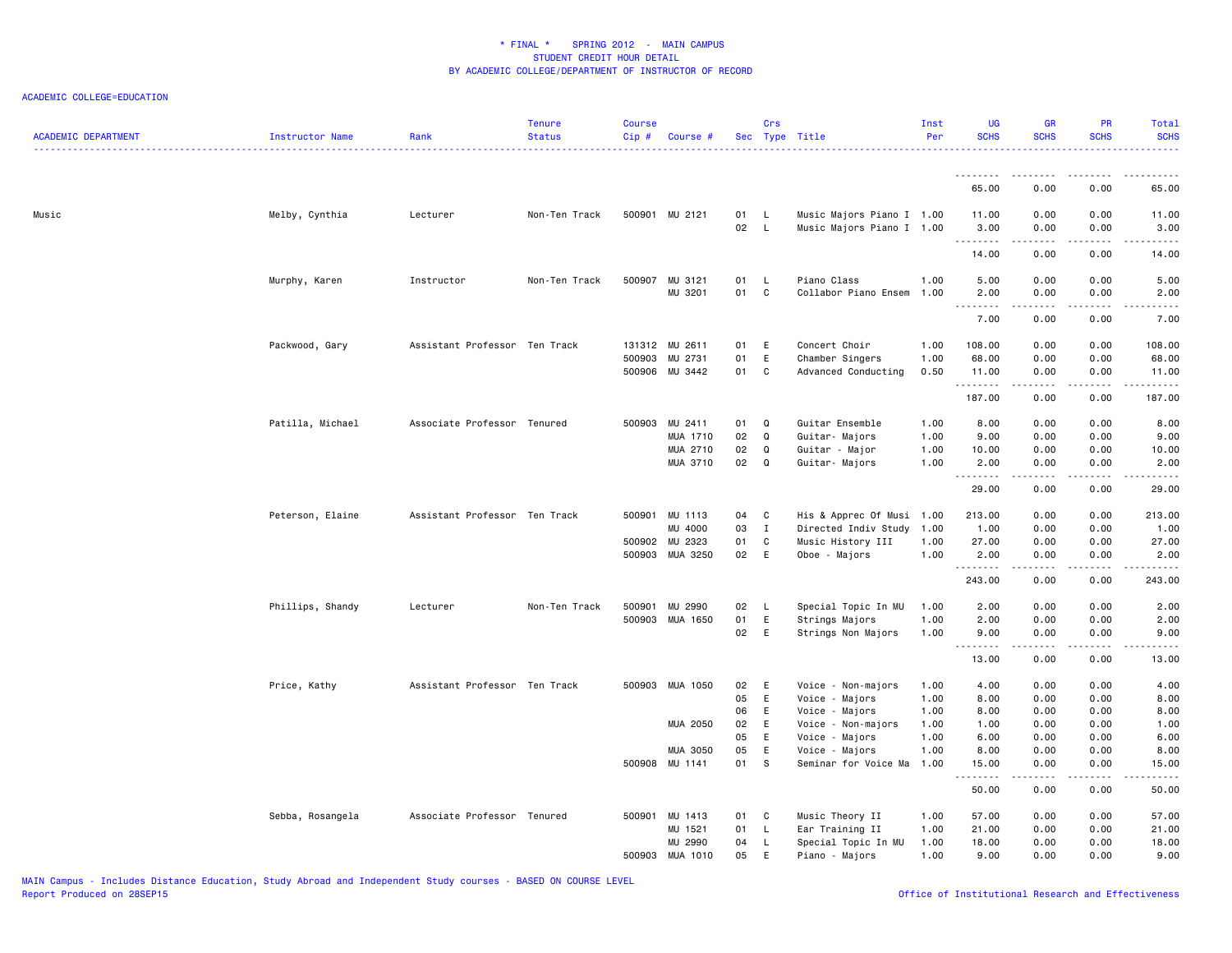* FINAL * SPRING 2012 - MAIN CAMPUS
STUDENT CREDIT HOUR DETAIL
BY ACADEMIC COLLEGE/DEPARTMENT OF INSTRUCTOR OF RECORD

ACADEMIC COLLEGE=EDUCATION

| ACADEMIC DEPARTMENT | Instructor Name | Rank | Tenure Status | Course Cip # | Course # | Sec | Crs Type | Title | Inst Per | UG SCHS | GR SCHS | PR SCHS | Total SCHS |
|---|---|---|---|---|---|---|---|---|---|---|---|---|---|
| | | | | | | | | | | 65.00 | 0.00 | 0.00 | 65.00 |
| Music | Melby, Cynthia | Lecturer | Non-Ten Track | 500901 | MU 2121 | 01 | L | Music Majors Piano I | 1.00 | 11.00 | 0.00 | 0.00 | 11.00 |
| | | | | | | 02 | L | Music Majors Piano I | 1.00 | 3.00 | 0.00 | 0.00 | 3.00 |
| | | | | | | | | | | 14.00 | 0.00 | 0.00 | 14.00 |
| | Murphy, Karen | Instructor | Non-Ten Track | 500907 | MU 3121 | 01 | L | Piano Class | 1.00 | 5.00 | 0.00 | 0.00 | 5.00 |
| | | | | | MU 3201 | 01 | C | Collabor Piano Ensem | 1.00 | 2.00 | 0.00 | 0.00 | 2.00 |
| | | | | | | | | | | 7.00 | 0.00 | 0.00 | 7.00 |
| | Packwood, Gary | Assistant Professor | Ten Track | 131312 | MU 2611 | 01 | E | Concert Choir | 1.00 | 108.00 | 0.00 | 0.00 | 108.00 |
| | | | | 500903 | MU 2731 | 01 | E | Chamber Singers | 1.00 | 68.00 | 0.00 | 0.00 | 68.00 |
| | | | | 500906 | MU 3442 | 01 | C | Advanced Conducting | 0.50 | 11.00 | 0.00 | 0.00 | 11.00 |
| | | | | | | | | | | 187.00 | 0.00 | 0.00 | 187.00 |
| | Patilla, Michael | Associate Professor | Tenured | 500903 | MU 2411 | 01 | Q | Guitar Ensemble | 1.00 | 8.00 | 0.00 | 0.00 | 8.00 |
| | | | | | MUA 1710 | 02 | Q | Guitar- Majors | 1.00 | 9.00 | 0.00 | 0.00 | 9.00 |
| | | | | | MUA 2710 | 02 | Q | Guitar - Major | 1.00 | 10.00 | 0.00 | 0.00 | 10.00 |
| | | | | | MUA 3710 | 02 | Q | Guitar- Majors | 1.00 | 2.00 | 0.00 | 0.00 | 2.00 |
| | | | | | | | | | | 29.00 | 0.00 | 0.00 | 29.00 |
| | Peterson, Elaine | Assistant Professor | Ten Track | 500901 | MU 1113 | 04 | C | His & Apprec Of Musi | 1.00 | 213.00 | 0.00 | 0.00 | 213.00 |
| | | | | | MU 4000 | 03 | I | Directed Indiv Study | 1.00 | 1.00 | 0.00 | 0.00 | 1.00 |
| | | | | 500902 | MU 2323 | 01 | C | Music History III | 1.00 | 27.00 | 0.00 | 0.00 | 27.00 |
| | | | | 500903 | MUA 3250 | 02 | E | Oboe - Majors | 1.00 | 2.00 | 0.00 | 0.00 | 2.00 |
| | | | | | | | | | | 243.00 | 0.00 | 0.00 | 243.00 |
| | Phillips, Shandy | Lecturer | Non-Ten Track | 500901 | MU 2990 | 02 | L | Special Topic In MU | 1.00 | 2.00 | 0.00 | 0.00 | 2.00 |
| | | | | 500903 | MUA 1650 | 01 | E | Strings Majors | 1.00 | 2.00 | 0.00 | 0.00 | 2.00 |
| | | | | | | 02 | E | Strings Non Majors | 1.00 | 9.00 | 0.00 | 0.00 | 9.00 |
| | | | | | | | | | | 13.00 | 0.00 | 0.00 | 13.00 |
| | Price, Kathy | Assistant Professor | Ten Track | 500903 | MUA 1050 | 02 | E | Voice - Non-majors | 1.00 | 4.00 | 0.00 | 0.00 | 4.00 |
| | | | | | | 05 | E | Voice - Majors | 1.00 | 8.00 | 0.00 | 0.00 | 8.00 |
| | | | | | | 06 | E | Voice - Majors | 1.00 | 8.00 | 0.00 | 0.00 | 8.00 |
| | | | | | MUA 2050 | 02 | E | Voice - Non-majors | 1.00 | 1.00 | 0.00 | 0.00 | 1.00 |
| | | | | | | 05 | E | Voice - Majors | 1.00 | 6.00 | 0.00 | 0.00 | 6.00 |
| | | | | | MUA 3050 | 05 | E | Voice - Majors | 1.00 | 8.00 | 0.00 | 0.00 | 8.00 |
| | | | | 500908 | MU 1141 | 01 | S | Seminar for Voice Ma | 1.00 | 15.00 | 0.00 | 0.00 | 15.00 |
| | | | | | | | | | | 50.00 | 0.00 | 0.00 | 50.00 |
| | Sebba, Rosangela | Associate Professor | Tenured | 500901 | MU 1413 | 01 | C | Music Theory II | 1.00 | 57.00 | 0.00 | 0.00 | 57.00 |
| | | | | | MU 1521 | 01 | L | Ear Training II | 1.00 | 21.00 | 0.00 | 0.00 | 21.00 |
| | | | | | MU 2990 | 04 | L | Special Topic In MU | 1.00 | 18.00 | 0.00 | 0.00 | 18.00 |
| | | | | 500903 | MUA 1010 | 05 | E | Piano - Majors | 1.00 | 9.00 | 0.00 | 0.00 | 9.00 |

MAIN Campus - Includes Distance Education, Study Abroad and Independent Study courses - BASED ON COURSE LEVEL
Report Produced on 28SEP15
Office of Institutional Research and Effectiveness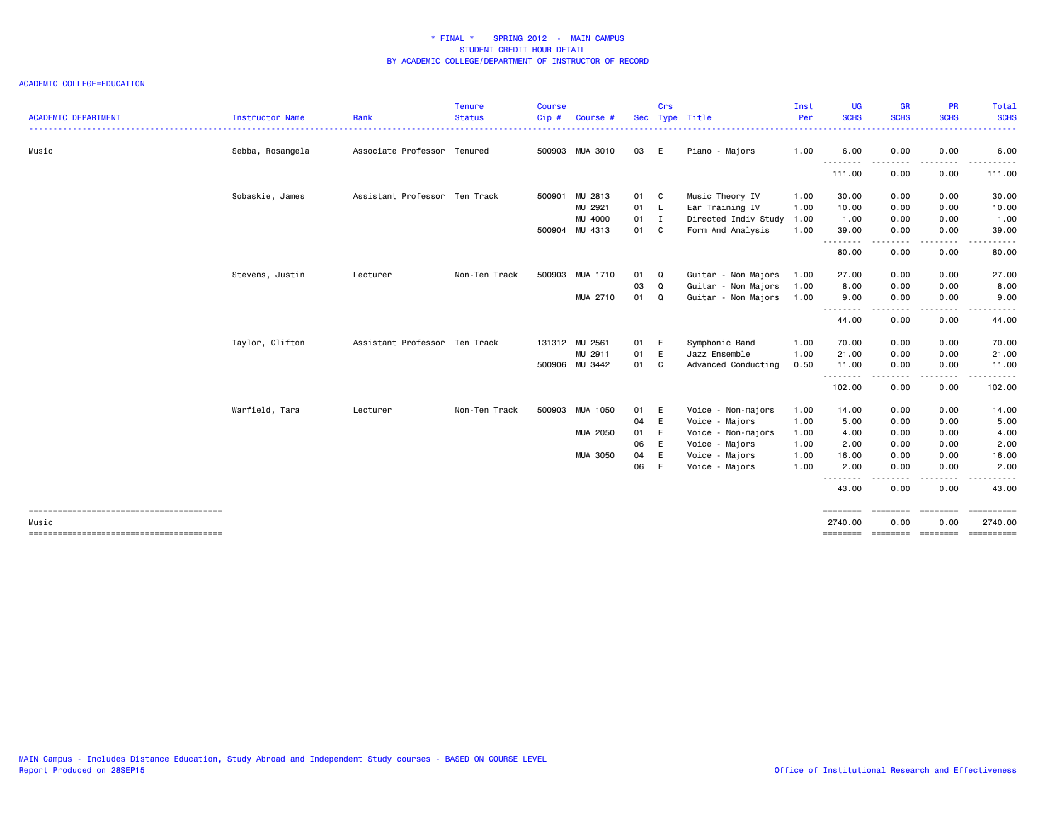\* FINAL \* SPRING 2012 - MAIN CAMPUS
STUDENT CREDIT HOUR DETAIL
BY ACADEMIC COLLEGE/DEPARTMENT OF INSTRUCTOR OF RECORD

ACADEMIC COLLEGE=EDUCATION

| ACADEMIC DEPARTMENT | Instructor Name | Rank | Tenure Status | Course Cip # | Course # | Sec | Crs Type | Title | Inst Per | UG SCHS | GR SCHS | PR SCHS | Total SCHS |
|---|---|---|---|---|---|---|---|---|---|---|---|---|---|
| Music | Sebba, Rosangela | Associate Professor | Tenured | 500903 | MUA 3010 | 03 | E | Piano - Majors | 1.00 | 6.00 | 0.00 | 0.00 | 6.00 |
| | | | | | | | | | | 111.00 | 0.00 | 0.00 | 111.00 |
| | Sobaskie, James | Assistant Professor | Ten Track | 500901 | MU 2813 | 01 | C | Music Theory IV | 1.00 | 30.00 | 0.00 | 0.00 | 30.00 |
| | | | | | MU 2921 | 01 | L | Ear Training IV | 1.00 | 10.00 | 0.00 | 0.00 | 10.00 |
| | | | | | MU 4000 | 01 | I | Directed Indiv Study | 1.00 | 1.00 | 0.00 | 0.00 | 1.00 |
| | | | | 500904 | MU 4313 | 01 | C | Form And Analysis | 1.00 | 39.00 | 0.00 | 0.00 | 39.00 |
| | | | | | | | | | | 80.00 | 0.00 | 0.00 | 80.00 |
| | Stevens, Justin | Lecturer | Non-Ten Track | 500903 | MUA 1710 | 01 | Q | Guitar - Non Majors | 1.00 | 27.00 | 0.00 | 0.00 | 27.00 |
| | | | | | | 03 | Q | Guitar - Non Majors | 1.00 | 8.00 | 0.00 | 0.00 | 8.00 |
| | | | | | MUA 2710 | 01 | Q | Guitar - Non Majors | 1.00 | 9.00 | 0.00 | 0.00 | 9.00 |
| | | | | | | | | | | 44.00 | 0.00 | 0.00 | 44.00 |
| | Taylor, Clifton | Assistant Professor | Ten Track | 131312 | MU 2561 | 01 | E | Symphonic Band | 1.00 | 70.00 | 0.00 | 0.00 | 70.00 |
| | | | | | MU 2911 | 01 | E | Jazz Ensemble | 1.00 | 21.00 | 0.00 | 0.00 | 21.00 |
| | | | | 500906 | MU 3442 | 01 | C | Advanced Conducting | 0.50 | 11.00 | 0.00 | 0.00 | 11.00 |
| | | | | | | | | | | 102.00 | 0.00 | 0.00 | 102.00 |
| | Warfield, Tara | Lecturer | Non-Ten Track | 500903 | MUA 1050 | 01 | E | Voice - Non-majors | 1.00 | 14.00 | 0.00 | 0.00 | 14.00 |
| | | | | | | 04 | E | Voice - Majors | 1.00 | 5.00 | 0.00 | 0.00 | 5.00 |
| | | | | | MUA 2050 | 01 | E | Voice - Non-majors | 1.00 | 4.00 | 0.00 | 0.00 | 4.00 |
| | | | | | | 06 | E | Voice - Majors | 1.00 | 2.00 | 0.00 | 0.00 | 2.00 |
| | | | | | MUA 3050 | 04 | E | Voice - Majors | 1.00 | 16.00 | 0.00 | 0.00 | 16.00 |
| | | | | | | 06 | E | Voice - Majors | 1.00 | 2.00 | 0.00 | 0.00 | 2.00 |
| | | | | | | | | | | 43.00 | 0.00 | 0.00 | 43.00 |
| Music | | | | | | | | | | 2740.00 | 0.00 | 0.00 | 2740.00 |

MAIN Campus - Includes Distance Education, Study Abroad and Independent Study courses - BASED ON COURSE LEVEL
Report Produced on 28SEP15

Office of Institutional Research and Effectiveness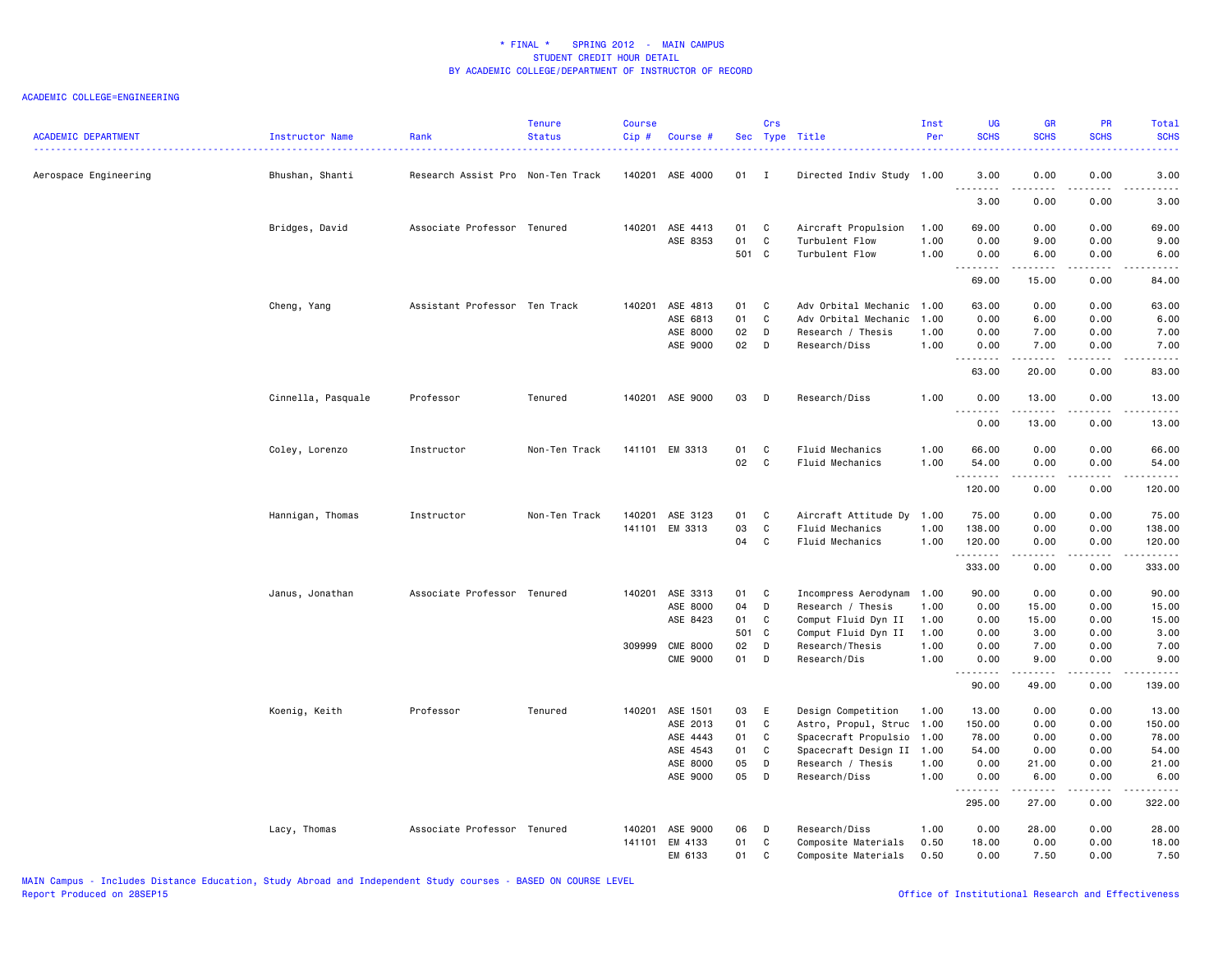\* FINAL \*    SPRING 2012  -  MAIN CAMPUS
STUDENT CREDIT HOUR DETAIL
BY ACADEMIC COLLEGE/DEPARTMENT OF INSTRUCTOR OF RECORD

ACADEMIC COLLEGE=ENGINEERING

| ACADEMIC DEPARTMENT | Instructor Name | Rank | Tenure Status | Course Cip # | Course # | Sec | Crs Type | Title | Inst Per | UG SCHS | GR SCHS | PR SCHS | Total SCHS |
|---|---|---|---|---|---|---|---|---|---|---|---|---|---|
| Aerospace Engineering | Bhushan, Shanti | Research Assist Pro | Non-Ten Track | 140201 | ASE 4000 | 01 | I | Directed Indiv Study | 1.00 | 3.00 | 0.00 | 0.00 | 3.00 |
| | | | | | | | | | | 3.00 | 0.00 | 0.00 | 3.00 |
| | Bridges, David | Associate Professor | Tenured | 140201 | ASE 4413 | 01 | C | Aircraft Propulsion | 1.00 | 69.00 | 0.00 | 0.00 | 69.00 |
| | | | | | ASE 8353 | 01 | C | Turbulent Flow | 1.00 | 0.00 | 9.00 | 0.00 | 9.00 |
| | | | | | | 501 | C | Turbulent Flow | 1.00 | 0.00 | 6.00 | 0.00 | 6.00 |
| | | | | | | | | | | 69.00 | 15.00 | 0.00 | 84.00 |
| | Cheng, Yang | Assistant Professor | Ten Track | 140201 | ASE 4813 | 01 | C | Adv Orbital Mechanic | 1.00 | 63.00 | 0.00 | 0.00 | 63.00 |
| | | | | | ASE 6813 | 01 | C | Adv Orbital Mechanic | 1.00 | 0.00 | 6.00 | 0.00 | 6.00 |
| | | | | | ASE 8000 | 02 | D | Research / Thesis | 1.00 | 0.00 | 7.00 | 0.00 | 7.00 |
| | | | | | ASE 9000 | 02 | D | Research/Diss | 1.00 | 0.00 | 7.00 | 0.00 | 7.00 |
| | | | | | | | | | | 63.00 | 20.00 | 0.00 | 83.00 |
| | Cinnella, Pasquale | Professor | Tenured | 140201 | ASE 9000 | 03 | D | Research/Diss | 1.00 | 0.00 | 13.00 | 0.00 | 13.00 |
| | | | | | | | | | | 0.00 | 13.00 | 0.00 | 13.00 |
| | Coley, Lorenzo | Instructor | Non-Ten Track | 141101 | EM 3313 | 01 | C | Fluid Mechanics | 1.00 | 66.00 | 0.00 | 0.00 | 66.00 |
| | | | | | | 02 | C | Fluid Mechanics | 1.00 | 54.00 | 0.00 | 0.00 | 54.00 |
| | | | | | | | | | | 120.00 | 0.00 | 0.00 | 120.00 |
| | Hannigan, Thomas | Instructor | Non-Ten Track | 140201 | ASE 3123 | 01 | C | Aircraft Attitude Dy | 1.00 | 75.00 | 0.00 | 0.00 | 75.00 |
| | | | | 141101 | EM 3313 | 03 | C | Fluid Mechanics | 1.00 | 138.00 | 0.00 | 0.00 | 138.00 |
| | | | | | | 04 | C | Fluid Mechanics | 1.00 | 120.00 | 0.00 | 0.00 | 120.00 |
| | | | | | | | | | | 333.00 | 0.00 | 0.00 | 333.00 |
| | Janus, Jonathan | Associate Professor | Tenured | 140201 | ASE 3313 | 01 | C | Incompress Aerodynam | 1.00 | 90.00 | 0.00 | 0.00 | 90.00 |
| | | | | | ASE 8000 | 04 | D | Research / Thesis | 1.00 | 0.00 | 15.00 | 0.00 | 15.00 |
| | | | | | ASE 8423 | 01 | C | Comput Fluid Dyn II | 1.00 | 0.00 | 15.00 | 0.00 | 15.00 |
| | | | | | | 501 | C | Comput Fluid Dyn II | 1.00 | 0.00 | 3.00 | 0.00 | 3.00 |
| | | | | 309999 | CME 8000 | 02 | D | Research/Thesis | 1.00 | 0.00 | 7.00 | 0.00 | 7.00 |
| | | | | | CME 9000 | 01 | D | Research/Dis | 1.00 | 0.00 | 9.00 | 0.00 | 9.00 |
| | | | | | | | | | | 90.00 | 49.00 | 0.00 | 139.00 |
| | Koenig, Keith | Professor | Tenured | 140201 | ASE 1501 | 03 | E | Design Competition | 1.00 | 13.00 | 0.00 | 0.00 | 13.00 |
| | | | | | ASE 2013 | 01 | C | Astro, Propul, Struc | 1.00 | 150.00 | 0.00 | 0.00 | 150.00 |
| | | | | | ASE 4443 | 01 | C | Spacecraft Propulsio | 1.00 | 78.00 | 0.00 | 0.00 | 78.00 |
| | | | | | ASE 4543 | 01 | C | Spacecraft Design II | 1.00 | 54.00 | 0.00 | 0.00 | 54.00 |
| | | | | | ASE 8000 | 05 | D | Research / Thesis | 1.00 | 0.00 | 21.00 | 0.00 | 21.00 |
| | | | | | ASE 9000 | 05 | D | Research/Diss | 1.00 | 0.00 | 6.00 | 0.00 | 6.00 |
| | | | | | | | | | | 295.00 | 27.00 | 0.00 | 322.00 |
| | Lacy, Thomas | Associate Professor | Tenured | 140201 | ASE 9000 | 06 | D | Research/Diss | 1.00 | 0.00 | 28.00 | 0.00 | 28.00 |
| | | | | 141101 | EM 4133 | 01 | C | Composite Materials | 0.50 | 18.00 | 0.00 | 0.00 | 18.00 |
| | | | | | EM 6133 | 01 | C | Composite Materials | 0.50 | 0.00 | 7.50 | 0.00 | 7.50 |

MAIN Campus - Includes Distance Education, Study Abroad and Independent Study courses - BASED ON COURSE LEVEL
Report Produced on 28SEP15

Office of Institutional Research and Effectiveness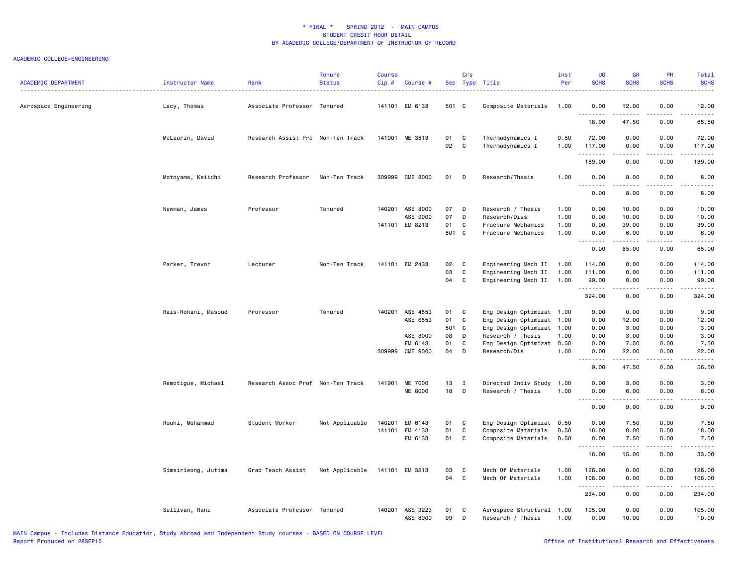\* FINAL \*    SPRING 2012 - MAIN CAMPUS
STUDENT CREDIT HOUR DETAIL
BY ACADEMIC COLLEGE/DEPARTMENT OF INSTRUCTOR OF RECORD

ACADEMIC COLLEGE=ENGINEERING

| ACADEMIC DEPARTMENT | Instructor Name | Rank | Tenure Status | Course Cip # | Course # | Sec | Crs Type | Title | Inst Per | UG SCHS | GR SCHS | PR SCHS | Total SCHS |
|---|---|---|---|---|---|---|---|---|---|---|---|---|---|
| Aerospace Engineering | Lacy, Thomas | Associate Professor | Tenured | 141101 | EM 6133 | 501 | C | Composite Materials | 1.00 | 0.00 | 12.00 | 0.00 | 12.00 |
| | | | | | | | | | | 18.00 | 47.50 | 0.00 | 65.50 |
| | McLaurin, David | Research Assist Pro | Non-Ten Track | 141901 | ME 3513 | 01 | C | Thermodynamics I | 0.50 | 72.00 | 0.00 | 0.00 | 72.00 |
| | | | | | | 02 | C | Thermodynamics I | 1.00 | 117.00 | 0.00 | 0.00 | 117.00 |
| | | | | | | | | | | 189.00 | 0.00 | 0.00 | 189.00 |
| | Motoyama, Keiichi | Research Professor | Non-Ten Track | 309999 | CME 8000 | 01 | D | Research/Thesis | 1.00 | 0.00 | 8.00 | 0.00 | 8.00 |
| | | | | | | | | | | 0.00 | 8.00 | 0.00 | 8.00 |
| | Newman, James | Professor | Tenured | 140201 | ASE 8000 | 07 | D | Research / Thesis | 1.00 | 0.00 | 10.00 | 0.00 | 10.00 |
| | | | | | ASE 9000 | 07 | D | Research/Diss | 1.00 | 0.00 | 10.00 | 0.00 | 10.00 |
| | | | | 141101 | EM 8213 | 01 | C | Fracture Mechanics | 1.00 | 0.00 | 39.00 | 0.00 | 39.00 |
| | | | | | | 501 | C | Fracture Mechanics | 1.00 | 0.00 | 6.00 | 0.00 | 6.00 |
| | | | | | | | | | | 0.00 | 65.00 | 0.00 | 65.00 |
| | Parker, Trevor | Lecturer | Non-Ten Track | 141101 | EM 2433 | 02 | C | Engineering Mech II | 1.00 | 114.00 | 0.00 | 0.00 | 114.00 |
| | | | | | | 03 | C | Engineering Mech II | 1.00 | 111.00 | 0.00 | 0.00 | 111.00 |
| | | | | | | 04 | C | Engineering Mech II | 1.00 | 99.00 | 0.00 | 0.00 | 99.00 |
| | | | | | | | | | | 324.00 | 0.00 | 0.00 | 324.00 |
| | Rais-Rohani, Masoud | Professor | Tenured | 140201 | ASE 4553 | 01 | C | Eng Design Optimizat | 1.00 | 9.00 | 0.00 | 0.00 | 9.00 |
| | | | | | ASE 6553 | 01 | C | Eng Design Optimizat | 1.00 | 0.00 | 12.00 | 0.00 | 12.00 |
| | | | | | | 501 | C | Eng Design Optimizat | 1.00 | 0.00 | 3.00 | 0.00 | 3.00 |
| | | | | | ASE 8000 | 08 | D | Research / Thesis | 1.00 | 0.00 | 3.00 | 0.00 | 3.00 |
| | | | | | EM 6143 | 01 | C | Eng Design Optimizat | 0.50 | 0.00 | 7.50 | 0.00 | 7.50 |
| | | | | 309999 | CME 9000 | 04 | D | Research/Dis | 1.00 | 0.00 | 22.00 | 0.00 | 22.00 |
| | | | | | | | | | | 9.00 | 47.50 | 0.00 | 56.50 |
| | Remotigue, Michael | Research Assoc Prof | Non-Ten Track | 141901 | ME 7000 | 13 | I | Directed Indiv Study | 1.00 | 0.00 | 3.00 | 0.00 | 3.00 |
| | | | | | ME 8000 | 18 | D | Research / Thesis | 1.00 | 0.00 | 6.00 | 0.00 | 6.00 |
| | | | | | | | | | | 0.00 | 9.00 | 0.00 | 9.00 |
| | Rouhi, Mohammad | Student Worker | Not Applicable | 140201 | EM 6143 | 01 | C | Eng Design Optimizat | 0.50 | 0.00 | 7.50 | 0.00 | 7.50 |
| | | | | 141101 | EM 4133 | 01 | C | Composite Materials | 0.50 | 18.00 | 0.00 | 0.00 | 18.00 |
| | | | | | EM 6133 | 01 | C | Composite Materials | 0.50 | 0.00 | 7.50 | 0.00 | 7.50 |
| | | | | | | | | | | 18.00 | 15.00 | 0.00 | 33.00 |
| | Simsiriwong, Jutima | Grad Teach Assist | Not Applicable | 141101 | EM 3213 | 03 | C | Mech Of Materials | 1.00 | 126.00 | 0.00 | 0.00 | 126.00 |
| | | | | | | 04 | C | Mech Of Materials | 1.00 | 108.00 | 0.00 | 0.00 | 108.00 |
| | | | | | | | | | | 234.00 | 0.00 | 0.00 | 234.00 |
| | Sullivan, Rani | Associate Professor | Tenured | 140201 | ASE 3223 | 01 | C | Aerospace Structural | 1.00 | 105.00 | 0.00 | 0.00 | 105.00 |
| | | | | | ASE 8000 | 09 | D | Research / Thesis | 1.00 | 0.00 | 10.00 | 0.00 | 10.00 |

MAIN Campus - Includes Distance Education, Study Abroad and Independent Study courses - BASED ON COURSE LEVEL
Report Produced on 28SEP15
Office of Institutional Research and Effectiveness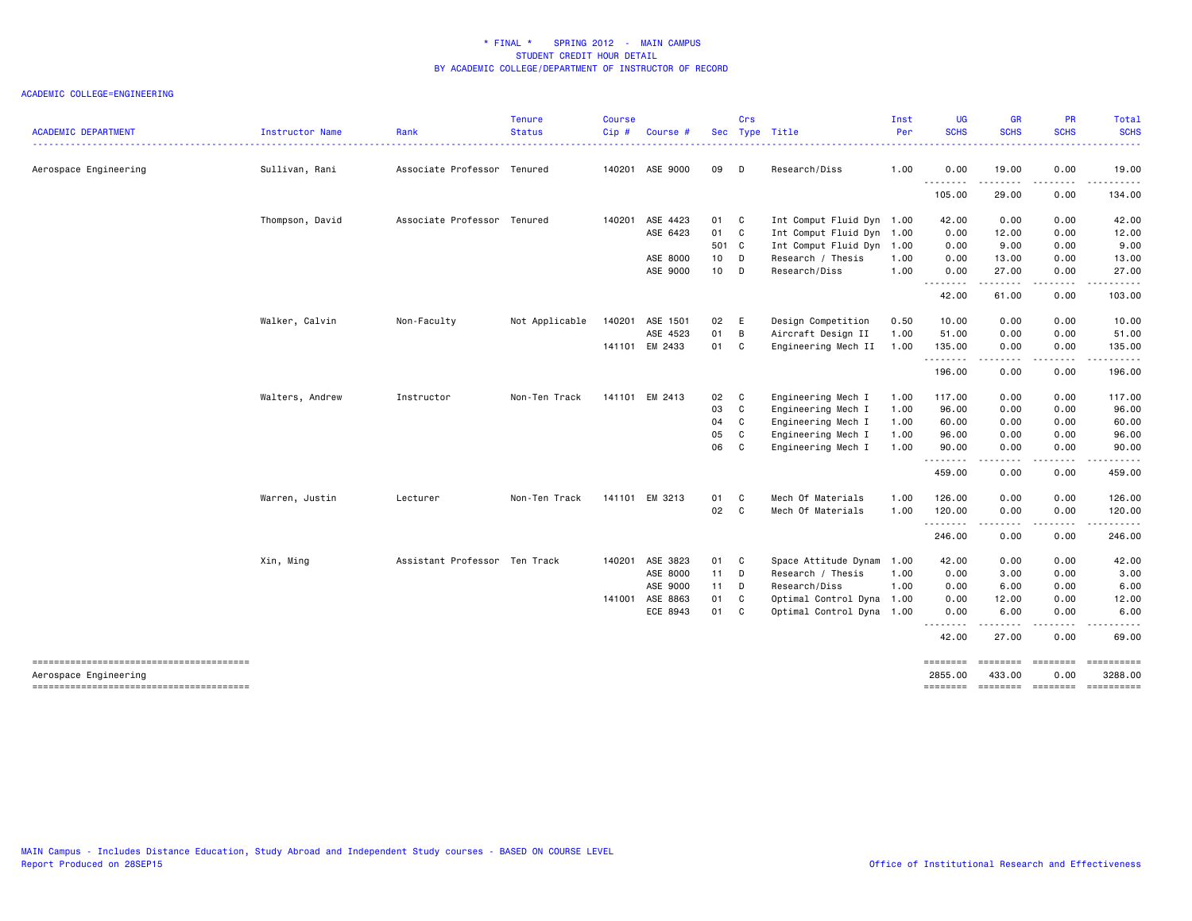# * FINAL * SPRING 2012 - MAIN CAMPUS
## STUDENT CREDIT HOUR DETAIL
## BY ACADEMIC COLLEGE/DEPARTMENT OF INSTRUCTOR OF RECORD

ACADEMIC COLLEGE=ENGINEERING

| ACADEMIC DEPARTMENT | Instructor Name | Rank | Tenure Status | Course Cip # | Course # | Sec | Crs Type | Title | Inst Per | UG SCHS | GR SCHS | PR SCHS | Total SCHS |
|---|---|---|---|---|---|---|---|---|---|---|---|---|---|
| Aerospace Engineering | Sullivan, Rani | Associate Professor | Tenured | 140201 | ASE 9000 | 09 | D | Research/Diss | 1.00 | 0.00 | 19.00 | 0.00 | 19.00 |
| | | | | | | | | | | 105.00 | 29.00 | 0.00 | 134.00 |
| | Thompson, David | Associate Professor | Tenured | 140201 | ASE 4423 | 01 | C | Int Comput Fluid Dyn | 1.00 | 42.00 | 0.00 | 0.00 | 42.00 |
| | | | | | ASE 6423 | 01 | C | Int Comput Fluid Dyn | 1.00 | 0.00 | 12.00 | 0.00 | 12.00 |
| | | | | | | 501 | C | Int Comput Fluid Dyn | 1.00 | 0.00 | 9.00 | 0.00 | 9.00 |
| | | | | | ASE 8000 | 10 | D | Research / Thesis | 1.00 | 0.00 | 13.00 | 0.00 | 13.00 |
| | | | | | ASE 9000 | 10 | D | Research/Diss | 1.00 | 0.00 | 27.00 | 0.00 | 27.00 |
| | | | | | | | | | | 42.00 | 61.00 | 0.00 | 103.00 |
| | Walker, Calvin | Non-Faculty | Not Applicable | 140201 | ASE 1501 | 02 | E | Design Competition | 0.50 | 10.00 | 0.00 | 0.00 | 10.00 |
| | | | | | ASE 4523 | 01 | B | Aircraft Design II | 1.00 | 51.00 | 0.00 | 0.00 | 51.00 |
| | | | | 141101 | EM 2433 | 01 | C | Engineering Mech II | 1.00 | 135.00 | 0.00 | 0.00 | 135.00 |
| | | | | | | | | | | 196.00 | 0.00 | 0.00 | 196.00 |
| | Walters, Andrew | Instructor | Non-Ten Track | 141101 | EM 2413 | 02 | C | Engineering Mech I | 1.00 | 117.00 | 0.00 | 0.00 | 117.00 |
| | | | | | | 03 | C | Engineering Mech I | 1.00 | 96.00 | 0.00 | 0.00 | 96.00 |
| | | | | | | 04 | C | Engineering Mech I | 1.00 | 60.00 | 0.00 | 0.00 | 60.00 |
| | | | | | | 05 | C | Engineering Mech I | 1.00 | 96.00 | 0.00 | 0.00 | 96.00 |
| | | | | | | 06 | C | Engineering Mech I | 1.00 | 90.00 | 0.00 | 0.00 | 90.00 |
| | | | | | | | | | | 459.00 | 0.00 | 0.00 | 459.00 |
| | Warren, Justin | Lecturer | Non-Ten Track | 141101 | EM 3213 | 01 | C | Mech Of Materials | 1.00 | 126.00 | 0.00 | 0.00 | 126.00 |
| | | | | | | 02 | C | Mech Of Materials | 1.00 | 120.00 | 0.00 | 0.00 | 120.00 |
| | | | | | | | | | | 246.00 | 0.00 | 0.00 | 246.00 |
| | Xin, Ming | Assistant Professor | Ten Track | 140201 | ASE 3823 | 01 | C | Space Attitude Dynam | 1.00 | 42.00 | 0.00 | 0.00 | 42.00 |
| | | | | | ASE 8000 | 11 | D | Research / Thesis | 1.00 | 0.00 | 3.00 | 0.00 | 3.00 |
| | | | | | ASE 9000 | 11 | D | Research/Diss | 1.00 | 0.00 | 6.00 | 0.00 | 6.00 |
| | | | | 141001 | ASE 8863 | 01 | C | Optimal Control Dyna | 1.00 | 0.00 | 12.00 | 0.00 | 12.00 |
| | | | | | ECE 8943 | 01 | C | Optimal Control Dyna | 1.00 | 0.00 | 6.00 | 0.00 | 6.00 |
| | | | | | | | | | | 42.00 | 27.00 | 0.00 | 69.00 |
| Aerospace Engineering | | | | | | | | | | 2855.00 | 433.00 | 0.00 | 3288.00 |

MAIN Campus - Includes Distance Education, Study Abroad and Independent Study courses - BASED ON COURSE LEVEL
Report Produced on 28SEP15

Office of Institutional Research and Effectiveness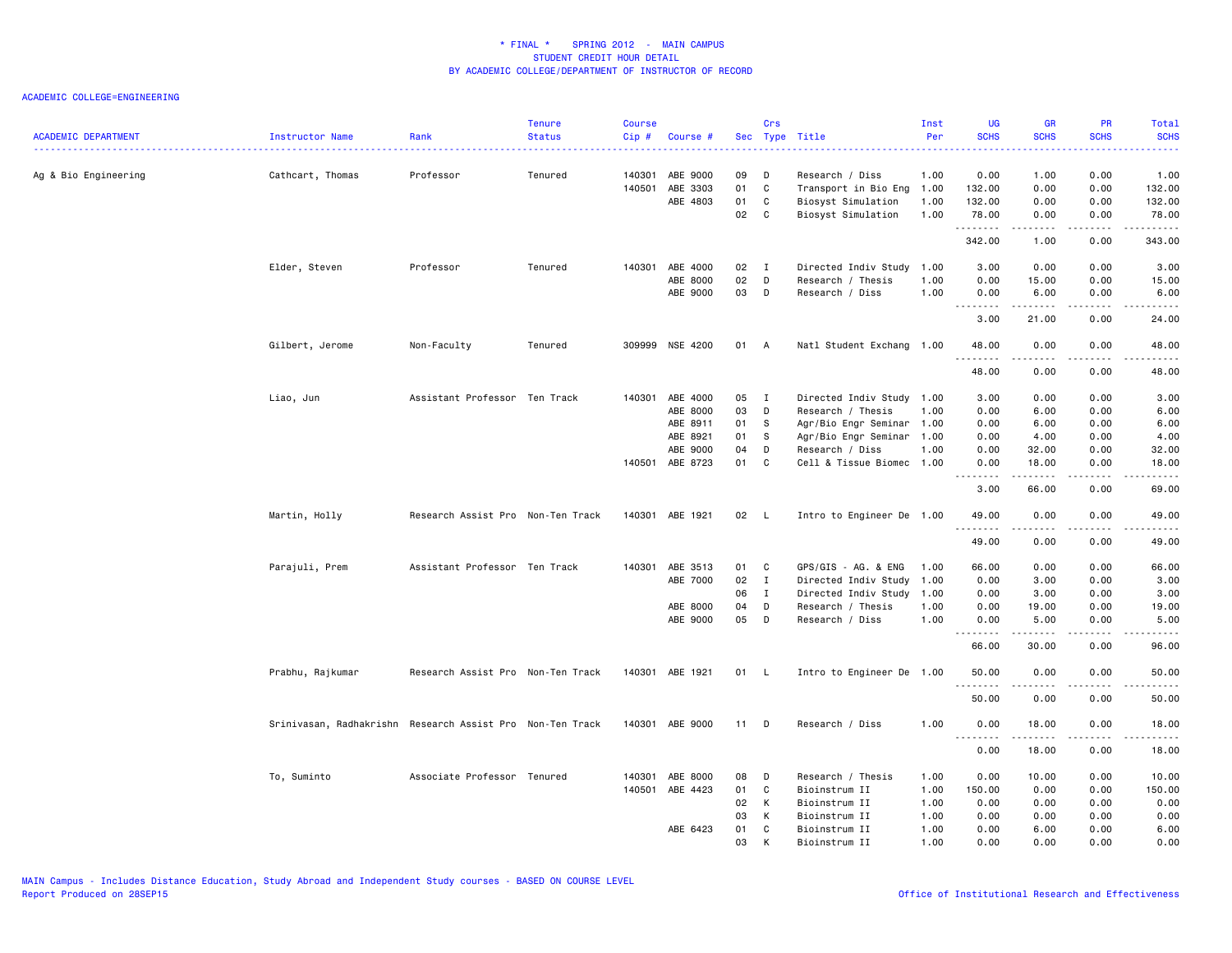# * FINAL * SPRING 2012 - MAIN CAMPUS
## STUDENT CREDIT HOUR DETAIL
## BY ACADEMIC COLLEGE/DEPARTMENT OF INSTRUCTOR OF RECORD

ACADEMIC COLLEGE=ENGINEERING

| ACADEMIC DEPARTMENT | Instructor Name | Rank | Tenure Status | Course Cip # | Course # | Sec | Crs Type | Title | Inst Per | UG SCHS | GR SCHS | PR SCHS | Total SCHS |
|---|---|---|---|---|---|---|---|---|---|---|---|---|---|
| Ag & Bio Engineering | Cathcart, Thomas | Professor | Tenured | 140301 | ABE 9000 | 09 | D | Research / Diss | 1.00 | 0.00 | 1.00 | 0.00 | 1.00 |
| | | | | 140501 | ABE 3303 | 01 | C | Transport in Bio Eng | 1.00 | 132.00 | 0.00 | 0.00 | 132.00 |
| | | | | | ABE 4803 | 01 | C | Biosyst Simulation | 1.00 | 132.00 | 0.00 | 0.00 | 132.00 |
| | | | | | | 02 | C | Biosyst Simulation | 1.00 | 78.00 | 0.00 | 0.00 | 78.00 |
| | | | | | | | | | | 342.00 | 1.00 | 0.00 | 343.00 |
| | Elder, Steven | Professor | Tenured | 140301 | ABE 4000 | 02 | I | Directed Indiv Study | 1.00 | 3.00 | 0.00 | 0.00 | 3.00 |
| | | | | | ABE 8000 | 02 | D | Research / Thesis | 1.00 | 0.00 | 15.00 | 0.00 | 15.00 |
| | | | | | ABE 9000 | 03 | D | Research / Diss | 1.00 | 0.00 | 6.00 | 0.00 | 6.00 |
| | | | | | | | | | | 3.00 | 21.00 | 0.00 | 24.00 |
| | Gilbert, Jerome | Non-Faculty | Tenured | 309999 | NSE 4200 | 01 | A | Natl Student Exchang | 1.00 | 48.00 | 0.00 | 0.00 | 48.00 |
| | | | | | | | | | | 48.00 | 0.00 | 0.00 | 48.00 |
| | Liao, Jun | Assistant Professor | Ten Track | 140301 | ABE 4000 | 05 | I | Directed Indiv Study | 1.00 | 3.00 | 0.00 | 0.00 | 3.00 |
| | | | | | ABE 8000 | 03 | D | Research / Thesis | 1.00 | 0.00 | 6.00 | 0.00 | 6.00 |
| | | | | | ABE 8911 | 01 | S | Agr/Bio Engr Seminar | 1.00 | 0.00 | 6.00 | 0.00 | 6.00 |
| | | | | | ABE 8921 | 01 | S | Agr/Bio Engr Seminar | 1.00 | 0.00 | 4.00 | 0.00 | 4.00 |
| | | | | | ABE 9000 | 04 | D | Research / Diss | 1.00 | 0.00 | 32.00 | 0.00 | 32.00 |
| | | | | 140501 | ABE 8723 | 01 | C | Cell & Tissue Biomec | 1.00 | 0.00 | 18.00 | 0.00 | 18.00 |
| | | | | | | | | | | 3.00 | 66.00 | 0.00 | 69.00 |
| | Martin, Holly | Research Assist Pro | Non-Ten Track | 140301 | ABE 1921 | 02 | L | Intro to Engineer De | 1.00 | 49.00 | 0.00 | 0.00 | 49.00 |
| | | | | | | | | | | 49.00 | 0.00 | 0.00 | 49.00 |
| | Parajuli, Prem | Assistant Professor | Ten Track | 140301 | ABE 3513 | 01 | C | GPS/GIS - AG. & ENG | 1.00 | 66.00 | 0.00 | 0.00 | 66.00 |
| | | | | | ABE 7000 | 02 | I | Directed Indiv Study | 1.00 | 0.00 | 3.00 | 0.00 | 3.00 |
| | | | | | | 06 | I | Directed Indiv Study | 1.00 | 0.00 | 3.00 | 0.00 | 3.00 |
| | | | | | ABE 8000 | 04 | D | Research / Thesis | 1.00 | 0.00 | 19.00 | 0.00 | 19.00 |
| | | | | | ABE 9000 | 05 | D | Research / Diss | 1.00 | 0.00 | 5.00 | 0.00 | 5.00 |
| | | | | | | | | | | 66.00 | 30.00 | 0.00 | 96.00 |
| | Prabhu, Rajkumar | Research Assist Pro | Non-Ten Track | 140301 | ABE 1921 | 01 | L | Intro to Engineer De | 1.00 | 50.00 | 0.00 | 0.00 | 50.00 |
| | | | | | | | | | | 50.00 | 0.00 | 0.00 | 50.00 |
| | Srinivasan, Radhakrishn | Research Assist Pro | Non-Ten Track | 140301 | ABE 9000 | 11 | D | Research / Diss | 1.00 | 0.00 | 18.00 | 0.00 | 18.00 |
| | | | | | | | | | | 0.00 | 18.00 | 0.00 | 18.00 |
| | To, Suminto | Associate Professor | Tenured | 140301 | ABE 8000 | 08 | D | Research / Thesis | 1.00 | 0.00 | 10.00 | 0.00 | 10.00 |
| | | | | 140501 | ABE 4423 | 01 | C | Bioinstrum II | 1.00 | 150.00 | 0.00 | 0.00 | 150.00 |
| | | | | | | 02 | K | Bioinstrum II | 1.00 | 0.00 | 0.00 | 0.00 | 0.00 |
| | | | | | | 03 | K | Bioinstrum II | 1.00 | 0.00 | 0.00 | 0.00 | 0.00 |
| | | | | | ABE 6423 | 01 | C | Bioinstrum II | 1.00 | 0.00 | 6.00 | 0.00 | 6.00 |
| | | | | | | 03 | K | Bioinstrum II | 1.00 | 0.00 | 0.00 | 0.00 | 0.00 |

MAIN Campus - Includes Distance Education, Study Abroad and Independent Study courses - BASED ON COURSE LEVEL
Report Produced on 28SEP15

Office of Institutional Research and Effectiveness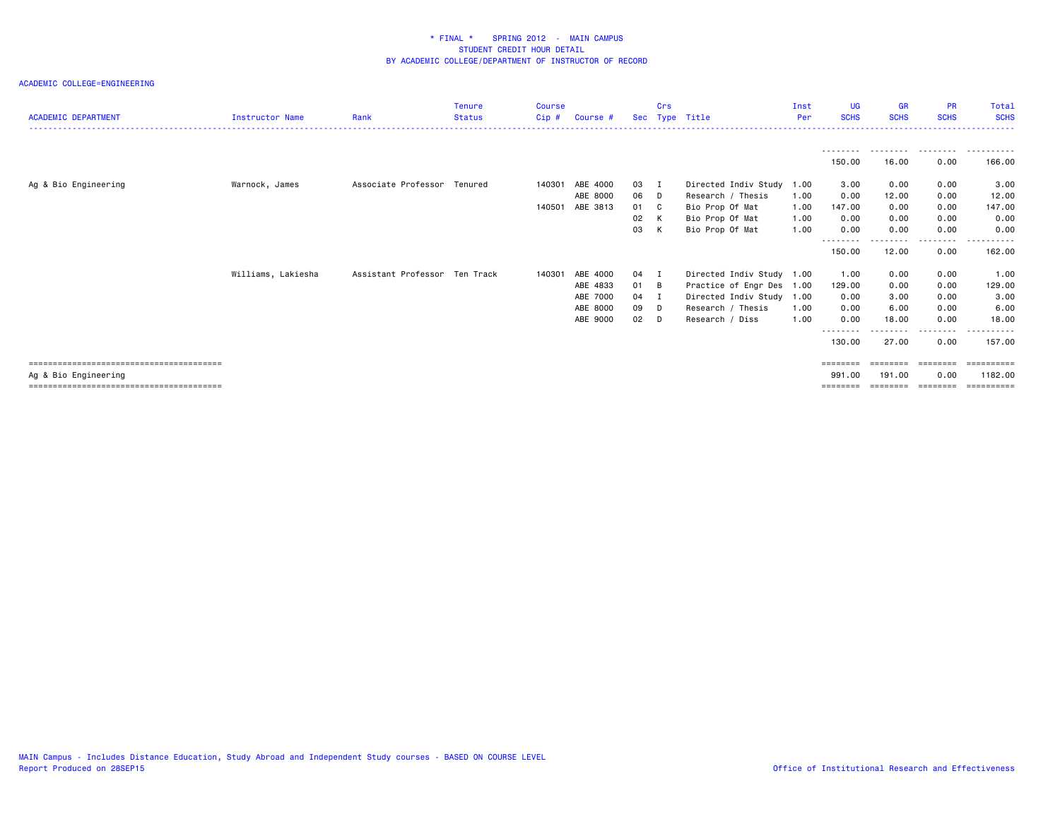**\* FINAL \* SPRING 2012 - MAIN CAMPUS**
**STUDENT CREDIT HOUR DETAIL**
**BY ACADEMIC COLLEGE/DEPARTMENT OF INSTRUCTOR OF RECORD**

ACADEMIC COLLEGE=ENGINEERING

| ACADEMIC DEPARTMENT | Instructor Name | Rank | Tenure Status | Course Cip # | Course # | Sec | Crs Type | Title | Inst Per | UG SCHS | GR SCHS | PR SCHS | Total SCHS |
|---|---|---|---|---|---|---|---|---|---|---|---|---|---|
| | | | | | | | | | | 150.00 | 16.00 | 0.00 | 166.00 |
| Ag & Bio Engineering | Warnock, James | Associate Professor | Tenured | 140301 | ABE 4000 | 03 | I | Directed Indiv Study | 1.00 | 3.00 | 0.00 | 0.00 | 3.00 |
| | | | | | ABE 8000 | 06 | D | Research / Thesis | 1.00 | 0.00 | 12.00 | 0.00 | 12.00 |
| | | | | 140501 | ABE 3813 | 01 | C | Bio Prop Of Mat | 1.00 | 147.00 | 0.00 | 0.00 | 147.00 |
| | | | | | | 02 | K | Bio Prop Of Mat | 1.00 | 0.00 | 0.00 | 0.00 | 0.00 |
| | | | | | | 03 | K | Bio Prop Of Mat | 1.00 | 0.00 | 0.00 | 0.00 | 0.00 |
| | | | | | | | | | | 150.00 | 12.00 | 0.00 | 162.00 |
| | Williams, Lakiesha | Assistant Professor | Ten Track | 140301 | ABE 4000 | 04 | I | Directed Indiv Study | 1.00 | 1.00 | 0.00 | 0.00 | 1.00 |
| | | | | | ABE 4833 | 01 | B | Practice of Engr Des | 1.00 | 129.00 | 0.00 | 0.00 | 129.00 |
| | | | | | ABE 7000 | 04 | I | Directed Indiv Study | 1.00 | 0.00 | 3.00 | 0.00 | 3.00 |
| | | | | | ABE 8000 | 09 | D | Research / Thesis | 1.00 | 0.00 | 6.00 | 0.00 | 6.00 |
| | | | | | ABE 9000 | 02 | D | Research / Diss | 1.00 | 0.00 | 18.00 | 0.00 | 18.00 |
| | | | | | | | | | | 130.00 | 27.00 | 0.00 | 157.00 |
| Ag & Bio Engineering | | | | | | | | | | 991.00 | 191.00 | 0.00 | 1182.00 |

MAIN Campus - Includes Distance Education, Study Abroad and Independent Study courses - BASED ON COURSE LEVEL
Report Produced on 28SEP15

Office of Institutional Research and Effectiveness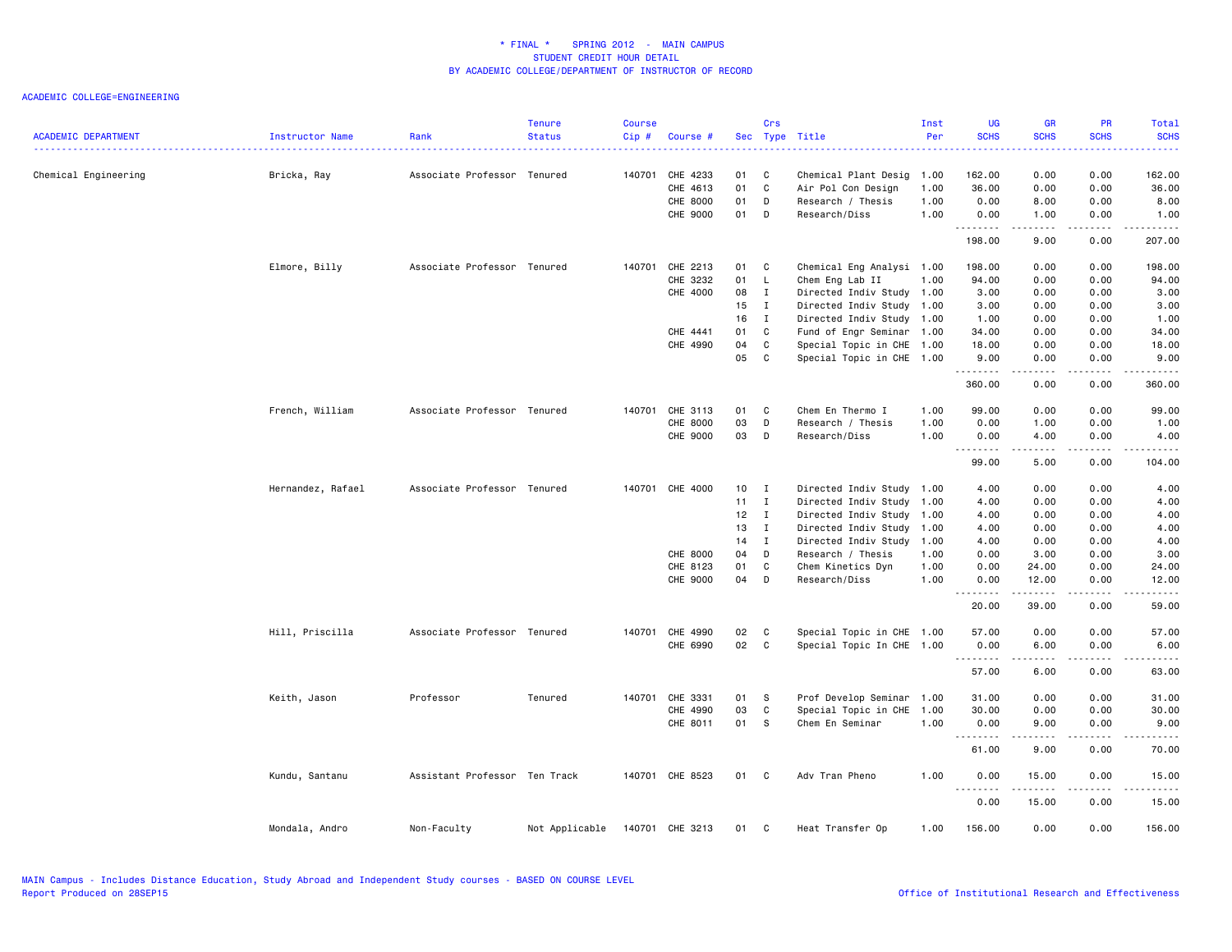# * FINAL * SPRING 2012 - MAIN CAMPUS
## STUDENT CREDIT HOUR DETAIL
## BY ACADEMIC COLLEGE/DEPARTMENT OF INSTRUCTOR OF RECORD

ACADEMIC COLLEGE=ENGINEERING

| ACADEMIC DEPARTMENT | Instructor Name | Rank | Tenure Status | Course Cip # | Course # | Sec | Crs Type | Title | Inst Per | UG SCHS | GR SCHS | PR SCHS | Total SCHS |
|---|---|---|---|---|---|---|---|---|---|---|---|---|---|
| Chemical Engineering | Bricka, Ray | Associate Professor | Tenured | 140701 | CHE 4233 | 01 | C | Chemical Plant Desig | 1.00 | 162.00 | 0.00 | 0.00 | 162.00 |
| | | | | | CHE 4613 | 01 | C | Air Pol Con Design | 1.00 | 36.00 | 0.00 | 0.00 | 36.00 |
| | | | | | CHE 8000 | 01 | D | Research / Thesis | 1.00 | 0.00 | 8.00 | 0.00 | 8.00 |
| | | | | | CHE 9000 | 01 | D | Research/Diss | 1.00 | 0.00 | 1.00 | 0.00 | 1.00 |
| | | | | | | | | | | 198.00 | 9.00 | 0.00 | 207.00 |
| | Elmore, Billy | Associate Professor | Tenured | 140701 | CHE 2213 | 01 | C | Chemical Eng Analysi | 1.00 | 198.00 | 0.00 | 0.00 | 198.00 |
| | | | | | CHE 3232 | 01 | L | Chem Eng Lab II | 1.00 | 94.00 | 0.00 | 0.00 | 94.00 |
| | | | | | CHE 4000 | 08 | I | Directed Indiv Study | 1.00 | 3.00 | 0.00 | 0.00 | 3.00 |
| | | | | | | 15 | I | Directed Indiv Study | 1.00 | 3.00 | 0.00 | 0.00 | 3.00 |
| | | | | | | 16 | I | Directed Indiv Study | 1.00 | 1.00 | 0.00 | 0.00 | 1.00 |
| | | | | | CHE 4441 | 01 | C | Fund of Engr Seminar | 1.00 | 34.00 | 0.00 | 0.00 | 34.00 |
| | | | | | CHE 4990 | 04 | C | Special Topic in CHE | 1.00 | 18.00 | 0.00 | 0.00 | 18.00 |
| | | | | | | 05 | C | Special Topic in CHE | 1.00 | 9.00 | 0.00 | 0.00 | 9.00 |
| | | | | | | | | | | 360.00 | 0.00 | 0.00 | 360.00 |
| | French, William | Associate Professor | Tenured | 140701 | CHE 3113 | 01 | C | Chem En Thermo I | 1.00 | 99.00 | 0.00 | 0.00 | 99.00 |
| | | | | | CHE 8000 | 03 | D | Research / Thesis | 1.00 | 0.00 | 1.00 | 0.00 | 1.00 |
| | | | | | CHE 9000 | 03 | D | Research/Diss | 1.00 | 0.00 | 4.00 | 0.00 | 4.00 |
| | | | | | | | | | | 99.00 | 5.00 | 0.00 | 104.00 |
| | Hernandez, Rafael | Associate Professor | Tenured | 140701 | CHE 4000 | 10 | I | Directed Indiv Study | 1.00 | 4.00 | 0.00 | 0.00 | 4.00 |
| | | | | | | 11 | I | Directed Indiv Study | 1.00 | 4.00 | 0.00 | 0.00 | 4.00 |
| | | | | | | 12 | I | Directed Indiv Study | 1.00 | 4.00 | 0.00 | 0.00 | 4.00 |
| | | | | | | 13 | I | Directed Indiv Study | 1.00 | 4.00 | 0.00 | 0.00 | 4.00 |
| | | | | | | 14 | I | Directed Indiv Study | 1.00 | 4.00 | 0.00 | 0.00 | 4.00 |
| | | | | | CHE 8000 | 04 | D | Research / Thesis | 1.00 | 0.00 | 3.00 | 0.00 | 3.00 |
| | | | | | CHE 8123 | 01 | C | Chem Kinetics Dyn | 1.00 | 0.00 | 24.00 | 0.00 | 24.00 |
| | | | | | CHE 9000 | 04 | D | Research/Diss | 1.00 | 0.00 | 12.00 | 0.00 | 12.00 |
| | | | | | | | | | | 20.00 | 39.00 | 0.00 | 59.00 |
| | Hill, Priscilla | Associate Professor | Tenured | 140701 | CHE 4990 | 02 | C | Special Topic in CHE | 1.00 | 57.00 | 0.00 | 0.00 | 57.00 |
| | | | | | CHE 6990 | 02 | C | Special Topic In CHE | 1.00 | 0.00 | 6.00 | 0.00 | 6.00 |
| | | | | | | | | | | 57.00 | 6.00 | 0.00 | 63.00 |
| | Keith, Jason | Professor | Tenured | 140701 | CHE 3331 | 01 | S | Prof Develop Seminar | 1.00 | 31.00 | 0.00 | 0.00 | 31.00 |
| | | | | | CHE 4990 | 03 | C | Special Topic in CHE | 1.00 | 30.00 | 0.00 | 0.00 | 30.00 |
| | | | | | CHE 8011 | 01 | S | Chem En Seminar | 1.00 | 0.00 | 9.00 | 0.00 | 9.00 |
| | | | | | | | | | | 61.00 | 9.00 | 0.00 | 70.00 |
| | Kundu, Santanu | Assistant Professor | Ten Track | 140701 | CHE 8523 | 01 | C | Adv Tran Pheno | 1.00 | 0.00 | 15.00 | 0.00 | 15.00 |
| | | | | | | | | | | 0.00 | 15.00 | 0.00 | 15.00 |
| | Mondala, Andro | Non-Faculty | Not Applicable | 140701 | CHE 3213 | 01 | C | Heat Transfer Op | 1.00 | 156.00 | 0.00 | 0.00 | 156.00 |

MAIN Campus - Includes Distance Education, Study Abroad and Independent Study courses - BASED ON COURSE LEVEL
Report Produced on 28SEP15

Office of Institutional Research and Effectiveness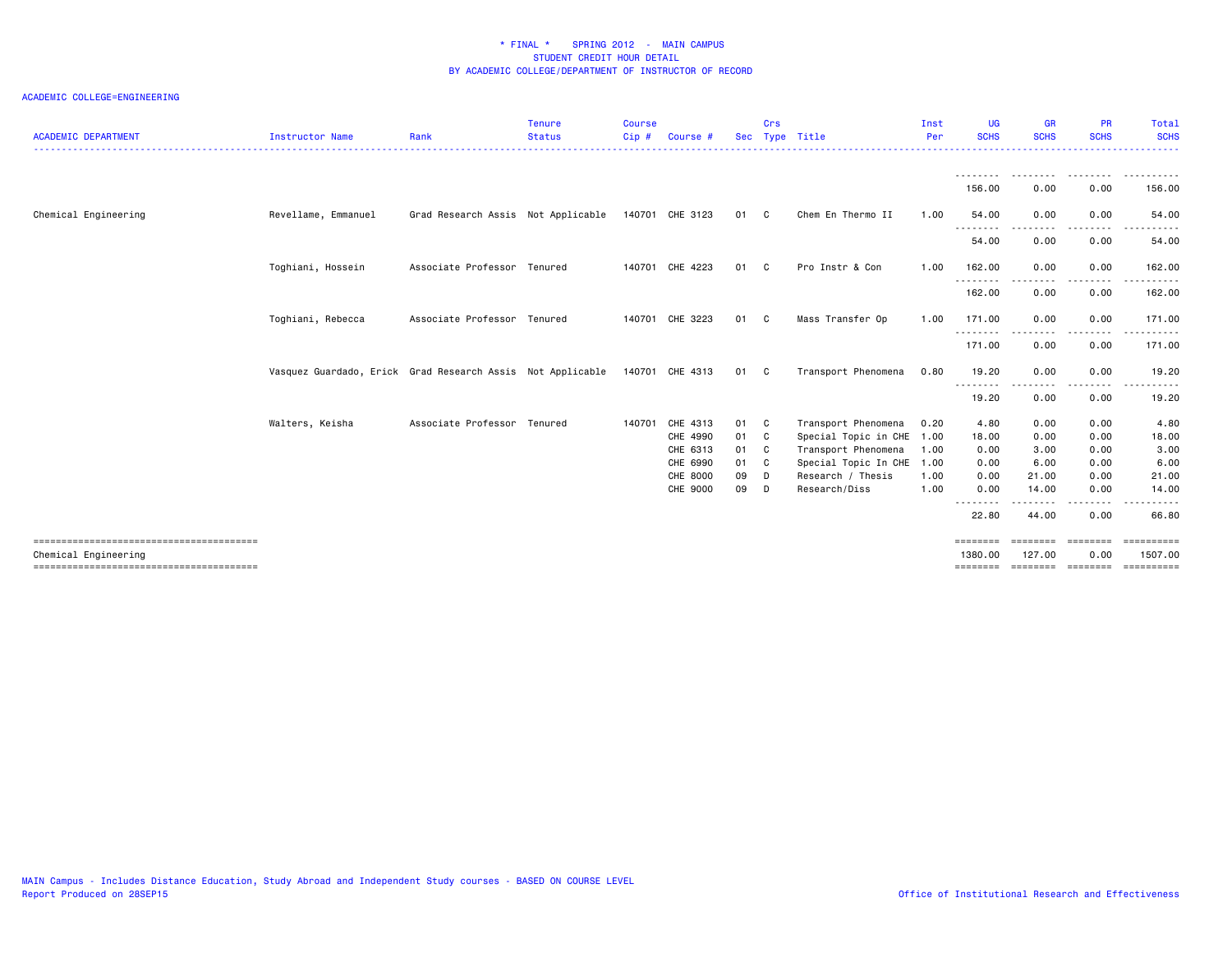# * FINAL * SPRING 2012 - MAIN CAMPUS
## STUDENT CREDIT HOUR DETAIL
## BY ACADEMIC COLLEGE/DEPARTMENT OF INSTRUCTOR OF RECORD

ACADEMIC COLLEGE=ENGINEERING

| ACADEMIC DEPARTMENT | Instructor Name | Rank | Tenure Status | Course Cip # | Course # | Sec | Crs Type | Title | Inst Per | UG SCHS | GR SCHS | PR SCHS | Total SCHS |
|---|---|---|---|---|---|---|---|---|---|---|---|---|---|
| | | | | | | | | | | 156.00 | 0.00 | 0.00 | 156.00 |
| Chemical Engineering | Revellame, Emmanuel | Grad Research Assis | Not Applicable | 140701 | CHE 3123 | 01 | C | Chem En Thermo II | 1.00 | 54.00 | 0.00 | 0.00 | 54.00 |
| | | | | | | | | | | 54.00 | 0.00 | 0.00 | 54.00 |
| | Toghiani, Hossein | Associate Professor | Tenured | 140701 | CHE 4223 | 01 | C | Pro Instr & Con | 1.00 | 162.00 | 0.00 | 0.00 | 162.00 |
| | | | | | | | | | | 162.00 | 0.00 | 0.00 | 162.00 |
| | Toghiani, Rebecca | Associate Professor | Tenured | 140701 | CHE 3223 | 01 | C | Mass Transfer Op | 1.00 | 171.00 | 0.00 | 0.00 | 171.00 |
| | | | | | | | | | | 171.00 | 0.00 | 0.00 | 171.00 |
| | Vasquez Guardado, Erick | Grad Research Assis | Not Applicable | 140701 | CHE 4313 | 01 | C | Transport Phenomena | 0.80 | 19.20 | 0.00 | 0.00 | 19.20 |
| | | | | | | | | | | 19.20 | 0.00 | 0.00 | 19.20 |
| | Walters, Keisha | Associate Professor | Tenured | 140701 | CHE 4313 | 01 | C | Transport Phenomena | 0.20 | 4.80 | 0.00 | 0.00 | 4.80 |
| | | | | | CHE 4990 | 01 | C | Special Topic in CHE | 1.00 | 18.00 | 0.00 | 0.00 | 18.00 |
| | | | | | CHE 6313 | 01 | C | Transport Phenomena | 1.00 | 0.00 | 3.00 | 0.00 | 3.00 |
| | | | | | CHE 6990 | 01 | C | Special Topic In CHE | 1.00 | 0.00 | 6.00 | 0.00 | 6.00 |
| | | | | | CHE 8000 | 09 | D | Research / Thesis | 1.00 | 0.00 | 21.00 | 0.00 | 21.00 |
| | | | | | CHE 9000 | 09 | D | Research/Diss | 1.00 | 0.00 | 14.00 | 0.00 | 14.00 |
| | | | | | | | | | | 22.80 | 44.00 | 0.00 | 66.80 |
| Chemical Engineering | | | | | | | | | | 1380.00 | 127.00 | 0.00 | 1507.00 |

MAIN Campus - Includes Distance Education, Study Abroad and Independent Study courses - BASED ON COURSE LEVEL
Report Produced on 28SEP15

Office of Institutional Research and Effectiveness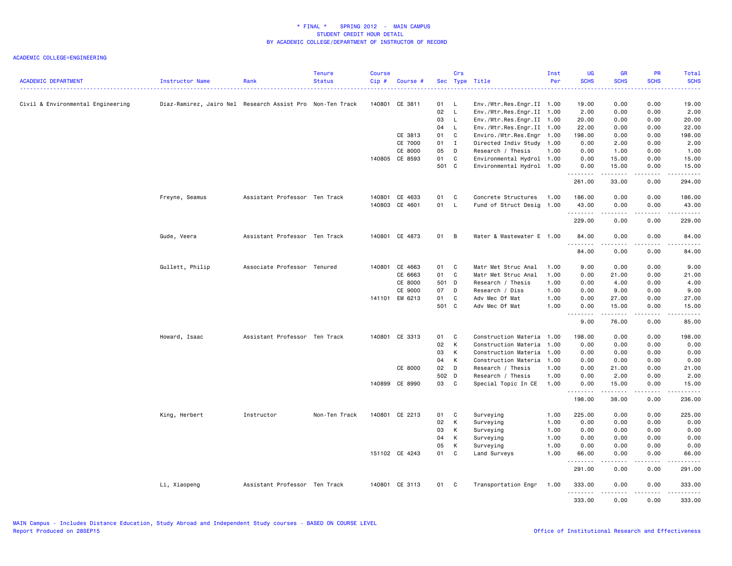# * FINAL * SPRING 2012 - MAIN CAMPUS
## STUDENT CREDIT HOUR DETAIL
## BY ACADEMIC COLLEGE/DEPARTMENT OF INSTRUCTOR OF RECORD

ACADEMIC COLLEGE=ENGINEERING

| ACADEMIC DEPARTMENT | Instructor Name | Rank | Tenure Status | Course Cip # | Course # | Sec | Crs Type | Title | Inst Per | UG SCHS | GR SCHS | PR SCHS | Total SCHS |
|---|---|---|---|---|---|---|---|---|---|---|---|---|---|
| Civil & Environmental Engineering | Diaz-Ramirez, Jairo Nel | Research Assist Pro | Non-Ten Track | 140801 | CE 3811 | 01 | L | Env./Wtr.Res.Engr.II | 1.00 | 19.00 | 0.00 | 0.00 | 19.00 |
| | | | | | | 02 | L | Env./Wtr.Res.Engr.II | 1.00 | 2.00 | 0.00 | 0.00 | 2.00 |
| | | | | | | 03 | L | Env./Wtr.Res.Engr.II | 1.00 | 20.00 | 0.00 | 0.00 | 20.00 |
| | | | | | | 04 | L | Env./Wtr.Res.Engr.II | 1.00 | 22.00 | 0.00 | 0.00 | 22.00 |
| | | | | | CE 3813 | 01 | C | Enviro./Wtr.Res.Engr | 1.00 | 198.00 | 0.00 | 0.00 | 198.00 |
| | | | | | CE 7000 | 01 | I | Directed Indiv Study | 1.00 | 0.00 | 2.00 | 0.00 | 2.00 |
| | | | | | CE 8000 | 05 | D | Research / Thesis | 1.00 | 0.00 | 1.00 | 0.00 | 1.00 |
| | | | | 140805 | CE 8593 | 01 | C | Environmental Hydrol | 1.00 | 0.00 | 15.00 | 0.00 | 15.00 |
| | | | | | | 501 | C | Environmental Hydrol | 1.00 | 0.00 | 15.00 | 0.00 | 15.00 |
| | | | | | | | | | | 261.00 | 33.00 | 0.00 | 294.00 |
| | Freyne, Seamus | Assistant Professor | Ten Track | 140801 | CE 4633 | 01 | C | Concrete Structures | 1.00 | 186.00 | 0.00 | 0.00 | 186.00 |
| | | | | 140803 | CE 4601 | 01 | L | Fund of Struct Desig | 1.00 | 43.00 | 0.00 | 0.00 | 43.00 |
| | | | | | | | | | | 229.00 | 0.00 | 0.00 | 229.00 |
| | Gude, Veera | Assistant Professor | Ten Track | 140801 | CE 4873 | 01 | B | Water & Wastewater E | 1.00 | 84.00 | 0.00 | 0.00 | 84.00 |
| | | | | | | | | | | 84.00 | 0.00 | 0.00 | 84.00 |
| | Gullett, Philip | Associate Professor | Tenured | 140801 | CE 4663 | 01 | C | Matr Met Struc Anal | 1.00 | 9.00 | 0.00 | 0.00 | 9.00 |
| | | | | | CE 6663 | 01 | C | Matr Met Struc Anal | 1.00 | 0.00 | 21.00 | 0.00 | 21.00 |
| | | | | | CE 8000 | 501 | D | Research / Thesis | 1.00 | 0.00 | 4.00 | 0.00 | 4.00 |
| | | | | | CE 9000 | 07 | D | Research / Diss | 1.00 | 0.00 | 9.00 | 0.00 | 9.00 |
| | | | | 141101 | EM 6213 | 01 | C | Adv Mec Of Mat | 1.00 | 0.00 | 27.00 | 0.00 | 27.00 |
| | | | | | | 501 | C | Adv Mec Of Mat | 1.00 | 0.00 | 15.00 | 0.00 | 15.00 |
| | | | | | | | | | | 9.00 | 76.00 | 0.00 | 85.00 |
| | Howard, Isaac | Assistant Professor | Ten Track | 140801 | CE 3313 | 01 | C | Construction Materia | 1.00 | 198.00 | 0.00 | 0.00 | 198.00 |
| | | | | | | 02 | K | Construction Materia | 1.00 | 0.00 | 0.00 | 0.00 | 0.00 |
| | | | | | | 03 | K | Construction Materia | 1.00 | 0.00 | 0.00 | 0.00 | 0.00 |
| | | | | | | 04 | K | Construction Materia | 1.00 | 0.00 | 0.00 | 0.00 | 0.00 |
| | | | | | CE 8000 | 02 | D | Research / Thesis | 1.00 | 0.00 | 21.00 | 0.00 | 21.00 |
| | | | | | | 502 | D | Research / Thesis | 1.00 | 0.00 | 2.00 | 0.00 | 2.00 |
| | | | | 140899 | CE 8990 | 03 | C | Special Topic In CE | 1.00 | 0.00 | 15.00 | 0.00 | 15.00 |
| | | | | | | | | | | 198.00 | 38.00 | 0.00 | 236.00 |
| | King, Herbert | Instructor | Non-Ten Track | 140801 | CE 2213 | 01 | C | Surveying | 1.00 | 225.00 | 0.00 | 0.00 | 225.00 |
| | | | | | | 02 | K | Surveying | 1.00 | 0.00 | 0.00 | 0.00 | 0.00 |
| | | | | | | 03 | K | Surveying | 1.00 | 0.00 | 0.00 | 0.00 | 0.00 |
| | | | | | | 04 | K | Surveying | 1.00 | 0.00 | 0.00 | 0.00 | 0.00 |
| | | | | | | 05 | K | Surveying | 1.00 | 0.00 | 0.00 | 0.00 | 0.00 |
| | | | | 151102 | CE 4243 | 01 | C | Land Surveys | 1.00 | 66.00 | 0.00 | 0.00 | 66.00 |
| | | | | | | | | | | 291.00 | 0.00 | 0.00 | 291.00 |
| | Li, Xiaopeng | Assistant Professor | Ten Track | 140801 | CE 3113 | 01 | C | Transportation Engr | 1.00 | 333.00 | 0.00 | 0.00 | 333.00 |
| | | | | | | | | | | 333.00 | 0.00 | 0.00 | 333.00 |

MAIN Campus - Includes Distance Education, Study Abroad and Independent Study courses - BASED ON COURSE LEVEL
Report Produced on 28SEP15

Office of Institutional Research and Effectiveness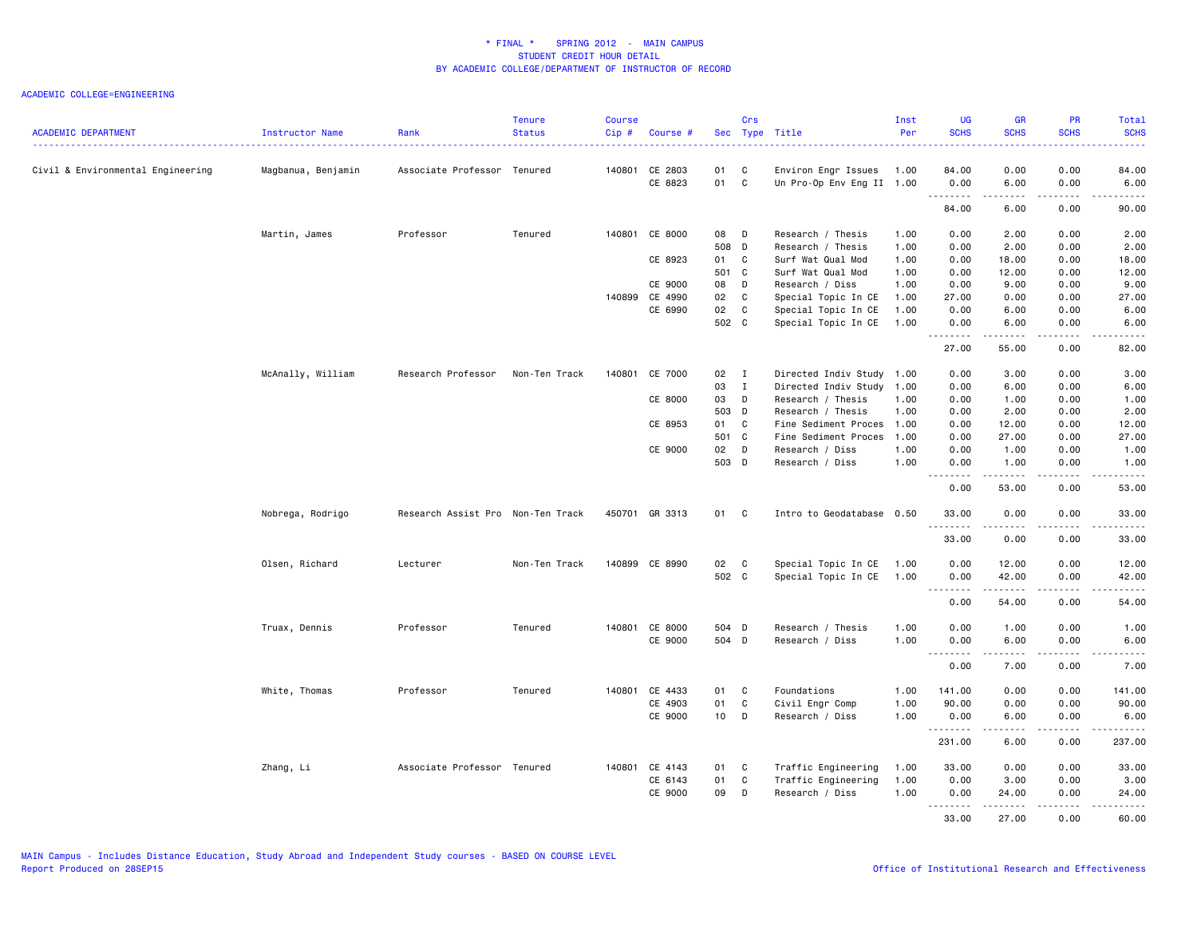# * FINAL * SPRING 2012 - MAIN CAMPUS
## STUDENT CREDIT HOUR DETAIL
## BY ACADEMIC COLLEGE/DEPARTMENT OF INSTRUCTOR OF RECORD

ACADEMIC COLLEGE=ENGINEERING

| ACADEMIC DEPARTMENT | Instructor Name | Rank | Tenure Status | Course Cip # | Course # | Sec | Crs Type | Title | Inst Per | UG SCHS | GR SCHS | PR SCHS | Total SCHS |
|---|---|---|---|---|---|---|---|---|---|---|---|---|---|
| Civil & Environmental Engineering | Magbanua, Benjamin | Associate Professor | Tenured | 140801 | CE 2803 | 01 | C | Environ Engr Issues | 1.00 | 84.00 | 0.00 | 0.00 | 84.00 |
| | | | | | CE 8823 | 01 | C | Un Pro-Op Env Eng II | 1.00 | 0.00 | 6.00 | 0.00 | 6.00 |
| | | | | | | | | | | 84.00 | 6.00 | 0.00 | 90.00 |
| | Martin, James | Professor | Tenured | 140801 | CE 8000 | 08 | D | Research / Thesis | 1.00 | 0.00 | 2.00 | 0.00 | 2.00 |
| | | | | | | 508 | D | Research / Thesis | 1.00 | 0.00 | 2.00 | 0.00 | 2.00 |
| | | | | | CE 8923 | 01 | C | Surf Wat Qual Mod | 1.00 | 0.00 | 18.00 | 0.00 | 18.00 |
| | | | | | | 501 | C | Surf Wat Qual Mod | 1.00 | 0.00 | 12.00 | 0.00 | 12.00 |
| | | | | | CE 9000 | 08 | D | Research / Diss | 1.00 | 0.00 | 9.00 | 0.00 | 9.00 |
| | | | | 140899 | CE 4990 | 02 | C | Special Topic In CE | 1.00 | 27.00 | 0.00 | 0.00 | 27.00 |
| | | | | | CE 6990 | 02 | C | Special Topic In CE | 1.00 | 0.00 | 6.00 | 0.00 | 6.00 |
| | | | | | | 502 | C | Special Topic In CE | 1.00 | 0.00 | 6.00 | 0.00 | 6.00 |
| | | | | | | | | | | 27.00 | 55.00 | 0.00 | 82.00 |
| | McAnally, William | Research Professor | Non-Ten Track | 140801 | CE 7000 | 02 | I | Directed Indiv Study | 1.00 | 0.00 | 3.00 | 0.00 | 3.00 |
| | | | | | | 03 | I | Directed Indiv Study | 1.00 | 0.00 | 6.00 | 0.00 | 6.00 |
| | | | | | CE 8000 | 03 | D | Research / Thesis | 1.00 | 0.00 | 1.00 | 0.00 | 1.00 |
| | | | | | | 503 | D | Research / Thesis | 1.00 | 0.00 | 2.00 | 0.00 | 2.00 |
| | | | | | CE 8953 | 01 | C | Fine Sediment Proces | 1.00 | 0.00 | 12.00 | 0.00 | 12.00 |
| | | | | | | 501 | C | Fine Sediment Proces | 1.00 | 0.00 | 27.00 | 0.00 | 27.00 |
| | | | | | CE 9000 | 02 | D | Research / Diss | 1.00 | 0.00 | 1.00 | 0.00 | 1.00 |
| | | | | | | 503 | D | Research / Diss | 1.00 | 0.00 | 1.00 | 0.00 | 1.00 |
| | | | | | | | | | | 0.00 | 53.00 | 0.00 | 53.00 |
| | Nobrega, Rodrigo | Research Assist Pro | Non-Ten Track | 450701 | GR 3313 | 01 | C | Intro to Geodatabase | 0.50 | 33.00 | 0.00 | 0.00 | 33.00 |
| | | | | | | | | | | 33.00 | 0.00 | 0.00 | 33.00 |
| | Olsen, Richard | Lecturer | Non-Ten Track | 140899 | CE 8990 | 02 | C | Special Topic In CE | 1.00 | 0.00 | 12.00 | 0.00 | 12.00 |
| | | | | | | 502 | C | Special Topic In CE | 1.00 | 0.00 | 42.00 | 0.00 | 42.00 |
| | | | | | | | | | | 0.00 | 54.00 | 0.00 | 54.00 |
| | Truax, Dennis | Professor | Tenured | 140801 | CE 8000 | 504 | D | Research / Thesis | 1.00 | 0.00 | 1.00 | 0.00 | 1.00 |
| | | | | | CE 9000 | 504 | D | Research / Diss | 1.00 | 0.00 | 6.00 | 0.00 | 6.00 |
| | | | | | | | | | | 0.00 | 7.00 | 0.00 | 7.00 |
| | White, Thomas | Professor | Tenured | 140801 | CE 4433 | 01 | C | Foundations | 1.00 | 141.00 | 0.00 | 0.00 | 141.00 |
| | | | | | CE 4903 | 01 | C | Civil Engr Comp | 1.00 | 90.00 | 0.00 | 0.00 | 90.00 |
| | | | | | CE 9000 | 10 | D | Research / Diss | 1.00 | 0.00 | 6.00 | 0.00 | 6.00 |
| | | | | | | | | | | 231.00 | 6.00 | 0.00 | 237.00 |
| | Zhang, Li | Associate Professor | Tenured | 140801 | CE 4143 | 01 | C | Traffic Engineering | 1.00 | 33.00 | 0.00 | 0.00 | 33.00 |
| | | | | | CE 6143 | 01 | C | Traffic Engineering | 1.00 | 0.00 | 3.00 | 0.00 | 3.00 |
| | | | | | CE 9000 | 09 | D | Research / Diss | 1.00 | 0.00 | 24.00 | 0.00 | 24.00 |
| | | | | | | | | | | 33.00 | 27.00 | 0.00 | 60.00 |

MAIN Campus - Includes Distance Education, Study Abroad and Independent Study courses - BASED ON COURSE LEVEL
Report Produced on 28SEP15

Office of Institutional Research and Effectiveness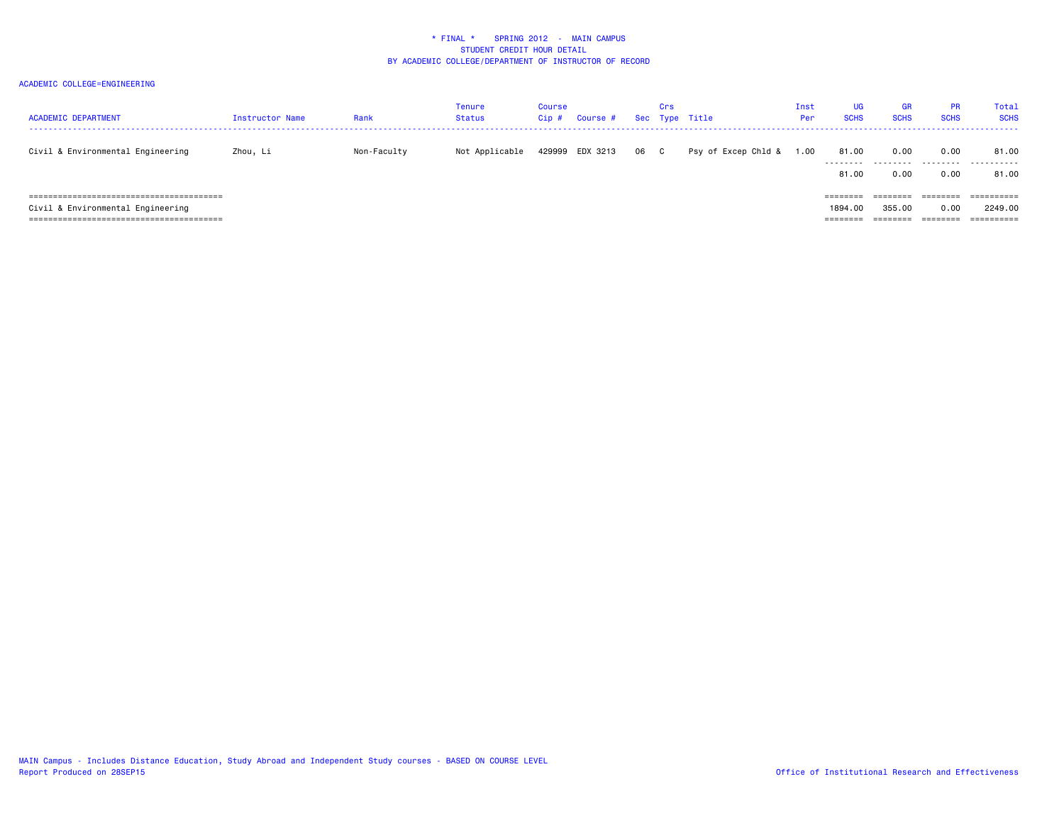\* FINAL \* SPRING 2012 - MAIN CAMPUS
STUDENT CREDIT HOUR DETAIL
BY ACADEMIC COLLEGE/DEPARTMENT OF INSTRUCTOR OF RECORD

ACADEMIC COLLEGE=ENGINEERING

| ACADEMIC DEPARTMENT | Instructor Name | Rank | Tenure Status | Course Cip # | Course # | Sec | Crs Type | Title | Inst Per | UG SCHS | GR SCHS | PR SCHS | Total SCHS |
|---|---|---|---|---|---|---|---|---|---|---|---|---|---|
| Civil & Environmental Engineering | Zhou, Li | Non-Faculty | Not Applicable | 429999 | EDX 3213 | 06 | C | Psy of Excep Chld & | 1.00 | 81.00 | 0.00 | 0.00 | 81.00 |
| | | | | | | | | | | 81.00 | 0.00 | 0.00 | 81.00 |
| Civil & Environmental Engineering | | | | | | | | | | 1894.00 | 355.00 | 0.00 | 2249.00 |

MAIN Campus - Includes Distance Education, Study Abroad and Independent Study courses - BASED ON COURSE LEVEL
Report Produced on 28SEP15

Office of Institutional Research and Effectiveness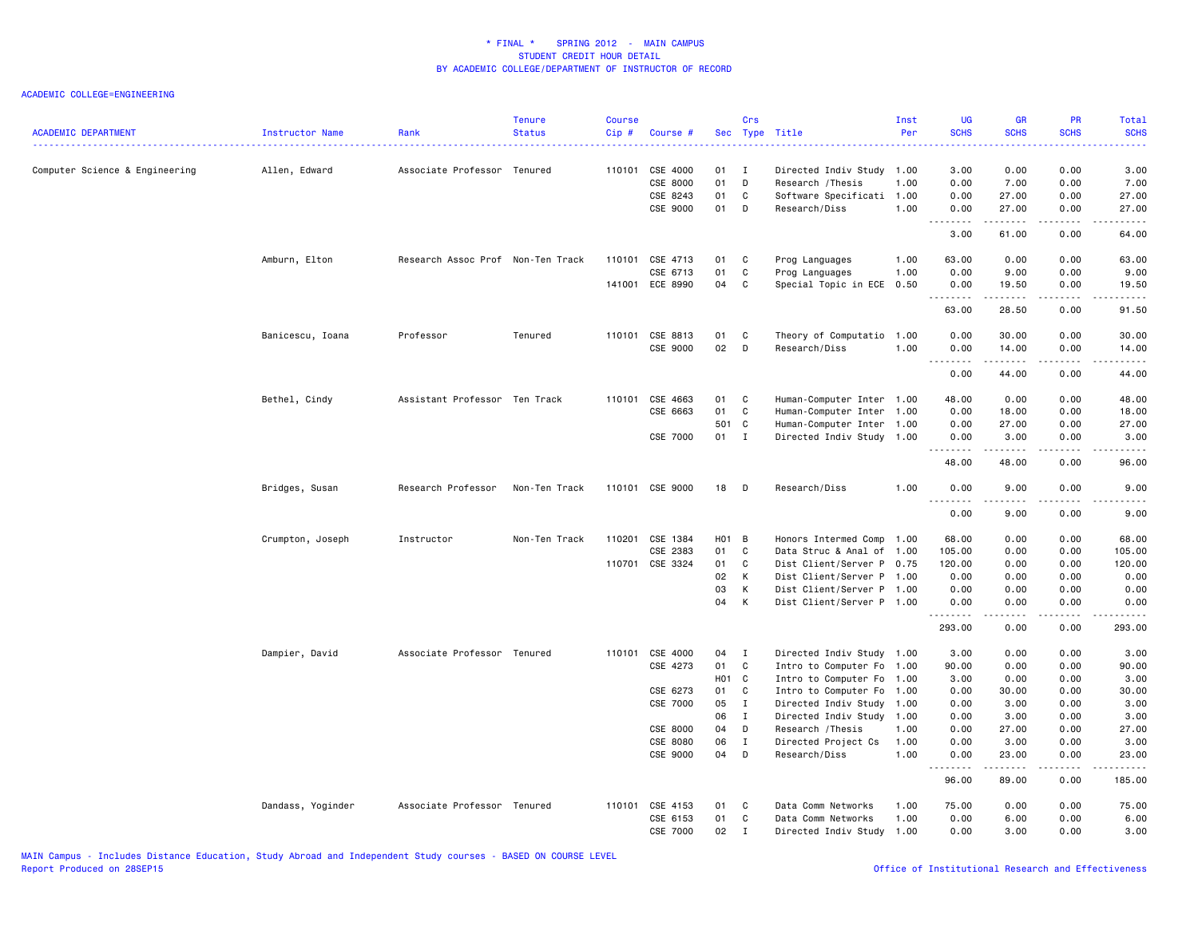# * FINAL * SPRING 2012 - MAIN CAMPUS
## STUDENT CREDIT HOUR DETAIL
## BY ACADEMIC COLLEGE/DEPARTMENT OF INSTRUCTOR OF RECORD

ACADEMIC COLLEGE=ENGINEERING

| ACADEMIC DEPARTMENT | Instructor Name | Rank | Tenure Status | Course Cip # | Course # | Sec | Crs Type | Title | Inst Per | UG SCHS | GR SCHS | PR SCHS | Total SCHS |
|---|---|---|---|---|---|---|---|---|---|---|---|---|---|
| Computer Science & Engineering | Allen, Edward | Associate Professor | Tenured | 110101 | CSE 4000 | 01 | I | Directed Indiv Study | 1.00 | 3.00 | 0.00 | 0.00 | 3.00 |
| | | | | | CSE 8000 | 01 | D | Research /Thesis | 1.00 | 0.00 | 7.00 | 0.00 | 7.00 |
| | | | | | CSE 8243 | 01 | C | Software Specificati | 1.00 | 0.00 | 27.00 | 0.00 | 27.00 |
| | | | | | CSE 9000 | 01 | D | Research/Diss | 1.00 | 0.00 | 27.00 | 0.00 | 27.00 |
| | | | | | | | | | | 3.00 | 61.00 | 0.00 | 64.00 |
| | Amburn, Elton | Research Assoc Prof | Non-Ten Track | 110101 | CSE 4713 | 01 | C | Prog Languages | 1.00 | 63.00 | 0.00 | 0.00 | 63.00 |
| | | | | | CSE 6713 | 01 | C | Prog Languages | 1.00 | 0.00 | 9.00 | 0.00 | 9.00 |
| | | | | 141001 | ECE 8990 | 04 | C | Special Topic in ECE | 0.50 | 0.00 | 19.50 | 0.00 | 19.50 |
| | | | | | | | | | | 63.00 | 28.50 | 0.00 | 91.50 |
| | Banicescu, Ioana | Professor | Tenured | 110101 | CSE 8813 | 01 | C | Theory of Computatio | 1.00 | 0.00 | 30.00 | 0.00 | 30.00 |
| | | | | | CSE 9000 | 02 | D | Research/Diss | 1.00 | 0.00 | 14.00 | 0.00 | 14.00 |
| | | | | | | | | | | 0.00 | 44.00 | 0.00 | 44.00 |
| | Bethel, Cindy | Assistant Professor | Ten Track | 110101 | CSE 4663 | 01 | C | Human-Computer Inter | 1.00 | 48.00 | 0.00 | 0.00 | 48.00 |
| | | | | | CSE 6663 | 01 | C | Human-Computer Inter | 1.00 | 0.00 | 18.00 | 0.00 | 18.00 |
| | | | | | | 501 | C | Human-Computer Inter | 1.00 | 0.00 | 27.00 | 0.00 | 27.00 |
| | | | | | CSE 7000 | 01 | I | Directed Indiv Study | 1.00 | 0.00 | 3.00 | 0.00 | 3.00 |
| | | | | | | | | | | 48.00 | 48.00 | 0.00 | 96.00 |
| | Bridges, Susan | Research Professor | Non-Ten Track | 110101 | CSE 9000 | 18 | D | Research/Diss | 1.00 | 0.00 | 9.00 | 0.00 | 9.00 |
| | | | | | | | | | | 0.00 | 9.00 | 0.00 | 9.00 |
| | Crumpton, Joseph | Instructor | Non-Ten Track | 110201 | CSE 1384 | H01 | B | Honors Intermed Comp | 1.00 | 68.00 | 0.00 | 0.00 | 68.00 |
| | | | | | CSE 2383 | 01 | C | Data Struc & Anal of | 1.00 | 105.00 | 0.00 | 0.00 | 105.00 |
| | | | | 110701 | CSE 3324 | 01 | C | Dist Client/Server P | 0.75 | 120.00 | 0.00 | 0.00 | 120.00 |
| | | | | | | 02 | K | Dist Client/Server P | 1.00 | 0.00 | 0.00 | 0.00 | 0.00 |
| | | | | | | 03 | K | Dist Client/Server P | 1.00 | 0.00 | 0.00 | 0.00 | 0.00 |
| | | | | | | 04 | K | Dist Client/Server P | 1.00 | 0.00 | 0.00 | 0.00 | 0.00 |
| | | | | | | | | | | 293.00 | 0.00 | 0.00 | 293.00 |
| | Dampier, David | Associate Professor | Tenured | 110101 | CSE 4000 | 04 | I | Directed Indiv Study | 1.00 | 3.00 | 0.00 | 0.00 | 3.00 |
| | | | | | CSE 4273 | 01 | C | Intro to Computer Fo | 1.00 | 90.00 | 0.00 | 0.00 | 90.00 |
| | | | | | | H01 | C | Intro to Computer Fo | 1.00 | 3.00 | 0.00 | 0.00 | 3.00 |
| | | | | | CSE 6273 | 01 | C | Intro to Computer Fo | 1.00 | 0.00 | 30.00 | 0.00 | 30.00 |
| | | | | | CSE 7000 | 05 | I | Directed Indiv Study | 1.00 | 0.00 | 3.00 | 0.00 | 3.00 |
| | | | | | | 06 | I | Directed Indiv Study | 1.00 | 0.00 | 3.00 | 0.00 | 3.00 |
| | | | | | CSE 8000 | 04 | D | Research /Thesis | 1.00 | 0.00 | 27.00 | 0.00 | 27.00 |
| | | | | | CSE 8080 | 06 | I | Directed Project Cs | 1.00 | 0.00 | 3.00 | 0.00 | 3.00 |
| | | | | | CSE 9000 | 04 | D | Research/Diss | 1.00 | 0.00 | 23.00 | 0.00 | 23.00 |
| | | | | | | | | | | 96.00 | 89.00 | 0.00 | 185.00 |
| | Dandass, Yoginder | Associate Professor | Tenured | 110101 | CSE 4153 | 01 | C | Data Comm Networks | 1.00 | 75.00 | 0.00 | 0.00 | 75.00 |
| | | | | | CSE 6153 | 01 | C | Data Comm Networks | 1.00 | 0.00 | 6.00 | 0.00 | 6.00 |
| | | | | | CSE 7000 | 02 | I | Directed Indiv Study | 1.00 | 0.00 | 3.00 | 0.00 | 3.00 |

MAIN Campus - Includes Distance Education, Study Abroad and Independent Study courses - BASED ON COURSE LEVEL
Report Produced on 28SEP15

Office of Institutional Research and Effectiveness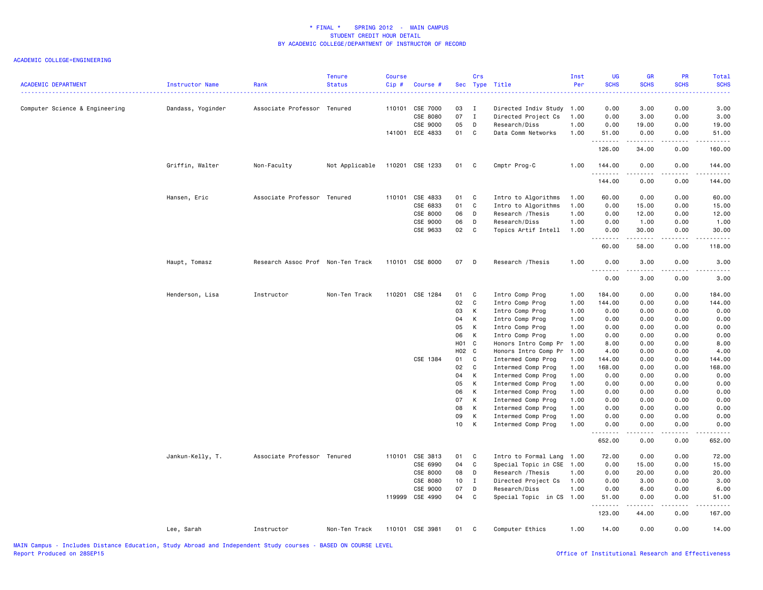# * FINAL * SPRING 2012 - MAIN CAMPUS
## STUDENT CREDIT HOUR DETAIL
## BY ACADEMIC COLLEGE/DEPARTMENT OF INSTRUCTOR OF RECORD

ACADEMIC COLLEGE=ENGINEERING

| ACADEMIC DEPARTMENT | Instructor Name | Rank | Tenure Status | Course Cip # | Course # | Sec | Crs Type | Title | Inst Per | UG SCHS | GR SCHS | PR SCHS | Total SCHS |
|---|---|---|---|---|---|---|---|---|---|---|---|---|---|
| Computer Science & Engineering | Dandass, Yoginder | Associate Professor | Tenured | 110101 | CSE 7000 | 03 | I | Directed Indiv Study | 1.00 | 0.00 | 3.00 | 0.00 | 3.00 |
| | | | | | CSE 8080 | 07 | I | Directed Project Cs | 1.00 | 0.00 | 3.00 | 0.00 | 3.00 |
| | | | | | CSE 9000 | 05 | D | Research/Diss | 1.00 | 0.00 | 19.00 | 0.00 | 19.00 |
| | | | | 141001 | ECE 4833 | 01 | C | Data Comm Networks | 1.00 | 51.00 | 0.00 | 0.00 | 51.00 |
| | | | | | | | | | | 126.00 | 34.00 | 0.00 | 160.00 |
| | Griffin, Walter | Non-Faculty | Not Applicable | 110201 | CSE 1233 | 01 | C | Cmptr Prog-C | 1.00 | 144.00 | 0.00 | 0.00 | 144.00 |
| | | | | | | | | | | 144.00 | 0.00 | 0.00 | 144.00 |
| | Hansen, Eric | Associate Professor | Tenured | 110101 | CSE 4833 | 01 | C | Intro to Algorithms | 1.00 | 60.00 | 0.00 | 0.00 | 60.00 |
| | | | | | CSE 6833 | 01 | C | Intro to Algorithms | 1.00 | 0.00 | 15.00 | 0.00 | 15.00 |
| | | | | | CSE 8000 | 06 | D | Research /Thesis | 1.00 | 0.00 | 12.00 | 0.00 | 12.00 |
| | | | | | CSE 9000 | 06 | D | Research/Diss | 1.00 | 0.00 | 1.00 | 0.00 | 1.00 |
| | | | | | CSE 9633 | 02 | C | Topics Artif Intell | 1.00 | 0.00 | 30.00 | 0.00 | 30.00 |
| | | | | | | | | | | 60.00 | 58.00 | 0.00 | 118.00 |
| | Haupt, Tomasz | Research Assoc Prof | Non-Ten Track | 110101 | CSE 8000 | 07 | D | Research /Thesis | 1.00 | 0.00 | 3.00 | 0.00 | 3.00 |
| | | | | | | | | | | 0.00 | 3.00 | 0.00 | 3.00 |
| | Henderson, Lisa | Instructor | Non-Ten Track | 110201 | CSE 1284 | 01 | C | Intro Comp Prog | 1.00 | 184.00 | 0.00 | 0.00 | 184.00 |
| | | | | | | 02 | C | Intro Comp Prog | 1.00 | 144.00 | 0.00 | 0.00 | 144.00 |
| | | | | | | 03 | K | Intro Comp Prog | 1.00 | 0.00 | 0.00 | 0.00 | 0.00 |
| | | | | | | 04 | K | Intro Comp Prog | 1.00 | 0.00 | 0.00 | 0.00 | 0.00 |
| | | | | | | 05 | K | Intro Comp Prog | 1.00 | 0.00 | 0.00 | 0.00 | 0.00 |
| | | | | | | 06 | K | Intro Comp Prog | 1.00 | 0.00 | 0.00 | 0.00 | 0.00 |
| | | | | | | H01 | C | Honors Intro Comp Pr | 1.00 | 8.00 | 0.00 | 0.00 | 8.00 |
| | | | | | | H02 | C | Honors Intro Comp Pr | 1.00 | 4.00 | 0.00 | 0.00 | 4.00 |
| | | | | | CSE 1384 | 01 | C | Intermed Comp Prog | 1.00 | 144.00 | 0.00 | 0.00 | 144.00 |
| | | | | | | 02 | C | Intermed Comp Prog | 1.00 | 168.00 | 0.00 | 0.00 | 168.00 |
| | | | | | | 04 | K | Intermed Comp Prog | 1.00 | 0.00 | 0.00 | 0.00 | 0.00 |
| | | | | | | 05 | K | Intermed Comp Prog | 1.00 | 0.00 | 0.00 | 0.00 | 0.00 |
| | | | | | | 06 | K | Intermed Comp Prog | 1.00 | 0.00 | 0.00 | 0.00 | 0.00 |
| | | | | | | 07 | K | Intermed Comp Prog | 1.00 | 0.00 | 0.00 | 0.00 | 0.00 |
| | | | | | | 08 | K | Intermed Comp Prog | 1.00 | 0.00 | 0.00 | 0.00 | 0.00 |
| | | | | | | 09 | K | Intermed Comp Prog | 1.00 | 0.00 | 0.00 | 0.00 | 0.00 |
| | | | | | | 10 | K | Intermed Comp Prog | 1.00 | 0.00 | 0.00 | 0.00 | 0.00 |
| | | | | | | | | | | 652.00 | 0.00 | 0.00 | 652.00 |
| | Jankun-Kelly, T. | Associate Professor | Tenured | 110101 | CSE 3813 | 01 | C | Intro to Formal Lang | 1.00 | 72.00 | 0.00 | 0.00 | 72.00 |
| | | | | | CSE 6990 | 04 | C | Special Topic in CSE | 1.00 | 0.00 | 15.00 | 0.00 | 15.00 |
| | | | | | CSE 8000 | 08 | D | Research /Thesis | 1.00 | 0.00 | 20.00 | 0.00 | 20.00 |
| | | | | | CSE 8080 | 10 | I | Directed Project Cs | 1.00 | 0.00 | 3.00 | 0.00 | 3.00 |
| | | | | | CSE 9000 | 07 | D | Research/Diss | 1.00 | 0.00 | 6.00 | 0.00 | 6.00 |
| | | | | 119999 | CSE 4990 | 04 | C | Special Topic in CS | 1.00 | 51.00 | 0.00 | 0.00 | 51.00 |
| | | | | | | | | | | 123.00 | 44.00 | 0.00 | 167.00 |
| | Lee, Sarah | Instructor | Non-Ten Track | 110101 | CSE 3981 | 01 | C | Computer Ethics | 1.00 | 14.00 | 0.00 | 0.00 | 14.00 |

MAIN Campus - Includes Distance Education, Study Abroad and Independent Study courses - BASED ON COURSE LEVEL
Report Produced on 28SEP15

Office of Institutional Research and Effectiveness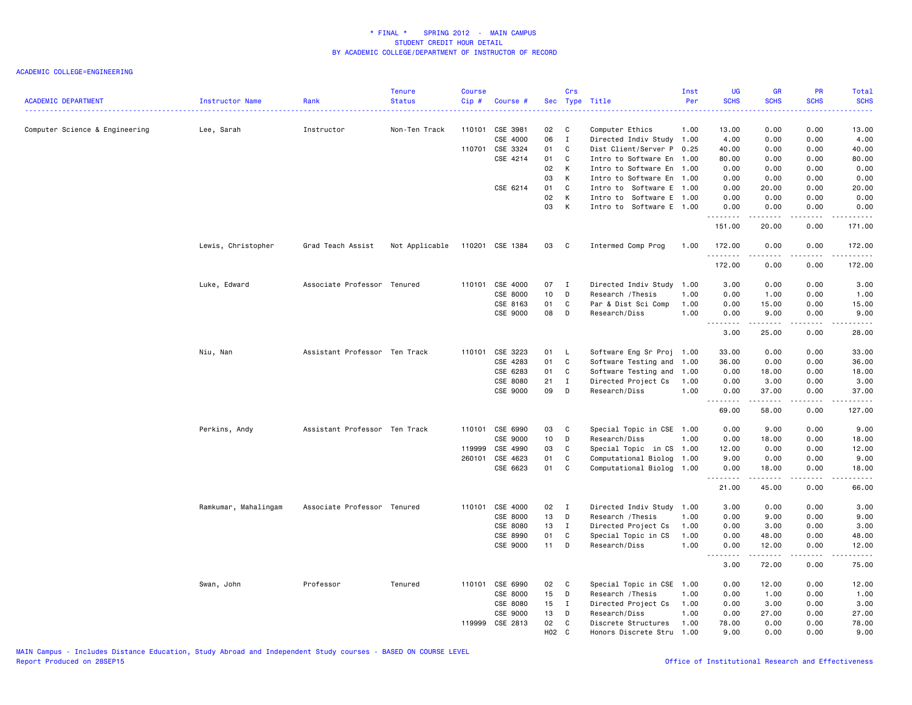# * FINAL * SPRING 2012 - MAIN CAMPUS
## STUDENT CREDIT HOUR DETAIL
## BY ACADEMIC COLLEGE/DEPARTMENT OF INSTRUCTOR OF RECORD

ACADEMIC COLLEGE=ENGINEERING

| ACADEMIC DEPARTMENT | Instructor Name | Rank | Tenure Status | Course Cip # | Course # | Sec | Crs Type | Title | Inst Per | UG SCHS | GR SCHS | PR SCHS | Total SCHS |
|---|---|---|---|---|---|---|---|---|---|---|---|---|---|
| Computer Science & Engineering | Lee, Sarah | Instructor | Non-Ten Track | 110101 | CSE 3981 | 02 | C | Computer Ethics | 1.00 | 13.00 | 0.00 | 0.00 | 13.00 |
| | | | | | CSE 4000 | 06 | I | Directed Indiv Study | 1.00 | 4.00 | 0.00 | 0.00 | 4.00 |
| | | | | 110701 | CSE 3324 | 01 | C | Dist Client/Server P | 0.25 | 40.00 | 0.00 | 0.00 | 40.00 |
| | | | | | CSE 4214 | 01 | C | Intro to Software En | 1.00 | 80.00 | 0.00 | 0.00 | 80.00 |
| | | | | | | 02 | K | Intro to Software En | 1.00 | 0.00 | 0.00 | 0.00 | 0.00 |
| | | | | | | 03 | K | Intro to Software En | 1.00 | 0.00 | 0.00 | 0.00 | 0.00 |
| | | | | | CSE 6214 | 01 | C | Intro to Software E | 1.00 | 0.00 | 20.00 | 0.00 | 20.00 |
| | | | | | | 02 | K | Intro to Software E | 1.00 | 0.00 | 0.00 | 0.00 | 0.00 |
| | | | | | | 03 | K | Intro to Software E | 1.00 | 0.00 | 0.00 | 0.00 | 0.00 |
| | | | | | | | | | | 151.00 | 20.00 | 0.00 | 171.00 |
| | Lewis, Christopher | Grad Teach Assist | Not Applicable | 110201 | CSE 1384 | 03 | C | Intermed Comp Prog | 1.00 | 172.00 | 0.00 | 0.00 | 172.00 |
| | | | | | | | | | | 172.00 | 0.00 | 0.00 | 172.00 |
| | Luke, Edward | Associate Professor | Tenured | 110101 | CSE 4000 | 07 | I | Directed Indiv Study | 1.00 | 3.00 | 0.00 | 0.00 | 3.00 |
| | | | | | CSE 8000 | 10 | D | Research /Thesis | 1.00 | 0.00 | 1.00 | 0.00 | 1.00 |
| | | | | | CSE 8163 | 01 | C | Par & Dist Sci Comp | 1.00 | 0.00 | 15.00 | 0.00 | 15.00 |
| | | | | | CSE 9000 | 08 | D | Research/Diss | 1.00 | 0.00 | 9.00 | 0.00 | 9.00 |
| | | | | | | | | | | 3.00 | 25.00 | 0.00 | 28.00 |
| | Niu, Nan | Assistant Professor | Ten Track | 110101 | CSE 3223 | 01 | L | Software Eng Sr Proj | 1.00 | 33.00 | 0.00 | 0.00 | 33.00 |
| | | | | | CSE 4283 | 01 | C | Software Testing and | 1.00 | 36.00 | 0.00 | 0.00 | 36.00 |
| | | | | | CSE 6283 | 01 | C | Software Testing and | 1.00 | 0.00 | 18.00 | 0.00 | 18.00 |
| | | | | | CSE 8080 | 21 | I | Directed Project Cs | 1.00 | 0.00 | 3.00 | 0.00 | 3.00 |
| | | | | | CSE 9000 | 09 | D | Research/Diss | 1.00 | 0.00 | 37.00 | 0.00 | 37.00 |
| | | | | | | | | | | 69.00 | 58.00 | 0.00 | 127.00 |
| | Perkins, Andy | Assistant Professor | Ten Track | 110101 | CSE 6990 | 03 | C | Special Topic in CSE | 1.00 | 0.00 | 9.00 | 0.00 | 9.00 |
| | | | | | CSE 9000 | 10 | D | Research/Diss | 1.00 | 0.00 | 18.00 | 0.00 | 18.00 |
| | | | | 119999 | CSE 4990 | 03 | C | Special Topic in CS | 1.00 | 12.00 | 0.00 | 0.00 | 12.00 |
| | | | | 260101 | CSE 4623 | 01 | C | Computational Biolog | 1.00 | 9.00 | 0.00 | 0.00 | 9.00 |
| | | | | | CSE 6623 | 01 | C | Computational Biolog | 1.00 | 0.00 | 18.00 | 0.00 | 18.00 |
| | | | | | | | | | | 21.00 | 45.00 | 0.00 | 66.00 |
| | Ramkumar, Mahalingam | Associate Professor | Tenured | 110101 | CSE 4000 | 02 | I | Directed Indiv Study | 1.00 | 3.00 | 0.00 | 0.00 | 3.00 |
| | | | | | CSE 8000 | 13 | D | Research /Thesis | 1.00 | 0.00 | 9.00 | 0.00 | 9.00 |
| | | | | | CSE 8080 | 13 | I | Directed Project Cs | 1.00 | 0.00 | 3.00 | 0.00 | 3.00 |
| | | | | | CSE 8990 | 01 | C | Special Topic in CS | 1.00 | 0.00 | 48.00 | 0.00 | 48.00 |
| | | | | | CSE 9000 | 11 | D | Research/Diss | 1.00 | 0.00 | 12.00 | 0.00 | 12.00 |
| | | | | | | | | | | 3.00 | 72.00 | 0.00 | 75.00 |
| | Swan, John | Professor | Tenured | 110101 | CSE 6990 | 02 | C | Special Topic in CSE | 1.00 | 0.00 | 12.00 | 0.00 | 12.00 |
| | | | | | CSE 8000 | 15 | D | Research /Thesis | 1.00 | 0.00 | 1.00 | 0.00 | 1.00 |
| | | | | | CSE 8080 | 15 | I | Directed Project Cs | 1.00 | 0.00 | 3.00 | 0.00 | 3.00 |
| | | | | | CSE 9000 | 13 | D | Research/Diss | 1.00 | 0.00 | 27.00 | 0.00 | 27.00 |
| | | | | 119999 | CSE 2813 | 02 | C | Discrete Structures | 1.00 | 78.00 | 0.00 | 0.00 | 78.00 |
| | | | | | | H02 | C | Honors Discrete Stru | 1.00 | 9.00 | 0.00 | 0.00 | 9.00 |

MAIN Campus - Includes Distance Education, Study Abroad and Independent Study courses - BASED ON COURSE LEVEL
Report Produced on 28SEP15

Office of Institutional Research and Effectiveness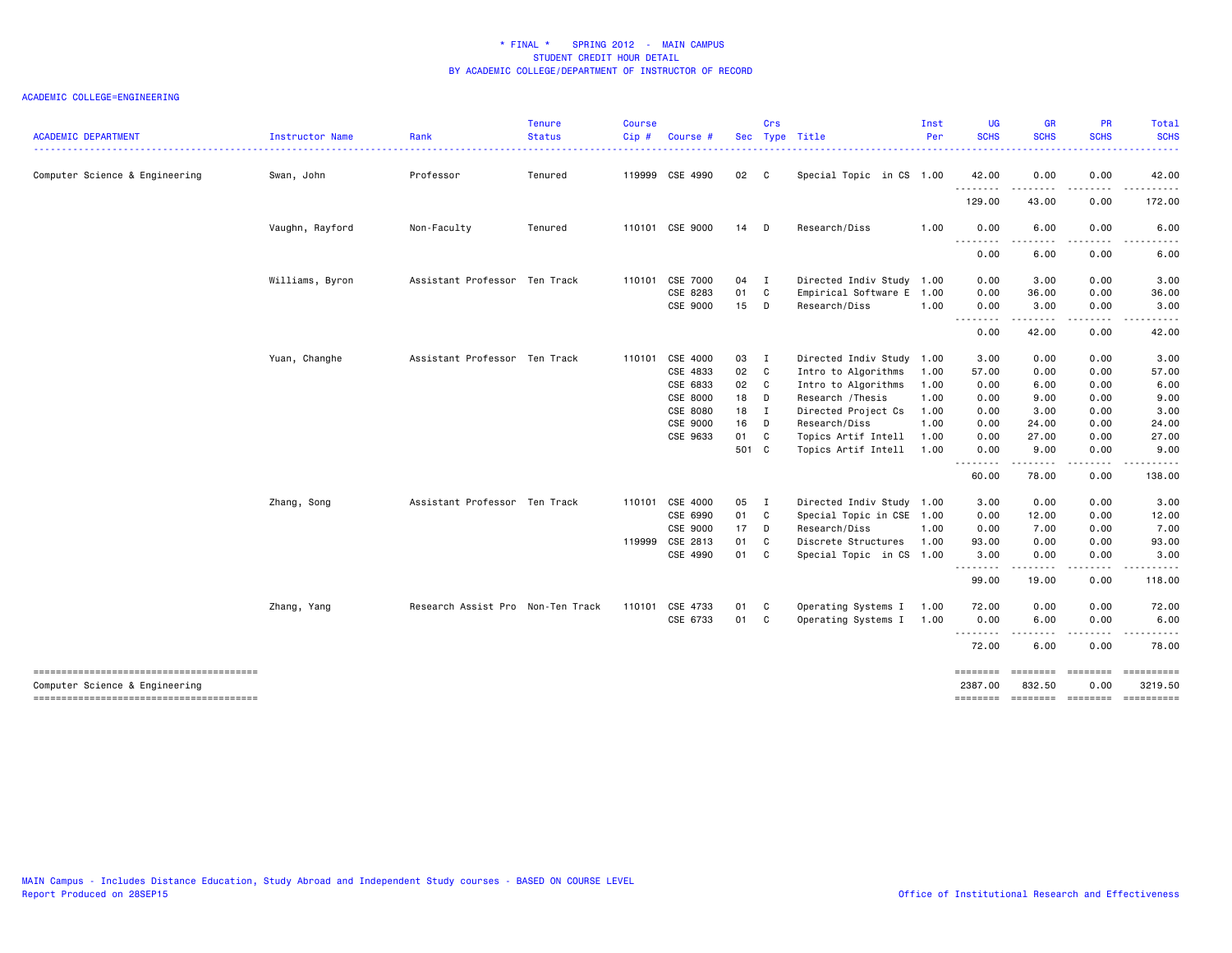* FINAL * SPRING 2012 - MAIN CAMPUS
STUDENT CREDIT HOUR DETAIL
BY ACADEMIC COLLEGE/DEPARTMENT OF INSTRUCTOR OF RECORD

ACADEMIC COLLEGE=ENGINEERING

| ACADEMIC DEPARTMENT | Instructor Name | Rank | Tenure Status | Course Cip # | Course # | Sec | Crs Type | Title | Inst Per | UG SCHS | GR SCHS | PR SCHS | Total SCHS |
|---|---|---|---|---|---|---|---|---|---|---|---|---|---|
| Computer Science & Engineering | Swan, John | Professor | Tenured | 119999 | CSE 4990 | 02 | C | Special Topic in CS | 1.00 | 42.00 | 0.00 | 0.00 | 42.00 |
| | | | | | | | | | | 129.00 | 43.00 | 0.00 | 172.00 |
| | Vaughn, Rayford | Non-Faculty | Tenured | 110101 | CSE 9000 | 14 | D | Research/Diss | 1.00 | 0.00 | 6.00 | 0.00 | 6.00 |
| | | | | | | | | | | 0.00 | 6.00 | 0.00 | 6.00 |
| | Williams, Byron | Assistant Professor | Ten Track | 110101 | CSE 7000 | 04 | I | Directed Indiv Study | 1.00 | 0.00 | 3.00 | 0.00 | 3.00 |
| | | | | | CSE 8283 | 01 | C | Empirical Software E | 1.00 | 0.00 | 36.00 | 0.00 | 36.00 |
| | | | | | CSE 9000 | 15 | D | Research/Diss | 1.00 | 0.00 | 3.00 | 0.00 | 3.00 |
| | | | | | | | | | | 0.00 | 42.00 | 0.00 | 42.00 |
| | Yuan, Changhe | Assistant Professor | Ten Track | 110101 | CSE 4000 | 03 | I | Directed Indiv Study | 1.00 | 3.00 | 0.00 | 0.00 | 3.00 |
| | | | | | CSE 4833 | 02 | C | Intro to Algorithms | 1.00 | 57.00 | 0.00 | 0.00 | 57.00 |
| | | | | | CSE 6833 | 02 | C | Intro to Algorithms | 1.00 | 0.00 | 6.00 | 0.00 | 6.00 |
| | | | | | CSE 8000 | 18 | D | Research /Thesis | 1.00 | 0.00 | 9.00 | 0.00 | 9.00 |
| | | | | | CSE 8080 | 18 | I | Directed Project Cs | 1.00 | 0.00 | 3.00 | 0.00 | 3.00 |
| | | | | | CSE 9000 | 16 | D | Research/Diss | 1.00 | 0.00 | 24.00 | 0.00 | 24.00 |
| | | | | | CSE 9633 | 01 | C | Topics Artif Intell | 1.00 | 0.00 | 27.00 | 0.00 | 27.00 |
| | | | | | | 501 | C | Topics Artif Intell | 1.00 | 0.00 | 9.00 | 0.00 | 9.00 |
| | | | | | | | | | | 60.00 | 78.00 | 0.00 | 138.00 |
| | Zhang, Song | Assistant Professor | Ten Track | 110101 | CSE 4000 | 05 | I | Directed Indiv Study | 1.00 | 3.00 | 0.00 | 0.00 | 3.00 |
| | | | | | CSE 6990 | 01 | C | Special Topic in CSE | 1.00 | 0.00 | 12.00 | 0.00 | 12.00 |
| | | | | | CSE 9000 | 17 | D | Research/Diss | 1.00 | 0.00 | 7.00 | 0.00 | 7.00 |
| | | | | 119999 | CSE 2813 | 01 | C | Discrete Structures | 1.00 | 93.00 | 0.00 | 0.00 | 93.00 |
| | | | | | CSE 4990 | 01 | C | Special Topic in CS | 1.00 | 3.00 | 0.00 | 0.00 | 3.00 |
| | | | | | | | | | | 99.00 | 19.00 | 0.00 | 118.00 |
| | Zhang, Yang | Research Assist Pro | Non-Ten Track | 110101 | CSE 4733 | 01 | C | Operating Systems I | 1.00 | 72.00 | 0.00 | 0.00 | 72.00 |
| | | | | | CSE 6733 | 01 | C | Operating Systems I | 1.00 | 0.00 | 6.00 | 0.00 | 6.00 |
| | | | | | | | | | | 72.00 | 6.00 | 0.00 | 78.00 |
| Computer Science & Engineering | | | | | | | | | | 2387.00 | 832.50 | 0.00 | 3219.50 |

MAIN Campus - Includes Distance Education, Study Abroad and Independent Study courses - BASED ON COURSE LEVEL
Report Produced on 28SEP15

Office of Institutional Research and Effectiveness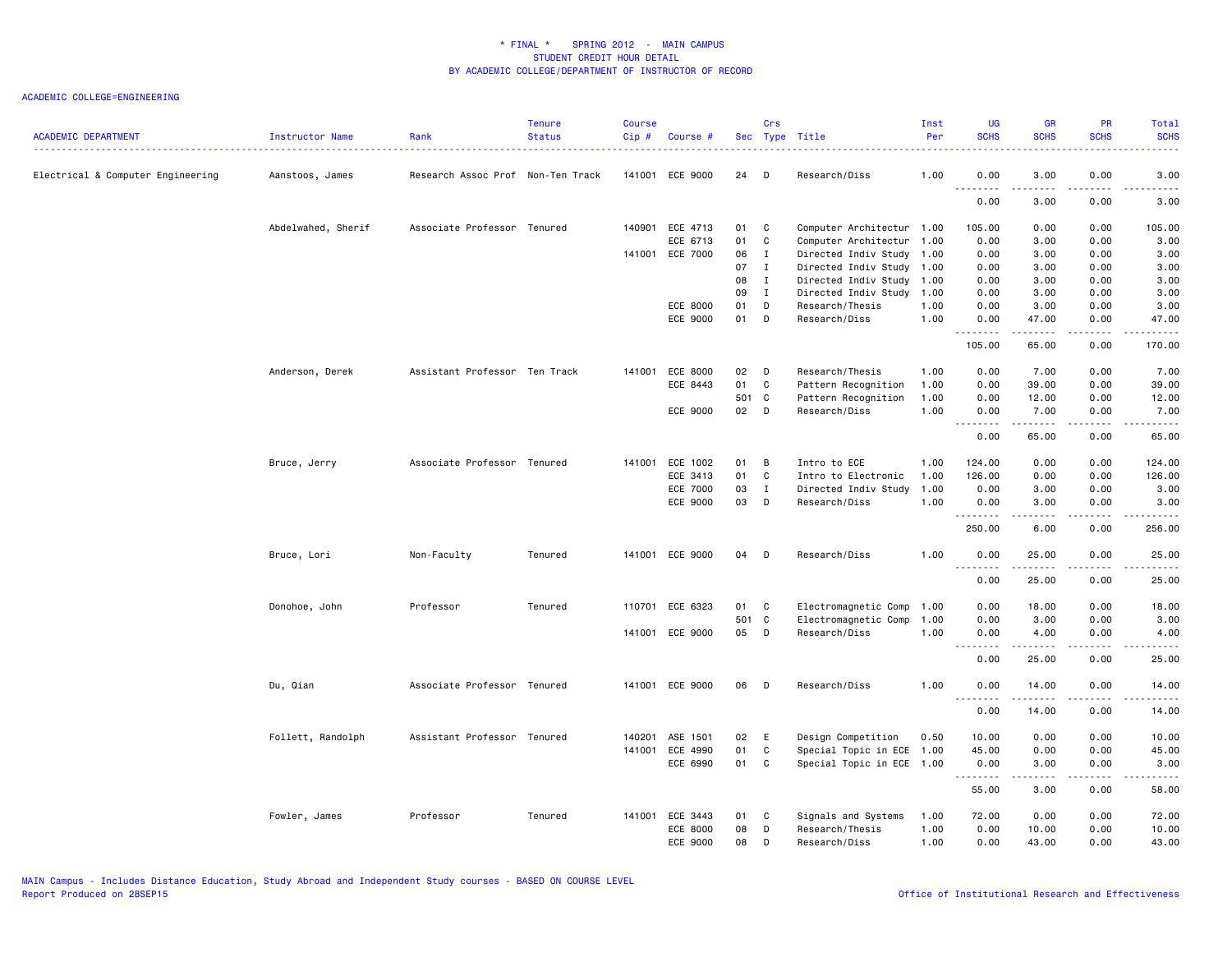# * FINAL * SPRING 2012 - MAIN CAMPUS
## STUDENT CREDIT HOUR DETAIL
## BY ACADEMIC COLLEGE/DEPARTMENT OF INSTRUCTOR OF RECORD

ACADEMIC COLLEGE=ENGINEERING

| ACADEMIC DEPARTMENT | Instructor Name | Rank | Tenure Status | Course Cip # | Course # | Sec | Crs Type | Title | Inst Per | UG SCHS | GR SCHS | PR SCHS | Total SCHS |
|---|---|---|---|---|---|---|---|---|---|---|---|---|---|
| Electrical & Computer Engineering | Aanstoos, James | Research Assoc Prof | Non-Ten Track | 141001 | ECE 9000 | 24 | D | Research/Diss | 1.00 | 0.00 | 3.00 | 0.00 | 3.00 |
| | | | | | | | | | | 0.00 | 3.00 | 0.00 | 3.00 |
| | Abdelwahed, Sherif | Associate Professor | Tenured | 140901 | ECE 4713 | 01 | C | Computer Architectur | 1.00 | 105.00 | 0.00 | 0.00 | 105.00 |
| | | | | | ECE 6713 | 01 | C | Computer Architectur | 1.00 | 0.00 | 3.00 | 0.00 | 3.00 |
| | | | | 141001 | ECE 7000 | 06 | I | Directed Indiv Study | 1.00 | 0.00 | 3.00 | 0.00 | 3.00 |
| | | | | | | 07 | I | Directed Indiv Study | 1.00 | 0.00 | 3.00 | 0.00 | 3.00 |
| | | | | | | 08 | I | Directed Indiv Study | 1.00 | 0.00 | 3.00 | 0.00 | 3.00 |
| | | | | | | 09 | I | Directed Indiv Study | 1.00 | 0.00 | 3.00 | 0.00 | 3.00 |
| | | | | | ECE 8000 | 01 | D | Research/Thesis | 1.00 | 0.00 | 3.00 | 0.00 | 3.00 |
| | | | | | ECE 9000 | 01 | D | Research/Diss | 1.00 | 0.00 | 47.00 | 0.00 | 47.00 |
| | | | | | | | | | | 105.00 | 65.00 | 0.00 | 170.00 |
| | Anderson, Derek | Assistant Professor | Ten Track | 141001 | ECE 8000 | 02 | D | Research/Thesis | 1.00 | 0.00 | 7.00 | 0.00 | 7.00 |
| | | | | | ECE 8443 | 01 | C | Pattern Recognition | 1.00 | 0.00 | 39.00 | 0.00 | 39.00 |
| | | | | | | 501 | C | Pattern Recognition | 1.00 | 0.00 | 12.00 | 0.00 | 12.00 |
| | | | | | ECE 9000 | 02 | D | Research/Diss | 1.00 | 0.00 | 7.00 | 0.00 | 7.00 |
| | | | | | | | | | | 0.00 | 65.00 | 0.00 | 65.00 |
| | Bruce, Jerry | Associate Professor | Tenured | 141001 | ECE 1002 | 01 | B | Intro to ECE | 1.00 | 124.00 | 0.00 | 0.00 | 124.00 |
| | | | | | ECE 3413 | 01 | C | Intro to Electronic | 1.00 | 126.00 | 0.00 | 0.00 | 126.00 |
| | | | | | ECE 7000 | 03 | I | Directed Indiv Study | 1.00 | 0.00 | 3.00 | 0.00 | 3.00 |
| | | | | | ECE 9000 | 03 | D | Research/Diss | 1.00 | 0.00 | 3.00 | 0.00 | 3.00 |
| | | | | | | | | | | 250.00 | 6.00 | 0.00 | 256.00 |
| | Bruce, Lori | Non-Faculty | Tenured | 141001 | ECE 9000 | 04 | D | Research/Diss | 1.00 | 0.00 | 25.00 | 0.00 | 25.00 |
| | | | | | | | | | | 0.00 | 25.00 | 0.00 | 25.00 |
| | Donohoe, John | Professor | Tenured | 110701 | ECE 6323 | 01 | C | Electromagnetic Comp | 1.00 | 0.00 | 18.00 | 0.00 | 18.00 |
| | | | | | | 501 | C | Electromagnetic Comp | 1.00 | 0.00 | 3.00 | 0.00 | 3.00 |
| | | | | 141001 | ECE 9000 | 05 | D | Research/Diss | 1.00 | 0.00 | 4.00 | 0.00 | 4.00 |
| | | | | | | | | | | 0.00 | 25.00 | 0.00 | 25.00 |
| | Du, Qian | Associate Professor | Tenured | 141001 | ECE 9000 | 06 | D | Research/Diss | 1.00 | 0.00 | 14.00 | 0.00 | 14.00 |
| | | | | | | | | | | 0.00 | 14.00 | 0.00 | 14.00 |
| | Follett, Randolph | Assistant Professor | Tenured | 140201 | ASE 1501 | 02 | E | Design Competition | 0.50 | 10.00 | 0.00 | 0.00 | 10.00 |
| | | | | 141001 | ECE 4990 | 01 | C | Special Topic in ECE | 1.00 | 45.00 | 0.00 | 0.00 | 45.00 |
| | | | | | ECE 6990 | 01 | C | Special Topic in ECE | 1.00 | 0.00 | 3.00 | 0.00 | 3.00 |
| | | | | | | | | | | 55.00 | 3.00 | 0.00 | 58.00 |
| | Fowler, James | Professor | Tenured | 141001 | ECE 3443 | 01 | C | Signals and Systems | 1.00 | 72.00 | 0.00 | 0.00 | 72.00 |
| | | | | | ECE 8000 | 08 | D | Research/Thesis | 1.00 | 0.00 | 10.00 | 0.00 | 10.00 |
| | | | | | ECE 9000 | 08 | D | Research/Diss | 1.00 | 0.00 | 43.00 | 0.00 | 43.00 |

MAIN Campus - Includes Distance Education, Study Abroad and Independent Study courses - BASED ON COURSE LEVEL
Report Produced on 28SEP15

Office of Institutional Research and Effectiveness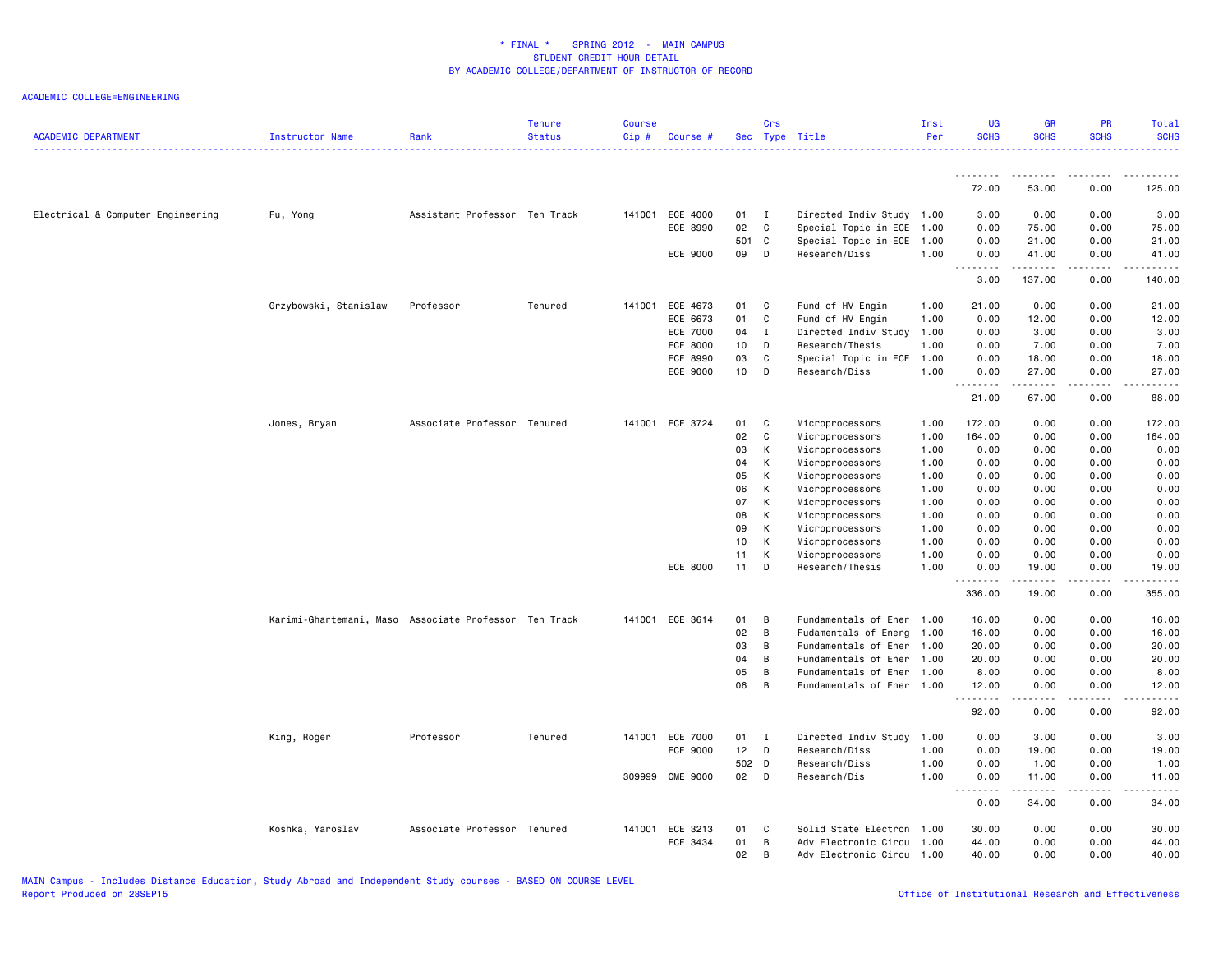# * FINAL * SPRING 2012 - MAIN CAMPUS
## STUDENT CREDIT HOUR DETAIL
## BY ACADEMIC COLLEGE/DEPARTMENT OF INSTRUCTOR OF RECORD

ACADEMIC COLLEGE=ENGINEERING

| ACADEMIC DEPARTMENT | Instructor Name | Rank | Tenure Status | Course Cip # | Course # | Sec | Crs Type | Title | Inst Per | UG SCHS | GR SCHS | PR SCHS | Total SCHS |
|---|---|---|---|---|---|---|---|---|---|---|---|---|---|
| | | | | | | | | | | 72.00 | 53.00 | 0.00 | 125.00 |
| Electrical & Computer Engineering | Fu, Yong | Assistant Professor | Ten Track | 141001 | ECE 4000 | 01 | I | Directed Indiv Study | 1.00 | 3.00 | 0.00 | 0.00 | 3.00 |
| | | | | | ECE 8990 | 02 | C | Special Topic in ECE | 1.00 | 0.00 | 75.00 | 0.00 | 75.00 |
| | | | | | | 501 | C | Special Topic in ECE | 1.00 | 0.00 | 21.00 | 0.00 | 21.00 |
| | | | | | ECE 9000 | 09 | D | Research/Diss | 1.00 | 0.00 | 41.00 | 0.00 | 41.00 |
| | | | | | | | | | | 3.00 | 137.00 | 0.00 | 140.00 |
| | Grzybowski, Stanislaw | Professor | Tenured | 141001 | ECE 4673 | 01 | C | Fund of HV Engin | 1.00 | 21.00 | 0.00 | 0.00 | 21.00 |
| | | | | | ECE 6673 | 01 | C | Fund of HV Engin | 1.00 | 0.00 | 12.00 | 0.00 | 12.00 |
| | | | | | ECE 7000 | 04 | I | Directed Indiv Study | 1.00 | 0.00 | 3.00 | 0.00 | 3.00 |
| | | | | | ECE 8000 | 10 | D | Research/Thesis | 1.00 | 0.00 | 7.00 | 0.00 | 7.00 |
| | | | | | ECE 8990 | 03 | C | Special Topic in ECE | 1.00 | 0.00 | 18.00 | 0.00 | 18.00 |
| | | | | | ECE 9000 | 10 | D | Research/Diss | 1.00 | 0.00 | 27.00 | 0.00 | 27.00 |
| | | | | | | | | | | 21.00 | 67.00 | 0.00 | 88.00 |
| | Jones, Bryan | Associate Professor | Tenured | 141001 | ECE 3724 | 01 | C | Microprocessors | 1.00 | 172.00 | 0.00 | 0.00 | 172.00 |
| | | | | | | 02 | C | Microprocessors | 1.00 | 164.00 | 0.00 | 0.00 | 164.00 |
| | | | | | | 03 | K | Microprocessors | 1.00 | 0.00 | 0.00 | 0.00 | 0.00 |
| | | | | | | 04 | K | Microprocessors | 1.00 | 0.00 | 0.00 | 0.00 | 0.00 |
| | | | | | | 05 | K | Microprocessors | 1.00 | 0.00 | 0.00 | 0.00 | 0.00 |
| | | | | | | 06 | K | Microprocessors | 1.00 | 0.00 | 0.00 | 0.00 | 0.00 |
| | | | | | | 07 | K | Microprocessors | 1.00 | 0.00 | 0.00 | 0.00 | 0.00 |
| | | | | | | 08 | K | Microprocessors | 1.00 | 0.00 | 0.00 | 0.00 | 0.00 |
| | | | | | | 09 | K | Microprocessors | 1.00 | 0.00 | 0.00 | 0.00 | 0.00 |
| | | | | | | 10 | K | Microprocessors | 1.00 | 0.00 | 0.00 | 0.00 | 0.00 |
| | | | | | | 11 | K | Microprocessors | 1.00 | 0.00 | 0.00 | 0.00 | 0.00 |
| | | | | | ECE 8000 | 11 | D | Research/Thesis | 1.00 | 0.00 | 19.00 | 0.00 | 19.00 |
| | | | | | | | | | | 336.00 | 19.00 | 0.00 | 355.00 |
| | Karimi-Ghartemani, Maso | Associate Professor | Ten Track | 141001 | ECE 3614 | 01 | B | Fundamentals of Ener | 1.00 | 16.00 | 0.00 | 0.00 | 16.00 |
| | | | | | | 02 | B | Fudamentals of Energ | 1.00 | 16.00 | 0.00 | 0.00 | 16.00 |
| | | | | | | 03 | B | Fundamentals of Ener | 1.00 | 20.00 | 0.00 | 0.00 | 20.00 |
| | | | | | | 04 | B | Fundamentals of Ener | 1.00 | 20.00 | 0.00 | 0.00 | 20.00 |
| | | | | | | 05 | B | Fundamentals of Ener | 1.00 | 8.00 | 0.00 | 0.00 | 8.00 |
| | | | | | | 06 | B | Fundamentals of Ener | 1.00 | 12.00 | 0.00 | 0.00 | 12.00 |
| | | | | | | | | | | 92.00 | 0.00 | 0.00 | 92.00 |
| | King, Roger | Professor | Tenured | 141001 | ECE 7000 | 01 | I | Directed Indiv Study | 1.00 | 0.00 | 3.00 | 0.00 | 3.00 |
| | | | | | ECE 9000 | 12 | D | Research/Diss | 1.00 | 0.00 | 19.00 | 0.00 | 19.00 |
| | | | | | | 502 | D | Research/Diss | 1.00 | 0.00 | 1.00 | 0.00 | 1.00 |
| | | | | 309999 | CME 9000 | 02 | D | Research/Dis | 1.00 | 0.00 | 11.00 | 0.00 | 11.00 |
| | | | | | | | | | | 0.00 | 34.00 | 0.00 | 34.00 |
| | Koshka, Yaroslav | Associate Professor | Tenured | 141001 | ECE 3213 | 01 | C | Solid State Electron | 1.00 | 30.00 | 0.00 | 0.00 | 30.00 |
| | | | | | ECE 3434 | 01 | B | Adv Electronic Circu | 1.00 | 44.00 | 0.00 | 0.00 | 44.00 |
| | | | | | | 02 | B | Adv Electronic Circu | 1.00 | 40.00 | 0.00 | 0.00 | 40.00 |

MAIN Campus - Includes Distance Education, Study Abroad and Independent Study courses - BASED ON COURSE LEVEL

Report Produced on 28SEP15

Office of Institutional Research and Effectiveness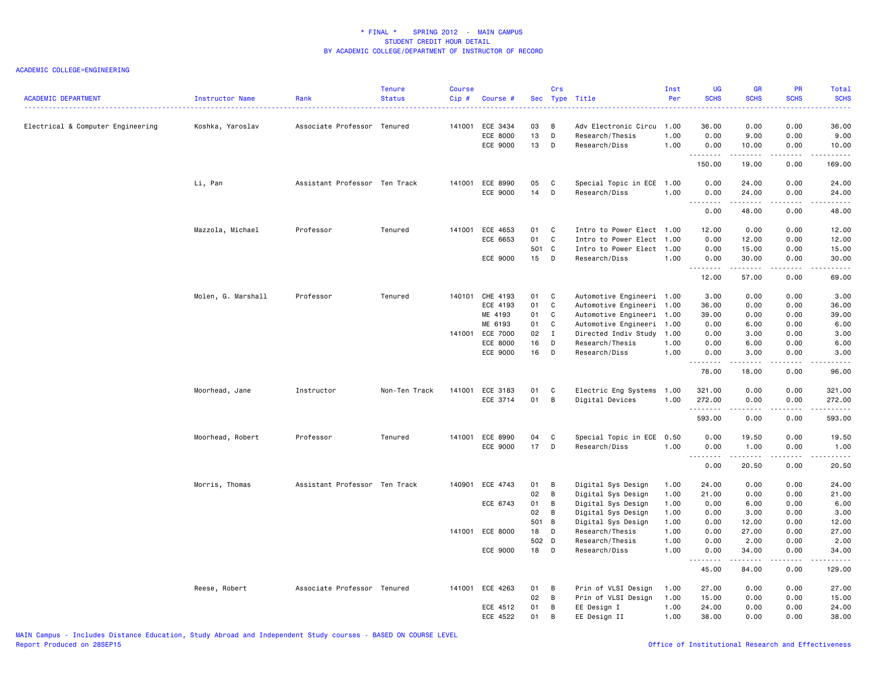# * FINAL * SPRING 2012 - MAIN CAMPUS
## STUDENT CREDIT HOUR DETAIL
## BY ACADEMIC COLLEGE/DEPARTMENT OF INSTRUCTOR OF RECORD

ACADEMIC COLLEGE=ENGINEERING

| ACADEMIC DEPARTMENT | Instructor Name | Rank | Tenure Status | Course Cip # | Course # | Sec | Crs Type | Title | Inst Per | UG SCHS | GR SCHS | PR SCHS | Total SCHS |
|---|---|---|---|---|---|---|---|---|---|---|---|---|---|
| Electrical & Computer Engineering | Koshka, Yaroslav | Associate Professor | Tenured | 141001 | ECE 3434 | 03 | B | Adv Electronic Circu | 1.00 | 36.00 | 0.00 | 0.00 | 36.00 |
| | | | | | ECE 8000 | 13 | D | Research/Thesis | 1.00 | 0.00 | 9.00 | 0.00 | 9.00 |
| | | | | | ECE 9000 | 13 | D | Research/Diss | 1.00 | 0.00 | 10.00 | 0.00 | 10.00 |
| | | | | | | | | | | 150.00 | 19.00 | 0.00 | 169.00 |
| | Li, Pan | Assistant Professor | Ten Track | 141001 | ECE 8990 | 05 | C | Special Topic in ECE | 1.00 | 0.00 | 24.00 | 0.00 | 24.00 |
| | | | | | ECE 9000 | 14 | D | Research/Diss | 1.00 | 0.00 | 24.00 | 0.00 | 24.00 |
| | | | | | | | | | | 0.00 | 48.00 | 0.00 | 48.00 |
| | Mazzola, Michael | Professor | Tenured | 141001 | ECE 4653 | 01 | C | Intro to Power Elect | 1.00 | 12.00 | 0.00 | 0.00 | 12.00 |
| | | | | | ECE 6653 | 01 | C | Intro to Power Elect | 1.00 | 0.00 | 12.00 | 0.00 | 12.00 |
| | | | | | | 501 | C | Intro to Power Elect | 1.00 | 0.00 | 15.00 | 0.00 | 15.00 |
| | | | | | ECE 9000 | 15 | D | Research/Diss | 1.00 | 0.00 | 30.00 | 0.00 | 30.00 |
| | | | | | | | | | | 12.00 | 57.00 | 0.00 | 69.00 |
| | Molen, G. Marshall | Professor | Tenured | 140101 | CHE 4193 | 01 | C | Automotive Engineeri | 1.00 | 3.00 | 0.00 | 0.00 | 3.00 |
| | | | | | ECE 4193 | 01 | C | Automotive Engineeri | 1.00 | 36.00 | 0.00 | 0.00 | 36.00 |
| | | | | | ME 4193 | 01 | C | Automotive Engineeri | 1.00 | 39.00 | 0.00 | 0.00 | 39.00 |
| | | | | | ME 6193 | 01 | C | Automotive Engineeri | 1.00 | 0.00 | 6.00 | 0.00 | 6.00 |
| | | | | 141001 | ECE 7000 | 02 | I | Directed Indiv Study | 1.00 | 0.00 | 3.00 | 0.00 | 3.00 |
| | | | | | ECE 8000 | 16 | D | Research/Thesis | 1.00 | 0.00 | 6.00 | 0.00 | 6.00 |
| | | | | | ECE 9000 | 16 | D | Research/Diss | 1.00 | 0.00 | 3.00 | 0.00 | 3.00 |
| | | | | | | | | | | 78.00 | 18.00 | 0.00 | 96.00 |
| | Moorhead, Jane | Instructor | Non-Ten Track | 141001 | ECE 3183 | 01 | C | Electric Eng Systems | 1.00 | 321.00 | 0.00 | 0.00 | 321.00 |
| | | | | | ECE 3714 | 01 | B | Digital Devices | 1.00 | 272.00 | 0.00 | 0.00 | 272.00 |
| | | | | | | | | | | 593.00 | 0.00 | 0.00 | 593.00 |
| | Moorhead, Robert | Professor | Tenured | 141001 | ECE 8990 | 04 | C | Special Topic in ECE | 0.50 | 0.00 | 19.50 | 0.00 | 19.50 |
| | | | | | ECE 9000 | 17 | D | Research/Diss | 1.00 | 0.00 | 1.00 | 0.00 | 1.00 |
| | | | | | | | | | | 0.00 | 20.50 | 0.00 | 20.50 |
| | Morris, Thomas | Assistant Professor | Ten Track | 140901 | ECE 4743 | 01 | B | Digital Sys Design | 1.00 | 24.00 | 0.00 | 0.00 | 24.00 |
| | | | | | | 02 | B | Digital Sys Design | 1.00 | 21.00 | 0.00 | 0.00 | 21.00 |
| | | | | | ECE 6743 | 01 | B | Digital Sys Design | 1.00 | 0.00 | 6.00 | 0.00 | 6.00 |
| | | | | | | 02 | B | Digital Sys Design | 1.00 | 0.00 | 3.00 | 0.00 | 3.00 |
| | | | | | | 501 | B | Digital Sys Design | 1.00 | 0.00 | 12.00 | 0.00 | 12.00 |
| | | | | 141001 | ECE 8000 | 18 | D | Research/Thesis | 1.00 | 0.00 | 27.00 | 0.00 | 27.00 |
| | | | | | | 502 | D | Research/Thesis | 1.00 | 0.00 | 2.00 | 0.00 | 2.00 |
| | | | | | ECE 9000 | 18 | D | Research/Diss | 1.00 | 0.00 | 34.00 | 0.00 | 34.00 |
| | | | | | | | | | | 45.00 | 84.00 | 0.00 | 129.00 |
| | Reese, Robert | Associate Professor | Tenured | 141001 | ECE 4263 | 01 | B | Prin of VLSI Design | 1.00 | 27.00 | 0.00 | 0.00 | 27.00 |
| | | | | | | 02 | B | Prin of VLSI Design | 1.00 | 15.00 | 0.00 | 0.00 | 15.00 |
| | | | | | ECE 4512 | 01 | B | EE Design I | 1.00 | 24.00 | 0.00 | 0.00 | 24.00 |
| | | | | | ECE 4522 | 01 | B | EE Design II | 1.00 | 38.00 | 0.00 | 0.00 | 38.00 |

MAIN Campus - Includes Distance Education, Study Abroad and Independent Study courses - BASED ON COURSE LEVEL
Report Produced on 28SEP15

Office of Institutional Research and Effectiveness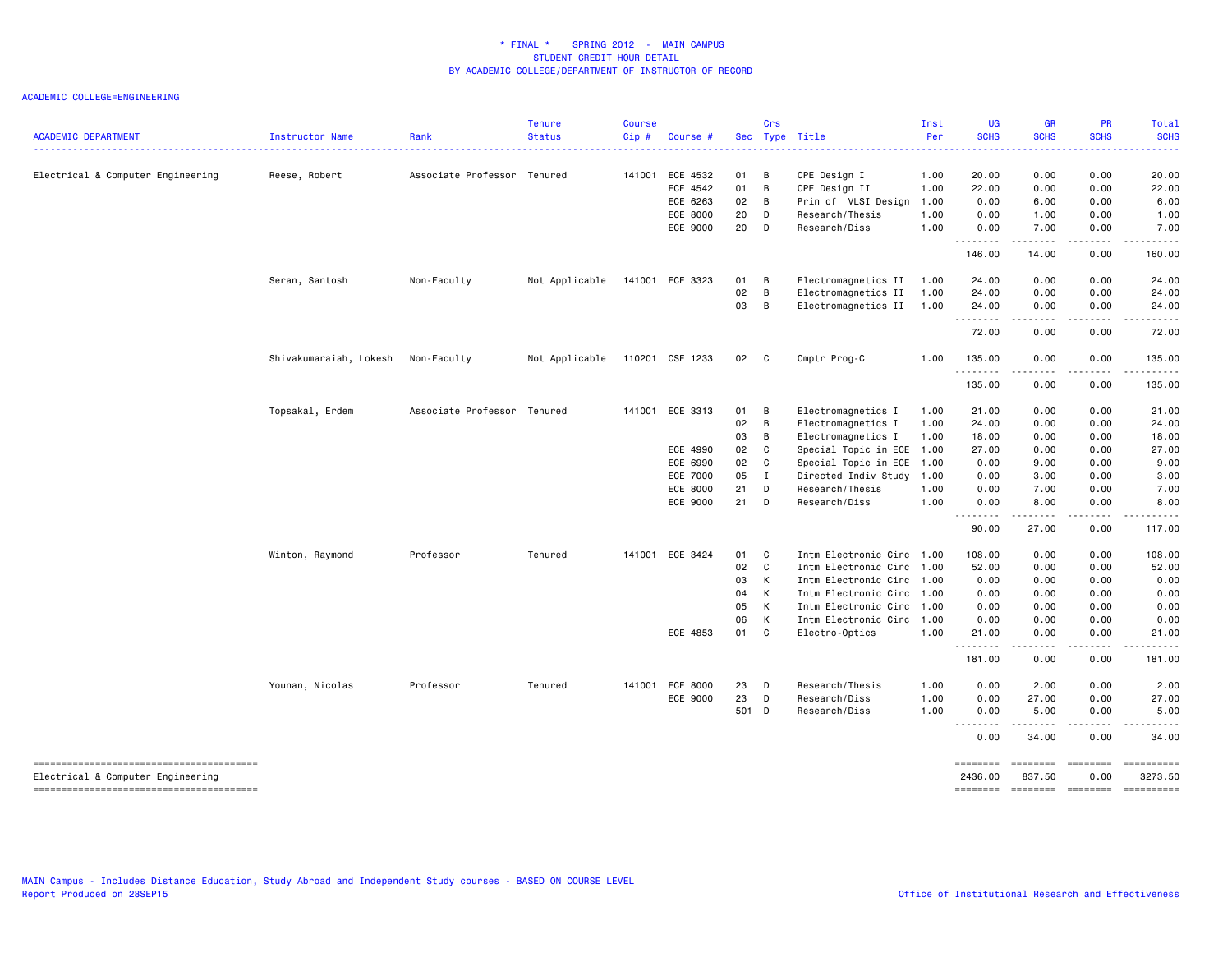\* FINAL \* SPRING 2012 - MAIN CAMPUS
STUDENT CREDIT HOUR DETAIL
BY ACADEMIC COLLEGE/DEPARTMENT OF INSTRUCTOR OF RECORD

ACADEMIC COLLEGE=ENGINEERING

| ACADEMIC DEPARTMENT | Instructor Name | Rank | Tenure Status | Course Cip # | Course # | Sec | Crs Type | Title | Inst Per | UG SCHS | GR SCHS | PR SCHS | Total SCHS |
|---|---|---|---|---|---|---|---|---|---|---|---|---|---|
| Electrical & Computer Engineering | Reese, Robert | Associate Professor | Tenured | 141001 | ECE 4532 | 01 | B | CPE Design I | 1.00 | 20.00 | 0.00 | 0.00 | 20.00 |
| | | | | | ECE 4542 | 01 | B | CPE Design II | 1.00 | 22.00 | 0.00 | 0.00 | 22.00 |
| | | | | | ECE 6263 | 02 | B | Prin of VLSI Design | 1.00 | 0.00 | 6.00 | 0.00 | 6.00 |
| | | | | | ECE 8000 | 20 | D | Research/Thesis | 1.00 | 0.00 | 1.00 | 0.00 | 1.00 |
| | | | | | ECE 9000 | 20 | D | Research/Diss | 1.00 | 0.00 | 7.00 | 0.00 | 7.00 |
| | | | | | | | | | | 146.00 | 14.00 | 0.00 | 160.00 |
| | Seran, Santosh | Non-Faculty | Not Applicable | 141001 | ECE 3323 | 01 | B | Electromagnetics II | 1.00 | 24.00 | 0.00 | 0.00 | 24.00 |
| | | | | | | 02 | B | Electromagnetics II | 1.00 | 24.00 | 0.00 | 0.00 | 24.00 |
| | | | | | | 03 | B | Electromagnetics II | 1.00 | 24.00 | 0.00 | 0.00 | 24.00 |
| | | | | | | | | | | 72.00 | 0.00 | 0.00 | 72.00 |
| | Shivakumaraiah, Lokesh | Non-Faculty | Not Applicable | 110201 | CSE 1233 | 02 | C | Cmptr Prog-C | 1.00 | 135.00 | 0.00 | 0.00 | 135.00 |
| | | | | | | | | | | 135.00 | 0.00 | 0.00 | 135.00 |
| | Topsakal, Erdem | Associate Professor | Tenured | 141001 | ECE 3313 | 01 | B | Electromagnetics I | 1.00 | 21.00 | 0.00 | 0.00 | 21.00 |
| | | | | | | 02 | B | Electromagnetics I | 1.00 | 24.00 | 0.00 | 0.00 | 24.00 |
| | | | | | | 03 | B | Electromagnetics I | 1.00 | 18.00 | 0.00 | 0.00 | 18.00 |
| | | | | | ECE 4990 | 02 | C | Special Topic in ECE | 1.00 | 27.00 | 0.00 | 0.00 | 27.00 |
| | | | | | ECE 6990 | 02 | C | Special Topic in ECE | 1.00 | 0.00 | 9.00 | 0.00 | 9.00 |
| | | | | | ECE 7000 | 05 | I | Directed Indiv Study | 1.00 | 0.00 | 3.00 | 0.00 | 3.00 |
| | | | | | ECE 8000 | 21 | D | Research/Thesis | 1.00 | 0.00 | 7.00 | 0.00 | 7.00 |
| | | | | | ECE 9000 | 21 | D | Research/Diss | 1.00 | 0.00 | 8.00 | 0.00 | 8.00 |
| | | | | | | | | | | 90.00 | 27.00 | 0.00 | 117.00 |
| | Winton, Raymond | Professor | Tenured | 141001 | ECE 3424 | 01 | C | Intm Electronic Circ | 1.00 | 108.00 | 0.00 | 0.00 | 108.00 |
| | | | | | | 02 | C | Intm Electronic Circ | 1.00 | 52.00 | 0.00 | 0.00 | 52.00 |
| | | | | | | 03 | K | Intm Electronic Circ | 1.00 | 0.00 | 0.00 | 0.00 | 0.00 |
| | | | | | | 04 | K | Intm Electronic Circ | 1.00 | 0.00 | 0.00 | 0.00 | 0.00 |
| | | | | | | 05 | K | Intm Electronic Circ | 1.00 | 0.00 | 0.00 | 0.00 | 0.00 |
| | | | | | | 06 | K | Intm Electronic Circ | 1.00 | 0.00 | 0.00 | 0.00 | 0.00 |
| | | | | | ECE 4853 | 01 | C | Electro-Optics | 1.00 | 21.00 | 0.00 | 0.00 | 21.00 |
| | | | | | | | | | | 181.00 | 0.00 | 0.00 | 181.00 |
| | Younan, Nicolas | Professor | Tenured | 141001 | ECE 8000 | 23 | D | Research/Thesis | 1.00 | 0.00 | 2.00 | 0.00 | 2.00 |
| | | | | | ECE 9000 | 23 | D | Research/Diss | 1.00 | 0.00 | 27.00 | 0.00 | 27.00 |
| | | | | | | 501 | D | Research/Diss | 1.00 | 0.00 | 5.00 | 0.00 | 5.00 |
| | | | | | | | | | | 0.00 | 34.00 | 0.00 | 34.00 |
| Electrical & Computer Engineering | | | | | | | | | | 2436.00 | 837.50 | 0.00 | 3273.50 |

MAIN Campus - Includes Distance Education, Study Abroad and Independent Study courses - BASED ON COURSE LEVEL
Report Produced on 28SEP15

Office of Institutional Research and Effectiveness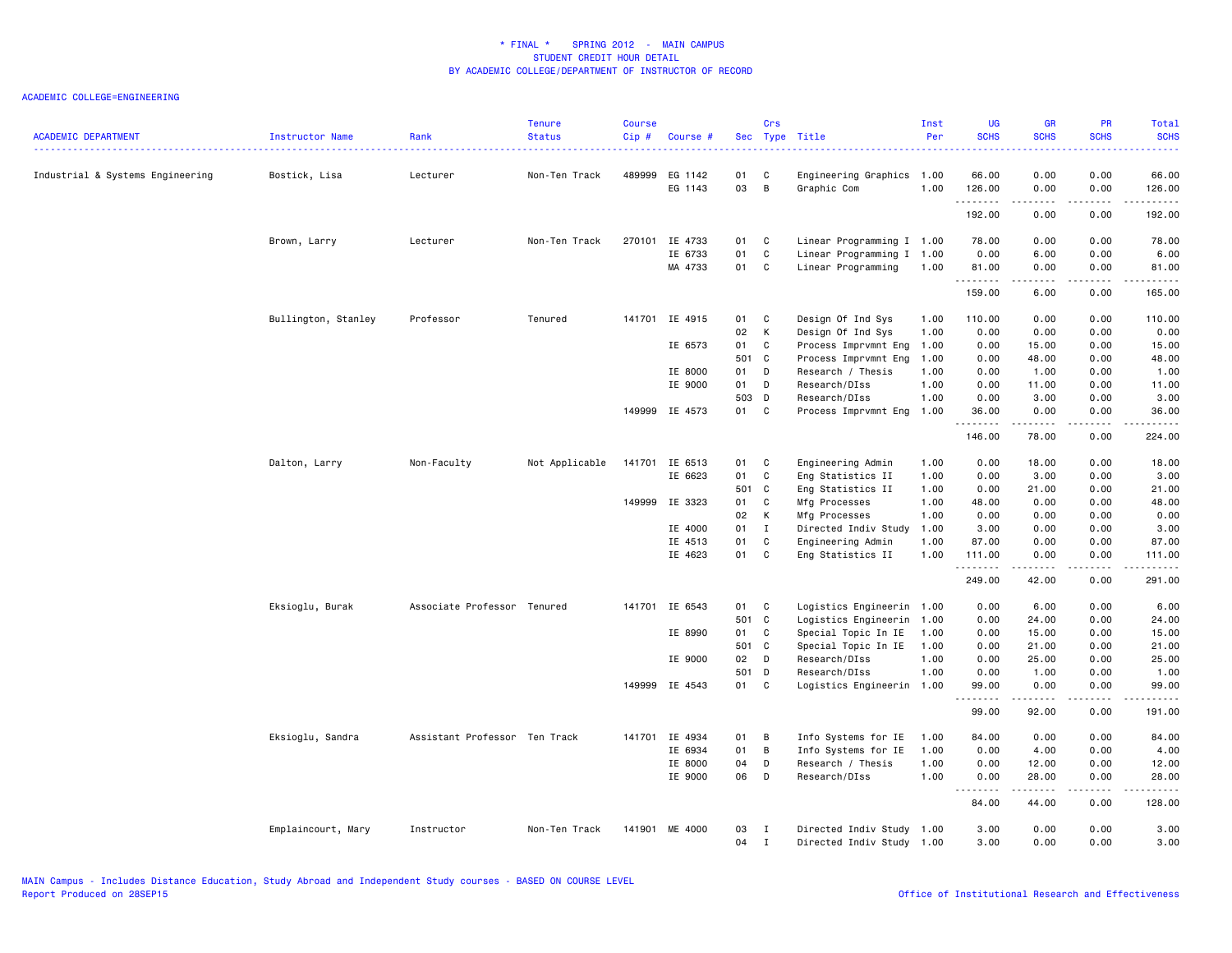# * FINAL * SPRING 2012 - MAIN CAMPUS
## STUDENT CREDIT HOUR DETAIL
### BY ACADEMIC COLLEGE/DEPARTMENT OF INSTRUCTOR OF RECORD

ACADEMIC COLLEGE=ENGINEERING

| ACADEMIC DEPARTMENT | Instructor Name | Rank | Tenure Status | Course Cip # | Course # | Sec | Crs Type | Title | Inst Per | UG SCHS | GR SCHS | PR SCHS | Total SCHS |
|---|---|---|---|---|---|---|---|---|---|---|---|---|---|
| Industrial & Systems Engineering | Bostick, Lisa | Lecturer | Non-Ten Track | 489999 | EG 1142 | 01 | C | Engineering Graphics | 1.00 | 66.00 | 0.00 | 0.00 | 66.00 |
| | | | | | EG 1143 | 03 | B | Graphic Com | 1.00 | 126.00 | 0.00 | 0.00 | 126.00 |
| | | | | | | | | | | 192.00 | 0.00 | 0.00 | 192.00 |
| | Brown, Larry | Lecturer | Non-Ten Track | 270101 | IE 4733 | 01 | C | Linear Programming I | 1.00 | 78.00 | 0.00 | 0.00 | 78.00 |
| | | | | | IE 6733 | 01 | C | Linear Programming I | 1.00 | 0.00 | 6.00 | 0.00 | 6.00 |
| | | | | | MA 4733 | 01 | C | Linear Programming | 1.00 | 81.00 | 0.00 | 0.00 | 81.00 |
| | | | | | | | | | | 159.00 | 6.00 | 0.00 | 165.00 |
| | Bullington, Stanley | Professor | Tenured | 141701 | IE 4915 | 01 | C | Design Of Ind Sys | 1.00 | 110.00 | 0.00 | 0.00 | 110.00 |
| | | | | | | 02 | K | Design Of Ind Sys | 1.00 | 0.00 | 0.00 | 0.00 | 0.00 |
| | | | | | IE 6573 | 01 | C | Process Imprvmnt Eng | 1.00 | 0.00 | 15.00 | 0.00 | 15.00 |
| | | | | | | 501 | C | Process Imprvmnt Eng | 1.00 | 0.00 | 48.00 | 0.00 | 48.00 |
| | | | | | IE 8000 | 01 | D | Research / Thesis | 1.00 | 0.00 | 1.00 | 0.00 | 1.00 |
| | | | | | IE 9000 | 01 | D | Research/DIss | 1.00 | 0.00 | 11.00 | 0.00 | 11.00 |
| | | | | | | 503 | D | Research/DIss | 1.00 | 0.00 | 3.00 | 0.00 | 3.00 |
| | | | | 149999 | IE 4573 | 01 | C | Process Imprvmnt Eng | 1.00 | 36.00 | 0.00 | 0.00 | 36.00 |
| | | | | | | | | | | 146.00 | 78.00 | 0.00 | 224.00 |
| | Dalton, Larry | Non-Faculty | Not Applicable | 141701 | IE 6513 | 01 | C | Engineering Admin | 1.00 | 0.00 | 18.00 | 0.00 | 18.00 |
| | | | | | IE 6623 | 01 | C | Eng Statistics II | 1.00 | 0.00 | 3.00 | 0.00 | 3.00 |
| | | | | | | 501 | C | Eng Statistics II | 1.00 | 0.00 | 21.00 | 0.00 | 21.00 |
| | | | | 149999 | IE 3323 | 01 | C | Mfg Processes | 1.00 | 48.00 | 0.00 | 0.00 | 48.00 |
| | | | | | | 02 | K | Mfg Processes | 1.00 | 0.00 | 0.00 | 0.00 | 0.00 |
| | | | | | IE 4000 | 01 | I | Directed Indiv Study | 1.00 | 3.00 | 0.00 | 0.00 | 3.00 |
| | | | | | IE 4513 | 01 | C | Engineering Admin | 1.00 | 87.00 | 0.00 | 0.00 | 87.00 |
| | | | | | IE 4623 | 01 | C | Eng Statistics II | 1.00 | 111.00 | 0.00 | 0.00 | 111.00 |
| | | | | | | | | | | 249.00 | 42.00 | 0.00 | 291.00 |
| | Eksioglu, Burak | Associate Professor | Tenured | 141701 | IE 6543 | 01 | C | Logistics Engineerin | 1.00 | 0.00 | 6.00 | 0.00 | 6.00 |
| | | | | | | 501 | C | Logistics Engineerin | 1.00 | 0.00 | 24.00 | 0.00 | 24.00 |
| | | | | | IE 8990 | 01 | C | Special Topic In IE | 1.00 | 0.00 | 15.00 | 0.00 | 15.00 |
| | | | | | | 501 | C | Special Topic In IE | 1.00 | 0.00 | 21.00 | 0.00 | 21.00 |
| | | | | | IE 9000 | 02 | D | Research/DIss | 1.00 | 0.00 | 25.00 | 0.00 | 25.00 |
| | | | | | | 501 | D | Research/DIss | 1.00 | 0.00 | 1.00 | 0.00 | 1.00 |
| | | | | 149999 | IE 4543 | 01 | C | Logistics Engineerin | 1.00 | 99.00 | 0.00 | 0.00 | 99.00 |
| | | | | | | | | | | 99.00 | 92.00 | 0.00 | 191.00 |
| | Eksioglu, Sandra | Assistant Professor | Ten Track | 141701 | IE 4934 | 01 | B | Info Systems for IE | 1.00 | 84.00 | 0.00 | 0.00 | 84.00 |
| | | | | | IE 6934 | 01 | B | Info Systems for IE | 1.00 | 0.00 | 4.00 | 0.00 | 4.00 |
| | | | | | IE 8000 | 04 | D | Research / Thesis | 1.00 | 0.00 | 12.00 | 0.00 | 12.00 |
| | | | | | IE 9000 | 06 | D | Research/DIss | 1.00 | 0.00 | 28.00 | 0.00 | 28.00 |
| | | | | | | | | | | 84.00 | 44.00 | 0.00 | 128.00 |
| | Emplaincourt, Mary | Instructor | Non-Ten Track | 141901 | ME 4000 | 03 | I | Directed Indiv Study | 1.00 | 3.00 | 0.00 | 0.00 | 3.00 |
| | | | | | | 04 | I | Directed Indiv Study | 1.00 | 3.00 | 0.00 | 0.00 | 3.00 |

MAIN Campus - Includes Distance Education, Study Abroad and Independent Study courses - BASED ON COURSE LEVEL
Report Produced on 28SEP15

Office of Institutional Research and Effectiveness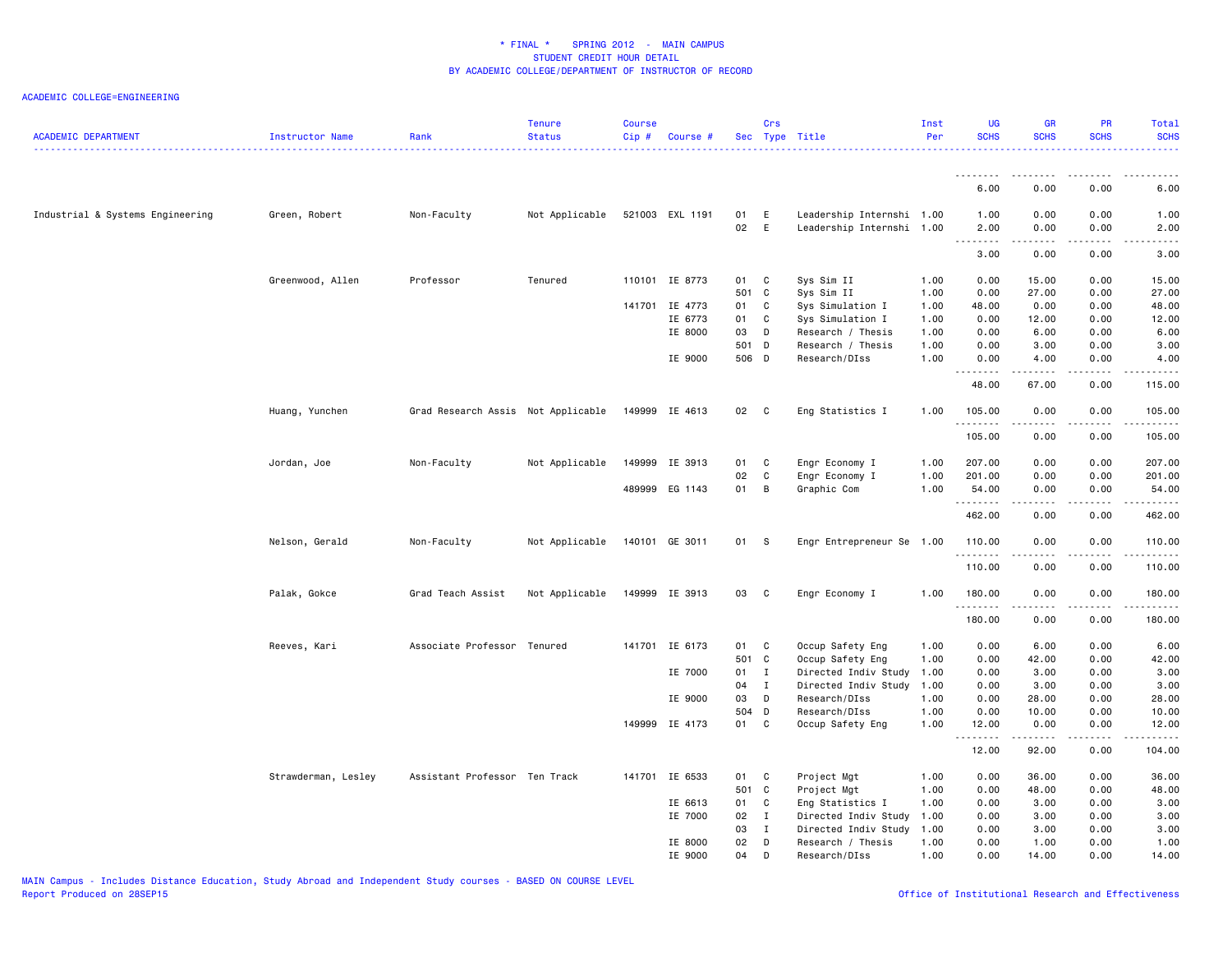* FINAL * SPRING 2012 - MAIN CAMPUS
STUDENT CREDIT HOUR DETAIL
BY ACADEMIC COLLEGE/DEPARTMENT OF INSTRUCTOR OF RECORD

ACADEMIC COLLEGE=ENGINEERING

| ACADEMIC DEPARTMENT | Instructor Name | Rank | Tenure Status | Course Cip # | Course # | Sec | Crs Type | Title | Inst Per | UG SCHS | GR SCHS | PR SCHS | Total SCHS |
|---|---|---|---|---|---|---|---|---|---|---|---|---|---|
| | | | | | | | | | | 6.00 | 0.00 | 0.00 | 6.00 |
| Industrial & Systems Engineering | Green, Robert | Non-Faculty | Not Applicable | 521003 | EXL 1191 | 01 | E | Leadership Internshi | 1.00 | 1.00 | 0.00 | 0.00 | 1.00 |
| | | | | | | 02 | E | Leadership Internshi | 1.00 | 2.00 | 0.00 | 0.00 | 2.00 |
| | | | | | | | | | | 3.00 | 0.00 | 0.00 | 3.00 |
| | Greenwood, Allen | Professor | Tenured | 110101 | IE 8773 | 01 | C | Sys Sim II | 1.00 | 0.00 | 15.00 | 0.00 | 15.00 |
| | | | | | | 501 | C | Sys Sim II | 1.00 | 0.00 | 27.00 | 0.00 | 27.00 |
| | | | | 141701 | IE 4773 | 01 | C | Sys Simulation I | 1.00 | 48.00 | 0.00 | 0.00 | 48.00 |
| | | | | | IE 6773 | 01 | C | Sys Simulation I | 1.00 | 0.00 | 12.00 | 0.00 | 12.00 |
| | | | | | IE 8000 | 03 | D | Research / Thesis | 1.00 | 0.00 | 6.00 | 0.00 | 6.00 |
| | | | | | | 501 | D | Research / Thesis | 1.00 | 0.00 | 3.00 | 0.00 | 3.00 |
| | | | | | IE 9000 | 506 | D | Research/DIss | 1.00 | 0.00 | 4.00 | 0.00 | 4.00 |
| | | | | | | | | | | 48.00 | 67.00 | 0.00 | 115.00 |
| | Huang, Yunchen | Grad Research Assis | Not Applicable | 149999 | IE 4613 | 02 | C | Eng Statistics I | 1.00 | 105.00 | 0.00 | 0.00 | 105.00 |
| | | | | | | | | | | 105.00 | 0.00 | 0.00 | 105.00 |
| | Jordan, Joe | Non-Faculty | Not Applicable | 149999 | IE 3913 | 01 | C | Engr Economy I | 1.00 | 207.00 | 0.00 | 0.00 | 207.00 |
| | | | | | | 02 | C | Engr Economy I | 1.00 | 201.00 | 0.00 | 0.00 | 201.00 |
| | | | | 489999 | EG 1143 | 01 | B | Graphic Com | 1.00 | 54.00 | 0.00 | 0.00 | 54.00 |
| | | | | | | | | | | 462.00 | 0.00 | 0.00 | 462.00 |
| | Nelson, Gerald | Non-Faculty | Not Applicable | 140101 | GE 3011 | 01 | S | Engr Entrepreneur Se | 1.00 | 110.00 | 0.00 | 0.00 | 110.00 |
| | | | | | | | | | | 110.00 | 0.00 | 0.00 | 110.00 |
| | Palak, Gokce | Grad Teach Assist | Not Applicable | 149999 | IE 3913 | 03 | C | Engr Economy I | 1.00 | 180.00 | 0.00 | 0.00 | 180.00 |
| | | | | | | | | | | 180.00 | 0.00 | 0.00 | 180.00 |
| | Reeves, Kari | Associate Professor | Tenured | 141701 | IE 6173 | 01 | C | Occup Safety Eng | 1.00 | 0.00 | 6.00 | 0.00 | 6.00 |
| | | | | | | 501 | C | Occup Safety Eng | 1.00 | 0.00 | 42.00 | 0.00 | 42.00 |
| | | | | | IE 7000 | 01 | I | Directed Indiv Study | 1.00 | 0.00 | 3.00 | 0.00 | 3.00 |
| | | | | | | 04 | I | Directed Indiv Study | 1.00 | 0.00 | 3.00 | 0.00 | 3.00 |
| | | | | | IE 9000 | 03 | D | Research/DIss | 1.00 | 0.00 | 28.00 | 0.00 | 28.00 |
| | | | | | | 504 | D | Research/DIss | 1.00 | 0.00 | 10.00 | 0.00 | 10.00 |
| | | | | 149999 | IE 4173 | 01 | C | Occup Safety Eng | 1.00 | 12.00 | 0.00 | 0.00 | 12.00 |
| | | | | | | | | | | 12.00 | 92.00 | 0.00 | 104.00 |
| | Strawderman, Lesley | Assistant Professor | Ten Track | 141701 | IE 6533 | 01 | C | Project Mgt | 1.00 | 0.00 | 36.00 | 0.00 | 36.00 |
| | | | | | | 501 | C | Project Mgt | 1.00 | 0.00 | 48.00 | 0.00 | 48.00 |
| | | | | | IE 6613 | 01 | C | Eng Statistics I | 1.00 | 0.00 | 3.00 | 0.00 | 3.00 |
| | | | | | IE 7000 | 02 | I | Directed Indiv Study | 1.00 | 0.00 | 3.00 | 0.00 | 3.00 |
| | | | | | | 03 | I | Directed Indiv Study | 1.00 | 0.00 | 3.00 | 0.00 | 3.00 |
| | | | | | IE 8000 | 02 | D | Research / Thesis | 1.00 | 0.00 | 1.00 | 0.00 | 1.00 |
| | | | | | IE 9000 | 04 | D | Research/DIss | 1.00 | 0.00 | 14.00 | 0.00 | 14.00 |

MAIN Campus - Includes Distance Education, Study Abroad and Independent Study courses - BASED ON COURSE LEVEL
Report Produced on 28SEP15
Office of Institutional Research and Effectiveness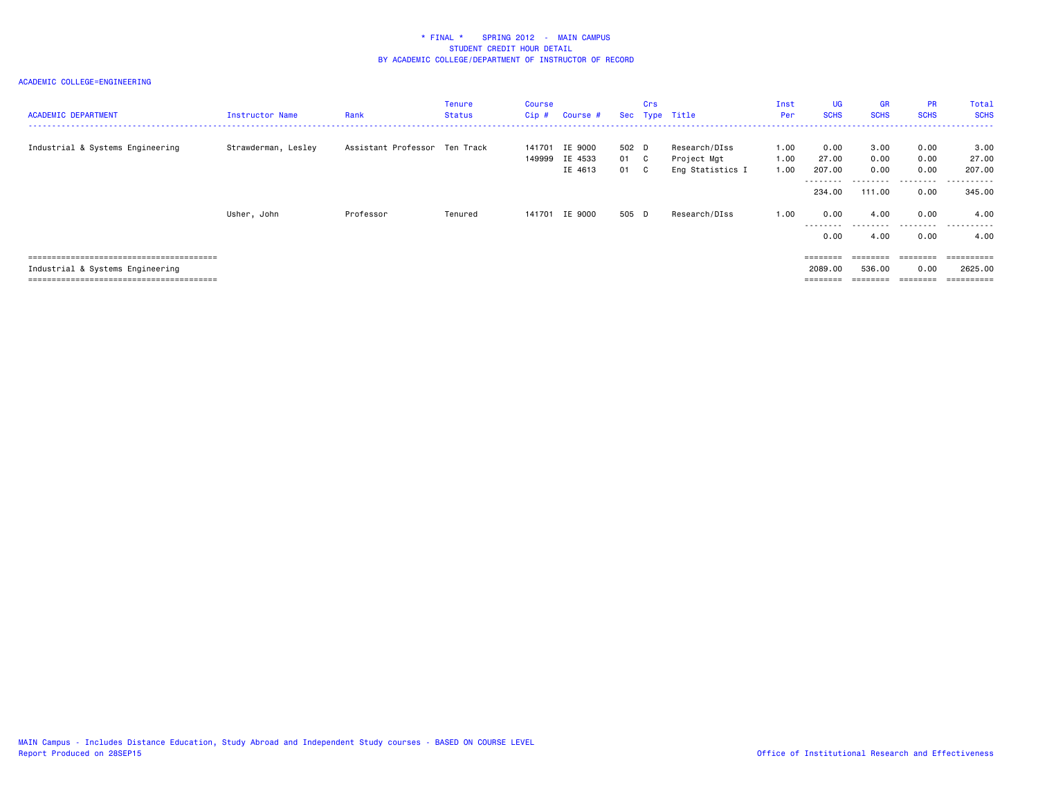* FINAL * SPRING 2012 - MAIN CAMPUS
STUDENT CREDIT HOUR DETAIL
BY ACADEMIC COLLEGE/DEPARTMENT OF INSTRUCTOR OF RECORD

ACADEMIC COLLEGE=ENGINEERING

| ACADEMIC DEPARTMENT | Instructor Name | Rank | Tenure Status | Course Cip # | Course # | Sec | Crs Type | Title | Inst Per | UG SCHS | GR SCHS | PR SCHS | Total SCHS |
|---|---|---|---|---|---|---|---|---|---|---|---|---|---|
| Industrial & Systems Engineering | Strawderman, Lesley | Assistant Professor | Ten Track | 141701 | IE 9000 | 502 | D | Research/DIss | 1.00 | 0.00 | 3.00 | 0.00 | 3.00 |
| | | | | 149999 | IE 4533 | 01 | C | Project Mgt | 1.00 | 27.00 | 0.00 | 0.00 | 27.00 |
| | | | | | IE 4613 | 01 | C | Eng Statistics I | 1.00 | 207.00 | 0.00 | 0.00 | 207.00 |
| | | | | | | | | | | 234.00 | 111.00 | 0.00 | 345.00 |
| | Usher, John | Professor | Tenured | 141701 | IE 9000 | 505 | D | Research/DIss | 1.00 | 0.00 | 4.00 | 0.00 | 4.00 |
| | | | | | | | | | | 0.00 | 4.00 | 0.00 | 4.00 |
| Industrial & Systems Engineering | | | | | | | | | | 2089.00 | 536.00 | 0.00 | 2625.00 |

MAIN Campus - Includes Distance Education, Study Abroad and Independent Study courses - BASED ON COURSE LEVEL
Report Produced on 28SEP15

Office of Institutional Research and Effectiveness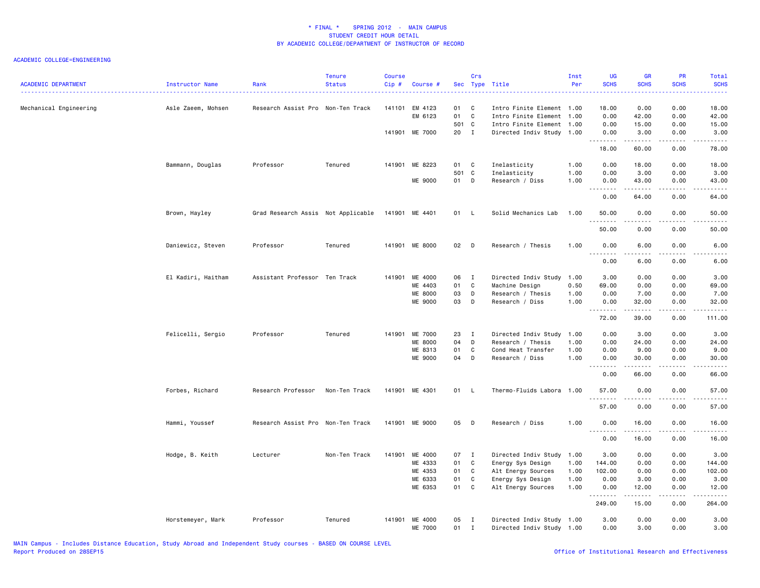\* FINAL \* SPRING 2012 - MAIN CAMPUS
STUDENT CREDIT HOUR DETAIL
BY ACADEMIC COLLEGE/DEPARTMENT OF INSTRUCTOR OF RECORD

ACADEMIC COLLEGE=ENGINEERING

| ACADEMIC DEPARTMENT | Instructor Name | Rank | Tenure Status | Course Cip # | Course # | Sec | Crs Type | Title | Inst Per | UG SCHS | GR SCHS | PR SCHS | Total SCHS |
|---|---|---|---|---|---|---|---|---|---|---|---|---|---|
| Mechanical Engineering | Asle Zaeem, Mohsen | Research Assist Pro | Non-Ten Track | 141101 | EM 4123 | 01 | C | Intro Finite Element | 1.00 | 18.00 | 0.00 | 0.00 | 18.00 |
| | | | | | EM 6123 | 01 | C | Intro Finite Element | 1.00 | 0.00 | 42.00 | 0.00 | 42.00 |
| | | | | | | 501 | C | Intro Finite Element | 1.00 | 0.00 | 15.00 | 0.00 | 15.00 |
| | | | | 141901 | ME 7000 | 20 | I | Directed Indiv Study | 1.00 | 0.00 | 3.00 | 0.00 | 3.00 |
| | | | | | | | | | | 18.00 | 60.00 | 0.00 | 78.00 |
| | Bammann, Douglas | Professor | Tenured | 141901 | ME 8223 | 01 | C | Inelasticity | 1.00 | 0.00 | 18.00 | 0.00 | 18.00 |
| | | | | | | 501 | C | Inelasticity | 1.00 | 0.00 | 3.00 | 0.00 | 3.00 |
| | | | | | ME 9000 | 01 | D | Research / Diss | 1.00 | 0.00 | 43.00 | 0.00 | 43.00 |
| | | | | | | | | | | 0.00 | 64.00 | 0.00 | 64.00 |
| | Brown, Hayley | Grad Research Assis | Not Applicable | 141901 | ME 4401 | 01 | L | Solid Mechanics Lab | 1.00 | 50.00 | 0.00 | 0.00 | 50.00 |
| | | | | | | | | | | 50.00 | 0.00 | 0.00 | 50.00 |
| | Daniewicz, Steven | Professor | Tenured | 141901 | ME 8000 | 02 | D | Research / Thesis | 1.00 | 0.00 | 6.00 | 0.00 | 6.00 |
| | | | | | | | | | | 0.00 | 6.00 | 0.00 | 6.00 |
| | El Kadiri, Haitham | Assistant Professor | Ten Track | 141901 | ME 4000 | 06 | I | Directed Indiv Study | 1.00 | 3.00 | 0.00 | 0.00 | 3.00 |
| | | | | | ME 4403 | 01 | C | Machine Design | 0.50 | 69.00 | 0.00 | 0.00 | 69.00 |
| | | | | | ME 8000 | 03 | D | Research / Thesis | 1.00 | 0.00 | 7.00 | 0.00 | 7.00 |
| | | | | | ME 9000 | 03 | D | Research / Diss | 1.00 | 0.00 | 32.00 | 0.00 | 32.00 |
| | | | | | | | | | | 72.00 | 39.00 | 0.00 | 111.00 |
| | Felicelli, Sergio | Professor | Tenured | 141901 | ME 7000 | 23 | I | Directed Indiv Study | 1.00 | 0.00 | 3.00 | 0.00 | 3.00 |
| | | | | | ME 8000 | 04 | D | Research / Thesis | 1.00 | 0.00 | 24.00 | 0.00 | 24.00 |
| | | | | | ME 8313 | 01 | C | Cond Heat Transfer | 1.00 | 0.00 | 9.00 | 0.00 | 9.00 |
| | | | | | ME 9000 | 04 | D | Research / Diss | 1.00 | 0.00 | 30.00 | 0.00 | 30.00 |
| | | | | | | | | | | 0.00 | 66.00 | 0.00 | 66.00 |
| | Forbes, Richard | Research Professor | Non-Ten Track | 141901 | ME 4301 | 01 | L | Thermo-Fluids Labora | 1.00 | 57.00 | 0.00 | 0.00 | 57.00 |
| | | | | | | | | | | 57.00 | 0.00 | 0.00 | 57.00 |
| | Hammi, Youssef | Research Assist Pro | Non-Ten Track | 141901 | ME 9000 | 05 | D | Research / Diss | 1.00 | 0.00 | 16.00 | 0.00 | 16.00 |
| | | | | | | | | | | 0.00 | 16.00 | 0.00 | 16.00 |
| | Hodge, B. Keith | Lecturer | Non-Ten Track | 141901 | ME 4000 | 07 | I | Directed Indiv Study | 1.00 | 3.00 | 0.00 | 0.00 | 3.00 |
| | | | | | ME 4333 | 01 | C | Energy Sys Design | 1.00 | 144.00 | 0.00 | 0.00 | 144.00 |
| | | | | | ME 4353 | 01 | C | Alt Energy Sources | 1.00 | 102.00 | 0.00 | 0.00 | 102.00 |
| | | | | | ME 6333 | 01 | C | Energy Sys Design | 1.00 | 0.00 | 3.00 | 0.00 | 3.00 |
| | | | | | ME 6353 | 01 | C | Alt Energy Sources | 1.00 | 0.00 | 12.00 | 0.00 | 12.00 |
| | | | | | | | | | | 249.00 | 15.00 | 0.00 | 264.00 |
| | Horstemeyer, Mark | Professor | Tenured | 141901 | ME 4000 | 05 | I | Directed Indiv Study | 1.00 | 3.00 | 0.00 | 0.00 | 3.00 |
| | | | | | ME 7000 | 01 | I | Directed Indiv Study | 1.00 | 0.00 | 3.00 | 0.00 | 3.00 |

MAIN Campus - Includes Distance Education, Study Abroad and Independent Study courses - BASED ON COURSE LEVEL
Report Produced on 28SEP15

Office of Institutional Research and Effectiveness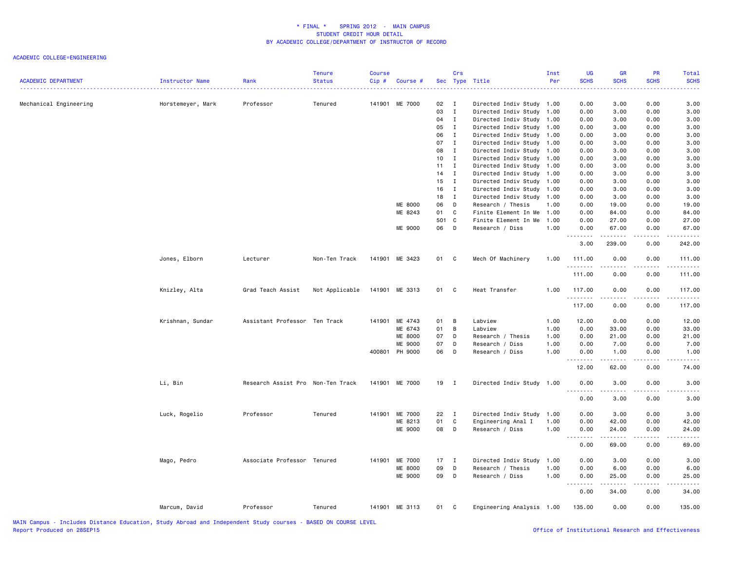# * FINAL * SPRING 2012 - MAIN CAMPUS
## STUDENT CREDIT HOUR DETAIL
## BY ACADEMIC COLLEGE/DEPARTMENT OF INSTRUCTOR OF RECORD

ACADEMIC COLLEGE=ENGINEERING

| ACADEMIC DEPARTMENT | Instructor Name | Rank | Tenure Status | Course Cip # | Course # | Sec | Crs Type | Title | Inst Per | UG SCHS | GR SCHS | PR SCHS | Total SCHS |
|---|---|---|---|---|---|---|---|---|---|---|---|---|---|
| Mechanical Engineering | Horstemeyer, Mark | Professor | Tenured | 141901 | ME 7000 | 02 | I | Directed Indiv Study | 1.00 | 0.00 | 3.00 | 0.00 | 3.00 |
| | | | | | | 03 | I | Directed Indiv Study | 1.00 | 0.00 | 3.00 | 0.00 | 3.00 |
| | | | | | | 04 | I | Directed Indiv Study | 1.00 | 0.00 | 3.00 | 0.00 | 3.00 |
| | | | | | | 05 | I | Directed Indiv Study | 1.00 | 0.00 | 3.00 | 0.00 | 3.00 |
| | | | | | | 06 | I | Directed Indiv Study | 1.00 | 0.00 | 3.00 | 0.00 | 3.00 |
| | | | | | | 07 | I | Directed Indiv Study | 1.00 | 0.00 | 3.00 | 0.00 | 3.00 |
| | | | | | | 08 | I | Directed Indiv Study | 1.00 | 0.00 | 3.00 | 0.00 | 3.00 |
| | | | | | | 10 | I | Directed Indiv Study | 1.00 | 0.00 | 3.00 | 0.00 | 3.00 |
| | | | | | | 11 | I | Directed Indiv Study | 1.00 | 0.00 | 3.00 | 0.00 | 3.00 |
| | | | | | | 14 | I | Directed Indiv Study | 1.00 | 0.00 | 3.00 | 0.00 | 3.00 |
| | | | | | | 15 | I | Directed Indiv Study | 1.00 | 0.00 | 3.00 | 0.00 | 3.00 |
| | | | | | | 16 | I | Directed Indiv Study | 1.00 | 0.00 | 3.00 | 0.00 | 3.00 |
| | | | | | | 18 | I | Directed Indiv Study | 1.00 | 0.00 | 3.00 | 0.00 | 3.00 |
| | | | | | ME 8000 | 06 | D | Research / Thesis | 1.00 | 0.00 | 19.00 | 0.00 | 19.00 |
| | | | | | ME 8243 | 01 | C | Finite Element In Me | 1.00 | 0.00 | 84.00 | 0.00 | 84.00 |
| | | | | | | 501 | C | Finite Element In Me | 1.00 | 0.00 | 27.00 | 0.00 | 27.00 |
| | | | | | ME 9000 | 06 | D | Research / Diss | 1.00 | 0.00 | 67.00 | 0.00 | 67.00 |
| | | | | | | | | | | 3.00 | 239.00 | 0.00 | 242.00 |
| | Jones, Elborn | Lecturer | Non-Ten Track | 141901 | ME 3423 | 01 | C | Mech Of Machinery | 1.00 | 111.00 | 0.00 | 0.00 | 111.00 |
| | | | | | | | | | | 111.00 | 0.00 | 0.00 | 111.00 |
| | Knizley, Alta | Grad Teach Assist | Not Applicable | 141901 | ME 3313 | 01 | C | Heat Transfer | 1.00 | 117.00 | 0.00 | 0.00 | 117.00 |
| | | | | | | | | | | 117.00 | 0.00 | 0.00 | 117.00 |
| | Krishnan, Sundar | Assistant Professor | Ten Track | 141901 | ME 4743 | 01 | B | Labview | 1.00 | 12.00 | 0.00 | 0.00 | 12.00 |
| | | | | | ME 6743 | 01 | B | Labview | 1.00 | 0.00 | 33.00 | 0.00 | 33.00 |
| | | | | | ME 8000 | 07 | D | Research / Thesis | 1.00 | 0.00 | 21.00 | 0.00 | 21.00 |
| | | | | | ME 9000 | 07 | D | Research / Diss | 1.00 | 0.00 | 7.00 | 0.00 | 7.00 |
| | | | | 400801 | PH 9000 | 06 | D | Research / Diss | 1.00 | 0.00 | 1.00 | 0.00 | 1.00 |
| | | | | | | | | | | 12.00 | 62.00 | 0.00 | 74.00 |
| | Li, Bin | Research Assist Pro | Non-Ten Track | 141901 | ME 7000 | 19 | I | Directed Indiv Study | 1.00 | 0.00 | 3.00 | 0.00 | 3.00 |
| | | | | | | | | | | 0.00 | 3.00 | 0.00 | 3.00 |
| | Luck, Rogelio | Professor | Tenured | 141901 | ME 7000 | 22 | I | Directed Indiv Study | 1.00 | 0.00 | 3.00 | 0.00 | 3.00 |
| | | | | | ME 8213 | 01 | C | Engineering Anal I | 1.00 | 0.00 | 42.00 | 0.00 | 42.00 |
| | | | | | ME 9000 | 08 | D | Research / Diss | 1.00 | 0.00 | 24.00 | 0.00 | 24.00 |
| | | | | | | | | | | 0.00 | 69.00 | 0.00 | 69.00 |
| | Mago, Pedro | Associate Professor | Tenured | 141901 | ME 7000 | 17 | I | Directed Indiv Study | 1.00 | 0.00 | 3.00 | 0.00 | 3.00 |
| | | | | | ME 8000 | 09 | D | Research / Thesis | 1.00 | 0.00 | 6.00 | 0.00 | 6.00 |
| | | | | | ME 9000 | 09 | D | Research / Diss | 1.00 | 0.00 | 25.00 | 0.00 | 25.00 |
| | | | | | | | | | | 0.00 | 34.00 | 0.00 | 34.00 |
| | Marcum, David | Professor | Tenured | 141901 | ME 3113 | 01 | C | Engineering Analysis | 1.00 | 135.00 | 0.00 | 0.00 | 135.00 |

MAIN Campus - Includes Distance Education, Study Abroad and Independent Study courses - BASED ON COURSE LEVEL
Report Produced on 28SEP15

Office of Institutional Research and Effectiveness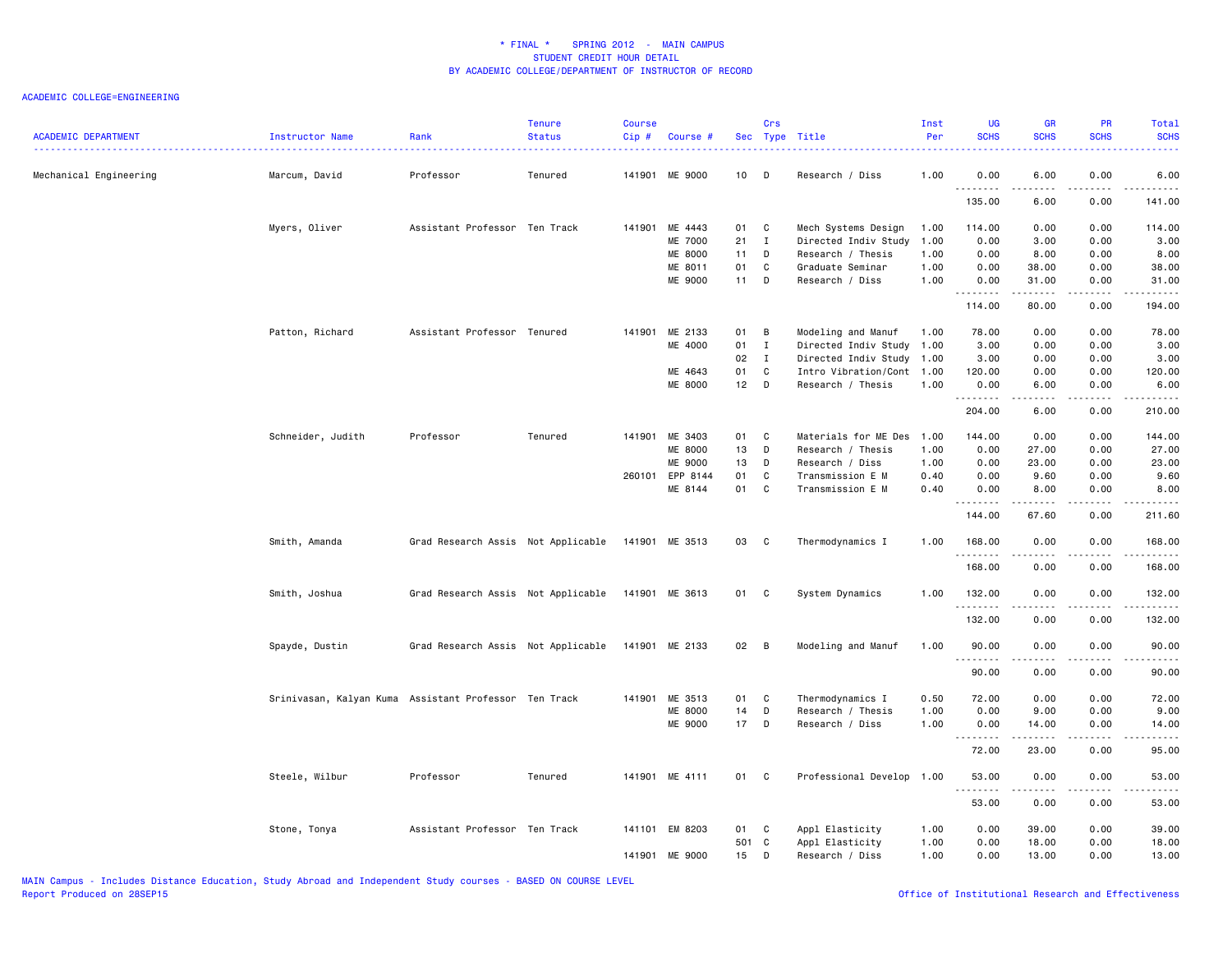# * FINAL * SPRING 2012 - MAIN CAMPUS
## STUDENT CREDIT HOUR DETAIL
## BY ACADEMIC COLLEGE/DEPARTMENT OF INSTRUCTOR OF RECORD

ACADEMIC COLLEGE=ENGINEERING

| ACADEMIC DEPARTMENT | Instructor Name | Rank | Tenure Status | Course Cip # | Course # | Sec | Crs Type | Title | Inst Per | UG SCHS | GR SCHS | PR SCHS | Total SCHS |
|---|---|---|---|---|---|---|---|---|---|---|---|---|---|
| Mechanical Engineering | Marcum, David | Professor | Tenured | 141901 | ME 9000 | 10 | D | Research / Diss | 1.00 | 0.00 | 6.00 | 0.00 | 6.00 |
| | | | | | | | | | | 135.00 | 6.00 | 0.00 | 141.00 |
| | Myers, Oliver | Assistant Professor | Ten Track | 141901 | ME 4443 | 01 | C | Mech Systems Design | 1.00 | 114.00 | 0.00 | 0.00 | 114.00 |
| | | | | | ME 7000 | 21 | I | Directed Indiv Study | 1.00 | 0.00 | 3.00 | 0.00 | 3.00 |
| | | | | | ME 8000 | 11 | D | Research / Thesis | 1.00 | 0.00 | 8.00 | 0.00 | 8.00 |
| | | | | | ME 8011 | 01 | C | Graduate Seminar | 1.00 | 0.00 | 38.00 | 0.00 | 38.00 |
| | | | | | ME 9000 | 11 | D | Research / Diss | 1.00 | 0.00 | 31.00 | 0.00 | 31.00 |
| | | | | | | | | | | 114.00 | 80.00 | 0.00 | 194.00 |
| | Patton, Richard | Assistant Professor | Tenured | 141901 | ME 2133 | 01 | B | Modeling and Manuf | 1.00 | 78.00 | 0.00 | 0.00 | 78.00 |
| | | | | | ME 4000 | 01 | I | Directed Indiv Study | 1.00 | 3.00 | 0.00 | 0.00 | 3.00 |
| | | | | | | 02 | I | Directed Indiv Study | 1.00 | 3.00 | 0.00 | 0.00 | 3.00 |
| | | | | | ME 4643 | 01 | C | Intro Vibration/Cont | 1.00 | 120.00 | 0.00 | 0.00 | 120.00 |
| | | | | | ME 8000 | 12 | D | Research / Thesis | 1.00 | 0.00 | 6.00 | 0.00 | 6.00 |
| | | | | | | | | | | 204.00 | 6.00 | 0.00 | 210.00 |
| | Schneider, Judith | Professor | Tenured | 141901 | ME 3403 | 01 | C | Materials for ME Des | 1.00 | 144.00 | 0.00 | 0.00 | 144.00 |
| | | | | | ME 8000 | 13 | D | Research / Thesis | 1.00 | 0.00 | 27.00 | 0.00 | 27.00 |
| | | | | | ME 9000 | 13 | D | Research / Diss | 1.00 | 0.00 | 23.00 | 0.00 | 23.00 |
| | | | | 260101 | EPP 8144 | 01 | C | Transmission E M | 0.40 | 0.00 | 9.60 | 0.00 | 9.60 |
| | | | | | ME 8144 | 01 | C | Transmission E M | 0.40 | 0.00 | 8.00 | 0.00 | 8.00 |
| | | | | | | | | | | 144.00 | 67.60 | 0.00 | 211.60 |
| | Smith, Amanda | Grad Research Assis | Not Applicable | 141901 | ME 3513 | 03 | C | Thermodynamics I | 1.00 | 168.00 | 0.00 | 0.00 | 168.00 |
| | | | | | | | | | | 168.00 | 0.00 | 0.00 | 168.00 |
| | Smith, Joshua | Grad Research Assis | Not Applicable | 141901 | ME 3613 | 01 | C | System Dynamics | 1.00 | 132.00 | 0.00 | 0.00 | 132.00 |
| | | | | | | | | | | 132.00 | 0.00 | 0.00 | 132.00 |
| | Spayde, Dustin | Grad Research Assis | Not Applicable | 141901 | ME 2133 | 02 | B | Modeling and Manuf | 1.00 | 90.00 | 0.00 | 0.00 | 90.00 |
| | | | | | | | | | | 90.00 | 0.00 | 0.00 | 90.00 |
| | Srinivasan, Kalyan Kuma | Assistant Professor | Ten Track | 141901 | ME 3513 | 01 | C | Thermodynamics I | 0.50 | 72.00 | 0.00 | 0.00 | 72.00 |
| | | | | | ME 8000 | 14 | D | Research / Thesis | 1.00 | 0.00 | 9.00 | 0.00 | 9.00 |
| | | | | | ME 9000 | 17 | D | Research / Diss | 1.00 | 0.00 | 14.00 | 0.00 | 14.00 |
| | | | | | | | | | | 72.00 | 23.00 | 0.00 | 95.00 |
| | Steele, Wilbur | Professor | Tenured | 141901 | ME 4111 | 01 | C | Professional Develop | 1.00 | 53.00 | 0.00 | 0.00 | 53.00 |
| | | | | | | | | | | 53.00 | 0.00 | 0.00 | 53.00 |
| | Stone, Tonya | Assistant Professor | Ten Track | 141101 | EM 8203 | 01 | C | Appl Elasticity | 1.00 | 0.00 | 39.00 | 0.00 | 39.00 |
| | | | | | | 501 | C | Appl Elasticity | 1.00 | 0.00 | 18.00 | 0.00 | 18.00 |
| | | | | 141901 | ME 9000 | 15 | D | Research / Diss | 1.00 | 0.00 | 13.00 | 0.00 | 13.00 |

MAIN Campus - Includes Distance Education, Study Abroad and Independent Study courses - BASED ON COURSE LEVEL
Report Produced on 28SEP15

Office of Institutional Research and Effectiveness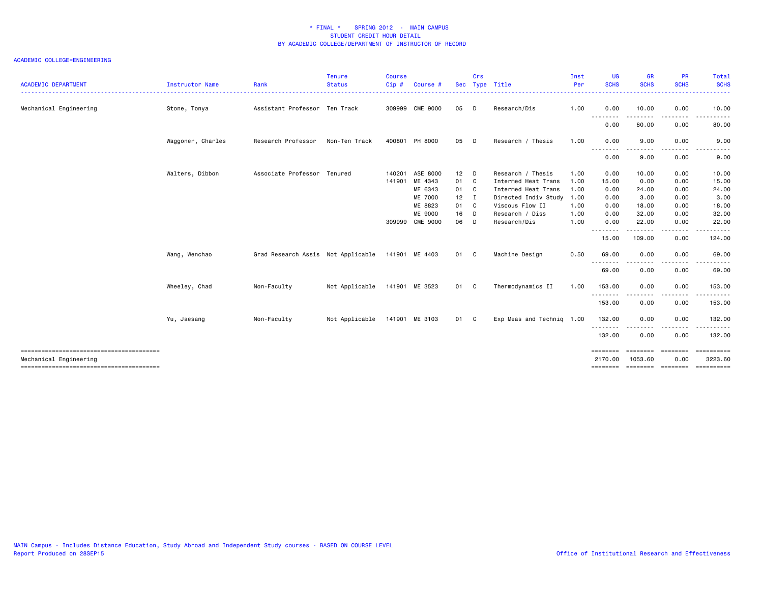# * FINAL * SPRING 2012 - MAIN CAMPUS
## STUDENT CREDIT HOUR DETAIL
## BY ACADEMIC COLLEGE/DEPARTMENT OF INSTRUCTOR OF RECORD

ACADEMIC COLLEGE=ENGINEERING

| ACADEMIC DEPARTMENT | Instructor Name | Rank | Tenure Status | Course Cip # | Course # | Sec | Crs Type | Title | Inst Per | UG SCHS | GR SCHS | PR SCHS | Total SCHS |
|---|---|---|---|---|---|---|---|---|---|---|---|---|---|
| Mechanical Engineering | Stone, Tonya | Assistant Professor | Ten Track | 309999 | CME 9000 | 05 | D | Research/Dis | 1.00 | 0.00 | 10.00 | 0.00 | 10.00 |
| | | | | | | | | | | 0.00 | 80.00 | 0.00 | 80.00 |
| | Waggoner, Charles | Research Professor | Non-Ten Track | 400801 | PH 8000 | 05 | D | Research / Thesis | 1.00 | 0.00 | 9.00 | 0.00 | 9.00 |
| | | | | | | | | | | 0.00 | 9.00 | 0.00 | 9.00 |
| | Walters, Dibbon | Associate Professor | Tenured | 140201 | ASE 8000 | 12 | D | Research / Thesis | 1.00 | 0.00 | 10.00 | 0.00 | 10.00 |
| | | | | 141901 | ME 4343 | 01 | C | Intermed Heat Trans | 1.00 | 15.00 | 0.00 | 0.00 | 15.00 |
| | | | | | ME 6343 | 01 | C | Intermed Heat Trans | 1.00 | 0.00 | 24.00 | 0.00 | 24.00 |
| | | | | | ME 7000 | 12 | I | Directed Indiv Study | 1.00 | 0.00 | 3.00 | 0.00 | 3.00 |
| | | | | | ME 8823 | 01 | C | Viscous Flow II | 1.00 | 0.00 | 18.00 | 0.00 | 18.00 |
| | | | | | ME 9000 | 16 | D | Research / Diss | 1.00 | 0.00 | 32.00 | 0.00 | 32.00 |
| | | | | 309999 | CME 9000 | 06 | D | Research/Dis | 1.00 | 0.00 | 22.00 | 0.00 | 22.00 |
| | | | | | | | | | | 15.00 | 109.00 | 0.00 | 124.00 |
| | Wang, Wenchao | Grad Research Assis | Not Applicable | 141901 | ME 4403 | 01 | C | Machine Design | 0.50 | 69.00 | 0.00 | 0.00 | 69.00 |
| | | | | | | | | | | 69.00 | 0.00 | 0.00 | 69.00 |
| | Wheeley, Chad | Non-Faculty | Not Applicable | 141901 | ME 3523 | 01 | C | Thermodynamics II | 1.00 | 153.00 | 0.00 | 0.00 | 153.00 |
| | | | | | | | | | | 153.00 | 0.00 | 0.00 | 153.00 |
| | Yu, Jaesang | Non-Faculty | Not Applicable | 141901 | ME 3103 | 01 | C | Exp Meas and Techniq | 1.00 | 132.00 | 0.00 | 0.00 | 132.00 |
| | | | | | | | | | | 132.00 | 0.00 | 0.00 | 132.00 |
| Mechanical Engineering | | | | | | | | | | 2170.00 | 1053.60 | 0.00 | 3223.60 |

MAIN Campus - Includes Distance Education, Study Abroad and Independent Study courses - BASED ON COURSE LEVEL
Report Produced on 28SEP15

Office of Institutional Research and Effectiveness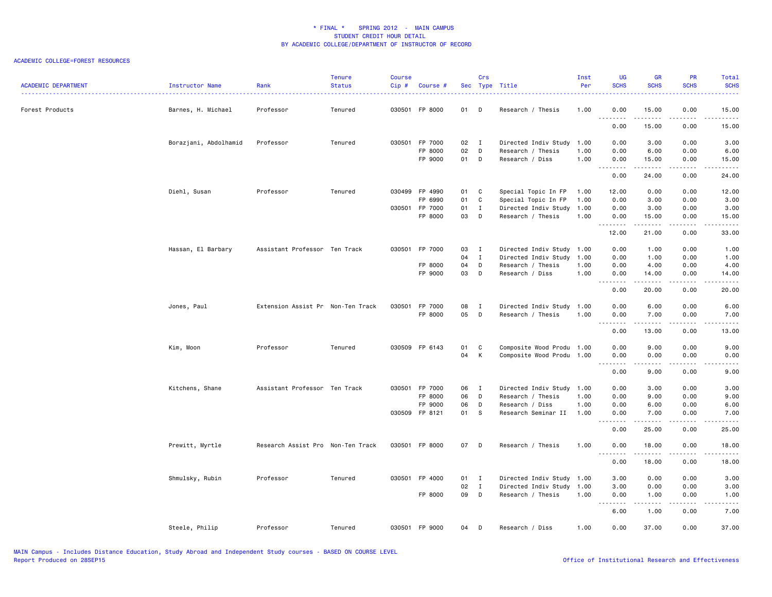# * FINAL * SPRING 2012 - MAIN CAMPUS
## STUDENT CREDIT HOUR DETAIL
### BY ACADEMIC COLLEGE/DEPARTMENT OF INSTRUCTOR OF RECORD

ACADEMIC COLLEGE=FOREST RESOURCES

| ACADEMIC DEPARTMENT | Instructor Name | Rank | Tenure Status | Course Cip # | Course # | Sec | Crs Type | Title | Inst Per | UG SCHS | GR SCHS | PR SCHS | Total SCHS |
|---|---|---|---|---|---|---|---|---|---|---|---|---|---|
| Forest Products | Barnes, H. Michael | Professor | Tenured | 030501 | FP 8000 | 01 | D | Research / Thesis | 1.00 | 0.00 | 15.00 | 0.00 | 15.00 |
| | | | | | | | | | | 0.00 | 15.00 | 0.00 | 15.00 |
| | Borazjani, Abdolhamid | Professor | Tenured | 030501 | FP 7000 | 02 | I | Directed Indiv Study | 1.00 | 0.00 | 3.00 | 0.00 | 3.00 |
| | | | | | FP 8000 | 02 | D | Research / Thesis | 1.00 | 0.00 | 6.00 | 0.00 | 6.00 |
| | | | | | FP 9000 | 01 | D | Research / Diss | 1.00 | 0.00 | 15.00 | 0.00 | 15.00 |
| | | | | | | | | | | 0.00 | 24.00 | 0.00 | 24.00 |
| | Diehl, Susan | Professor | Tenured | 030499 | FP 4990 | 01 | C | Special Topic In FP | 1.00 | 12.00 | 0.00 | 0.00 | 12.00 |
| | | | | | FP 6990 | 01 | C | Special Topic In FP | 1.00 | 0.00 | 3.00 | 0.00 | 3.00 |
| | | | | 030501 | FP 7000 | 01 | I | Directed Indiv Study | 1.00 | 0.00 | 3.00 | 0.00 | 3.00 |
| | | | | | FP 8000 | 03 | D | Research / Thesis | 1.00 | 0.00 | 15.00 | 0.00 | 15.00 |
| | | | | | | | | | | 12.00 | 21.00 | 0.00 | 33.00 |
| | Hassan, El Barbary | Assistant Professor | Ten Track | 030501 | FP 7000 | 03 | I | Directed Indiv Study | 1.00 | 0.00 | 1.00 | 0.00 | 1.00 |
| | | | | | | 04 | I | Directed Indiv Study | 1.00 | 0.00 | 1.00 | 0.00 | 1.00 |
| | | | | | FP 8000 | 04 | D | Research / Thesis | 1.00 | 0.00 | 4.00 | 0.00 | 4.00 |
| | | | | | FP 9000 | 03 | D | Research / Diss | 1.00 | 0.00 | 14.00 | 0.00 | 14.00 |
| | | | | | | | | | | 0.00 | 20.00 | 0.00 | 20.00 |
| | Jones, Paul | Extension Assist Pr | Non-Ten Track | 030501 | FP 7000 | 08 | I | Directed Indiv Study | 1.00 | 0.00 | 6.00 | 0.00 | 6.00 |
| | | | | | FP 8000 | 05 | D | Research / Thesis | 1.00 | 0.00 | 7.00 | 0.00 | 7.00 |
| | | | | | | | | | | 0.00 | 13.00 | 0.00 | 13.00 |
| | Kim, Moon | Professor | Tenured | 030509 | FP 6143 | 01 | C | Composite Wood Produ | 1.00 | 0.00 | 9.00 | 0.00 | 9.00 |
| | | | | | | 04 | K | Composite Wood Produ | 1.00 | 0.00 | 0.00 | 0.00 | 0.00 |
| | | | | | | | | | | 0.00 | 9.00 | 0.00 | 9.00 |
| | Kitchens, Shane | Assistant Professor | Ten Track | 030501 | FP 7000 | 06 | I | Directed Indiv Study | 1.00 | 0.00 | 3.00 | 0.00 | 3.00 |
| | | | | | FP 8000 | 06 | D | Research / Thesis | 1.00 | 0.00 | 9.00 | 0.00 | 9.00 |
| | | | | | FP 9000 | 06 | D | Research / Diss | 1.00 | 0.00 | 6.00 | 0.00 | 6.00 |
| | | | | 030509 | FP 8121 | 01 | S | Research Seminar II | 1.00 | 0.00 | 7.00 | 0.00 | 7.00 |
| | | | | | | | | | | 0.00 | 25.00 | 0.00 | 25.00 |
| | Prewitt, Myrtle | Research Assist Pro | Non-Ten Track | 030501 | FP 8000 | 07 | D | Research / Thesis | 1.00 | 0.00 | 18.00 | 0.00 | 18.00 |
| | | | | | | | | | | 0.00 | 18.00 | 0.00 | 18.00 |
| | Shmulsky, Rubin | Professor | Tenured | 030501 | FP 4000 | 01 | I | Directed Indiv Study | 1.00 | 3.00 | 0.00 | 0.00 | 3.00 |
| | | | | | | 02 | I | Directed Indiv Study | 1.00 | 3.00 | 0.00 | 0.00 | 3.00 |
| | | | | | FP 8000 | 09 | D | Research / Thesis | 1.00 | 0.00 | 1.00 | 0.00 | 1.00 |
| | | | | | | | | | | 6.00 | 1.00 | 0.00 | 7.00 |
| | Steele, Philip | Professor | Tenured | 030501 | FP 9000 | 04 | D | Research / Diss | 1.00 | 0.00 | 37.00 | 0.00 | 37.00 |

MAIN Campus - Includes Distance Education, Study Abroad and Independent Study courses - BASED ON COURSE LEVEL
Report Produced on 28SEP15

Office of Institutional Research and Effectiveness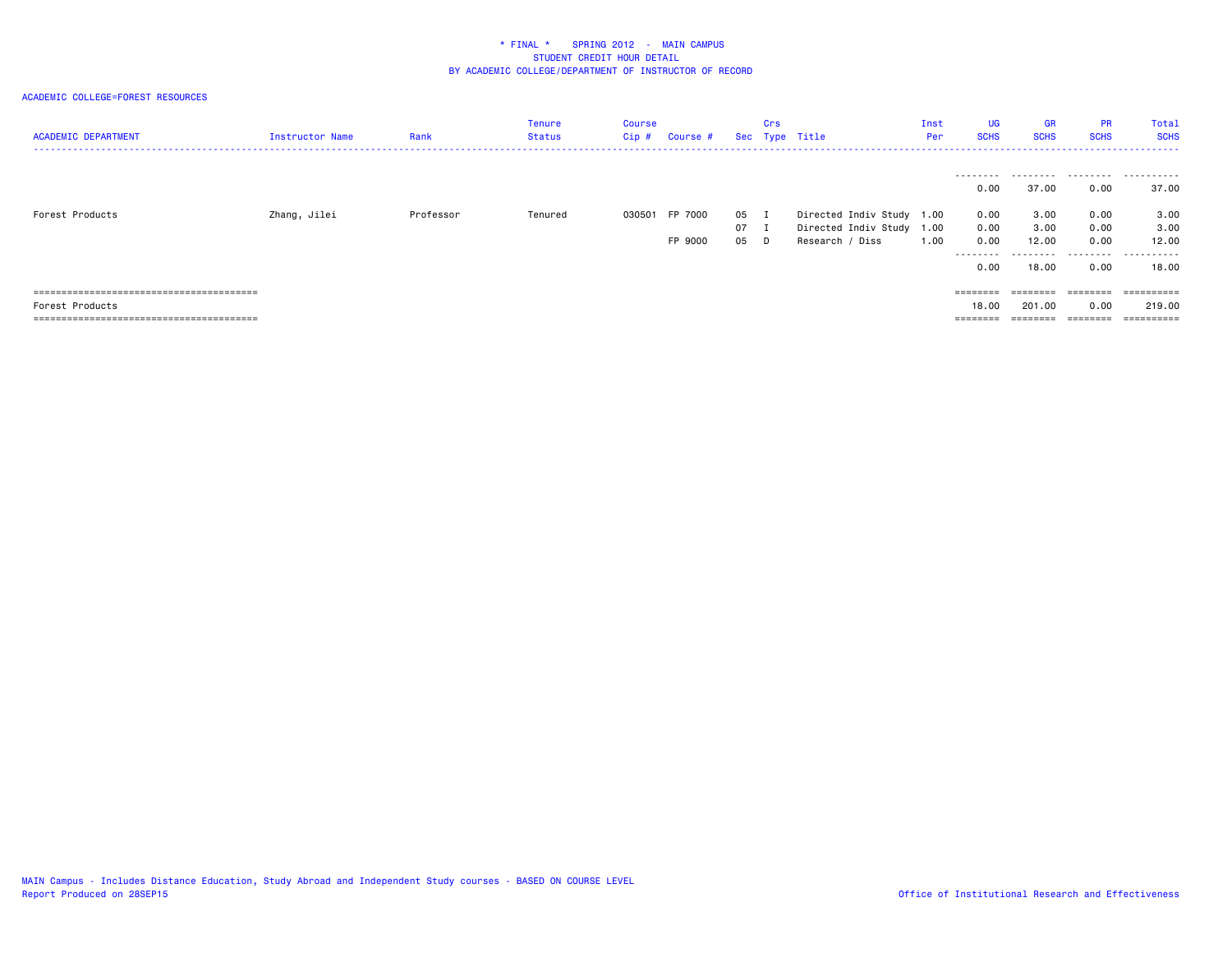\* FINAL \*    SPRING 2012  -  MAIN CAMPUS
STUDENT CREDIT HOUR DETAIL
BY ACADEMIC COLLEGE/DEPARTMENT OF INSTRUCTOR OF RECORD

ACADEMIC COLLEGE=FOREST RESOURCES

| ACADEMIC DEPARTMENT | Instructor Name | Rank | Tenure Status | Course Cip # | Course # | Sec | Crs Type | Title | Inst Per | UG SCHS | GR SCHS | PR SCHS | Total SCHS |
|---|---|---|---|---|---|---|---|---|---|---|---|---|---|
| | | | | | | | | | | 0.00 | 37.00 | 0.00 | 37.00 |
| Forest Products | Zhang, Jilei | Professor | Tenured | 030501 | FP 7000 | 05 | I | Directed Indiv Study | 1.00 | 0.00 | 3.00 | 0.00 | 3.00 |
| | | | | | | 07 | I | Directed Indiv Study | 1.00 | 0.00 | 3.00 | 0.00 | 3.00 |
| | | | | | FP 9000 | 05 | D | Research / Diss | 1.00 | 0.00 | 12.00 | 0.00 | 12.00 |
| | | | | | | | | | | 0.00 | 18.00 | 0.00 | 18.00 |
| Forest Products | | | | | | | | | | 18.00 | 201.00 | 0.00 | 219.00 |

MAIN Campus - Includes Distance Education, Study Abroad and Independent Study courses - BASED ON COURSE LEVEL
Report Produced on 28SEP15

Office of Institutional Research and Effectiveness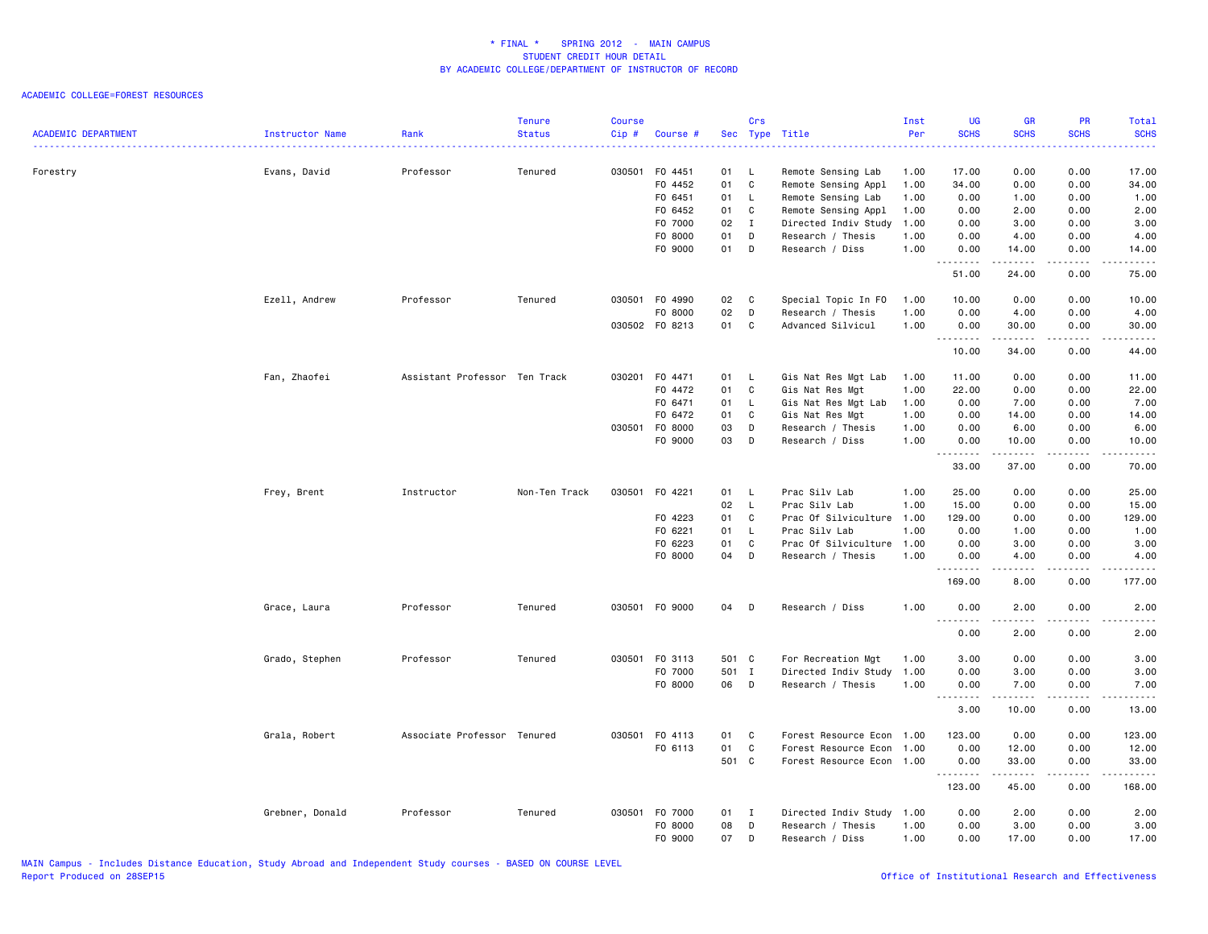\* FINAL \* SPRING 2012 - MAIN CAMPUS
STUDENT CREDIT HOUR DETAIL
BY ACADEMIC COLLEGE/DEPARTMENT OF INSTRUCTOR OF RECORD

ACADEMIC COLLEGE=FOREST RESOURCES

| ACADEMIC DEPARTMENT | Instructor Name | Rank | Tenure Status | Course Cip # | Course # | Sec | Crs Type | Title | Inst Per | UG SCHS | GR SCHS | PR SCHS | Total SCHS |
|---|---|---|---|---|---|---|---|---|---|---|---|---|---|
| Forestry | Evans, David | Professor | Tenured | 030501 | FO 4451 | 01 | L | Remote Sensing Lab | 1.00 | 17.00 | 0.00 | 0.00 | 17.00 |
| | | | | | FO 4452 | 01 | C | Remote Sensing Appl | 1.00 | 34.00 | 0.00 | 0.00 | 34.00 |
| | | | | | FO 6451 | 01 | L | Remote Sensing Lab | 1.00 | 0.00 | 1.00 | 0.00 | 1.00 |
| | | | | | FO 6452 | 01 | C | Remote Sensing Appl | 1.00 | 0.00 | 2.00 | 0.00 | 2.00 |
| | | | | | FO 7000 | 02 | I | Directed Indiv Study | 1.00 | 0.00 | 3.00 | 0.00 | 3.00 |
| | | | | | FO 8000 | 01 | D | Research / Thesis | 1.00 | 0.00 | 4.00 | 0.00 | 4.00 |
| | | | | | FO 9000 | 01 | D | Research / Diss | 1.00 | 0.00 | 14.00 | 0.00 | 14.00 |
| | | | | | | | | | | 51.00 | 24.00 | 0.00 | 75.00 |
| | Ezell, Andrew | Professor | Tenured | 030501 | FO 4990 | 02 | C | Special Topic In FO | 1.00 | 10.00 | 0.00 | 0.00 | 10.00 |
| | | | | | FO 8000 | 02 | D | Research / Thesis | 1.00 | 0.00 | 4.00 | 0.00 | 4.00 |
| | | | | 030502 | FO 8213 | 01 | C | Advanced Silvicul | 1.00 | 0.00 | 30.00 | 0.00 | 30.00 |
| | | | | | | | | | | 10.00 | 34.00 | 0.00 | 44.00 |
| | Fan, Zhaofei | Assistant Professor | Ten Track | 030201 | FO 4471 | 01 | L | Gis Nat Res Mgt Lab | 1.00 | 11.00 | 0.00 | 0.00 | 11.00 |
| | | | | | FO 4472 | 01 | C | Gis Nat Res Mgt | 1.00 | 22.00 | 0.00 | 0.00 | 22.00 |
| | | | | | FO 6471 | 01 | L | Gis Nat Res Mgt Lab | 1.00 | 0.00 | 7.00 | 0.00 | 7.00 |
| | | | | | FO 6472 | 01 | C | Gis Nat Res Mgt | 1.00 | 0.00 | 14.00 | 0.00 | 14.00 |
| | | | | 030501 | FO 8000 | 03 | D | Research / Thesis | 1.00 | 0.00 | 6.00 | 0.00 | 6.00 |
| | | | | | FO 9000 | 03 | D | Research / Diss | 1.00 | 0.00 | 10.00 | 0.00 | 10.00 |
| | | | | | | | | | | 33.00 | 37.00 | 0.00 | 70.00 |
| | Frey, Brent | Instructor | Non-Ten Track | 030501 | FO 4221 | 01 | L | Prac Silv Lab | 1.00 | 25.00 | 0.00 | 0.00 | 25.00 |
| | | | | | | 02 | L | Prac Silv Lab | 1.00 | 15.00 | 0.00 | 0.00 | 15.00 |
| | | | | | FO 4223 | 01 | C | Prac Of Silviculture | 1.00 | 129.00 | 0.00 | 0.00 | 129.00 |
| | | | | | FO 6221 | 01 | L | Prac Silv Lab | 1.00 | 0.00 | 1.00 | 0.00 | 1.00 |
| | | | | | FO 6223 | 01 | C | Prac Of Silviculture | 1.00 | 0.00 | 3.00 | 0.00 | 3.00 |
| | | | | | FO 8000 | 04 | D | Research / Thesis | 1.00 | 0.00 | 4.00 | 0.00 | 4.00 |
| | | | | | | | | | | 169.00 | 8.00 | 0.00 | 177.00 |
| | Grace, Laura | Professor | Tenured | 030501 | FO 9000 | 04 | D | Research / Diss | 1.00 | 0.00 | 2.00 | 0.00 | 2.00 |
| | | | | | | | | | | 0.00 | 2.00 | 0.00 | 2.00 |
| | Grado, Stephen | Professor | Tenured | 030501 | FO 3113 | 501 | C | For Recreation Mgt | 1.00 | 3.00 | 0.00 | 0.00 | 3.00 |
| | | | | | FO 7000 | 501 | I | Directed Indiv Study | 1.00 | 0.00 | 3.00 | 0.00 | 3.00 |
| | | | | | FO 8000 | 06 | D | Research / Thesis | 1.00 | 0.00 | 7.00 | 0.00 | 7.00 |
| | | | | | | | | | | 3.00 | 10.00 | 0.00 | 13.00 |
| | Grala, Robert | Associate Professor | Tenured | 030501 | FO 4113 | 01 | C | Forest Resource Econ | 1.00 | 123.00 | 0.00 | 0.00 | 123.00 |
| | | | | | FO 6113 | 01 | C | Forest Resource Econ | 1.00 | 0.00 | 12.00 | 0.00 | 12.00 |
| | | | | | | 501 | C | Forest Resource Econ | 1.00 | 0.00 | 33.00 | 0.00 | 33.00 |
| | | | | | | | | | | 123.00 | 45.00 | 0.00 | 168.00 |
| | Grebner, Donald | Professor | Tenured | 030501 | FO 7000 | 01 | I | Directed Indiv Study | 1.00 | 0.00 | 2.00 | 0.00 | 2.00 |
| | | | | | FO 8000 | 08 | D | Research / Thesis | 1.00 | 0.00 | 3.00 | 0.00 | 3.00 |
| | | | | | FO 9000 | 07 | D | Research / Diss | 1.00 | 0.00 | 17.00 | 0.00 | 17.00 |

MAIN Campus - Includes Distance Education, Study Abroad and Independent Study courses - BASED ON COURSE LEVEL
Report Produced on 28SEP15

Office of Institutional Research and Effectiveness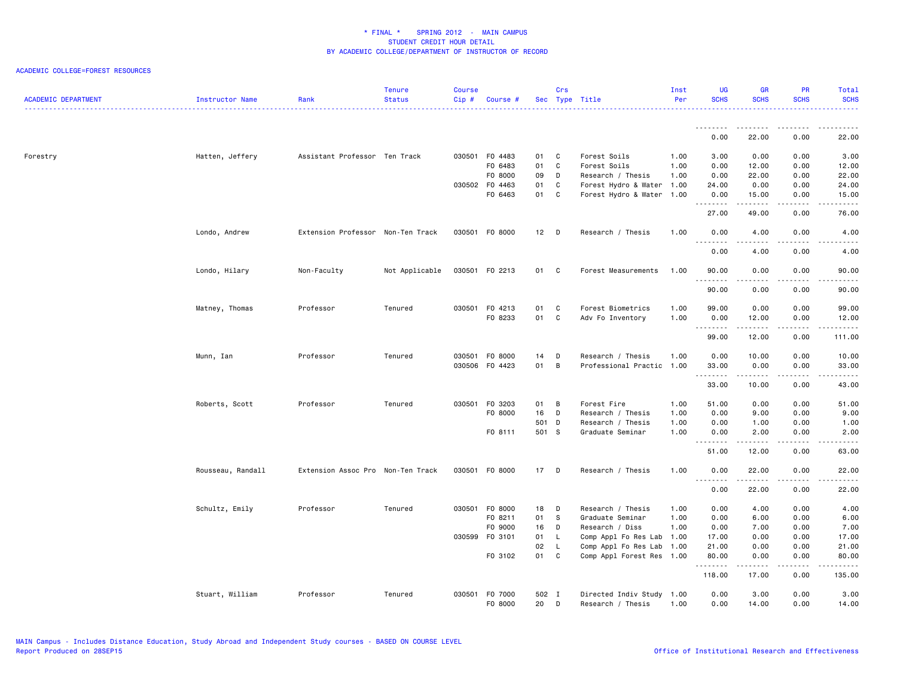\* FINAL \*    SPRING 2012  -  MAIN CAMPUS
STUDENT CREDIT HOUR DETAIL
BY ACADEMIC COLLEGE/DEPARTMENT OF INSTRUCTOR OF RECORD

ACADEMIC COLLEGE=FOREST RESOURCES

| ACADEMIC DEPARTMENT | Instructor Name | Rank | Tenure Status | Course Cip # | Course # | Sec | Crs Type | Title | Inst Per | UG SCHS | GR SCHS | PR SCHS | Total SCHS |
|---|---|---|---|---|---|---|---|---|---|---|---|---|---|
| | | | | | | | | | | 0.00 | 22.00 | 0.00 | 22.00 |
| Forestry | Hatten, Jeffery | Assistant Professor | Ten Track | 030501 | FO 4483 | 01 | C | Forest Soils | 1.00 | 3.00 | 0.00 | 0.00 | 3.00 |
| | | | | | FO 6483 | 01 | C | Forest Soils | 1.00 | 0.00 | 12.00 | 0.00 | 12.00 |
| | | | | | FO 8000 | 09 | D | Research / Thesis | 1.00 | 0.00 | 22.00 | 0.00 | 22.00 |
| | | | | 030502 | FO 4463 | 01 | C | Forest Hydro & Water | 1.00 | 24.00 | 0.00 | 0.00 | 24.00 |
| | | | | | FO 6463 | 01 | C | Forest Hydro & Water | 1.00 | 0.00 | 15.00 | 0.00 | 15.00 |
| | | | | | | | | | | 27.00 | 49.00 | 0.00 | 76.00 |
| | Londo, Andrew | Extension Professor | Non-Ten Track | 030501 | FO 8000 | 12 | D | Research / Thesis | 1.00 | 0.00 | 4.00 | 0.00 | 4.00 |
| | | | | | | | | | | 0.00 | 4.00 | 0.00 | 4.00 |
| | Londo, Hilary | Non-Faculty | Not Applicable | 030501 | FO 2213 | 01 | C | Forest Measurements | 1.00 | 90.00 | 0.00 | 0.00 | 90.00 |
| | | | | | | | | | | 90.00 | 0.00 | 0.00 | 90.00 |
| | Matney, Thomas | Professor | Tenured | 030501 | FO 4213 | 01 | C | Forest Biometrics | 1.00 | 99.00 | 0.00 | 0.00 | 99.00 |
| | | | | | FO 8233 | 01 | C | Adv Fo Inventory | 1.00 | 0.00 | 12.00 | 0.00 | 12.00 |
| | | | | | | | | | | 99.00 | 12.00 | 0.00 | 111.00 |
| | Munn, Ian | Professor | Tenured | 030501 | FO 8000 | 14 | D | Research / Thesis | 1.00 | 0.00 | 10.00 | 0.00 | 10.00 |
| | | | | 030506 | FO 4423 | 01 | B | Professional Practic | 1.00 | 33.00 | 0.00 | 0.00 | 33.00 |
| | | | | | | | | | | 33.00 | 10.00 | 0.00 | 43.00 |
| | Roberts, Scott | Professor | Tenured | 030501 | FO 3203 | 01 | B | Forest Fire | 1.00 | 51.00 | 0.00 | 0.00 | 51.00 |
| | | | | | FO 8000 | 16 | D | Research / Thesis | 1.00 | 0.00 | 9.00 | 0.00 | 9.00 |
| | | | | | | 501 | D | Research / Thesis | 1.00 | 0.00 | 1.00 | 0.00 | 1.00 |
| | | | | | FO 8111 | 501 | S | Graduate Seminar | 1.00 | 0.00 | 2.00 | 0.00 | 2.00 |
| | | | | | | | | | | 51.00 | 12.00 | 0.00 | 63.00 |
| | Rousseau, Randall | Extension Assoc Pro | Non-Ten Track | 030501 | FO 8000 | 17 | D | Research / Thesis | 1.00 | 0.00 | 22.00 | 0.00 | 22.00 |
| | | | | | | | | | | 0.00 | 22.00 | 0.00 | 22.00 |
| | Schultz, Emily | Professor | Tenured | 030501 | FO 8000 | 18 | D | Research / Thesis | 1.00 | 0.00 | 4.00 | 0.00 | 4.00 |
| | | | | | FO 8211 | 01 | S | Graduate Seminar | 1.00 | 0.00 | 6.00 | 0.00 | 6.00 |
| | | | | | FO 9000 | 16 | D | Research / Diss | 1.00 | 0.00 | 7.00 | 0.00 | 7.00 |
| | | | | 030599 | FO 3101 | 01 | L | Comp Appl Fo Res Lab | 1.00 | 17.00 | 0.00 | 0.00 | 17.00 |
| | | | | | | 02 | L | Comp Appl Fo Res Lab | 1.00 | 21.00 | 0.00 | 0.00 | 21.00 |
| | | | | | FO 3102 | 01 | C | Comp Appl Forest Res | 1.00 | 80.00 | 0.00 | 0.00 | 80.00 |
| | | | | | | | | | | 118.00 | 17.00 | 0.00 | 135.00 |
| | Stuart, William | Professor | Tenured | 030501 | FO 7000 | 502 | I | Directed Indiv Study | 1.00 | 0.00 | 3.00 | 0.00 | 3.00 |
| | | | | | FO 8000 | 20 | D | Research / Thesis | 1.00 | 0.00 | 14.00 | 0.00 | 14.00 |

MAIN Campus - Includes Distance Education, Study Abroad and Independent Study courses - BASED ON COURSE LEVEL
Report Produced on 28SEP15

Office of Institutional Research and Effectiveness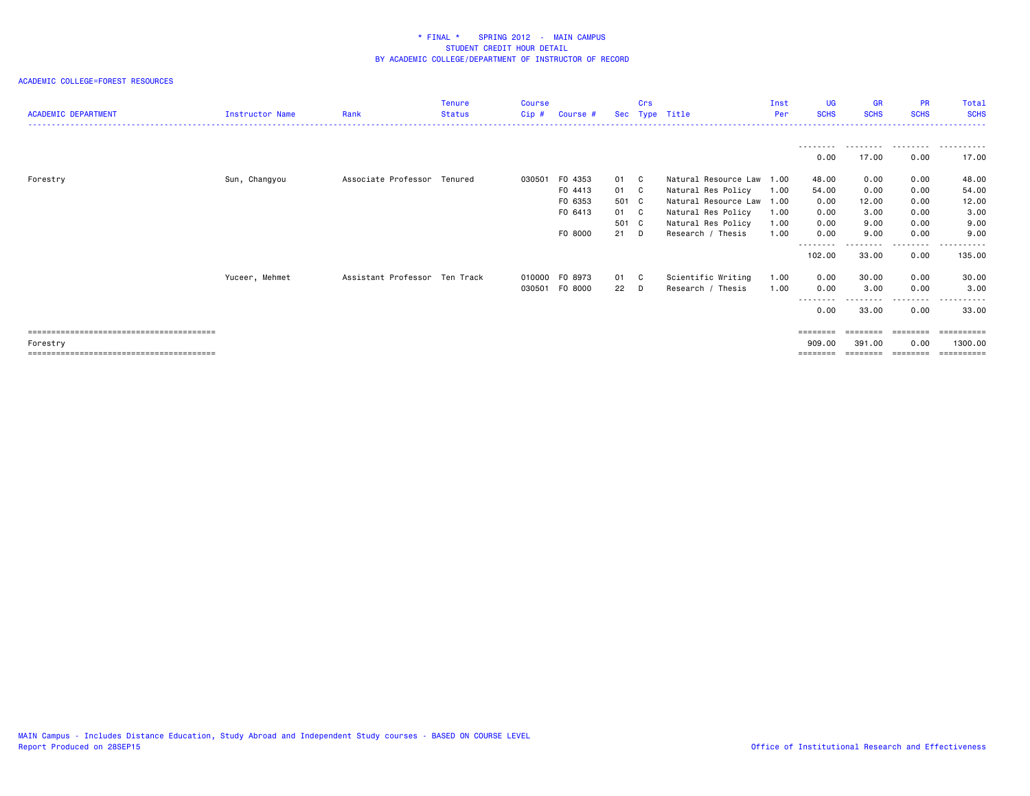\* FINAL \*    SPRING 2012  -  MAIN CAMPUS
STUDENT CREDIT HOUR DETAIL
BY ACADEMIC COLLEGE/DEPARTMENT OF INSTRUCTOR OF RECORD

ACADEMIC COLLEGE=FOREST RESOURCES

| ACADEMIC DEPARTMENT | Instructor Name | Rank | Tenure Status | Course Cip # | Course # | Sec | Crs Type | Title | Inst Per | UG SCHS | GR SCHS | PR SCHS | Total SCHS |
|---|---|---|---|---|---|---|---|---|---|---|---|---|---|
| | | | | | | | | | | 0.00 | 17.00 | 0.00 | 17.00 |
| Forestry | Sun, Changyou | Associate Professor | Tenured | 030501 | FO 4353 | 01 | C | Natural Resource Law | 1.00 | 48.00 | 0.00 | 0.00 | 48.00 |
| | | | | | FO 4413 | 01 | C | Natural Res Policy | 1.00 | 54.00 | 0.00 | 0.00 | 54.00 |
| | | | | | FO 6353 | 501 | C | Natural Resource Law | 1.00 | 0.00 | 12.00 | 0.00 | 12.00 |
| | | | | | FO 6413 | 01 | C | Natural Res Policy | 1.00 | 0.00 | 3.00 | 0.00 | 3.00 |
| | | | | | | 501 | C | Natural Res Policy | 1.00 | 0.00 | 9.00 | 0.00 | 9.00 |
| | | | | | FO 8000 | 21 | D | Research / Thesis | 1.00 | 0.00 | 9.00 | 0.00 | 9.00 |
| | | | | | | | | | | 102.00 | 33.00 | 0.00 | 135.00 |
| | Yuceer, Mehmet | Assistant Professor | Ten Track | 010000 | FO 8973 | 01 | C | Scientific Writing | 1.00 | 0.00 | 30.00 | 0.00 | 30.00 |
| | | | | 030501 | FO 8000 | 22 | D | Research / Thesis | 1.00 | 0.00 | 3.00 | 0.00 | 3.00 |
| | | | | | | | | | | 0.00 | 33.00 | 0.00 | 33.00 |
| Forestry | | | | | | | | | | 909.00 | 391.00 | 0.00 | 1300.00 |

MAIN Campus - Includes Distance Education, Study Abroad and Independent Study courses - BASED ON COURSE LEVEL
Report Produced on 28SEP15

Office of Institutional Research and Effectiveness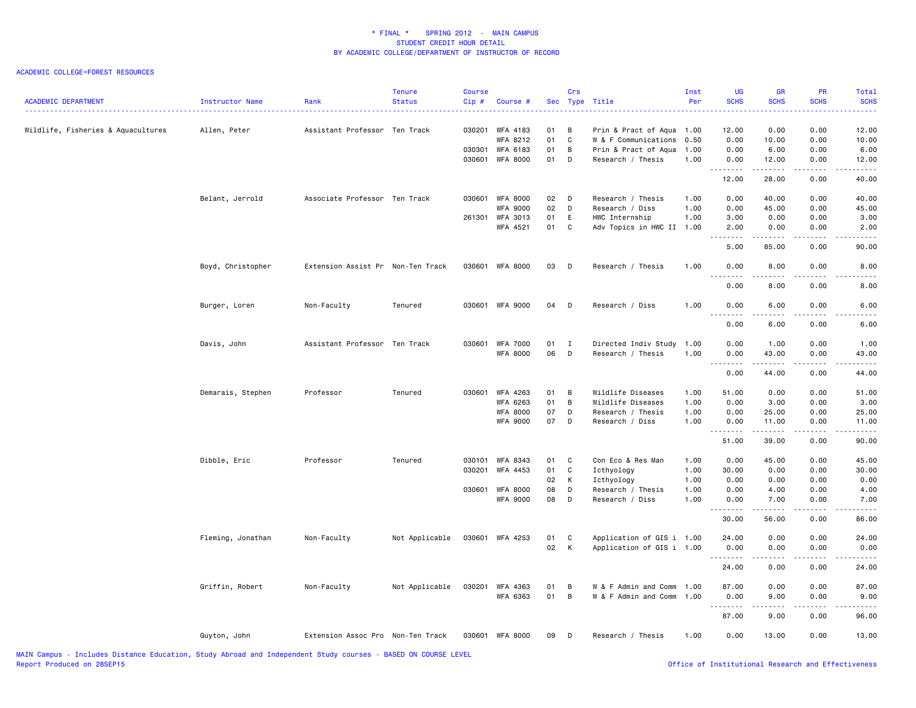# * FINAL * SPRING 2012 - MAIN CAMPUS
## STUDENT CREDIT HOUR DETAIL
## BY ACADEMIC COLLEGE/DEPARTMENT OF INSTRUCTOR OF RECORD

ACADEMIC COLLEGE=FOREST RESOURCES

| ACADEMIC DEPARTMENT | Instructor Name | Rank | Tenure Status | Course Cip # | Course # | Sec | Crs Type | Title | Inst Per | UG SCHS | GR SCHS | PR SCHS | Total SCHS |
|---|---|---|---|---|---|---|---|---|---|---|---|---|---|
| Wildlife, Fisheries & Aquacultures | Allen, Peter | Assistant Professor | Ten Track | 030201 | WFA 4183 | 01 | B | Prin & Pract of Aqua | 1.00 | 12.00 | 0.00 | 0.00 | 12.00 |
| | | | | | WFA 8212 | 01 | C | W & F Communications | 0.50 | 0.00 | 10.00 | 0.00 | 10.00 |
| | | | | 030301 | WFA 6183 | 01 | B | Prin & Pract of Aqua | 1.00 | 0.00 | 6.00 | 0.00 | 6.00 |
| | | | | 030601 | WFA 8000 | 01 | D | Research / Thesis | 1.00 | 0.00 | 12.00 | 0.00 | 12.00 |
| | | | | | | | | | | 12.00 | 28.00 | 0.00 | 40.00 |
| | Belant, Jerrold | Associate Professor | Ten Track | 030601 | WFA 8000 | 02 | D | Research / Thesis | 1.00 | 0.00 | 40.00 | 0.00 | 40.00 |
| | | | | | WFA 9000 | 02 | D | Research / Diss | 1.00 | 0.00 | 45.00 | 0.00 | 45.00 |
| | | | | 261301 | WFA 3013 | 01 | E | HWC Internship | 1.00 | 3.00 | 0.00 | 0.00 | 3.00 |
| | | | | | WFA 4521 | 01 | C | Adv Topics in HWC II | 1.00 | 2.00 | 0.00 | 0.00 | 2.00 |
| | | | | | | | | | | 5.00 | 85.00 | 0.00 | 90.00 |
| | Boyd, Christopher | Extension Assist Pr | Non-Ten Track | 030601 | WFA 8000 | 03 | D | Research / Thesis | 1.00 | 0.00 | 8.00 | 0.00 | 8.00 |
| | | | | | | | | | | 0.00 | 8.00 | 0.00 | 8.00 |
| | Burger, Loren | Non-Faculty | Tenured | 030601 | WFA 9000 | 04 | D | Research / Diss | 1.00 | 0.00 | 6.00 | 0.00 | 6.00 |
| | | | | | | | | | | 0.00 | 6.00 | 0.00 | 6.00 |
| | Davis, John | Assistant Professor | Ten Track | 030601 | WFA 7000 | 01 | I | Directed Indiv Study | 1.00 | 0.00 | 1.00 | 0.00 | 1.00 |
| | | | | | WFA 8000 | 06 | D | Research / Thesis | 1.00 | 0.00 | 43.00 | 0.00 | 43.00 |
| | | | | | | | | | | 0.00 | 44.00 | 0.00 | 44.00 |
| | Demarais, Stephen | Professor | Tenured | 030601 | WFA 4263 | 01 | B | Wildlife Diseases | 1.00 | 51.00 | 0.00 | 0.00 | 51.00 |
| | | | | | WFA 6263 | 01 | B | Wildlife Diseases | 1.00 | 0.00 | 3.00 | 0.00 | 3.00 |
| | | | | | WFA 8000 | 07 | D | Research / Thesis | 1.00 | 0.00 | 25.00 | 0.00 | 25.00 |
| | | | | | WFA 9000 | 07 | D | Research / Diss | 1.00 | 0.00 | 11.00 | 0.00 | 11.00 |
| | | | | | | | | | | 51.00 | 39.00 | 0.00 | 90.00 |
| | Dibble, Eric | Professor | Tenured | 030101 | WFA 8343 | 01 | C | Con Eco & Res Man | 1.00 | 0.00 | 45.00 | 0.00 | 45.00 |
| | | | | 030201 | WFA 4453 | 01 | C | Icthyology | 1.00 | 30.00 | 0.00 | 0.00 | 30.00 |
| | | | | | | 02 | K | Icthyology | 1.00 | 0.00 | 0.00 | 0.00 | 0.00 |
| | | | | 030601 | WFA 8000 | 08 | D | Research / Thesis | 1.00 | 0.00 | 4.00 | 0.00 | 4.00 |
| | | | | | WFA 9000 | 08 | D | Research / Diss | 1.00 | 0.00 | 7.00 | 0.00 | 7.00 |
| | | | | | | | | | | 30.00 | 56.00 | 0.00 | 86.00 |
| | Fleming, Jonathan | Non-Faculty | Not Applicable | 030601 | WFA 4253 | 01 | C | Application of GIS i | 1.00 | 24.00 | 0.00 | 0.00 | 24.00 |
| | | | | | | 02 | K | Application of GIS i | 1.00 | 0.00 | 0.00 | 0.00 | 0.00 |
| | | | | | | | | | | 24.00 | 0.00 | 0.00 | 24.00 |
| | Griffin, Robert | Non-Faculty | Not Applicable | 030201 | WFA 4363 | 01 | B | W & F Admin and Comm | 1.00 | 87.00 | 0.00 | 0.00 | 87.00 |
| | | | | | WFA 6363 | 01 | B | W & F Admin and Comm | 1.00 | 0.00 | 9.00 | 0.00 | 9.00 |
| | | | | | | | | | | 87.00 | 9.00 | 0.00 | 96.00 |
| | Guyton, John | Extension Assoc Pro | Non-Ten Track | 030601 | WFA 8000 | 09 | D | Research / Thesis | 1.00 | 0.00 | 13.00 | 0.00 | 13.00 |

MAIN Campus - Includes Distance Education, Study Abroad and Independent Study courses - BASED ON COURSE LEVEL
Report Produced on 28SEP15

Office of Institutional Research and Effectiveness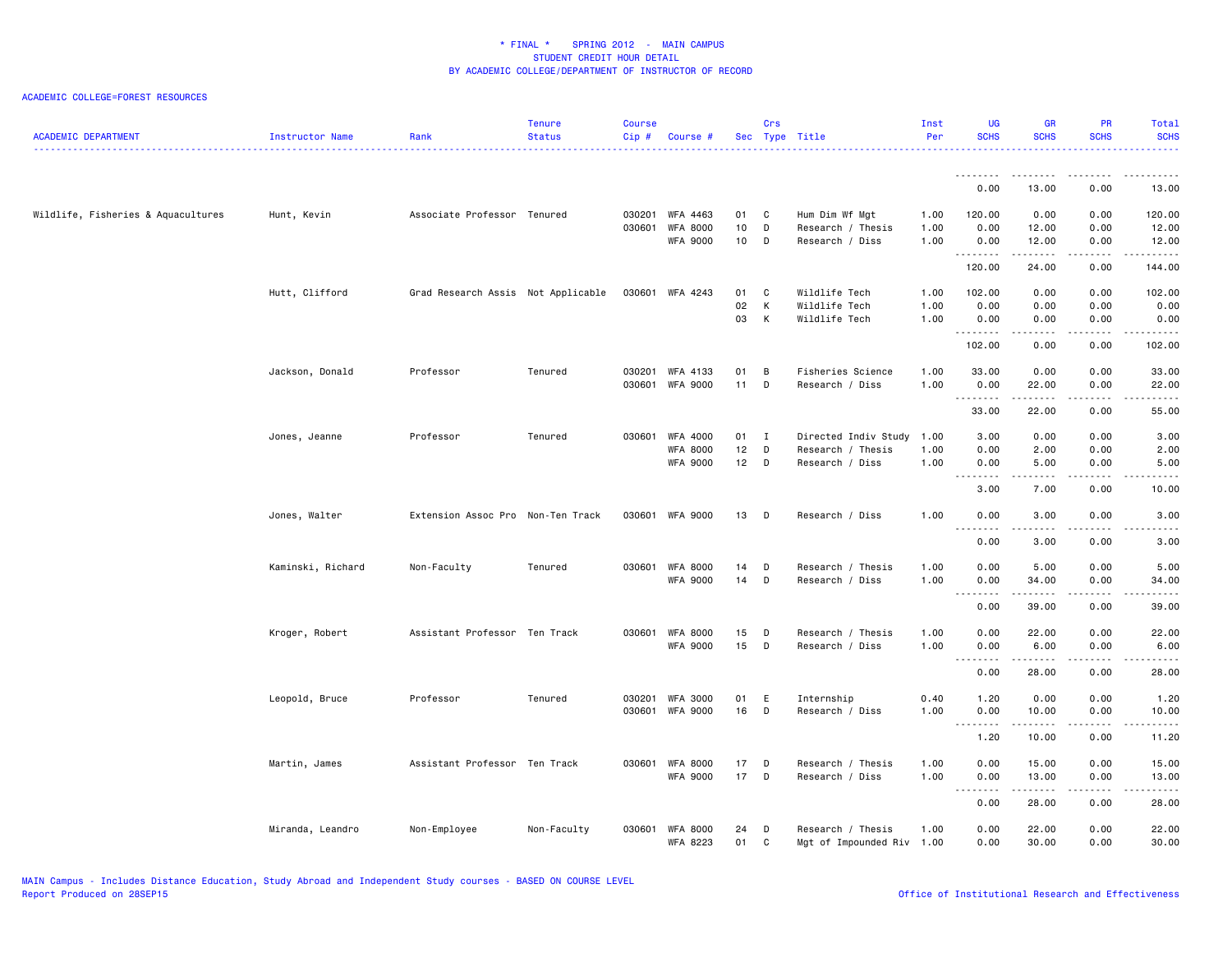# * FINAL * SPRING 2012 - MAIN CAMPUS
## STUDENT CREDIT HOUR DETAIL
## BY ACADEMIC COLLEGE/DEPARTMENT OF INSTRUCTOR OF RECORD

ACADEMIC COLLEGE=FOREST RESOURCES

| ACADEMIC DEPARTMENT | Instructor Name | Rank | Tenure Status | Course Cip # | Course # | Sec | Crs Type | Title | Inst Per | UG SCHS | GR SCHS | PR SCHS | Total SCHS |
|---|---|---|---|---|---|---|---|---|---|---|---|---|---|
| | | | | | | | | | | 0.00 | 13.00 | 0.00 | 13.00 |
| Wildlife, Fisheries & Aquacultures | Hunt, Kevin | Associate Professor | Tenured | 030201 | WFA 4463 | 01 | C | Hum Dim Wf Mgt | 1.00 | 120.00 | 0.00 | 0.00 | 120.00 |
| | | | | 030601 | WFA 8000 | 10 | D | Research / Thesis | 1.00 | 0.00 | 12.00 | 0.00 | 12.00 |
| | | | | | WFA 9000 | 10 | D | Research / Diss | 1.00 | 0.00 | 12.00 | 0.00 | 12.00 |
| | | | | | | | | | | 120.00 | 24.00 | 0.00 | 144.00 |
| | Hutt, Clifford | Grad Research Assis | Not Applicable | 030601 | WFA 4243 | 01 | C | Wildlife Tech | 1.00 | 102.00 | 0.00 | 0.00 | 102.00 |
| | | | | | | 02 | K | Wildlife Tech | 1.00 | 0.00 | 0.00 | 0.00 | 0.00 |
| | | | | | | 03 | K | Wildlife Tech | 1.00 | 0.00 | 0.00 | 0.00 | 0.00 |
| | | | | | | | | | | 102.00 | 0.00 | 0.00 | 102.00 |
| | Jackson, Donald | Professor | Tenured | 030201 | WFA 4133 | 01 | B | Fisheries Science | 1.00 | 33.00 | 0.00 | 0.00 | 33.00 |
| | | | | 030601 | WFA 9000 | 11 | D | Research / Diss | 1.00 | 0.00 | 22.00 | 0.00 | 22.00 |
| | | | | | | | | | | 33.00 | 22.00 | 0.00 | 55.00 |
| | Jones, Jeanne | Professor | Tenured | 030601 | WFA 4000 | 01 | I | Directed Indiv Study | 1.00 | 3.00 | 0.00 | 0.00 | 3.00 |
| | | | | | WFA 8000 | 12 | D | Research / Thesis | 1.00 | 0.00 | 2.00 | 0.00 | 2.00 |
| | | | | | WFA 9000 | 12 | D | Research / Diss | 1.00 | 0.00 | 5.00 | 0.00 | 5.00 |
| | | | | | | | | | | 3.00 | 7.00 | 0.00 | 10.00 |
| | Jones, Walter | Extension Assoc Pro | Non-Ten Track | 030601 | WFA 9000 | 13 | D | Research / Diss | 1.00 | 0.00 | 3.00 | 0.00 | 3.00 |
| | | | | | | | | | | 0.00 | 3.00 | 0.00 | 3.00 |
| | Kaminski, Richard | Non-Faculty | Tenured | 030601 | WFA 8000 | 14 | D | Research / Thesis | 1.00 | 0.00 | 5.00 | 0.00 | 5.00 |
| | | | | | WFA 9000 | 14 | D | Research / Diss | 1.00 | 0.00 | 34.00 | 0.00 | 34.00 |
| | | | | | | | | | | 0.00 | 39.00 | 0.00 | 39.00 |
| | Kroger, Robert | Assistant Professor | Ten Track | 030601 | WFA 8000 | 15 | D | Research / Thesis | 1.00 | 0.00 | 22.00 | 0.00 | 22.00 |
| | | | | | WFA 9000 | 15 | D | Research / Diss | 1.00 | 0.00 | 6.00 | 0.00 | 6.00 |
| | | | | | | | | | | 0.00 | 28.00 | 0.00 | 28.00 |
| | Leopold, Bruce | Professor | Tenured | 030201 | WFA 3000 | 01 | E | Internship | 0.40 | 1.20 | 0.00 | 0.00 | 1.20 |
| | | | | 030601 | WFA 9000 | 16 | D | Research / Diss | 1.00 | 0.00 | 10.00 | 0.00 | 10.00 |
| | | | | | | | | | | 1.20 | 10.00 | 0.00 | 11.20 |
| | Martin, James | Assistant Professor | Ten Track | 030601 | WFA 8000 | 17 | D | Research / Thesis | 1.00 | 0.00 | 15.00 | 0.00 | 15.00 |
| | | | | | WFA 9000 | 17 | D | Research / Diss | 1.00 | 0.00 | 13.00 | 0.00 | 13.00 |
| | | | | | | | | | | 0.00 | 28.00 | 0.00 | 28.00 |
| | Miranda, Leandro | Non-Employee | Non-Faculty | 030601 | WFA 8000 | 24 | D | Research / Thesis | 1.00 | 0.00 | 22.00 | 0.00 | 22.00 |
| | | | | | WFA 8223 | 01 | C | Mgt of Impounded Riv | 1.00 | 0.00 | 30.00 | 0.00 | 30.00 |

MAIN Campus - Includes Distance Education, Study Abroad and Independent Study courses - BASED ON COURSE LEVEL
Report Produced on 28SEP15

Office of Institutional Research and Effectiveness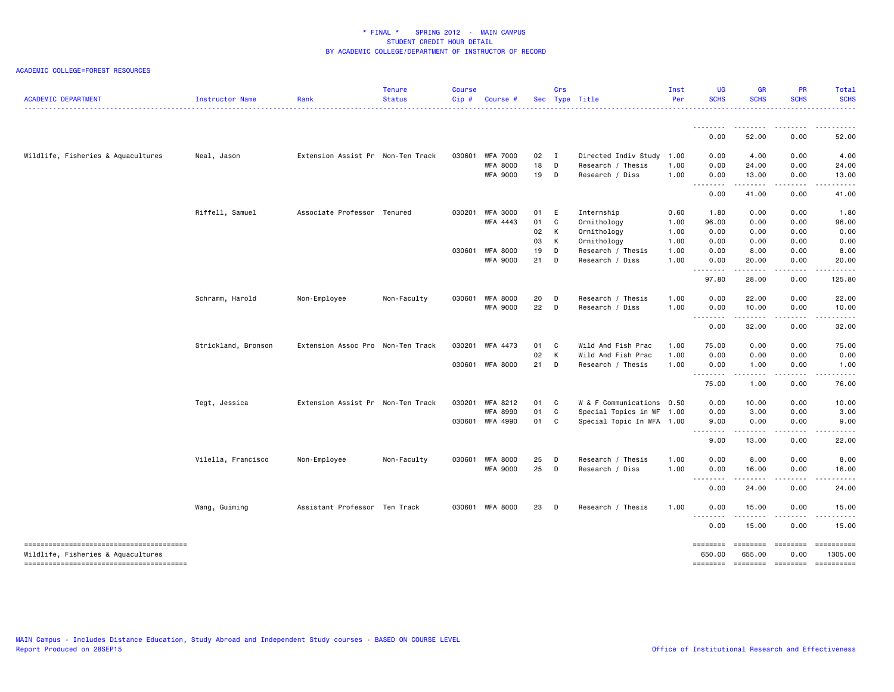# * FINAL * SPRING 2012 - MAIN CAMPUS
## STUDENT CREDIT HOUR DETAIL
## BY ACADEMIC COLLEGE/DEPARTMENT OF INSTRUCTOR OF RECORD

ACADEMIC COLLEGE=FOREST RESOURCES

| ACADEMIC DEPARTMENT | Instructor Name | Rank | Tenure Status | Course Cip # | Course # | Sec | Crs Type | Title | Inst Per | UG SCHS | GR SCHS | PR SCHS | Total SCHS |
|---|---|---|---|---|---|---|---|---|---|---|---|---|---|
| | | | | | | | | | | 0.00 | 52.00 | 0.00 | 52.00 |
| Wildlife, Fisheries & Aquacultures | Neal, Jason | Extension Assist Pr | Non-Ten Track | 030601 | WFA 7000 | 02 | I | Directed Indiv Study | 1.00 | 0.00 | 4.00 | 0.00 | 4.00 |
| | | | | | WFA 8000 | 18 | D | Research / Thesis | 1.00 | 0.00 | 24.00 | 0.00 | 24.00 |
| | | | | | WFA 9000 | 19 | D | Research / Diss | 1.00 | 0.00 | 13.00 | 0.00 | 13.00 |
| | | | | | | | | | | 0.00 | 41.00 | 0.00 | 41.00 |
| | Riffell, Samuel | Associate Professor | Tenured | 030201 | WFA 3000 | 01 | E | Internship | 0.60 | 1.80 | 0.00 | 0.00 | 1.80 |
| | | | | | WFA 4443 | 01 | C | Ornithology | 1.00 | 96.00 | 0.00 | 0.00 | 96.00 |
| | | | | | | 02 | K | Ornithology | 1.00 | 0.00 | 0.00 | 0.00 | 0.00 |
| | | | | | | 03 | K | Ornithology | 1.00 | 0.00 | 0.00 | 0.00 | 0.00 |
| | | | | 030601 | WFA 8000 | 19 | D | Research / Thesis | 1.00 | 0.00 | 8.00 | 0.00 | 8.00 |
| | | | | | WFA 9000 | 21 | D | Research / Diss | 1.00 | 0.00 | 20.00 | 0.00 | 20.00 |
| | | | | | | | | | | 97.80 | 28.00 | 0.00 | 125.80 |
| | Schramm, Harold | Non-Employee | Non-Faculty | 030601 | WFA 8000 | 20 | D | Research / Thesis | 1.00 | 0.00 | 22.00 | 0.00 | 22.00 |
| | | | | | WFA 9000 | 22 | D | Research / Diss | 1.00 | 0.00 | 10.00 | 0.00 | 10.00 |
| | | | | | | | | | | 0.00 | 32.00 | 0.00 | 32.00 |
| | Strickland, Bronson | Extension Assoc Pro | Non-Ten Track | 030201 | WFA 4473 | 01 | C | Wild And Fish Prac | 1.00 | 75.00 | 0.00 | 0.00 | 75.00 |
| | | | | | | 02 | K | Wild And Fish Prac | 1.00 | 0.00 | 0.00 | 0.00 | 0.00 |
| | | | | 030601 | WFA 8000 | 21 | D | Research / Thesis | 1.00 | 0.00 | 1.00 | 0.00 | 1.00 |
| | | | | | | | | | | 75.00 | 1.00 | 0.00 | 76.00 |
| | Tegt, Jessica | Extension Assist Pr | Non-Ten Track | 030201 | WFA 8212 | 01 | C | W & F Communications | 0.50 | 0.00 | 10.00 | 0.00 | 10.00 |
| | | | | | WFA 8990 | 01 | C | Special Topics in WF | 1.00 | 0.00 | 3.00 | 0.00 | 3.00 |
| | | | | 030601 | WFA 4990 | 01 | C | Special Topic In WFA | 1.00 | 9.00 | 0.00 | 0.00 | 9.00 |
| | | | | | | | | | | 9.00 | 13.00 | 0.00 | 22.00 |
| | Vilella, Francisco | Non-Employee | Non-Faculty | 030601 | WFA 8000 | 25 | D | Research / Thesis | 1.00 | 0.00 | 8.00 | 0.00 | 8.00 |
| | | | | | WFA 9000 | 25 | D | Research / Diss | 1.00 | 0.00 | 16.00 | 0.00 | 16.00 |
| | | | | | | | | | | 0.00 | 24.00 | 0.00 | 24.00 |
| | Wang, Guiming | Assistant Professor | Ten Track | 030601 | WFA 8000 | 23 | D | Research / Thesis | 1.00 | 0.00 | 15.00 | 0.00 | 15.00 |
| | | | | | | | | | | 0.00 | 15.00 | 0.00 | 15.00 |
| Wildlife, Fisheries & Aquacultures | | | | | | | | | | 650.00 | 655.00 | 0.00 | 1305.00 |

MAIN Campus - Includes Distance Education, Study Abroad and Independent Study courses - BASED ON COURSE LEVEL
Report Produced on 28SEP15

Office of Institutional Research and Effectiveness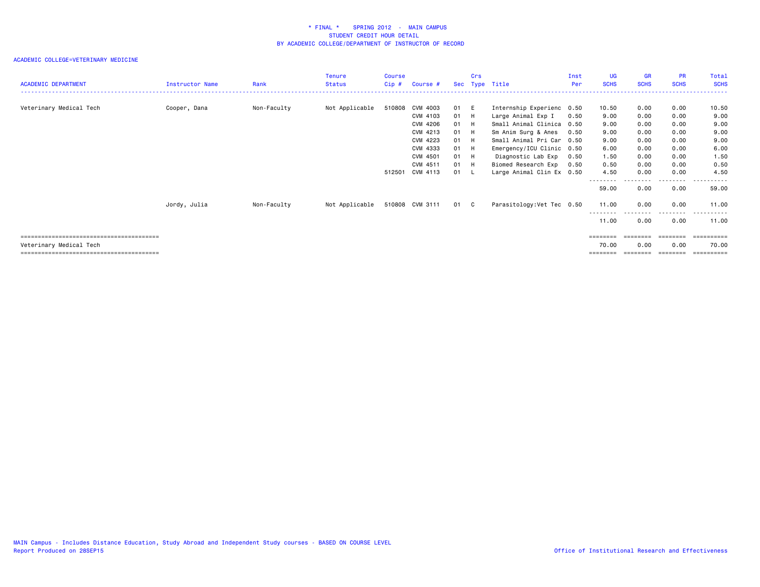# * FINAL * SPRING 2012 - MAIN CAMPUS
## STUDENT CREDIT HOUR DETAIL
## BY ACADEMIC COLLEGE/DEPARTMENT OF INSTRUCTOR OF RECORD

ACADEMIC COLLEGE=VETERINARY MEDICINE

| ACADEMIC DEPARTMENT | Instructor Name | Rank | Tenure Status | Course Cip # | Course # | Sec | Crs Type | Title | Inst Per | UG SCHS | GR SCHS | PR SCHS | Total SCHS |
|---|---|---|---|---|---|---|---|---|---|---|---|---|---|
| Veterinary Medical Tech | Cooper, Dana | Non-Faculty | Not Applicable | 510808 | CVM 4003 | 01 | E | Internship Experienc | 0.50 | 10.50 | 0.00 | 0.00 | 10.50 |
| | | | | | CVM 4103 | 01 | H | Large Animal Exp I | 0.50 | 9.00 | 0.00 | 0.00 | 9.00 |
| | | | | | CVM 4206 | 01 | H | Small Animal Clinica | 0.50 | 9.00 | 0.00 | 0.00 | 9.00 |
| | | | | | CVM 4213 | 01 | H | Sm Anim Surg & Anes | 0.50 | 9.00 | 0.00 | 0.00 | 9.00 |
| | | | | | CVM 4223 | 01 | H | Small Animal Pri Car | 0.50 | 9.00 | 0.00 | 0.00 | 9.00 |
| | | | | | CVM 4333 | 01 | H | Emergency/ICU Clinic | 0.50 | 6.00 | 0.00 | 0.00 | 6.00 |
| | | | | | CVM 4501 | 01 | H | Diagnostic Lab Exp | 0.50 | 1.50 | 0.00 | 0.00 | 1.50 |
| | | | | | CVM 4511 | 01 | H | Biomed Research Exp | 0.50 | 0.50 | 0.00 | 0.00 | 0.50 |
| | | | | 512501 | CVM 4113 | 01 | L | Large Animal Clin Ex | 0.50 | 4.50 | 0.00 | 0.00 | 4.50 |
| | | | | | | | | | | 59.00 | 0.00 | 0.00 | 59.00 |
| | Jordy, Julia | Non-Faculty | Not Applicable | 510808 | CVM 3111 | 01 | C | Parasitology:Vet Tec | 0.50 | 11.00 | 0.00 | 0.00 | 11.00 |
| | | | | | | | | | | 11.00 | 0.00 | 0.00 | 11.00 |
| Veterinary Medical Tech | | | | | | | | | | 70.00 | 0.00 | 0.00 | 70.00 |

MAIN Campus - Includes Distance Education, Study Abroad and Independent Study courses - BASED ON COURSE LEVEL
Report Produced on 28SEP15

Office of Institutional Research and Effectiveness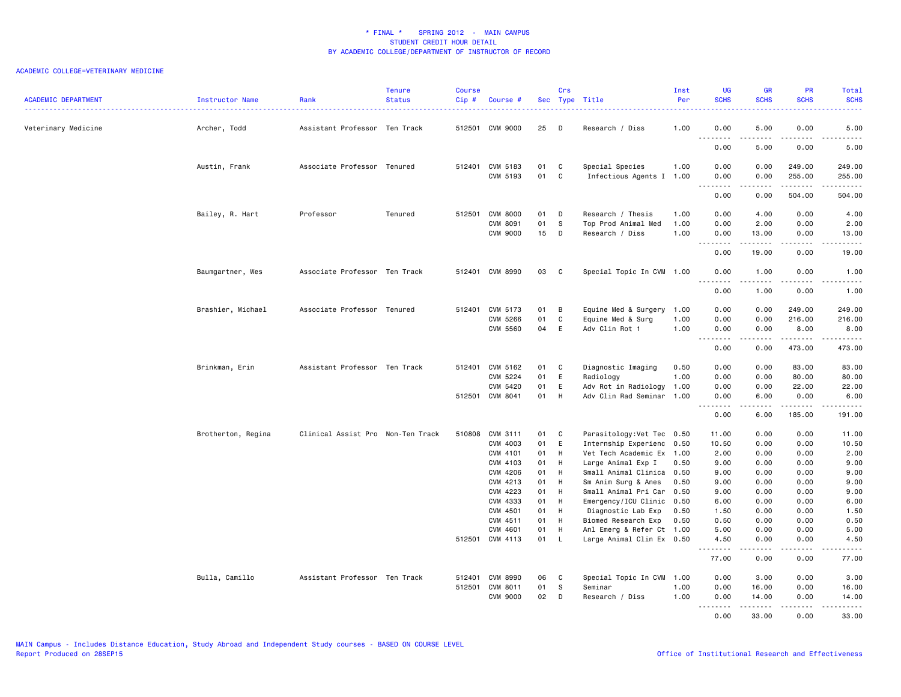# * FINAL * SPRING 2012 - MAIN CAMPUS
## STUDENT CREDIT HOUR DETAIL
## BY ACADEMIC COLLEGE/DEPARTMENT OF INSTRUCTOR OF RECORD

ACADEMIC COLLEGE=VETERINARY MEDICINE

| ACADEMIC DEPARTMENT | Instructor Name | Rank | Tenure Status | Course Cip # | Course # | Sec | Crs Type | Title | Inst Per | UG SCHS | GR SCHS | PR SCHS | Total SCHS |
|---|---|---|---|---|---|---|---|---|---|---|---|---|---|
| Veterinary Medicine | Archer, Todd | Assistant Professor | Ten Track | 512501 | CVM 9000 | 25 | D | Research / Diss | 1.00 | 0.00 | 5.00 | 0.00 | 5.00 |
| | | | | | | | | | | 0.00 | 5.00 | 0.00 | 5.00 |
| | Austin, Frank | Associate Professor | Tenured | 512401 | CVM 5183 | 01 | C | Special Species | 1.00 | 0.00 | 0.00 | 249.00 | 249.00 |
| | | | | | CVM 5193 | 01 | C | Infectious Agents I | 1.00 | 0.00 | 0.00 | 255.00 | 255.00 |
| | | | | | | | | | | 0.00 | 0.00 | 504.00 | 504.00 |
| | Bailey, R. Hart | Professor | Tenured | 512501 | CVM 8000 | 01 | D | Research / Thesis | 1.00 | 0.00 | 4.00 | 0.00 | 4.00 |
| | | | | | CVM 8091 | 01 | S | Top Prod Animal Med | 1.00 | 0.00 | 2.00 | 0.00 | 2.00 |
| | | | | | CVM 9000 | 15 | D | Research / Diss | 1.00 | 0.00 | 13.00 | 0.00 | 13.00 |
| | | | | | | | | | | 0.00 | 19.00 | 0.00 | 19.00 |
| | Baumgartner, Wes | Associate Professor | Ten Track | 512401 | CVM 8990 | 03 | C | Special Topic In CVM | 1.00 | 0.00 | 1.00 | 0.00 | 1.00 |
| | | | | | | | | | | 0.00 | 1.00 | 0.00 | 1.00 |
| | Brashier, Michael | Associate Professor | Tenured | 512401 | CVM 5173 | 01 | B | Equine Med & Surgery | 1.00 | 0.00 | 0.00 | 249.00 | 249.00 |
| | | | | | CVM 5266 | 01 | C | Equine Med & Surg | 1.00 | 0.00 | 0.00 | 216.00 | 216.00 |
| | | | | | CVM 5560 | 04 | E | Adv Clin Rot 1 | 1.00 | 0.00 | 0.00 | 8.00 | 8.00 |
| | | | | | | | | | | 0.00 | 0.00 | 473.00 | 473.00 |
| | Brinkman, Erin | Assistant Professor | Ten Track | 512401 | CVM 5162 | 01 | C | Diagnostic Imaging | 0.50 | 0.00 | 0.00 | 83.00 | 83.00 |
| | | | | | CVM 5224 | 01 | E | Radiology | 1.00 | 0.00 | 0.00 | 80.00 | 80.00 |
| | | | | | CVM 5420 | 01 | E | Adv Rot in Radiology | 1.00 | 0.00 | 0.00 | 22.00 | 22.00 |
| | | | | 512501 | CVM 8041 | 01 | H | Adv Clin Rad Seminar | 1.00 | 0.00 | 6.00 | 0.00 | 6.00 |
| | | | | | | | | | | 0.00 | 6.00 | 185.00 | 191.00 |
| | Brotherton, Regina | Clinical Assist Pro | Non-Ten Track | 510808 | CVM 3111 | 01 | C | Parasitology:Vet Tec | 0.50 | 11.00 | 0.00 | 0.00 | 11.00 |
| | | | | | CVM 4003 | 01 | E | Internship Experienc | 0.50 | 10.50 | 0.00 | 0.00 | 10.50 |
| | | | | | CVM 4101 | 01 | H | Vet Tech Academic Ex | 1.00 | 2.00 | 0.00 | 0.00 | 2.00 |
| | | | | | CVM 4103 | 01 | H | Large Animal Exp I | 0.50 | 9.00 | 0.00 | 0.00 | 9.00 |
| | | | | | CVM 4206 | 01 | H | Small Animal Clinica | 0.50 | 9.00 | 0.00 | 0.00 | 9.00 |
| | | | | | CVM 4213 | 01 | H | Sm Anim Surg & Anes | 0.50 | 9.00 | 0.00 | 0.00 | 9.00 |
| | | | | | CVM 4223 | 01 | H | Small Animal Pri Car | 0.50 | 9.00 | 0.00 | 0.00 | 9.00 |
| | | | | | CVM 4333 | 01 | H | Emergency/ICU Clinic | 0.50 | 6.00 | 0.00 | 0.00 | 6.00 |
| | | | | | CVM 4501 | 01 | H | Diagnostic Lab Exp | 0.50 | 1.50 | 0.00 | 0.00 | 1.50 |
| | | | | | CVM 4511 | 01 | H | Biomed Research Exp | 0.50 | 0.50 | 0.00 | 0.00 | 0.50 |
| | | | | | CVM 4601 | 01 | H | Anl Emerg & Refer Ct | 1.00 | 5.00 | 0.00 | 0.00 | 5.00 |
| | | | | 512501 | CVM 4113 | 01 | L | Large Animal Clin Ex | 0.50 | 4.50 | 0.00 | 0.00 | 4.50 |
| | | | | | | | | | | 77.00 | 0.00 | 0.00 | 77.00 |
| | Bulla, Camillo | Assistant Professor | Ten Track | 512401 | CVM 8990 | 06 | C | Special Topic In CVM | 1.00 | 0.00 | 3.00 | 0.00 | 3.00 |
| | | | | 512501 | CVM 8011 | 01 | S | Seminar | 1.00 | 0.00 | 16.00 | 0.00 | 16.00 |
| | | | | | CVM 9000 | 02 | D | Research / Diss | 1.00 | 0.00 | 14.00 | 0.00 | 14.00 |
| | | | | | | | | | | 0.00 | 33.00 | 0.00 | 33.00 |

MAIN Campus - Includes Distance Education, Study Abroad and Independent Study courses - BASED ON COURSE LEVEL
Report Produced on 28SEP15

Office of Institutional Research and Effectiveness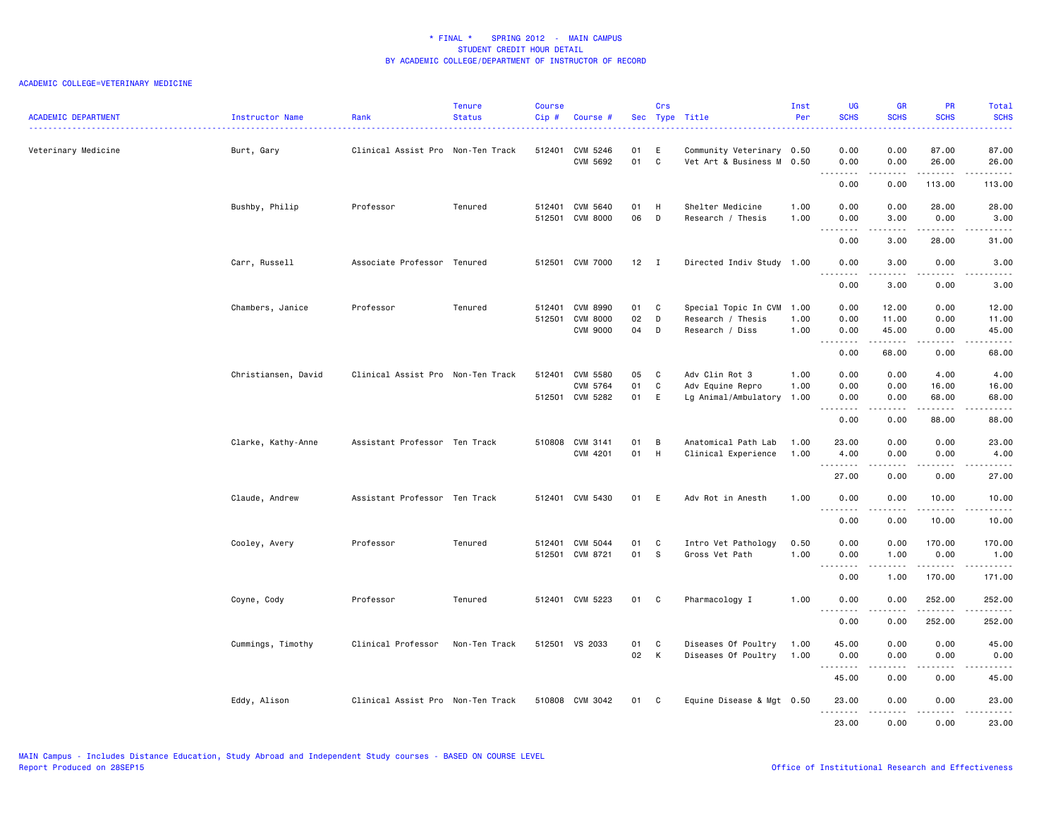\* FINAL \* SPRING 2012 - MAIN CAMPUS
STUDENT CREDIT HOUR DETAIL
BY ACADEMIC COLLEGE/DEPARTMENT OF INSTRUCTOR OF RECORD

ACADEMIC COLLEGE=VETERINARY MEDICINE

| ACADEMIC DEPARTMENT | Instructor Name | Rank | Tenure Status | Course Cip # | Course # | Sec | Crs Type | Title | Inst Per | UG SCHS | GR SCHS | PR SCHS | Total SCHS |
|---|---|---|---|---|---|---|---|---|---|---|---|---|---|
| Veterinary Medicine | Burt, Gary | Clinical Assist Pro | Non-Ten Track | 512401 | CVM 5246 | 01 | E | Community Veterinary | 0.50 | 0.00 | 0.00 | 87.00 | 87.00 |
| | | | | | CVM 5692 | 01 | C | Vet Art & Business M | 0.50 | 0.00 | 0.00 | 26.00 | 26.00 |
| | | | | | | | | | | 0.00 | 0.00 | 113.00 | 113.00 |
| | Bushby, Philip | Professor | Tenured | 512401 | CVM 5640 | 01 | H | Shelter Medicine | 1.00 | 0.00 | 0.00 | 28.00 | 28.00 |
| | | | | 512501 | CVM 8000 | 06 | D | Research / Thesis | 1.00 | 0.00 | 3.00 | 0.00 | 3.00 |
| | | | | | | | | | | 0.00 | 3.00 | 28.00 | 31.00 |
| | Carr, Russell | Associate Professor | Tenured | 512501 | CVM 7000 | 12 | I | Directed Indiv Study | 1.00 | 0.00 | 3.00 | 0.00 | 3.00 |
| | | | | | | | | | | 0.00 | 3.00 | 0.00 | 3.00 |
| | Chambers, Janice | Professor | Tenured | 512401 | CVM 8990 | 01 | C | Special Topic In CVM | 1.00 | 0.00 | 12.00 | 0.00 | 12.00 |
| | | | | 512501 | CVM 8000 | 02 | D | Research / Thesis | 1.00 | 0.00 | 11.00 | 0.00 | 11.00 |
| | | | | | CVM 9000 | 04 | D | Research / Diss | 1.00 | 0.00 | 45.00 | 0.00 | 45.00 |
| | | | | | | | | | | 0.00 | 68.00 | 0.00 | 68.00 |
| | Christiansen, David | Clinical Assist Pro | Non-Ten Track | 512401 | CVM 5580 | 05 | C | Adv Clin Rot 3 | 1.00 | 0.00 | 0.00 | 4.00 | 4.00 |
| | | | | | CVM 5764 | 01 | C | Adv Equine Repro | 1.00 | 0.00 | 0.00 | 16.00 | 16.00 |
| | | | | 512501 | CVM 5282 | 01 | E | Lg Animal/Ambulatory | 1.00 | 0.00 | 0.00 | 68.00 | 68.00 |
| | | | | | | | | | | 0.00 | 0.00 | 88.00 | 88.00 |
| | Clarke, Kathy-Anne | Assistant Professor | Ten Track | 510808 | CVM 3141 | 01 | B | Anatomical Path Lab | 1.00 | 23.00 | 0.00 | 0.00 | 23.00 |
| | | | | | CVM 4201 | 01 | H | Clinical Experience | 1.00 | 4.00 | 0.00 | 0.00 | 4.00 |
| | | | | | | | | | | 27.00 | 0.00 | 0.00 | 27.00 |
| | Claude, Andrew | Assistant Professor | Ten Track | 512401 | CVM 5430 | 01 | E | Adv Rot in Anesth | 1.00 | 0.00 | 0.00 | 10.00 | 10.00 |
| | | | | | | | | | | 0.00 | 0.00 | 10.00 | 10.00 |
| | Cooley, Avery | Professor | Tenured | 512401 | CVM 5044 | 01 | C | Intro Vet Pathology | 0.50 | 0.00 | 0.00 | 170.00 | 170.00 |
| | | | | 512501 | CVM 8721 | 01 | S | Gross Vet Path | 1.00 | 0.00 | 1.00 | 0.00 | 1.00 |
| | | | | | | | | | | 0.00 | 1.00 | 170.00 | 171.00 |
| | Coyne, Cody | Professor | Tenured | 512401 | CVM 5223 | 01 | C | Pharmacology I | 1.00 | 0.00 | 0.00 | 252.00 | 252.00 |
| | | | | | | | | | | 0.00 | 0.00 | 252.00 | 252.00 |
| | Cummings, Timothy | Clinical Professor | Non-Ten Track | 512501 | VS 2033 | 01 | C | Diseases Of Poultry | 1.00 | 45.00 | 0.00 | 0.00 | 45.00 |
| | | | | | | 02 | K | Diseases Of Poultry | 1.00 | 0.00 | 0.00 | 0.00 | 0.00 |
| | | | | | | | | | | 45.00 | 0.00 | 0.00 | 45.00 |
| | Eddy, Alison | Clinical Assist Pro | Non-Ten Track | 510808 | CVM 3042 | 01 | C | Equine Disease & Mgt | 0.50 | 23.00 | 0.00 | 0.00 | 23.00 |
| | | | | | | | | | | 23.00 | 0.00 | 0.00 | 23.00 |

MAIN Campus - Includes Distance Education, Study Abroad and Independent Study courses - BASED ON COURSE LEVEL
Report Produced on 28SEP15

Office of Institutional Research and Effectiveness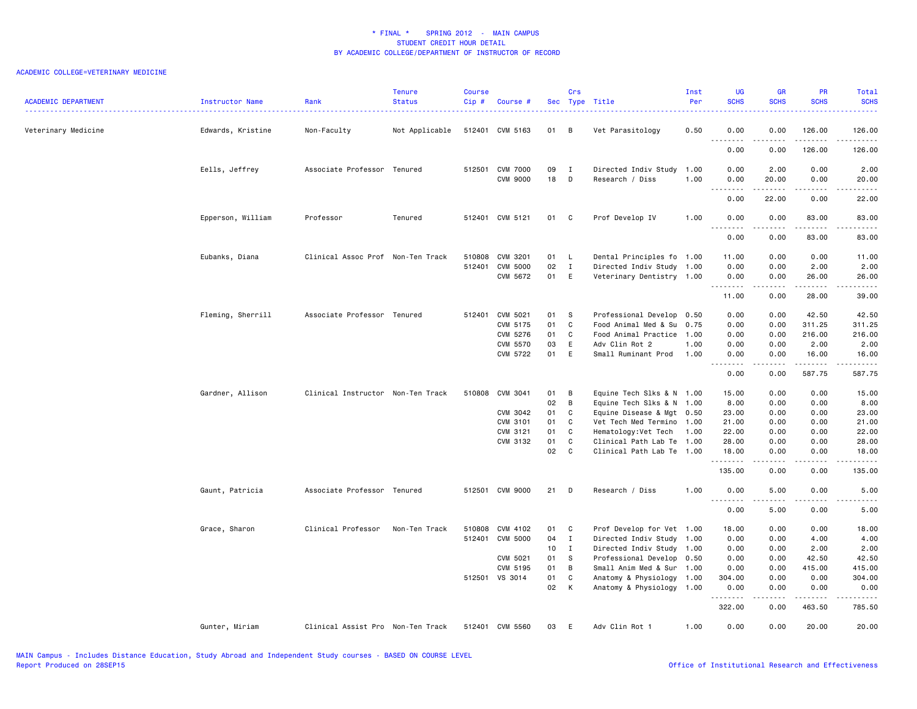# * FINAL * SPRING 2012 - MAIN CAMPUS
## STUDENT CREDIT HOUR DETAIL
## BY ACADEMIC COLLEGE/DEPARTMENT OF INSTRUCTOR OF RECORD

ACADEMIC COLLEGE=VETERINARY MEDICINE

| ACADEMIC DEPARTMENT | Instructor Name | Rank | Tenure Status | Course Cip # | Course # | Sec | Crs Type | Title | Inst Per | UG SCHS | GR SCHS | PR SCHS | Total SCHS |
|---|---|---|---|---|---|---|---|---|---|---|---|---|---|
| Veterinary Medicine | Edwards, Kristine | Non-Faculty | Not Applicable | 512401 | CVM 5163 | 01 | B | Vet Parasitology | 0.50 | 0.00 | 0.00 | 126.00 | 126.00 |
| | | | | | | | | | | 0.00 | 0.00 | 126.00 | 126.00 |
| | Eells, Jeffrey | Associate Professor | Tenured | 512501 | CVM 7000 | 09 | I | Directed Indiv Study | 1.00 | 0.00 | 2.00 | 0.00 | 2.00 |
| | | | | | CVM 9000 | 18 | D | Research / Diss | 1.00 | 0.00 | 20.00 | 0.00 | 20.00 |
| | | | | | | | | | | 0.00 | 22.00 | 0.00 | 22.00 |
| | Epperson, William | Professor | Tenured | 512401 | CVM 5121 | 01 | C | Prof Develop IV | 1.00 | 0.00 | 0.00 | 83.00 | 83.00 |
| | | | | | | | | | | 0.00 | 0.00 | 83.00 | 83.00 |
| | Eubanks, Diana | Clinical Assoc Prof | Non-Ten Track | 510808 | CVM 3201 | 01 | L | Dental Principles fo | 1.00 | 11.00 | 0.00 | 0.00 | 11.00 |
| | | | | 512401 | CVM 5000 | 02 | I | Directed Indiv Study | 1.00 | 0.00 | 0.00 | 2.00 | 2.00 |
| | | | | | CVM 5672 | 01 | E | Veterinary Dentistry | 1.00 | 0.00 | 0.00 | 26.00 | 26.00 |
| | | | | | | | | | | 11.00 | 0.00 | 28.00 | 39.00 |
| | Fleming, Sherrill | Associate Professor | Tenured | 512401 | CVM 5021 | 01 | S | Professional Develop | 0.50 | 0.00 | 0.00 | 42.50 | 42.50 |
| | | | | | CVM 5175 | 01 | C | Food Animal Med & Su | 0.75 | 0.00 | 0.00 | 311.25 | 311.25 |
| | | | | | CVM 5276 | 01 | C | Food Animal Practice | 1.00 | 0.00 | 0.00 | 216.00 | 216.00 |
| | | | | | CVM 5570 | 03 | E | Adv Clin Rot 2 | 1.00 | 0.00 | 0.00 | 2.00 | 2.00 |
| | | | | | CVM 5722 | 01 | E | Small Ruminant Prod | 1.00 | 0.00 | 0.00 | 16.00 | 16.00 |
| | | | | | | | | | | 0.00 | 0.00 | 587.75 | 587.75 |
| | Gardner, Allison | Clinical Instructor | Non-Ten Track | 510808 | CVM 3041 | 01 | B | Equine Tech Slks & N | 1.00 | 15.00 | 0.00 | 0.00 | 15.00 |
| | | | | | | 02 | B | Equine Tech Slks & N | 1.00 | 8.00 | 0.00 | 0.00 | 8.00 |
| | | | | | CVM 3042 | 01 | C | Equine Disease & Mgt | 0.50 | 23.00 | 0.00 | 0.00 | 23.00 |
| | | | | | CVM 3101 | 01 | C | Vet Tech Med Termino | 1.00 | 21.00 | 0.00 | 0.00 | 21.00 |
| | | | | | CVM 3121 | 01 | C | Hematology:Vet Tech | 1.00 | 22.00 | 0.00 | 0.00 | 22.00 |
| | | | | | CVM 3132 | 01 | C | Clinical Path Lab Te | 1.00 | 28.00 | 0.00 | 0.00 | 28.00 |
| | | | | | | 02 | C | Clinical Path Lab Te | 1.00 | 18.00 | 0.00 | 0.00 | 18.00 |
| | | | | | | | | | | 135.00 | 0.00 | 0.00 | 135.00 |
| | Gaunt, Patricia | Associate Professor | Tenured | 512501 | CVM 9000 | 21 | D | Research / Diss | 1.00 | 0.00 | 5.00 | 0.00 | 5.00 |
| | | | | | | | | | | 0.00 | 5.00 | 0.00 | 5.00 |
| | Grace, Sharon | Clinical Professor | Non-Ten Track | 510808 | CVM 4102 | 01 | C | Prof Develop for Vet | 1.00 | 18.00 | 0.00 | 0.00 | 18.00 |
| | | | | 512401 | CVM 5000 | 04 | I | Directed Indiv Study | 1.00 | 0.00 | 0.00 | 4.00 | 4.00 |
| | | | | | | 10 | I | Directed Indiv Study | 1.00 | 0.00 | 0.00 | 2.00 | 2.00 |
| | | | | | CVM 5021 | 01 | S | Professional Develop | 0.50 | 0.00 | 0.00 | 42.50 | 42.50 |
| | | | | | CVM 5195 | 01 | B | Small Anim Med & Sur | 1.00 | 0.00 | 0.00 | 415.00 | 415.00 |
| | | | | 512501 | VS 3014 | 01 | C | Anatomy & Physiology | 1.00 | 304.00 | 0.00 | 0.00 | 304.00 |
| | | | | | | 02 | K | Anatomy & Physiology | 1.00 | 0.00 | 0.00 | 0.00 | 0.00 |
| | | | | | | | | | | 322.00 | 0.00 | 463.50 | 785.50 |
| | Gunter, Miriam | Clinical Assist Pro | Non-Ten Track | 512401 | CVM 5560 | 03 | E | Adv Clin Rot 1 | 1.00 | 0.00 | 0.00 | 20.00 | 20.00 |

MAIN Campus - Includes Distance Education, Study Abroad and Independent Study courses - BASED ON COURSE LEVEL
Report Produced on 28SEP15

Office of Institutional Research and Effectiveness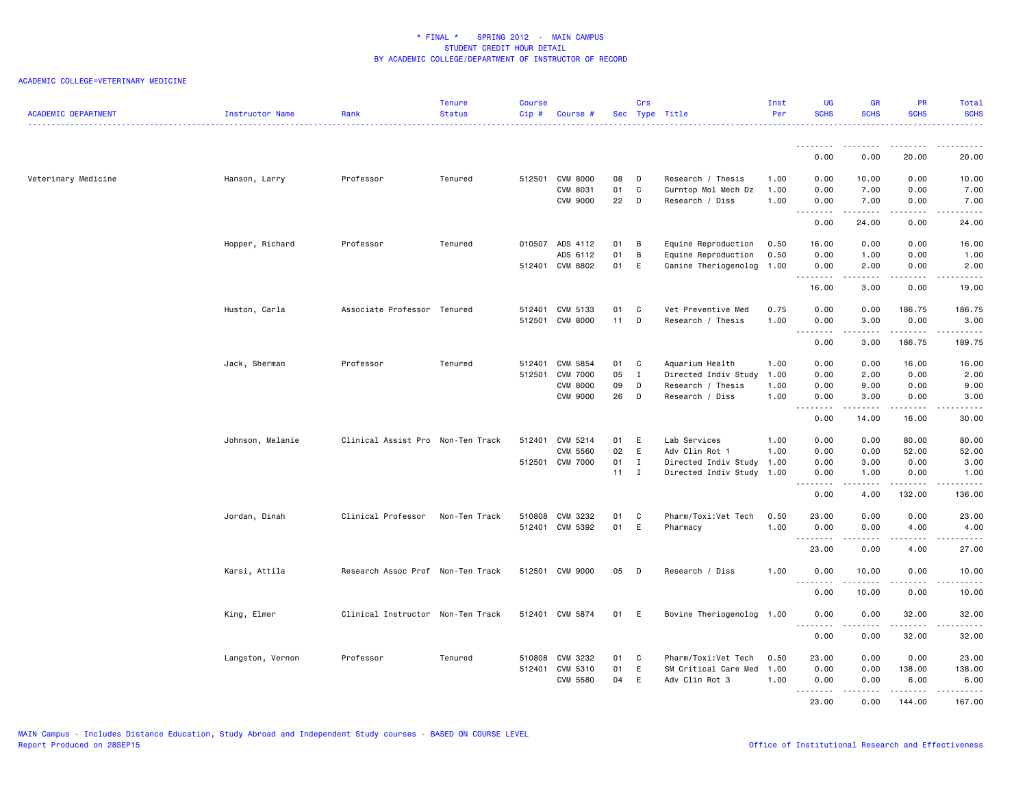# * FINAL * SPRING 2012 - MAIN CAMPUS
## STUDENT CREDIT HOUR DETAIL
## BY ACADEMIC COLLEGE/DEPARTMENT OF INSTRUCTOR OF RECORD

ACADEMIC COLLEGE=VETERINARY MEDICINE

| ACADEMIC DEPARTMENT | Instructor Name | Rank | Tenure Status | Course Cip # | Course # | Sec | Crs Type | Title | Inst Per | UG SCHS | GR SCHS | PR SCHS | Total SCHS |
|---|---|---|---|---|---|---|---|---|---|---|---|---|---|
| | | | | | | | | | | 0.00 | 0.00 | 20.00 | 20.00 |
| Veterinary Medicine | Hanson, Larry | Professor | Tenured | 512501 | CVM 8000 | 08 | D | Research / Thesis | 1.00 | 0.00 | 10.00 | 0.00 | 10.00 |
| | | | | | CVM 8031 | 01 | C | Curntop Mol Mech Dz | 1.00 | 0.00 | 7.00 | 0.00 | 7.00 |
| | | | | | CVM 9000 | 22 | D | Research / Diss | 1.00 | 0.00 | 7.00 | 0.00 | 7.00 |
| | | | | | | | | | | 0.00 | 24.00 | 0.00 | 24.00 |
| | Hopper, Richard | Professor | Tenured | 010507 | ADS 4112 | 01 | B | Equine Reproduction | 0.50 | 16.00 | 0.00 | 0.00 | 16.00 |
| | | | | | ADS 6112 | 01 | B | Equine Reproduction | 0.50 | 0.00 | 1.00 | 0.00 | 1.00 |
| | | | | 512401 | CVM 8802 | 01 | E | Canine Theriogenolog | 1.00 | 0.00 | 2.00 | 0.00 | 2.00 |
| | | | | | | | | | | 16.00 | 3.00 | 0.00 | 19.00 |
| | Huston, Carla | Associate Professor | Tenured | 512401 | CVM 5133 | 01 | C | Vet Preventive Med | 0.75 | 0.00 | 0.00 | 186.75 | 186.75 |
| | | | | 512501 | CVM 8000 | 11 | D | Research / Thesis | 1.00 | 0.00 | 3.00 | 0.00 | 3.00 |
| | | | | | | | | | | 0.00 | 3.00 | 186.75 | 189.75 |
| | Jack, Sherman | Professor | Tenured | 512401 | CVM 5854 | 01 | C | Aquarium Health | 1.00 | 0.00 | 0.00 | 16.00 | 16.00 |
| | | | | 512501 | CVM 7000 | 05 | I | Directed Indiv Study | 1.00 | 0.00 | 2.00 | 0.00 | 2.00 |
| | | | | | CVM 8000 | 09 | D | Research / Thesis | 1.00 | 0.00 | 9.00 | 0.00 | 9.00 |
| | | | | | CVM 9000 | 26 | D | Research / Diss | 1.00 | 0.00 | 3.00 | 0.00 | 3.00 |
| | | | | | | | | | | 0.00 | 14.00 | 16.00 | 30.00 |
| | Johnson, Melanie | Clinical Assist Pro | Non-Ten Track | 512401 | CVM 5214 | 01 | E | Lab Services | 1.00 | 0.00 | 0.00 | 80.00 | 80.00 |
| | | | | | CVM 5560 | 02 | E | Adv Clin Rot 1 | 1.00 | 0.00 | 0.00 | 52.00 | 52.00 |
| | | | | 512501 | CVM 7000 | 01 | I | Directed Indiv Study | 1.00 | 0.00 | 3.00 | 0.00 | 3.00 |
| | | | | | | 11 | I | Directed Indiv Study | 1.00 | 0.00 | 1.00 | 0.00 | 1.00 |
| | | | | | | | | | | 0.00 | 4.00 | 132.00 | 136.00 |
| | Jordan, Dinah | Clinical Professor | Non-Ten Track | 510808 | CVM 3232 | 01 | C | Pharm/Toxi:Vet Tech | 0.50 | 23.00 | 0.00 | 0.00 | 23.00 |
| | | | | 512401 | CVM 5392 | 01 | E | Pharmacy | 1.00 | 0.00 | 0.00 | 4.00 | 4.00 |
| | | | | | | | | | | 23.00 | 0.00 | 4.00 | 27.00 |
| | Karsi, Attila | Research Assoc Prof | Non-Ten Track | 512501 | CVM 9000 | 05 | D | Research / Diss | 1.00 | 0.00 | 10.00 | 0.00 | 10.00 |
| | | | | | | | | | | 0.00 | 10.00 | 0.00 | 10.00 |
| | King, Elmer | Clinical Instructor | Non-Ten Track | 512401 | CVM 5874 | 01 | E | Bovine Theriogenolog | 1.00 | 0.00 | 0.00 | 32.00 | 32.00 |
| | | | | | | | | | | 0.00 | 0.00 | 32.00 | 32.00 |
| | Langston, Vernon | Professor | Tenured | 510808 | CVM 3232 | 01 | C | Pharm/Toxi:Vet Tech | 0.50 | 23.00 | 0.00 | 0.00 | 23.00 |
| | | | | 512401 | CVM 5310 | 01 | E | SM Critical Care Med | 1.00 | 0.00 | 0.00 | 138.00 | 138.00 |
| | | | | | CVM 5580 | 04 | E | Adv Clin Rot 3 | 1.00 | 0.00 | 0.00 | 6.00 | 6.00 |
| | | | | | | | | | | 23.00 | 0.00 | 144.00 | 167.00 |

MAIN Campus - Includes Distance Education, Study Abroad and Independent Study courses - BASED ON COURSE LEVEL
Report Produced on 28SEP15

Office of Institutional Research and Effectiveness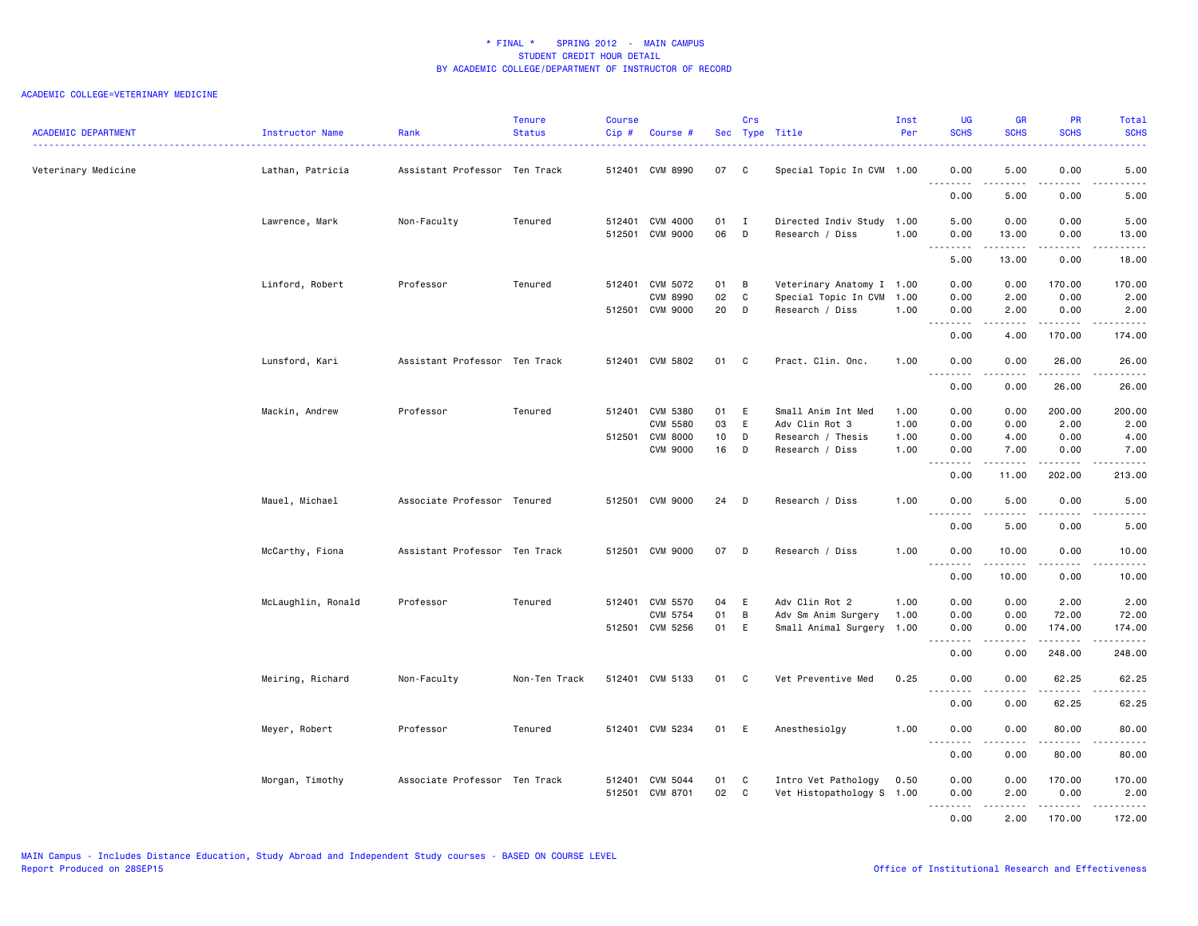# * FINAL * SPRING 2012 - MAIN CAMPUS
## STUDENT CREDIT HOUR DETAIL
## BY ACADEMIC COLLEGE/DEPARTMENT OF INSTRUCTOR OF RECORD

ACADEMIC COLLEGE=VETERINARY MEDICINE

| ACADEMIC DEPARTMENT | Instructor Name | Rank | Tenure Status | Course Cip # | Course # | Sec | Crs Type | Title | Inst Per | UG SCHS | GR SCHS | PR SCHS | Total SCHS |
|---|---|---|---|---|---|---|---|---|---|---|---|---|---|
| Veterinary Medicine | Lathan, Patricia | Assistant Professor | Ten Track | 512401 | CVM 8990 | 07 | C | Special Topic In CVM | 1.00 | 0.00 | 5.00 | 0.00 | 5.00 |
| | | | | | | | | | | 0.00 | 5.00 | 0.00 | 5.00 |
| | Lawrence, Mark | Non-Faculty | Tenured | 512401 | CVM 4000 | 01 | I | Directed Indiv Study | 1.00 | 5.00 | 0.00 | 0.00 | 5.00 |
| | | | | 512501 | CVM 9000 | 06 | D | Research / Diss | 1.00 | 0.00 | 13.00 | 0.00 | 13.00 |
| | | | | | | | | | | 5.00 | 13.00 | 0.00 | 18.00 |
| | Linford, Robert | Professor | Tenured | 512401 | CVM 5072 | 01 | B | Veterinary Anatomy I | 1.00 | 0.00 | 0.00 | 170.00 | 170.00 |
| | | | | | CVM 8990 | 02 | C | Special Topic In CVM | 1.00 | 0.00 | 2.00 | 0.00 | 2.00 |
| | | | | 512501 | CVM 9000 | 20 | D | Research / Diss | 1.00 | 0.00 | 2.00 | 0.00 | 2.00 |
| | | | | | | | | | | 0.00 | 4.00 | 170.00 | 174.00 |
| | Lunsford, Kari | Assistant Professor | Ten Track | 512401 | CVM 5802 | 01 | C | Pract. Clin. Onc. | 1.00 | 0.00 | 0.00 | 26.00 | 26.00 |
| | | | | | | | | | | 0.00 | 0.00 | 26.00 | 26.00 |
| | Mackin, Andrew | Professor | Tenured | 512401 | CVM 5380 | 01 | E | Small Anim Int Med | 1.00 | 0.00 | 0.00 | 200.00 | 200.00 |
| | | | | | CVM 5580 | 03 | E | Adv Clin Rot 3 | 1.00 | 0.00 | 0.00 | 2.00 | 2.00 |
| | | | | 512501 | CVM 8000 | 10 | D | Research / Thesis | 1.00 | 0.00 | 4.00 | 0.00 | 4.00 |
| | | | | | CVM 9000 | 16 | D | Research / Diss | 1.00 | 0.00 | 7.00 | 0.00 | 7.00 |
| | | | | | | | | | | 0.00 | 11.00 | 202.00 | 213.00 |
| | Mauel, Michael | Associate Professor | Tenured | 512501 | CVM 9000 | 24 | D | Research / Diss | 1.00 | 0.00 | 5.00 | 0.00 | 5.00 |
| | | | | | | | | | | 0.00 | 5.00 | 0.00 | 5.00 |
| | McCarthy, Fiona | Assistant Professor | Ten Track | 512501 | CVM 9000 | 07 | D | Research / Diss | 1.00 | 0.00 | 10.00 | 0.00 | 10.00 |
| | | | | | | | | | | 0.00 | 10.00 | 0.00 | 10.00 |
| | McLaughlin, Ronald | Professor | Tenured | 512401 | CVM 5570 | 04 | E | Adv Clin Rot 2 | 1.00 | 0.00 | 0.00 | 2.00 | 2.00 |
| | | | | | CVM 5754 | 01 | B | Adv Sm Anim Surgery | 1.00 | 0.00 | 0.00 | 72.00 | 72.00 |
| | | | | 512501 | CVM 5256 | 01 | E | Small Animal Surgery | 1.00 | 0.00 | 0.00 | 174.00 | 174.00 |
| | | | | | | | | | | 0.00 | 0.00 | 248.00 | 248.00 |
| | Meiring, Richard | Non-Faculty | Non-Ten Track | 512401 | CVM 5133 | 01 | C | Vet Preventive Med | 0.25 | 0.00 | 0.00 | 62.25 | 62.25 |
| | | | | | | | | | | 0.00 | 0.00 | 62.25 | 62.25 |
| | Meyer, Robert | Professor | Tenured | 512401 | CVM 5234 | 01 | E | Anesthesiolgy | 1.00 | 0.00 | 0.00 | 80.00 | 80.00 |
| | | | | | | | | | | 0.00 | 0.00 | 80.00 | 80.00 |
| | Morgan, Timothy | Associate Professor | Ten Track | 512401 | CVM 5044 | 01 | C | Intro Vet Pathology | 0.50 | 0.00 | 0.00 | 170.00 | 170.00 |
| | | | | 512501 | CVM 8701 | 02 | C | Vet Histopathology S | 1.00 | 0.00 | 2.00 | 0.00 | 2.00 |
| | | | | | | | | | | 0.00 | 2.00 | 170.00 | 172.00 |

MAIN Campus - Includes Distance Education, Study Abroad and Independent Study courses - BASED ON COURSE LEVEL
Report Produced on 28SEP15

Office of Institutional Research and Effectiveness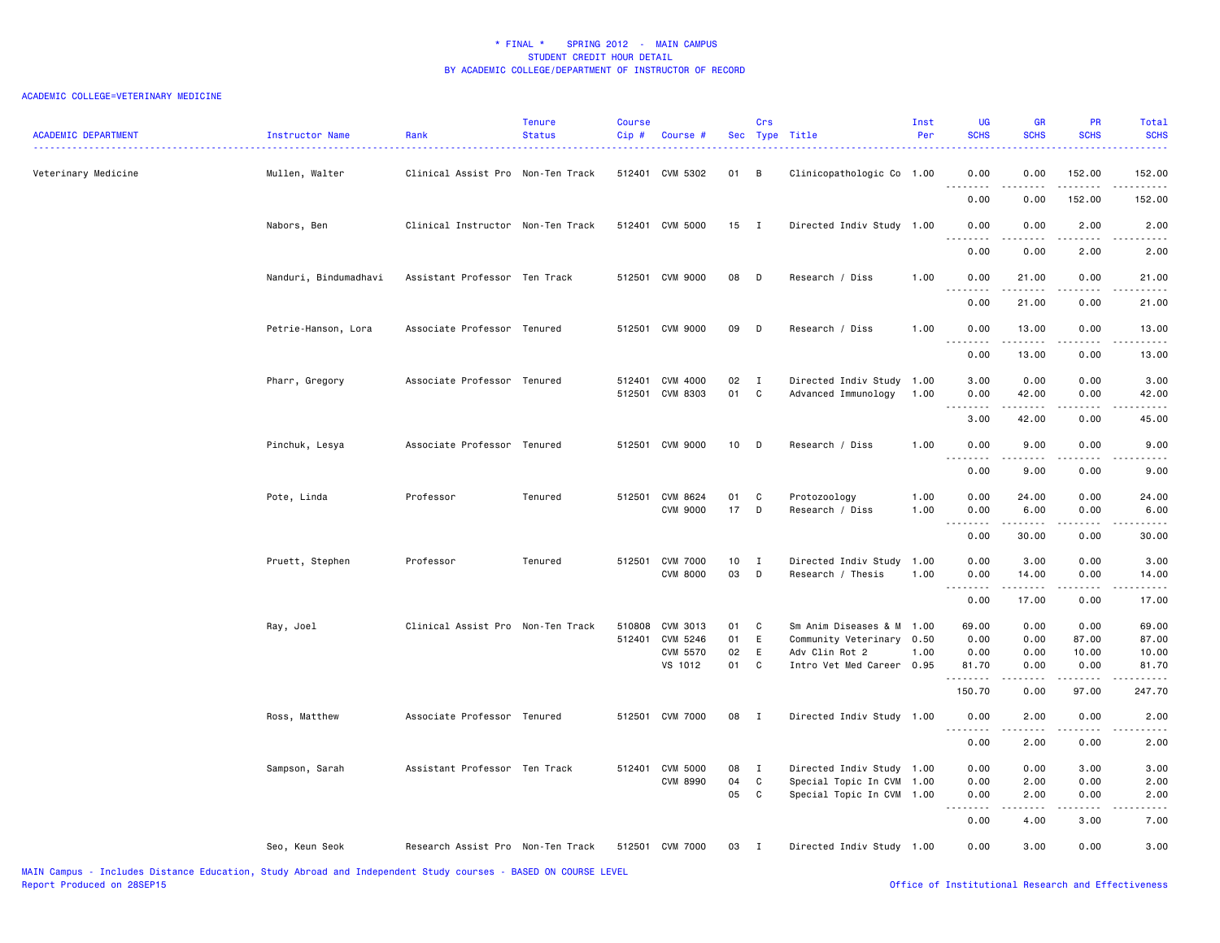\* FINAL \* SPRING 2012 - MAIN CAMPUS
STUDENT CREDIT HOUR DETAIL
BY ACADEMIC COLLEGE/DEPARTMENT OF INSTRUCTOR OF RECORD

ACADEMIC COLLEGE=VETERINARY MEDICINE

| ACADEMIC DEPARTMENT | Instructor Name | Rank | Tenure Status | Course Cip # | Course # | Sec | Crs Type | Title | Inst Per | UG SCHS | GR SCHS | PR SCHS | Total SCHS |
|---|---|---|---|---|---|---|---|---|---|---|---|---|---|
| Veterinary Medicine | Mullen, Walter | Clinical Assist Pro | Non-Ten Track | 512401 | CVM 5302 | 01 | B | Clinicopathologic Co | 1.00 | 0.00 | 0.00 | 152.00 | 152.00 |
| | | | | | | | | | | 0.00 | 0.00 | 152.00 | 152.00 |
| | Nabors, Ben | Clinical Instructor | Non-Ten Track | 512401 | CVM 5000 | 15 | I | Directed Indiv Study | 1.00 | 0.00 | 0.00 | 2.00 | 2.00 |
| | | | | | | | | | | 0.00 | 0.00 | 2.00 | 2.00 |
| | Nanduri, Bindumadhavi | Assistant Professor | Ten Track | 512501 | CVM 9000 | 08 | D | Research / Diss | 1.00 | 0.00 | 21.00 | 0.00 | 21.00 |
| | | | | | | | | | | 0.00 | 21.00 | 0.00 | 21.00 |
| | Petrie-Hanson, Lora | Associate Professor | Tenured | 512501 | CVM 9000 | 09 | D | Research / Diss | 1.00 | 0.00 | 13.00 | 0.00 | 13.00 |
| | | | | | | | | | | 0.00 | 13.00 | 0.00 | 13.00 |
| | Pharr, Gregory | Associate Professor | Tenured | 512401 | CVM 4000 | 02 | I | Directed Indiv Study | 1.00 | 3.00 | 0.00 | 0.00 | 3.00 |
| | | | | 512501 | CVM 8303 | 01 | C | Advanced Immunology | 1.00 | 0.00 | 42.00 | 0.00 | 42.00 |
| | | | | | | | | | | 3.00 | 42.00 | 0.00 | 45.00 |
| | Pinchuk, Lesya | Associate Professor | Tenured | 512501 | CVM 9000 | 10 | D | Research / Diss | 1.00 | 0.00 | 9.00 | 0.00 | 9.00 |
| | | | | | | | | | | 0.00 | 9.00 | 0.00 | 9.00 |
| | Pote, Linda | Professor | Tenured | 512501 | CVM 8624 | 01 | C | Protozoology | 1.00 | 0.00 | 24.00 | 0.00 | 24.00 |
| | | | | | CVM 9000 | 17 | D | Research / Diss | 1.00 | 0.00 | 6.00 | 0.00 | 6.00 |
| | | | | | | | | | | 0.00 | 30.00 | 0.00 | 30.00 |
| | Pruett, Stephen | Professor | Tenured | 512501 | CVM 7000 | 10 | I | Directed Indiv Study | 1.00 | 0.00 | 3.00 | 0.00 | 3.00 |
| | | | | | CVM 8000 | 03 | D | Research / Thesis | 1.00 | 0.00 | 14.00 | 0.00 | 14.00 |
| | | | | | | | | | | 0.00 | 17.00 | 0.00 | 17.00 |
| | Ray, Joel | Clinical Assist Pro | Non-Ten Track | 510808 | CVM 3013 | 01 | C | Sm Anim Diseases & M | 1.00 | 69.00 | 0.00 | 0.00 | 69.00 |
| | | | | 512401 | CVM 5246 | 01 | E | Community Veterinary | 0.50 | 0.00 | 0.00 | 87.00 | 87.00 |
| | | | | | CVM 5570 | 02 | E | Adv Clin Rot 2 | 1.00 | 0.00 | 0.00 | 10.00 | 10.00 |
| | | | | | VS 1012 | 01 | C | Intro Vet Med Career | 0.95 | 81.70 | 0.00 | 0.00 | 81.70 |
| | | | | | | | | | | 150.70 | 0.00 | 97.00 | 247.70 |
| | Ross, Matthew | Associate Professor | Tenured | 512501 | CVM 7000 | 08 | I | Directed Indiv Study | 1.00 | 0.00 | 2.00 | 0.00 | 2.00 |
| | | | | | | | | | | 0.00 | 2.00 | 0.00 | 2.00 |
| | Sampson, Sarah | Assistant Professor | Ten Track | 512401 | CVM 5000 | 08 | I | Directed Indiv Study | 1.00 | 0.00 | 0.00 | 3.00 | 3.00 |
| | | | | | CVM 8990 | 04 | C | Special Topic In CVM | 1.00 | 0.00 | 2.00 | 0.00 | 2.00 |
| | | | | | | 05 | C | Special Topic In CVM | 1.00 | 0.00 | 2.00 | 0.00 | 2.00 |
| | | | | | | | | | | 0.00 | 4.00 | 3.00 | 7.00 |
| | Seo, Keun Seok | Research Assist Pro | Non-Ten Track | 512501 | CVM 7000 | 03 | I | Directed Indiv Study | 1.00 | 0.00 | 3.00 | 0.00 | 3.00 |

MAIN Campus - Includes Distance Education, Study Abroad and Independent Study courses - BASED ON COURSE LEVEL
Report Produced on 28SEP15

Office of Institutional Research and Effectiveness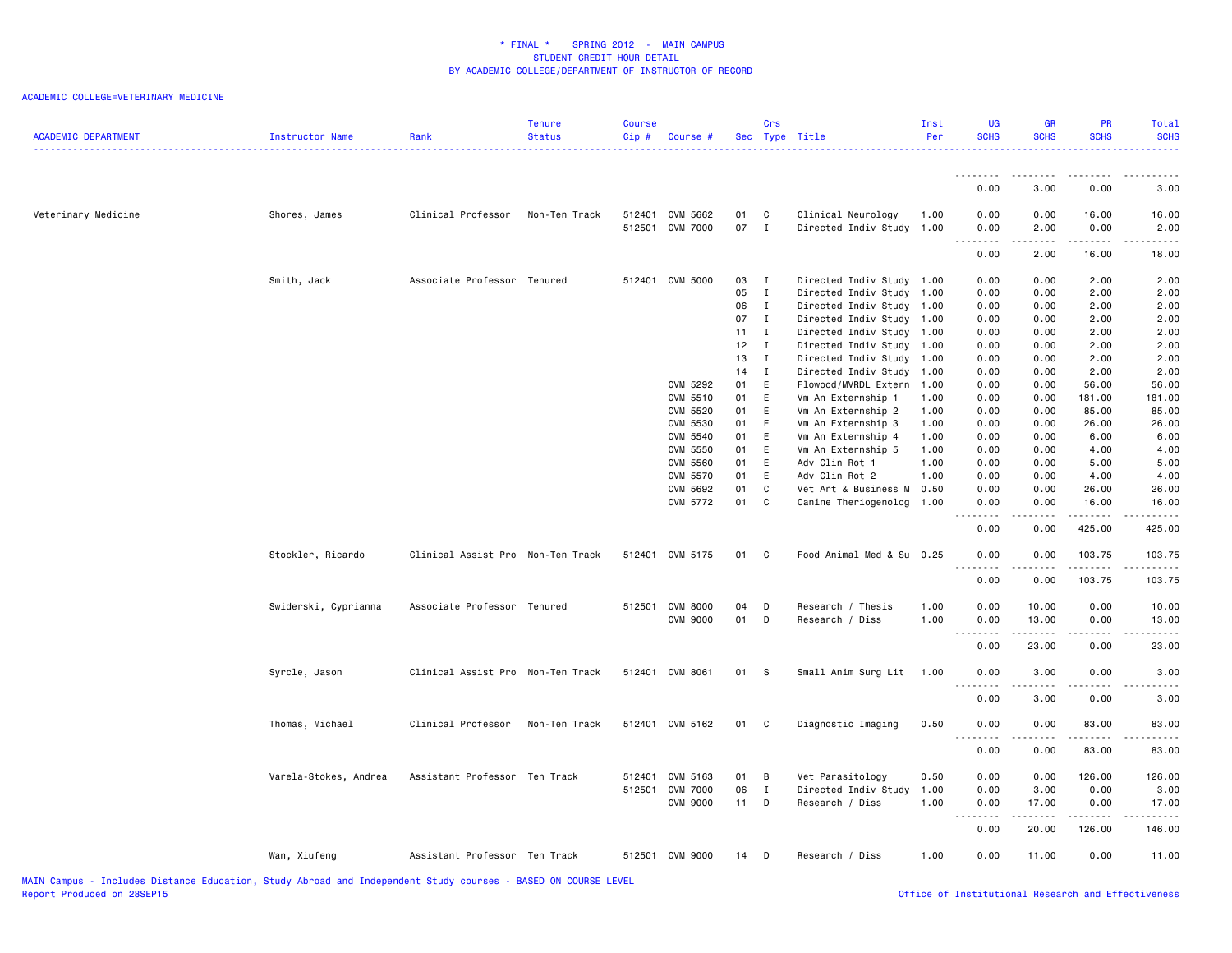* FINAL * SPRING 2012 - MAIN CAMPUS
STUDENT CREDIT HOUR DETAIL
BY ACADEMIC COLLEGE/DEPARTMENT OF INSTRUCTOR OF RECORD

ACADEMIC COLLEGE=VETERINARY MEDICINE

| ACADEMIC DEPARTMENT | Instructor Name | Rank | Tenure Status | Course Cip # | Course # | Sec | Crs Type | Title | Inst Per | UG SCHS | GR SCHS | PR SCHS | Total SCHS |
|---|---|---|---|---|---|---|---|---|---|---|---|---|---|
| | | | | | | | | | | 0.00 | 3.00 | 0.00 | 3.00 |
| Veterinary Medicine | Shores, James | Clinical Professor | Non-Ten Track | 512401 | CVM 5662 | 01 | C | Clinical Neurology | 1.00 | 0.00 | 0.00 | 16.00 | 16.00 |
| | | | | 512501 | CVM 7000 | 07 | I | Directed Indiv Study | 1.00 | 0.00 | 2.00 | 0.00 | 2.00 |
| | | | | | | | | | | 0.00 | 2.00 | 16.00 | 18.00 |
| | Smith, Jack | Associate Professor | Tenured | 512401 | CVM 5000 | 03 | I | Directed Indiv Study | 1.00 | 0.00 | 0.00 | 2.00 | 2.00 |
| | | | | | | 05 | I | Directed Indiv Study | 1.00 | 0.00 | 0.00 | 2.00 | 2.00 |
| | | | | | | 06 | I | Directed Indiv Study | 1.00 | 0.00 | 0.00 | 2.00 | 2.00 |
| | | | | | | 07 | I | Directed Indiv Study | 1.00 | 0.00 | 0.00 | 2.00 | 2.00 |
| | | | | | | 11 | I | Directed Indiv Study | 1.00 | 0.00 | 0.00 | 2.00 | 2.00 |
| | | | | | | 12 | I | Directed Indiv Study | 1.00 | 0.00 | 0.00 | 2.00 | 2.00 |
| | | | | | | 13 | I | Directed Indiv Study | 1.00 | 0.00 | 0.00 | 2.00 | 2.00 |
| | | | | | | 14 | I | Directed Indiv Study | 1.00 | 0.00 | 0.00 | 2.00 | 2.00 |
| | | | | | CVM 5292 | 01 | E | Flowood/MVRDL Extern | 1.00 | 0.00 | 0.00 | 56.00 | 56.00 |
| | | | | | CVM 5510 | 01 | E | Vm An Externship 1 | 1.00 | 0.00 | 0.00 | 181.00 | 181.00 |
| | | | | | CVM 5520 | 01 | E | Vm An Externship 2 | 1.00 | 0.00 | 0.00 | 85.00 | 85.00 |
| | | | | | CVM 5530 | 01 | E | Vm An Externship 3 | 1.00 | 0.00 | 0.00 | 26.00 | 26.00 |
| | | | | | CVM 5540 | 01 | E | Vm An Externship 4 | 1.00 | 0.00 | 0.00 | 6.00 | 6.00 |
| | | | | | CVM 5550 | 01 | E | Vm An Externship 5 | 1.00 | 0.00 | 0.00 | 4.00 | 4.00 |
| | | | | | CVM 5560 | 01 | E | Adv Clin Rot 1 | 1.00 | 0.00 | 0.00 | 5.00 | 5.00 |
| | | | | | CVM 5570 | 01 | E | Adv Clin Rot 2 | 1.00 | 0.00 | 0.00 | 4.00 | 4.00 |
| | | | | | CVM 5692 | 01 | C | Vet Art & Business M | 0.50 | 0.00 | 0.00 | 26.00 | 26.00 |
| | | | | | CVM 5772 | 01 | C | Canine Theriogenolog | 1.00 | 0.00 | 0.00 | 16.00 | 16.00 |
| | | | | | | | | | | 0.00 | 0.00 | 425.00 | 425.00 |
| | Stockler, Ricardo | Clinical Assist Pro | Non-Ten Track | 512401 | CVM 5175 | 01 | C | Food Animal Med & Su | 0.25 | 0.00 | 0.00 | 103.75 | 103.75 |
| | | | | | | | | | | 0.00 | 0.00 | 103.75 | 103.75 |
| | Swiderski, Cyprianna | Associate Professor | Tenured | 512501 | CVM 8000 | 04 | D | Research / Thesis | 1.00 | 0.00 | 10.00 | 0.00 | 10.00 |
| | | | | | CVM 9000 | 01 | D | Research / Diss | 1.00 | 0.00 | 13.00 | 0.00 | 13.00 |
| | | | | | | | | | | 0.00 | 23.00 | 0.00 | 23.00 |
| | Syrcle, Jason | Clinical Assist Pro | Non-Ten Track | 512401 | CVM 8061 | 01 | S | Small Anim Surg Lit | 1.00 | 0.00 | 3.00 | 0.00 | 3.00 |
| | | | | | | | | | | 0.00 | 3.00 | 0.00 | 3.00 |
| | Thomas, Michael | Clinical Professor | Non-Ten Track | 512401 | CVM 5162 | 01 | C | Diagnostic Imaging | 0.50 | 0.00 | 0.00 | 83.00 | 83.00 |
| | | | | | | | | | | 0.00 | 0.00 | 83.00 | 83.00 |
| | Varela-Stokes, Andrea | Assistant Professor | Ten Track | 512401 | CVM 5163 | 01 | B | Vet Parasitology | 0.50 | 0.00 | 0.00 | 126.00 | 126.00 |
| | | | | 512501 | CVM 7000 | 06 | I | Directed Indiv Study | 1.00 | 0.00 | 3.00 | 0.00 | 3.00 |
| | | | | | CVM 9000 | 11 | D | Research / Diss | 1.00 | 0.00 | 17.00 | 0.00 | 17.00 |
| | | | | | | | | | | 0.00 | 20.00 | 126.00 | 146.00 |
| | Wan, Xiufeng | Assistant Professor | Ten Track | 512501 | CVM 9000 | 14 | D | Research / Diss | 1.00 | 0.00 | 11.00 | 0.00 | 11.00 |

MAIN Campus - Includes Distance Education, Study Abroad and Independent Study courses - BASED ON COURSE LEVEL
Report Produced on 28SEP15

Office of Institutional Research and Effectiveness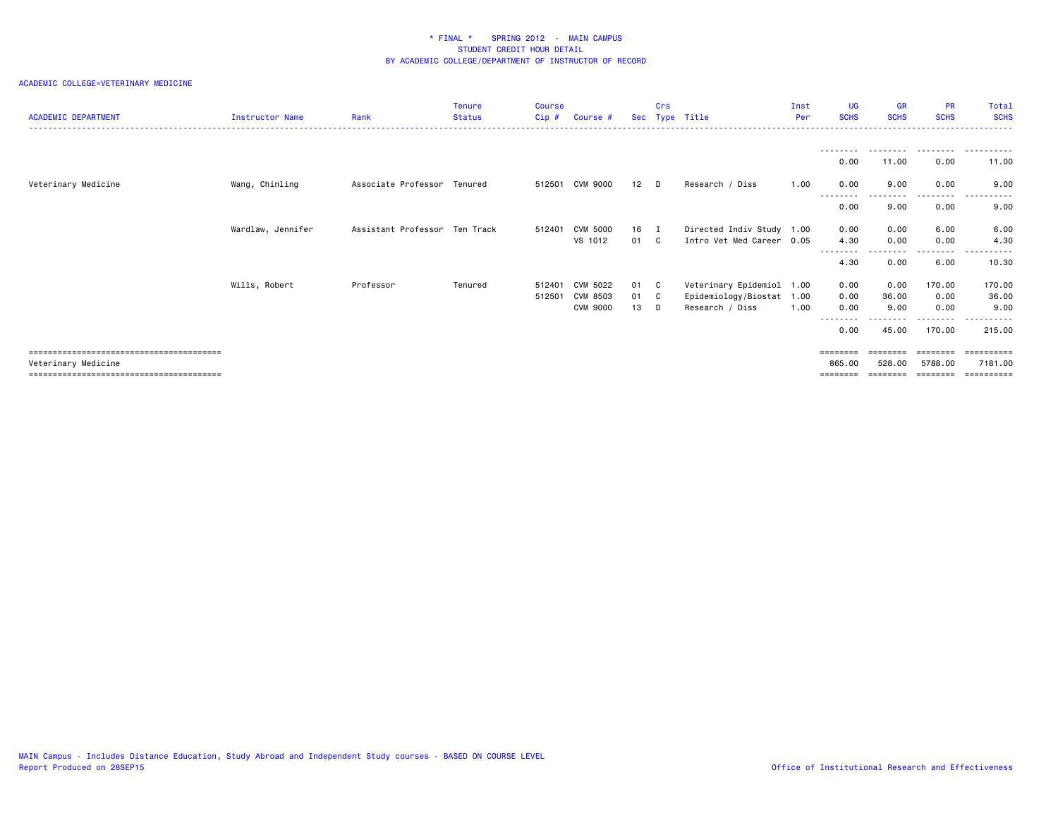\* FINAL \*    SPRING 2012  -  MAIN CAMPUS
STUDENT CREDIT HOUR DETAIL
BY ACADEMIC COLLEGE/DEPARTMENT OF INSTRUCTOR OF RECORD

ACADEMIC COLLEGE=VETERINARY MEDICINE

| ACADEMIC DEPARTMENT | Instructor Name | Rank | Tenure Status | Course Cip # | Course # | Sec | Crs Type | Title | Inst Per | UG SCHS | GR SCHS | PR SCHS | Total SCHS |
|---|---|---|---|---|---|---|---|---|---|---|---|---|---|
| | | | | | | | | | | 0.00 | 11.00 | 0.00 | 11.00 |
| Veterinary Medicine | Wang, Chinling | Associate Professor | Tenured | 512501 | CVM 9000 | 12 | D | Research / Diss | 1.00 | 0.00 | 9.00 | 0.00 | 9.00 |
| | | | | | | | | | | 0.00 | 9.00 | 0.00 | 9.00 |
| | Wardlaw, Jennifer | Assistant Professor | Ten Track | 512401 | CVM 5000 | 16 | I | Directed Indiv Study | 1.00 | 0.00 | 0.00 | 6.00 | 6.00 |
| | | | | | VS 1012 | 01 | C | Intro Vet Med Career | 0.05 | 4.30 | 0.00 | 0.00 | 4.30 |
| | | | | | | | | | | 4.30 | 0.00 | 6.00 | 10.30 |
| | Wills, Robert | Professor | Tenured | 512401 | CVM 5022 | 01 | C | Veterinary Epidemiol | 1.00 | 0.00 | 0.00 | 170.00 | 170.00 |
| | | | | 512501 | CVM 8503 | 01 | C | Epidemiology/Biostat | 1.00 | 0.00 | 36.00 | 0.00 | 36.00 |
| | | | | | CVM 9000 | 13 | D | Research / Diss | 1.00 | 0.00 | 9.00 | 0.00 | 9.00 |
| | | | | | | | | | | 0.00 | 45.00 | 170.00 | 215.00 |
| Veterinary Medicine | | | | | | | | | | 865.00 | 528.00 | 5788.00 | 7181.00 |

MAIN Campus - Includes Distance Education, Study Abroad and Independent Study courses - BASED ON COURSE LEVEL
Report Produced on 28SEP15

Office of Institutional Research and Effectiveness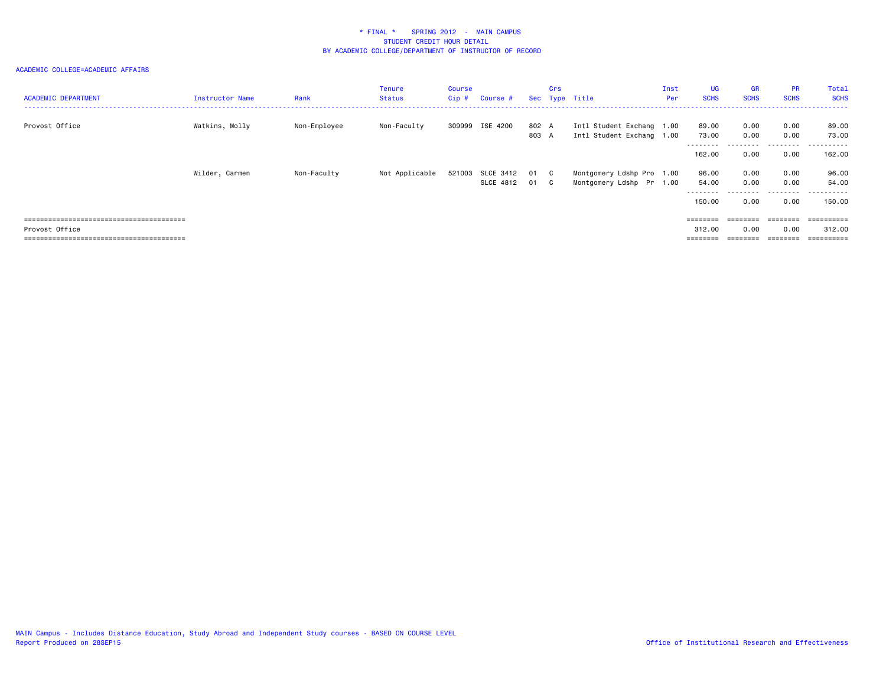\* FINAL \* SPRING 2012 - MAIN CAMPUS
STUDENT CREDIT HOUR DETAIL
BY ACADEMIC COLLEGE/DEPARTMENT OF INSTRUCTOR OF RECORD

ACADEMIC COLLEGE=ACADEMIC AFFAIRS

| ACADEMIC DEPARTMENT | Instructor Name | Rank | Tenure Status | Course Cip # | Course # | Sec | Crs Type | Title | Inst Per | UG SCHS | GR SCHS | PR SCHS | Total SCHS |
|---|---|---|---|---|---|---|---|---|---|---|---|---|---|
| Provost Office | Watkins, Molly | Non-Employee | Non-Faculty | 309999 | ISE 4200 | 802 | A | Intl Student Exchang | 1.00 | 89.00 | 0.00 | 0.00 | 89.00 |
| | | | | | | 803 | A | Intl Student Exchang | 1.00 | 73.00 | 0.00 | 0.00 | 73.00 |
| | | | | | | | | | | 162.00 | 0.00 | 0.00 | 162.00 |
| | Wilder, Carmen | Non-Faculty | Not Applicable | 521003 | SLCE 3412 | 01 | C | Montgomery Ldshp Pro | 1.00 | 96.00 | 0.00 | 0.00 | 96.00 |
| | | | | | SLCE 4812 | 01 | C | Montgomery Ldshp Pr | 1.00 | 54.00 | 0.00 | 0.00 | 54.00 |
| | | | | | | | | | | 150.00 | 0.00 | 0.00 | 150.00 |
| Provost Office | | | | | | | | | | 312.00 | 0.00 | 0.00 | 312.00 |

MAIN Campus - Includes Distance Education, Study Abroad and Independent Study courses - BASED ON COURSE LEVEL
Report Produced on 28SEP15

Office of Institutional Research and Effectiveness